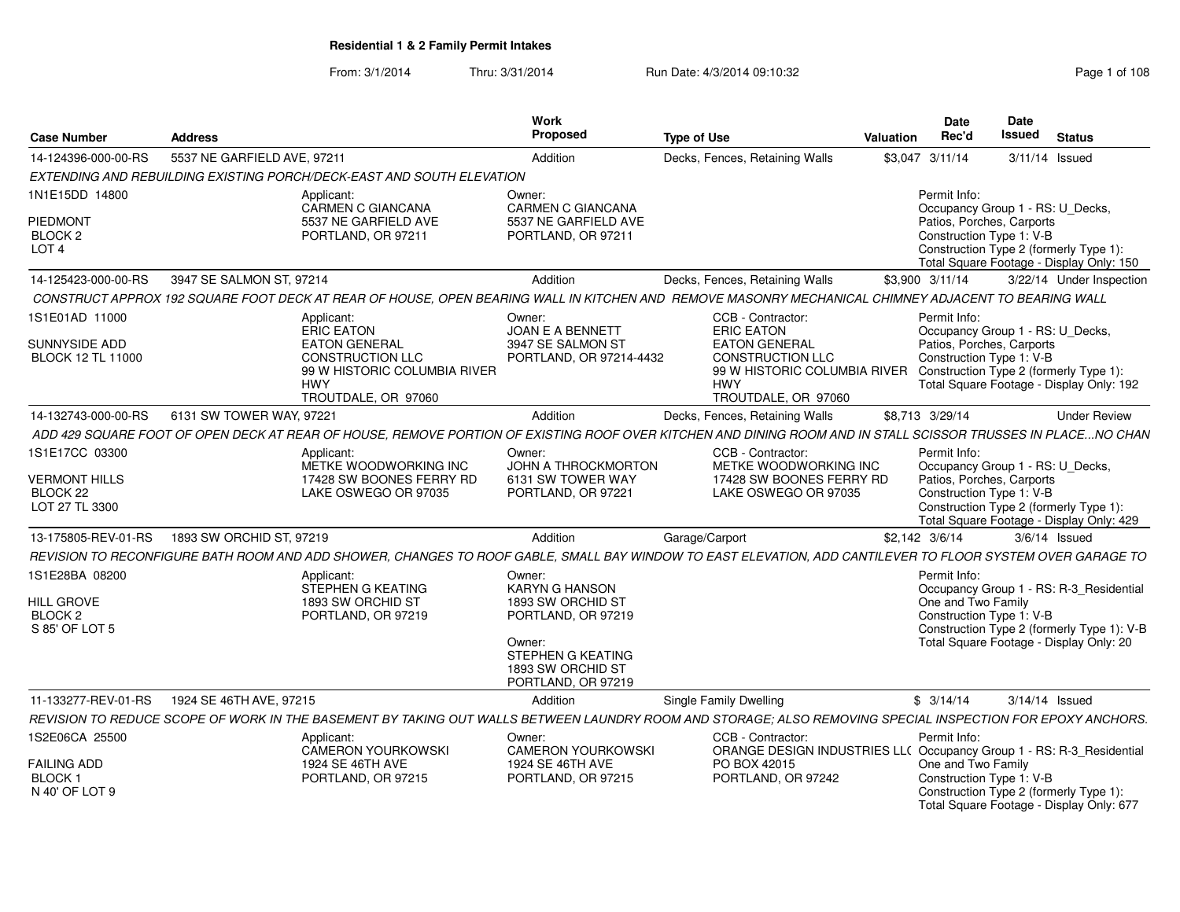**Residential 1 & 2 Family Permit Intakes**

From: 3/1/2014 Thru: 3/31/2014 Run Date: 4/3/2014 09:10:32

| Case Number | Address | Work Proposed | Type of Use | Valuation | Date Rec'd | Date Issued | Status |
|---|---|---|---|---|---|---|---|
| 14-124396-000-00-RS | 5537 NE GARFIELD AVE, 97211 | Addition | Decks, Fences, Retaining Walls | $3,047 | 3/11/14 | 3/11/14 | Issued |

*EXTENDING AND REBUILDING EXISTING PORCH/DECK-EAST AND SOUTH ELEVATION*

1N1E15DD 14800
PIEDMONT
BLOCK 2
LOT 4

Applicant:
CARMEN C GIANCANA
5537 NE GARFIELD AVE
PORTLAND, OR 97211

Owner:
CARMEN C GIANCANA
5537 NE GARFIELD AVE
PORTLAND, OR 97211

Permit Info:
Occupancy Group 1 - RS: U_Decks, Patios, Porches, Carports
Construction Type 1: V-B
Construction Type 2 (formerly Type 1):
Total Square Footage - Display Only: 150

| Case Number | Address | Work Proposed | Type of Use | Valuation | Date Rec'd | Date Issued | Status |
|---|---|---|---|---|---|---|---|
| 14-125423-000-00-RS | 3947 SE SALMON ST, 97214 | Addition | Decks, Fences, Retaining Walls | $3,900 | 3/11/14 | 3/22/14 | Under Inspection |

*CONSTRUCT APPROX 192 SQUARE FOOT DECK AT REAR OF HOUSE, OPEN BEARING WALL IN KITCHEN AND REMOVE MASONRY MECHANICAL CHIMNEY ADJACENT TO BEARING WALL*

1S1E01AD 11000
SUNNYSIDE ADD
BLOCK 12 TL 11000

Applicant:
ERIC EATON
EATON GENERAL CONSTRUCTION LLC
99 W HISTORIC COLUMBIA RIVER HWY
TROUTDALE, OR 97060

Owner:
JOAN E A BENNETT
3947 SE SALMON ST
PORTLAND, OR 97214-4432

CCB - Contractor:
ERIC EATON
EATON GENERAL CONSTRUCTION LLC
99 W HISTORIC COLUMBIA RIVER HWY
TROUTDALE, OR 97060

Permit Info:
Occupancy Group 1 - RS: U_Decks, Patios, Porches, Carports
Construction Type 1: V-B
Construction Type 2 (formerly Type 1):
Total Square Footage - Display Only: 192

| Case Number | Address | Work Proposed | Type of Use | Valuation | Date Rec'd | Date Issued | Status |
|---|---|---|---|---|---|---|---|
| 14-132743-000-00-RS | 6131 SW TOWER WAY, 97221 | Addition | Decks, Fences, Retaining Walls | $8,713 | 3/29/14 | | Under Review |

*ADD 429 SQUARE FOOT OF OPEN DECK AT REAR OF HOUSE, REMOVE PORTION OF EXISTING ROOF OVER KITCHEN AND DINING ROOM AND IN STALL SCISSOR TRUSSES IN PLACE...NO CHAN*

1S1E17CC 03300
VERMONT HILLS
BLOCK 22
LOT 27 TL 3300

Applicant:
METKE WOODWORKING INC
17428 SW BOONES FERRY RD
LAKE OSWEGO OR 97035

Owner:
JOHN A THROCKMORTON
6131 SW TOWER WAY
PORTLAND, OR 97221

CCB - Contractor:
METKE WOODWORKING INC
17428 SW BOONES FERRY RD
LAKE OSWEGO OR 97035

Permit Info:
Occupancy Group 1 - RS: U_Decks, Patios, Porches, Carports
Construction Type 1: V-B
Construction Type 2 (formerly Type 1):
Total Square Footage - Display Only: 429

| Case Number | Address | Work Proposed | Type of Use | Valuation | Date Rec'd | Date Issued | Status |
|---|---|---|---|---|---|---|---|
| 13-175805-REV-01-RS | 1893 SW ORCHID ST, 97219 | Addition | Garage/Carport | $2,142 | 3/6/14 | 3/6/14 | Issued |

*REVISION TO RECONFIGURE BATH ROOM AND ADD SHOWER, CHANGES TO ROOF GABLE, SMALL BAY WINDOW TO EAST ELEVATION, ADD CANTILEVER TO FLOOR SYSTEM OVER GARAGE TO*

1S1E28BA 08200
HILL GROVE
BLOCK 2
S 85' OF LOT 5

Applicant:
STEPHEN G KEATING
1893 SW ORCHID ST
PORTLAND, OR 97219

Owner:
KARYN G HANSON
1893 SW ORCHID ST
PORTLAND, OR 97219

Owner:
STEPHEN G KEATING
1893 SW ORCHID ST
PORTLAND, OR 97219

Permit Info:
Occupancy Group 1 - RS: R-3_Residential One and Two Family
Construction Type 1: V-B
Construction Type 2 (formerly Type 1): V-B
Total Square Footage - Display Only: 20

| Case Number | Address | Work Proposed | Type of Use | Valuation | Date Rec'd | Date Issued | Status |
|---|---|---|---|---|---|---|---|
| 11-133277-REV-01-RS | 1924 SE 46TH AVE, 97215 | Addition | Single Family Dwelling | $ | 3/14/14 | 3/14/14 | Issued |

*REVISION TO REDUCE SCOPE OF WORK IN THE BASEMENT BY TAKING OUT WALLS BETWEEN LAUNDRY ROOM AND STORAGE; ALSO REMOVING SPECIAL INSPECTION FOR EPOXY ANCHORS.*

1S2E06CA 25500
FAILING ADD
BLOCK 1
N 40' OF LOT 9

Applicant:
CAMERON YOURKOWSKI
1924 SE 46TH AVE
PORTLAND, OR 97215

Owner:
CAMERON YOURKOWSKI
1924 SE 46TH AVE
PORTLAND, OR 97215

CCB - Contractor:
ORANGE DESIGN INDUSTRIES LL(
PO BOX 42015
PORTLAND, OR 97242

Permit Info:
Occupancy Group 1 - RS: R-3_Residential One and Two Family
Construction Type 1: V-B
Construction Type 2 (formerly Type 1):
Total Square Footage - Display Only: 677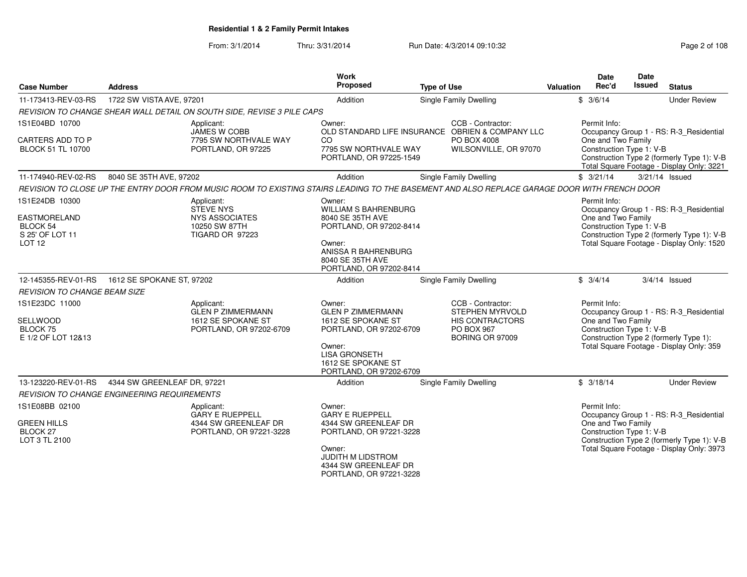**Residential 1 & 2 Family Permit Intakes**

From: 3/1/2014 Thru: 3/31/2014 Run Date: 4/3/2014 09:10:32

| Case Number | Address | Work Proposed | Type of Use | Valuation | Date Rec'd | Date Issued | Status |
|---|---|---|---|---|---|---|---|
| 11-173413-REV-03-RS | 1722 SW VISTA AVE, 97201 | Addition | Single Family Dwelling | $ | 3/6/14 | | Under Review |

*REVISION TO CHANGE SHEAR WALL DETAIL ON SOUTH SIDE, REVISE 3 PILE CAPS*

1S1E04BD 10700
CARTERS ADD TO P
BLOCK 51 TL 10700

Applicant: JAMES W COBB, 7795 SW NORTHVALE WAY, PORTLAND, OR 97225

Owner: OLD STANDARD LIFE INSURANCE CO, 7795 SW NORTHVALE WAY, PORTLAND, OR 97225-1549

CCB - Contractor: OBRIEN & COMPANY LLC, PO BOX 4008, WILSONVILLE, OR 97070

Permit Info:
Occupancy Group 1 - RS: R-3_Residential One and Two Family
Construction Type 1: V-B
Construction Type 2 (formerly Type 1): V-B
Total Square Footage - Display Only: 3221

| Case Number | Address | Work Proposed | Type of Use | Valuation | Date Rec'd | Date Issued | Status |
|---|---|---|---|---|---|---|---|
| 11-174940-REV-02-RS | 8040 SE 35TH AVE, 97202 | Addition | Single Family Dwelling | $ | 3/21/14 | 3/21/14 | Issued |

*REVISION TO CLOSE UP THE ENTRY DOOR FROM MUSIC ROOM TO EXISTING STAIRS LEADING TO THE BASEMENT AND ALSO REPLACE GARAGE DOOR WITH FRENCH DOOR*

1S1E24DB 10300
EASTMORELAND
BLOCK 54
S 25' OF LOT 11
LOT 12

Applicant: STEVE NYS, NYS ASSOCIATES, 10250 SW 87TH, TIGARD OR 97223

Owner: WILLIAM S BAHRENBURG, 8040 SE 35TH AVE, PORTLAND, OR 97202-8414

Owner: ANISSA R BAHRENBURG, 8040 SE 35TH AVE, PORTLAND, OR 97202-8414

Permit Info:
Occupancy Group 1 - RS: R-3_Residential One and Two Family
Construction Type 1: V-B
Construction Type 2 (formerly Type 1): V-B
Total Square Footage - Display Only: 1520

| Case Number | Address | Work Proposed | Type of Use | Valuation | Date Rec'd | Date Issued | Status |
|---|---|---|---|---|---|---|---|
| 12-145355-REV-01-RS | 1612 SE SPOKANE ST, 97202 | Addition | Single Family Dwelling | $ | 3/4/14 | 3/4/14 | Issued |

*REVISION TO CHANGE BEAM SIZE*

1S1E23DC 11000
SELLWOOD
BLOCK 75
E 1/2 OF LOT 12&13

Applicant: GLEN P ZIMMERMANN, 1612 SE SPOKANE ST, PORTLAND, OR 97202-6709

Owner: GLEN P ZIMMERMANN, 1612 SE SPOKANE ST, PORTLAND, OR 97202-6709

Owner: LISA GRONSETH, 1612 SE SPOKANE ST, PORTLAND, OR 97202-6709

CCB - Contractor: STEPHEN MYRVOLD, HIS CONTRACTORS, PO BOX 967, BORING OR 97009

Permit Info:
Occupancy Group 1 - RS: R-3_Residential One and Two Family
Construction Type 1: V-B
Construction Type 2 (formerly Type 1):
Total Square Footage - Display Only: 359

| Case Number | Address | Work Proposed | Type of Use | Valuation | Date Rec'd | Date Issued | Status |
|---|---|---|---|---|---|---|---|
| 13-123220-REV-01-RS | 4344 SW GREENLEAF DR, 97221 | Addition | Single Family Dwelling | $ | 3/18/14 | | Under Review |

*REVISION TO CHANGE ENGINEERING REQUIREMENTS*

1S1E08BB 02100
GREEN HILLS
BLOCK 27
LOT 3 TL 2100

Applicant: GARY E RUEPPELL, 4344 SW GREENLEAF DR, PORTLAND, OR 97221-3228

Owner: GARY E RUEPPELL, 4344 SW GREENLEAF DR, PORTLAND, OR 97221-3228

Owner: JUDITH M LIDSTROM, 4344 SW GREENLEAF DR, PORTLAND, OR 97221-3228

Permit Info:
Occupancy Group 1 - RS: R-3_Residential One and Two Family
Construction Type 1: V-B
Construction Type 2 (formerly Type 1): V-B
Total Square Footage - Display Only: 3973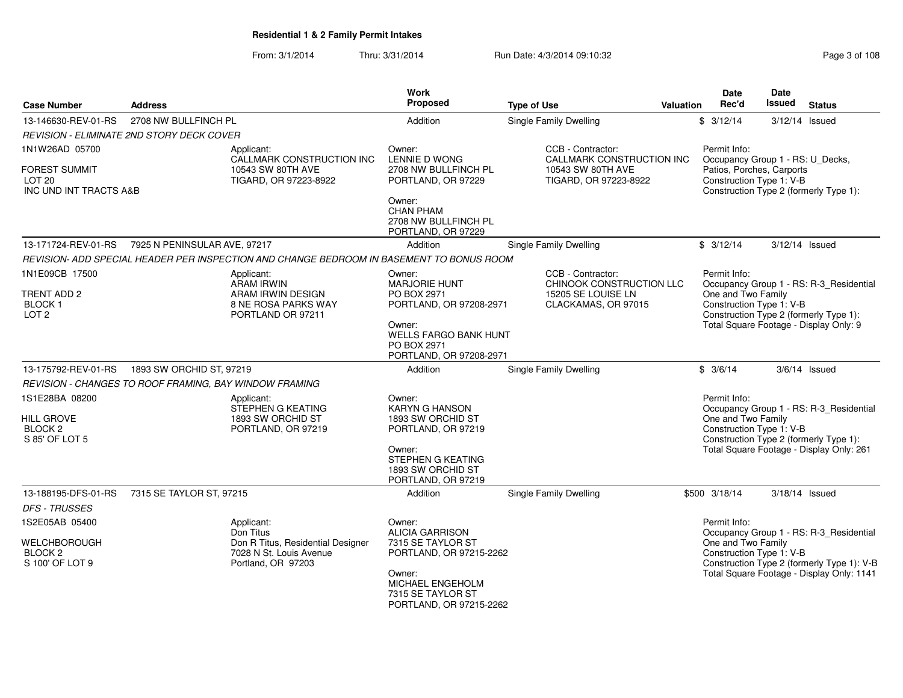# Residential 1 & 2 Family Permit Intakes

From: 3/1/2014 Thru: 3/31/2014 Run Date: 4/3/2014 09:10:32

| Case Number | Address | Work Proposed | Type of Use | Valuation | Date Rec'd | Date Issued | Status |
|---|---|---|---|---|---|---|---|
| 13-146630-REV-01-RS | 2708 NW BULLFINCH PL | Addition | Single Family Dwelling | $ | 3/12/14 | 3/12/14 | Issued |

*REVISION - ELIMINATE 2ND STORY DECK COVER*

1N1W26AD 05700
FOREST SUMMIT
LOT 20
INC UND INT TRACTS A&B

Applicant:
CALLMARK CONSTRUCTION INC
10543 SW 80TH AVE
TIGARD, OR 97223-8922

Owner:
LENNIE D WONG
2708 NW BULLFINCH PL
PORTLAND, OR 97229

Owner:
CHAN PHAM
2708 NW BULLFINCH PL
PORTLAND, OR 97229

CCB - Contractor:
CALLMARK CONSTRUCTION INC
10543 SW 80TH AVE
TIGARD, OR 97223-8922

Permit Info:
Occupancy Group 1 - RS: U_Decks, Patios, Porches, Carports
Construction Type 1: V-B
Construction Type 2 (formerly Type 1):

| Case Number | Address | Work Proposed | Type of Use | Valuation | Date Rec'd | Date Issued | Status |
|---|---|---|---|---|---|---|---|
| 13-171724-REV-01-RS | 7925 N PENINSULAR AVE, 97217 | Addition | Single Family Dwelling | $ | 3/12/14 | 3/12/14 | Issued |

*REVISION- ADD SPECIAL HEADER PER INSPECTION AND CHANGE BEDROOM IN BASEMENT TO BONUS ROOM*

1N1E09CB 17500
TRENT ADD 2
BLOCK 1
LOT 2

Applicant:
ARAM IRWIN
ARAM IRWIN DESIGN
8 NE ROSA PARKS WAY
PORTLAND OR 97211

Owner:
MARJORIE HUNT
PO BOX 2971
PORTLAND, OR 97208-2971

Owner:
WELLS FARGO BANK HUNT
PO BOX 2971
PORTLAND, OR 97208-2971

CCB - Contractor:
CHINOOK CONSTRUCTION LLC
15205 SE LOUISE LN
CLACKAMAS, OR 97015

Permit Info:
Occupancy Group 1 - RS: R-3_Residential One and Two Family
Construction Type 1: V-B
Construction Type 2 (formerly Type 1):
Total Square Footage - Display Only: 9

| Case Number | Address | Work Proposed | Type of Use | Valuation | Date Rec'd | Date Issued | Status |
|---|---|---|---|---|---|---|---|
| 13-175792-REV-01-RS | 1893 SW ORCHID ST, 97219 | Addition | Single Family Dwelling | $ | 3/6/14 | 3/6/14 | Issued |

*REVISION - CHANGES TO ROOF FRAMING, BAY WINDOW FRAMING*

1S1E28BA 08200
HILL GROVE
BLOCK 2
S 85' OF LOT 5

Applicant:
STEPHEN G KEATING
1893 SW ORCHID ST
PORTLAND, OR 97219

Owner:
KARYN G HANSON
1893 SW ORCHID ST
PORTLAND, OR 97219

Owner:
STEPHEN G KEATING
1893 SW ORCHID ST
PORTLAND, OR 97219

Permit Info:
Occupancy Group 1 - RS: R-3_Residential One and Two Family
Construction Type 1: V-B
Construction Type 2 (formerly Type 1):
Total Square Footage - Display Only: 261

| Case Number | Address | Work Proposed | Type of Use | Valuation | Date Rec'd | Date Issued | Status |
|---|---|---|---|---|---|---|---|
| 13-188195-DFS-01-RS | 7315 SE TAYLOR ST, 97215 | Addition | Single Family Dwelling | $500 | 3/18/14 | 3/18/14 | Issued |

*DFS - TRUSSES*

1S2E05AB 05400
WELCHBOROUGH
BLOCK 2
S 100' OF LOT 9

Applicant:
Don Titus
Don R Titus, Residential Designer
7028 N St. Louis Avenue
Portland, OR 97203

Owner:
ALICIA GARRISON
7315 SE TAYLOR ST
PORTLAND, OR 97215-2262

Owner:
MICHAEL ENGEHOLM
7315 SE TAYLOR ST
PORTLAND, OR 97215-2262

Permit Info:
Occupancy Group 1 - RS: R-3_Residential One and Two Family
Construction Type 1: V-B
Construction Type 2 (formerly Type 1): V-B
Total Square Footage - Display Only: 1141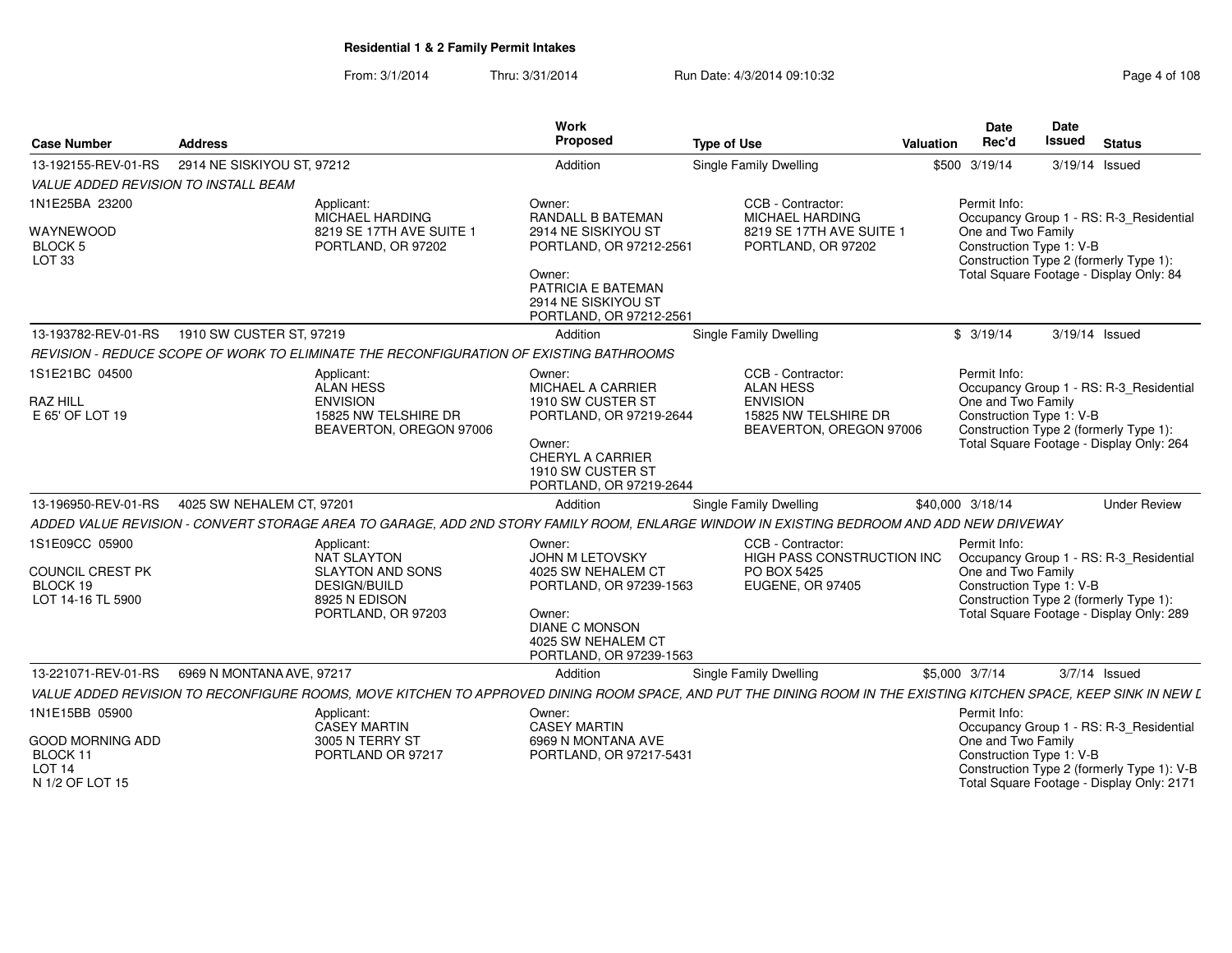**Residential 1 & 2 Family Permit Intakes**

From: 3/1/2014 Thru: 3/31/2014 Run Date: 4/3/2014 09:10:32

| Case Number | Address | Work Proposed | Type of Use | Valuation | Date Rec'd | Date Issued | Status |
|---|---|---|---|---|---|---|---|
| 13-192155-REV-01-RS | 2914 NE SISKIYOU ST, 97212 | Addition | Single Family Dwelling | $500 | 3/19/14 | 3/19/14 | Issued |

*VALUE ADDED REVISION TO INSTALL BEAM*

1N1E25BA 23200
WAYNEWOOD
BLOCK 5
LOT 33

Applicant:
MICHAEL HARDING
8219 SE 17TH AVE SUITE 1
PORTLAND, OR 97202

Owner:
RANDALL B BATEMAN
2914 NE SISKIYOU ST
PORTLAND, OR 97212-2561

Owner:
PATRICIA E BATEMAN
2914 NE SISKIYOU ST
PORTLAND, OR 97212-2561

CCB - Contractor:
MICHAEL HARDING
8219 SE 17TH AVE SUITE 1
PORTLAND, OR 97202

Permit Info:
Occupancy Group 1 - RS: R-3_Residential One and Two Family
Construction Type 1: V-B
Construction Type 2 (formerly Type 1):
Total Square Footage - Display Only: 84

| Case Number | Address | Work Proposed | Type of Use | Valuation | Date Rec'd | Date Issued | Status |
|---|---|---|---|---|---|---|---|
| 13-193782-REV-01-RS | 1910 SW CUSTER ST, 97219 | Addition | Single Family Dwelling | $ | 3/19/14 | 3/19/14 | Issued |

*REVISION - REDUCE SCOPE OF WORK TO ELIMINATE THE RECONFIGURATION OF EXISTING BATHROOMS*

1S1E21BC 04500
RAZ HILL
E 65' OF LOT 19

Applicant:
ALAN HESS
ENVISION
15825 NW TELSHIRE DR
BEAVERTON, OREGON 97006

Owner:
MICHAEL A CARRIER
1910 SW CUSTER ST
PORTLAND, OR 97219-2644

Owner:
CHERYL A CARRIER
1910 SW CUSTER ST
PORTLAND, OR 97219-2644

CCB - Contractor:
ALAN HESS
ENVISION
15825 NW TELSHIRE DR
BEAVERTON, OREGON 97006

Permit Info:
Occupancy Group 1 - RS: R-3_Residential One and Two Family
Construction Type 1: V-B
Construction Type 2 (formerly Type 1):
Total Square Footage - Display Only: 264

| Case Number | Address | Work Proposed | Type of Use | Valuation | Date Rec'd | Date Issued | Status |
|---|---|---|---|---|---|---|---|
| 13-196950-REV-01-RS | 4025 SW NEHALEM CT, 97201 | Addition | Single Family Dwelling | $40,000 | 3/18/14 | | Under Review |

*ADDED VALUE REVISION - CONVERT STORAGE AREA TO GARAGE, ADD 2ND STORY FAMILY ROOM, ENLARGE WINDOW IN EXISTING BEDROOM AND ADD NEW DRIVEWAY*

1S1E09CC 05900
COUNCIL CREST PK
BLOCK 19
LOT 14-16 TL 5900

Applicant:
NAT SLAYTON
SLAYTON AND SONS
DESIGN/BUILD
8925 N EDISON
PORTLAND, OR 97203

Owner:
JOHN M LETOVSKY
4025 SW NEHALEM CT
PORTLAND, OR 97239-1563

Owner:
DIANE C MONSON
4025 SW NEHALEM CT
PORTLAND, OR 97239-1563

CCB - Contractor:
HIGH PASS CONSTRUCTION INC
PO BOX 5425
EUGENE, OR 97405

Permit Info:
Occupancy Group 1 - RS: R-3_Residential One and Two Family
Construction Type 1: V-B
Construction Type 2 (formerly Type 1):
Total Square Footage - Display Only: 289

| Case Number | Address | Work Proposed | Type of Use | Valuation | Date Rec'd | Date Issued | Status |
|---|---|---|---|---|---|---|---|
| 13-221071-REV-01-RS | 6969 N MONTANA AVE, 97217 | Addition | Single Family Dwelling | $5,000 | 3/7/14 | 3/7/14 | Issued |

*VALUE ADDED REVISION TO RECONFIGURE ROOMS, MOVE KITCHEN TO APPROVED DINING ROOM SPACE, AND PUT THE DINING ROOM IN THE EXISTING KITCHEN SPACE, KEEP SINK IN NEW L*

1N1E15BB 05900
GOOD MORNING ADD
BLOCK 11
LOT 14
N 1/2 OF LOT 15

Applicant:
CASEY MARTIN
3005 N TERRY ST
PORTLAND OR 97217

Owner:
CASEY MARTIN
6969 N MONTANA AVE
PORTLAND, OR 97217-5431

Permit Info:
Occupancy Group 1 - RS: R-3_Residential One and Two Family
Construction Type 1: V-B
Construction Type 2 (formerly Type 1): V-B
Total Square Footage - Display Only: 2171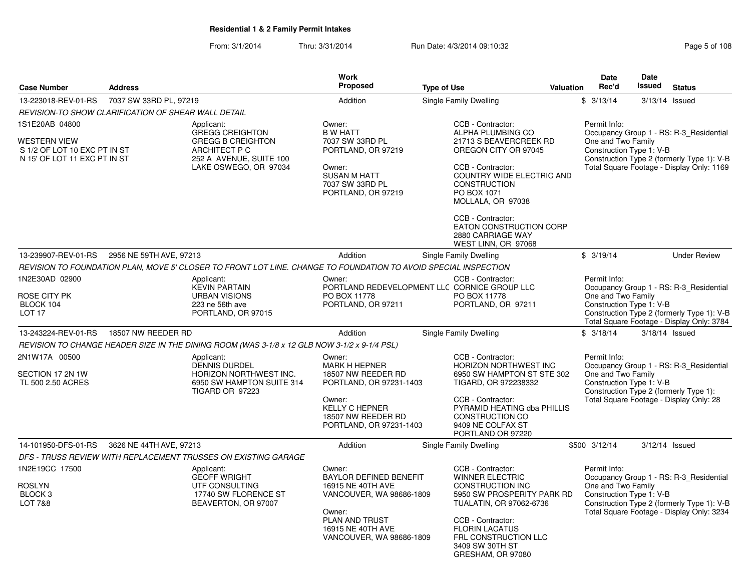## Residential 1 & 2 Family Permit Intakes

From: 3/1/2014 Thru: 3/31/2014 Run Date: 4/3/2014 09:10:32

| Case Number | Address | Work Proposed | Type of Use | Valuation | Date Rec'd | Date Issued | Status |
|---|---|---|---|---|---|---|---|
| 13-223018-REV-01-RS | 7037 SW 33RD PL, 97219 | Addition | Single Family Dwelling | $ | 3/13/14 | 3/13/14 | Issued |

*REVISION-TO SHOW CLARIFICATION OF SHEAR WALL DETAIL*

1S1E20AB 04800

WESTERN VIEW
S 1/2 OF LOT 10 EXC PT IN ST
N 15' OF LOT 11 EXC PT IN ST

Applicant:
GREGG CREIGHTON
GREGG B CREIGHTON
ARCHITECT P C
252 A AVENUE, SUITE 100
LAKE OSWEGO, OR 97034

Owner:
B W HATT
7037 SW 33RD PL
PORTLAND, OR 97219

Owner:
SUSAN M HATT
7037 SW 33RD PL
PORTLAND, OR 97219

CCB - Contractor:
ALPHA PLUMBING CO
21713 S BEAVERCREEK RD
OREGON CITY OR 97045

CCB - Contractor:
COUNTRY WIDE ELECTRIC AND CONSTRUCTION
PO BOX 1071
MOLLALA, OR 97038

CCB - Contractor:
EATON CONSTRUCTION CORP
2880 CARRIAGE WAY
WEST LINN, OR 97068

Permit Info:
Occupancy Group 1 - RS: R-3_Residential One and Two Family
Construction Type 1: V-B
Construction Type 2 (formerly Type 1): V-B
Total Square Footage - Display Only: 1169

---

| Case Number | Address | Work Proposed | Type of Use | Valuation | Date Rec'd | Date Issued | Status |
|---|---|---|---|---|---|---|---|
| 13-239907-REV-01-RS | 2956 NE 59TH AVE, 97213 | Addition | Single Family Dwelling | $ | 3/19/14 | | Under Review |

*REVISION TO FOUNDATION PLAN, MOVE 5' CLOSER TO FRONT LOT LINE. CHANGE TO FOUNDATION TO AVOID SPECIAL INSPECTION*

1N2E30AD 02900

ROSE CITY PK
BLOCK 104
LOT 17

Applicant:
KEVIN PARTAIN
URBAN VISIONS
223 ne 56th ave
PORTLAND, OR 97015

Owner:
PORTLAND REDEVELOPMENT LLC
PO BOX 11778
PORTLAND, OR 97211

CCB - Contractor:
CORNICE GROUP LLC
PO BOX 11778
PORTLAND, OR 97211

Permit Info:
Occupancy Group 1 - RS: R-3_Residential One and Two Family
Construction Type 1: V-B
Construction Type 2 (formerly Type 1): V-B
Total Square Footage - Display Only: 3784

---

| Case Number | Address | Work Proposed | Type of Use | Valuation | Date Rec'd | Date Issued | Status |
|---|---|---|---|---|---|---|---|
| 13-243224-REV-01-RS | 18507 NW REEDER RD | Addition | Single Family Dwelling | $ | 3/18/14 | 3/18/14 | Issued |

*REVISION TO CHANGE HEADER SIZE IN THE DINING ROOM (WAS 3-1/8 x 12 GLB NOW 3-1/2 x 9-1/4 PSL)*

2N1W17A 00500

SECTION 17 2N 1W
TL 500 2.50 ACRES

Applicant:
DENNIS DURDEL
HORIZON NORTHWEST INC.
6950 SW HAMPTON SUITE 314
TIGARD OR 97223

Owner:
MARK H HEPNER
18507 NW REEDER RD
PORTLAND, OR 97231-1403

Owner:
KELLY C HEPNER
18507 NW REEDER RD
PORTLAND, OR 97231-1403

CCB - Contractor:
HORIZON NORTHWEST INC
6950 SW HAMPTON ST STE 302
TIGARD, OR 972238332

CCB - Contractor:
PYRAMID HEATING dba PHILLIS CONSTRUCTION CO
9409 NE COLFAX ST
PORTLAND OR 97220

Permit Info:
Occupancy Group 1 - RS: R-3_Residential One and Two Family
Construction Type 1: V-B
Construction Type 2 (formerly Type 1):
Total Square Footage - Display Only: 28

---

| Case Number | Address | Work Proposed | Type of Use | Valuation | Date Rec'd | Date Issued | Status |
|---|---|---|---|---|---|---|---|
| 14-101950-DFS-01-RS | 3626 NE 44TH AVE, 97213 | Addition | Single Family Dwelling | $500 | 3/12/14 | 3/12/14 | Issued |

*DFS - TRUSS REVIEW WITH REPLACEMENT TRUSSES ON EXISTING GARAGE*

1N2E19CC 17500

ROSLYN
BLOCK 3
LOT 7&8

Applicant:
GEOFF WRIGHT
UTF CONSULTING
17740 SW FLORENCE ST
BEAVERTON, OR 97007

Owner:
BAYLOR DEFINED BENEFIT
16915 NE 40TH AVE
VANCOUVER, WA 98686-1809

Owner:
PLAN AND TRUST
16915 NE 40TH AVE
VANCOUVER, WA 98686-1809

CCB - Contractor:
WINNER ELECTRIC CONSTRUCTION INC
5950 SW PROSPERITY PARK RD
TUALATIN, OR 97062-6736

CCB - Contractor:
FLORIN LACATUS
FRL CONSTRUCTION LLC
3409 SW 30TH ST
GRESHAM, OR 97080

Permit Info:
Occupancy Group 1 - RS: R-3_Residential One and Two Family
Construction Type 1: V-B
Construction Type 2 (formerly Type 1): V-B
Total Square Footage - Display Only: 3234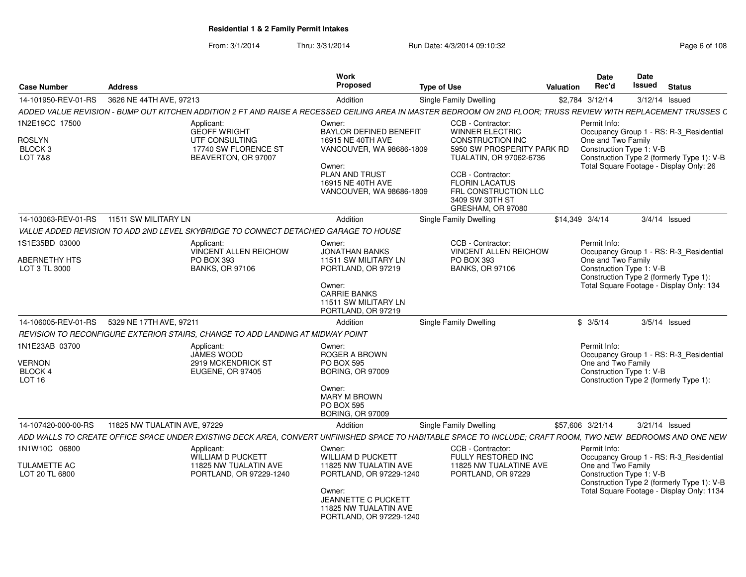**Residential 1 & 2 Family Permit Intakes**

From: 3/1/2014 Thru: 3/31/2014 Run Date: 4/3/2014 09:10:32

| Case Number | Address | Work Proposed | Type of Use | Valuation | Date Rec'd | Date Issued | Status |
|---|---|---|---|---|---|---|---|
| 14-101950-REV-01-RS | 3626 NE 44TH AVE, 97213 | Addition | Single Family Dwelling | $2,784 | 3/12/14 | 3/12/14 | Issued |

ADDED VALUE REVISION - BUMP OUT KITCHEN ADDITION 2 FT AND RAISE A RECESSED CEILING AREA IN MASTER BEDROOM ON 2ND FLOOR; TRUSS REVIEW WITH REPLACEMENT TRUSSES C

1N2E19CC 17500
ROSLYN
BLOCK 3
LOT 7&8

Applicant:
GEOFF WRIGHT
UTF CONSULTING
17740 SW FLORENCE ST
BEAVERTON, OR 97007

Owner:
BAYLOR DEFINED BENEFIT
16915 NE 40TH AVE
VANCOUVER, WA 98686-1809

Owner:
PLAN AND TRUST
16915 NE 40TH AVE
VANCOUVER, WA 98686-1809

CCB - Contractor:
WINNER ELECTRIC
CONSTRUCTION INC
5950 SW PROSPERITY PARK RD
TUALATIN, OR 97062-6736

CCB - Contractor:
FLORIN LACATUS
FRL CONSTRUCTION LLC
3409 SW 30TH ST
GRESHAM, OR 97080

Permit Info:
Occupancy Group 1 - RS: R-3_Residential One and Two Family
Construction Type 1: V-B
Construction Type 2 (formerly Type 1): V-B
Total Square Footage - Display Only: 26

| Case Number | Address | Work Proposed | Type of Use | Valuation | Date Rec'd | Date Issued | Status |
|---|---|---|---|---|---|---|---|
| 14-103063-REV-01-RS | 11511 SW MILITARY LN | Addition | Single Family Dwelling | $14,349 | 3/4/14 | 3/4/14 | Issued |

VALUE ADDED REVISION TO ADD 2ND LEVEL SKYBRIDGE TO CONNECT DETACHED GARAGE TO HOUSE

1S1E35BD 03000
ABERNETHY HTS
LOT 3 TL 3000

Applicant:
VINCENT ALLEN REICHOW
PO BOX 393
BANKS, OR 97106

Owner:
JONATHAN BANKS
11511 SW MILITARY LN
PORTLAND, OR 97219

Owner:
CARRIE BANKS
11511 SW MILITARY LN
PORTLAND, OR 97219

CCB - Contractor:
VINCENT ALLEN REICHOW
PO BOX 393
BANKS, OR 97106

Permit Info:
Occupancy Group 1 - RS: R-3_Residential One and Two Family
Construction Type 1: V-B
Construction Type 2 (formerly Type 1):
Total Square Footage - Display Only: 134

| Case Number | Address | Work Proposed | Type of Use | Valuation | Date Rec'd | Date Issued | Status |
|---|---|---|---|---|---|---|---|
| 14-106005-REV-01-RS | 5329 NE 17TH AVE, 97211 | Addition | Single Family Dwelling | $ | 3/5/14 | 3/5/14 | Issued |

REVISION TO RECONFIGURE EXTERIOR STAIRS, CHANGE TO ADD LANDING AT MIDWAY POINT

1N1E23AB 03700
VERNON
BLOCK 4
LOT 16

Applicant:
JAMES WOOD
2919 MCKENDRICK ST
EUGENE, OR 97405

Owner:
ROGER A BROWN
PO BOX 595
BORING, OR 97009

Owner:
MARY M BROWN
PO BOX 595
BORING, OR 97009

Permit Info:
Occupancy Group 1 - RS: R-3_Residential One and Two Family
Construction Type 1: V-B
Construction Type 2 (formerly Type 1):

| Case Number | Address | Work Proposed | Type of Use | Valuation | Date Rec'd | Date Issued | Status |
|---|---|---|---|---|---|---|---|
| 14-107420-000-00-RS | 11825 NW TUALATIN AVE, 97229 | Addition | Single Family Dwelling | $57,606 | 3/21/14 | 3/21/14 | Issued |

ADD WALLS TO CREATE OFFICE SPACE UNDER EXISTING DECK AREA, CONVERT UNFINISHED SPACE TO HABITABLE SPACE TO INCLUDE; CRAFT ROOM, TWO NEW BEDROOMS AND ONE NEW

1N1W10C 06800
TULAMETTE AC
LOT 20 TL 6800

Applicant:
WILLIAM D PUCKETT
11825 NW TUALATIN AVE
PORTLAND, OR 97229-1240

Owner:
WILLIAM D PUCKETT
11825 NW TUALATIN AVE
PORTLAND, OR 97229-1240

Owner:
JEANNETTE C PUCKETT
11825 NW TUALATIN AVE
PORTLAND, OR 97229-1240

CCB - Contractor:
FULLY RESTORED INC
11825 NW TUALATINE AVE
PORTLAND, OR 97229

Permit Info:
Occupancy Group 1 - RS: R-3_Residential One and Two Family
Construction Type 1: V-B
Construction Type 2 (formerly Type 1): V-B
Total Square Footage - Display Only: 1134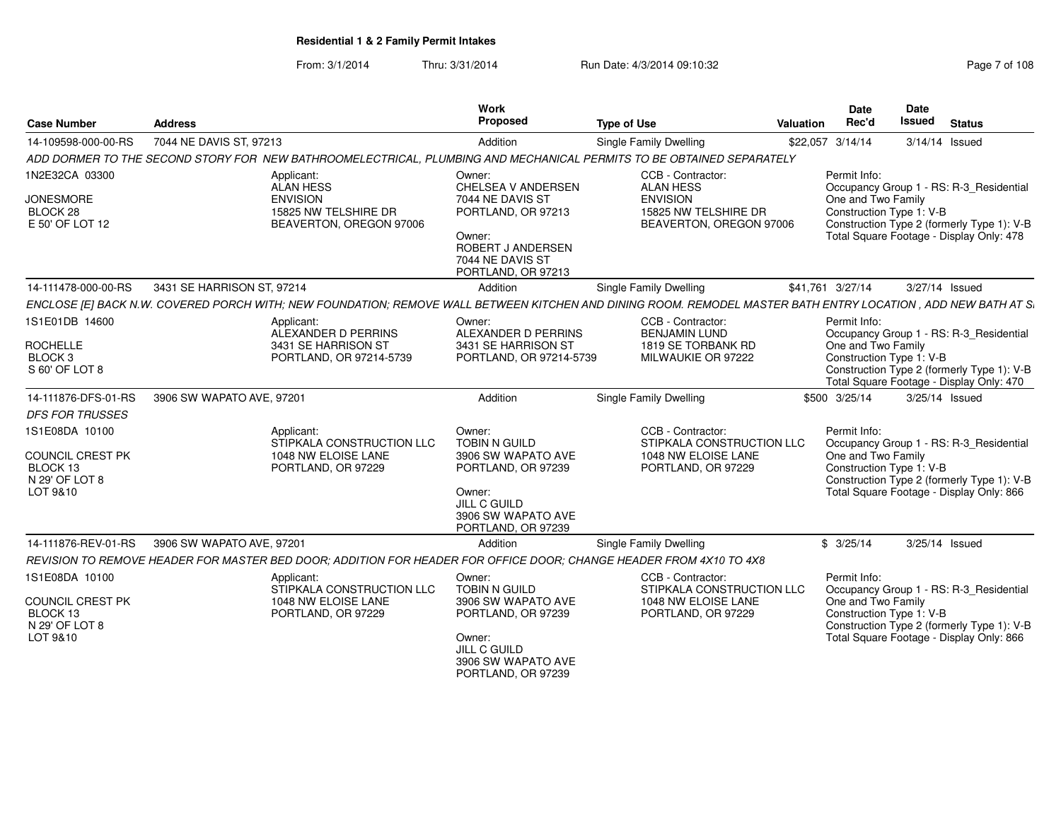# Residential 1 & 2 Family Permit Intakes

From: 3/1/2014 Thru: 3/31/2014 Run Date: 4/3/2014 09:10:32

| Case Number | Address | Work Proposed | Type of Use | Valuation | Date Rec'd | Date Issued | Status |
|---|---|---|---|---|---|---|---|
| 14-109598-000-00-RS | 7044 NE DAVIS ST, 97213 | Addition | Single Family Dwelling | $22,057 | 3/14/14 | 3/14/14 | Issued |

ADD DORMER TO THE SECOND STORY FOR NEW BATHROOMELECTRICAL, PLUMBING AND MECHANICAL PERMITS TO BE OBTAINED SEPARATELY

1N2E32CA 03300
JONESMORE
BLOCK 28
E 50' OF LOT 12

Applicant:
ALAN HESS
ENVISION
15825 NW TELSHIRE DR
BEAVERTON, OREGON 97006

Owner:
CHELSEA V ANDERSEN
7044 NE DAVIS ST
PORTLAND, OR 97213

Owner:
ROBERT J ANDERSEN
7044 NE DAVIS ST
PORTLAND, OR 97213

CCB - Contractor:
ALAN HESS
ENVISION
15825 NW TELSHIRE DR
BEAVERTON, OREGON 97006

Permit Info:
Occupancy Group 1 - RS: R-3_Residential One and Two Family
Construction Type 1: V-B
Construction Type 2 (formerly Type 1): V-B
Total Square Footage - Display Only: 478

| Case Number | Address | Work Proposed | Type of Use | Valuation | Date Rec'd | Date Issued | Status |
|---|---|---|---|---|---|---|---|
| 14-111478-000-00-RS | 3431 SE HARRISON ST, 97214 | Addition | Single Family Dwelling | $41,761 | 3/27/14 | 3/27/14 | Issued |

ENCLOSE [E] BACK N.W. COVERED PORCH WITH; NEW FOUNDATION; REMOVE WALL BETWEEN KITCHEN AND DINING ROOM. REMODEL MASTER BATH ENTRY LOCATION , ADD NEW BATH AT S

1S1E01DB 14600
ROCHELLE
BLOCK 3
S 60' OF LOT 8

Applicant:
ALEXANDER D PERRINS
3431 SE HARRISON ST
PORTLAND, OR 97214-5739

Owner:
ALEXANDER D PERRINS
3431 SE HARRISON ST
PORTLAND, OR 97214-5739

CCB - Contractor:
BENJAMIN LUND
1819 SE TORBANK RD
MILWAUKIE OR 97222

Permit Info:
Occupancy Group 1 - RS: R-3_Residential One and Two Family
Construction Type 1: V-B
Construction Type 2 (formerly Type 1): V-B
Total Square Footage - Display Only: 470

| Case Number | Address | Work Proposed | Type of Use | Valuation | Date Rec'd | Date Issued | Status |
|---|---|---|---|---|---|---|---|
| 14-111876-DFS-01-RS | 3906 SW WAPATO AVE, 97201 | Addition | Single Family Dwelling | $500 | 3/25/14 | 3/25/14 | Issued |

*DFS FOR TRUSSES*

1S1E08DA 10100
COUNCIL CREST PK
BLOCK 13
N 29' OF LOT 8
LOT 9&10

Applicant:
STIPKALA CONSTRUCTION LLC
1048 NW ELOISE LANE
PORTLAND, OR 97229

Owner:
TOBIN N GUILD
3906 SW WAPATO AVE
PORTLAND, OR 97239

Owner:
JILL C GUILD
3906 SW WAPATO AVE
PORTLAND, OR 97239

CCB - Contractor:
STIPKALA CONSTRUCTION LLC
1048 NW ELOISE LANE
PORTLAND, OR 97229

Permit Info:
Occupancy Group 1 - RS: R-3_Residential One and Two Family
Construction Type 1: V-B
Construction Type 2 (formerly Type 1): V-B
Total Square Footage - Display Only: 866

| Case Number | Address | Work Proposed | Type of Use | Valuation | Date Rec'd | Date Issued | Status |
|---|---|---|---|---|---|---|---|
| 14-111876-REV-01-RS | 3906 SW WAPATO AVE, 97201 | Addition | Single Family Dwelling | $ | 3/25/14 | 3/25/14 | Issued |

REVISION TO REMOVE HEADER FOR MASTER BED DOOR; ADDITION FOR HEADER FOR OFFICE DOOR; CHANGE HEADER FROM 4X10 TO 4X8

1S1E08DA 10100
COUNCIL CREST PK
BLOCK 13
N 29' OF LOT 8
LOT 9&10

Applicant:
STIPKALA CONSTRUCTION LLC
1048 NW ELOISE LANE
PORTLAND, OR 97229

Owner:
TOBIN N GUILD
3906 SW WAPATO AVE
PORTLAND, OR 97239

Owner:
JILL C GUILD
3906 SW WAPATO AVE
PORTLAND, OR 97239

CCB - Contractor:
STIPKALA CONSTRUCTION LLC
1048 NW ELOISE LANE
PORTLAND, OR 97229

Permit Info:
Occupancy Group 1 - RS: R-3_Residential One and Two Family
Construction Type 1: V-B
Construction Type 2 (formerly Type 1): V-B
Total Square Footage - Display Only: 866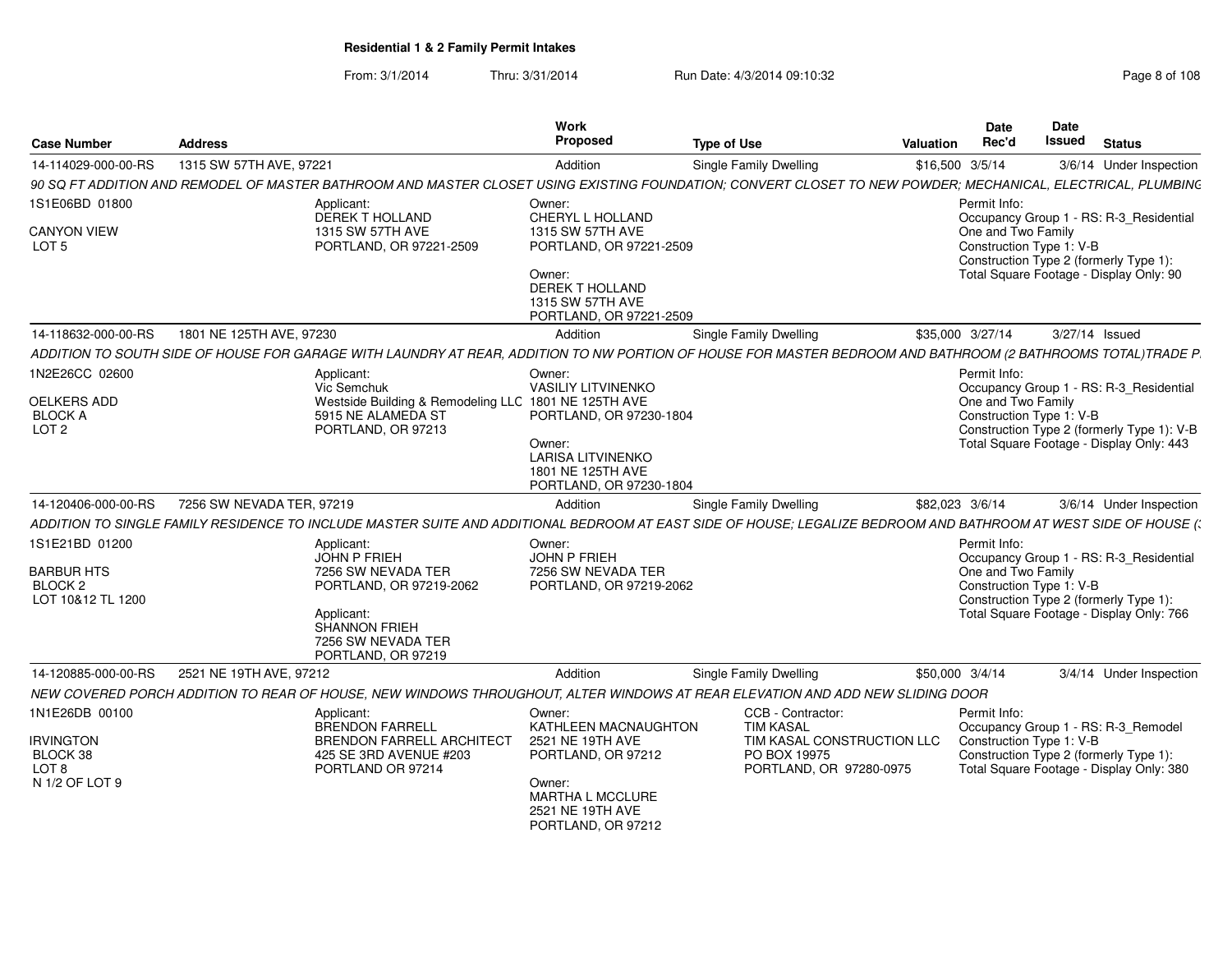**Residential 1 & 2 Family Permit Intakes**

From: 3/1/2014 Thru: 3/31/2014 Run Date: 4/3/2014 09:10:32

| Case Number | Address | Work Proposed | Type of Use | Valuation | Date Rec'd | Date Issued | Status |
|---|---|---|---|---|---|---|---|
| 14-114029-000-00-RS | 1315 SW 57TH AVE, 97221 | Addition | Single Family Dwelling | $16,500 | 3/5/14 | 3/6/14 | Under Inspection |

90 SQ FT ADDITION AND REMODEL OF MASTER BATHROOM AND MASTER CLOSET USING EXISTING FOUNDATION; CONVERT CLOSET TO NEW POWDER; MECHANICAL, ELECTRICAL, PLUMBING

1S1E06BD 01800
CANYON VIEW
LOT 5

Applicant:
DEREK T HOLLAND
1315 SW 57TH AVE
PORTLAND, OR 97221-2509

Owner:
CHERYL L HOLLAND
1315 SW 57TH AVE
PORTLAND, OR 97221-2509

Owner:
DEREK T HOLLAND
1315 SW 57TH AVE
PORTLAND, OR 97221-2509

Permit Info:
Occupancy Group 1 - RS: R-3_Residential One and Two Family
Construction Type 1: V-B
Construction Type 2 (formerly Type 1):
Total Square Footage - Display Only: 90

| Case Number | Address | Work Proposed | Type of Use | Valuation | Date Rec'd | Date Issued | Status |
|---|---|---|---|---|---|---|---|
| 14-118632-000-00-RS | 1801 NE 125TH AVE, 97230 | Addition | Single Family Dwelling | $35,000 | 3/27/14 | 3/27/14 | Issued |

ADDITION TO SOUTH SIDE OF HOUSE FOR GARAGE WITH LAUNDRY AT REAR, ADDITION TO NW PORTION OF HOUSE FOR MASTER BEDROOM AND BATHROOM (2 BATHROOMS TOTAL)TRADE P.

1N2E26CC 02600
OELKERS ADD
BLOCK A
LOT 2

Applicant:
Vic Semchuk
Westside Building & Remodeling LLC
5915 NE ALAMEDA ST
PORTLAND, OR 97213

Owner:
VASILIY LITVINENKO
1801 NE 125TH AVE
PORTLAND, OR 97230-1804

Owner:
LARISA LITVINENKO
1801 NE 125TH AVE
PORTLAND, OR 97230-1804

Permit Info:
Occupancy Group 1 - RS: R-3_Residential One and Two Family
Construction Type 1: V-B
Construction Type 2 (formerly Type 1): V-B
Total Square Footage - Display Only: 443

| Case Number | Address | Work Proposed | Type of Use | Valuation | Date Rec'd | Date Issued | Status |
|---|---|---|---|---|---|---|---|
| 14-120406-000-00-RS | 7256 SW NEVADA TER, 97219 | Addition | Single Family Dwelling | $82,023 | 3/6/14 | 3/6/14 | Under Inspection |

ADDITION TO SINGLE FAMILY RESIDENCE TO INCLUDE MASTER SUITE AND ADDITIONAL BEDROOM AT EAST SIDE OF HOUSE; LEGALIZE BEDROOM AND BATHROOM AT WEST SIDE OF HOUSE (

1S1E21BD 01200
BARBUR HTS
BLOCK 2
LOT 10&12 TL 1200

Applicant:
JOHN P FRIEH
7256 SW NEVADA TER
PORTLAND, OR 97219-2062

Applicant:
SHANNON FRIEH
7256 SW NEVADA TER
PORTLAND, OR 97219

Owner:
JOHN P FRIEH
7256 SW NEVADA TER
PORTLAND, OR 97219-2062

Permit Info:
Occupancy Group 1 - RS: R-3_Residential One and Two Family
Construction Type 1: V-B
Construction Type 2 (formerly Type 1):
Total Square Footage - Display Only: 766

| Case Number | Address | Work Proposed | Type of Use | Valuation | Date Rec'd | Date Issued | Status |
|---|---|---|---|---|---|---|---|
| 14-120885-000-00-RS | 2521 NE 19TH AVE, 97212 | Addition | Single Family Dwelling | $50,000 | 3/4/14 | 3/4/14 | Under Inspection |

NEW COVERED PORCH ADDITION TO REAR OF HOUSE, NEW WINDOWS THROUGHOUT, ALTER WINDOWS AT REAR ELEVATION AND ADD NEW SLIDING DOOR

1N1E26DB 00100
IRVINGTON
BLOCK 38
LOT 8
N 1/2 OF LOT 9

Applicant:
BRENDON FARRELL
BRENDON FARRELL ARCHITECT
425 SE 3RD AVENUE #203
PORTLAND OR 97214

Owner:
KATHLEEN MACNAUGHTON
2521 NE 19TH AVE
PORTLAND, OR 97212

Owner:
MARTHA L MCCLURE
2521 NE 19TH AVE
PORTLAND, OR 97212

CCB - Contractor:
TIM KASAL
TIM KASAL CONSTRUCTION LLC
PO BOX 19975
PORTLAND, OR 97280-0975

Permit Info:
Occupancy Group 1 - RS: R-3_Remodel
Construction Type 1: V-B
Construction Type 2 (formerly Type 1):
Total Square Footage - Display Only: 380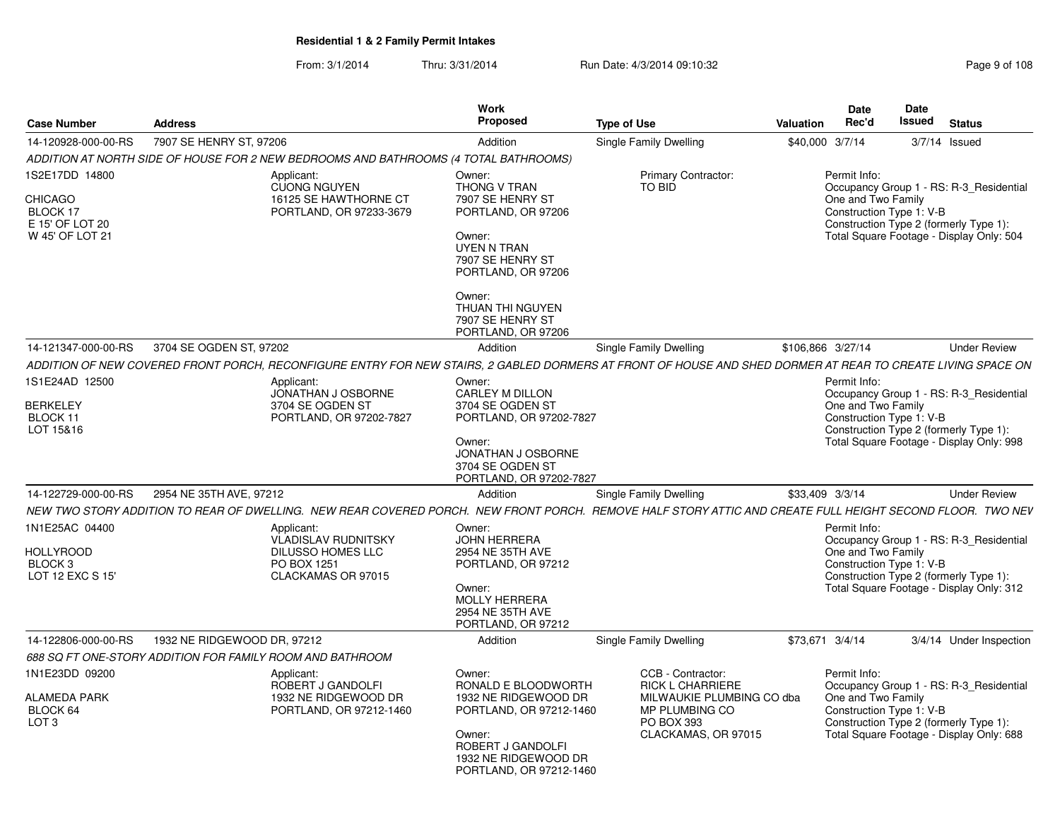## Residential 1 & 2 Family Permit Intakes

From: 3/1/2014 Thru: 3/31/2014 Run Date: 4/3/2014 09:10:32

| Case Number | Address | Work Proposed | Type of Use | Valuation | Date Rec'd | Date Issued | Status |
|---|---|---|---|---|---|---|---|
| 14-120928-000-00-RS | 7907 SE HENRY ST, 97206 | Addition | Single Family Dwelling | $40,000 | 3/7/14 | 3/7/14 | Issued |

*ADDITION AT NORTH SIDE OF HOUSE FOR 2 NEW BEDROOMS AND BATHROOMS (4 TOTAL BATHROOMS)*

1S2E17DD 14800
CHICAGO
BLOCK 17
E 15' OF LOT 20
W 45' OF LOT 21

Applicant:
CUONG NGUYEN
16125 SE HAWTHORNE CT
PORTLAND, OR 97233-3679

Owner:
THONG V TRAN
7907 SE HENRY ST
PORTLAND, OR 97206

Owner:
UYEN N TRAN
7907 SE HENRY ST
PORTLAND, OR 97206

Owner:
THUAN THI NGUYEN
7907 SE HENRY ST
PORTLAND, OR 97206

Primary Contractor:
TO BID

Permit Info:
Occupancy Group 1 - RS: R-3_Residential One and Two Family
Construction Type 1: V-B
Construction Type 2 (formerly Type 1):
Total Square Footage - Display Only: 504

| Case Number | Address | Work Proposed | Type of Use | Valuation | Date Rec'd | Date Issued | Status |
|---|---|---|---|---|---|---|---|
| 14-121347-000-00-RS | 3704 SE OGDEN ST, 97202 | Addition | Single Family Dwelling | $106,866 | 3/27/14 | | Under Review |

*ADDITION OF NEW COVERED FRONT PORCH, RECONFIGURE ENTRY FOR NEW STAIRS, 2 GABLED DORMERS AT FRONT OF HOUSE AND SHED DORMER AT REAR TO CREATE LIVING SPACE ON*

1S1E24AD 12500
BERKELEY
BLOCK 11
LOT 15&16

Applicant:
JONATHAN J OSBORNE
3704 SE OGDEN ST
PORTLAND, OR 97202-7827

Owner:
CARLEY M DILLON
3704 SE OGDEN ST
PORTLAND, OR 97202-7827

Owner:
JONATHAN J OSBORNE
3704 SE OGDEN ST
PORTLAND, OR 97202-7827

Permit Info:
Occupancy Group 1 - RS: R-3_Residential One and Two Family
Construction Type 1: V-B
Construction Type 2 (formerly Type 1):
Total Square Footage - Display Only: 998

| Case Number | Address | Work Proposed | Type of Use | Valuation | Date Rec'd | Date Issued | Status |
|---|---|---|---|---|---|---|---|
| 14-122729-000-00-RS | 2954 NE 35TH AVE, 97212 | Addition | Single Family Dwelling | $33,409 | 3/3/14 | | Under Review |

*NEW TWO STORY ADDITION TO REAR OF DWELLING. NEW REAR COVERED PORCH. NEW FRONT PORCH. REMOVE HALF STORY ATTIC AND CREATE FULL HEIGHT SECOND FLOOR. TWO NEV*

1N1E25AC 04400
HOLLYROOD
BLOCK 3
LOT 12 EXC S 15'

Applicant:
VLADISLAV RUDNITSKY
DILUSSO HOMES LLC
PO BOX 1251
CLACKAMAS OR 97015

Owner:
JOHN HERRERA
2954 NE 35TH AVE
PORTLAND, OR 97212

Owner:
MOLLY HERRERA
2954 NE 35TH AVE
PORTLAND, OR 97212

Permit Info:
Occupancy Group 1 - RS: R-3_Residential One and Two Family
Construction Type 1: V-B
Construction Type 2 (formerly Type 1):
Total Square Footage - Display Only: 312

| Case Number | Address | Work Proposed | Type of Use | Valuation | Date Rec'd | Date Issued | Status |
|---|---|---|---|---|---|---|---|
| 14-122806-000-00-RS | 1932 NE RIDGEWOOD DR, 97212 | Addition | Single Family Dwelling | $73,671 | 3/4/14 | 3/4/14 | Under Inspection |

*688 SQ FT ONE-STORY ADDITION FOR FAMILY ROOM AND BATHROOM*

1N1E23DD 09200
ALAMEDA PARK
BLOCK 64
LOT 3

Applicant:
ROBERT J GANDOLFI
1932 NE RIDGEWOOD DR
PORTLAND, OR 97212-1460

Owner:
RONALD E BLOODWORTH
1932 NE RIDGEWOOD DR
PORTLAND, OR 97212-1460

Owner:
ROBERT J GANDOLFI
1932 NE RIDGEWOOD DR
PORTLAND, OR 97212-1460

CCB - Contractor:
RICK L CHARRIERE
MILWAUKIE PLUMBING CO dba
MP PLUMBING CO
PO BOX 393
CLACKAMAS, OR 97015

Permit Info:
Occupancy Group 1 - RS: R-3_Residential One and Two Family
Construction Type 1: V-B
Construction Type 2 (formerly Type 1):
Total Square Footage - Display Only: 688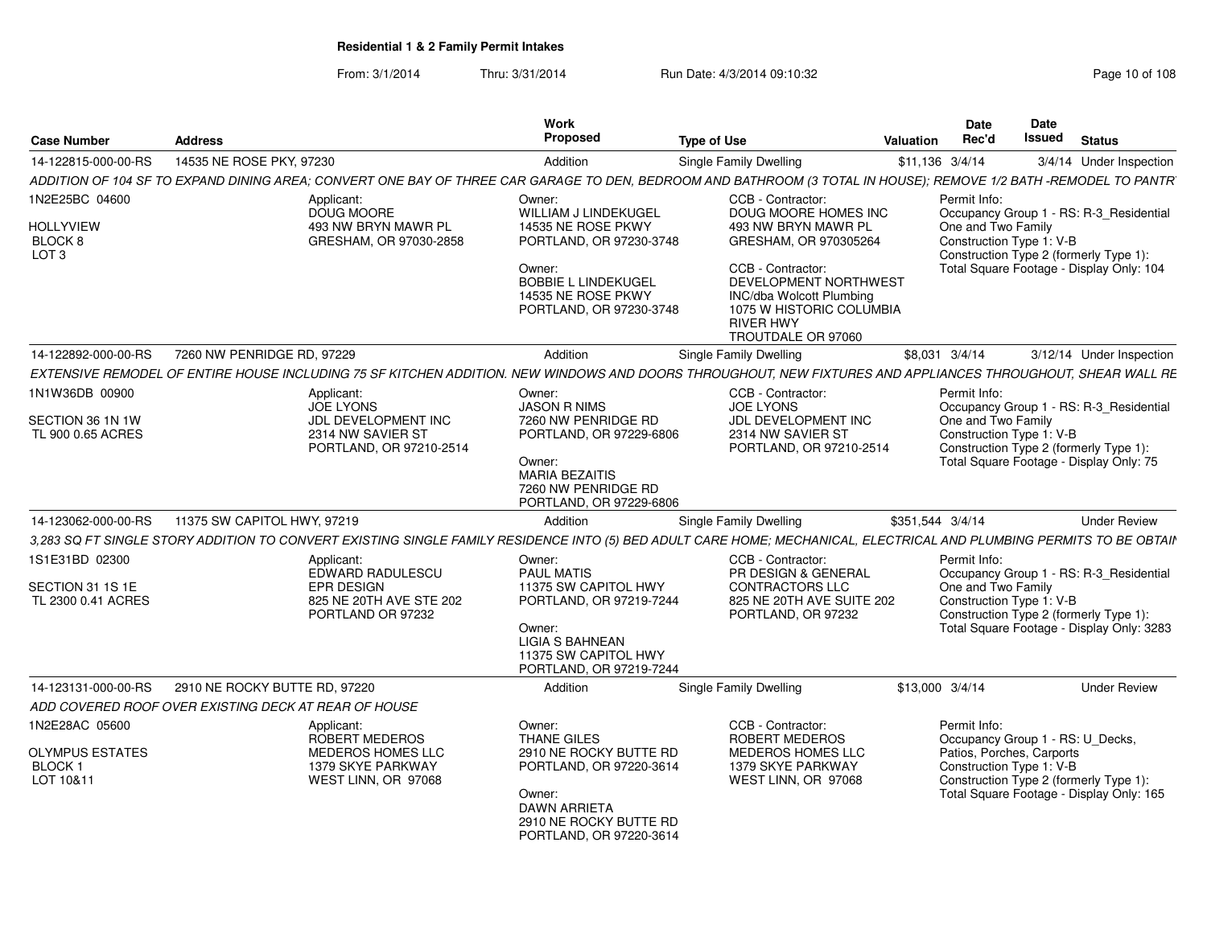**Residential 1 & 2 Family Permit Intakes**

From: 3/1/2014 Thru: 3/31/2014 Run Date: 4/3/2014 09:10:32

| Case Number | Address | Work Proposed | Type of Use | Valuation | Date Rec'd | Date Issued | Status |
|---|---|---|---|---|---|---|---|
| 14-122815-000-00-RS | 14535 NE ROSE PKY, 97230 | Addition | Single Family Dwelling | $11,136 | 3/4/14 | 3/4/14 | Under Inspection |

*ADDITION OF 104 SF TO EXPAND DINING AREA; CONVERT ONE BAY OF THREE CAR GARAGE TO DEN, BEDROOM AND BATHROOM (3 TOTAL IN HOUSE); REMOVE 1/2 BATH -REMODEL TO PANTR*

1N2E25BC 04600
HOLLYVIEW
BLOCK 8
LOT 3

Applicant:
DOUG MOORE
493 NW BRYN MAWR PL
GRESHAM, OR 97030-2858

Owner:
WILLIAM J LINDEKUGEL
14535 NE ROSE PKWY
PORTLAND, OR 97230-3748

Owner:
BOBBIE L LINDEKUGEL
14535 NE ROSE PKWY
PORTLAND, OR 97230-3748

CCB - Contractor:
DOUG MOORE HOMES INC
493 NW BRYN MAWR PL
GRESHAM, OR 970305264

CCB - Contractor:
DEVELOPMENT NORTHWEST INC/dba Wolcott Plumbing
1075 W HISTORIC COLUMBIA RIVER HWY
TROUTDALE OR 97060

Permit Info:
Occupancy Group 1 - RS: R-3_Residential One and Two Family
Construction Type 1: V-B
Construction Type 2 (formerly Type 1):
Total Square Footage - Display Only: 104

| Case Number | Address | Work Proposed | Type of Use | Valuation | Date Rec'd | Date Issued | Status |
|---|---|---|---|---|---|---|---|
| 14-122892-000-00-RS | 7260 NW PENRIDGE RD, 97229 | Addition | Single Family Dwelling | $8,031 | 3/4/14 | 3/12/14 | Under Inspection |

*EXTENSIVE REMODEL OF ENTIRE HOUSE INCLUDING 75 SF KITCHEN ADDITION. NEW WINDOWS AND DOORS THROUGHOUT, NEW FIXTURES AND APPLIANCES THROUGHOUT, SHEAR WALL RE*

1N1W36DB 00900
SECTION 36 1N 1W
TL 900 0.65 ACRES

Applicant:
JOE LYONS
JDL DEVELOPMENT INC
2314 NW SAVIER ST
PORTLAND, OR 97210-2514

Owner:
JASON R NIMS
7260 NW PENRIDGE RD
PORTLAND, OR 97229-6806

Owner:
MARIA BEZAITIS
7260 NW PENRIDGE RD
PORTLAND, OR 97229-6806

CCB - Contractor:
JOE LYONS
JDL DEVELOPMENT INC
2314 NW SAVIER ST
PORTLAND, OR 97210-2514

Permit Info:
Occupancy Group 1 - RS: R-3_Residential One and Two Family
Construction Type 1: V-B
Construction Type 2 (formerly Type 1):
Total Square Footage - Display Only: 75

| Case Number | Address | Work Proposed | Type of Use | Valuation | Date Rec'd | Date Issued | Status |
|---|---|---|---|---|---|---|---|
| 14-123062-000-00-RS | 11375 SW CAPITOL HWY, 97219 | Addition | Single Family Dwelling | $351,544 | 3/4/14 | | Under Review |

*3,283 SQ FT SINGLE STORY ADDITION TO CONVERT EXISTING SINGLE FAMILY RESIDENCE INTO (5) BED ADULT CARE HOME; MECHANICAL, ELECTRICAL AND PLUMBING PERMITS TO BE OBTAIN*

1S1E31BD 02300
SECTION 31 1S 1E
TL 2300 0.41 ACRES

Applicant:
EDWARD RADULESCU
EPR DESIGN
825 NE 20TH AVE STE 202
PORTLAND OR 97232

Owner:
PAUL MATIS
11375 SW CAPITOL HWY
PORTLAND, OR 97219-7244

Owner:
LIGIA S BAHNEAN
11375 SW CAPITOL HWY
PORTLAND, OR 97219-7244

CCB - Contractor:
PR DESIGN & GENERAL CONTRACTORS LLC
825 NE 20TH AVE SUITE 202
PORTLAND, OR 97232

Permit Info:
Occupancy Group 1 - RS: R-3_Residential One and Two Family
Construction Type 1: V-B
Construction Type 2 (formerly Type 1):
Total Square Footage - Display Only: 3283

| Case Number | Address | Work Proposed | Type of Use | Valuation | Date Rec'd | Date Issued | Status |
|---|---|---|---|---|---|---|---|
| 14-123131-000-00-RS | 2910 NE ROCKY BUTTE RD, 97220 | Addition | Single Family Dwelling | $13,000 | 3/4/14 | | Under Review |

*ADD COVERED ROOF OVER EXISTING DECK AT REAR OF HOUSE*

1N2E28AC 05600
OLYMPUS ESTATES
BLOCK 1
LOT 10&11

Applicant:
ROBERT MEDEROS
MEDEROS HOMES LLC
1379 SKYE PARKWAY
WEST LINN, OR 97068

Owner:
THANE GILES
2910 NE ROCKY BUTTE RD
PORTLAND, OR 97220-3614

Owner:
DAWN ARRIETA
2910 NE ROCKY BUTTE RD
PORTLAND, OR 97220-3614

CCB - Contractor:
ROBERT MEDEROS
MEDEROS HOMES LLC
1379 SKYE PARKWAY
WEST LINN, OR 97068

Permit Info:
Occupancy Group 1 - RS: U_Decks, Patios, Porches, Carports
Construction Type 1: V-B
Construction Type 2 (formerly Type 1):
Total Square Footage - Display Only: 165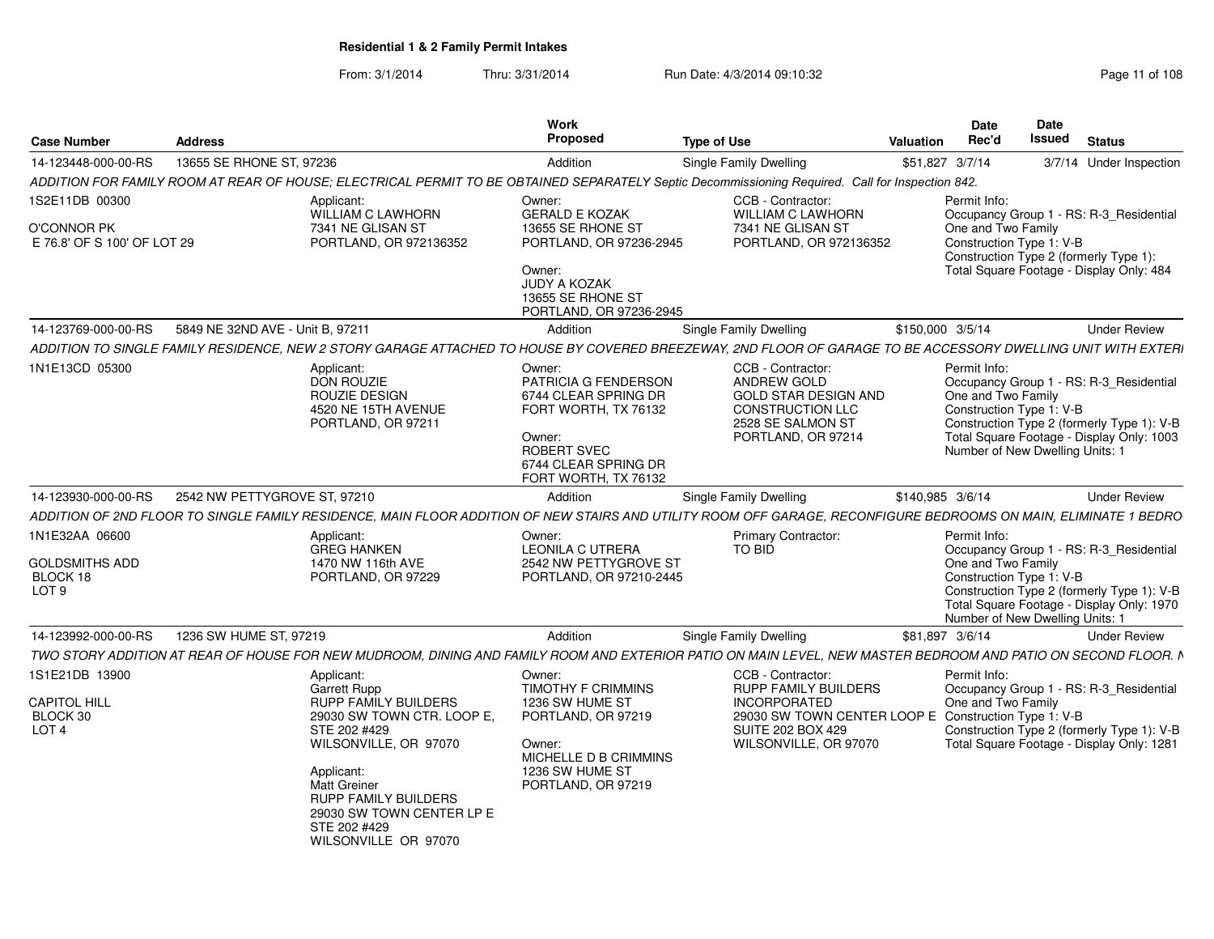## Residential 1 & 2 Family Permit Intakes

From: 3/1/2014 Thru: 3/31/2014 Run Date: 4/3/2014 09:10:32

| Case Number | Address | Work Proposed | Type of Use | Valuation | Date Rec'd | Date Issued | Status |
|---|---|---|---|---|---|---|---|
| 14-123448-000-00-RS | 13655 SE RHONE ST, 97236 | Addition | Single Family Dwelling | $51,827 | 3/7/14 | 3/7/14 | Under Inspection |

ADDITION FOR FAMILY ROOM AT REAR OF HOUSE; ELECTRICAL PERMIT TO BE OBTAINED SEPARATELY Septic Decommissioning Required. Call for Inspection 842.

1S2E11DB 00300
O'CONNOR PK
E 76.8' OF S 100' OF LOT 29

Applicant: WILLIAM C LAWHORN, 7341 NE GLISAN ST, PORTLAND, OR 972136352

Owner: GERALD E KOZAK, 13655 SE RHONE ST, PORTLAND, OR 97236-2945

Owner: JUDY A KOZAK, 13655 SE RHONE ST, PORTLAND, OR 97236-2945

CCB - Contractor: WILLIAM C LAWHORN, 7341 NE GLISAN ST, PORTLAND, OR 972136352

Permit Info:
Occupancy Group 1 - RS: R-3_Residential One and Two Family
Construction Type 1: V-B
Construction Type 2 (formerly Type 1):
Total Square Footage - Display Only: 484

---

| Case Number | Address | Work Proposed | Type of Use | Valuation | Date Rec'd | Date Issued | Status |
|---|---|---|---|---|---|---|---|
| 14-123769-000-00-RS | 5849 NE 32ND AVE - Unit B, 97211 | Addition | Single Family Dwelling | $150,000 | 3/5/14 | | Under Review |

ADDITION TO SINGLE FAMILY RESIDENCE, NEW 2 STORY GARAGE ATTACHED TO HOUSE BY COVERED BREEZEWAY, 2ND FLOOR OF GARAGE TO BE ACCESSORY DWELLING UNIT WITH EXTERI

1N1E13CD 05300

Applicant: DON ROUZIE, ROUZIE DESIGN, 4520 NE 15TH AVENUE, PORTLAND, OR 97211

Owner: PATRICIA G FENDERSON, 6744 CLEAR SPRING DR, FORT WORTH, TX 76132

Owner: ROBERT SVEC, 6744 CLEAR SPRING DR, FORT WORTH, TX 76132

CCB - Contractor: ANDREW GOLD, GOLD STAR DESIGN AND CONSTRUCTION LLC, 2528 SE SALMON ST, PORTLAND, OR 97214

Permit Info:
Occupancy Group 1 - RS: R-3_Residential One and Two Family
Construction Type 1: V-B
Construction Type 2 (formerly Type 1): V-B
Total Square Footage - Display Only: 1003
Number of New Dwelling Units: 1

---

| Case Number | Address | Work Proposed | Type of Use | Valuation | Date Rec'd | Date Issued | Status |
|---|---|---|---|---|---|---|---|
| 14-123930-000-00-RS | 2542 NW PETTYGROVE ST, 97210 | Addition | Single Family Dwelling | $140,985 | 3/6/14 | | Under Review |

ADDITION OF 2ND FLOOR TO SINGLE FAMILY RESIDENCE, MAIN FLOOR ADDITION OF NEW STAIRS AND UTILITY ROOM OFF GARAGE, RECONFIGURE BEDROOMS ON MAIN, ELIMINATE 1 BEDRO

1N1E32AA 06600
GOLDSMITHS ADD
BLOCK 18
LOT 9

Applicant: GREG HANKEN, 1470 NW 116th AVE, PORTLAND, OR 97229

Owner: LEONILA C UTRERA, 2542 NW PETTYGROVE ST, PORTLAND, OR 97210-2445

Primary Contractor: TO BID

Permit Info:
Occupancy Group 1 - RS: R-3_Residential One and Two Family
Construction Type 1: V-B
Construction Type 2 (formerly Type 1): V-B
Total Square Footage - Display Only: 1970
Number of New Dwelling Units: 1

---

| Case Number | Address | Work Proposed | Type of Use | Valuation | Date Rec'd | Date Issued | Status |
|---|---|---|---|---|---|---|---|
| 14-123992-000-00-RS | 1236 SW HUME ST, 97219 | Addition | Single Family Dwelling | $81,897 | 3/6/14 | | Under Review |

TWO STORY ADDITION AT REAR OF HOUSE FOR NEW MUDROOM, DINING AND FAMILY ROOM AND EXTERIOR PATIO ON MAIN LEVEL, NEW MASTER BEDROOM AND PATIO ON SECOND FLOOR. N

1S1E21DB 13900
CAPITOL HILL
BLOCK 30
LOT 4

Applicant: Garrett Rupp, RUPP FAMILY BUILDERS, 29030 SW TOWN CTR. LOOP E, STE 202 #429, WILSONVILLE, OR 97070

Applicant: Matt Greiner, RUPP FAMILY BUILDERS, 29030 SW TOWN CENTER LP E, STE 202 #429, WILSONVILLE OR 97070

Owner: TIMOTHY F CRIMMINS, 1236 SW HUME ST, PORTLAND, OR 97219

Owner: MICHELLE D B CRIMMINS, 1236 SW HUME ST, PORTLAND, OR 97219

CCB - Contractor: RUPP FAMILY BUILDERS INCORPORATED, 29030 SW TOWN CENTER LOOP E, SUITE 202 BOX 429, WILSONVILLE, OR 97070

Permit Info:
Occupancy Group 1 - RS: R-3_Residential One and Two Family
Construction Type 1: V-B
Construction Type 2 (formerly Type 1): V-B
Total Square Footage - Display Only: 1281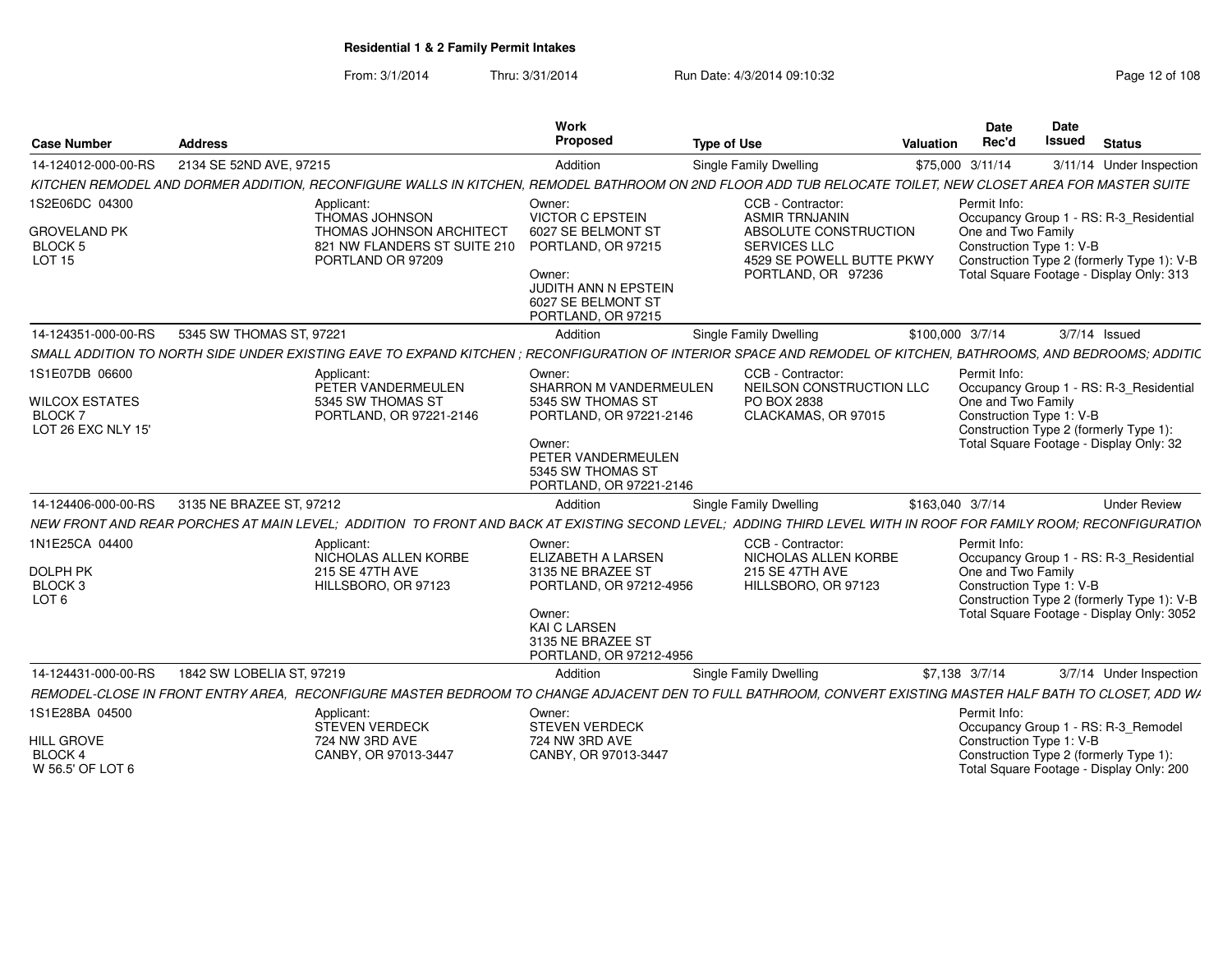# Residential 1 & 2 Family Permit Intakes

From: 3/1/2014 Thru: 3/31/2014 Run Date: 4/3/2014 09:10:32

| Case Number | Address | Work Proposed | Type of Use | Valuation | Date Rec'd | Date Issued | Status |
|---|---|---|---|---|---|---|---|
| 14-124012-000-00-RS | 2134 SE 52ND AVE, 97215 | Addition | Single Family Dwelling | $75,000 | 3/11/14 | 3/11/14 | Under Inspection |

*KITCHEN REMODEL AND DORMER ADDITION, RECONFIGURE WALLS IN KITCHEN, REMODEL BATHROOM ON 2ND FLOOR ADD TUB RELOCATE TOILET, NEW CLOSET AREA FOR MASTER SUITE*

- 1S2E06DC 04300
- GROVELAND PK
- BLOCK 5
- LOT 15

Applicant: THOMAS JOHNSON, THOMAS JOHNSON ARCHITECT, 821 NW FLANDERS ST SUITE 210, PORTLAND OR 97209

Owner: VICTOR C EPSTEIN, 6027 SE BELMONT ST, PORTLAND, OR 97215

Owner: JUDITH ANN N EPSTEIN, 6027 SE BELMONT ST, PORTLAND, OR 97215

CCB - Contractor: ASMIR TRNJANIN, ABSOLUTE CONSTRUCTION SERVICES LLC, 4529 SE POWELL BUTTE PKWY, PORTLAND, OR 97236

Permit Info: Occupancy Group 1 - RS: R-3_Residential One and Two Family; Construction Type 1: V-B; Construction Type 2 (formerly Type 1): V-B; Total Square Footage - Display Only: 313

| Case Number | Address | Work Proposed | Type of Use | Valuation | Date Rec'd | Date Issued | Status |
|---|---|---|---|---|---|---|---|
| 14-124351-000-00-RS | 5345 SW THOMAS ST, 97221 | Addition | Single Family Dwelling | $100,000 | 3/7/14 | 3/7/14 | Issued |

*SMALL ADDITION TO NORTH SIDE UNDER EXISTING EAVE TO EXPAND KITCHEN ; RECONFIGURATION OF INTERIOR SPACE AND REMODEL OF KITCHEN, BATHROOMS, AND BEDROOMS; ADDITIC*

- 1S1E07DB 06600
- WILCOX ESTATES
- BLOCK 7
- LOT 26 EXC NLY 15'

Applicant: PETER VANDERMEULEN, 5345 SW THOMAS ST, PORTLAND, OR 97221-2146

Owner: SHARRON M VANDERMEULEN, 5345 SW THOMAS ST, PORTLAND, OR 97221-2146

Owner: PETER VANDERMEULEN, 5345 SW THOMAS ST, PORTLAND, OR 97221-2146

CCB - Contractor: NEILSON CONSTRUCTION LLC, PO BOX 2838, CLACKAMAS, OR 97015

Permit Info: Occupancy Group 1 - RS: R-3_Residential One and Two Family; Construction Type 1: V-B; Construction Type 2 (formerly Type 1):; Total Square Footage - Display Only: 32

| Case Number | Address | Work Proposed | Type of Use | Valuation | Date Rec'd | Date Issued | Status |
|---|---|---|---|---|---|---|---|
| 14-124406-000-00-RS | 3135 NE BRAZEE ST, 97212 | Addition | Single Family Dwelling | $163,040 | 3/7/14 | | Under Review |

*NEW FRONT AND REAR PORCHES AT MAIN LEVEL; ADDITION TO FRONT AND BACK AT EXISTING SECOND LEVEL; ADDING THIRD LEVEL WITH IN ROOF FOR FAMILY ROOM; RECONFIGURATION*

- 1N1E25CA 04400
- DOLPH PK
- BLOCK 3
- LOT 6

Applicant: NICHOLAS ALLEN KORBE, 215 SE 47TH AVE, HILLSBORO, OR 97123

Owner: ELIZABETH A LARSEN, 3135 NE BRAZEE ST, PORTLAND, OR 97212-4956

Owner: KAI C LARSEN, 3135 NE BRAZEE ST, PORTLAND, OR 97212-4956

CCB - Contractor: NICHOLAS ALLEN KORBE, 215 SE 47TH AVE, HILLSBORO, OR 97123

Permit Info: Occupancy Group 1 - RS: R-3_Residential One and Two Family; Construction Type 1: V-B; Construction Type 2 (formerly Type 1): V-B; Total Square Footage - Display Only: 3052

| Case Number | Address | Work Proposed | Type of Use | Valuation | Date Rec'd | Date Issued | Status |
|---|---|---|---|---|---|---|---|
| 14-124431-000-00-RS | 1842 SW LOBELIA ST, 97219 | Addition | Single Family Dwelling | $7,138 | 3/7/14 | 3/7/14 | Under Inspection |

*REMODEL-CLOSE IN FRONT ENTRY AREA, RECONFIGURE MASTER BEDROOM TO CHANGE ADJACENT DEN TO FULL BATHROOM, CONVERT EXISTING MASTER HALF BATH TO CLOSET, ADD WA*

- 1S1E28BA 04500
- HILL GROVE
- BLOCK 4
- W 56.5' OF LOT 6

Applicant: STEVEN VERDECK, 724 NW 3RD AVE, CANBY, OR 97013-3447

Owner: STEVEN VERDECK, 724 NW 3RD AVE, CANBY, OR 97013-3447

Permit Info: Occupancy Group 1 - RS: R-3_Remodel; Construction Type 1: V-B; Construction Type 2 (formerly Type 1):; Total Square Footage - Display Only: 200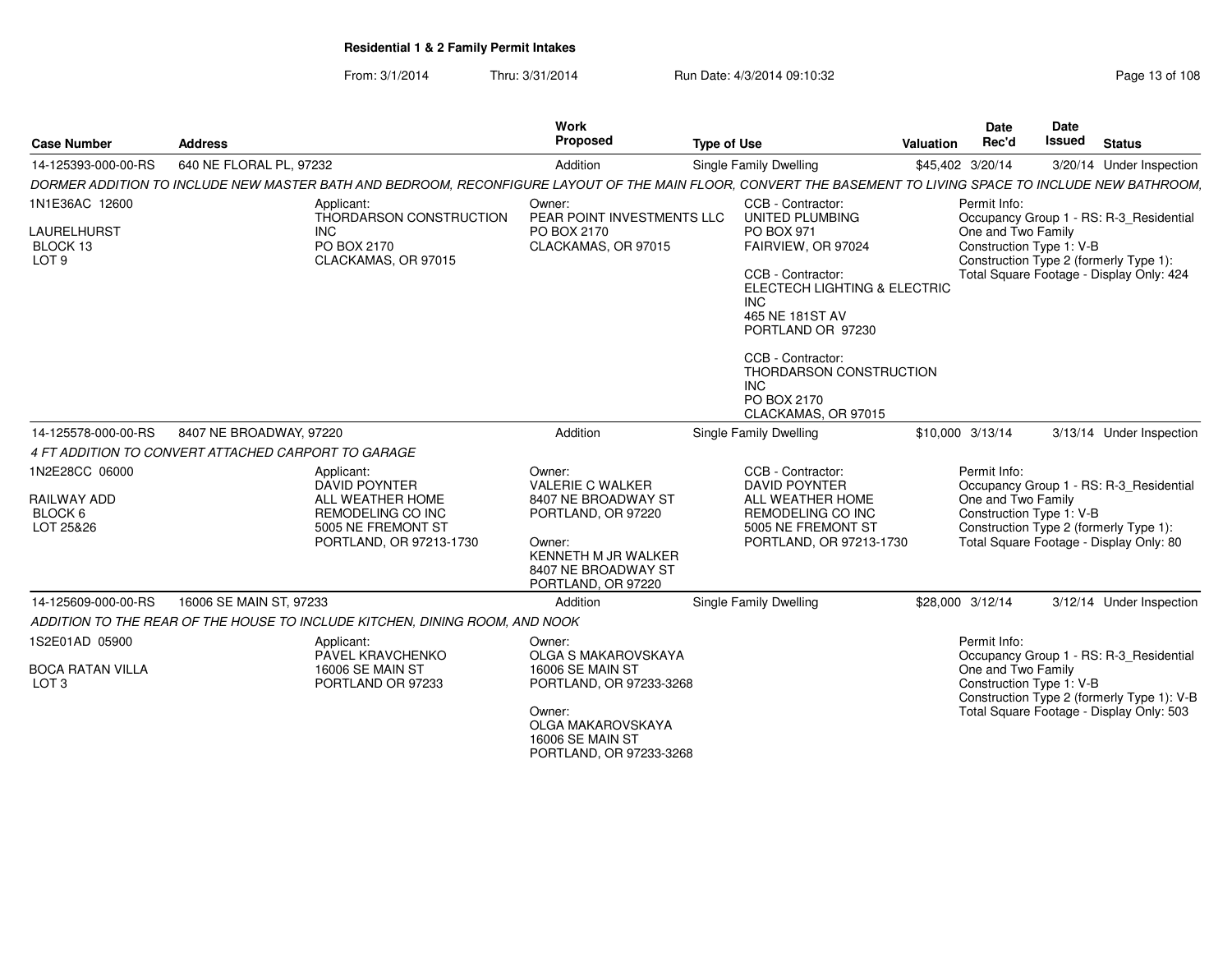**Residential 1 & 2 Family Permit Intakes**

From: 3/1/2014 Thru: 3/31/2014 Run Date: 4/3/2014 09:10:32

| Case Number | Address | Work Proposed | Type of Use | Valuation | Date Rec'd | Date Issued | Status |
|---|---|---|---|---|---|---|---|
| 14-125393-000-00-RS | 640 NE FLORAL PL, 97232 | Addition | Single Family Dwelling | $45,402 | 3/20/14 | 3/20/14 | Under Inspection |

DORMER ADDITION TO INCLUDE NEW MASTER BATH AND BEDROOM, RECONFIGURE LAYOUT OF THE MAIN FLOOR, CONVERT THE BASEMENT TO LIVING SPACE TO INCLUDE NEW BATHROOM,

1N1E36AC 12600
LAURELHURST
BLOCK 13
LOT 9

Applicant:
THORDARSON CONSTRUCTION INC
PO BOX 2170
CLACKAMAS, OR 97015

Owner:
PEAR POINT INVESTMENTS LLC
PO BOX 2170
CLACKAMAS, OR 97015

CCB - Contractor:
UNITED PLUMBING
PO BOX 971
FAIRVIEW, OR 97024

CCB - Contractor:
ELECTECH LIGHTING & ELECTRIC INC
465 NE 181ST AV
PORTLAND OR 97230

CCB - Contractor:
THORDARSON CONSTRUCTION INC
PO BOX 2170
CLACKAMAS, OR 97015

Permit Info:
Occupancy Group 1 - RS: R-3_Residential One and Two Family
Construction Type 1: V-B
Construction Type 2 (formerly Type 1):
Total Square Footage - Display Only: 424

| Case Number | Address | Work Proposed | Type of Use | Valuation | Date Rec'd | Date Issued | Status |
|---|---|---|---|---|---|---|---|
| 14-125578-000-00-RS | 8407 NE BROADWAY, 97220 | Addition | Single Family Dwelling | $10,000 | 3/13/14 | 3/13/14 | Under Inspection |

4 FT ADDITION TO CONVERT ATTACHED CARPORT TO GARAGE

1N2E28CC 06000
RAILWAY ADD
BLOCK 6
LOT 25&26

Applicant:
DAVID POYNTER
ALL WEATHER HOME REMODELING CO INC
5005 NE FREMONT ST
PORTLAND, OR 97213-1730

Owner:
VALERIE C WALKER
8407 NE BROADWAY ST
PORTLAND, OR 97220

Owner:
KENNETH M JR WALKER
8407 NE BROADWAY ST
PORTLAND, OR 97220

CCB - Contractor:
DAVID POYNTER
ALL WEATHER HOME REMODELING CO INC
5005 NE FREMONT ST
PORTLAND, OR 97213-1730

Permit Info:
Occupancy Group 1 - RS: R-3_Residential One and Two Family
Construction Type 1: V-B
Construction Type 2 (formerly Type 1):
Total Square Footage - Display Only: 80

| Case Number | Address | Work Proposed | Type of Use | Valuation | Date Rec'd | Date Issued | Status |
|---|---|---|---|---|---|---|---|
| 14-125609-000-00-RS | 16006 SE MAIN ST, 97233 | Addition | Single Family Dwelling | $28,000 | 3/12/14 | 3/12/14 | Under Inspection |

ADDITION TO THE REAR OF THE HOUSE TO INCLUDE KITCHEN, DINING ROOM, AND NOOK

1S2E01AD 05900
BOCA RATAN VILLA
LOT 3

Applicant:
PAVEL KRAVCHENKO
16006 SE MAIN ST
PORTLAND OR 97233

Owner:
OLGA S MAKAROVSKAYA
16006 SE MAIN ST
PORTLAND, OR 97233-3268

Owner:
OLGA MAKAROVSKAYA
16006 SE MAIN ST
PORTLAND, OR 97233-3268

Permit Info:
Occupancy Group 1 - RS: R-3_Residential One and Two Family
Construction Type 1: V-B
Construction Type 2 (formerly Type 1): V-B
Total Square Footage - Display Only: 503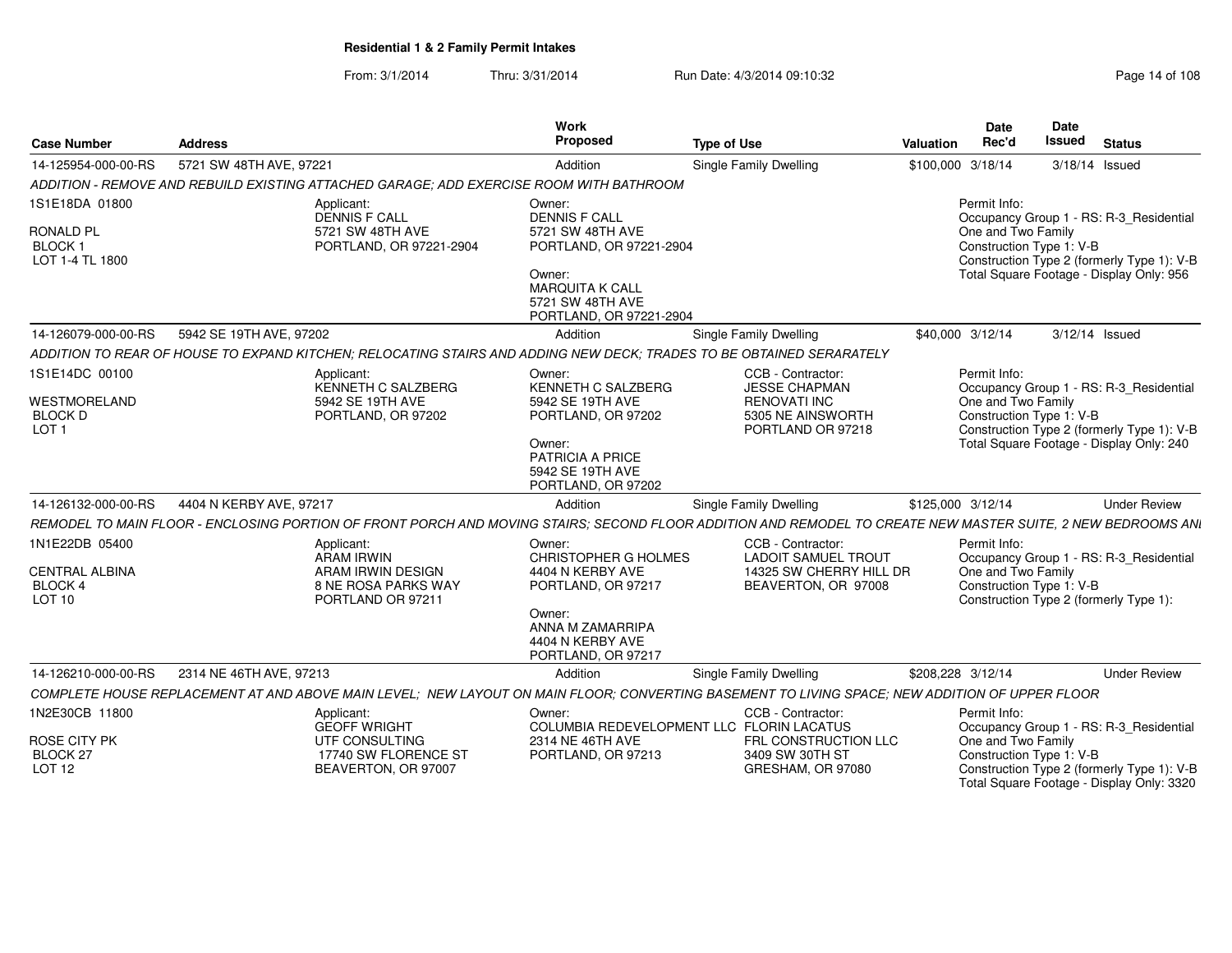**Residential 1 & 2 Family Permit Intakes**

From: 3/1/2014 Thru: 3/31/2014 Run Date: 4/3/2014 09:10:32

| Case Number | Address | Work Proposed | Type of Use | Valuation | Date Rec'd | Date Issued | Status |
|---|---|---|---|---|---|---|---|
| 14-125954-000-00-RS | 5721 SW 48TH AVE, 97221 | Addition | Single Family Dwelling | $100,000 | 3/18/14 | 3/18/14 | Issued |
| 14-126079-000-00-RS | 5942 SE 19TH AVE, 97202 | Addition | Single Family Dwelling | $40,000 | 3/12/14 | 3/12/14 | Issued |
| 14-126132-000-00-RS | 4404 N KERBY AVE, 97217 | Addition | Single Family Dwelling | $125,000 | 3/12/14 | | Under Review |
| 14-126210-000-00-RS | 2314 NE 46TH AVE, 97213 | Addition | Single Family Dwelling | $208,228 | 3/12/14 | | Under Review |

**14-125954-000-00-RS** — 5721 SW 48TH AVE, 97221

*ADDITION - REMOVE AND REBUILD EXISTING ATTACHED GARAGE; ADD EXERCISE ROOM WITH BATHROOM*

- 1S1E18DA 01800 — RONALD PL, BLOCK 1, LOT 1-4 TL 1800
- Applicant: DENNIS F CALL, 5721 SW 48TH AVE, PORTLAND, OR 97221-2904
- Owner: DENNIS F CALL, 5721 SW 48TH AVE, PORTLAND, OR 97221-2904
- Owner: MARQUITA K CALL, 5721 SW 48TH AVE, PORTLAND, OR 97221-2904
- Permit Info: Occupancy Group 1 - RS: R-3_Residential One and Two Family; Construction Type 1: V-B; Construction Type 2 (formerly Type 1): V-B; Total Square Footage - Display Only: 956

**14-126079-000-00-RS** — 5942 SE 19TH AVE, 97202

*ADDITION TO REAR OF HOUSE TO EXPAND KITCHEN; RELOCATING STAIRS AND ADDING NEW DECK; TRADES TO BE OBTAINED SERARATELY*

- 1S1E14DC 00100 — WESTMORELAND, BLOCK D, LOT 1
- Applicant: KENNETH C SALZBERG, 5942 SE 19TH AVE, PORTLAND, OR 97202
- Owner: KENNETH C SALZBERG, 5942 SE 19TH AVE, PORTLAND, OR 97202
- Owner: PATRICIA A PRICE, 5942 SE 19TH AVE, PORTLAND, OR 97202
- CCB - Contractor: JESSE CHAPMAN, RENOVATI INC, 5305 NE AINSWORTH, PORTLAND OR 97218
- Permit Info: Occupancy Group 1 - RS: R-3_Residential One and Two Family; Construction Type 1: V-B; Construction Type 2 (formerly Type 1): V-B; Total Square Footage - Display Only: 240

**14-126132-000-00-RS** — 4404 N KERBY AVE, 97217

*REMODEL TO MAIN FLOOR - ENCLOSING PORTION OF FRONT PORCH AND MOVING STAIRS; SECOND FLOOR ADDITION AND REMODEL TO CREATE NEW MASTER SUITE, 2 NEW BEDROOMS ANI*

- 1N1E22DB 05400 — CENTRAL ALBINA, BLOCK 4, LOT 10
- Applicant: ARAM IRWIN, ARAM IRWIN DESIGN, 8 NE ROSA PARKS WAY, PORTLAND OR 97211
- Owner: CHRISTOPHER G HOLMES, 4404 N KERBY AVE, PORTLAND, OR 97217
- Owner: ANNA M ZAMARRIPA, 4404 N KERBY AVE, PORTLAND, OR 97217
- CCB - Contractor: LADOIT SAMUEL TROUT, 14325 SW CHERRY HILL DR, BEAVERTON, OR 97008
- Permit Info: Occupancy Group 1 - RS: R-3_Residential One and Two Family; Construction Type 1: V-B; Construction Type 2 (formerly Type 1):

**14-126210-000-00-RS** — 2314 NE 46TH AVE, 97213

*COMPLETE HOUSE REPLACEMENT AT AND ABOVE MAIN LEVEL; NEW LAYOUT ON MAIN FLOOR; CONVERTING BASEMENT TO LIVING SPACE; NEW ADDITION OF UPPER FLOOR*

- 1N2E30CB 11800 — ROSE CITY PK, BLOCK 27, LOT 12
- Applicant: GEOFF WRIGHT, UTF CONSULTING, 17740 SW FLORENCE ST, BEAVERTON, OR 97007
- Owner: COLUMBIA REDEVELOPMENT LLC, 2314 NE 46TH AVE, PORTLAND, OR 97213
- CCB - Contractor: FLORIN LACATUS, FRL CONSTRUCTION LLC, 3409 SW 30TH ST, GRESHAM, OR 97080
- Permit Info: Occupancy Group 1 - RS: R-3_Residential One and Two Family; Construction Type 1: V-B; Construction Type 2 (formerly Type 1): V-B; Total Square Footage - Display Only: 3320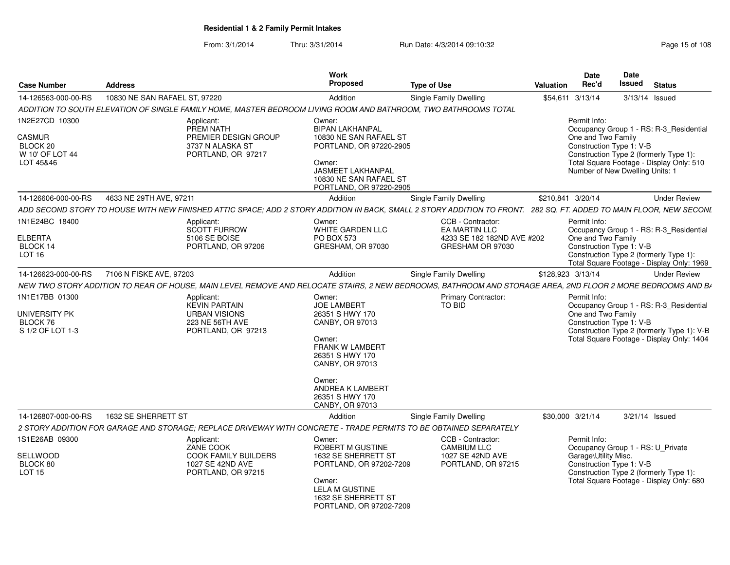**Residential 1 & 2 Family Permit Intakes**

From: 3/1/2014 Thru: 3/31/2014 Run Date: 4/3/2014 09:10:32

| Case Number | Address | Work Proposed | Type of Use | Valuation | Date Rec'd | Date Issued | Status |
|---|---|---|---|---|---|---|---|
| 14-126563-000-00-RS | 10830 NE SAN RAFAEL ST, 97220 | Addition | Single Family Dwelling | $54,611 | 3/13/14 | 3/13/14 | Issued |

*ADDITION TO SOUTH ELEVATION OF SINGLE FAMILY HOME, MASTER BEDROOM LIVING ROOM AND BATHROOM, TWO BATHROOMS TOTAL*

1N2E27CD 10300
CASMUR
BLOCK 20
W 10' OF LOT 44
LOT 45&46

Applicant:
PREM NATH
PREMIER DESIGN GROUP
3737 N ALASKA ST
PORTLAND, OR 97217

Owner:
BIPAN LAKHANPAL
10830 NE SAN RAFAEL ST
PORTLAND, OR 97220-2905

Owner:
JASMEET LAKHANPAL
10830 NE SAN RAFAEL ST
PORTLAND, OR 97220-2905

Permit Info:
Occupancy Group 1 - RS: R-3_Residential One and Two Family
Construction Type 1: V-B
Construction Type 2 (formerly Type 1):
Total Square Footage - Display Only: 510
Number of New Dwelling Units: 1

| Case Number | Address | Work Proposed | Type of Use | Valuation | Date Rec'd | Date Issued | Status |
|---|---|---|---|---|---|---|---|
| 14-126606-000-00-RS | 4633 NE 29TH AVE, 97211 | Addition | Single Family Dwelling | $210,841 | 3/20/14 | | Under Review |

*ADD SECOND STORY TO HOUSE WITH NEW FINISHED ATTIC SPACE; ADD 2 STORY ADDITION IN BACK, SMALL 2 STORY ADDITION TO FRONT. 282 SQ. FT. ADDED TO MAIN FLOOR, NEW SECONI*

1N1E24BC 18400
ELBERTA
BLOCK 14
LOT 16

Applicant:
SCOTT FURROW
5106 SE BOISE
PORTLAND, OR 97206

Owner:
WHITE GARDEN LLC
PO BOX 573
GRESHAM, OR 97030

CCB - Contractor:
EA MARTIN LLC
4233 SE 182 182ND AVE #202
GRESHAM OR 97030

Permit Info:
Occupancy Group 1 - RS: R-3_Residential One and Two Family
Construction Type 1: V-B
Construction Type 2 (formerly Type 1):
Total Square Footage - Display Only: 1969

| Case Number | Address | Work Proposed | Type of Use | Valuation | Date Rec'd | Date Issued | Status |
|---|---|---|---|---|---|---|---|
| 14-126623-000-00-RS | 7106 N FISKE AVE, 97203 | Addition | Single Family Dwelling | $128,923 | 3/13/14 | | Under Review |

*NEW TWO STORY ADDITION TO REAR OF HOUSE, MAIN LEVEL REMOVE AND RELOCATE STAIRS, 2 NEW BEDROOMS, BATHROOM AND STORAGE AREA, 2ND FLOOR 2 MORE BEDROOMS AND BA*

1N1E17BB 01300
UNIVERSITY PK
BLOCK 76
S 1/2 OF LOT 1-3

Applicant:
KEVIN PARTAIN
URBAN VISIONS
223 NE 56TH AVE
PORTLAND, OR 97213

Owner:
JOE LAMBERT
26351 S HWY 170
CANBY, OR 97013

Owner:
FRANK W LAMBERT
26351 S HWY 170
CANBY, OR 97013

Owner:
ANDREA K LAMBERT
26351 S HWY 170
CANBY, OR 97013

Primary Contractor:
TO BID

Permit Info:
Occupancy Group 1 - RS: R-3_Residential One and Two Family
Construction Type 1: V-B
Construction Type 2 (formerly Type 1): V-B
Total Square Footage - Display Only: 1404

| Case Number | Address | Work Proposed | Type of Use | Valuation | Date Rec'd | Date Issued | Status |
|---|---|---|---|---|---|---|---|
| 14-126807-000-00-RS | 1632 SE SHERRETT ST | Addition | Single Family Dwelling | $30,000 | 3/21/14 | 3/21/14 | Issued |

*2 STORY ADDITION FOR GARAGE AND STORAGE; REPLACE DRIVEWAY WITH CONCRETE - TRADE PERMITS TO BE OBTAINED SEPARATELY*

1S1E26AB 09300
SELLWOOD
BLOCK 80
LOT 15

Applicant:
ZANE COOK
COOK FAMILY BUILDERS
1027 SE 42ND AVE
PORTLAND, OR 97215

Owner:
ROBERT M GUSTINE
1632 SE SHERRETT ST
PORTLAND, OR 97202-7209

Owner:
LELA M GUSTINE
1632 SE SHERRETT ST
PORTLAND, OR 97202-7209

CCB - Contractor:
CAMBIUM LLC
1027 SE 42ND AVE
PORTLAND, OR 97215

Permit Info:
Occupancy Group 1 - RS: U_Private Garage\Utility Misc.
Construction Type 1: V-B
Construction Type 2 (formerly Type 1):
Total Square Footage - Display Only: 680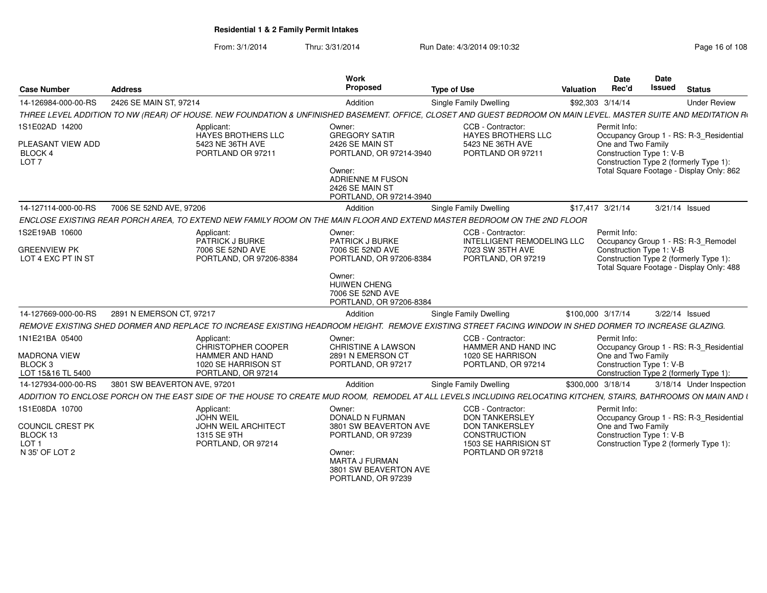**Residential 1 & 2 Family Permit Intakes**

From: 3/1/2014 Thru: 3/31/2014 Run Date: 4/3/2014 09:10:32

| Case Number | Address | Work Proposed | Type of Use | Valuation | Date Rec'd | Date Issued | Status |
|---|---|---|---|---|---|---|---|
| 14-126984-000-00-RS | 2426 SE MAIN ST, 97214 | Addition | Single Family Dwelling | $92,303 | 3/14/14 | | Under Review |

THREE LEVEL ADDITION TO NW (REAR) OF HOUSE. NEW FOUNDATION & UNFINISHED BASEMENT. OFFICE, CLOSET AND GUEST BEDROOM ON MAIN LEVEL. MASTER SUITE AND MEDITATION R

1S1E02AD 14200
PLEASANT VIEW ADD
BLOCK 4
LOT 7

Applicant:
HAYES BROTHERS LLC
5423 NE 36TH AVE
PORTLAND OR 97211

Owner:
GREGORY SATIR
2426 SE MAIN ST
PORTLAND, OR 97214-3940

Owner:
ADRIENNE M FUSON
2426 SE MAIN ST
PORTLAND, OR 97214-3940

CCB - Contractor:
HAYES BROTHERS LLC
5423 NE 36TH AVE
PORTLAND OR 97211

Permit Info:
Occupancy Group 1 - RS: R-3_Residential One and Two Family
Construction Type 1: V-B
Construction Type 2 (formerly Type 1):
Total Square Footage - Display Only: 862

| Case Number | Address | Work Proposed | Type of Use | Valuation | Date Rec'd | Date Issued | Status |
|---|---|---|---|---|---|---|---|
| 14-127114-000-00-RS | 7006 SE 52ND AVE, 97206 | Addition | Single Family Dwelling | $17,417 | 3/21/14 | 3/21/14 | Issued |

ENCLOSE EXISTING REAR PORCH AREA, TO EXTEND NEW FAMILY ROOM ON THE MAIN FLOOR AND EXTEND MASTER BEDROOM ON THE 2ND FLOOR

1S2E19AB 10600
GREENVIEW PK
LOT 4 EXC PT IN ST

Applicant:
PATRICK J BURKE
7006 SE 52ND AVE
PORTLAND, OR 97206-8384

Owner:
PATRICK J BURKE
7006 SE 52ND AVE
PORTLAND, OR 97206-8384

Owner:
HUIWEN CHENG
7006 SE 52ND AVE
PORTLAND, OR 97206-8384

CCB - Contractor:
INTELLIGENT REMODELING LLC
7023 SW 35TH AVE
PORTLAND, OR 97219

Permit Info:
Occupancy Group 1 - RS: R-3_Remodel
Construction Type 1: V-B
Construction Type 2 (formerly Type 1):
Total Square Footage - Display Only: 488

| Case Number | Address | Work Proposed | Type of Use | Valuation | Date Rec'd | Date Issued | Status |
|---|---|---|---|---|---|---|---|
| 14-127669-000-00-RS | 2891 N EMERSON CT, 97217 | Addition | Single Family Dwelling | $100,000 | 3/17/14 | 3/22/14 | Issued |

REMOVE EXISTING SHED DORMER AND REPLACE TO INCREASE EXISTING HEADROOM HEIGHT. REMOVE EXISTING STREET FACING WINDOW IN SHED DORMER TO INCREASE GLAZING.

1N1E21BA 05400
MADRONA VIEW
BLOCK 3
LOT 15&16 TL 5400

Applicant:
CHRISTOPHER COOPER
HAMMER AND HAND
1020 SE HARRISON ST
PORTLAND, OR 97214

Owner:
CHRISTINE A LAWSON
2891 N EMERSON CT
PORTLAND, OR 97217

CCB - Contractor:
HAMMER AND HAND INC
1020 SE HARRISON
PORTLAND, OR 97214

Permit Info:
Occupancy Group 1 - RS: R-3_Residential One and Two Family
Construction Type 1: V-B
Construction Type 2 (formerly Type 1):

| Case Number | Address | Work Proposed | Type of Use | Valuation | Date Rec'd | Date Issued | Status |
|---|---|---|---|---|---|---|---|
| 14-127934-000-00-RS | 3801 SW BEAVERTON AVE, 97201 | Addition | Single Family Dwelling | $300,000 | 3/18/14 | 3/18/14 | Under Inspection |

ADDITION TO ENCLOSE PORCH ON THE EAST SIDE OF THE HOUSE TO CREATE MUD ROOM, REMODEL AT ALL LEVELS INCLUDING RELOCATING KITCHEN, STAIRS, BATHROOMS ON MAIN AND I

1S1E08DA 10700
COUNCIL CREST PK
BLOCK 13
LOT 1
N 35' OF LOT 2

Applicant:
JOHN WEIL
JOHN WEIL ARCHITECT
1315 SE 9TH
PORTLAND, OR 97214

Owner:
DONALD N FURMAN
3801 SW BEAVERTON AVE
PORTLAND, OR 97239

Owner:
MARTA J FURMAN
3801 SW BEAVERTON AVE
PORTLAND, OR 97239

CCB - Contractor:
DON TANKERSLEY
DON TANKERSLEY CONSTRUCTION
1503 SE HARRISION ST
PORTLAND OR 97218

Permit Info:
Occupancy Group 1 - RS: R-3_Residential One and Two Family
Construction Type 1: V-B
Construction Type 2 (formerly Type 1):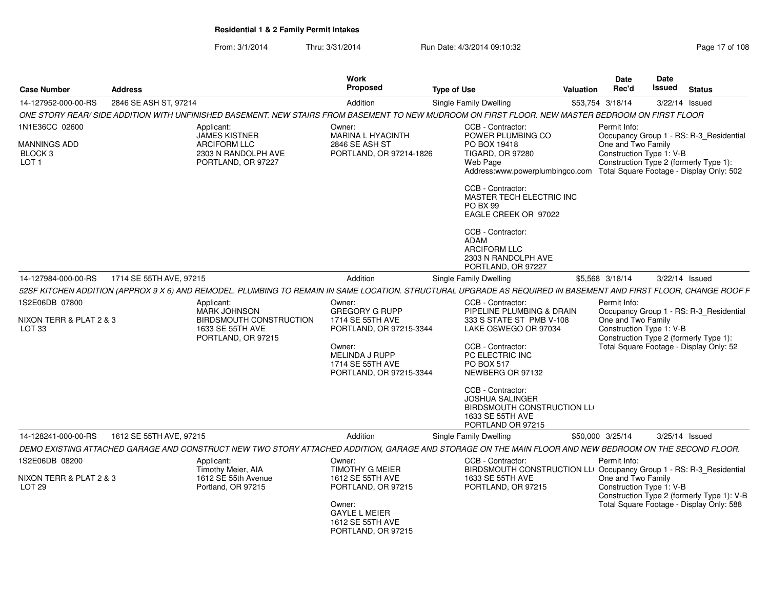**Residential 1 & 2 Family Permit Intakes**

From: 3/1/2014 Thru: 3/31/2014 Run Date: 4/3/2014 09:10:32

| Case Number | Address | Work Proposed | Type of Use | Valuation | Date Rec'd | Date Issued | Status |
|---|---|---|---|---|---|---|---|
| 14-127952-000-00-RS | 2846 SE ASH ST, 97214 | Addition | Single Family Dwelling | $53,754 | 3/18/14 | 3/22/14 | Issued |

*ONE STORY REAR/ SIDE ADDITION WITH UNFINISHED BASEMENT. NEW STAIRS FROM BASEMENT TO NEW MUDROOM ON FIRST FLOOR. NEW MASTER BEDROOM ON FIRST FLOOR*

1N1E36CC 02600
MANNINGS ADD
BLOCK 3
LOT 1

Applicant:
JAMES KISTNER
ARCIFORM LLC
2303 N RANDOLPH AVE
PORTLAND, OR 97227

Owner:
MARINA L HYACINTH
2846 SE ASH ST
PORTLAND, OR 97214-1826

CCB - Contractor:
POWER PLUMBING CO
PO BOX 19418
TIGARD, OR 97280
Web Page
Address:www.powerplumbingco.com

CCB - Contractor:
MASTER TECH ELECTRIC INC
PO BX 99
EAGLE CREEK OR 97022

CCB - Contractor:
ADAM
ARCIFORM LLC
2303 N RANDOLPH AVE
PORTLAND, OR 97227

Permit Info:
Occupancy Group 1 - RS: R-3_Residential One and Two Family
Construction Type 1: V-B
Construction Type 2 (formerly Type 1):
Total Square Footage - Display Only: 502

| Case Number | Address | Work Proposed | Type of Use | Valuation | Date Rec'd | Date Issued | Status |
|---|---|---|---|---|---|---|---|
| 14-127984-000-00-RS | 1714 SE 55TH AVE, 97215 | Addition | Single Family Dwelling | $5,568 | 3/18/14 | 3/22/14 | Issued |

*52SF KITCHEN ADDITION (APPROX 9 X 6) AND REMODEL. PLUMBING TO REMAIN IN SAME LOCATION. STRUCTURAL UPGRADE AS REQUIRED IN BASEMENT AND FIRST FLOOR, CHANGE ROOF F*

1S2E06DB 07800
NIXON TERR & PLAT 2 & 3
LOT 33

Applicant:
MARK JOHNSON
BIRDSMOUTH CONSTRUCTION
1633 SE 55TH AVE
PORTLAND, OR 97215

Owner:
GREGORY G RUPP
1714 SE 55TH AVE
PORTLAND, OR 97215-3344

Owner:
MELINDA J RUPP
1714 SE 55TH AVE
PORTLAND, OR 97215-3344

CCB - Contractor:
PIPELINE PLUMBING & DRAIN
333 S STATE ST PMB V-108
LAKE OSWEGO OR 97034

CCB - Contractor:
PC ELECTRIC INC
PO BOX 517
NEWBERG OR 97132

CCB - Contractor:
JOSHUA SALINGER
BIRDSMOUTH CONSTRUCTION LL
1633 SE 55TH AVE
PORTLAND OR 97215

Permit Info:
Occupancy Group 1 - RS: R-3_Residential One and Two Family
Construction Type 1: V-B
Construction Type 2 (formerly Type 1):
Total Square Footage - Display Only: 52

| Case Number | Address | Work Proposed | Type of Use | Valuation | Date Rec'd | Date Issued | Status |
|---|---|---|---|---|---|---|---|
| 14-128241-000-00-RS | 1612 SE 55TH AVE, 97215 | Addition | Single Family Dwelling | $50,000 | 3/25/14 | 3/25/14 | Issued |

*DEMO EXISTING ATTACHED GARAGE AND CONSTRUCT NEW TWO STORY ATTACHED ADDITION, GARAGE AND STORAGE ON THE MAIN FLOOR AND NEW BEDROOM ON THE SECOND FLOOR.*

1S2E06DB 08200
NIXON TERR & PLAT 2 & 3
LOT 29

Applicant:
Timothy Meier, AIA
1612 SE 55th Avenue
Portland, OR 97215

Owner:
TIMOTHY G MEIER
1612 SE 55TH AVE
PORTLAND, OR 97215

Owner:
GAYLE L MEIER
1612 SE 55TH AVE
PORTLAND, OR 97215

CCB - Contractor:
BIRDSMOUTH CONSTRUCTION LL
1633 SE 55TH AVE
PORTLAND, OR 97215

Permit Info:
Occupancy Group 1 - RS: R-3_Residential One and Two Family
Construction Type 1: V-B
Construction Type 2 (formerly Type 1): V-B
Total Square Footage - Display Only: 588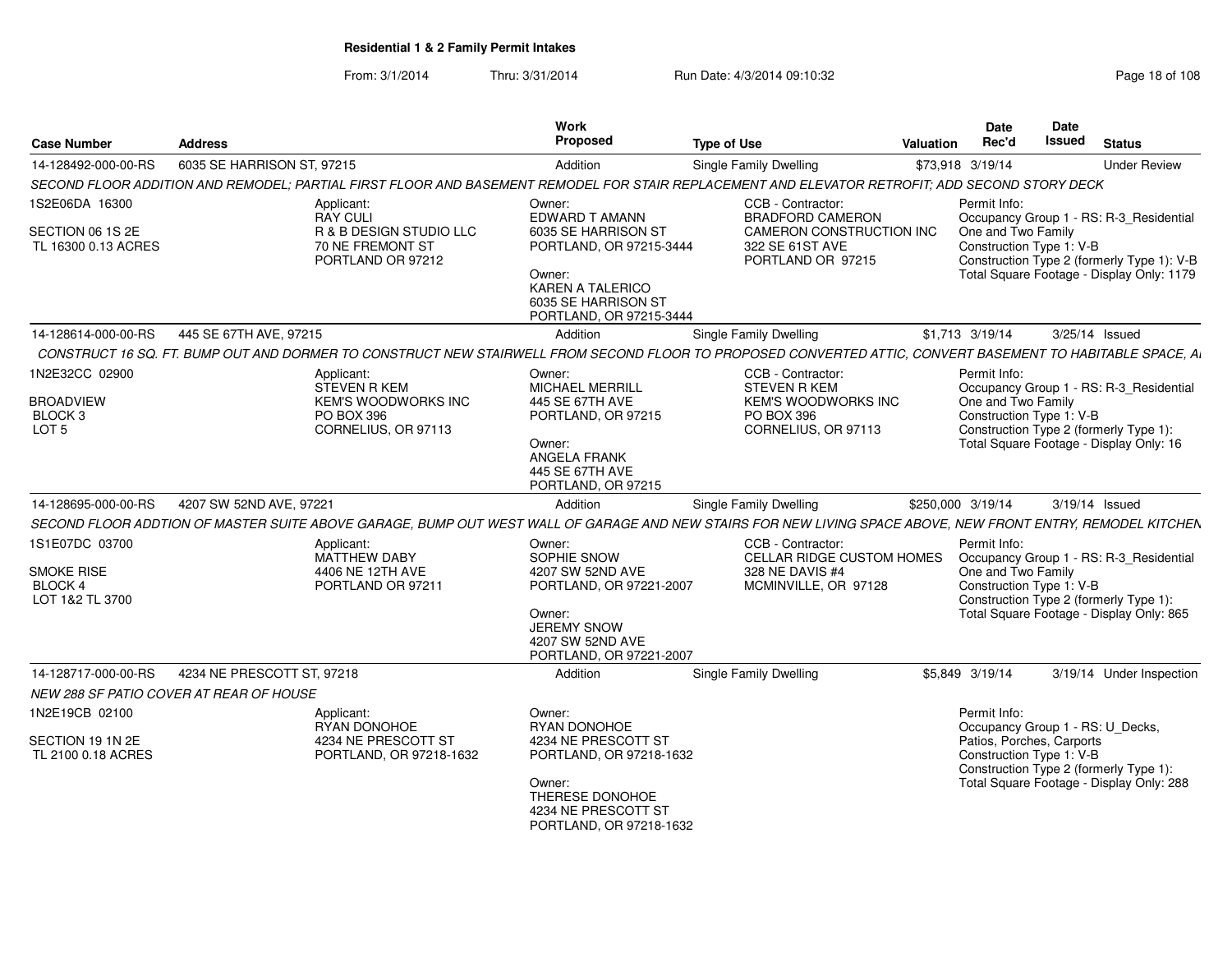**Residential 1 & 2 Family Permit Intakes**

From: 3/1/2014 Thru: 3/31/2014 Run Date: 4/3/2014 09:10:32

| Case Number | Address | Work Proposed | Type of Use | Valuation | Date Rec'd | Date Issued | Status |
|---|---|---|---|---|---|---|---|
| 14-128492-000-00-RS | 6035 SE HARRISON ST, 97215 | Addition | Single Family Dwelling | $73,918 | 3/19/14 | | Under Review |

*SECOND FLOOR ADDITION AND REMODEL; PARTIAL FIRST FLOOR AND BASEMENT REMODEL FOR STAIR REPLACEMENT AND ELEVATOR RETROFIT; ADD SECOND STORY DECK*

1S2E06DA 16300
SECTION 06 1S 2E
TL 16300 0.13 ACRES

Applicant: RAY CULI, R & B DESIGN STUDIO LLC, 70 NE FREMONT ST, PORTLAND OR 97212

Owner: EDWARD T AMANN, 6035 SE HARRISON ST, PORTLAND, OR 97215-3444
Owner: KAREN A TALERICO, 6035 SE HARRISON ST, PORTLAND, OR 97215-3444

CCB - Contractor: BRADFORD CAMERON, CAMERON CONSTRUCTION INC, 322 SE 61ST AVE, PORTLAND OR 97215

Permit Info: Occupancy Group 1 - RS: R-3_Residential One and Two Family; Construction Type 1: V-B; Construction Type 2 (formerly Type 1): V-B; Total Square Footage - Display Only: 1179

| Case Number | Address | Work Proposed | Type of Use | Valuation | Date Rec'd | Date Issued | Status |
|---|---|---|---|---|---|---|---|
| 14-128614-000-00-RS | 445 SE 67TH AVE, 97215 | Addition | Single Family Dwelling | $1,713 | 3/19/14 | 3/25/14 | Issued |

*CONSTRUCT 16 SQ. FT. BUMP OUT AND DORMER TO CONSTRUCT NEW STAIRWELL FROM SECOND FLOOR TO PROPOSED CONVERTED ATTIC, CONVERT BASEMENT TO HABITABLE SPACE, A*

1N2E32CC 02900
BROADVIEW
BLOCK 3
LOT 5

Applicant: STEVEN R KEM, KEM'S WOODWORKS INC, PO BOX 396, CORNELIUS, OR 97113

Owner: MICHAEL MERRILL, 445 SE 67TH AVE, PORTLAND, OR 97215
Owner: ANGELA FRANK, 445 SE 67TH AVE, PORTLAND, OR 97215

CCB - Contractor: STEVEN R KEM, KEM'S WOODWORKS INC, PO BOX 396, CORNELIUS, OR 97113

Permit Info: Occupancy Group 1 - RS: R-3_Residential One and Two Family; Construction Type 1: V-B; Construction Type 2 (formerly Type 1):; Total Square Footage - Display Only: 16

| Case Number | Address | Work Proposed | Type of Use | Valuation | Date Rec'd | Date Issued | Status |
|---|---|---|---|---|---|---|---|
| 14-128695-000-00-RS | 4207 SW 52ND AVE, 97221 | Addition | Single Family Dwelling | $250,000 | 3/19/14 | 3/19/14 | Issued |

*SECOND FLOOR ADDTION OF MASTER SUITE ABOVE GARAGE, BUMP OUT WEST WALL OF GARAGE AND NEW STAIRS FOR NEW LIVING SPACE ABOVE, NEW FRONT ENTRY, REMODEL KITCHEN*

1S1E07DC 03700
SMOKE RISE
BLOCK 4
LOT 1&2 TL 3700

Applicant: MATTHEW DABY, 4406 NE 12TH AVE, PORTLAND OR 97211

Owner: SOPHIE SNOW, 4207 SW 52ND AVE, PORTLAND, OR 97221-2007
Owner: JEREMY SNOW, 4207 SW 52ND AVE, PORTLAND, OR 97221-2007

CCB - Contractor: CELLAR RIDGE CUSTOM HOMES, 328 NE DAVIS #4, MCMINVILLE, OR 97128

Permit Info: Occupancy Group 1 - RS: R-3_Residential One and Two Family; Construction Type 1: V-B; Construction Type 2 (formerly Type 1):; Total Square Footage - Display Only: 865

| Case Number | Address | Work Proposed | Type of Use | Valuation | Date Rec'd | Date Issued | Status |
|---|---|---|---|---|---|---|---|
| 14-128717-000-00-RS | 4234 NE PRESCOTT ST, 97218 | Addition | Single Family Dwelling | $5,849 | 3/19/14 | 3/19/14 | Under Inspection |

*NEW 288 SF PATIO COVER AT REAR OF HOUSE*

1N2E19CB 02100
SECTION 19 1N 2E
TL 2100 0.18 ACRES

Applicant: RYAN DONOHOE, 4234 NE PRESCOTT ST, PORTLAND, OR 97218-1632

Owner: RYAN DONOHOE, 4234 NE PRESCOTT ST, PORTLAND, OR 97218-1632
Owner: THERESE DONOHOE, 4234 NE PRESCOTT ST, PORTLAND, OR 97218-1632

Permit Info: Occupancy Group 1 - RS: U_Decks, Patios, Porches, Carports; Construction Type 1: V-B; Construction Type 2 (formerly Type 1):; Total Square Footage - Display Only: 288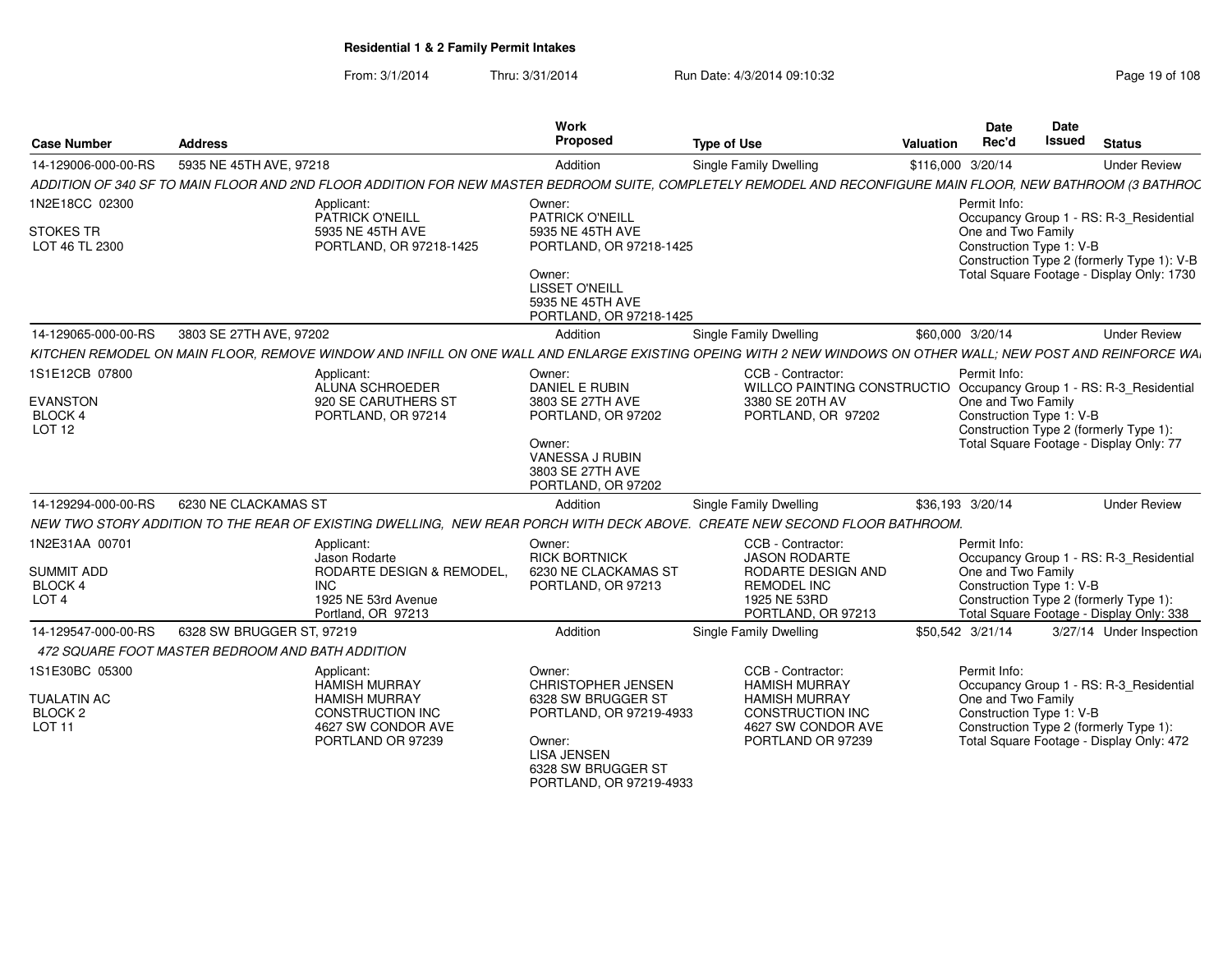**Residential 1 & 2 Family Permit Intakes**

From: 3/1/2014 Thru: 3/31/2014 Run Date: 4/3/2014 09:10:32

| Case Number | Address | Work Proposed | Type of Use | Valuation | Date Rec'd | Date Issued | Status |
|---|---|---|---|---|---|---|---|
| 14-129006-000-00-RS | 5935 NE 45TH AVE, 97218 | Addition | Single Family Dwelling | $116,000 | 3/20/14 | | Under Review |

ADDITION OF 340 SF TO MAIN FLOOR AND 2ND FLOOR ADDITION FOR NEW MASTER BEDROOM SUITE, COMPLETELY REMODEL AND RECONFIGURE MAIN FLOOR, NEW BATHROOM (3 BATHROC

1N2E18CC 02300
STOKES TR
LOT 46 TL 2300

Applicant:
PATRICK O'NEILL
5935 NE 45TH AVE
PORTLAND, OR 97218-1425

Owner:
PATRICK O'NEILL
5935 NE 45TH AVE
PORTLAND, OR 97218-1425

Owner:
LISSET O'NEILL
5935 NE 45TH AVE
PORTLAND, OR 97218-1425

Permit Info:
Occupancy Group 1 - RS: R-3_Residential One and Two Family
Construction Type 1: V-B
Construction Type 2 (formerly Type 1): V-B
Total Square Footage - Display Only: 1730

| Case Number | Address | Work Proposed | Type of Use | Valuation | Date Rec'd | Date Issued | Status |
|---|---|---|---|---|---|---|---|
| 14-129065-000-00-RS | 3803 SE 27TH AVE, 97202 | Addition | Single Family Dwelling | $60,000 | 3/20/14 | | Under Review |

KITCHEN REMODEL ON MAIN FLOOR, REMOVE WINDOW AND INFILL ON ONE WALL AND ENLARGE EXISTING OPEING WITH 2 NEW WINDOWS ON OTHER WALL; NEW POST AND REINFORCE WA

1S1E12CB 07800
EVANSTON
BLOCK 4
LOT 12

Applicant:
ALUNA SCHROEDER
920 SE CARUTHERS ST
PORTLAND, OR 97214

Owner:
DANIEL E RUBIN
3803 SE 27TH AVE
PORTLAND, OR 97202

Owner:
VANESSA J RUBIN
3803 SE 27TH AVE
PORTLAND, OR 97202

CCB - Contractor:
WILLCO PAINTING CONSTRUCTIO
3380 SE 20TH AV
PORTLAND, OR 97202

Permit Info:
Occupancy Group 1 - RS: R-3_Residential One and Two Family
Construction Type 1: V-B
Construction Type 2 (formerly Type 1):
Total Square Footage - Display Only: 77

| Case Number | Address | Work Proposed | Type of Use | Valuation | Date Rec'd | Date Issued | Status |
|---|---|---|---|---|---|---|---|
| 14-129294-000-00-RS | 6230 NE CLACKAMAS ST | Addition | Single Family Dwelling | $36,193 | 3/20/14 | | Under Review |

NEW TWO STORY ADDITION TO THE REAR OF EXISTING DWELLING, NEW REAR PORCH WITH DECK ABOVE. CREATE NEW SECOND FLOOR BATHROOM.

1N2E31AA 00701
SUMMIT ADD
BLOCK 4
LOT 4

Applicant:
Jason Rodarte
RODARTE DESIGN & REMODEL, INC
1925 NE 53rd Avenue
Portland, OR 97213

Owner:
RICK BORTNICK
6230 NE CLACKAMAS ST
PORTLAND, OR 97213

CCB - Contractor:
JASON RODARTE
RODARTE DESIGN AND REMODEL INC
1925 NE 53RD
PORTLAND, OR 97213

Permit Info:
Occupancy Group 1 - RS: R-3_Residential One and Two Family
Construction Type 1: V-B
Construction Type 2 (formerly Type 1):
Total Square Footage - Display Only: 338

| Case Number | Address | Work Proposed | Type of Use | Valuation | Date Rec'd | Date Issued | Status |
|---|---|---|---|---|---|---|---|
| 14-129547-000-00-RS | 6328 SW BRUGGER ST, 97219 | Addition | Single Family Dwelling | $50,542 | 3/21/14 | 3/27/14 | Under Inspection |

472 SQUARE FOOT MASTER BEDROOM AND BATH ADDITION

1S1E30BC 05300
TUALATIN AC
BLOCK 2
LOT 11

Applicant:
HAMISH MURRAY
HAMISH MURRAY CONSTRUCTION INC
4627 SW CONDOR AVE
PORTLAND OR 97239

Owner:
CHRISTOPHER JENSEN
6328 SW BRUGGER ST
PORTLAND, OR 97219-4933

Owner:
LISA JENSEN
6328 SW BRUGGER ST
PORTLAND, OR 97219-4933

CCB - Contractor:
HAMISH MURRAY
HAMISH MURRAY CONSTRUCTION INC
4627 SW CONDOR AVE
PORTLAND OR 97239

Permit Info:
Occupancy Group 1 - RS: R-3_Residential One and Two Family
Construction Type 1: V-B
Construction Type 2 (formerly Type 1):
Total Square Footage - Display Only: 472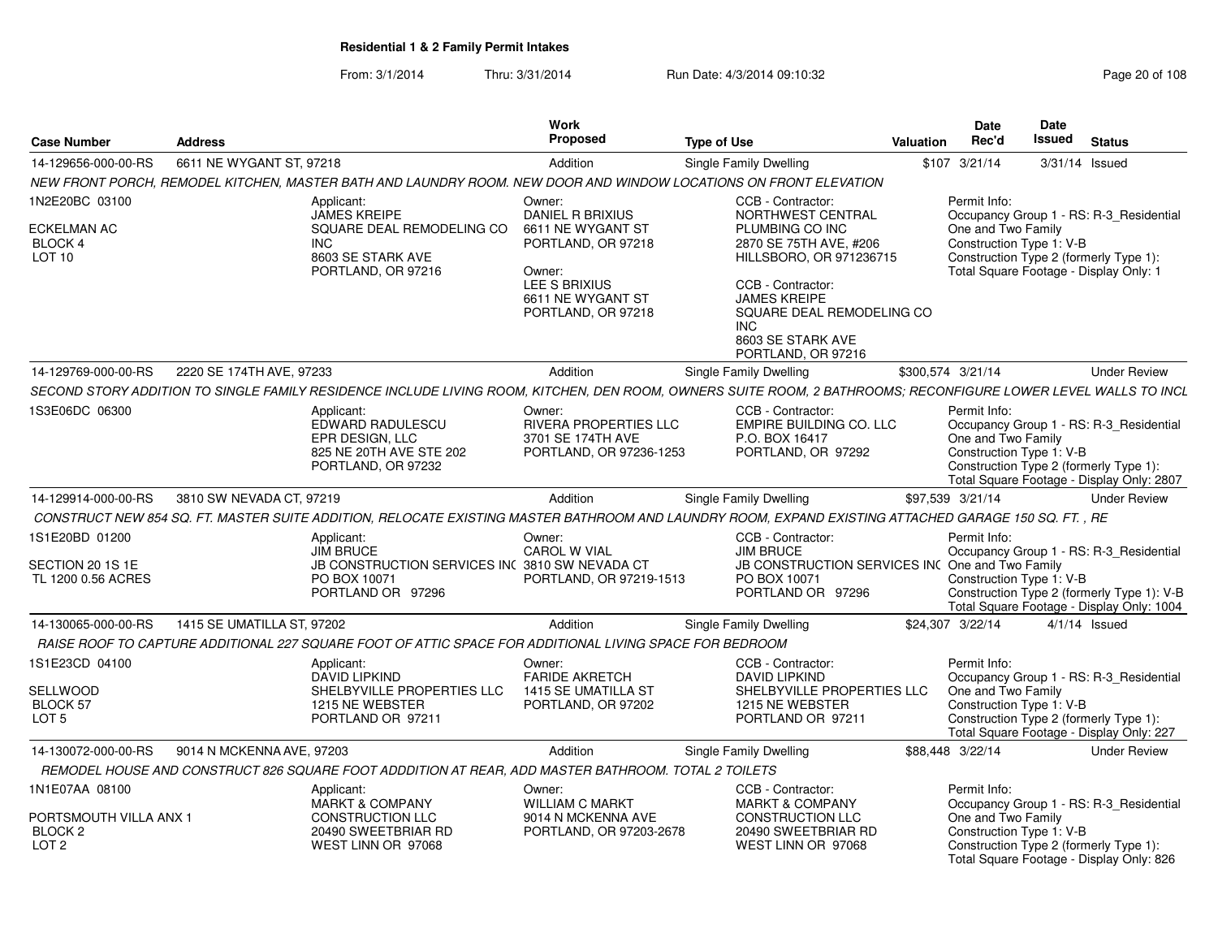# Residential 1 & 2 Family Permit Intakes

From: 3/1/2014 Thru: 3/31/2014 Run Date: 4/3/2014 09:10:32

| Case Number | Address | Work Proposed | Type of Use | Valuation | Date Rec'd | Date Issued | Status |
|---|---|---|---|---|---|---|---|
| 14-129656-000-00-RS | 6611 NE WYGANT ST, 97218 | Addition | Single Family Dwelling | $107 | 3/21/14 | 3/31/14 | Issued |

NEW FRONT PORCH, REMODEL KITCHEN, MASTER BATH AND LAUNDRY ROOM. NEW DOOR AND WINDOW LOCATIONS ON FRONT ELEVATION

1N2E20BC 03100
ECKELMAN AC
BLOCK 4
LOT 10

Applicant: JAMES KREIPE, SQUARE DEAL REMODELING CO INC, 8603 SE STARK AVE, PORTLAND, OR 97216

Owner: DANIEL R BRIXIUS, 6611 NE WYGANT ST, PORTLAND, OR 97218
Owner: LEE S BRIXIUS, 6611 NE WYGANT ST, PORTLAND, OR 97218

CCB - Contractor: NORTHWEST CENTRAL PLUMBING CO INC, 2870 SE 75TH AVE, #206, HILLSBORO, OR 971236715
CCB - Contractor: JAMES KREIPE, SQUARE DEAL REMODELING CO INC, 8603 SE STARK AVE, PORTLAND, OR 97216

Permit Info: Occupancy Group 1 - RS: R-3_Residential One and Two Family; Construction Type 1: V-B; Construction Type 2 (formerly Type 1): ; Total Square Footage - Display Only: 1

| Case Number | Address | Work Proposed | Type of Use | Valuation | Date Rec'd | Date Issued | Status |
|---|---|---|---|---|---|---|---|
| 14-129769-000-00-RS | 2220 SE 174TH AVE, 97233 | Addition | Single Family Dwelling | $300,574 | 3/21/14 | | Under Review |

SECOND STORY ADDITION TO SINGLE FAMILY RESIDENCE INCLUDE LIVING ROOM, KITCHEN, DEN ROOM, OWNERS SUITE ROOM, 2 BATHROOMS; RECONFIGURE LOWER LEVEL WALLS TO INCL

1S3E06DC 06300

Applicant: EDWARD RADULESCU, EPR DESIGN, LLC, 825 NE 20TH AVE STE 202, PORTLAND, OR 97232

Owner: RIVERA PROPERTIES LLC, 3701 SE 174TH AVE, PORTLAND, OR 97236-1253

CCB - Contractor: EMPIRE BUILDING CO. LLC, P.O. BOX 16417, PORTLAND, OR 97292

Permit Info: Occupancy Group 1 - RS: R-3_Residential One and Two Family; Construction Type 1: V-B; Construction Type 2 (formerly Type 1): ; Total Square Footage - Display Only: 2807

| Case Number | Address | Work Proposed | Type of Use | Valuation | Date Rec'd | Date Issued | Status |
|---|---|---|---|---|---|---|---|
| 14-129914-000-00-RS | 3810 SW NEVADA CT, 97219 | Addition | Single Family Dwelling | $97,539 | 3/21/14 | | Under Review |

CONSTRUCT NEW 854 SQ. FT. MASTER SUITE ADDITION, RELOCATE EXISTING MASTER BATHROOM AND LAUNDRY ROOM, EXPAND EXISTING ATTACHED GARAGE 150 SQ. FT. , RE

1S1E20BD 01200
SECTION 20 1S 1E
TL 1200 0.56 ACRES

Applicant: JIM BRUCE, JB CONSTRUCTION SERVICES INC, PO BOX 10071, PORTLAND OR 97296

Owner: CAROL W VIAL, 3810 SW NEVADA CT, PORTLAND, OR 97219-1513

CCB - Contractor: JIM BRUCE, JB CONSTRUCTION SERVICES INC, PO BOX 10071, PORTLAND OR 97296

Permit Info: Occupancy Group 1 - RS: R-3_Residential One and Two Family; Construction Type 1: V-B; Construction Type 2 (formerly Type 1): V-B; Total Square Footage - Display Only: 1004

| Case Number | Address | Work Proposed | Type of Use | Valuation | Date Rec'd | Date Issued | Status |
|---|---|---|---|---|---|---|---|
| 14-130065-000-00-RS | 1415 SE UMATILLA ST, 97202 | Addition | Single Family Dwelling | $24,307 | 3/22/14 | 4/1/14 | Issued |

RAISE ROOF TO CAPTURE ADDITIONAL 227 SQUARE FOOT OF ATTIC SPACE FOR ADDITIONAL LIVING SPACE FOR BEDROOM

1S1E23CD 04100
SELLWOOD
BLOCK 57
LOT 5

Applicant: DAVID LIPKIND, SHELBYVILLE PROPERTIES LLC, 1215 NE WEBSTER, PORTLAND OR 97211

Owner: FARIDE AKRETCH, 1415 SE UMATILLA ST, PORTLAND, OR 97202

CCB - Contractor: DAVID LIPKIND, SHELBYVILLE PROPERTIES LLC, 1215 NE WEBSTER, PORTLAND OR 97211

Permit Info: Occupancy Group 1 - RS: R-3_Residential One and Two Family; Construction Type 1: V-B; Construction Type 2 (formerly Type 1): ; Total Square Footage - Display Only: 227

| Case Number | Address | Work Proposed | Type of Use | Valuation | Date Rec'd | Date Issued | Status |
|---|---|---|---|---|---|---|---|
| 14-130072-000-00-RS | 9014 N MCKENNA AVE, 97203 | Addition | Single Family Dwelling | $88,448 | 3/22/14 | | Under Review |

REMODEL HOUSE AND CONSTRUCT 826 SQUARE FOOT ADDDITION AT REAR, ADD MASTER BATHROOM. TOTAL 2 TOILETS

1N1E07AA 08100
PORTSMOUTH VILLA ANX 1
BLOCK 2
LOT 2

Applicant: MARKT & COMPANY CONSTRUCTION LLC, 20490 SWEETBRIAR RD, WEST LINN OR 97068

Owner: WILLIAM C MARKT, 9014 N MCKENNA AVE, PORTLAND, OR 97203-2678

CCB - Contractor: MARKT & COMPANY CONSTRUCTION LLC, 20490 SWEETBRIAR RD, WEST LINN OR 97068

Permit Info: Occupancy Group 1 - RS: R-3_Residential One and Two Family; Construction Type 1: V-B; Construction Type 2 (formerly Type 1): ; Total Square Footage - Display Only: 826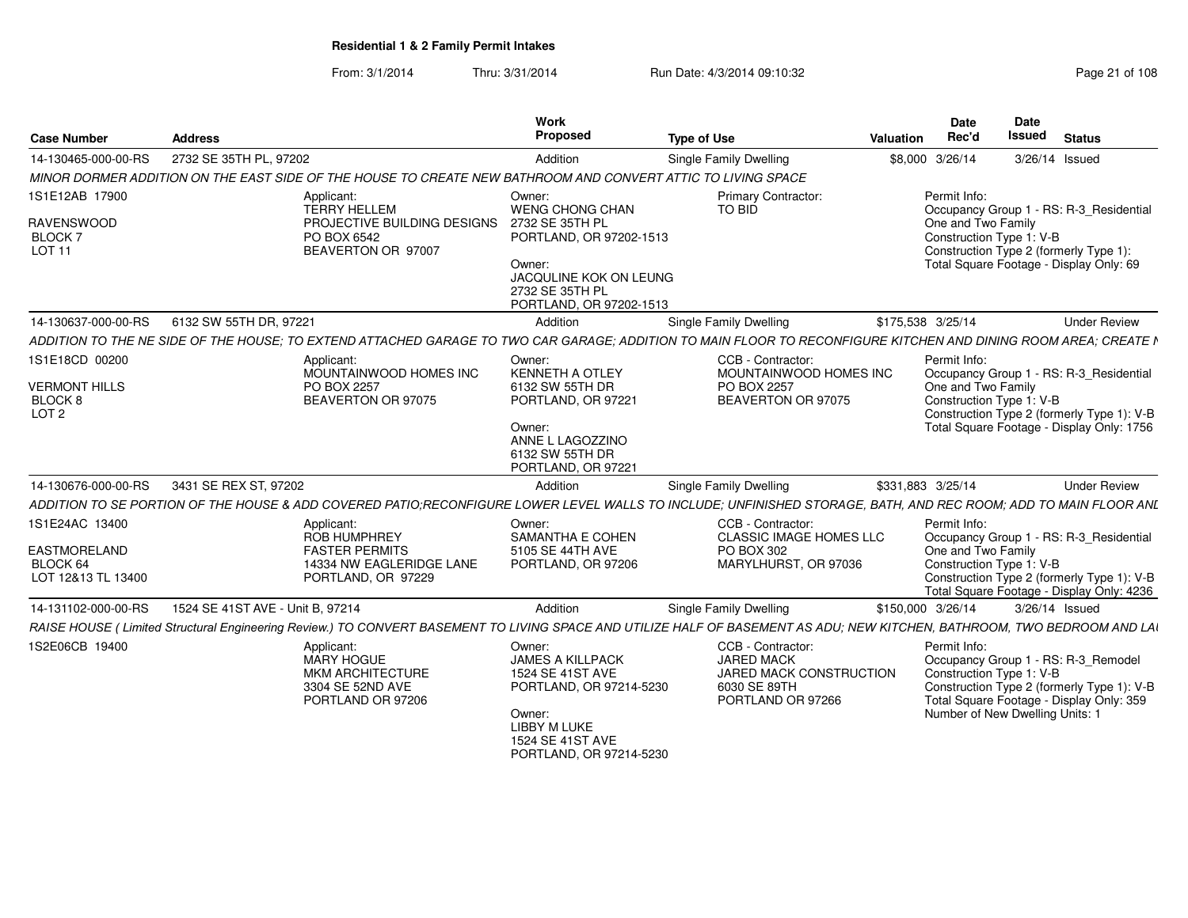**Residential 1 & 2 Family Permit Intakes**

From: 3/1/2014 Thru: 3/31/2014 Run Date: 4/3/2014 09:10:32

| Case Number | Address | Work Proposed | Type of Use | Valuation | Date Rec'd | Date Issued | Status |
|---|---|---|---|---|---|---|---|
| 14-130465-000-00-RS | 2732 SE 35TH PL, 97202 | Addition | Single Family Dwelling | $8,000 | 3/26/14 | 3/26/14 | Issued |

*MINOR DORMER ADDITION ON THE EAST SIDE OF THE HOUSE TO CREATE NEW BATHROOM AND CONVERT ATTIC TO LIVING SPACE*

1S1E12AB 17900
RAVENSWOOD
BLOCK 7
LOT 11

Applicant:
TERRY HELLEM
PROJECTIVE BUILDING DESIGNS
PO BOX 6542
BEAVERTON OR 97007

Owner:
WENG CHONG CHAN
2732 SE 35TH PL
PORTLAND, OR 97202-1513

Owner:
JACQULINE KOK ON LEUNG
2732 SE 35TH PL
PORTLAND, OR 97202-1513

Primary Contractor:
TO BID

Permit Info:
Occupancy Group 1 - RS: R-3_Residential One and Two Family
Construction Type 1: V-B
Construction Type 2 (formerly Type 1):
Total Square Footage - Display Only: 69

---

| Case Number | Address | Work Proposed | Type of Use | Valuation | Date Rec'd | Date Issued | Status |
|---|---|---|---|---|---|---|---|
| 14-130637-000-00-RS | 6132 SW 55TH DR, 97221 | Addition | Single Family Dwelling | $175,538 | 3/25/14 | | Under Review |

*ADDITION TO THE NE SIDE OF THE HOUSE; TO EXTEND ATTACHED GARAGE TO TWO CAR GARAGE; ADDITION TO MAIN FLOOR TO RECONFIGURE KITCHEN AND DINING ROOM AREA; CREATE N*

1S1E18CD 00200
VERMONT HILLS
BLOCK 8
LOT 2

Applicant:
MOUNTAINWOOD HOMES INC
PO BOX 2257
BEAVERTON OR 97075

Owner:
KENNETH A OTLEY
6132 SW 55TH DR
PORTLAND, OR 97221

Owner:
ANNE L LAGOZZINO
6132 SW 55TH DR
PORTLAND, OR 97221

CCB - Contractor:
MOUNTAINWOOD HOMES INC
PO BOX 2257
BEAVERTON OR 97075

Permit Info:
Occupancy Group 1 - RS: R-3_Residential One and Two Family
Construction Type 1: V-B
Construction Type 2 (formerly Type 1): V-B
Total Square Footage - Display Only: 1756

---

| Case Number | Address | Work Proposed | Type of Use | Valuation | Date Rec'd | Date Issued | Status |
|---|---|---|---|---|---|---|---|
| 14-130676-000-00-RS | 3431 SE REX ST, 97202 | Addition | Single Family Dwelling | $331,883 | 3/25/14 | | Under Review |

*ADDITION TO SE PORTION OF THE HOUSE & ADD COVERED PATIO;RECONFIGURE LOWER LEVEL WALLS TO INCLUDE; UNFINISHED STORAGE, BATH, AND REC ROOM; ADD TO MAIN FLOOR AND*

1S1E24AC 13400
EASTMORELAND
BLOCK 64
LOT 12&13 TL 13400

Applicant:
ROB HUMPHREY
FASTER PERMITS
14334 NW EAGLERIDGE LANE
PORTLAND, OR 97229

Owner:
SAMANTHA E COHEN
5105 SE 44TH AVE
PORTLAND, OR 97206

CCB - Contractor:
CLASSIC IMAGE HOMES LLC
PO BOX 302
MARYLHURST, OR 97036

Permit Info:
Occupancy Group 1 - RS: R-3_Residential One and Two Family
Construction Type 1: V-B
Construction Type 2 (formerly Type 1): V-B
Total Square Footage - Display Only: 4236

---

| Case Number | Address | Work Proposed | Type of Use | Valuation | Date Rec'd | Date Issued | Status |
|---|---|---|---|---|---|---|---|
| 14-131102-000-00-RS | 1524 SE 41ST AVE - Unit B, 97214 | Addition | Single Family Dwelling | $150,000 | 3/26/14 | 3/26/14 | Issued |

*RAISE HOUSE ( Limited Structural Engineering Review.) TO CONVERT BASEMENT TO LIVING SPACE AND UTILIZE HALF OF BASEMENT AS ADU; NEW KITCHEN, BATHROOM, TWO BEDROOM AND LA*

1S2E06CB 19400

Applicant:
MARY HOGUE
MKM ARCHITECTURE
3304 SE 52ND AVE
PORTLAND OR 97206

Owner:
JAMES A KILLPACK
1524 SE 41ST AVE
PORTLAND, OR 97214-5230

Owner:
LIBBY M LUKE
1524 SE 41ST AVE
PORTLAND, OR 97214-5230

CCB - Contractor:
JARED MACK
JARED MACK CONSTRUCTION
6030 SE 89TH
PORTLAND OR 97266

Permit Info:
Occupancy Group 1 - RS: R-3_Remodel
Construction Type 1: V-B
Construction Type 2 (formerly Type 1): V-B
Total Square Footage - Display Only: 359
Number of New Dwelling Units: 1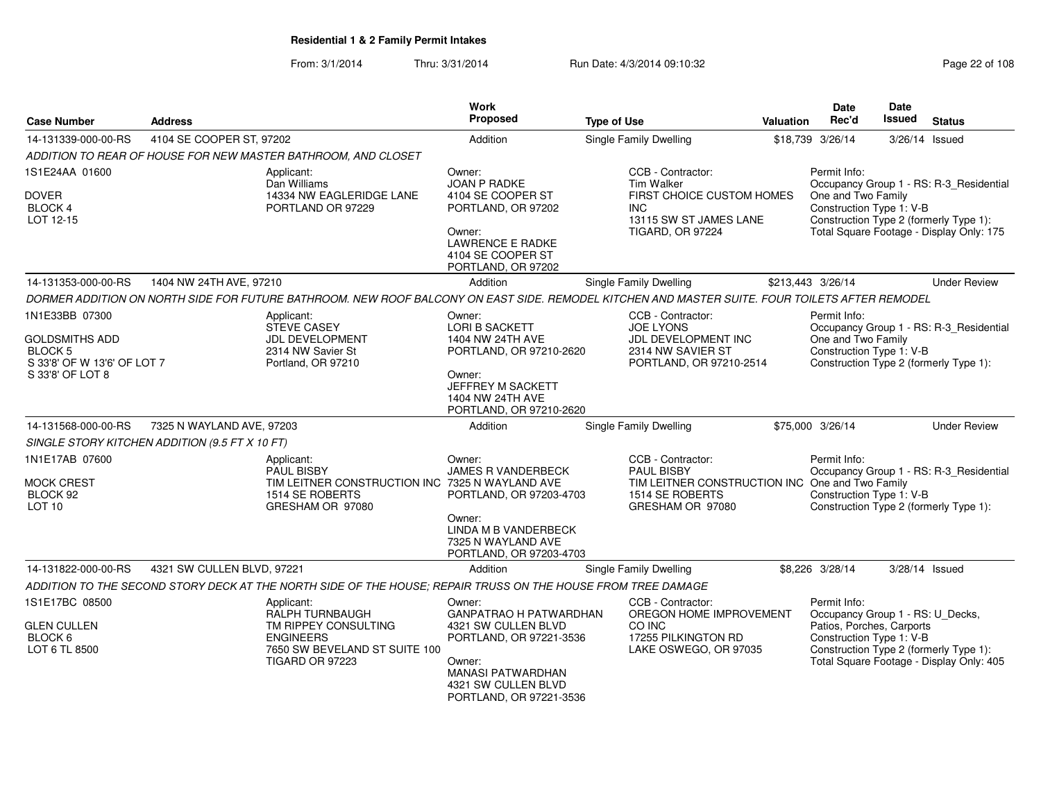**Residential 1 & 2 Family Permit Intakes**

From: 3/1/2014 Thru: 3/31/2014 Run Date: 4/3/2014 09:10:32

| Case Number | Address | Work Proposed | Type of Use | Valuation | Date Rec'd | Date Issued | Status |
|---|---|---|---|---|---|---|---|
| 14-131339-000-00-RS | 4104 SE COOPER ST, 97202 | Addition | Single Family Dwelling | $18,739 | 3/26/14 | 3/26/14 | Issued |

*ADDITION TO REAR OF HOUSE FOR NEW MASTER BATHROOM, AND CLOSET*

1S1E24AA 01600
DOVER
BLOCK 4
LOT 12-15

Applicant:
Dan Williams
14334 NW EAGLERIDGE LANE
PORTLAND OR 97229

Owner:
JOAN P RADKE
4104 SE COOPER ST
PORTLAND, OR 97202

Owner:
LAWRENCE E RADKE
4104 SE COOPER ST
PORTLAND, OR 97202

CCB - Contractor:
Tim Walker
FIRST CHOICE CUSTOM HOMES INC
13115 SW ST JAMES LANE
TIGARD, OR 97224

Permit Info:
Occupancy Group 1 - RS: R-3_Residential One and Two Family
Construction Type 1: V-B
Construction Type 2 (formerly Type 1):
Total Square Footage - Display Only: 175

| Case Number | Address | Work Proposed | Type of Use | Valuation | Date Rec'd | Date Issued | Status |
|---|---|---|---|---|---|---|---|
| 14-131353-000-00-RS | 1404 NW 24TH AVE, 97210 | Addition | Single Family Dwelling | $213,443 | 3/26/14 | | Under Review |

*DORMER ADDITION ON NORTH SIDE FOR FUTURE BATHROOM. NEW ROOF BALCONY ON EAST SIDE. REMODEL KITCHEN AND MASTER SUITE. FOUR TOILETS AFTER REMODEL*

1N1E33BB 07300
GOLDSMITHS ADD
BLOCK 5
S 33'8' OF W 13'6' OF LOT 7
S 33'8' OF LOT 8

Applicant:
STEVE CASEY
JDL DEVELOPMENT
2314 NW Savier St
Portland, OR 97210

Owner:
LORI B SACKETT
1404 NW 24TH AVE
PORTLAND, OR 97210-2620

Owner:
JEFFREY M SACKETT
1404 NW 24TH AVE
PORTLAND, OR 97210-2620

CCB - Contractor:
JOE LYONS
JDL DEVELOPMENT INC
2314 NW SAVIER ST
PORTLAND, OR 97210-2514

Permit Info:
Occupancy Group 1 - RS: R-3_Residential One and Two Family
Construction Type 1: V-B
Construction Type 2 (formerly Type 1):

| Case Number | Address | Work Proposed | Type of Use | Valuation | Date Rec'd | Date Issued | Status |
|---|---|---|---|---|---|---|---|
| 14-131568-000-00-RS | 7325 N WAYLAND AVE, 97203 | Addition | Single Family Dwelling | $75,000 | 3/26/14 | | Under Review |

*SINGLE STORY KITCHEN ADDITION (9.5 FT X 10 FT)*

1N1E17AB 07600
MOCK CREST
BLOCK 92
LOT 10

Applicant:
PAUL BISBY
TIM LEITNER CONSTRUCTION INC
1514 SE ROBERTS
GRESHAM OR 97080

Owner:
JAMES R VANDERBECK
7325 N WAYLAND AVE
PORTLAND, OR 97203-4703

Owner:
LINDA M B VANDERBECK
7325 N WAYLAND AVE
PORTLAND, OR 97203-4703

CCB - Contractor:
PAUL BISBY
TIM LEITNER CONSTRUCTION INC
1514 SE ROBERTS
GRESHAM OR 97080

Permit Info:
Occupancy Group 1 - RS: R-3_Residential One and Two Family
Construction Type 1: V-B
Construction Type 2 (formerly Type 1):

| Case Number | Address | Work Proposed | Type of Use | Valuation | Date Rec'd | Date Issued | Status |
|---|---|---|---|---|---|---|---|
| 14-131822-000-00-RS | 4321 SW CULLEN BLVD, 97221 | Addition | Single Family Dwelling | $8,226 | 3/28/14 | 3/28/14 | Issued |

*ADDITION TO THE SECOND STORY DECK AT THE NORTH SIDE OF THE HOUSE; REPAIR TRUSS ON THE HOUSE FROM TREE DAMAGE*

1S1E17BC 08500
GLEN CULLEN
BLOCK 6
LOT 6 TL 8500

Applicant:
RALPH TURNBAUGH
TM RIPPEY CONSULTING ENGINEERS
7650 SW BEVELAND ST SUITE 100
TIGARD OR 97223

Owner:
GANPATRAO H PATWARDHAN
4321 SW CULLEN BLVD
PORTLAND, OR 97221-3536

Owner:
MANASI PATWARDHAN
4321 SW CULLEN BLVD
PORTLAND, OR 97221-3536

CCB - Contractor:
OREGON HOME IMPROVEMENT CO INC
17255 PILKINGTON RD
LAKE OSWEGO, OR 97035

Permit Info:
Occupancy Group 1 - RS: U_Decks, Patios, Porches, Carports
Construction Type 1: V-B
Construction Type 2 (formerly Type 1):
Total Square Footage - Display Only: 405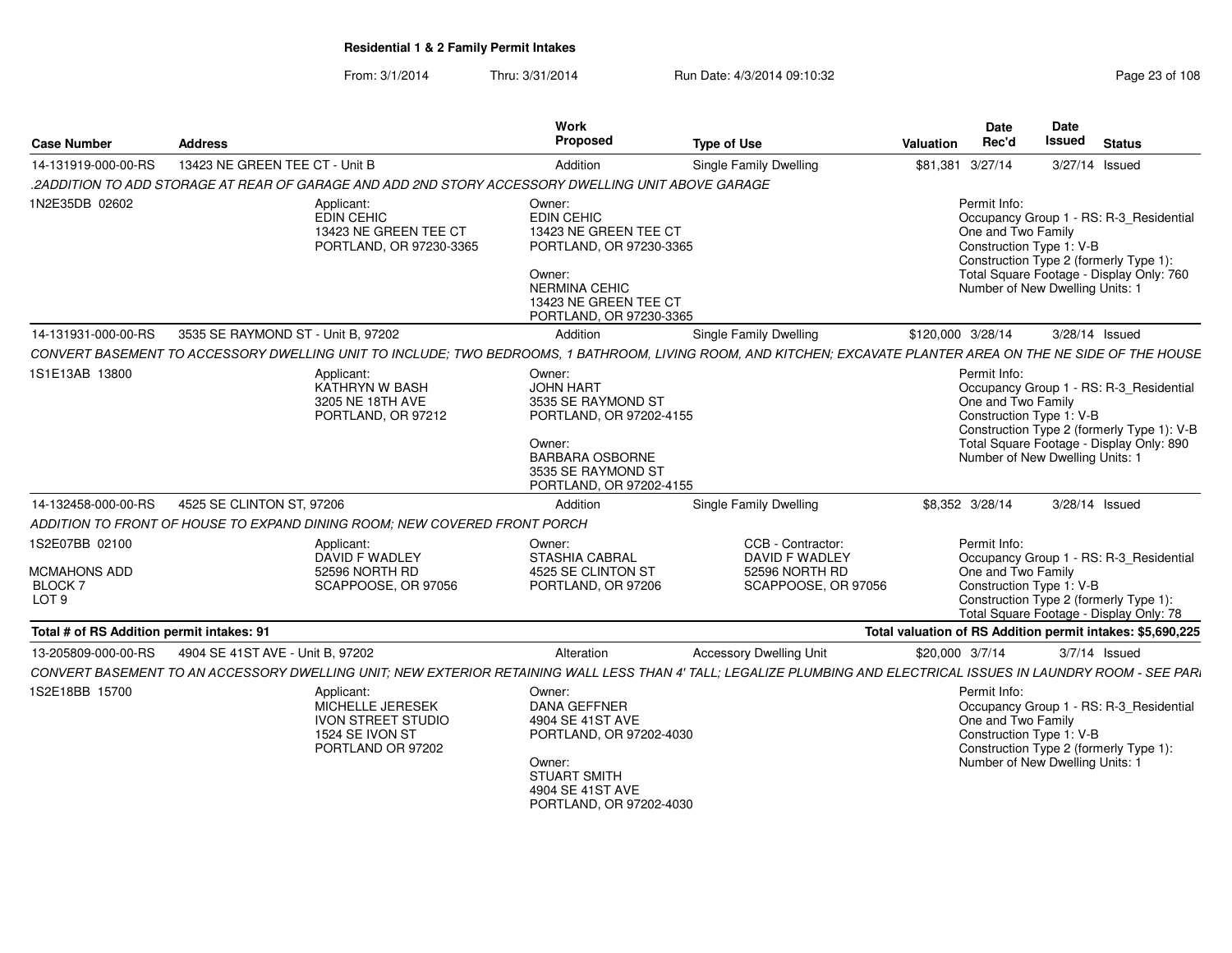**Residential 1 & 2 Family Permit Intakes**

From: 3/1/2014 Thru: 3/31/2014 Run Date: 4/3/2014 09:10:32

| Case Number | Address | Work Proposed | Type of Use | Valuation | Date Rec'd | Date Issued | Status |
|---|---|---|---|---|---|---|---|
| 14-131919-000-00-RS | 13423 NE GREEN TEE CT - Unit B | Addition | Single Family Dwelling | $81,381 | 3/27/14 | 3/27/14 | Issued |

.2ADDITION TO ADD STORAGE AT REAR OF GARAGE AND ADD 2ND STORY ACCESSORY DWELLING UNIT ABOVE GARAGE

1N2E35DB 02602

Applicant: EDIN CEHIC, 13423 NE GREEN TEE CT, PORTLAND, OR 97230-3365

Owner: EDIN CEHIC, 13423 NE GREEN TEE CT, PORTLAND, OR 97230-3365

Owner: NERMINA CEHIC, 13423 NE GREEN TEE CT, PORTLAND, OR 97230-3365

Permit Info:
Occupancy Group 1 - RS: R-3_Residential One and Two Family
Construction Type 1: V-B
Construction Type 2 (formerly Type 1):
Total Square Footage - Display Only: 760
Number of New Dwelling Units: 1

| Case Number | Address | Work Proposed | Type of Use | Valuation | Date Rec'd | Date Issued | Status |
|---|---|---|---|---|---|---|---|
| 14-131931-000-00-RS | 3535 SE RAYMOND ST - Unit B, 97202 | Addition | Single Family Dwelling | $120,000 | 3/28/14 | 3/28/14 | Issued |

CONVERT BASEMENT TO ACCESSORY DWELLING UNIT TO INCLUDE; TWO BEDROOMS, 1 BATHROOM, LIVING ROOM, AND KITCHEN; EXCAVATE PLANTER AREA ON THE NE SIDE OF THE HOUSE

1S1E13AB 13800

Applicant: KATHRYN W BASH, 3205 NE 18TH AVE, PORTLAND, OR 97212

Owner: JOHN HART, 3535 SE RAYMOND ST, PORTLAND, OR 97202-4155

Owner: BARBARA OSBORNE, 3535 SE RAYMOND ST, PORTLAND, OR 97202-4155

Permit Info:
Occupancy Group 1 - RS: R-3_Residential One and Two Family
Construction Type 1: V-B
Construction Type 2 (formerly Type 1): V-B
Total Square Footage - Display Only: 890
Number of New Dwelling Units: 1

| Case Number | Address | Work Proposed | Type of Use | Valuation | Date Rec'd | Date Issued | Status |
|---|---|---|---|---|---|---|---|
| 14-132458-000-00-RS | 4525 SE CLINTON ST, 97206 | Addition | Single Family Dwelling | $8,352 | 3/28/14 | 3/28/14 | Issued |

ADDITION TO FRONT OF HOUSE TO EXPAND DINING ROOM; NEW COVERED FRONT PORCH

1S2E07BB 02100
MCMAHONS ADD
BLOCK 7
LOT 9

Applicant: DAVID F WADLEY, 52596 NORTH RD, SCAPPOOSE, OR 97056

Owner: STASHIA CABRAL, 4525 SE CLINTON ST, PORTLAND, OR 97206

CCB - Contractor: DAVID F WADLEY, 52596 NORTH RD, SCAPPOOSE, OR 97056

Permit Info:
Occupancy Group 1 - RS: R-3_Residential One and Two Family
Construction Type 1: V-B
Construction Type 2 (formerly Type 1):
Total Square Footage - Display Only: 78

**Total # of RS Addition permit intakes: 91** — **Total valuation of RS Addition permit intakes: $5,690,225**

| Case Number | Address | Work Proposed | Type of Use | Valuation | Date Rec'd | Date Issued | Status |
|---|---|---|---|---|---|---|---|
| 13-205809-000-00-RS | 4904 SE 41ST AVE - Unit B, 97202 | Alteration | Accessory Dwelling Unit | $20,000 | 3/7/14 | 3/7/14 | Issued |

CONVERT BASEMENT TO AN ACCESSORY DWELLING UNIT; NEW EXTERIOR RETAINING WALL LESS THAN 4' TALL; LEGALIZE PLUMBING AND ELECTRICAL ISSUES IN LAUNDRY ROOM - SEE PARI

1S2E18BB 15700

Applicant: MICHELLE JERESEK, IVON STREET STUDIO, 1524 SE IVON ST, PORTLAND OR 97202

Owner: DANA GEFFNER, 4904 SE 41ST AVE, PORTLAND, OR 97202-4030

Owner: STUART SMITH, 4904 SE 41ST AVE, PORTLAND, OR 97202-4030

Permit Info:
Occupancy Group 1 - RS: R-3_Residential One and Two Family
Construction Type 1: V-B
Construction Type 2 (formerly Type 1):
Number of New Dwelling Units: 1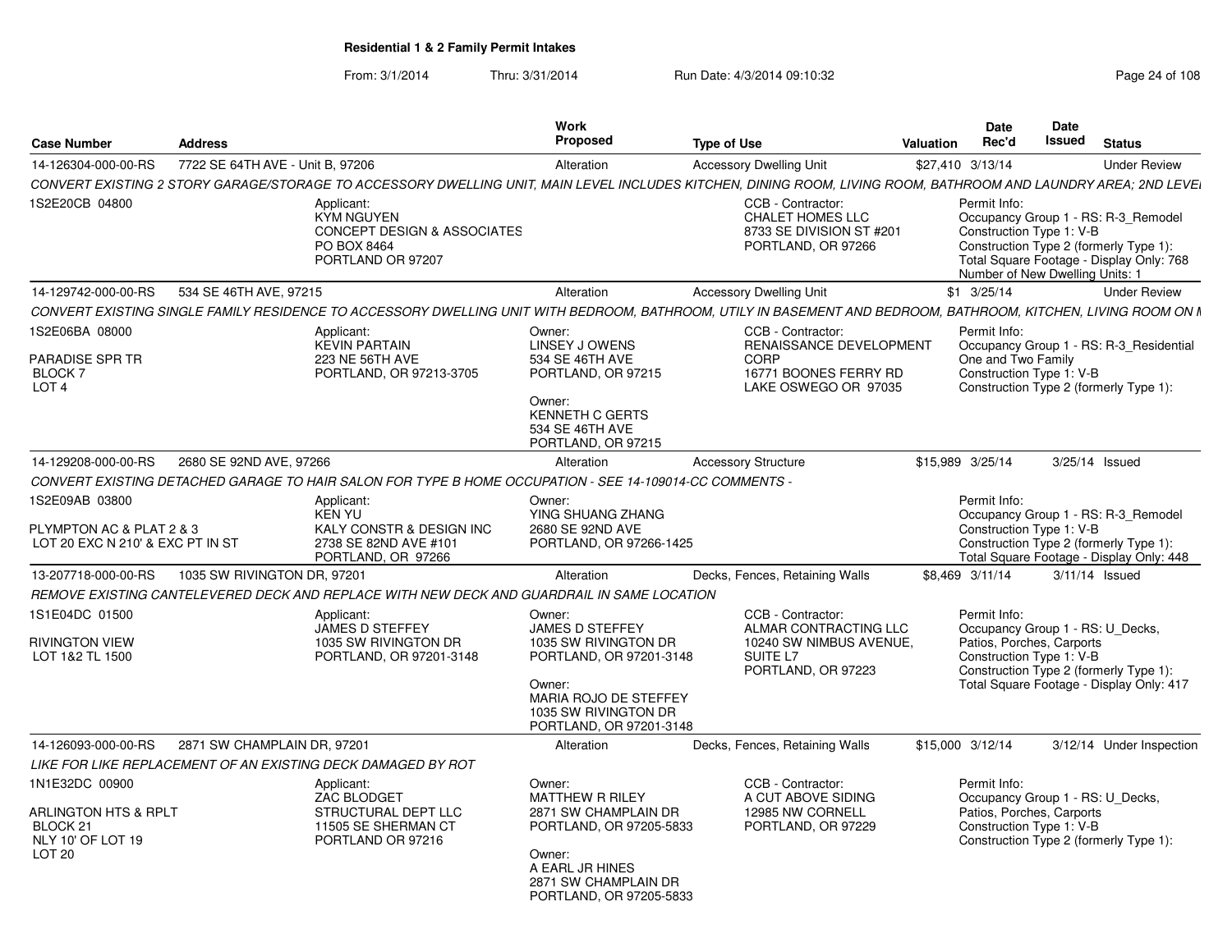**Residential 1 & 2 Family Permit Intakes**

From: 3/1/2014 Thru: 3/31/2014 Run Date: 4/3/2014 09:10:32

| Case Number | Address | Work Proposed | Type of Use | Valuation | Date Rec'd | Date Issued | Status |
|---|---|---|---|---|---|---|---|
| 14-126304-000-00-RS | 7722 SE 64TH AVE - Unit B, 97206 | Alteration | Accessory Dwelling Unit | $27,410 | 3/13/14 | | Under Review |
| *CONVERT EXISTING 2 STORY GARAGE/STORAGE TO ACCESSORY DWELLING UNIT, MAIN LEVEL INCLUDES KITCHEN, DINING ROOM, LIVING ROOM, BATHROOM AND LAUNDRY AREA; 2ND LEVEL* | | | | | | | |
| 1S2E20CB 04800 | Applicant: KYM NGUYEN CONCEPT DESIGN & ASSOCIATES PO BOX 8464 PORTLAND OR 97207 | | CCB - Contractor: CHALET HOMES LLC 8733 SE DIVISION ST #201 PORTLAND, OR 97266 | | Permit Info: Occupancy Group 1 - RS: R-3_Remodel Construction Type 1: V-B Construction Type 2 (formerly Type 1): Total Square Footage - Display Only: 768 Number of New Dwelling Units: 1 | | |
| 14-129742-000-00-RS | 534 SE 46TH AVE, 97215 | Alteration | Accessory Dwelling Unit | $1 | 3/25/14 | | Under Review |
| *CONVERT EXISTING SINGLE FAMILY RESIDENCE TO ACCESSORY DWELLING UNIT WITH BEDROOM, BATHROOM, UTILY IN BASEMENT AND BEDROOM, BATHROOM, KITCHEN, LIVING ROOM ON M* | | | | | | | |
| 1S2E06BA 08000 PARADISE SPR TR BLOCK 7 LOT 4 | Applicant: KEVIN PARTAIN 223 NE 56TH AVE PORTLAND, OR 97213-3705 | Owner: LINSEY J OWENS 534 SE 46TH AVE PORTLAND, OR 97215 Owner: KENNETH C GERTS 534 SE 46TH AVE PORTLAND, OR 97215 | CCB - Contractor: RENAISSANCE DEVELOPMENT CORP 16771 BOONES FERRY RD LAKE OSWEGO OR 97035 | | Permit Info: Occupancy Group 1 - RS: R-3_Residential One and Two Family Construction Type 1: V-B Construction Type 2 (formerly Type 1): | | |
| 14-129208-000-00-RS | 2680 SE 92ND AVE, 97266 | Alteration | Accessory Structure | $15,989 | 3/25/14 | 3/25/14 | Issued |
| *CONVERT EXISTING DETACHED GARAGE TO HAIR SALON FOR TYPE B HOME OCCUPATION - SEE 14-109014-CC COMMENTS -* | | | | | | | |
| 1S2E09AB 03800 PLYMPTON AC & PLAT 2 & 3 LOT 20 EXC N 210' & EXC PT IN ST | Applicant: KEN YU KALY CONSTR & DESIGN INC 2738 SE 82ND AVE #101 PORTLAND, OR 97266 | Owner: YING SHUANG ZHANG 2680 SE 92ND AVE PORTLAND, OR 97266-1425 | | | Permit Info: Occupancy Group 1 - RS: R-3_Remodel Construction Type 1: V-B Construction Type 2 (formerly Type 1): Total Square Footage - Display Only: 448 | | |
| 13-207718-000-00-RS | 1035 SW RIVINGTON DR, 97201 | Alteration | Decks, Fences, Retaining Walls | $8,469 | 3/11/14 | 3/11/14 | Issued |
| *REMOVE EXISTING CANTELEVERED DECK AND REPLACE WITH NEW DECK AND GUARDRAIL IN SAME LOCATION* | | | | | | | |
| 1S1E04DC 01500 RIVINGTON VIEW LOT 1&2 TL 1500 | Applicant: JAMES D STEFFEY 1035 SW RIVINGTON DR PORTLAND, OR 97201-3148 | Owner: JAMES D STEFFEY 1035 SW RIVINGTON DR PORTLAND, OR 97201-3148 Owner: MARIA ROJO DE STEFFEY 1035 SW RIVINGTON DR PORTLAND, OR 97201-3148 | CCB - Contractor: ALMAR CONTRACTING LLC 10240 SW NIMBUS AVENUE, SUITE L7 PORTLAND, OR 97223 | | Permit Info: Occupancy Group 1 - RS: U_Decks, Patios, Porches, Carports Construction Type 1: V-B Construction Type 2 (formerly Type 1): Total Square Footage - Display Only: 417 | | |
| 14-126093-000-00-RS | 2871 SW CHAMPLAIN DR, 97201 | Alteration | Decks, Fences, Retaining Walls | $15,000 | 3/12/14 | 3/12/14 | Under Inspection |
| *LIKE FOR LIKE REPLACEMENT OF AN EXISTING DECK DAMAGED BY ROT* | | | | | | | |
| 1N1E32DC 00900 ARLINGTON HTS & RPLT BLOCK 21 NLY 10' OF LOT 19 LOT 20 | Applicant: ZAC BLODGET STRUCTURAL DEPT LLC 11505 SE SHERMAN CT PORTLAND OR 97216 | Owner: MATTHEW R RILEY 2871 SW CHAMPLAIN DR PORTLAND, OR 97205-5833 Owner: A EARL JR HINES 2871 SW CHAMPLAIN DR PORTLAND, OR 97205-5833 | CCB - Contractor: A CUT ABOVE SIDING 12985 NW CORNELL PORTLAND, OR 97229 | | Permit Info: Occupancy Group 1 - RS: U_Decks, Patios, Porches, Carports Construction Type 1: V-B Construction Type 2 (formerly Type 1): | | |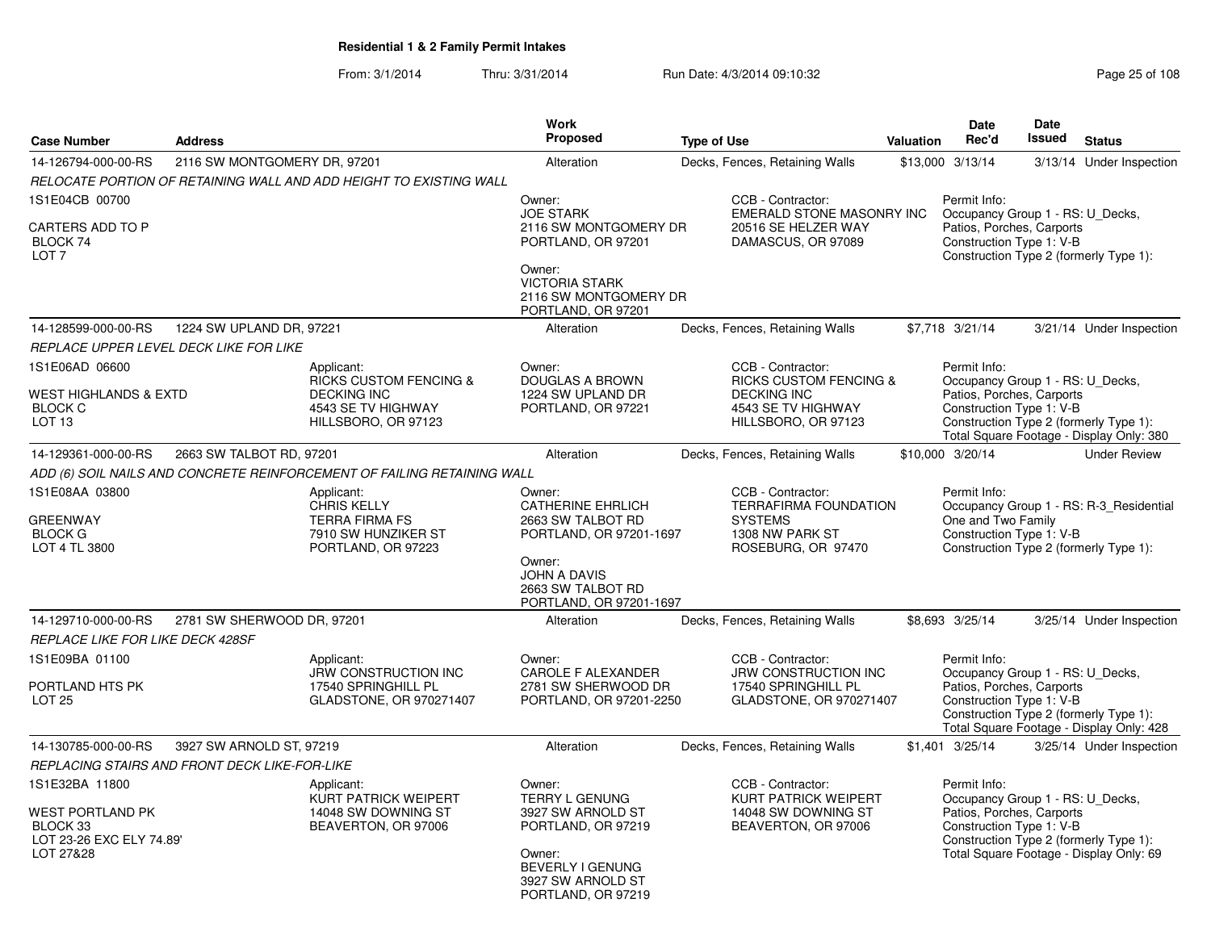## Residential 1 & 2 Family Permit Intakes

From: 3/1/2014 Thru: 3/31/2014 Run Date: 4/3/2014 09:10:32

| Case Number | Address | Work Proposed | Type of Use | Valuation | Date Rec'd | Date Issued | Status |
|---|---|---|---|---|---|---|---|
| 14-126794-000-00-RS | 2116 SW MONTGOMERY DR, 97201 | Alteration | Decks, Fences, Retaining Walls | $13,000 | 3/13/14 | 3/13/14 | Under Inspection |

*RELOCATE PORTION OF RETAINING WALL AND ADD HEIGHT TO EXISTING WALL*

1S1E04CB 00700
CARTERS ADD TO P
BLOCK 74
LOT 7

Owner: JOE STARK, 2116 SW MONTGOMERY DR, PORTLAND, OR 97201
Owner: VICTORIA STARK, 2116 SW MONTGOMERY DR, PORTLAND, OR 97201
CCB - Contractor: EMERALD STONE MASONRY INC, 20516 SE HELZER WAY, DAMASCUS, OR 97089
Permit Info: Occupancy Group 1 - RS: U_Decks, Patios, Porches, Carports; Construction Type 1: V-B; Construction Type 2 (formerly Type 1):

| Case Number | Address | Work Proposed | Type of Use | Valuation | Date Rec'd | Date Issued | Status |
|---|---|---|---|---|---|---|---|
| 14-128599-000-00-RS | 1224 SW UPLAND DR, 97221 | Alteration | Decks, Fences, Retaining Walls | $7,718 | 3/21/14 | 3/21/14 | Under Inspection |

*REPLACE UPPER LEVEL DECK LIKE FOR LIKE*

1S1E06AD 06600
WEST HIGHLANDS & EXTD
BLOCK C
LOT 13

Applicant: RICKS CUSTOM FENCING & DECKING INC, 4543 SE TV HIGHWAY, HILLSBORO, OR 97123
Owner: DOUGLAS A BROWN, 1224 SW UPLAND DR, PORTLAND, OR 97221
CCB - Contractor: RICKS CUSTOM FENCING & DECKING INC, 4543 SE TV HIGHWAY, HILLSBORO, OR 97123
Permit Info: Occupancy Group 1 - RS: U_Decks, Patios, Porches, Carports; Construction Type 1: V-B; Construction Type 2 (formerly Type 1):; Total Square Footage - Display Only: 380

| Case Number | Address | Work Proposed | Type of Use | Valuation | Date Rec'd | Date Issued | Status |
|---|---|---|---|---|---|---|---|
| 14-129361-000-00-RS | 2663 SW TALBOT RD, 97201 | Alteration | Decks, Fences, Retaining Walls | $10,000 | 3/20/14 | | Under Review |

*ADD (6) SOIL NAILS AND CONCRETE REINFORCEMENT OF FAILING RETAINING WALL*

1S1E08AA 03800
GREENWAY
BLOCK G
LOT 4 TL 3800

Applicant: CHRIS KELLY, TERRA FIRMA FS, 7910 SW HUNZIKER ST, PORTLAND, OR 97223
Owner: CATHERINE EHRLICH, 2663 SW TALBOT RD, PORTLAND, OR 97201-1697
Owner: JOHN A DAVIS, 2663 SW TALBOT RD, PORTLAND, OR 97201-1697
CCB - Contractor: TERRAFIRMA FOUNDATION SYSTEMS, 1308 NW PARK ST, ROSEBURG, OR 97470
Permit Info: Occupancy Group 1 - RS: R-3_Residential One and Two Family; Construction Type 1: V-B; Construction Type 2 (formerly Type 1):

| Case Number | Address | Work Proposed | Type of Use | Valuation | Date Rec'd | Date Issued | Status |
|---|---|---|---|---|---|---|---|
| 14-129710-000-00-RS | 2781 SW SHERWOOD DR, 97201 | Alteration | Decks, Fences, Retaining Walls | $8,693 | 3/25/14 | 3/25/14 | Under Inspection |

*REPLACE LIKE FOR LIKE DECK 428SF*

1S1E09BA 01100
PORTLAND HTS PK
LOT 25

Applicant: JRW CONSTRUCTION INC, 17540 SPRINGHILL PL, GLADSTONE, OR 970271407
Owner: CAROLE F ALEXANDER, 2781 SW SHERWOOD DR, PORTLAND, OR 97201-2250
CCB - Contractor: JRW CONSTRUCTION INC, 17540 SPRINGHILL PL, GLADSTONE, OR 970271407
Permit Info: Occupancy Group 1 - RS: U_Decks, Patios, Porches, Carports; Construction Type 1: V-B; Construction Type 2 (formerly Type 1):; Total Square Footage - Display Only: 428

| Case Number | Address | Work Proposed | Type of Use | Valuation | Date Rec'd | Date Issued | Status |
|---|---|---|---|---|---|---|---|
| 14-130785-000-00-RS | 3927 SW ARNOLD ST, 97219 | Alteration | Decks, Fences, Retaining Walls | $1,401 | 3/25/14 | 3/25/14 | Under Inspection |

*REPLACING STAIRS AND FRONT DECK LIKE-FOR-LIKE*

1S1E32BA 11800
WEST PORTLAND PK
BLOCK 33
LOT 23-26 EXC ELY 74.89'
LOT 27&28

Applicant: KURT PATRICK WEIPERT, 14048 SW DOWNING ST, BEAVERTON, OR 97006
Owner: TERRY L GENUNG, 3927 SW ARNOLD ST, PORTLAND, OR 97219
Owner: BEVERLY I GENUNG, 3927 SW ARNOLD ST, PORTLAND, OR 97219
CCB - Contractor: KURT PATRICK WEIPERT, 14048 SW DOWNING ST, BEAVERTON, OR 97006
Permit Info: Occupancy Group 1 - RS: U_Decks, Patios, Porches, Carports; Construction Type 1: V-B; Construction Type 2 (formerly Type 1):; Total Square Footage - Display Only: 69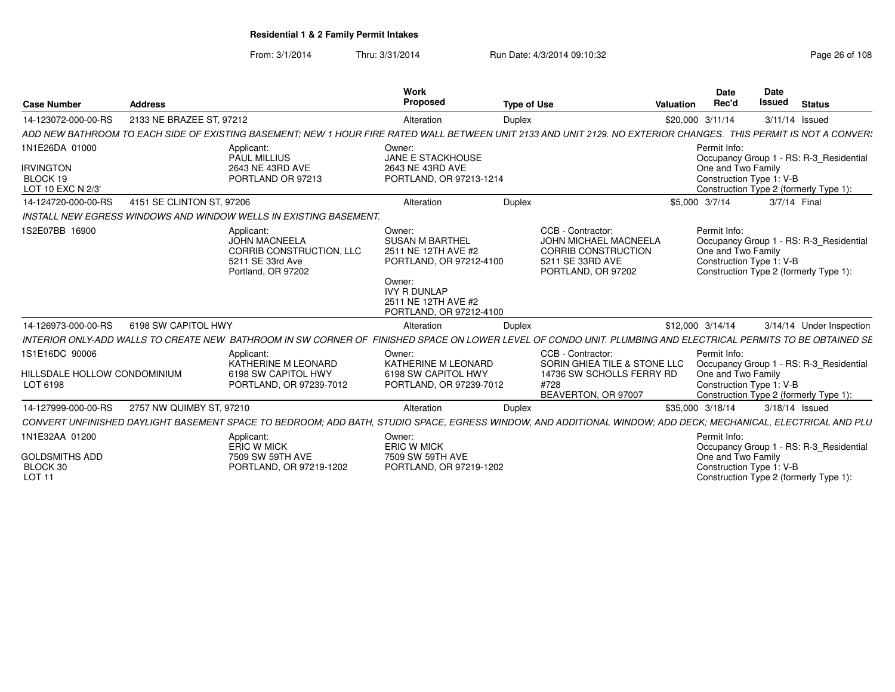**Residential 1 & 2 Family Permit Intakes**

From: 3/1/2014 Thru: 3/31/2014 Run Date: 4/3/2014 09:10:32

| Case Number | Address | Work Proposed | Type of Use | Valuation | Date Rec'd | Date Issued | Status |
|---|---|---|---|---|---|---|---|
| 14-123072-000-00-RS | 2133 NE BRAZEE ST, 97212 | Alteration | Duplex | $20,000 | 3/11/14 | 3/11/14 | Issued |

*ADD NEW BATHROOM TO EACH SIDE OF EXISTING BASEMENT; NEW 1 HOUR FIRE RATED WALL BETWEEN UNIT 2133 AND UNIT 2129. NO EXTERIOR CHANGES. THIS PERMIT IS NOT A CONVERS*

1N1E26DA 01000
IRVINGTON
BLOCK 19
LOT 10 EXC N 2/3'

Applicant:
PAUL MILLIUS
2643 NE 43RD AVE
PORTLAND OR 97213

Owner:
JANE E STACKHOUSE
2643 NE 43RD AVE
PORTLAND, OR 97213-1214

Permit Info:
Occupancy Group 1 - RS: R-3_Residential One and Two Family
Construction Type 1: V-B
Construction Type 2 (formerly Type 1):

| Case Number | Address | Work Proposed | Type of Use | Valuation | Date Rec'd | Date Issued | Status |
|---|---|---|---|---|---|---|---|
| 14-124720-000-00-RS | 4151 SE CLINTON ST, 97206 | Alteration | Duplex | $5,000 | 3/7/14 | 3/7/14 | Final |

*INSTALL NEW EGRESS WINDOWS AND WINDOW WELLS IN EXISTING BASEMENT.*

1S2E07BB 16900

Applicant:
JOHN MACNEELA
CORRIB CONSTRUCTION, LLC
5211 SE 33rd Ave
Portland, OR 97202

Owner:
SUSAN M BARTHEL
2511 NE 12TH AVE #2
PORTLAND, OR 97212-4100

Owner:
IVY R DUNLAP
2511 NE 12TH AVE #2
PORTLAND, OR 97212-4100

CCB - Contractor:
JOHN MICHAEL MACNEELA
CORRIB CONSTRUCTION
5211 SE 33RD AVE
PORTLAND, OR 97202

Permit Info:
Occupancy Group 1 - RS: R-3_Residential One and Two Family
Construction Type 1: V-B
Construction Type 2 (formerly Type 1):

| Case Number | Address | Work Proposed | Type of Use | Valuation | Date Rec'd | Date Issued | Status |
|---|---|---|---|---|---|---|---|
| 14-126973-000-00-RS | 6198 SW CAPITOL HWY | Alteration | Duplex | $12,000 | 3/14/14 | 3/14/14 | Under Inspection |

*INTERIOR ONLY-ADD WALLS TO CREATE NEW BATHROOM IN SW CORNER OF FINISHED SPACE ON LOWER LEVEL OF CONDO UNIT. PLUMBING AND ELECTRICAL PERMITS TO BE OBTAINED SE*

1S1E16DC 90006
HILLSDALE HOLLOW CONDOMINIUM
LOT 6198

Applicant:
KATHERINE M LEONARD
6198 SW CAPITOL HWY
PORTLAND, OR 97239-7012

Owner:
KATHERINE M LEONARD
6198 SW CAPITOL HWY
PORTLAND, OR 97239-7012

CCB - Contractor:
SORIN GHIEA TILE & STONE LLC
14736 SW SCHOLLS FERRY RD #728
BEAVERTON, OR 97007

Permit Info:
Occupancy Group 1 - RS: R-3_Residential One and Two Family
Construction Type 1: V-B
Construction Type 2 (formerly Type 1):

| Case Number | Address | Work Proposed | Type of Use | Valuation | Date Rec'd | Date Issued | Status |
|---|---|---|---|---|---|---|---|
| 14-127999-000-00-RS | 2757 NW QUIMBY ST, 97210 | Alteration | Duplex | $35,000 | 3/18/14 | 3/18/14 | Issued |

*CONVERT UNFINISHED DAYLIGHT BASEMENT SPACE TO BEDROOM; ADD BATH, STUDIO SPACE, EGRESS WINDOW, AND ADDITIONAL WINDOW; ADD DECK; MECHANICAL, ELECTRICAL AND PLU*

1N1E32AA 01200
GOLDSMITHS ADD
BLOCK 30
LOT 11

Applicant:
ERIC W MICK
7509 SW 59TH AVE
PORTLAND, OR 97219-1202

Owner:
ERIC W MICK
7509 SW 59TH AVE
PORTLAND, OR 97219-1202

Permit Info:
Occupancy Group 1 - RS: R-3_Residential One and Two Family
Construction Type 1: V-B
Construction Type 2 (formerly Type 1):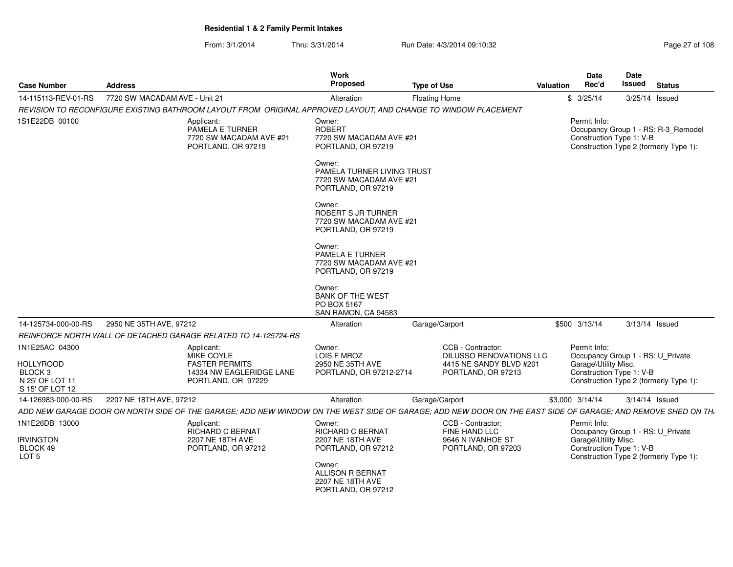# Residential 1 & 2 Family Permit Intakes

From: 3/1/2014 Thru: 3/31/2014 Run Date: 4/3/2014 09:10:32

| Case Number | Address | Work Proposed | Type of Use | Valuation | Date Rec'd | Date Issued | Status |
|---|---|---|---|---|---|---|---|
| 14-115113-REV-01-RS | 7720 SW MACADAM AVE - Unit 21 | Alteration | Floating Home | $ | 3/25/14 | 3/25/14 | Issued |

*REVISION TO RECONFIGURE EXISTING BATHROOM LAYOUT FROM ORIGINAL APPROVED LAYOUT, AND CHANGE TO WINDOW PLACEMENT*

1S1E22DB 00100

Applicant:
PAMELA E TURNER
7720 SW MACADAM AVE #21
PORTLAND, OR 97219

Owner:
ROBERT
7720 SW MACADAM AVE #21
PORTLAND, OR 97219

Owner:
PAMELA TURNER LIVING TRUST
7720 SW MACADAM AVE #21
PORTLAND, OR 97219

Owner:
ROBERT S JR TURNER
7720 SW MACADAM AVE #21
PORTLAND, OR 97219

Owner:
PAMELA E TURNER
7720 SW MACADAM AVE #21
PORTLAND, OR 97219

Owner:
BANK OF THE WEST
PO BOX 5167
SAN RAMON, CA 94583

Permit Info:
Occupancy Group 1 - RS: R-3_Remodel
Construction Type 1: V-B
Construction Type 2 (formerly Type 1):

| Case Number | Address | Work Proposed | Type of Use | Valuation | Date Rec'd | Date Issued | Status |
|---|---|---|---|---|---|---|---|
| 14-125734-000-00-RS | 2950 NE 35TH AVE, 97212 | Alteration | Garage/Carport | $500 | 3/13/14 | 3/13/14 | Issued |

*REINFORCE NORTH WALL OF DETACHED GARAGE RELATED TO 14-125724-RS*

1N1E25AC 04300

HOLLYROOD
BLOCK 3
N 25' OF LOT 11
S 15' OF LOT 12

Applicant:
MIKE COYLE
FASTER PERMITS
14334 NW EAGLERIDGE LANE
PORTLAND, OR 97229

Owner:
LOIS F MROZ
2950 NE 35TH AVE
PORTLAND, OR 97212-2714

CCB - Contractor:
DILUSSO RENOVATIONS LLC
4415 NE SANDY BLVD #201
PORTLAND, OR 97213

Permit Info:
Occupancy Group 1 - RS: U_Private Garage\Utility Misc.
Construction Type 1: V-B
Construction Type 2 (formerly Type 1):

| Case Number | Address | Work Proposed | Type of Use | Valuation | Date Rec'd | Date Issued | Status |
|---|---|---|---|---|---|---|---|
| 14-126983-000-00-RS | 2207 NE 18TH AVE, 97212 | Alteration | Garage/Carport | $3,000 | 3/14/14 | 3/14/14 | Issued |

*ADD NEW GARAGE DOOR ON NORTH SIDE OF THE GARAGE; ADD NEW WINDOW ON THE WEST SIDE OF GARAGE; ADD NEW DOOR ON THE EAST SIDE OF GARAGE; AND REMOVE SHED ON TH*

1N1E26DB 13000

IRVINGTON
BLOCK 49
LOT 5

Applicant:
RICHARD C BERNAT
2207 NE 18TH AVE
PORTLAND, OR 97212

Owner:
RICHARD C BERNAT
2207 NE 18TH AVE
PORTLAND, OR 97212

Owner:
ALLISON R BERNAT
2207 NE 18TH AVE
PORTLAND, OR 97212

CCB - Contractor:
FINE HAND LLC
9646 N IVANHOE ST
PORTLAND, OR 97203

Permit Info:
Occupancy Group 1 - RS: U_Private Garage\Utility Misc.
Construction Type 1: V-B
Construction Type 2 (formerly Type 1):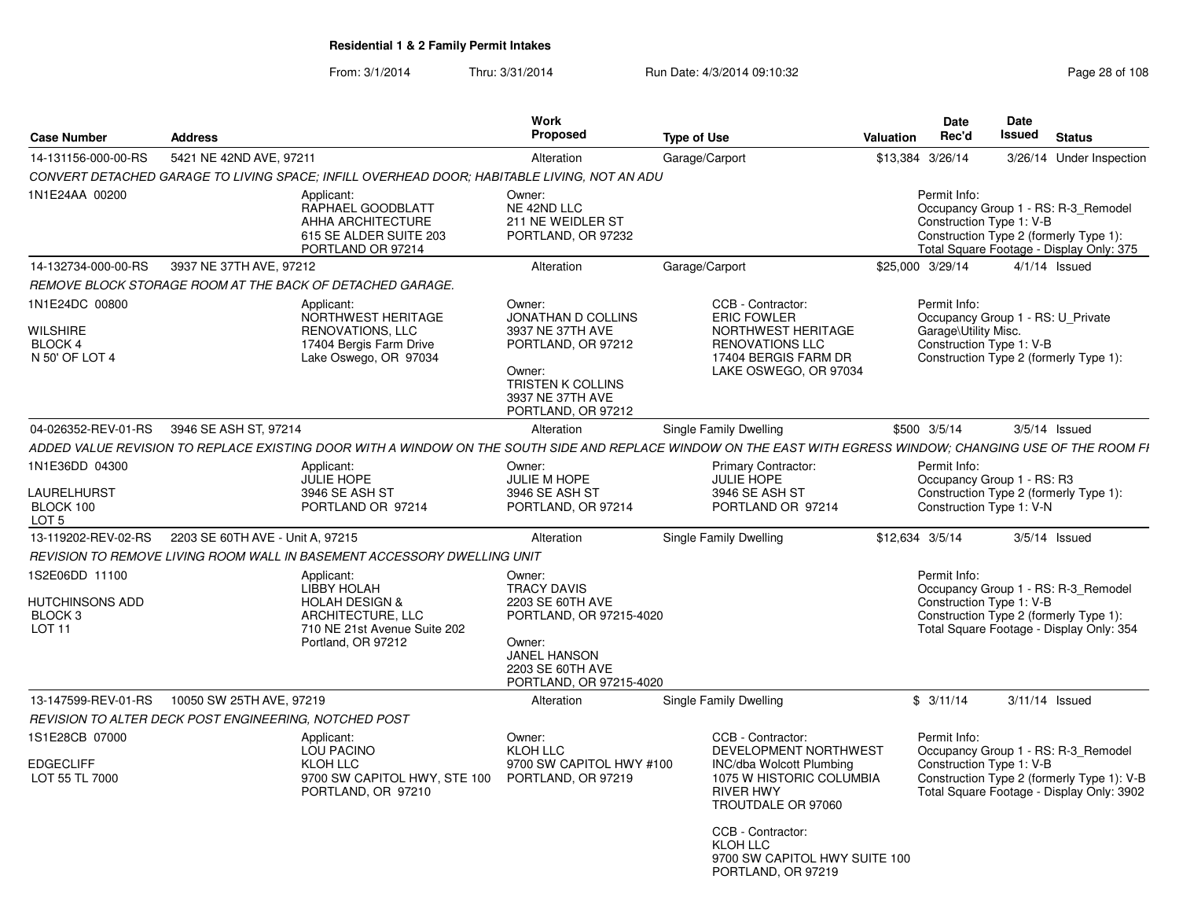## Residential 1 & 2 Family Permit Intakes

From: 3/1/2014 Thru: 3/31/2014 Run Date: 4/3/2014 09:10:32

| Case Number | Address | Work Proposed | Type of Use | Valuation | Date Rec'd | Date Issued | Status |
|---|---|---|---|---|---|---|---|
| 14-131156-000-00-RS | 5421 NE 42ND AVE, 97211 | Alteration | Garage/Carport | $13,384 | 3/26/14 | 3/26/14 | Under Inspection |

*CONVERT DETACHED GARAGE TO LIVING SPACE; INFILL OVERHEAD DOOR; HABITABLE LIVING, NOT AN ADU*

1N1E24AA 00200

Applicant: RAPHAEL GOODBLATT, AHHA ARCHITECTURE, 615 SE ALDER SUITE 203, PORTLAND OR 97214

Owner: NE 42ND LLC, 211 NE WEIDLER ST, PORTLAND, OR 97232

Permit Info: Occupancy Group 1 - RS: R-3_Remodel; Construction Type 1: V-B; Construction Type 2 (formerly Type 1):; Total Square Footage - Display Only: 375

| Case Number | Address | Work Proposed | Type of Use | Valuation | Date Rec'd | Date Issued | Status |
|---|---|---|---|---|---|---|---|
| 14-132734-000-00-RS | 3937 NE 37TH AVE, 97212 | Alteration | Garage/Carport | $25,000 | 3/29/14 | 4/1/14 | Issued |

*REMOVE BLOCK STORAGE ROOM AT THE BACK OF DETACHED GARAGE.*

1N1E24DC 00800, WILSHIRE, BLOCK 4, N 50' OF LOT 4

Applicant: NORTHWEST HERITAGE RENOVATIONS, LLC, 17404 Bergis Farm Drive, Lake Oswego, OR 97034

Owner: JONATHAN D COLLINS, 3937 NE 37TH AVE, PORTLAND, OR 97212

Owner: TRISTEN K COLLINS, 3937 NE 37TH AVE, PORTLAND, OR 97212

CCB - Contractor: ERIC FOWLER, NORTHWEST HERITAGE RENOVATIONS LLC, 17404 BERGIS FARM DR, LAKE OSWEGO, OR 97034

Permit Info: Occupancy Group 1 - RS: U_Private Garage\Utility Misc.; Construction Type 1: V-B; Construction Type 2 (formerly Type 1):

| Case Number | Address | Work Proposed | Type of Use | Valuation | Date Rec'd | Date Issued | Status |
|---|---|---|---|---|---|---|---|
| 04-026352-REV-01-RS | 3946 SE ASH ST, 97214 | Alteration | Single Family Dwelling | $500 | 3/5/14 | 3/5/14 | Issued |

*ADDED VALUE REVISION TO REPLACE EXISTING DOOR WITH A WINDOW ON THE SOUTH SIDE AND REPLACE WINDOW ON THE EAST WITH EGRESS WINDOW; CHANGING USE OF THE ROOM FI*

1N1E36DD 04300, LAURELHURST, BLOCK 100, LOT 5

Applicant: JULIE HOPE, 3946 SE ASH ST, PORTLAND OR 97214

Owner: JULIE M HOPE, 3946 SE ASH ST, PORTLAND, OR 97214

Primary Contractor: JULIE HOPE, 3946 SE ASH ST, PORTLAND OR 97214

Permit Info: Occupancy Group 1 - RS: R3; Construction Type 2 (formerly Type 1):; Construction Type 1: V-N

| Case Number | Address | Work Proposed | Type of Use | Valuation | Date Rec'd | Date Issued | Status |
|---|---|---|---|---|---|---|---|
| 13-119202-REV-02-RS | 2203 SE 60TH AVE - Unit A, 97215 | Alteration | Single Family Dwelling | $12,634 | 3/5/14 | 3/5/14 | Issued |

*REVISION TO REMOVE LIVING ROOM WALL IN BASEMENT ACCESSORY DWELLING UNIT*

1S2E06DD 11100, HUTCHINSONS ADD, BLOCK 3, LOT 11

Applicant: LIBBY HOLAH, HOLAH DESIGN & ARCHITECTURE, LLC, 710 NE 21st Avenue Suite 202, Portland, OR 97212

Owner: TRACY DAVIS, 2203 SE 60TH AVE, PORTLAND, OR 97215-4020

Owner: JANEL HANSON, 2203 SE 60TH AVE, PORTLAND, OR 97215-4020

Permit Info: Occupancy Group 1 - RS: R-3_Remodel; Construction Type 1: V-B; Construction Type 2 (formerly Type 1):; Total Square Footage - Display Only: 354

| Case Number | Address | Work Proposed | Type of Use | Valuation | Date Rec'd | Date Issued | Status |
|---|---|---|---|---|---|---|---|
| 13-147599-REV-01-RS | 10050 SW 25TH AVE, 97219 | Alteration | Single Family Dwelling | $ | 3/11/14 | 3/11/14 | Issued |

*REVISION TO ALTER DECK POST ENGINEERING, NOTCHED POST*

1S1E28CB 07000, EDGECLIFF, LOT 55 TL 7000

Applicant: LOU PACINO, KLOH LLC, 9700 SW CAPITOL HWY, STE 100, PORTLAND, OR 97210

Owner: KLOH LLC, 9700 SW CAPITOL HWY #100, PORTLAND, OR 97219

CCB - Contractor: DEVELOPMENT NORTHWEST INC/dba Wolcott Plumbing, 1075 W HISTORIC COLUMBIA RIVER HWY, TROUTDALE OR 97060

CCB - Contractor: KLOH LLC, 9700 SW CAPITOL HWY SUITE 100, PORTLAND, OR 97219

Permit Info: Occupancy Group 1 - RS: R-3_Remodel; Construction Type 1: V-B; Construction Type 2 (formerly Type 1): V-B; Total Square Footage - Display Only: 3902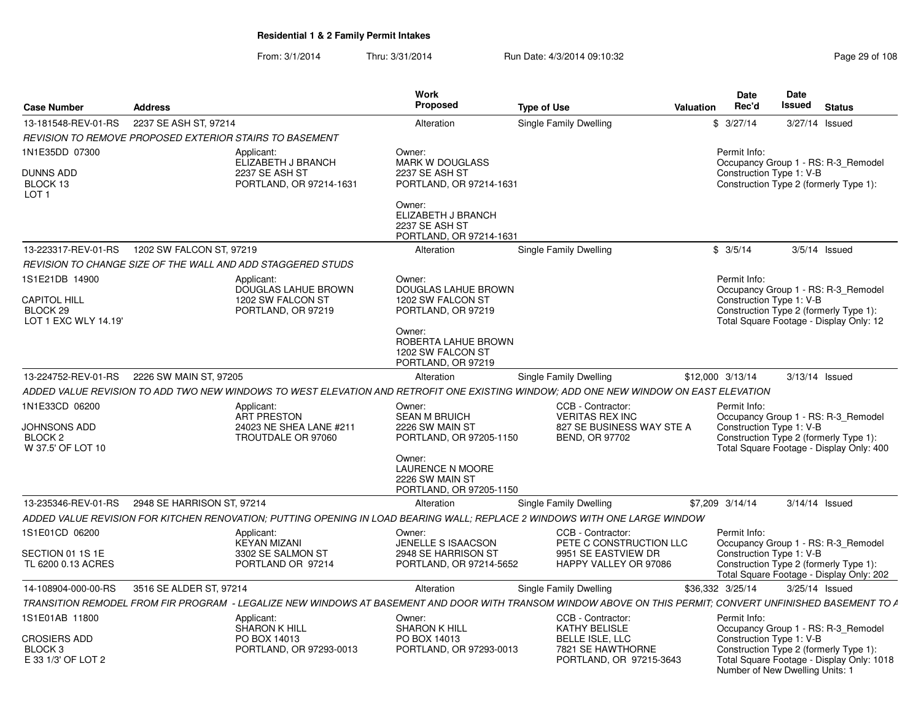**Residential 1 & 2 Family Permit Intakes**

From: 3/1/2014 Thru: 3/31/2014 Run Date: 4/3/2014 09:10:32

| Case Number | Address | Work Proposed | Type of Use | Valuation | Date Rec'd | Date Issued | Status |
|---|---|---|---|---|---|---|---|
| 13-181548-REV-01-RS | 2237 SE ASH ST, 97214 | Alteration | Single Family Dwelling | $ | 3/27/14 | 3/27/14 | Issued |

*REVISION TO REMOVE PROPOSED EXTERIOR STAIRS TO BASEMENT*

1N1E35DD 07300
DUNNS ADD
BLOCK 13
LOT 1

Applicant:
ELIZABETH J BRANCH
2237 SE ASH ST
PORTLAND, OR 97214-1631

Owner:
MARK W DOUGLASS
2237 SE ASH ST
PORTLAND, OR 97214-1631

Owner:
ELIZABETH J BRANCH
2237 SE ASH ST
PORTLAND, OR 97214-1631

Permit Info:
Occupancy Group 1 - RS: R-3_Remodel
Construction Type 1: V-B
Construction Type 2 (formerly Type 1):

| Case Number | Address | Work Proposed | Type of Use | Valuation | Date Rec'd | Date Issued | Status |
|---|---|---|---|---|---|---|---|
| 13-223317-REV-01-RS | 1202 SW FALCON ST, 97219 | Alteration | Single Family Dwelling | $ | 3/5/14 | 3/5/14 | Issued |

*REVISION TO CHANGE SIZE OF THE WALL AND ADD STAGGERED STUDS*

1S1E21DB 14900
CAPITOL HILL
BLOCK 29
LOT 1 EXC WLY 14.19'

Applicant:
DOUGLAS LAHUE BROWN
1202 SW FALCON ST
PORTLAND, OR 97219

Owner:
DOUGLAS LAHUE BROWN
1202 SW FALCON ST
PORTLAND, OR 97219

Owner:
ROBERTA LAHUE BROWN
1202 SW FALCON ST
PORTLAND, OR 97219

Permit Info:
Occupancy Group 1 - RS: R-3_Remodel
Construction Type 1: V-B
Construction Type 2 (formerly Type 1):
Total Square Footage - Display Only: 12

| Case Number | Address | Work Proposed | Type of Use | Valuation | Date Rec'd | Date Issued | Status |
|---|---|---|---|---|---|---|---|
| 13-224752-REV-01-RS | 2226 SW MAIN ST, 97205 | Alteration | Single Family Dwelling | $12,000 | 3/13/14 | 3/13/14 | Issued |

*ADDED VALUE REVISION TO ADD TWO NEW WINDOWS TO WEST ELEVATION AND RETROFIT ONE EXISTING WINDOW; ADD ONE NEW WINDOW ON EAST ELEVATION*

1N1E33CD 06200
JOHNSONS ADD
BLOCK 2
W 37.5' OF LOT 10

Applicant:
ART PRESTON
24023 NE SHEA LANE #211
TROUTDALE OR 97060

Owner:
SEAN M BRUICH
2226 SW MAIN ST
PORTLAND, OR 97205-1150

Owner:
LAURENCE N MOORE
2226 SW MAIN ST
PORTLAND, OR 97205-1150

CCB - Contractor:
VERITAS REX INC
827 SE BUSINESS WAY STE A
BEND, OR 97702

Permit Info:
Occupancy Group 1 - RS: R-3_Remodel
Construction Type 1: V-B
Construction Type 2 (formerly Type 1):
Total Square Footage - Display Only: 400

| Case Number | Address | Work Proposed | Type of Use | Valuation | Date Rec'd | Date Issued | Status |
|---|---|---|---|---|---|---|---|
| 13-235346-REV-01-RS | 2948 SE HARRISON ST, 97214 | Alteration | Single Family Dwelling | $7,209 | 3/14/14 | 3/14/14 | Issued |

*ADDED VALUE REVISION FOR KITCHEN RENOVATION; PUTTING OPENING IN LOAD BEARING WALL; REPLACE 2 WINDOWS WITH ONE LARGE WINDOW*

1S1E01CD 06200
SECTION 01 1S 1E
TL 6200 0.13 ACRES

Applicant:
KEYAN MIZANI
3302 SE SALMON ST
PORTLAND OR 97214

Owner:
JENELLE S ISAACSON
2948 SE HARRISON ST
PORTLAND, OR 97214-5652

CCB - Contractor:
PETE C CONSTRUCTION LLC
9951 SE EASTVIEW DR
HAPPY VALLEY OR 97086

Permit Info:
Occupancy Group 1 - RS: R-3_Remodel
Construction Type 1: V-B
Construction Type 2 (formerly Type 1):
Total Square Footage - Display Only: 202

| Case Number | Address | Work Proposed | Type of Use | Valuation | Date Rec'd | Date Issued | Status |
|---|---|---|---|---|---|---|---|
| 14-108904-000-00-RS | 3516 SE ALDER ST, 97214 | Alteration | Single Family Dwelling | $36,332 | 3/25/14 | 3/25/14 | Issued |

*TRANSITION REMODEL FROM FIR PROGRAM - LEGALIZE NEW WINDOWS AT BASEMENT AND DOOR WITH TRANSOM WINDOW ABOVE ON THIS PERMIT; CONVERT UNFINISHED BASEMENT TO A*

1S1E01AB 11800
CROSIERS ADD
BLOCK 3
E 33 1/3' OF LOT 2

Applicant:
SHARON K HILL
PO BOX 14013
PORTLAND, OR 97293-0013

Owner:
SHARON K HILL
PO BOX 14013
PORTLAND, OR 97293-0013

CCB - Contractor:
KATHY BELISLE
BELLE ISLE, LLC
7821 SE HAWTHORNE
PORTLAND, OR 97215-3643

Permit Info:
Occupancy Group 1 - RS: R-3_Remodel
Construction Type 1: V-B
Construction Type 2 (formerly Type 1):
Total Square Footage - Display Only: 1018
Number of New Dwelling Units: 1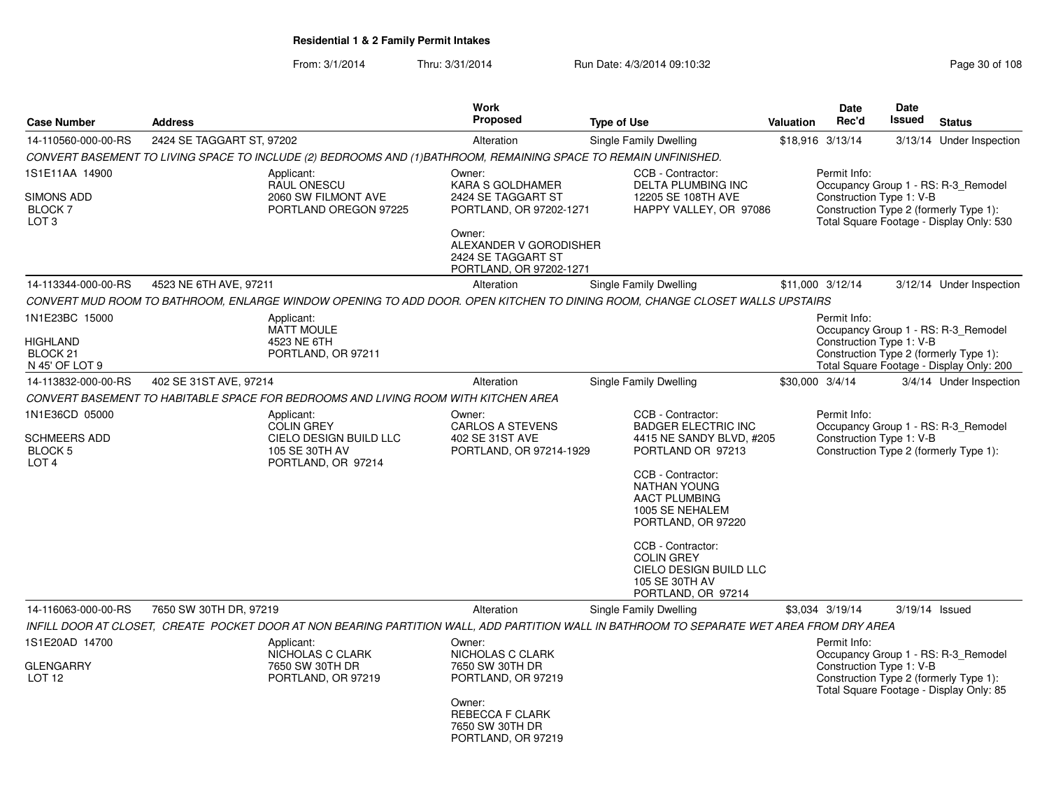**Residential 1 & 2 Family Permit Intakes**

From: 3/1/2014 Thru: 3/31/2014 Run Date: 4/3/2014 09:10:32

| Case Number | Address | Work Proposed | Type of Use | Valuation | Date Rec'd | Date Issued | Status |
|---|---|---|---|---|---|---|---|
| 14-110560-000-00-RS | 2424 SE TAGGART ST, 97202 | Alteration | Single Family Dwelling | $18,916 | 3/13/14 | 3/13/14 | Under Inspection |

CONVERT BASEMENT TO LIVING SPACE TO INCLUDE (2) BEDROOMS AND (1)BATHROOM, REMAINING SPACE TO REMAIN UNFINISHED.

1S1E11AA 14900
SIMONS ADD
BLOCK 7
LOT 3

Applicant:
RAUL ONESCU
2060 SW FILMONT AVE
PORTLAND OREGON 97225

Owner:
KARA S GOLDHAMER
2424 SE TAGGART ST
PORTLAND, OR 97202-1271

Owner:
ALEXANDER V GORODISHER
2424 SE TAGGART ST
PORTLAND, OR 97202-1271

CCB - Contractor:
DELTA PLUMBING INC
12205 SE 108TH AVE
HAPPY VALLEY, OR 97086

Permit Info:
Occupancy Group 1 - RS: R-3_Remodel
Construction Type 1: V-B
Construction Type 2 (formerly Type 1):
Total Square Footage - Display Only: 530

| Case Number | Address | Work Proposed | Type of Use | Valuation | Date Rec'd | Date Issued | Status |
|---|---|---|---|---|---|---|---|
| 14-113344-000-00-RS | 4523 NE 6TH AVE, 97211 | Alteration | Single Family Dwelling | $11,000 | 3/12/14 | 3/12/14 | Under Inspection |

CONVERT MUD ROOM TO BATHROOM, ENLARGE WINDOW OPENING TO ADD DOOR. OPEN KITCHEN TO DINING ROOM, CHANGE CLOSET WALLS UPSTAIRS

1N1E23BC 15000
HIGHLAND
BLOCK 21
N 45' OF LOT 9

Applicant:
MATT MOULE
4523 NE 6TH
PORTLAND, OR 97211

Permit Info:
Occupancy Group 1 - RS: R-3_Remodel
Construction Type 1: V-B
Construction Type 2 (formerly Type 1):
Total Square Footage - Display Only: 200

| Case Number | Address | Work Proposed | Type of Use | Valuation | Date Rec'd | Date Issued | Status |
|---|---|---|---|---|---|---|---|
| 14-113832-000-00-RS | 402 SE 31ST AVE, 97214 | Alteration | Single Family Dwelling | $30,000 | 3/4/14 | 3/4/14 | Under Inspection |

CONVERT BASEMENT TO HABITABLE SPACE FOR BEDROOMS AND LIVING ROOM WITH KITCHEN AREA

1N1E36CD 05000
SCHMEERS ADD
BLOCK 5
LOT 4

Applicant:
COLIN GREY
CIELO DESIGN BUILD LLC
105 SE 30TH AV
PORTLAND, OR 97214

Owner:
CARLOS A STEVENS
402 SE 31ST AVE
PORTLAND, OR 97214-1929

CCB - Contractor:
BADGER ELECTRIC INC
4415 NE SANDY BLVD, #205
PORTLAND OR 97213

CCB - Contractor:
NATHAN YOUNG
AACT PLUMBING
1005 SE NEHALEM
PORTLAND, OR 97220

CCB - Contractor:
COLIN GREY
CIELO DESIGN BUILD LLC
105 SE 30TH AV
PORTLAND, OR 97214

Permit Info:
Occupancy Group 1 - RS: R-3_Remodel
Construction Type 1: V-B
Construction Type 2 (formerly Type 1):

| Case Number | Address | Work Proposed | Type of Use | Valuation | Date Rec'd | Date Issued | Status |
|---|---|---|---|---|---|---|---|
| 14-116063-000-00-RS | 7650 SW 30TH DR, 97219 | Alteration | Single Family Dwelling | $3,034 | 3/19/14 | 3/19/14 | Issued |

INFILL DOOR AT CLOSET, CREATE POCKET DOOR AT NON BEARING PARTITION WALL, ADD PARTITION WALL IN BATHROOM TO SEPARATE WET AREA FROM DRY AREA

1S1E20AD 14700
GLENGARRY
LOT 12

Applicant:
NICHOLAS C CLARK
7650 SW 30TH DR
PORTLAND, OR 97219

Owner:
NICHOLAS C CLARK
7650 SW 30TH DR
PORTLAND, OR 97219

Owner:
REBECCA F CLARK
7650 SW 30TH DR
PORTLAND, OR 97219

Permit Info:
Occupancy Group 1 - RS: R-3_Remodel
Construction Type 1: V-B
Construction Type 2 (formerly Type 1):
Total Square Footage - Display Only: 85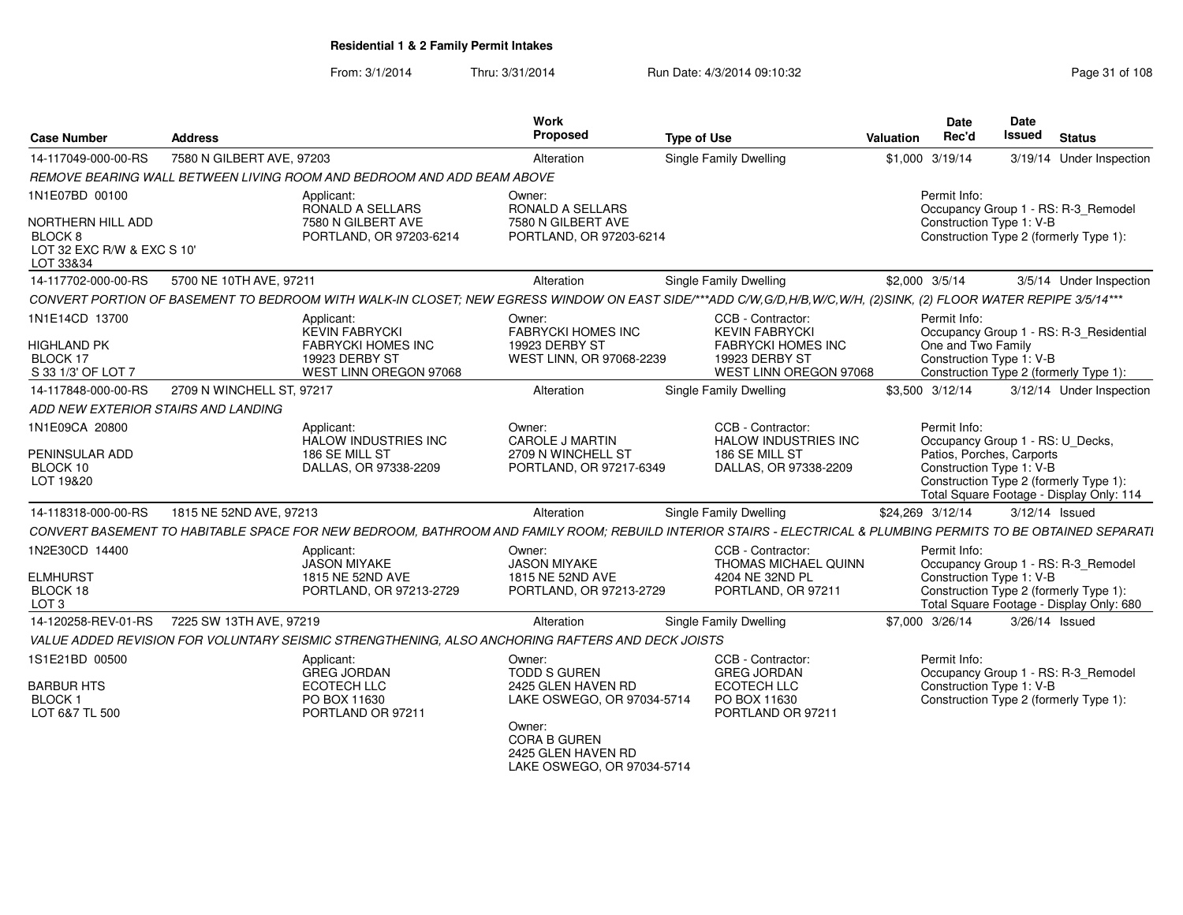**Residential 1 & 2 Family Permit Intakes**

From: 3/1/2014 Thru: 3/31/2014 Run Date: 4/3/2014 09:10:32

| Case Number | Address | Work Proposed | Type of Use | Valuation | Date Rec'd | Date Issued | Status |
|---|---|---|---|---|---|---|---|
| 14-117049-000-00-RS | 7580 N GILBERT AVE, 97203 | Alteration | Single Family Dwelling | $1,000 | 3/19/14 | 3/19/14 | Under Inspection |

*REMOVE BEARING WALL BETWEEN LIVING ROOM AND BEDROOM AND ADD BEAM ABOVE*

1N1E07BD 00100
NORTHERN HILL ADD
BLOCK 8
LOT 32 EXC R/W & EXC S 10'
LOT 33&34

Applicant: RONALD A SELLARS, 7580 N GILBERT AVE, PORTLAND, OR 97203-6214

Owner: RONALD A SELLARS, 7580 N GILBERT AVE, PORTLAND, OR 97203-6214

Permit Info:
Occupancy Group 1 - RS: R-3_Remodel
Construction Type 1: V-B
Construction Type 2 (formerly Type 1):

| Case Number | Address | Work Proposed | Type of Use | Valuation | Date Rec'd | Date Issued | Status |
|---|---|---|---|---|---|---|---|
| 14-117702-000-00-RS | 5700 NE 10TH AVE, 97211 | Alteration | Single Family Dwelling | $2,000 | 3/5/14 | 3/5/14 | Under Inspection |

*CONVERT PORTION OF BASEMENT TO BEDROOM WITH WALK-IN CLOSET; NEW EGRESS WINDOW ON EAST SIDE/***ADD C/W,G/D,H/B,W/C,W/H, (2)SINK, (2) FLOOR WATER REPIPE 3/5/14****

1N1E14CD 13700
HIGHLAND PK
BLOCK 17
S 33 1/3' OF LOT 7

Applicant: KEVIN FABRYCKI, FABRYCKI HOMES INC, 19923 DERBY ST, WEST LINN OREGON 97068

Owner: FABRYCKI HOMES INC, 19923 DERBY ST, WEST LINN, OR 97068-2239

CCB - Contractor: KEVIN FABRYCKI, FABRYCKI HOMES INC, 19923 DERBY ST, WEST LINN OREGON 97068

Permit Info:
Occupancy Group 1 - RS: R-3_Residential One and Two Family
Construction Type 1: V-B
Construction Type 2 (formerly Type 1):

| Case Number | Address | Work Proposed | Type of Use | Valuation | Date Rec'd | Date Issued | Status |
|---|---|---|---|---|---|---|---|
| 14-117848-000-00-RS | 2709 N WINCHELL ST, 97217 | Alteration | Single Family Dwelling | $3,500 | 3/12/14 | 3/12/14 | Under Inspection |

*ADD NEW EXTERIOR STAIRS AND LANDING*

1N1E09CA 20800
PENINSULAR ADD
BLOCK 10
LOT 19&20

Applicant: HALOW INDUSTRIES INC, 186 SE MILL ST, DALLAS, OR 97338-2209

Owner: CAROLE J MARTIN, 2709 N WINCHELL ST, PORTLAND, OR 97217-6349

CCB - Contractor: HALOW INDUSTRIES INC, 186 SE MILL ST, DALLAS, OR 97338-2209

Permit Info:
Occupancy Group 1 - RS: U_Decks, Patios, Porches, Carports
Construction Type 1: V-B
Construction Type 2 (formerly Type 1):
Total Square Footage - Display Only: 114

| Case Number | Address | Work Proposed | Type of Use | Valuation | Date Rec'd | Date Issued | Status |
|---|---|---|---|---|---|---|---|
| 14-118318-000-00-RS | 1815 NE 52ND AVE, 97213 | Alteration | Single Family Dwelling | $24,269 | 3/12/14 | 3/12/14 | Issued |

*CONVERT BASEMENT TO HABITABLE SPACE FOR NEW BEDROOM, BATHROOM AND FAMILY ROOM; REBUILD INTERIOR STAIRS - ELECTRICAL & PLUMBING PERMITS TO BE OBTAINED SEPARATI*

1N2E30CD 14400
ELMHURST
BLOCK 18
LOT 3

Applicant: JASON MIYAKE, 1815 NE 52ND AVE, PORTLAND, OR 97213-2729

Owner: JASON MIYAKE, 1815 NE 52ND AVE, PORTLAND, OR 97213-2729

CCB - Contractor: THOMAS MICHAEL QUINN, 4204 NE 32ND PL, PORTLAND, OR 97211

Permit Info:
Occupancy Group 1 - RS: R-3_Remodel
Construction Type 1: V-B
Construction Type 2 (formerly Type 1):
Total Square Footage - Display Only: 680

| Case Number | Address | Work Proposed | Type of Use | Valuation | Date Rec'd | Date Issued | Status |
|---|---|---|---|---|---|---|---|
| 14-120258-REV-01-RS | 7225 SW 13TH AVE, 97219 | Alteration | Single Family Dwelling | $7,000 | 3/26/14 | 3/26/14 | Issued |

*VALUE ADDED REVISION FOR VOLUNTARY SEISMIC STRENGTHENING, ALSO ANCHORING RAFTERS AND DECK JOISTS*

1S1E21BD 00500
BARBUR HTS
BLOCK 1
LOT 6&7 TL 500

Applicant: GREG JORDAN, ECOTECH LLC, PO BOX 11630, PORTLAND OR 97211

Owner: TODD S GUREN, 2425 GLEN HAVEN RD, LAKE OSWEGO, OR 97034-5714

Owner: CORA B GUREN, 2425 GLEN HAVEN RD, LAKE OSWEGO, OR 97034-5714

CCB - Contractor: GREG JORDAN, ECOTECH LLC, PO BOX 11630, PORTLAND OR 97211

Permit Info:
Occupancy Group 1 - RS: R-3_Remodel
Construction Type 1: V-B
Construction Type 2 (formerly Type 1):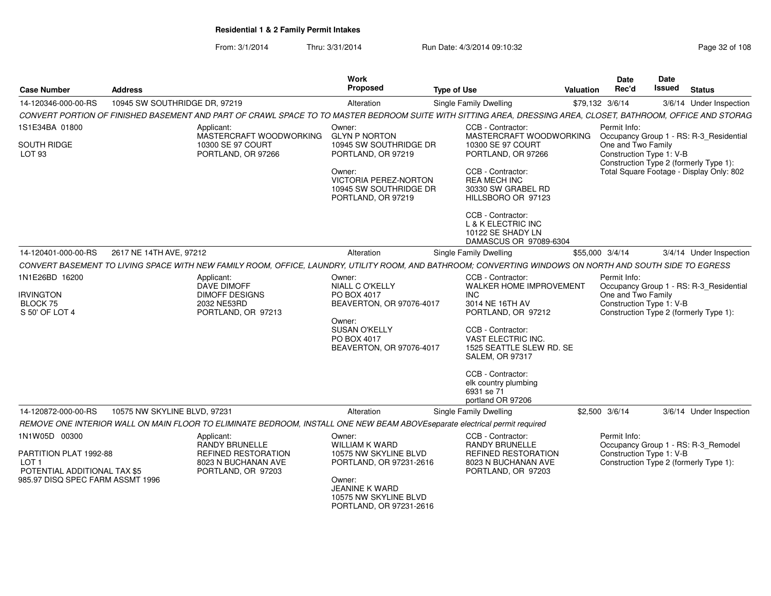**Residential 1 & 2 Family Permit Intakes**

From: 3/1/2014 Thru: 3/31/2014 Run Date: 4/3/2014 09:10:32

| Case Number | Address | Work Proposed | Type of Use | Valuation | Date Rec'd | Date Issued | Status |
|---|---|---|---|---|---|---|---|
| 14-120346-000-00-RS | 10945 SW SOUTHRIDGE DR, 97219 | Alteration | Single Family Dwelling | $79,132 | 3/6/14 | 3/6/14 | Under Inspection |

CONVERT PORTION OF FINISHED BASEMENT AND PART OF CRAWL SPACE TO TO MASTER BEDROOM SUITE WITH SITTING AREA, DRESSING AREA, CLOSET, BATHROOM, OFFICE AND STORAG

1S1E34BA 01800
SOUTH RIDGE
LOT 93

Applicant:
MASTERCRAFT WOODWORKING
10300 SE 97 COURT
PORTLAND, OR 97266

Owner:
GLYN P NORTON
10945 SW SOUTHRIDGE DR
PORTLAND, OR 97219

Owner:
VICTORIA PEREZ-NORTON
10945 SW SOUTHRIDGE DR
PORTLAND, OR 97219

CCB - Contractor:
MASTERCRAFT WOODWORKING
10300 SE 97 COURT
PORTLAND, OR 97266

CCB - Contractor:
REA MECH INC
30330 SW GRABEL RD
HILLSBORO OR 97123

CCB - Contractor:
L & K ELECTRIC INC
10122 SE SHADY LN
DAMASCUS OR 97089-6304

Permit Info:
Occupancy Group 1 - RS: R-3_Residential One and Two Family
Construction Type 1: V-B
Construction Type 2 (formerly Type 1):
Total Square Footage - Display Only: 802

| Case Number | Address | Work Proposed | Type of Use | Valuation | Date Rec'd | Date Issued | Status |
|---|---|---|---|---|---|---|---|
| 14-120401-000-00-RS | 2617 NE 14TH AVE, 97212 | Alteration | Single Family Dwelling | $55,000 | 3/4/14 | 3/4/14 | Under Inspection |

CONVERT BASEMENT TO LIVING SPACE WITH NEW FAMILY ROOM, OFFICE, LAUNDRY, UTILITY ROOM, AND BATHROOM; CONVERTING WINDOWS ON NORTH AND SOUTH SIDE TO EGRESS

1N1E26BD 16200
IRVINGTON
BLOCK 75
S 50' OF LOT 4

Applicant:
DAVE DIMOFF
DIMOFF DESIGNS
2032 NE53RD
PORTLAND, OR 97213

Owner:
NIALL C O'KELLY
PO BOX 4017
BEAVERTON, OR 97076-4017

Owner:
SUSAN O'KELLY
PO BOX 4017
BEAVERTON, OR 97076-4017

CCB - Contractor:
WALKER HOME IMPROVEMENT INC
3014 NE 16TH AV
PORTLAND, OR 97212

CCB - Contractor:
VAST ELECTRIC INC.
1525 SEATTLE SLEW RD. SE
SALEM, OR 97317

CCB - Contractor:
elk country plumbing
6931 se 71
portland OR 97206

Permit Info:
Occupancy Group 1 - RS: R-3_Residential One and Two Family
Construction Type 1: V-B
Construction Type 2 (formerly Type 1):

| Case Number | Address | Work Proposed | Type of Use | Valuation | Date Rec'd | Date Issued | Status |
|---|---|---|---|---|---|---|---|
| 14-120872-000-00-RS | 10575 NW SKYLINE BLVD, 97231 | Alteration | Single Family Dwelling | $2,500 | 3/6/14 | 3/6/14 | Under Inspection |

REMOVE ONE INTERIOR WALL ON MAIN FLOOR TO ELIMINATE BEDROOM, INSTALL ONE NEW BEAM ABOVEseparate electrical permit required

1N1W05D 00300
PARTITION PLAT 1992-88
LOT 1
POTENTIAL ADDITIONAL TAX $5
985.97 DISQ SPEC FARM ASSMT 1996

Applicant:
RANDY BRUNELLE
REFINED RESTORATION
8023 N BUCHANAN AVE
PORTLAND, OR 97203

Owner:
WILLIAM K WARD
10575 NW SKYLINE BLVD
PORTLAND, OR 97231-2616

Owner:
JEANINE K WARD
10575 NW SKYLINE BLVD
PORTLAND, OR 97231-2616

CCB - Contractor:
RANDY BRUNELLE
REFINED RESTORATION
8023 N BUCHANAN AVE
PORTLAND, OR 97203

Permit Info:
Occupancy Group 1 - RS: R-3_Remodel
Construction Type 1: V-B
Construction Type 2 (formerly Type 1):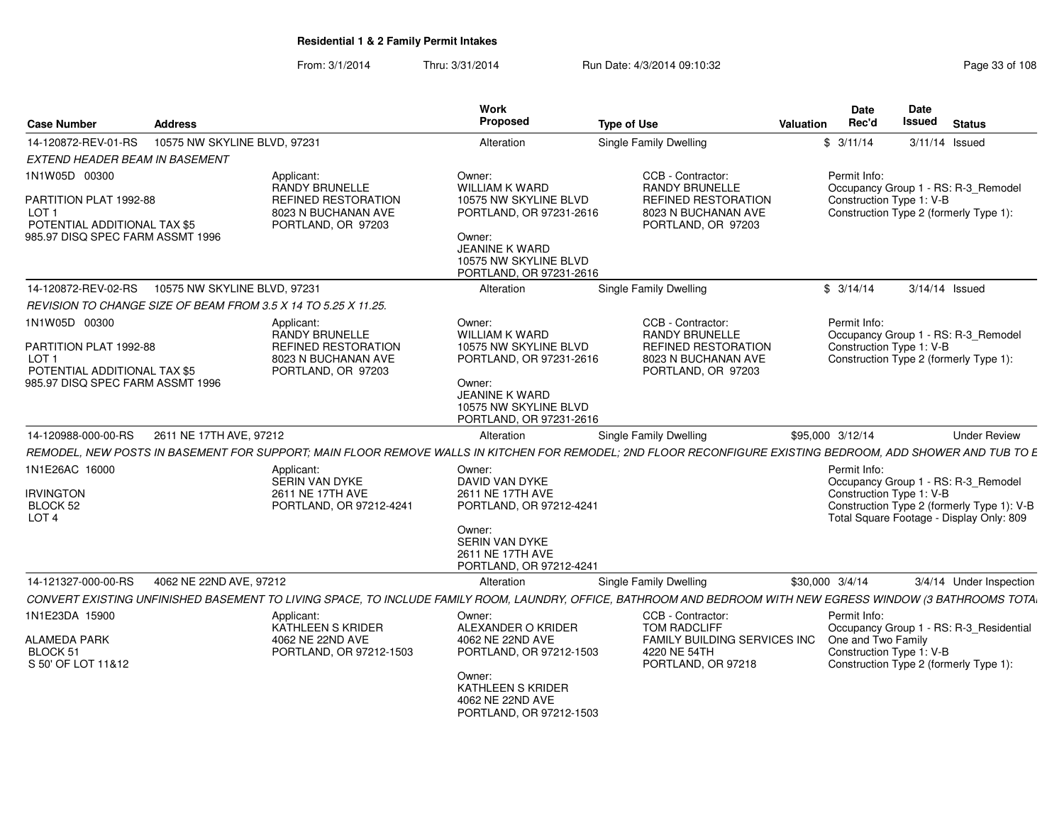**Residential 1 & 2 Family Permit Intakes**

From: 3/1/2014 Thru: 3/31/2014 Run Date: 4/3/2014 09:10:32

| Case Number | Address | Work Proposed | Type of Use | Valuation | Date Rec'd | Date Issued | Status |
|---|---|---|---|---|---|---|---|
| 14-120872-REV-01-RS | 10575 NW SKYLINE BLVD, 97231 | Alteration | Single Family Dwelling | $ | 3/11/14 | 3/11/14 | Issued |

*EXTEND HEADER BEAM IN BASEMENT*

1N1W05D 00300

PARTITION PLAT 1992-88
LOT 1
POTENTIAL ADDITIONAL TAX $5
985.97 DISQ SPEC FARM ASSMT 1996

Applicant:
RANDY BRUNELLE
REFINED RESTORATION
8023 N BUCHANAN AVE
PORTLAND, OR 97203

Owner:
WILLIAM K WARD
10575 NW SKYLINE BLVD
PORTLAND, OR 97231-2616

Owner:
JEANINE K WARD
10575 NW SKYLINE BLVD
PORTLAND, OR 97231-2616

CCB - Contractor:
RANDY BRUNELLE
REFINED RESTORATION
8023 N BUCHANAN AVE
PORTLAND, OR 97203

Permit Info:
Occupancy Group 1 - RS: R-3_Remodel
Construction Type 1: V-B
Construction Type 2 (formerly Type 1):

| Case Number | Address | Work Proposed | Type of Use | Valuation | Date Rec'd | Date Issued | Status |
|---|---|---|---|---|---|---|---|
| 14-120872-REV-02-RS | 10575 NW SKYLINE BLVD, 97231 | Alteration | Single Family Dwelling | $ | 3/14/14 | 3/14/14 | Issued |

*REVISION TO CHANGE SIZE OF BEAM FROM 3.5 X 14 TO 5.25 X 11.25.*

1N1W05D 00300

PARTITION PLAT 1992-88
LOT 1
POTENTIAL ADDITIONAL TAX $5
985.97 DISQ SPEC FARM ASSMT 1996

Applicant:
RANDY BRUNELLE
REFINED RESTORATION
8023 N BUCHANAN AVE
PORTLAND, OR 97203

Owner:
WILLIAM K WARD
10575 NW SKYLINE BLVD
PORTLAND, OR 97231-2616

Owner:
JEANINE K WARD
10575 NW SKYLINE BLVD
PORTLAND, OR 97231-2616

CCB - Contractor:
RANDY BRUNELLE
REFINED RESTORATION
8023 N BUCHANAN AVE
PORTLAND, OR 97203

Permit Info:
Occupancy Group 1 - RS: R-3_Remodel
Construction Type 1: V-B
Construction Type 2 (formerly Type 1):

| Case Number | Address | Work Proposed | Type of Use | Valuation | Date Rec'd | Date Issued | Status |
|---|---|---|---|---|---|---|---|
| 14-120988-000-00-RS | 2611 NE 17TH AVE, 97212 | Alteration | Single Family Dwelling | $95,000 | 3/12/14 | | Under Review |

*REMODEL, NEW POSTS IN BASEMENT FOR SUPPORT; MAIN FLOOR REMOVE WALLS IN KITCHEN FOR REMODEL; 2ND FLOOR RECONFIGURE EXISTING BEDROOM, ADD SHOWER AND TUB TO E*

1N1E26AC 16000

IRVINGTON
BLOCK 52
LOT 4

Applicant:
SERIN VAN DYKE
2611 NE 17TH AVE
PORTLAND, OR 97212-4241

Owner:
DAVID VAN DYKE
2611 NE 17TH AVE
PORTLAND, OR 97212-4241

Owner:
SERIN VAN DYKE
2611 NE 17TH AVE
PORTLAND, OR 97212-4241

Permit Info:
Occupancy Group 1 - RS: R-3_Remodel
Construction Type 1: V-B
Construction Type 2 (formerly Type 1): V-B
Total Square Footage - Display Only: 809

| Case Number | Address | Work Proposed | Type of Use | Valuation | Date Rec'd | Date Issued | Status |
|---|---|---|---|---|---|---|---|
| 14-121327-000-00-RS | 4062 NE 22ND AVE, 97212 | Alteration | Single Family Dwelling | $30,000 | 3/4/14 | 3/4/14 | Under Inspection |

*CONVERT EXISTING UNFINISHED BASEMENT TO LIVING SPACE, TO INCLUDE FAMILY ROOM, LAUNDRY, OFFICE, BATHROOM AND BEDROOM WITH NEW EGRESS WINDOW (3 BATHROOMS TOTA*

1N1E23DA 15900

ALAMEDA PARK
BLOCK 51
S 50' OF LOT 11&12

Applicant:
KATHLEEN S KRIDER
4062 NE 22ND AVE
PORTLAND, OR 97212-1503

Owner:
ALEXANDER O KRIDER
4062 NE 22ND AVE
PORTLAND, OR 97212-1503

Owner:
KATHLEEN S KRIDER
4062 NE 22ND AVE
PORTLAND, OR 97212-1503

CCB - Contractor:
TOM RADCLIFF
FAMILY BUILDING SERVICES INC
4220 NE 54TH
PORTLAND, OR 97218

Permit Info:
Occupancy Group 1 - RS: R-3_Residential
One and Two Family
Construction Type 1: V-B
Construction Type 2 (formerly Type 1):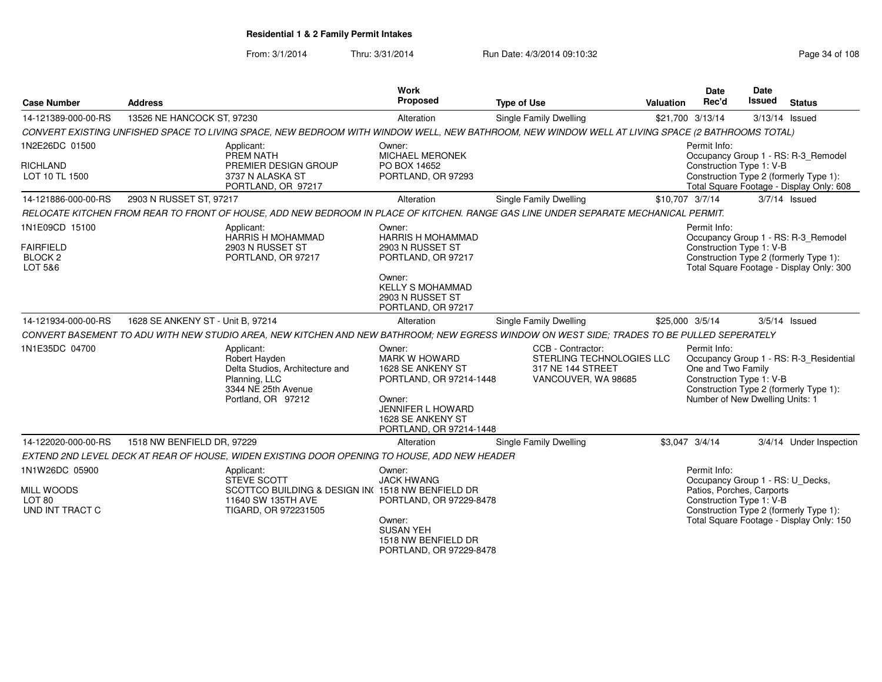**Residential 1 & 2 Family Permit Intakes**

From: 3/1/2014 Thru: 3/31/2014 Run Date: 4/3/2014 09:10:32

| Case Number | Address | Work Proposed | Type of Use | Valuation | Date Rec'd | Date Issued | Status |
|---|---|---|---|---|---|---|---|
| 14-121389-000-00-RS | 13526 NE HANCOCK ST, 97230 | Alteration | Single Family Dwelling | $21,700 | 3/13/14 | 3/13/14 | Issued |

*CONVERT EXISTING UNFISHED SPACE TO LIVING SPACE, NEW BEDROOM WITH WINDOW WELL, NEW BATHROOM, NEW WINDOW WELL AT LIVING SPACE (2 BATHROOMS TOTAL)*

1N2E26DC 01500
RICHLAND
LOT 10 TL 1500

Applicant:
PREM NATH
PREMIER DESIGN GROUP
3737 N ALASKA ST
PORTLAND, OR 97217

Owner:
MICHAEL MERONEK
PO BOX 14652
PORTLAND, OR 97293

Permit Info:
Occupancy Group 1 - RS: R-3_Remodel
Construction Type 1: V-B
Construction Type 2 (formerly Type 1):
Total Square Footage - Display Only: 608

| Case Number | Address | Work Proposed | Type of Use | Valuation | Date Rec'd | Date Issued | Status |
|---|---|---|---|---|---|---|---|
| 14-121886-000-00-RS | 2903 N RUSSET ST, 97217 | Alteration | Single Family Dwelling | $10,707 | 3/7/14 | 3/7/14 | Issued |

*RELOCATE KITCHEN FROM REAR TO FRONT OF HOUSE, ADD NEW BEDROOM IN PLACE OF KITCHEN. RANGE GAS LINE UNDER SEPARATE MECHANICAL PERMIT.*

1N1E09CD 15100
FAIRFIELD
BLOCK 2
LOT 5&6

Applicant:
HARRIS H MOHAMMAD
2903 N RUSSET ST
PORTLAND, OR 97217

Owner:
HARRIS H MOHAMMAD
2903 N RUSSET ST
PORTLAND, OR 97217

Owner:
KELLY S MOHAMMAD
2903 N RUSSET ST
PORTLAND, OR 97217

Permit Info:
Occupancy Group 1 - RS: R-3_Remodel
Construction Type 1: V-B
Construction Type 2 (formerly Type 1):
Total Square Footage - Display Only: 300

| Case Number | Address | Work Proposed | Type of Use | Valuation | Date Rec'd | Date Issued | Status |
|---|---|---|---|---|---|---|---|
| 14-121934-000-00-RS | 1628 SE ANKENY ST - Unit B, 97214 | Alteration | Single Family Dwelling | $25,000 | 3/5/14 | 3/5/14 | Issued |

*CONVERT BASEMENT TO ADU WITH NEW STUDIO AREA, NEW KITCHEN AND NEW BATHROOM; NEW EGRESS WINDOW ON WEST SIDE; TRADES TO BE PULLED SEPERATELY*

1N1E35DC 04700

Applicant:
Robert Hayden
Delta Studios, Architecture and Planning, LLC
3344 NE 25th Avenue
Portland, OR 97212

Owner:
MARK W HOWARD
1628 SE ANKENY ST
PORTLAND, OR 97214-1448

Owner:
JENNIFER L HOWARD
1628 SE ANKENY ST
PORTLAND, OR 97214-1448

CCB - Contractor:
STERLING TECHNOLOGIES LLC
317 NE 144 STREET
VANCOUVER, WA 98685

Permit Info:
Occupancy Group 1 - RS: R-3_Residential One and Two Family
Construction Type 1: V-B
Construction Type 2 (formerly Type 1):
Number of New Dwelling Units: 1

| Case Number | Address | Work Proposed | Type of Use | Valuation | Date Rec'd | Date Issued | Status |
|---|---|---|---|---|---|---|---|
| 14-122020-000-00-RS | 1518 NW BENFIELD DR, 97229 | Alteration | Single Family Dwelling | $3,047 | 3/4/14 | 3/4/14 | Under Inspection |

*EXTEND 2ND LEVEL DECK AT REAR OF HOUSE, WIDEN EXISTING DOOR OPENING TO HOUSE, ADD NEW HEADER*

1N1W26DC 05900
MILL WOODS
LOT 80
UND INT TRACT C

Applicant:
STEVE SCOTT
SCOTTCO BUILDING & DESIGN IN(
11640 SW 135TH AVE
TIGARD, OR 972231505

Owner:
JACK HWANG
1518 NW BENFIELD DR
PORTLAND, OR 97229-8478

Owner:
SUSAN YEH
1518 NW BENFIELD DR
PORTLAND, OR 97229-8478

Permit Info:
Occupancy Group 1 - RS: U_Decks, Patios, Porches, Carports
Construction Type 1: V-B
Construction Type 2 (formerly Type 1):
Total Square Footage - Display Only: 150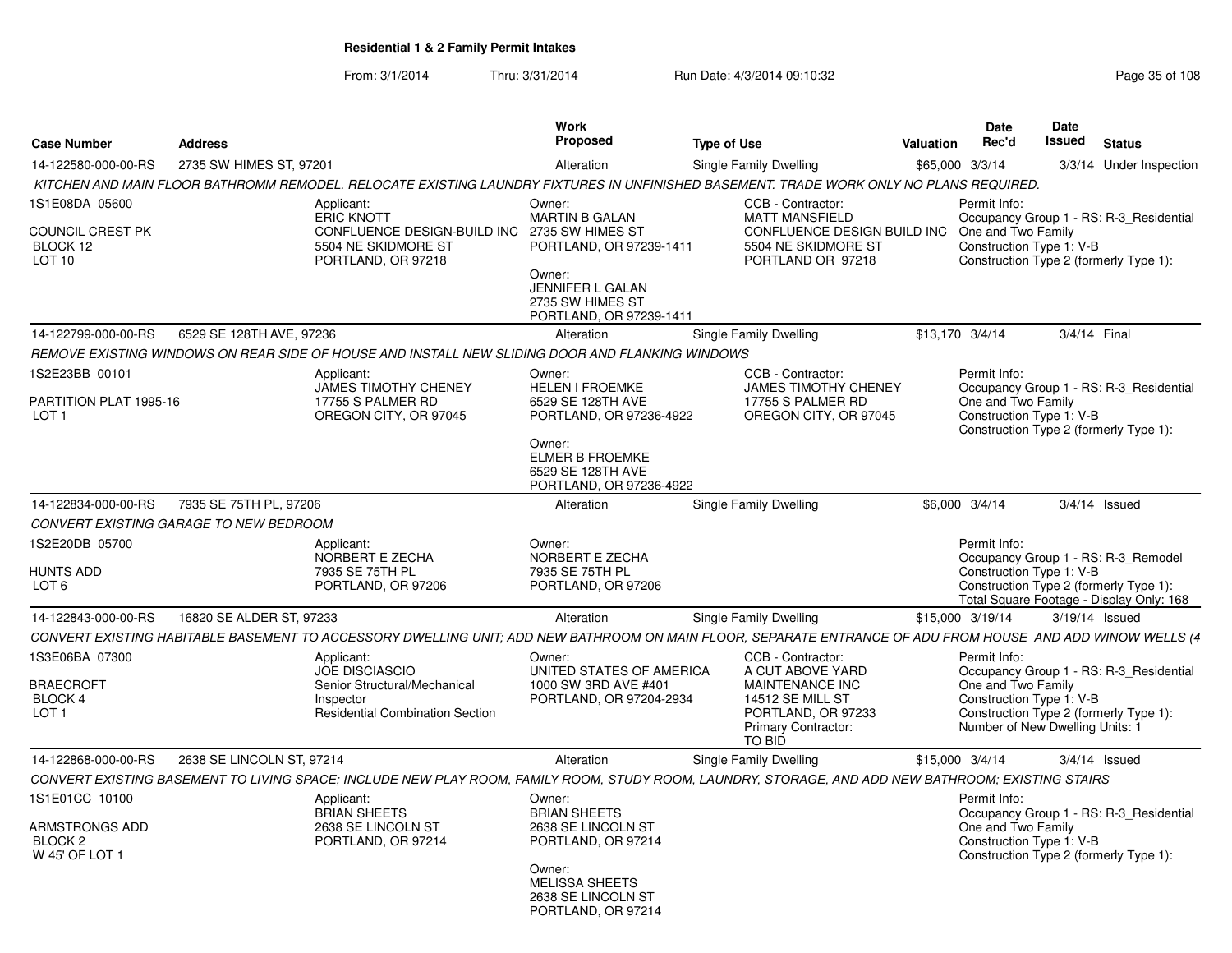**Residential 1 & 2 Family Permit Intakes**

From: 3/1/2014 Thru: 3/31/2014 Run Date: 4/3/2014 09:10:32

| Case Number | Address | Work Proposed | Type of Use | Valuation | Date Rec'd | Date Issued | Status |
|---|---|---|---|---|---|---|---|
| 14-122580-000-00-RS | 2735 SW HIMES ST, 97201 | Alteration | Single Family Dwelling | $65,000 | 3/3/14 | 3/3/14 | Under Inspection |
| 14-122799-000-00-RS | 6529 SE 128TH AVE, 97236 | Alteration | Single Family Dwelling | $13,170 | 3/4/14 | 3/4/14 | Final |
| 14-122834-000-00-RS | 7935 SE 75TH PL, 97206 | Alteration | Single Family Dwelling | $6,000 | 3/4/14 | 3/4/14 | Issued |
| 14-122843-000-00-RS | 16820 SE ALDER ST, 97233 | Alteration | Single Family Dwelling | $15,000 | 3/19/14 | 3/19/14 | Issued |
| 14-122868-000-00-RS | 2638 SE LINCOLN ST, 97214 | Alteration | Single Family Dwelling | $15,000 | 3/4/14 | 3/4/14 | Issued |

**14-122580-000-00-RS** — 2735 SW HIMES ST, 97201

*KITCHEN AND MAIN FLOOR BATHROMM REMODEL. RELOCATE EXISTING LAUNDRY FIXTURES IN UNFINISHED BASEMENT. TRADE WORK ONLY NO PLANS REQUIRED.*

1S1E08DA 05600
COUNCIL CREST PK
BLOCK 12
LOT 10

Applicant:
ERIC KNOTT
CONFLUENCE DESIGN-BUILD INC
5504 NE SKIDMORE ST
PORTLAND, OR 97218

Owner:
MARTIN B GALAN
2735 SW HIMES ST
PORTLAND, OR 97239-1411

Owner:
JENNIFER L GALAN
2735 SW HIMES ST
PORTLAND, OR 97239-1411

CCB - Contractor:
MATT MANSFIELD
CONFLUENCE DESIGN BUILD INC
5504 NE SKIDMORE ST
PORTLAND OR 97218

Permit Info:
Occupancy Group 1 - RS: R-3_Residential One and Two Family
Construction Type 1: V-B
Construction Type 2 (formerly Type 1):

---

**14-122799-000-00-RS** — 6529 SE 128TH AVE, 97236

*REMOVE EXISTING WINDOWS ON REAR SIDE OF HOUSE AND INSTALL NEW SLIDING DOOR AND FLANKING WINDOWS*

1S2E23BB 00101
PARTITION PLAT 1995-16
LOT 1

Applicant:
JAMES TIMOTHY CHENEY
17755 S PALMER RD
OREGON CITY, OR 97045

Owner:
HELEN I FROEMKE
6529 SE 128TH AVE
PORTLAND, OR 97236-4922

Owner:
ELMER B FROEMKE
6529 SE 128TH AVE
PORTLAND, OR 97236-4922

CCB - Contractor:
JAMES TIMOTHY CHENEY
17755 S PALMER RD
OREGON CITY, OR 97045

Permit Info:
Occupancy Group 1 - RS: R-3_Residential One and Two Family
Construction Type 1: V-B
Construction Type 2 (formerly Type 1):

---

**14-122834-000-00-RS** — 7935 SE 75TH PL, 97206

*CONVERT EXISTING GARAGE TO NEW BEDROOM*

1S2E20DB 05700
HUNTS ADD
LOT 6

Applicant:
NORBERT E ZECHA
7935 SE 75TH PL
PORTLAND, OR 97206

Owner:
NORBERT E ZECHA
7935 SE 75TH PL
PORTLAND, OR 97206

Permit Info:
Occupancy Group 1 - RS: R-3_Remodel
Construction Type 1: V-B
Construction Type 2 (formerly Type 1):
Total Square Footage - Display Only: 168

---

**14-122843-000-00-RS** — 16820 SE ALDER ST, 97233

*CONVERT EXISTING HABITABLE BASEMENT TO ACCESSORY DWELLING UNIT; ADD NEW BATHROOM ON MAIN FLOOR, SEPARATE ENTRANCE OF ADU FROM HOUSE AND ADD WINOW WELLS (4*

1S3E06BA 07300
BRAECROFT
BLOCK 4
LOT 1

Applicant:
JOE DISCIASCIO
Senior Structural/Mechanical Inspector
Residential Combination Section

Owner:
UNITED STATES OF AMERICA
1000 SW 3RD AVE #401
PORTLAND, OR 97204-2934

CCB - Contractor:
A CUT ABOVE YARD MAINTENANCE INC
14512 SE MILL ST
PORTLAND, OR 97233
Primary Contractor:
TO BID

Permit Info:
Occupancy Group 1 - RS: R-3_Residential One and Two Family
Construction Type 1: V-B
Construction Type 2 (formerly Type 1):
Number of New Dwelling Units: 1

---

**14-122868-000-00-RS** — 2638 SE LINCOLN ST, 97214

*CONVERT EXISTING BASEMENT TO LIVING SPACE; INCLUDE NEW PLAY ROOM, FAMILY ROOM, STUDY ROOM, LAUNDRY, STORAGE, AND ADD NEW BATHROOM; EXISTING STAIRS*

1S1E01CC 10100
ARMSTRONGS ADD
BLOCK 2
W 45' OF LOT 1

Applicant:
BRIAN SHEETS
2638 SE LINCOLN ST
PORTLAND, OR 97214

Owner:
BRIAN SHEETS
2638 SE LINCOLN ST
PORTLAND, OR 97214

Owner:
MELISSA SHEETS
2638 SE LINCOLN ST
PORTLAND, OR 97214

Permit Info:
Occupancy Group 1 - RS: R-3_Residential One and Two Family
Construction Type 1: V-B
Construction Type 2 (formerly Type 1):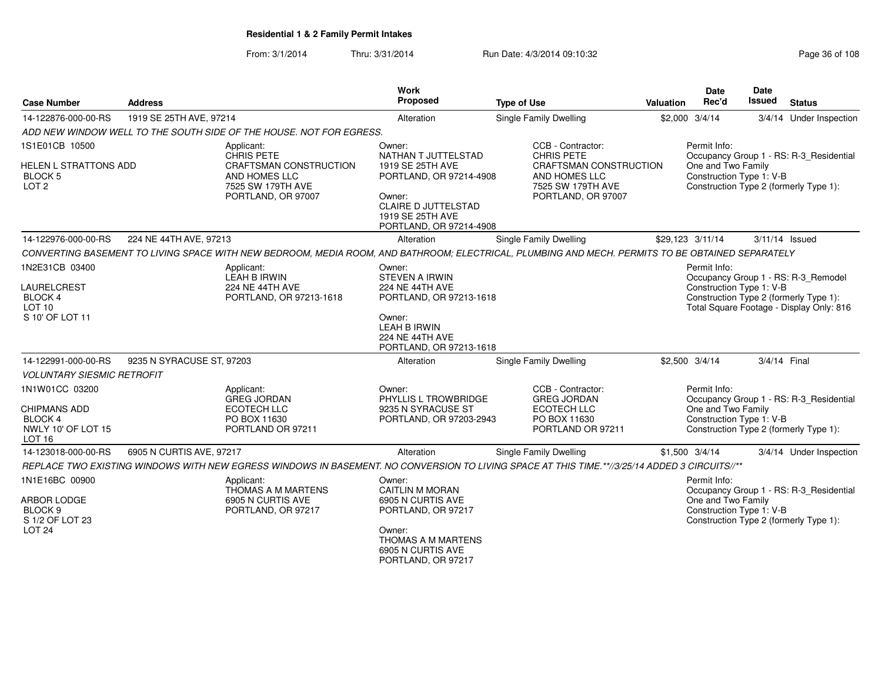**Residential 1 & 2 Family Permit Intakes**

From: 3/1/2014 Thru: 3/31/2014 Run Date: 4/3/2014 09:10:32

| Case Number | Address | Work Proposed | Type of Use | Valuation | Date Rec'd | Date Issued | Status |
|---|---|---|---|---|---|---|---|
| 14-122876-000-00-RS | 1919 SE 25TH AVE, 97214 | Alteration | Single Family Dwelling | $2,000 | 3/4/14 | 3/4/14 | Under Inspection |

*ADD NEW WINDOW WELL TO THE SOUTH SIDE OF THE HOUSE. NOT FOR EGRESS.*

1S1E01CB 10500
HELEN L STRATTONS ADD
BLOCK 5
LOT 2

Applicant: CHRIS PETE, CRAFTSMAN CONSTRUCTION AND HOMES LLC, 7525 SW 179TH AVE, PORTLAND, OR 97007

Owner: NATHAN T JUTTELSTAD, 1919 SE 25TH AVE, PORTLAND, OR 97214-4908
Owner: CLAIRE D JUTTELSTAD, 1919 SE 25TH AVE, PORTLAND, OR 97214-4908

CCB - Contractor: CHRIS PETE, CRAFTSMAN CONSTRUCTION AND HOMES LLC, 7525 SW 179TH AVE, PORTLAND, OR 97007

Permit Info:
Occupancy Group 1 - RS: R-3_Residential One and Two Family
Construction Type 1: V-B
Construction Type 2 (formerly Type 1):

| Case Number | Address | Work Proposed | Type of Use | Valuation | Date Rec'd | Date Issued | Status |
|---|---|---|---|---|---|---|---|
| 14-122976-000-00-RS | 224 NE 44TH AVE, 97213 | Alteration | Single Family Dwelling | $29,123 | 3/11/14 | 3/11/14 | Issued |

*CONVERTING BASEMENT TO LIVING SPACE WITH NEW BEDROOM, MEDIA ROOM, AND BATHROOM; ELECTRICAL, PLUMBING AND MECH. PERMITS TO BE OBTAINED SEPARATELY*

1N2E31CB 03400
LAURELCREST
BLOCK 4
LOT 10
S 10' OF LOT 11

Applicant: LEAH B IRWIN, 224 NE 44TH AVE, PORTLAND, OR 97213-1618

Owner: STEVEN A IRWIN, 224 NE 44TH AVE, PORTLAND, OR 97213-1618
Owner: LEAH B IRWIN, 224 NE 44TH AVE, PORTLAND, OR 97213-1618

Permit Info:
Occupancy Group 1 - RS: R-3_Remodel
Construction Type 1: V-B
Construction Type 2 (formerly Type 1):
Total Square Footage - Display Only: 816

| Case Number | Address | Work Proposed | Type of Use | Valuation | Date Rec'd | Date Issued | Status |
|---|---|---|---|---|---|---|---|
| 14-122991-000-00-RS | 9235 N SYRACUSE ST, 97203 | Alteration | Single Family Dwelling | $2,500 | 3/4/14 | 3/4/14 | Final |

*VOLUNTARY SIESMIC RETROFIT*

1N1W01CC 03200
CHIPMANS ADD
BLOCK 4
NWLY 10' OF LOT 15
LOT 16

Applicant: GREG JORDAN, ECOTECH LLC, PO BOX 11630, PORTLAND OR 97211

Owner: PHYLLIS L TROWBRIDGE, 9235 N SYRACUSE ST, PORTLAND, OR 97203-2943

CCB - Contractor: GREG JORDAN, ECOTECH LLC, PO BOX 11630, PORTLAND OR 97211

Permit Info:
Occupancy Group 1 - RS: R-3_Residential One and Two Family
Construction Type 1: V-B
Construction Type 2 (formerly Type 1):

| Case Number | Address | Work Proposed | Type of Use | Valuation | Date Rec'd | Date Issued | Status |
|---|---|---|---|---|---|---|---|
| 14-123018-000-00-RS | 6905 N CURTIS AVE, 97217 | Alteration | Single Family Dwelling | $1,500 | 3/4/14 | 3/4/14 | Under Inspection |

*REPLACE TWO EXISTING WINDOWS WITH NEW EGRESS WINDOWS IN BASEMENT. NO CONVERSION TO LIVING SPACE AT THIS TIME.**//3/25/14 ADDED 3 CIRCUITS//***

1N1E16BC 00900
ARBOR LODGE
BLOCK 9
S 1/2 OF LOT 23
LOT 24

Applicant: THOMAS A M MARTENS, 6905 N CURTIS AVE, PORTLAND, OR 97217

Owner: CAITLIN M MORAN, 6905 N CURTIS AVE, PORTLAND, OR 97217
Owner: THOMAS A M MARTENS, 6905 N CURTIS AVE, PORTLAND, OR 97217

Permit Info:
Occupancy Group 1 - RS: R-3_Residential One and Two Family
Construction Type 1: V-B
Construction Type 2 (formerly Type 1):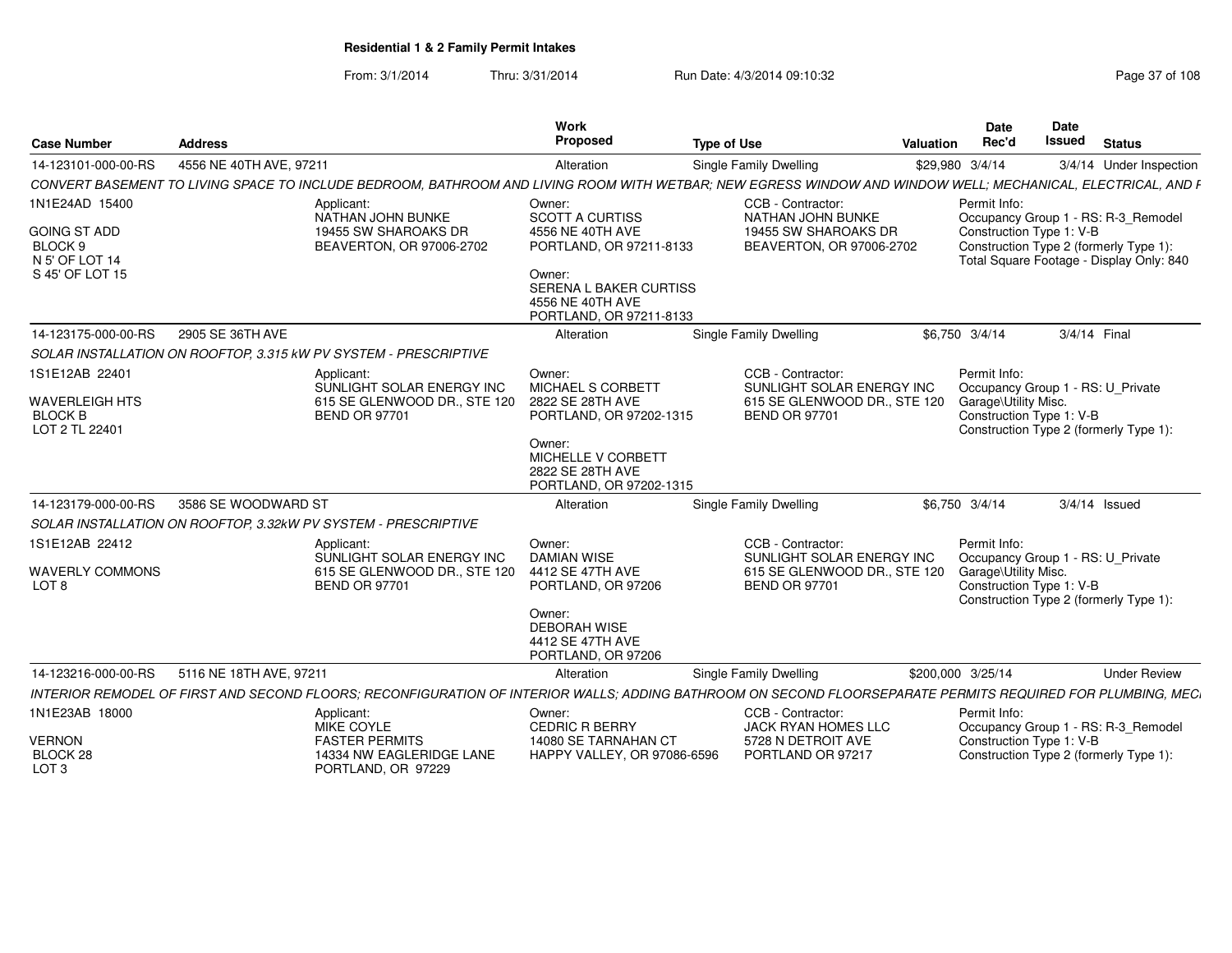# Residential 1 & 2 Family Permit Intakes

From: 3/1/2014 Thru: 3/31/2014 Run Date: 4/3/2014 09:10:32

| Case Number | Address | Work Proposed | Type of Use | Valuation | Date Rec'd | Date Issued | Status |
|---|---|---|---|---|---|---|---|
| 14-123101-000-00-RS | 4556 NE 40TH AVE, 97211 | Alteration | Single Family Dwelling | $29,980 | 3/4/14 | 3/4/14 | Under Inspection |

CONVERT BASEMENT TO LIVING SPACE TO INCLUDE BEDROOM, BATHROOM AND LIVING ROOM WITH WETBAR; NEW EGRESS WINDOW AND WINDOW WELL; MECHANICAL, ELECTRICAL, AND F

1N1E24AD 15400
GOING ST ADD
BLOCK 9
N 5' OF LOT 14
S 45' OF LOT 15

Applicant: NATHAN JOHN BUNKE, 19455 SW SHAROAKS DR, BEAVERTON, OR 97006-2702

Owner: SCOTT A CURTISS, 4556 NE 40TH AVE, PORTLAND, OR 97211-8133

Owner: SERENA L BAKER CURTISS, 4556 NE 40TH AVE, PORTLAND, OR 97211-8133

CCB - Contractor: NATHAN JOHN BUNKE, 19455 SW SHAROAKS DR, BEAVERTON, OR 97006-2702

Permit Info:
Occupancy Group 1 - RS: R-3_Remodel
Construction Type 1: V-B
Construction Type 2 (formerly Type 1):
Total Square Footage - Display Only: 840

| Case Number | Address | Work Proposed | Type of Use | Valuation | Date Rec'd | Date Issued | Status |
|---|---|---|---|---|---|---|---|
| 14-123175-000-00-RS | 2905 SE 36TH AVE | Alteration | Single Family Dwelling | $6,750 | 3/4/14 | 3/4/14 | Final |

SOLAR INSTALLATION ON ROOFTOP, 3.315 kW PV SYSTEM - PRESCRIPTIVE

1S1E12AB 22401
WAVERLEIGH HTS
BLOCK B
LOT 2 TL 22401

Applicant: SUNLIGHT SOLAR ENERGY INC, 615 SE GLENWOOD DR., STE 120, BEND OR 97701

Owner: MICHAEL S CORBETT, 2822 SE 28TH AVE, PORTLAND, OR 97202-1315

Owner: MICHELLE V CORBETT, 2822 SE 28TH AVE, PORTLAND, OR 97202-1315

CCB - Contractor: SUNLIGHT SOLAR ENERGY INC, 615 SE GLENWOOD DR., STE 120, BEND OR 97701

Permit Info:
Occupancy Group 1 - RS: U_Private Garage\Utility Misc.
Construction Type 1: V-B
Construction Type 2 (formerly Type 1):

| Case Number | Address | Work Proposed | Type of Use | Valuation | Date Rec'd | Date Issued | Status |
|---|---|---|---|---|---|---|---|
| 14-123179-000-00-RS | 3586 SE WOODWARD ST | Alteration | Single Family Dwelling | $6,750 | 3/4/14 | 3/4/14 | Issued |

SOLAR INSTALLATION ON ROOFTOP, 3.32kW PV SYSTEM - PRESCRIPTIVE

1S1E12AB 22412
WAVERLY COMMONS
LOT 8

Applicant: SUNLIGHT SOLAR ENERGY INC, 615 SE GLENWOOD DR., STE 120, BEND OR 97701

Owner: DAMIAN WISE, 4412 SE 47TH AVE, PORTLAND, OR 97206

Owner: DEBORAH WISE, 4412 SE 47TH AVE, PORTLAND, OR 97206

CCB - Contractor: SUNLIGHT SOLAR ENERGY INC, 615 SE GLENWOOD DR., STE 120, BEND OR 97701

Permit Info:
Occupancy Group 1 - RS: U_Private Garage\Utility Misc.
Construction Type 1: V-B
Construction Type 2 (formerly Type 1):

| Case Number | Address | Work Proposed | Type of Use | Valuation | Date Rec'd | Date Issued | Status |
|---|---|---|---|---|---|---|---|
| 14-123216-000-00-RS | 5116 NE 18TH AVE, 97211 | Alteration | Single Family Dwelling | $200,000 | 3/25/14 | | Under Review |

INTERIOR REMODEL OF FIRST AND SECOND FLOORS; RECONFIGURATION OF INTERIOR WALLS; ADDING BATHROOM ON SECOND FLOORSEPARATE PERMITS REQUIRED FOR PLUMBING, MECI

1N1E23AB 18000
VERNON
BLOCK 28
LOT 3

Applicant: MIKE COYLE, FASTER PERMITS, 14334 NW EAGLERIDGE LANE, PORTLAND, OR 97229

Owner: CEDRIC R BERRY, 14080 SE TARNAHAN CT, HAPPY VALLEY, OR 97086-6596

CCB - Contractor: JACK RYAN HOMES LLC, 5728 N DETROIT AVE, PORTLAND OR 97217

Permit Info:
Occupancy Group 1 - RS: R-3_Remodel
Construction Type 1: V-B
Construction Type 2 (formerly Type 1):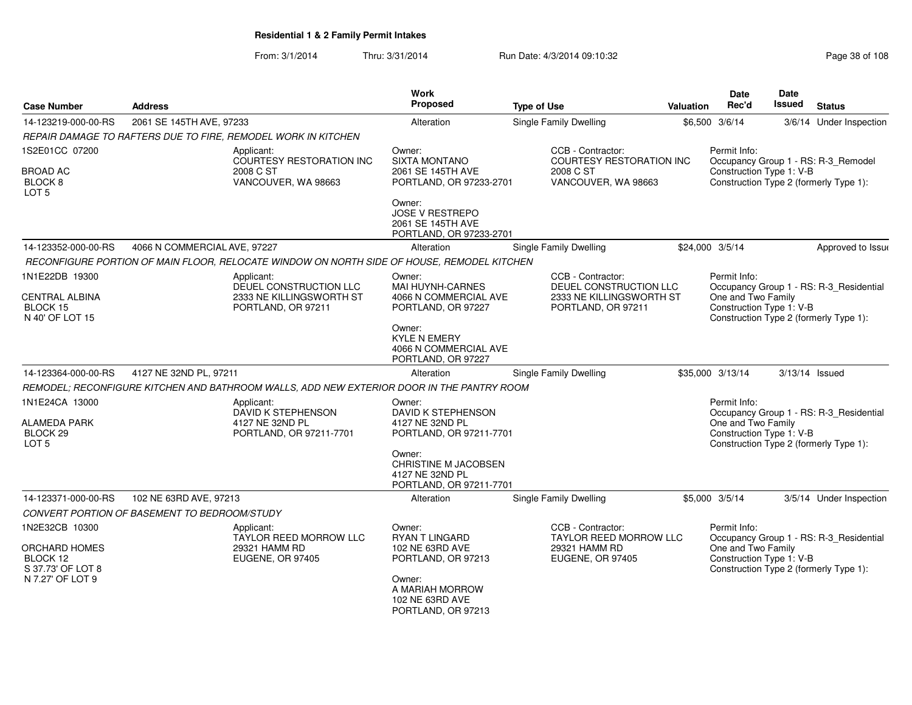**Residential 1 & 2 Family Permit Intakes**

From: 3/1/2014 Thru: 3/31/2014 Run Date: 4/3/2014 09:10:32

| Case Number | Address | Work Proposed | Type of Use | Valuation | Date Rec'd | Date Issued | Status |
|---|---|---|---|---|---|---|---|
| 14-123219-000-00-RS | 2061 SE 145TH AVE, 97233 | Alteration | Single Family Dwelling | $6,500 | 3/6/14 | 3/6/14 | Under Inspection |
| 14-123352-000-00-RS | 4066 N COMMERCIAL AVE, 97227 | Alteration | Single Family Dwelling | $24,000 | 3/5/14 | | Approved to Issue |
| 14-123364-000-00-RS | 4127 NE 32ND PL, 97211 | Alteration | Single Family Dwelling | $35,000 | 3/13/14 | 3/13/14 | Issued |
| 14-123371-000-00-RS | 102 NE 63RD AVE, 97213 | Alteration | Single Family Dwelling | $5,000 | 3/5/14 | 3/5/14 | Under Inspection |

**14-123219-000-00-RS** — 2061 SE 145TH AVE, 97233

*REPAIR DAMAGE TO RAFTERS DUE TO FIRE, REMODEL WORK IN KITCHEN*

1S2E01CC 07200
BROAD AC
BLOCK 8
LOT 5

Applicant:
COURTESY RESTORATION INC
2008 C ST
VANCOUVER, WA 98663

Owner:
SIXTA MONTANO
2061 SE 145TH AVE
PORTLAND, OR 97233-2701

Owner:
JOSE V RESTREPO
2061 SE 145TH AVE
PORTLAND, OR 97233-2701

CCB - Contractor:
COURTESY RESTORATION INC
2008 C ST
VANCOUVER, WA 98663

Permit Info:
Occupancy Group 1 - RS: R-3_Remodel
Construction Type 1: V-B
Construction Type 2 (formerly Type 1):

**14-123352-000-00-RS** — 4066 N COMMERCIAL AVE, 97227

*RECONFIGURE PORTION OF MAIN FLOOR, RELOCATE WINDOW ON NORTH SIDE OF HOUSE, REMODEL KITCHEN*

1N1E22DB 19300
CENTRAL ALBINA
BLOCK 15
N 40' OF LOT 15

Applicant:
DEUEL CONSTRUCTION LLC
2333 NE KILLINGSWORTH ST
PORTLAND, OR 97211

Owner:
MAI HUYNH-CARNES
4066 N COMMERCIAL AVE
PORTLAND, OR 97227

Owner:
KYLE N EMERY
4066 N COMMERCIAL AVE
PORTLAND, OR 97227

CCB - Contractor:
DEUEL CONSTRUCTION LLC
2333 NE KILLINGSWORTH ST
PORTLAND, OR 97211

Permit Info:
Occupancy Group 1 - RS: R-3_Residential One and Two Family
Construction Type 1: V-B
Construction Type 2 (formerly Type 1):

**14-123364-000-00-RS** — 4127 NE 32ND PL, 97211

*REMODEL; RECONFIGURE KITCHEN AND BATHROOM WALLS, ADD NEW EXTERIOR DOOR IN THE PANTRY ROOM*

1N1E24CA 13000
ALAMEDA PARK
BLOCK 29
LOT 5

Applicant:
DAVID K STEPHENSON
4127 NE 32ND PL
PORTLAND, OR 97211-7701

Owner:
DAVID K STEPHENSON
4127 NE 32ND PL
PORTLAND, OR 97211-7701

Owner:
CHRISTINE M JACOBSEN
4127 NE 32ND PL
PORTLAND, OR 97211-7701

Permit Info:
Occupancy Group 1 - RS: R-3_Residential One and Two Family
Construction Type 1: V-B
Construction Type 2 (formerly Type 1):

**14-123371-000-00-RS** — 102 NE 63RD AVE, 97213

*CONVERT PORTION OF BASEMENT TO BEDROOM/STUDY*

1N2E32CB 10300
ORCHARD HOMES
BLOCK 12
S 37.73' OF LOT 8
N 7.27' OF LOT 9

Applicant:
TAYLOR REED MORROW LLC
29321 HAMM RD
EUGENE, OR 97405

Owner:
RYAN T LINGARD
102 NE 63RD AVE
PORTLAND, OR 97213

Owner:
A MARIAH MORROW
102 NE 63RD AVE
PORTLAND, OR 97213

CCB - Contractor:
TAYLOR REED MORROW LLC
29321 HAMM RD
EUGENE, OR 97405

Permit Info:
Occupancy Group 1 - RS: R-3_Residential One and Two Family
Construction Type 1: V-B
Construction Type 2 (formerly Type 1):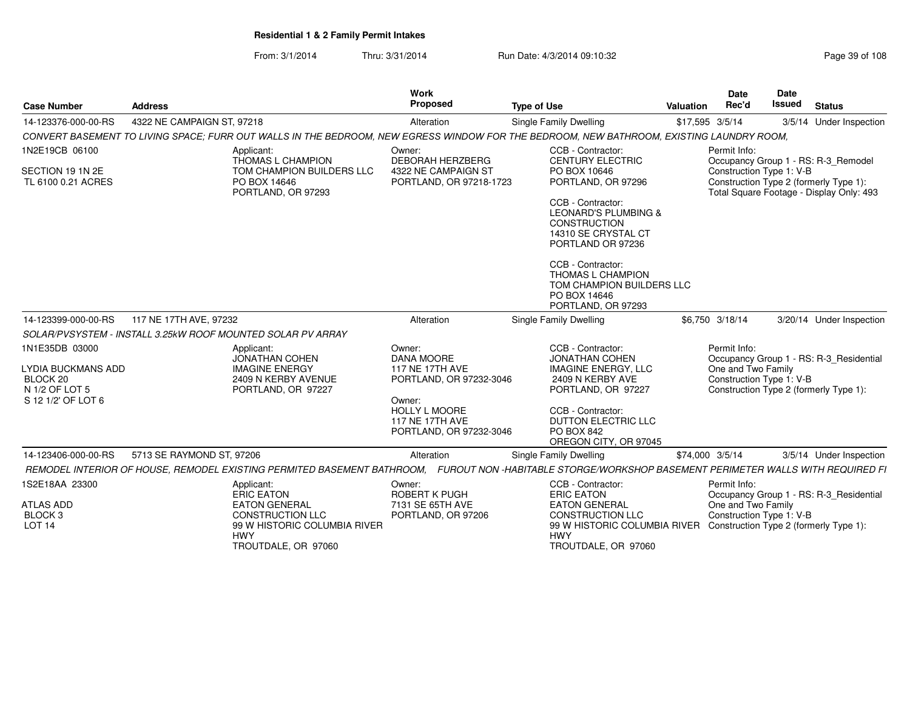**Residential 1 & 2 Family Permit Intakes**

From: 3/1/2014 Thru: 3/31/2014 Run Date: 4/3/2014 09:10:32

| Case Number | Address | Work Proposed | Type of Use | Valuation | Date Rec'd | Date Issued | Status |
|---|---|---|---|---|---|---|---|
| 14-123376-000-00-RS | 4322 NE CAMPAIGN ST, 97218 | Alteration | Single Family Dwelling | $17,595 | 3/5/14 | 3/5/14 | Under Inspection |

*CONVERT BASEMENT TO LIVING SPACE; FURR OUT WALLS IN THE BEDROOM, NEW EGRESS WINDOW FOR THE BEDROOM, NEW BATHROOM, EXISTING LAUNDRY ROOM,*

1N2E19CB 06100
SECTION 19 1N 2E
TL 6100 0.21 ACRES

Applicant: THOMAS L CHAMPION, TOM CHAMPION BUILDERS LLC, PO BOX 14646, PORTLAND, OR 97293

Owner: DEBORAH HERZBERG, 4322 NE CAMPAIGN ST, PORTLAND, OR 97218-1723

CCB - Contractor: CENTURY ELECTRIC, PO BOX 10646, PORTLAND, OR 97296

CCB - Contractor: LEONARD'S PLUMBING & CONSTRUCTION, 14310 SE CRYSTAL CT, PORTLAND OR 97236

CCB - Contractor: THOMAS L CHAMPION, TOM CHAMPION BUILDERS LLC, PO BOX 14646, PORTLAND, OR 97293

Permit Info:
Occupancy Group 1 - RS: R-3_Remodel
Construction Type 1: V-B
Construction Type 2 (formerly Type 1):
Total Square Footage - Display Only: 493

| Case Number | Address | Work Proposed | Type of Use | Valuation | Date Rec'd | Date Issued | Status |
|---|---|---|---|---|---|---|---|
| 14-123399-000-00-RS | 117 NE 17TH AVE, 97232 | Alteration | Single Family Dwelling | $6,750 | 3/18/14 | 3/20/14 | Under Inspection |

*SOLAR/PVSYSTEM - INSTALL 3.25kW ROOF MOUNTED SOLAR PV ARRAY*

1N1E35DB 03000
LYDIA BUCKMANS ADD
BLOCK 20
N 1/2 OF LOT 5
S 12 1/2' OF LOT 6

Applicant: JONATHAN COHEN, IMAGINE ENERGY, 2409 N KERBY AVENUE, PORTLAND, OR 97227

Owner: DANA MOORE, 117 NE 17TH AVE, PORTLAND, OR 97232-3046

Owner: HOLLY L MOORE, 117 NE 17TH AVE, PORTLAND, OR 97232-3046

CCB - Contractor: JONATHAN COHEN, IMAGINE ENERGY, LLC, 2409 N KERBY AVE, PORTLAND, OR 97227

CCB - Contractor: DUTTON ELECTRIC LLC, PO BOX 842, OREGON CITY, OR 97045

Permit Info:
Occupancy Group 1 - RS: R-3_Residential One and Two Family
Construction Type 1: V-B
Construction Type 2 (formerly Type 1):

| Case Number | Address | Work Proposed | Type of Use | Valuation | Date Rec'd | Date Issued | Status |
|---|---|---|---|---|---|---|---|
| 14-123406-000-00-RS | 5713 SE RAYMOND ST, 97206 | Alteration | Single Family Dwelling | $74,000 | 3/5/14 | 3/5/14 | Under Inspection |

*REMODEL INTERIOR OF HOUSE, REMODEL EXISTING PERMITED BASEMENT BATHROOM, FUROUT NON -HABITABLE STORGE/WORKSHOP BASEMENT PERIMETER WALLS WITH REQUIRED FI*

1S2E18AA 23300
ATLAS ADD
BLOCK 3
LOT 14

Applicant: ERIC EATON, EATON GENERAL CONSTRUCTION LLC, 99 W HISTORIC COLUMBIA RIVER HWY, TROUTDALE, OR 97060

Owner: ROBERT K PUGH, 7131 SE 65TH AVE, PORTLAND, OR 97206

CCB - Contractor: ERIC EATON, EATON GENERAL CONSTRUCTION LLC, 99 W HISTORIC COLUMBIA RIVER HWY, TROUTDALE, OR 97060

Permit Info:
Occupancy Group 1 - RS: R-3_Residential One and Two Family
Construction Type 1: V-B
Construction Type 2 (formerly Type 1):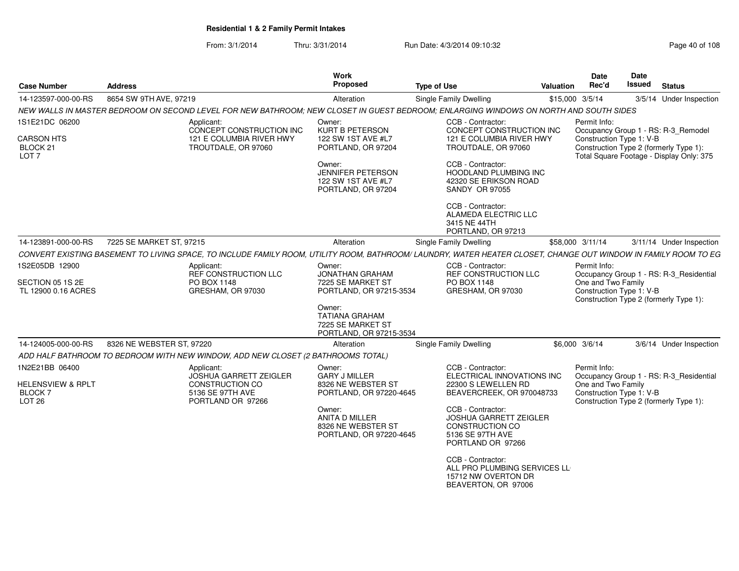**Residential 1 & 2 Family Permit Intakes**

From: 3/1/2014 Thru: 3/31/2014 Run Date: 4/3/2014 09:10:32

| Case Number | Address | Work Proposed | Type of Use | Valuation | Date Rec'd | Date Issued | Status |
|---|---|---|---|---|---|---|---|
| 14-123597-000-00-RS | 8654 SW 9TH AVE, 97219 | Alteration | Single Family Dwelling | $15,000 | 3/5/14 | 3/5/14 | Under Inspection |

*NEW WALLS IN MASTER BEDROOM ON SECOND LEVEL FOR NEW BATHROOM; NEW CLOSET IN GUEST BEDROOM; ENLARGING WINDOWS ON NORTH AND SOUTH SIDES*

1S1E21DC 06200
CARSON HTS
BLOCK 21
LOT 7

Applicant:
CONCEPT CONSTRUCTION INC
121 E COLUMBIA RIVER HWY
TROUTDALE, OR 97060

Owner:
KURT B PETERSON
122 SW 1ST AVE #L7
PORTLAND, OR 97204

Owner:
JENNIFER PETERSON
122 SW 1ST AVE #L7
PORTLAND, OR 97204

CCB - Contractor:
CONCEPT CONSTRUCTION INC
121 E COLUMBIA RIVER HWY
TROUTDALE, OR 97060

CCB - Contractor:
HOODLAND PLUMBING INC
42320 SE ERIKSON ROAD
SANDY OR 97055

CCB - Contractor:
ALAMEDA ELECTRIC LLC
3415 NE 44TH
PORTLAND, OR 97213

Permit Info:
Occupancy Group 1 - RS: R-3_Remodel
Construction Type 1: V-B
Construction Type 2 (formerly Type 1):
Total Square Footage - Display Only: 375

| Case Number | Address | Work Proposed | Type of Use | Valuation | Date Rec'd | Date Issued | Status |
|---|---|---|---|---|---|---|---|
| 14-123891-000-00-RS | 7225 SE MARKET ST, 97215 | Alteration | Single Family Dwelling | $58,000 | 3/11/14 | 3/11/14 | Under Inspection |

*CONVERT EXISTING BASEMENT TO LIVING SPACE, TO INCLUDE FAMILY ROOM, UTILITY ROOM, BATHROOM/ LAUNDRY, WATER HEATER CLOSET, CHANGE OUT WINDOW IN FAMILY ROOM TO EG*

1S2E05DB 12900
SECTION 05 1S 2E
TL 12900 0.16 ACRES

Applicant:
REF CONSTRUCTION LLC
PO BOX 1148
GRESHAM, OR 97030

Owner:
JONATHAN GRAHAM
7225 SE MARKET ST
PORTLAND, OR 97215-3534

Owner:
TATIANA GRAHAM
7225 SE MARKET ST
PORTLAND, OR 97215-3534

CCB - Contractor:
REF CONSTRUCTION LLC
PO BOX 1148
GRESHAM, OR 97030

Permit Info:
Occupancy Group 1 - RS: R-3_Residential One and Two Family
Construction Type 1: V-B
Construction Type 2 (formerly Type 1):

| Case Number | Address | Work Proposed | Type of Use | Valuation | Date Rec'd | Date Issued | Status |
|---|---|---|---|---|---|---|---|
| 14-124005-000-00-RS | 8326 NE WEBSTER ST, 97220 | Alteration | Single Family Dwelling | $6,000 | 3/6/14 | 3/6/14 | Under Inspection |

*ADD HALF BATHROOM TO BEDROOM WITH NEW WINDOW, ADD NEW CLOSET (2 BATHROOMS TOTAL)*

1N2E21BB 06400
HELENSVIEW & RPLT
BLOCK 7
LOT 26

Applicant:
JOSHUA GARRETT ZEIGLER CONSTRUCTION CO
5136 SE 97TH AVE
PORTLAND OR 97266

Owner:
GARY J MILLER
8326 NE WEBSTER ST
PORTLAND, OR 97220-4645

Owner:
ANITA D MILLER
8326 NE WEBSTER ST
PORTLAND, OR 97220-4645

CCB - Contractor:
ELECTRICAL INNOVATIONS INC
22300 S LEWELLEN RD
BEAVERCREEK, OR 970048733

CCB - Contractor:
JOSHUA GARRETT ZEIGLER CONSTRUCTION CO
5136 SE 97TH AVE
PORTLAND OR 97266

CCB - Contractor:
ALL PRO PLUMBING SERVICES LL
15712 NW OVERTON DR
BEAVERTON, OR 97006

Permit Info:
Occupancy Group 1 - RS: R-3_Residential One and Two Family
Construction Type 1: V-B
Construction Type 2 (formerly Type 1):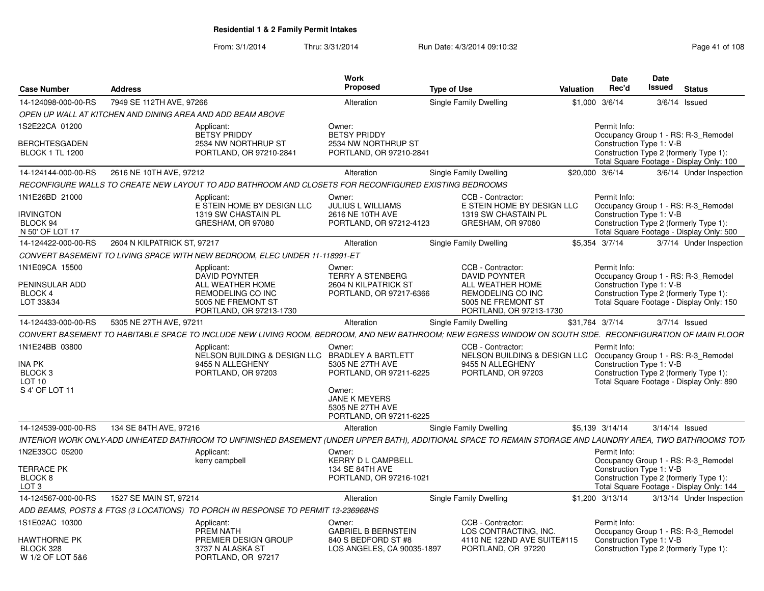**Residential 1 & 2 Family Permit Intakes**

From: 3/1/2014 Thru: 3/31/2014 Run Date: 4/3/2014 09:10:32

| Case Number | Address | Work Proposed | Type of Use | Valuation | Date Rec'd | Date Issued | Status |
|---|---|---|---|---|---|---|---|
| 14-124098-000-00-RS | 7949 SE 112TH AVE, 97266 | Alteration | Single Family Dwelling | $1,000 | 3/6/14 | 3/6/14 | Issued |
| 14-124144-000-00-RS | 2616 NE 10TH AVE, 97212 | Alteration | Single Family Dwelling | $20,000 | 3/6/14 | 3/6/14 | Under Inspection |
| 14-124422-000-00-RS | 2604 N KILPATRICK ST, 97217 | Alteration | Single Family Dwelling | $5,354 | 3/7/14 | 3/7/14 | Under Inspection |
| 14-124433-000-00-RS | 5305 NE 27TH AVE, 97211 | Alteration | Single Family Dwelling | $31,764 | 3/7/14 | 3/7/14 | Issued |
| 14-124539-000-00-RS | 134 SE 84TH AVE, 97216 | Alteration | Single Family Dwelling | $5,139 | 3/14/14 | 3/14/14 | Issued |
| 14-124567-000-00-RS | 1527 SE MAIN ST, 97214 | Alteration | Single Family Dwelling | $1,200 | 3/13/14 | 3/13/14 | Under Inspection |

**14-124098-000-00-RS** — 7949 SE 112TH AVE, 97266

*OPEN UP WALL AT KITCHEN AND DINING AREA AND ADD BEAM ABOVE*

1S2E22CA 01200
BERCHTESGADEN
BLOCK 1 TL 1200

Applicant: BETSY PRIDDY, 2534 NW NORTHRUP ST, PORTLAND, OR 97210-2841

Owner: BETSY PRIDDY, 2534 NW NORTHRUP ST, PORTLAND, OR 97210-2841

Permit Info:
Occupancy Group 1 - RS: R-3_Remodel
Construction Type 1: V-B
Construction Type 2 (formerly Type 1):
Total Square Footage - Display Only: 100

**14-124144-000-00-RS** — 2616 NE 10TH AVE, 97212

*RECONFIGURE WALLS TO CREATE NEW LAYOUT TO ADD BATHROOM AND CLOSETS FOR RECONFIGURED EXISTING BEDROOMS*

1N1E26BD 21000
IRVINGTON
BLOCK 94
N 50' OF LOT 17

Applicant: E STEIN HOME BY DESIGN LLC, 1319 SW CHASTAIN PL, GRESHAM, OR 97080

Owner: JULIUS L WILLIAMS, 2616 NE 10TH AVE, PORTLAND, OR 97212-4123

CCB - Contractor: E STEIN HOME BY DESIGN LLC, 1319 SW CHASTAIN PL, GRESHAM, OR 97080

Permit Info:
Occupancy Group 1 - RS: R-3_Remodel
Construction Type 1: V-B
Construction Type 2 (formerly Type 1):
Total Square Footage - Display Only: 500

**14-124422-000-00-RS** — 2604 N KILPATRICK ST, 97217

*CONVERT BASEMENT TO LIVING SPACE WITH NEW BEDROOM, ELEC UNDER 11-118991-ET*

1N1E09CA 15500
PENINSULAR ADD
BLOCK 4
LOT 33&34

Applicant: DAVID POYNTER, ALL WEATHER HOME REMODELING CO INC, 5005 NE FREMONT ST, PORTLAND, OR 97213-1730

Owner: TERRY A STENBERG, 2604 N KILPATRICK ST, PORTLAND, OR 97217-6366

CCB - Contractor: DAVID POYNTER, ALL WEATHER HOME REMODELING CO INC, 5005 NE FREMONT ST, PORTLAND, OR 97213-1730

Permit Info:
Occupancy Group 1 - RS: R-3_Remodel
Construction Type 1: V-B
Construction Type 2 (formerly Type 1):
Total Square Footage - Display Only: 150

**14-124433-000-00-RS** — 5305 NE 27TH AVE, 97211

*CONVERT BASEMENT TO HABITABLE SPACE TO INCLUDE NEW LIVING ROOM, BEDROOM, AND NEW BATHROOM; NEW EGRESS WINDOW ON SOUTH SIDE. RECONFIGURATION OF MAIN FLOOR*

1N1E24BB 03800
INA PK
BLOCK 3
LOT 10
S 4' OF LOT 11

Applicant: NELSON BUILDING & DESIGN LLC, 9455 N ALLEGHENY, PORTLAND, OR 97203

Owner: BRADLEY A BARTLETT, 5305 NE 27TH AVE, PORTLAND, OR 97211-6225

Owner: JANE K MEYERS, 5305 NE 27TH AVE, PORTLAND, OR 97211-6225

CCB - Contractor: NELSON BUILDING & DESIGN LLC, 9455 N ALLEGHENY, PORTLAND, OR 97203

Permit Info:
Occupancy Group 1 - RS: R-3_Remodel
Construction Type 1: V-B
Construction Type 2 (formerly Type 1):
Total Square Footage - Display Only: 890

**14-124539-000-00-RS** — 134 SE 84TH AVE, 97216

*INTERIOR WORK ONLY-ADD UNHEATED BATHROOM TO UNFINISHED BASEMENT (UNDER UPPER BATH), ADDITIONAL SPACE TO REMAIN STORAGE AND LAUNDRY AREA, TWO BATHROOMS TOTA*

1N2E33CC 05200
TERRACE PK
BLOCK 8
LOT 3

Applicant: kerry campbell

Owner: KERRY D L CAMPBELL, 134 SE 84TH AVE, PORTLAND, OR 97216-1021

Permit Info:
Occupancy Group 1 - RS: R-3_Remodel
Construction Type 1: V-B
Construction Type 2 (formerly Type 1):
Total Square Footage - Display Only: 144

**14-124567-000-00-RS** — 1527 SE MAIN ST, 97214

*ADD BEAMS, POSTS & FTGS (3 LOCATIONS) TO PORCH IN RESPONSE TO PERMIT 13-236968HS*

1S1E02AC 10300
HAWTHORNE PK
BLOCK 328
W 1/2 OF LOT 5&6

Applicant: PREM NATH, PREMIER DESIGN GROUP, 3737 N ALASKA ST, PORTLAND, OR 97217

Owner: GABRIEL B BERNSTEIN, 840 S BEDFORD ST #8, LOS ANGELES, CA 90035-1897

CCB - Contractor: LOS CONTRACTING, INC., 4110 NE 122ND AVE SUITE#115, PORTLAND, OR 97220

Permit Info:
Occupancy Group 1 - RS: R-3_Remodel
Construction Type 1: V-B
Construction Type 2 (formerly Type 1):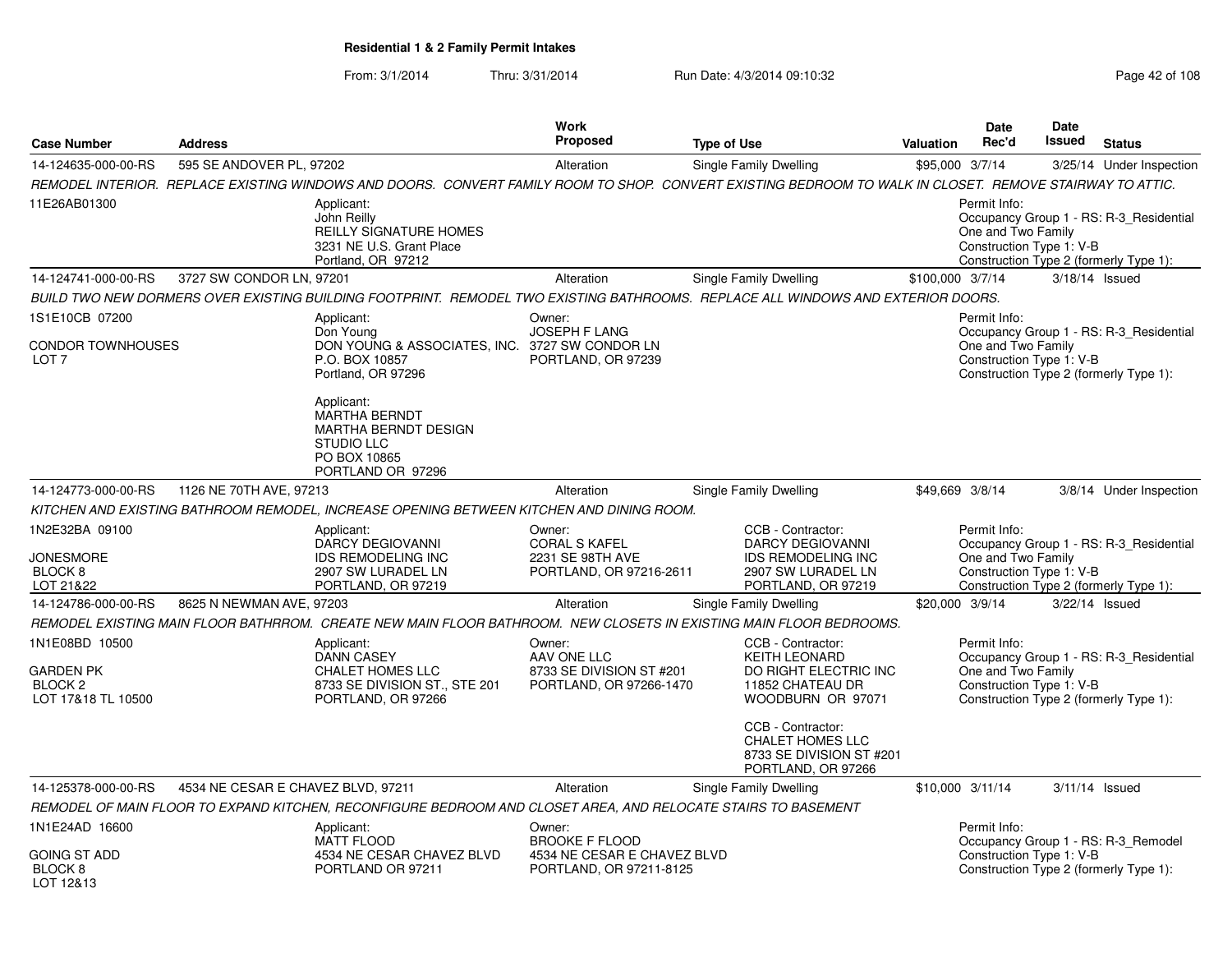**Residential 1 & 2 Family Permit Intakes**

From: 3/1/2014 Thru: 3/31/2014 Run Date: 4/3/2014 09:10:32

| Case Number | Address | Work Proposed | Type of Use | Valuation | Date Rec'd | Date Issued | Status |
|---|---|---|---|---|---|---|---|
| 14-124635-000-00-RS | 595 SE ANDOVER PL, 97202 | Alteration | Single Family Dwelling | $95,000 | 3/7/14 | 3/25/14 | Under Inspection |

REMODEL INTERIOR. REPLACE EXISTING WINDOWS AND DOORS. CONVERT FAMILY ROOM TO SHOP. CONVERT EXISTING BEDROOM TO WALK IN CLOSET. REMOVE STAIRWAY TO ATTIC.

11E26AB01300

Applicant:
John Reilly
REILLY SIGNATURE HOMES
3231 NE U.S. Grant Place
Portland, OR 97212

Permit Info:
Occupancy Group 1 - RS: R-3_Residential One and Two Family
Construction Type 1: V-B
Construction Type 2 (formerly Type 1):

| Case Number | Address | Work Proposed | Type of Use | Valuation | Date Rec'd | Date Issued | Status |
|---|---|---|---|---|---|---|---|
| 14-124741-000-00-RS | 3727 SW CONDOR LN, 97201 | Alteration | Single Family Dwelling | $100,000 | 3/7/14 | 3/18/14 | Issued |

BUILD TWO NEW DORMERS OVER EXISTING BUILDING FOOTPRINT. REMODEL TWO EXISTING BATHROOMS. REPLACE ALL WINDOWS AND EXTERIOR DOORS.

1S1E10CB 07200

CONDOR TOWNHOUSES
LOT 7

Applicant:
Don Young
DON YOUNG & ASSOCIATES, INC.
P.O. BOX 10857
Portland, OR 97296

Applicant:
MARTHA BERNDT
MARTHA BERNDT DESIGN STUDIO LLC
PO BOX 10865
PORTLAND OR 97296

Owner:
JOSEPH F LANG
3727 SW CONDOR LN
PORTLAND, OR 97239

Permit Info:
Occupancy Group 1 - RS: R-3_Residential One and Two Family
Construction Type 1: V-B
Construction Type 2 (formerly Type 1):

| Case Number | Address | Work Proposed | Type of Use | Valuation | Date Rec'd | Date Issued | Status |
|---|---|---|---|---|---|---|---|
| 14-124773-000-00-RS | 1126 NE 70TH AVE, 97213 | Alteration | Single Family Dwelling | $49,669 | 3/8/14 | 3/8/14 | Under Inspection |

KITCHEN AND EXISTING BATHROOM REMODEL, INCREASE OPENING BETWEEN KITCHEN AND DINING ROOM.

1N2E32BA 09100

JONESMORE
BLOCK 8
LOT 21&22

Applicant:
DARCY DEGIOVANNI
IDS REMODELING INC
2907 SW LURADEL LN
PORTLAND, OR 97219

Owner:
CORAL S KAFEL
2231 SE 98TH AVE
PORTLAND, OR 97216-2611

CCB - Contractor:
DARCY DEGIOVANNI
IDS REMODELING INC
2907 SW LURADEL LN
PORTLAND, OR 97219

Permit Info:
Occupancy Group 1 - RS: R-3_Residential One and Two Family
Construction Type 1: V-B
Construction Type 2 (formerly Type 1):

| Case Number | Address | Work Proposed | Type of Use | Valuation | Date Rec'd | Date Issued | Status |
|---|---|---|---|---|---|---|---|
| 14-124786-000-00-RS | 8625 N NEWMAN AVE, 97203 | Alteration | Single Family Dwelling | $20,000 | 3/9/14 | 3/22/14 | Issued |

REMODEL EXISTING MAIN FLOOR BATHRROM. CREATE NEW MAIN FLOOR BATHROOM. NEW CLOSETS IN EXISTING MAIN FLOOR BEDROOMS.

1N1E08BD 10500

GARDEN PK
BLOCK 2
LOT 17&18 TL 10500

Applicant:
DANN CASEY
CHALET HOMES LLC
8733 SE DIVISION ST., STE 201
PORTLAND, OR 97266

Owner:
AAV ONE LLC
8733 SE DIVISION ST #201
PORTLAND, OR 97266-1470

CCB - Contractor:
KEITH LEONARD
DO RIGHT ELECTRIC INC
11852 CHATEAU DR
WOODBURN OR 97071

CCB - Contractor:
CHALET HOMES LLC
8733 SE DIVISION ST #201
PORTLAND, OR 97266

Permit Info:
Occupancy Group 1 - RS: R-3_Residential One and Two Family
Construction Type 1: V-B
Construction Type 2 (formerly Type 1):

| Case Number | Address | Work Proposed | Type of Use | Valuation | Date Rec'd | Date Issued | Status |
|---|---|---|---|---|---|---|---|
| 14-125378-000-00-RS | 4534 NE CESAR E CHAVEZ BLVD, 97211 | Alteration | Single Family Dwelling | $10,000 | 3/11/14 | 3/11/14 | Issued |

REMODEL OF MAIN FLOOR TO EXPAND KITCHEN, RECONFIGURE BEDROOM AND CLOSET AREA, AND RELOCATE STAIRS TO BASEMENT

1N1E24AD 16600

GOING ST ADD
BLOCK 8
LOT 12&13

Applicant:
MATT FLOOD
4534 NE CESAR CHAVEZ BLVD
PORTLAND OR 97211

Owner:
BROOKE F FLOOD
4534 NE CESAR E CHAVEZ BLVD
PORTLAND, OR 97211-8125

Permit Info:
Occupancy Group 1 - RS: R-3_Remodel
Construction Type 1: V-B
Construction Type 2 (formerly Type 1):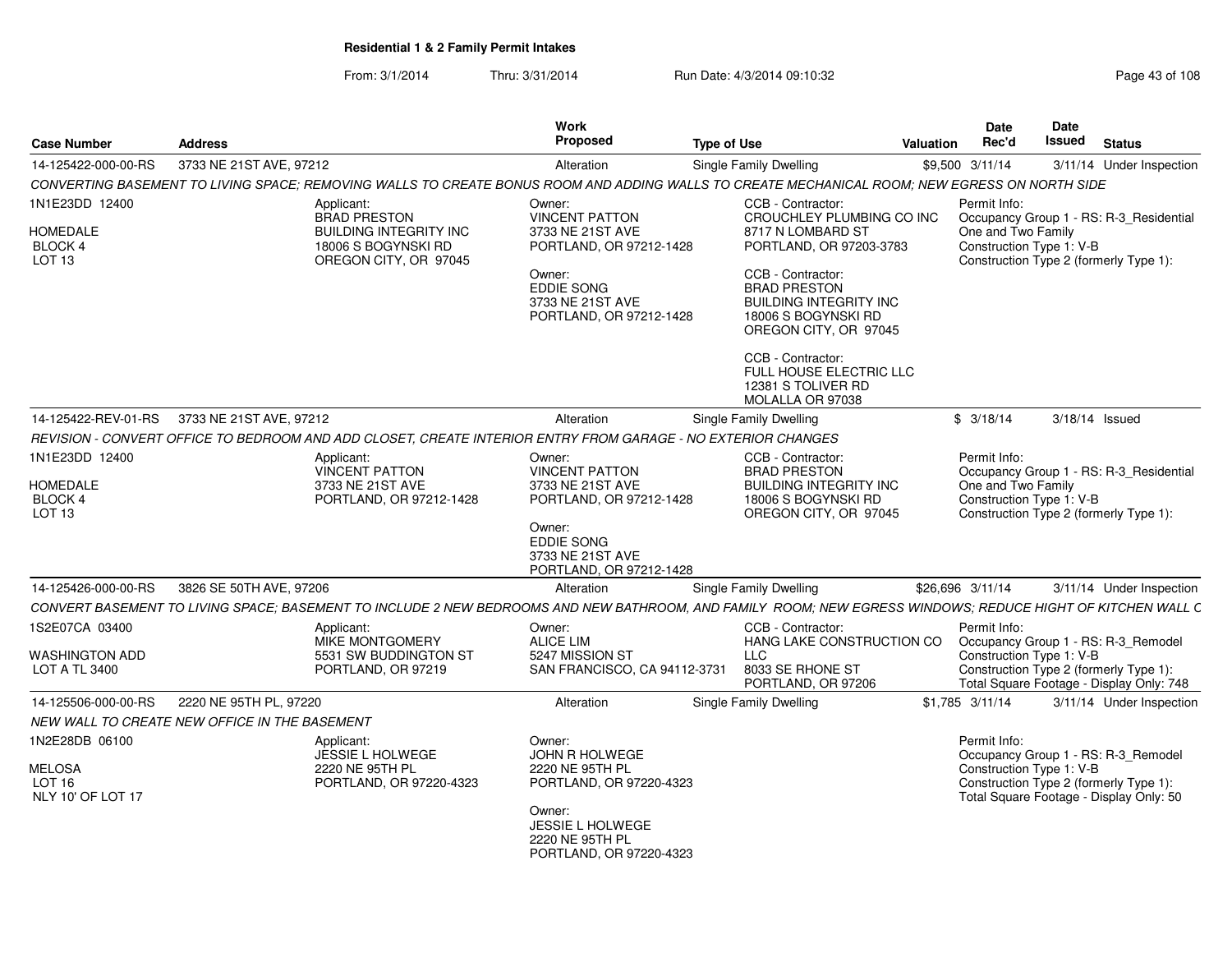**Residential 1 & 2 Family Permit Intakes**

From: 3/1/2014 Thru: 3/31/2014 Run Date: 4/3/2014 09:10:32

| Case Number | Address | Work Proposed | Type of Use | Valuation | Date Rec'd | Date Issued | Status |
|---|---|---|---|---|---|---|---|
| 14-125422-000-00-RS | 3733 NE 21ST AVE, 97212 | Alteration | Single Family Dwelling | $9,500 | 3/11/14 | 3/11/14 | Under Inspection |

*CONVERTING BASEMENT TO LIVING SPACE; REMOVING WALLS TO CREATE BONUS ROOM AND ADDING WALLS TO CREATE MECHANICAL ROOM; NEW EGRESS ON NORTH SIDE*

1N1E23DD 12400
HOMEDALE
BLOCK 4
LOT 13

Applicant:
BRAD PRESTON
BUILDING INTEGRITY INC
18006 S BOGYNSKI RD
OREGON CITY, OR 97045

Owner:
VINCENT PATTON
3733 NE 21ST AVE
PORTLAND, OR 97212-1428

Owner:
EDDIE SONG
3733 NE 21ST AVE
PORTLAND, OR 97212-1428

CCB - Contractor:
CROUCHLEY PLUMBING CO INC
8717 N LOMBARD ST
PORTLAND, OR 97203-3783

CCB - Contractor:
BRAD PRESTON
BUILDING INTEGRITY INC
18006 S BOGYNSKI RD
OREGON CITY, OR 97045

CCB - Contractor:
FULL HOUSE ELECTRIC LLC
12381 S TOLIVER RD
MOLALLA OR 97038

Permit Info:
Occupancy Group 1 - RS: R-3_Residential One and Two Family
Construction Type 1: V-B
Construction Type 2 (formerly Type 1):

| Case Number | Address | Work Proposed | Type of Use | Valuation | Date Rec'd | Date Issued | Status |
|---|---|---|---|---|---|---|---|
| 14-125422-REV-01-RS | 3733 NE 21ST AVE, 97212 | Alteration | Single Family Dwelling | $ | 3/18/14 | 3/18/14 | Issued |

*REVISION - CONVERT OFFICE TO BEDROOM AND ADD CLOSET, CREATE INTERIOR ENTRY FROM GARAGE - NO EXTERIOR CHANGES*

1N1E23DD 12400
HOMEDALE
BLOCK 4
LOT 13

Applicant:
VINCENT PATTON
3733 NE 21ST AVE
PORTLAND, OR 97212-1428

Owner:
VINCENT PATTON
3733 NE 21ST AVE
PORTLAND, OR 97212-1428

Owner:
EDDIE SONG
3733 NE 21ST AVE
PORTLAND, OR 97212-1428

CCB - Contractor:
BRAD PRESTON
BUILDING INTEGRITY INC
18006 S BOGYNSKI RD
OREGON CITY, OR 97045

Permit Info:
Occupancy Group 1 - RS: R-3_Residential One and Two Family
Construction Type 1: V-B
Construction Type 2 (formerly Type 1):

| Case Number | Address | Work Proposed | Type of Use | Valuation | Date Rec'd | Date Issued | Status |
|---|---|---|---|---|---|---|---|
| 14-125426-000-00-RS | 3826 SE 50TH AVE, 97206 | Alteration | Single Family Dwelling | $26,696 | 3/11/14 | 3/11/14 | Under Inspection |

*CONVERT BASEMENT TO LIVING SPACE; BASEMENT TO INCLUDE 2 NEW BEDROOMS AND NEW BATHROOM, AND FAMILY ROOM; NEW EGRESS WINDOWS; REDUCE HIGHT OF KITCHEN WALL C*

1S2E07CA 03400
WASHINGTON ADD
LOT A TL 3400

Applicant:
MIKE MONTGOMERY
5531 SW BUDDINGTON ST
PORTLAND, OR 97219

Owner:
ALICE LIM
5247 MISSION ST
SAN FRANCISCO, CA 94112-3731

CCB - Contractor:
HANG LAKE CONSTRUCTION CO LLC
8033 SE RHONE ST
PORTLAND, OR 97206

Permit Info:
Occupancy Group 1 - RS: R-3_Remodel
Construction Type 1: V-B
Construction Type 2 (formerly Type 1):
Total Square Footage - Display Only: 748

| Case Number | Address | Work Proposed | Type of Use | Valuation | Date Rec'd | Date Issued | Status |
|---|---|---|---|---|---|---|---|
| 14-125506-000-00-RS | 2220 NE 95TH PL, 97220 | Alteration | Single Family Dwelling | $1,785 | 3/11/14 | 3/11/14 | Under Inspection |

*NEW WALL TO CREATE NEW OFFICE IN THE BASEMENT*

1N2E28DB 06100
MELOSA
LOT 16
NLY 10' OF LOT 17

Applicant:
JESSIE L HOLWEGE
2220 NE 95TH PL
PORTLAND, OR 97220-4323

Owner:
JOHN R HOLWEGE
2220 NE 95TH PL
PORTLAND, OR 97220-4323

Owner:
JESSIE L HOLWEGE
2220 NE 95TH PL
PORTLAND, OR 97220-4323

Permit Info:
Occupancy Group 1 - RS: R-3_Remodel
Construction Type 1: V-B
Construction Type 2 (formerly Type 1):
Total Square Footage - Display Only: 50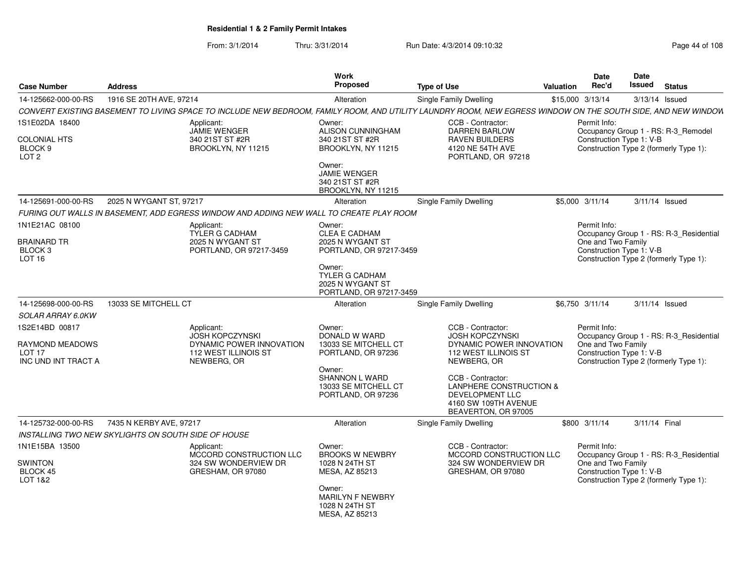**Residential 1 & 2 Family Permit Intakes**

From: 3/1/2014 Thru: 3/31/2014 Run Date: 4/3/2014 09:10:32

| Case Number | Address | Work Proposed | Type of Use | Valuation | Date Rec'd | Date Issued | Status |
|---|---|---|---|---|---|---|---|
| 14-125662-000-00-RS | 1916 SE 20TH AVE, 97214 | Alteration | Single Family Dwelling | $15,000 | 3/13/14 | 3/13/14 | Issued |

*CONVERT EXISTING BASEMENT TO LIVING SPACE TO INCLUDE NEW BEDROOM, FAMILY ROOM, AND UTILITY LAUNDRY ROOM, NEW EGRESS WINDOW ON THE SOUTH SIDE, AND NEW WINDOW*

1S1E02DA 18400
COLONIAL HTS
BLOCK 9
LOT 2

Applicant:
JAMIE WENGER
340 21ST ST #2R
BROOKLYN, NY 11215

Owner:
ALISON CUNNINGHAM
340 21ST ST #2R
BROOKLYN, NY 11215

Owner:
JAMIE WENGER
340 21ST ST #2R
BROOKLYN, NY 11215

CCB - Contractor:
DARREN BARLOW
RAVEN BUILDERS
4120 NE 54TH AVE
PORTLAND, OR 97218

Permit Info:
Occupancy Group 1 - RS: R-3_Remodel
Construction Type 1: V-B
Construction Type 2 (formerly Type 1):

| Case Number | Address | Work Proposed | Type of Use | Valuation | Date Rec'd | Date Issued | Status |
|---|---|---|---|---|---|---|---|
| 14-125691-000-00-RS | 2025 N WYGANT ST, 97217 | Alteration | Single Family Dwelling | $5,000 | 3/11/14 | 3/11/14 | Issued |

*FURING OUT WALLS IN BASEMENT, ADD EGRESS WINDOW AND ADDING NEW WALL TO CREATE PLAY ROOM*

1N1E21AC 08100
BRAINARD TR
BLOCK 3
LOT 16

Applicant:
TYLER G CADHAM
2025 N WYGANT ST
PORTLAND, OR 97217-3459

Owner:
CLEA E CADHAM
2025 N WYGANT ST
PORTLAND, OR 97217-3459

Owner:
TYLER G CADHAM
2025 N WYGANT ST
PORTLAND, OR 97217-3459

Permit Info:
Occupancy Group 1 - RS: R-3_Residential One and Two Family
Construction Type 1: V-B
Construction Type 2 (formerly Type 1):

| Case Number | Address | Work Proposed | Type of Use | Valuation | Date Rec'd | Date Issued | Status |
|---|---|---|---|---|---|---|---|
| 14-125698-000-00-RS | 13033 SE MITCHELL CT | Alteration | Single Family Dwelling | $6,750 | 3/11/14 | 3/11/14 | Issued |

*SOLAR ARRAY 6.0KW*

1S2E14BD 00817
RAYMOND MEADOWS
LOT 17
INC UND INT TRACT A

Applicant:
JOSH KOPCZYNSKI
DYNAMIC POWER INNOVATION
112 WEST ILLINOIS ST
NEWBERG, OR

Owner:
DONALD W WARD
13033 SE MITCHELL CT
PORTLAND, OR 97236

Owner:
SHANNON L WARD
13033 SE MITCHELL CT
PORTLAND, OR 97236

CCB - Contractor:
JOSH KOPCZYNSKI
DYNAMIC POWER INNOVATION
112 WEST ILLINOIS ST
NEWBERG, OR

CCB - Contractor:
LANPHERE CONSTRUCTION & DEVELOPMENT LLC
4160 SW 109TH AVENUE
BEAVERTON, OR 97005

Permit Info:
Occupancy Group 1 - RS: R-3_Residential One and Two Family
Construction Type 1: V-B
Construction Type 2 (formerly Type 1):

| Case Number | Address | Work Proposed | Type of Use | Valuation | Date Rec'd | Date Issued | Status |
|---|---|---|---|---|---|---|---|
| 14-125732-000-00-RS | 7435 N KERBY AVE, 97217 | Alteration | Single Family Dwelling | $800 | 3/11/14 | 3/11/14 | Final |

*INSTALLING TWO NEW SKYLIGHTS ON SOUTH SIDE OF HOUSE*

1N1E15BA 13500
SWINTON
BLOCK 45
LOT 1&2

Applicant:
MCCORD CONSTRUCTION LLC
324 SW WONDERVIEW DR
GRESHAM, OR 97080

Owner:
BROOKS W NEWBRY
1028 N 24TH ST
MESA, AZ 85213

Owner:
MARILYN F NEWBRY
1028 N 24TH ST
MESA, AZ 85213

CCB - Contractor:
MCCORD CONSTRUCTION LLC
324 SW WONDERVIEW DR
GRESHAM, OR 97080

Permit Info:
Occupancy Group 1 - RS: R-3_Residential One and Two Family
Construction Type 1: V-B
Construction Type 2 (formerly Type 1):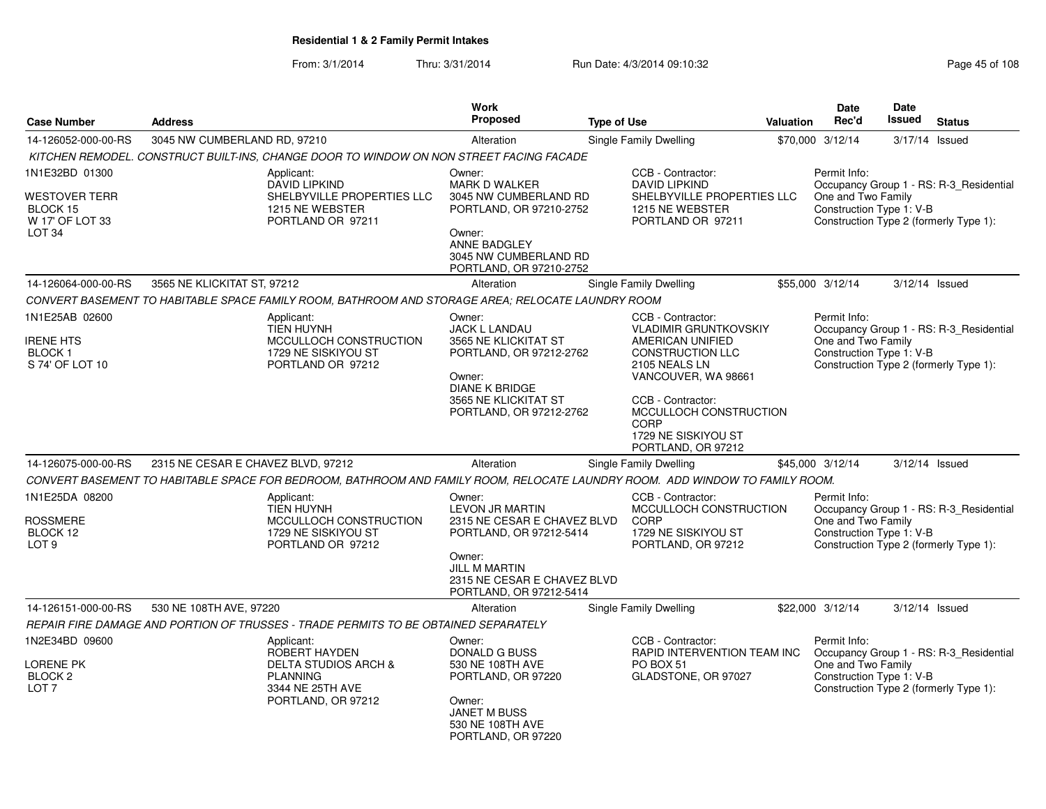**Residential 1 & 2 Family Permit Intakes**

From: 3/1/2014 Thru: 3/31/2014 Run Date: 4/3/2014 09:10:32

| Case Number | Address | Work Proposed | Type of Use | Valuation | Date Rec'd | Date Issued | Status |
|---|---|---|---|---|---|---|---|
| 14-126052-000-00-RS | 3045 NW CUMBERLAND RD, 97210 | Alteration | Single Family Dwelling | $70,000 | 3/12/14 | 3/17/14 | Issued |

*KITCHEN REMODEL. CONSTRUCT BUILT-INS, CHANGE DOOR TO WINDOW ON NON STREET FACING FACADE*

1N1E32BD 01300
WESTOVER TERR
BLOCK 15
W 17' OF LOT 33
LOT 34

Applicant:
DAVID LIPKIND
SHELBYVILLE PROPERTIES LLC
1215 NE WEBSTER
PORTLAND OR 97211

Owner:
MARK D WALKER
3045 NW CUMBERLAND RD
PORTLAND, OR 97210-2752

Owner:
ANNE BADGLEY
3045 NW CUMBERLAND RD
PORTLAND, OR 97210-2752

CCB - Contractor:
DAVID LIPKIND
SHELBYVILLE PROPERTIES LLC
1215 NE WEBSTER
PORTLAND OR 97211

Permit Info:
Occupancy Group 1 - RS: R-3_Residential One and Two Family
Construction Type 1: V-B
Construction Type 2 (formerly Type 1):

| Case Number | Address | Work Proposed | Type of Use | Valuation | Date Rec'd | Date Issued | Status |
|---|---|---|---|---|---|---|---|
| 14-126064-000-00-RS | 3565 NE KLICKITAT ST, 97212 | Alteration | Single Family Dwelling | $55,000 | 3/12/14 | 3/12/14 | Issued |

*CONVERT BASEMENT TO HABITABLE SPACE FAMILY ROOM, BATHROOM AND STORAGE AREA; RELOCATE LAUNDRY ROOM*

1N1E25AB 02600
IRENE HTS
BLOCK 1
S 74' OF LOT 10

Applicant:
TIEN HUYNH
MCCULLOCH CONSTRUCTION
1729 NE SISKIYOU ST
PORTLAND OR 97212

Owner:
JACK L LANDAU
3565 NE KLICKITAT ST
PORTLAND, OR 97212-2762

Owner:
DIANE K BRIDGE
3565 NE KLICKITAT ST
PORTLAND, OR 97212-2762

CCB - Contractor:
VLADIMIR GRUNTKOVSKIY
AMERICAN UNIFIED CONSTRUCTION LLC
2105 NEALS LN
VANCOUVER, WA 98661

CCB - Contractor:
MCCULLOCH CONSTRUCTION CORP
1729 NE SISKIYOU ST
PORTLAND, OR 97212

Permit Info:
Occupancy Group 1 - RS: R-3_Residential One and Two Family
Construction Type 1: V-B
Construction Type 2 (formerly Type 1):

| Case Number | Address | Work Proposed | Type of Use | Valuation | Date Rec'd | Date Issued | Status |
|---|---|---|---|---|---|---|---|
| 14-126075-000-00-RS | 2315 NE CESAR E CHAVEZ BLVD, 97212 | Alteration | Single Family Dwelling | $45,000 | 3/12/14 | 3/12/14 | Issued |

*CONVERT BASEMENT TO HABITABLE SPACE FOR BEDROOM, BATHROOM AND FAMILY ROOM, RELOCATE LAUNDRY ROOM. ADD WINDOW TO FAMILY ROOM.*

1N1E25DA 08200
ROSSMERE
BLOCK 12
LOT 9

Applicant:
TIEN HUYNH
MCCULLOCH CONSTRUCTION
1729 NE SISKIYOU ST
PORTLAND OR 97212

Owner:
LEVON JR MARTIN
2315 NE CESAR E CHAVEZ BLVD
PORTLAND, OR 97212-5414

Owner:
JILL M MARTIN
2315 NE CESAR E CHAVEZ BLVD
PORTLAND, OR 97212-5414

CCB - Contractor:
MCCULLOCH CONSTRUCTION CORP
1729 NE SISKIYOU ST
PORTLAND, OR 97212

Permit Info:
Occupancy Group 1 - RS: R-3_Residential One and Two Family
Construction Type 1: V-B
Construction Type 2 (formerly Type 1):

| Case Number | Address | Work Proposed | Type of Use | Valuation | Date Rec'd | Date Issued | Status |
|---|---|---|---|---|---|---|---|
| 14-126151-000-00-RS | 530 NE 108TH AVE, 97220 | Alteration | Single Family Dwelling | $22,000 | 3/12/14 | 3/12/14 | Issued |

*REPAIR FIRE DAMAGE AND PORTION OF TRUSSES - TRADE PERMITS TO BE OBTAINED SEPARATELY*

1N2E34BD 09600
LORENE PK
BLOCK 2
LOT 7

Applicant:
ROBERT HAYDEN
DELTA STUDIOS ARCH & PLANNING
3344 NE 25TH AVE
PORTLAND, OR 97212

Owner:
DONALD G BUSS
530 NE 108TH AVE
PORTLAND, OR 97220

Owner:
JANET M BUSS
530 NE 108TH AVE
PORTLAND, OR 97220

CCB - Contractor:
RAPID INTERVENTION TEAM INC
PO BOX 51
GLADSTONE, OR 97027

Permit Info:
Occupancy Group 1 - RS: R-3_Residential One and Two Family
Construction Type 1: V-B
Construction Type 2 (formerly Type 1):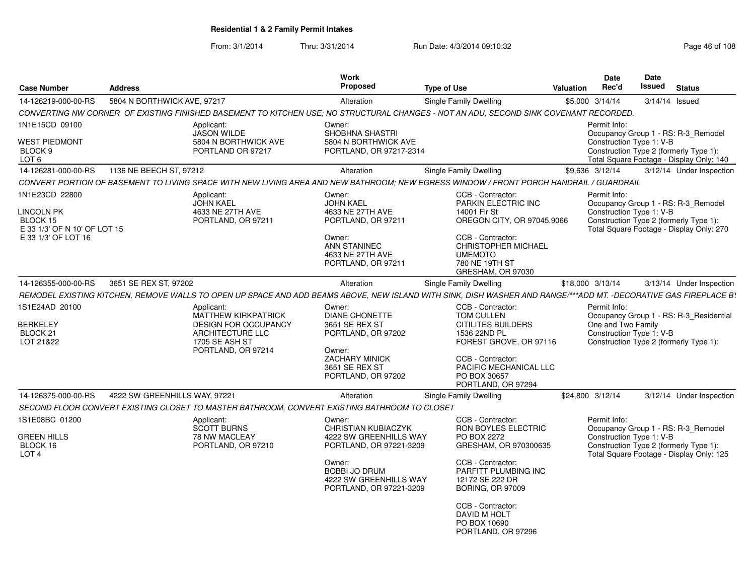## Residential 1 & 2 Family Permit Intakes

From: 3/1/2014 Thru: 3/31/2014 Run Date: 4/3/2014 09:10:32

| Case Number | Address | Work Proposed | Type of Use | Valuation | Date Rec'd | Date Issued | Status |
|---|---|---|---|---|---|---|---|
| 14-126219-000-00-RS | 5804 N BORTHWICK AVE, 97217 | Alteration | Single Family Dwelling | $5,000 | 3/14/14 | 3/14/14 | Issued |

CONVERTING NW CORNER OF EXISTING FINISHED BASEMENT TO KITCHEN USE; NO STRUCTURAL CHANGES - NOT AN ADU, SECOND SINK COVENANT RECORDED.

1N1E15CD 09100
WEST PIEDMONT
BLOCK 9
LOT 6

Applicant:
JASON WILDE
5804 N BORTHWICK AVE
PORTLAND OR 97217

Owner:
SHOBHNA SHASTRI
5804 N BORTHWICK AVE
PORTLAND, OR 97217-2314

Permit Info:
Occupancy Group 1 - RS: R-3_Remodel
Construction Type 1: V-B
Construction Type 2 (formerly Type 1):
Total Square Footage - Display Only: 140

| Case Number | Address | Work Proposed | Type of Use | Valuation | Date Rec'd | Date Issued | Status |
|---|---|---|---|---|---|---|---|
| 14-126281-000-00-RS | 1136 NE BEECH ST, 97212 | Alteration | Single Family Dwelling | $9,636 | 3/12/14 | 3/12/14 | Under Inspection |

CONVERT PORTION OF BASEMENT TO LIVING SPACE WITH NEW LIVING AREA AND NEW BATHROOM; NEW EGRESS WINDOW / FRONT PORCH HANDRAIL / GUARDRAIL

1N1E23CD 22800
LINCOLN PK
BLOCK 15
E 33 1/3' OF N 10' OF LOT 15
E 33 1/3' OF LOT 16

Applicant:
JOHN KAEL
4633 NE 27TH AVE
PORTLAND, OR 97211

Owner:
JOHN KAEL
4633 NE 27TH AVE
PORTLAND, OR 97211

Owner:
ANN STANINEC
4633 NE 27TH AVE
PORTLAND, OR 97211

CCB - Contractor:
PARKIN ELECTRIC INC
14001 Fir St
OREGON CITY, OR 97045.9066

CCB - Contractor:
CHRISTOPHER MICHAEL UMEMOTO
780 NE 19TH ST
GRESHAM, OR 97030

Permit Info:
Occupancy Group 1 - RS: R-3_Remodel
Construction Type 1: V-B
Construction Type 2 (formerly Type 1):
Total Square Footage - Display Only: 270

| Case Number | Address | Work Proposed | Type of Use | Valuation | Date Rec'd | Date Issued | Status |
|---|---|---|---|---|---|---|---|
| 14-126355-000-00-RS | 3651 SE REX ST, 97202 | Alteration | Single Family Dwelling | $18,000 | 3/13/14 | 3/13/14 | Under Inspection |

REMODEL EXISTING KITCHEN, REMOVE WALLS TO OPEN UP SPACE AND ADD BEAMS ABOVE, NEW ISLAND WITH SINK, DISH WASHER AND RANGE/***ADD MT. -DECORATIVE GAS FIREPLACE B

1S1E24AD 20100
BERKELEY
BLOCK 21
LOT 21&22

Applicant:
MATTHEW KIRKPATRICK
DESIGN FOR OCCUPANCY ARCHITECTURE LLC
1705 SE ASH ST
PORTLAND, OR 97214

Owner:
DIANE CHONETTE
3651 SE REX ST
PORTLAND, OR 97202

Owner:
ZACHARY MINICK
3651 SE REX ST
PORTLAND, OR 97202

CCB - Contractor:
TOM CULLEN
CITILITES BUILDERS
1536 22ND PL
FOREST GROVE, OR 97116

CCB - Contractor:
PACIFIC MECHANICAL LLC
PO BOX 30657
PORTLAND, OR 97294

Permit Info:
Occupancy Group 1 - RS: R-3_Residential One and Two Family
Construction Type 1: V-B
Construction Type 2 (formerly Type 1):

| Case Number | Address | Work Proposed | Type of Use | Valuation | Date Rec'd | Date Issued | Status |
|---|---|---|---|---|---|---|---|
| 14-126375-000-00-RS | 4222 SW GREENHILLS WAY, 97221 | Alteration | Single Family Dwelling | $24,800 | 3/12/14 | 3/12/14 | Under Inspection |

SECOND FLOOR CONVERT EXISTING CLOSET TO MASTER BATHROOM, CONVERT EXISTING BATHROOM TO CLOSET

1S1E08BC 01200
GREEN HILLS
BLOCK 16
LOT 4

Applicant:
SCOTT BURNS
78 NW MACLEAY
PORTLAND, OR 97210

Owner:
CHRISTIAN KUBIACZYK
4222 SW GREENHILLS WAY
PORTLAND, OR 97221-3209

Owner:
BOBBI JO DRUM
4222 SW GREENHILLS WAY
PORTLAND, OR 97221-3209

CCB - Contractor:
RON BOYLES ELECTRIC
PO BOX 2272
GRESHAM, OR 970300635

CCB - Contractor:
PARFITT PLUMBING INC
12172 SE 222 DR
BORING, OR 97009

CCB - Contractor:
DAVID M HOLT
PO BOX 10690
PORTLAND, OR 97296

Permit Info:
Occupancy Group 1 - RS: R-3_Remodel
Construction Type 1: V-B
Construction Type 2 (formerly Type 1):
Total Square Footage - Display Only: 125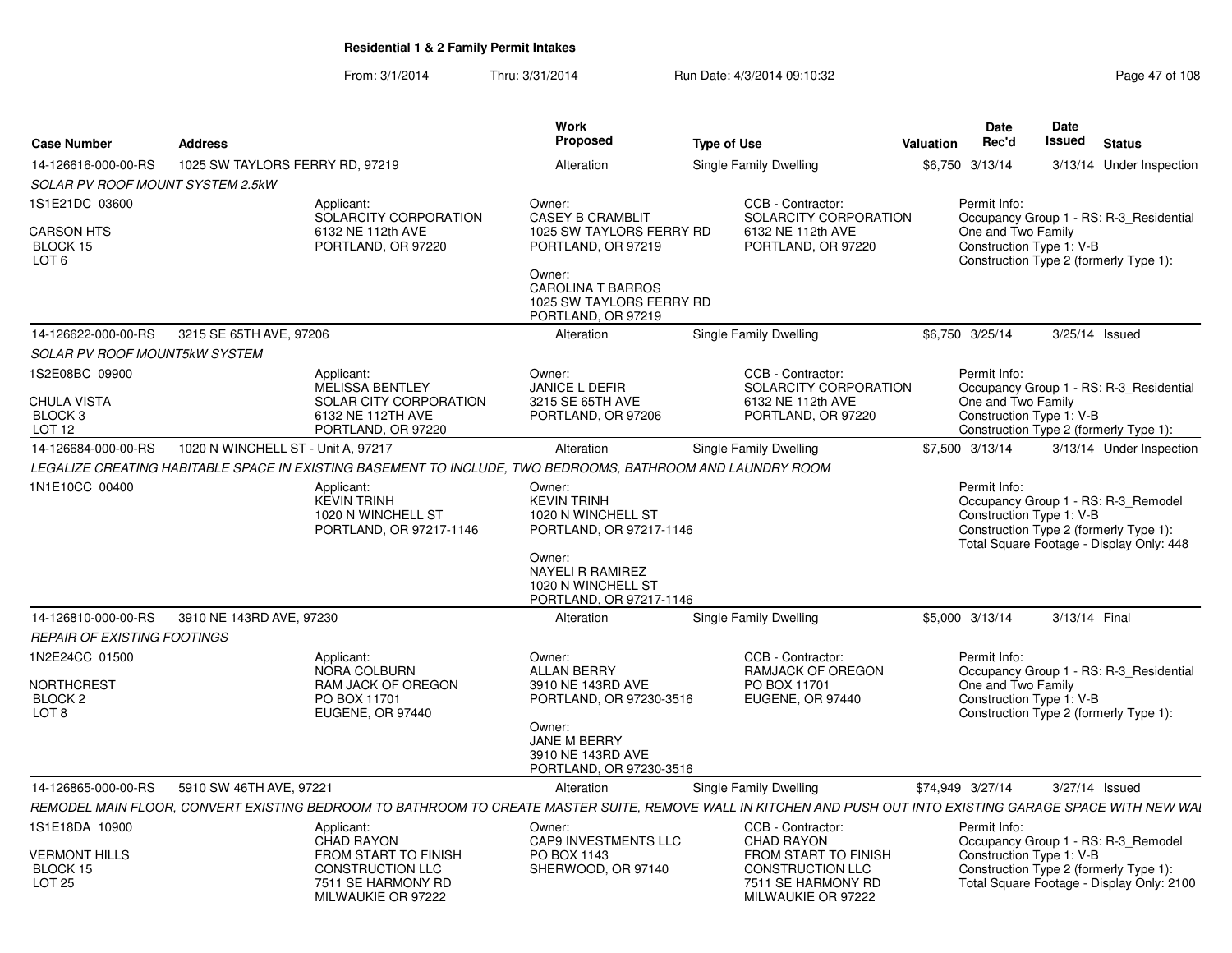**Residential 1 & 2 Family Permit Intakes**

From: 3/1/2014 Thru: 3/31/2014 Run Date: 4/3/2014 09:10:32

| Case Number | Address | Work Proposed | Type of Use | Valuation | Date Rec'd | Date Issued | Status |
|---|---|---|---|---|---|---|---|
| 14-126616-000-00-RS | 1025 SW TAYLORS FERRY RD, 97219 | Alteration | Single Family Dwelling | $6,750 | 3/13/14 | 3/13/14 | Under Inspection |

*SOLAR PV ROOF MOUNT SYSTEM 2.5kW*

1S1E21DC 03600
CARSON HTS
BLOCK 15
LOT 6

Applicant: SOLARCITY CORPORATION, 6132 NE 112th AVE, PORTLAND, OR 97220

Owner: CASEY B CRAMBLIT, 1025 SW TAYLORS FERRY RD, PORTLAND, OR 97219

Owner: CAROLINA T BARROS, 1025 SW TAYLORS FERRY RD, PORTLAND, OR 97219

CCB - Contractor: SOLARCITY CORPORATION, 6132 NE 112th AVE, PORTLAND, OR 97220

Permit Info: Occupancy Group 1 - RS: R-3_Residential One and Two Family; Construction Type 1: V-B; Construction Type 2 (formerly Type 1):

| Case Number | Address | Work Proposed | Type of Use | Valuation | Date Rec'd | Date Issued | Status |
|---|---|---|---|---|---|---|---|
| 14-126622-000-00-RS | 3215 SE 65TH AVE, 97206 | Alteration | Single Family Dwelling | $6,750 | 3/25/14 | 3/25/14 | Issued |

*SOLAR PV ROOF MOUNT5kW SYSTEM*

1S2E08BC 09900
CHULA VISTA
BLOCK 3
LOT 12

Applicant: MELISSA BENTLEY, SOLAR CITY CORPORATION, 6132 NE 112TH AVE, PORTLAND, OR 97220

Owner: JANICE L DEFIR, 3215 SE 65TH AVE, PORTLAND, OR 97206

CCB - Contractor: SOLARCITY CORPORATION, 6132 NE 112th AVE, PORTLAND, OR 97220

Permit Info: Occupancy Group 1 - RS: R-3_Residential One and Two Family; Construction Type 1: V-B; Construction Type 2 (formerly Type 1):

| Case Number | Address | Work Proposed | Type of Use | Valuation | Date Rec'd | Date Issued | Status |
|---|---|---|---|---|---|---|---|
| 14-126684-000-00-RS | 1020 N WINCHELL ST - Unit A, 97217 | Alteration | Single Family Dwelling | $7,500 | 3/13/14 | 3/13/14 | Under Inspection |

*LEGALIZE CREATING HABITABLE SPACE IN EXISTING BASEMENT TO INCLUDE, TWO BEDROOMS, BATHROOM AND LAUNDRY ROOM*

1N1E10CC 00400

Applicant: KEVIN TRINH, 1020 N WINCHELL ST, PORTLAND, OR 97217-1146

Owner: KEVIN TRINH, 1020 N WINCHELL ST, PORTLAND, OR 97217-1146

Owner: NAYELI R RAMIREZ, 1020 N WINCHELL ST, PORTLAND, OR 97217-1146

Permit Info: Occupancy Group 1 - RS: R-3_Remodel; Construction Type 1: V-B; Construction Type 2 (formerly Type 1):; Total Square Footage - Display Only: 448

| Case Number | Address | Work Proposed | Type of Use | Valuation | Date Rec'd | Date Issued | Status |
|---|---|---|---|---|---|---|---|
| 14-126810-000-00-RS | 3910 NE 143RD AVE, 97230 | Alteration | Single Family Dwelling | $5,000 | 3/13/14 | 3/13/14 | Final |

*REPAIR OF EXISTING FOOTINGS*

1N2E24CC 01500
NORTHCREST
BLOCK 2
LOT 8

Applicant: NORA COLBURN, RAM JACK OF OREGON, PO BOX 11701, EUGENE, OR 97440

Owner: ALLAN BERRY, 3910 NE 143RD AVE, PORTLAND, OR 97230-3516

Owner: JANE M BERRY, 3910 NE 143RD AVE, PORTLAND, OR 97230-3516

CCB - Contractor: RAMJACK OF OREGON, PO BOX 11701, EUGENE, OR 97440

Permit Info: Occupancy Group 1 - RS: R-3_Residential One and Two Family; Construction Type 1: V-B; Construction Type 2 (formerly Type 1):

| Case Number | Address | Work Proposed | Type of Use | Valuation | Date Rec'd | Date Issued | Status |
|---|---|---|---|---|---|---|---|
| 14-126865-000-00-RS | 5910 SW 46TH AVE, 97221 | Alteration | Single Family Dwelling | $74,949 | 3/27/14 | 3/27/14 | Issued |

*REMODEL MAIN FLOOR, CONVERT EXISTING BEDROOM TO BATHROOM TO CREATE MASTER SUITE, REMOVE WALL IN KITCHEN AND PUSH OUT INTO EXISTING GARAGE SPACE WITH NEW WAL*

1S1E18DA 10900
VERMONT HILLS
BLOCK 15
LOT 25

Applicant: CHAD RAYON, FROM START TO FINISH CONSTRUCTION LLC, 7511 SE HARMONY RD, MILWAUKIE OR 97222

Owner: CAP9 INVESTMENTS LLC, PO BOX 1143, SHERWOOD, OR 97140

CCB - Contractor: CHAD RAYON, FROM START TO FINISH CONSTRUCTION LLC, 7511 SE HARMONY RD, MILWAUKIE OR 97222

Permit Info: Occupancy Group 1 - RS: R-3_Remodel; Construction Type 1: V-B; Construction Type 2 (formerly Type 1):; Total Square Footage - Display Only: 2100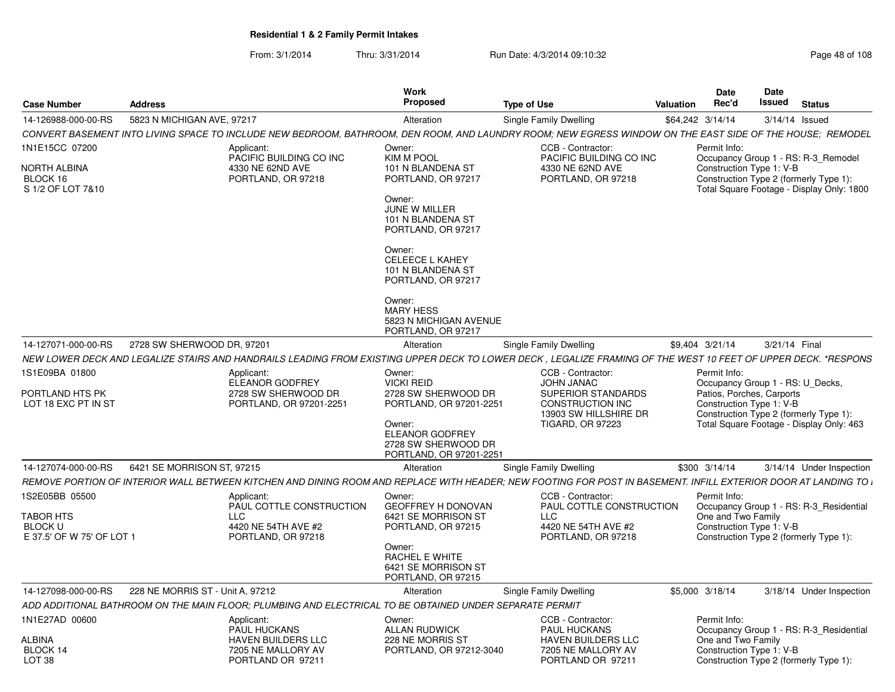## Residential 1 & 2 Family Permit Intakes

From: 3/1/2014 Thru: 3/31/2014 Run Date: 4/3/2014 09:10:32

| Case Number | Address | Work Proposed | Type of Use | Valuation | Date Rec'd | Date Issued | Status |
|---|---|---|---|---|---|---|---|
| 14-126988-000-00-RS | 5823 N MICHIGAN AVE, 97217 | Alteration | Single Family Dwelling | $64,242 | 3/14/14 | 3/14/14 | Issued |

*CONVERT BASEMENT INTO LIVING SPACE TO INCLUDE NEW BEDROOM, BATHROOM, DEN ROOM, AND LAUNDRY ROOM; NEW EGRESS WINDOW ON THE EAST SIDE OF THE HOUSE; REMODEL*

1N1E15CC 07200
NORTH ALBINA
BLOCK 16
S 1/2 OF LOT 7&10

Applicant:
PACIFIC BUILDING CO INC
4330 NE 62ND AVE
PORTLAND, OR 97218

Owner:
KIM M POOL
101 N BLANDENA ST
PORTLAND, OR 97217

Owner:
JUNE W MILLER
101 N BLANDENA ST
PORTLAND, OR 97217

Owner:
CELEECE L KAHEY
101 N BLANDENA ST
PORTLAND, OR 97217

Owner:
MARY HESS
5823 N MICHIGAN AVENUE
PORTLAND, OR 97217

CCB - Contractor:
PACIFIC BUILDING CO INC
4330 NE 62ND AVE
PORTLAND, OR 97218

Permit Info:
Occupancy Group 1 - RS: R-3_Remodel
Construction Type 1: V-B
Construction Type 2 (formerly Type 1):
Total Square Footage - Display Only: 1800

---

| Case Number | Address | Work Proposed | Type of Use | Valuation | Date Rec'd | Date Issued | Status |
|---|---|---|---|---|---|---|---|
| 14-127071-000-00-RS | 2728 SW SHERWOOD DR, 97201 | Alteration | Single Family Dwelling | $9,404 | 3/21/14 | 3/21/14 | Final |

*NEW LOWER DECK AND LEGALIZE STAIRS AND HANDRAILS LEADING FROM EXISTING UPPER DECK TO LOWER DECK , LEGALIZE FRAMING OF THE WEST 10 FEET OF UPPER DECK. *RESPONS*

1S1E09BA 01800
PORTLAND HTS PK
LOT 18 EXC PT IN ST

Applicant:
ELEANOR GODFREY
2728 SW SHERWOOD DR
PORTLAND, OR 97201-2251

Owner:
VICKI REID
2728 SW SHERWOOD DR
PORTLAND, OR 97201-2251

Owner:
ELEANOR GODFREY
2728 SW SHERWOOD DR
PORTLAND, OR 97201-2251

CCB - Contractor:
JOHN JANAC
SUPERIOR STANDARDS
CONSTRUCTION INC
13903 SW HILLSHIRE DR
TIGARD, OR 97223

Permit Info:
Occupancy Group 1 - RS: U_Decks, Patios, Porches, Carports
Construction Type 1: V-B
Construction Type 2 (formerly Type 1):
Total Square Footage - Display Only: 463

---

| Case Number | Address | Work Proposed | Type of Use | Valuation | Date Rec'd | Date Issued | Status |
|---|---|---|---|---|---|---|---|
| 14-127074-000-00-RS | 6421 SE MORRISON ST, 97215 | Alteration | Single Family Dwelling | $300 | 3/14/14 | 3/14/14 | Under Inspection |

*REMOVE PORTION OF INTERIOR WALL BETWEEN KITCHEN AND DINING ROOM AND REPLACE WITH HEADER; NEW FOOTING FOR POST IN BASEMENT. INFILL EXTERIOR DOOR AT LANDING TO I*

1S2E05BB 05500
TABOR HTS
BLOCK U
E 37.5' OF W 75' OF LOT 1

Applicant:
PAUL COTTLE CONSTRUCTION LLC
4420 NE 54TH AVE #2
PORTLAND, OR 97218

Owner:
GEOFFREY H DONOVAN
6421 SE MORRISON ST
PORTLAND, OR 97215

Owner:
RACHEL E WHITE
6421 SE MORRISON ST
PORTLAND, OR 97215

CCB - Contractor:
PAUL COTTLE CONSTRUCTION LLC
4420 NE 54TH AVE #2
PORTLAND, OR 97218

Permit Info:
Occupancy Group 1 - RS: R-3_Residential One and Two Family
Construction Type 1: V-B
Construction Type 2 (formerly Type 1):

---

| Case Number | Address | Work Proposed | Type of Use | Valuation | Date Rec'd | Date Issued | Status |
|---|---|---|---|---|---|---|---|
| 14-127098-000-00-RS | 228 NE MORRIS ST - Unit A, 97212 | Alteration | Single Family Dwelling | $5,000 | 3/18/14 | 3/18/14 | Under Inspection |

*ADD ADDITIONAL BATHROOM ON THE MAIN FLOOR; PLUMBING AND ELECTRICAL TO BE OBTAINED UNDER SEPARATE PERMIT*

1N1E27AD 00600
ALBINA
BLOCK 14
LOT 38

Applicant:
PAUL HUCKANS
HAVEN BUILDERS LLC
7205 NE MALLORY AV
PORTLAND OR 97211

Owner:
ALLAN RUDWICK
228 NE MORRIS ST
PORTLAND, OR 97212-3040

CCB - Contractor:
PAUL HUCKANS
HAVEN BUILDERS LLC
7205 NE MALLORY AV
PORTLAND OR 97211

Permit Info:
Occupancy Group 1 - RS: R-3_Residential One and Two Family
Construction Type 1: V-B
Construction Type 2 (formerly Type 1):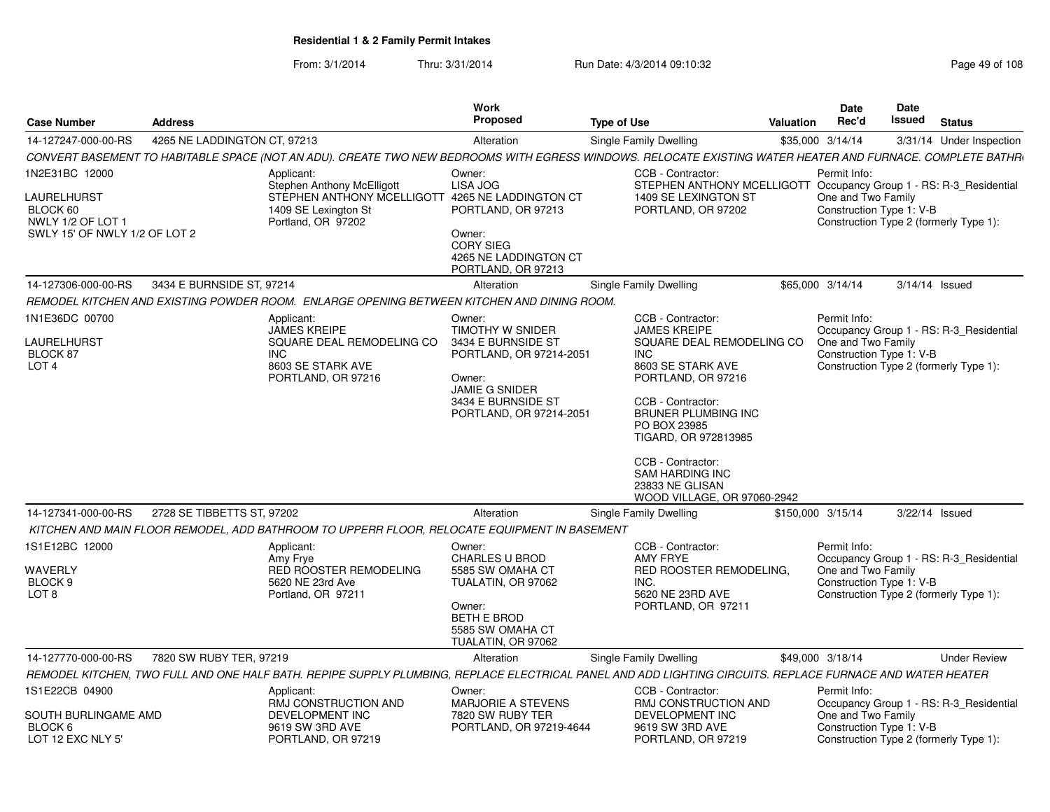## Residential 1 & 2 Family Permit Intakes

From: 3/1/2014 Thru: 3/31/2014 Run Date: 4/3/2014 09:10:32

| Case Number | Address | Work Proposed | Type of Use | Valuation | Date Rec'd | Date Issued | Status |
|---|---|---|---|---|---|---|---|
| 14-127247-000-00-RS | 4265 NE LADDINGTON CT, 97213 | Alteration | Single Family Dwelling | $35,000 | 3/14/14 | 3/31/14 | Under Inspection |

*CONVERT BASEMENT TO HABITABLE SPACE (NOT AN ADU). CREATE TWO NEW BEDROOMS WITH EGRESS WINDOWS. RELOCATE EXISTING WATER HEATER AND FURNACE. COMPLETE BATHR*

1N2E31BC 12000
LAURELHURST
BLOCK 60
NWLY 1/2 OF LOT 1
SWLY 15' OF NWLY 1/2 OF LOT 2

Applicant:
Stephen Anthony McElligott
STEPHEN ANTHONY MCELLIGOTT
1409 SE Lexington St
Portland, OR 97202

Owner:
LISA JOG
4265 NE LADDINGTON CT
PORTLAND, OR 97213

Owner:
CORY SIEG
4265 NE LADDINGTON CT
PORTLAND, OR 97213

CCB - Contractor:
STEPHEN ANTHONY MCELLIGOTT
1409 SE LEXINGTON ST
PORTLAND, OR 97202

Permit Info:
Occupancy Group 1 - RS: R-3_Residential One and Two Family
Construction Type 1: V-B
Construction Type 2 (formerly Type 1):

| Case Number | Address | Work Proposed | Type of Use | Valuation | Date Rec'd | Date Issued | Status |
|---|---|---|---|---|---|---|---|
| 14-127306-000-00-RS | 3434 E BURNSIDE ST, 97214 | Alteration | Single Family Dwelling | $65,000 | 3/14/14 | 3/14/14 | Issued |

*REMODEL KITCHEN AND EXISTING POWDER ROOM. ENLARGE OPENING BETWEEN KITCHEN AND DINING ROOM.*

1N1E36DC 00700
LAURELHURST
BLOCK 87
LOT 4

Applicant:
JAMES KREIPE
SQUARE DEAL REMODELING CO INC
8603 SE STARK AVE
PORTLAND, OR 97216

Owner:
TIMOTHY W SNIDER
3434 E BURNSIDE ST
PORTLAND, OR 97214-2051

Owner:
JAMIE G SNIDER
3434 E BURNSIDE ST
PORTLAND, OR 97214-2051

CCB - Contractor:
JAMES KREIPE
SQUARE DEAL REMODELING CO INC
8603 SE STARK AVE
PORTLAND, OR 97216

CCB - Contractor:
BRUNER PLUMBING INC
PO BOX 23985
TIGARD, OR 972813985

CCB - Contractor:
SAM HARDING INC
23833 NE GLISAN
WOOD VILLAGE, OR 97060-2942

Permit Info:
Occupancy Group 1 - RS: R-3_Residential One and Two Family
Construction Type 1: V-B
Construction Type 2 (formerly Type 1):

| Case Number | Address | Work Proposed | Type of Use | Valuation | Date Rec'd | Date Issued | Status |
|---|---|---|---|---|---|---|---|
| 14-127341-000-00-RS | 2728 SE TIBBETTS ST, 97202 | Alteration | Single Family Dwelling | $150,000 | 3/15/14 | 3/22/14 | Issued |

*KITCHEN AND MAIN FLOOR REMODEL, ADD BATHROOM TO UPPERR FLOOR, RELOCATE EQUIPMENT IN BASEMENT*

1S1E12BC 12000
WAVERLY
BLOCK 9
LOT 8

Applicant:
Amy Frye
RED ROOSTER REMODELING
5620 NE 23rd Ave
Portland, OR 97211

Owner:
CHARLES U BROD
5585 SW OMAHA CT
TUALATIN, OR 97062

Owner:
BETH E BROD
5585 SW OMAHA CT
TUALATIN, OR 97062

CCB - Contractor:
AMY FRYE
RED ROOSTER REMODELING, INC.
5620 NE 23RD AVE
PORTLAND, OR 97211

Permit Info:
Occupancy Group 1 - RS: R-3_Residential One and Two Family
Construction Type 1: V-B
Construction Type 2 (formerly Type 1):

| Case Number | Address | Work Proposed | Type of Use | Valuation | Date Rec'd | Date Issued | Status |
|---|---|---|---|---|---|---|---|
| 14-127770-000-00-RS | 7820 SW RUBY TER, 97219 | Alteration | Single Family Dwelling | $49,000 | 3/18/14 | | Under Review |

*REMODEL KITCHEN, TWO FULL AND ONE HALF BATH. REPIPE SUPPLY PLUMBING, REPLACE ELECTRICAL PANEL AND ADD LIGHTING CIRCUITS. REPLACE FURNACE AND WATER HEATER*

1S1E22CB 04900
SOUTH BURLINGAME AMD
BLOCK 6
LOT 12 EXC NLY 5'

Applicant:
RMJ CONSTRUCTION AND DEVELOPMENT INC
9619 SW 3RD AVE
PORTLAND, OR 97219

Owner:
MARJORIE A STEVENS
7820 SW RUBY TER
PORTLAND, OR 97219-4644

CCB - Contractor:
RMJ CONSTRUCTION AND DEVELOPMENT INC
9619 SW 3RD AVE
PORTLAND, OR 97219

Permit Info:
Occupancy Group 1 - RS: R-3_Residential One and Two Family
Construction Type 1: V-B
Construction Type 2 (formerly Type 1):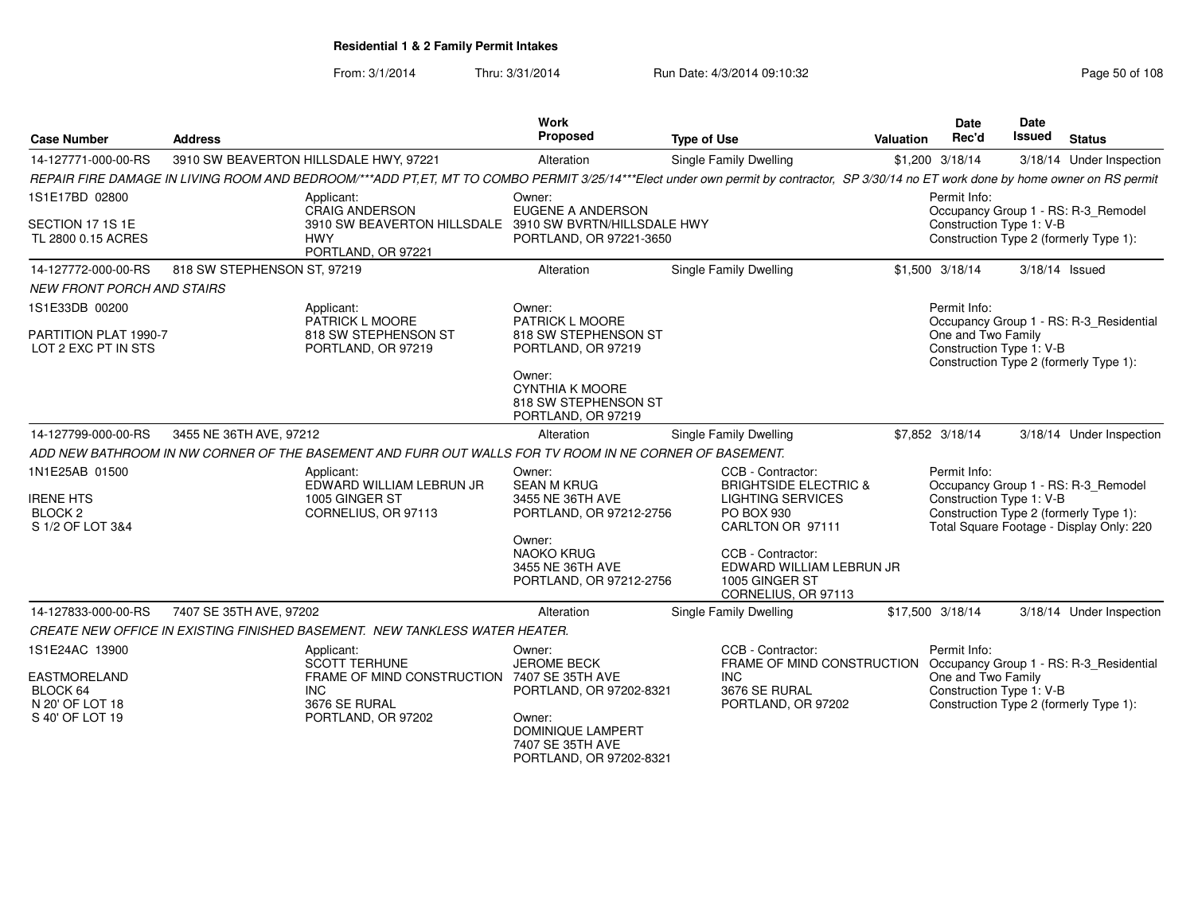## Residential 1 & 2 Family Permit Intakes

From: 3/1/2014 Thru: 3/31/2014 Run Date: 4/3/2014 09:10:32

| Case Number | Address | | Work Proposed | Type of Use | Valuation | Date Rec'd | Date Issued | Status |
|---|---|---|---|---|---|---|---|---|
| 14-127771-000-00-RS | 3910 SW BEAVERTON HILLSDALE HWY, 97221 | | Alteration | Single Family Dwelling | $1,200 | 3/18/14 | 3/18/14 | Under Inspection |
| REPAIR FIRE DAMAGE IN LIVING ROOM AND BEDROOM/***ADD PT,ET, MT TO COMBO PERMIT 3/25/14***Elect under own permit by contractor, SP 3/30/14 no ET work done by home owner on RS permit | | | | | | | | |
| 1S1E17BD 02800<br>SECTION 17 1S 1E<br>TL 2800 0.15 ACRES | | Applicant:<br>CRAIG ANDERSON<br>3910 SW BEAVERTON HILLSDALE HWY<br>PORTLAND, OR 97221 | Owner:<br>EUGENE A ANDERSON<br>3910 SW BVRTN/HILLSDALE HWY<br>PORTLAND, OR 97221-3650 | | | Permit Info:<br>Occupancy Group 1 - RS: R-3_Remodel<br>Construction Type 1: V-B<br>Construction Type 2 (formerly Type 1): | | |
| 14-127772-000-00-RS | 818 SW STEPHENSON ST, 97219 | | Alteration | Single Family Dwelling | $1,500 | 3/18/14 | 3/18/14 | Issued |
| NEW FRONT PORCH AND STAIRS | | | | | | | | |
| 1S1E33DB 00200<br>PARTITION PLAT 1990-7<br>LOT 2 EXC PT IN STS | | Applicant:<br>PATRICK L MOORE<br>818 SW STEPHENSON ST<br>PORTLAND, OR 97219 | Owner:<br>PATRICK L MOORE<br>818 SW STEPHENSON ST<br>PORTLAND, OR 97219<br>Owner:<br>CYNTHIA K MOORE<br>818 SW STEPHENSON ST<br>PORTLAND, OR 97219 | | | Permit Info:<br>Occupancy Group 1 - RS: R-3_Residential One and Two Family<br>Construction Type 1: V-B<br>Construction Type 2 (formerly Type 1): | | |
| 14-127799-000-00-RS | 3455 NE 36TH AVE, 97212 | | Alteration | Single Family Dwelling | $7,852 | 3/18/14 | 3/18/14 | Under Inspection |
| ADD NEW BATHROOM IN NW CORNER OF THE BASEMENT AND FURR OUT WALLS FOR TV ROOM IN NE CORNER OF BASEMENT. | | | | | | | | |
| 1N1E25AB 01500<br>IRENE HTS<br>BLOCK 2<br>S 1/2 OF LOT 3&4 | | Applicant:<br>EDWARD WILLIAM LEBRUN JR<br>1005 GINGER ST<br>CORNELIUS, OR 97113 | Owner:<br>SEAN M KRUG<br>3455 NE 36TH AVE<br>PORTLAND, OR 97212-2756<br>Owner:<br>NAOKO KRUG<br>3455 NE 36TH AVE<br>PORTLAND, OR 97212-2756 | CCB - Contractor:<br>BRIGHTSIDE ELECTRIC & LIGHTING SERVICES<br>PO BOX 930<br>CARLTON OR 97111<br>CCB - Contractor:<br>EDWARD WILLIAM LEBRUN JR<br>1005 GINGER ST<br>CORNELIUS, OR 97113 | | Permit Info:<br>Occupancy Group 1 - RS: R-3_Remodel<br>Construction Type 1: V-B<br>Construction Type 2 (formerly Type 1):<br>Total Square Footage - Display Only: 220 | | |
| 14-127833-000-00-RS | 7407 SE 35TH AVE, 97202 | | Alteration | Single Family Dwelling | $17,500 | 3/18/14 | 3/18/14 | Under Inspection |
| CREATE NEW OFFICE IN EXISTING FINISHED BASEMENT. NEW TANKLESS WATER HEATER. | | | | | | | | |
| 1S1E24AC 13900<br>EASTMORELAND<br>BLOCK 64<br>N 20' OF LOT 18<br>S 40' OF LOT 19 | | Applicant:<br>SCOTT TERHUNE<br>FRAME OF MIND CONSTRUCTION INC<br>3676 SE RURAL<br>PORTLAND, OR 97202 | Owner:<br>JEROME BECK<br>7407 SE 35TH AVE<br>PORTLAND, OR 97202-8321<br>Owner:<br>DOMINIQUE LAMPERT<br>7407 SE 35TH AVE<br>PORTLAND, OR 97202-8321 | CCB - Contractor:<br>FRAME OF MIND CONSTRUCTION INC<br>3676 SE RURAL<br>PORTLAND, OR 97202 | | Permit Info:<br>Occupancy Group 1 - RS: R-3_Residential One and Two Family<br>Construction Type 1: V-B<br>Construction Type 2 (formerly Type 1): | | |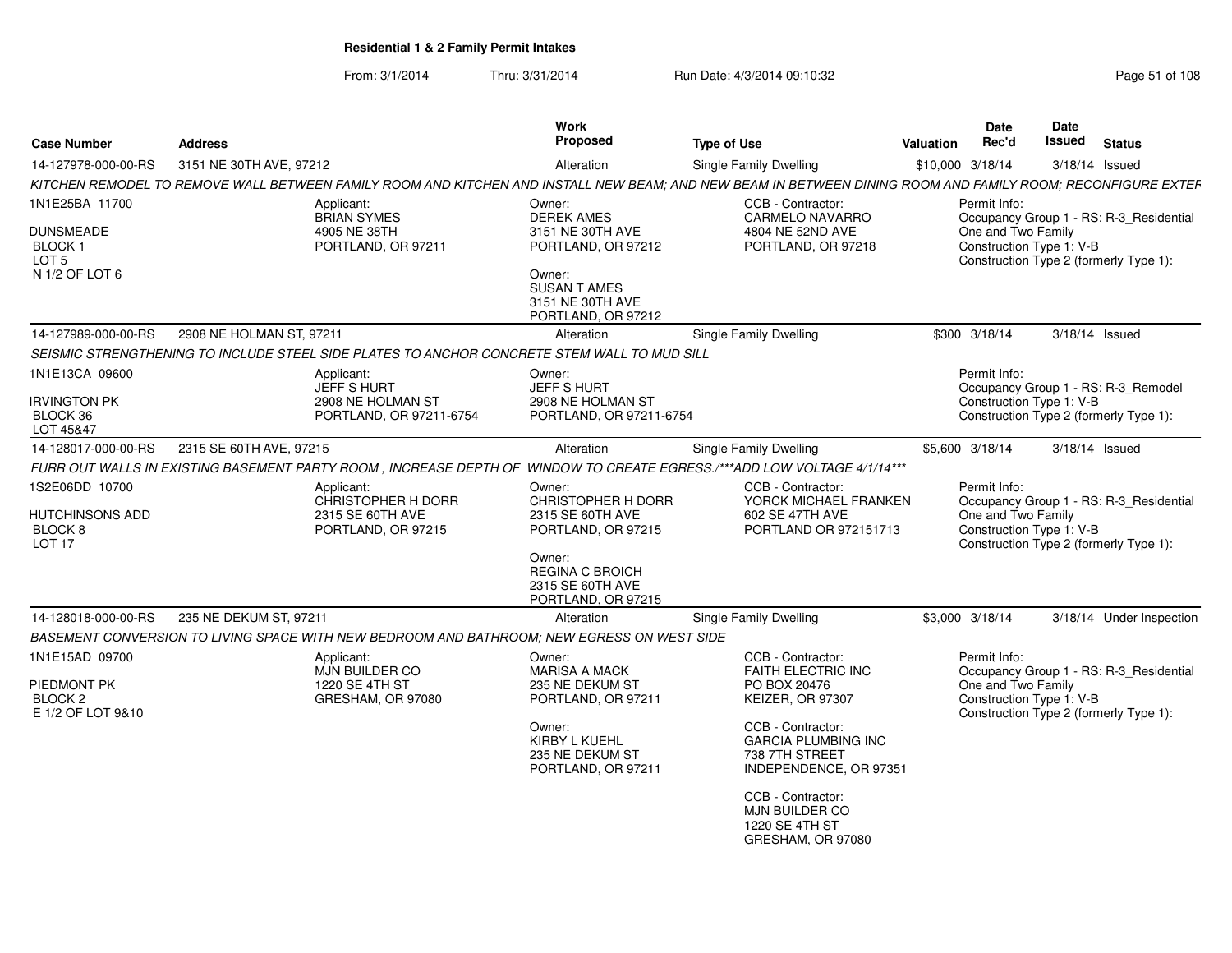**Residential 1 & 2 Family Permit Intakes**

From: 3/1/2014 Thru: 3/31/2014 Run Date: 4/3/2014 09:10:32

| Case Number | Address | Work Proposed | Type of Use | Valuation | Date Rec'd | Date Issued | Status |
|---|---|---|---|---|---|---|---|
| 14-127978-000-00-RS | 3151 NE 30TH AVE, 97212 | Alteration | Single Family Dwelling | $10,000 | 3/18/14 | 3/18/14 | Issued |

KITCHEN REMODEL TO REMOVE WALL BETWEEN FAMILY ROOM AND KITCHEN AND INSTALL NEW BEAM; AND NEW BEAM IN BETWEEN DINING ROOM AND FAMILY ROOM; RECONFIGURE EXTER

1N1E25BA 11700
DUNSMEADE
BLOCK 1
LOT 5
N 1/2 OF LOT 6

Applicant: BRIAN SYMES, 4905 NE 38TH, PORTLAND, OR 97211

Owner: DEREK AMES, 3151 NE 30TH AVE, PORTLAND, OR 97212
Owner: SUSAN T AMES, 3151 NE 30TH AVE, PORTLAND, OR 97212

CCB - Contractor: CARMELO NAVARRO, 4804 NE 52ND AVE, PORTLAND, OR 97218

Permit Info: Occupancy Group 1 - RS: R-3_Residential One and Two Family; Construction Type 1: V-B; Construction Type 2 (formerly Type 1):

| Case Number | Address | Work Proposed | Type of Use | Valuation | Date Rec'd | Date Issued | Status |
|---|---|---|---|---|---|---|---|
| 14-127989-000-00-RS | 2908 NE HOLMAN ST, 97211 | Alteration | Single Family Dwelling | $300 | 3/18/14 | 3/18/14 | Issued |

SEISMIC STRENGTHENING TO INCLUDE STEEL SIDE PLATES TO ANCHOR CONCRETE STEM WALL TO MUD SILL

1N1E13CA 09600
IRVINGTON PK
BLOCK 36
LOT 45&47

Applicant: JEFF S HURT, 2908 NE HOLMAN ST, PORTLAND, OR 97211-6754

Owner: JEFF S HURT, 2908 NE HOLMAN ST, PORTLAND, OR 97211-6754

Permit Info: Occupancy Group 1 - RS: R-3_Remodel; Construction Type 1: V-B; Construction Type 2 (formerly Type 1):

| Case Number | Address | Work Proposed | Type of Use | Valuation | Date Rec'd | Date Issued | Status |
|---|---|---|---|---|---|---|---|
| 14-128017-000-00-RS | 2315 SE 60TH AVE, 97215 | Alteration | Single Family Dwelling | $5,600 | 3/18/14 | 3/18/14 | Issued |

FURR OUT WALLS IN EXISTING BASEMENT PARTY ROOM , INCREASE DEPTH OF WINDOW TO CREATE EGRESS./***ADD LOW VOLTAGE 4/1/14***

1S2E06DD 10700
HUTCHINSONS ADD
BLOCK 8
LOT 17

Applicant: CHRISTOPHER H DORR, 2315 SE 60TH AVE, PORTLAND, OR 97215

Owner: CHRISTOPHER H DORR, 2315 SE 60TH AVE, PORTLAND, OR 97215
Owner: REGINA C BROICH, 2315 SE 60TH AVE, PORTLAND, OR 97215

CCB - Contractor: YORCK MICHAEL FRANKEN, 602 SE 47TH AVE, PORTLAND OR 972151713

Permit Info: Occupancy Group 1 - RS: R-3_Residential One and Two Family; Construction Type 1: V-B; Construction Type 2 (formerly Type 1):

| Case Number | Address | Work Proposed | Type of Use | Valuation | Date Rec'd | Date Issued | Status |
|---|---|---|---|---|---|---|---|
| 14-128018-000-00-RS | 235 NE DEKUM ST, 97211 | Alteration | Single Family Dwelling | $3,000 | 3/18/14 | 3/18/14 | Under Inspection |

BASEMENT CONVERSION TO LIVING SPACE WITH NEW BEDROOM AND BATHROOM; NEW EGRESS ON WEST SIDE

1N1E15AD 09700
PIEDMONT PK
BLOCK 2
E 1/2 OF LOT 9&10

Applicant: MJN BUILDER CO, 1220 SE 4TH ST, GRESHAM, OR 97080

Owner: MARISA A MACK, 235 NE DEKUM ST, PORTLAND, OR 97211
Owner: KIRBY L KUEHL, 235 NE DEKUM ST, PORTLAND, OR 97211

CCB - Contractor: FAITH ELECTRIC INC, PO BOX 20476, KEIZER, OR 97307
CCB - Contractor: GARCIA PLUMBING INC, 738 7TH STREET, INDEPENDENCE, OR 97351
CCB - Contractor: MJN BUILDER CO, 1220 SE 4TH ST, GRESHAM, OR 97080

Permit Info: Occupancy Group 1 - RS: R-3_Residential One and Two Family; Construction Type 1: V-B; Construction Type 2 (formerly Type 1):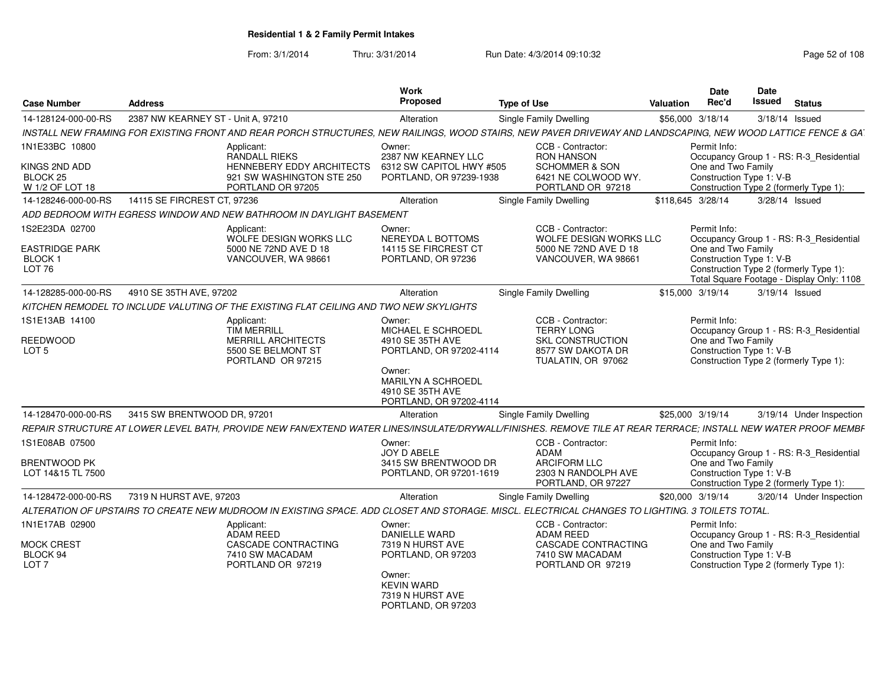## Residential 1 & 2 Family Permit Intakes

From: 3/1/2014 Thru: 3/31/2014 Run Date: 4/3/2014 09:10:32

| Case Number | Address | Work Proposed | Type of Use | Valuation | Date Rec'd | Date Issued | Status |
|---|---|---|---|---|---|---|---|
| 14-128124-000-00-RS | 2387 NW KEARNEY ST - Unit A, 97210 | Alteration | Single Family Dwelling | $56,000 | 3/18/14 | 3/18/14 | Issued |

INSTALL NEW FRAMING FOR EXISTING FRONT AND REAR PORCH STRUCTURES, NEW RAILINGS, WOOD STAIRS, NEW PAVER DRIVEWAY AND LANDSCAPING, NEW WOOD LATTICE FENCE & GA

1N1E33BC 10800
KINGS 2ND ADD
BLOCK 25
W 1/2 OF LOT 18

Applicant: RANDALL RIEKS, HENNEBERY EDDY ARCHITECTS, 921 SW WASHINGTON STE 250, PORTLAND OR 97205

Owner: 2387 NW KEARNEY LLC, 6312 SW CAPITOL HWY #505, PORTLAND, OR 97239-1938

CCB - Contractor: RON HANSON, SCHOMMER & SON, 6421 NE COLWOOD WY., PORTLAND OR 97218

Permit Info: Occupancy Group 1 - RS: R-3_Residential One and Two Family; Construction Type 1: V-B; Construction Type 2 (formerly Type 1):

| Case Number | Address | Work Proposed | Type of Use | Valuation | Date Rec'd | Date Issued | Status |
|---|---|---|---|---|---|---|---|
| 14-128246-000-00-RS | 14115 SE FIRCREST CT, 97236 | Alteration | Single Family Dwelling | $118,645 | 3/28/14 | 3/28/14 | Issued |

ADD BEDROOM WITH EGRESS WINDOW AND NEW BATHROOM IN DAYLIGHT BASEMENT

1S2E23DA 02700
EASTRIDGE PARK
BLOCK 1
LOT 76

Applicant: WOLFE DESIGN WORKS LLC, 5000 NE 72ND AVE D 18, VANCOUVER, WA 98661

Owner: NEREYDA L BOTTOMS, 14115 SE FIRCREST CT, PORTLAND, OR 97236

CCB - Contractor: WOLFE DESIGN WORKS LLC, 5000 NE 72ND AVE D 18, VANCOUVER, WA 98661

Permit Info: Occupancy Group 1 - RS: R-3_Residential One and Two Family; Construction Type 1: V-B; Construction Type 2 (formerly Type 1):; Total Square Footage - Display Only: 1108

| Case Number | Address | Work Proposed | Type of Use | Valuation | Date Rec'd | Date Issued | Status |
|---|---|---|---|---|---|---|---|
| 14-128285-000-00-RS | 4910 SE 35TH AVE, 97202 | Alteration | Single Family Dwelling | $15,000 | 3/19/14 | 3/19/14 | Issued |

KITCHEN REMODEL TO INCLUDE VALUTING OF THE EXISTING FLAT CEILING AND TWO NEW SKYLIGHTS

1S1E13AB 14100
REEDWOOD
LOT 5

Applicant: TIM MERRILL, MERRILL ARCHITECTS, 5500 SE BELMONT ST, PORTLAND OR 97215

Owner: MICHAEL E SCHROEDL, 4910 SE 35TH AVE, PORTLAND, OR 97202-4114

Owner: MARILYN A SCHROEDL, 4910 SE 35TH AVE, PORTLAND, OR 97202-4114

CCB - Contractor: TERRY LONG, SKL CONSTRUCTION, 8577 SW DAKOTA DR, TUALATIN, OR 97062

Permit Info: Occupancy Group 1 - RS: R-3_Residential One and Two Family; Construction Type 1: V-B; Construction Type 2 (formerly Type 1):

| Case Number | Address | Work Proposed | Type of Use | Valuation | Date Rec'd | Date Issued | Status |
|---|---|---|---|---|---|---|---|
| 14-128470-000-00-RS | 3415 SW BRENTWOOD DR, 97201 | Alteration | Single Family Dwelling | $25,000 | 3/19/14 | 3/19/14 | Under Inspection |

REPAIR STRUCTURE AT LOWER LEVEL BATH, PROVIDE NEW FAN/EXTEND WATER LINES/INSULATE/DRYWALL/FINISHES. REMOVE TILE AT REAR TERRACE; INSTALL NEW WATER PROOF MEMBR

1S1E08AB 07500
BRENTWOOD PK
LOT 14&15 TL 7500

Owner: JOY D ABELE, 3415 SW BRENTWOOD DR, PORTLAND, OR 97201-1619

CCB - Contractor: ADAM, ARCIFORM LLC, 2303 N RANDOLPH AVE, PORTLAND, OR 97227

Permit Info: Occupancy Group 1 - RS: R-3_Residential One and Two Family; Construction Type 1: V-B; Construction Type 2 (formerly Type 1):

| Case Number | Address | Work Proposed | Type of Use | Valuation | Date Rec'd | Date Issued | Status |
|---|---|---|---|---|---|---|---|
| 14-128472-000-00-RS | 7319 N HURST AVE, 97203 | Alteration | Single Family Dwelling | $20,000 | 3/19/14 | 3/20/14 | Under Inspection |

ALTERATION OF UPSTAIRS TO CREATE NEW MUDROOM IN EXISTING SPACE. ADD CLOSET AND STORAGE. MISCL. ELECTRICAL CHANGES TO LIGHTING. 3 TOILETS TOTAL.

1N1E17AB 02900
MOCK CREST
BLOCK 94
LOT 7

Applicant: ADAM REED, CASCADE CONTRACTING, 7410 SW MACADAM, PORTLAND OR 97219

Owner: DANIELLE WARD, 7319 N HURST AVE, PORTLAND, OR 97203

Owner: KEVIN WARD, 7319 N HURST AVE, PORTLAND, OR 97203

CCB - Contractor: ADAM REED, CASCADE CONTRACTING, 7410 SW MACADAM, PORTLAND OR 97219

Permit Info: Occupancy Group 1 - RS: R-3_Residential One and Two Family; Construction Type 1: V-B; Construction Type 2 (formerly Type 1):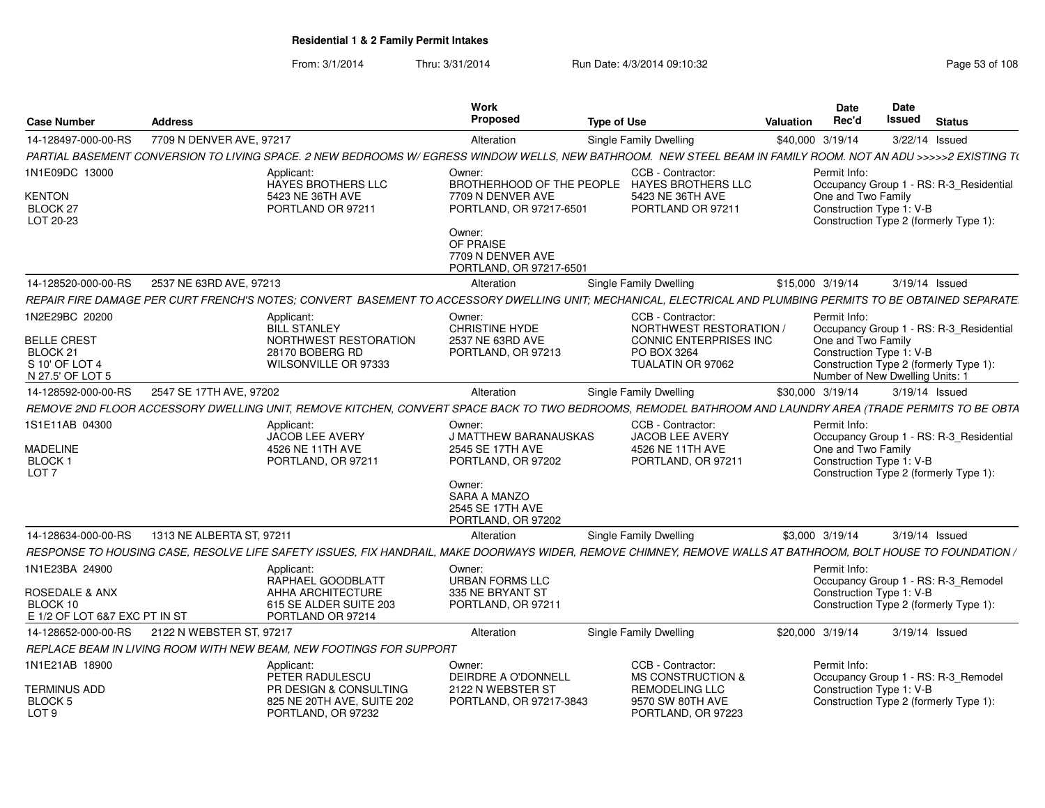**Residential 1 & 2 Family Permit Intakes**

From: 3/1/2014 Thru: 3/31/2014 Run Date: 4/3/2014 09:10:32

| Case Number | Address | Work Proposed | Type of Use | Valuation | Date Rec'd | Date Issued | Status |
|---|---|---|---|---|---|---|---|
| 14-128497-000-00-RS | 7709 N DENVER AVE, 97217 | Alteration | Single Family Dwelling | $40,000 | 3/19/14 | 3/22/14 | Issued |

*PARTIAL BASEMENT CONVERSION TO LIVING SPACE. 2 NEW BEDROOMS W/ EGRESS WINDOW WELLS, NEW BATHROOM. NEW STEEL BEAM IN FAMILY ROOM. NOT AN ADU >>>>>2 EXISTING T(*

1N1E09DC 13000
KENTON
BLOCK 27
LOT 20-23

Applicant: HAYES BROTHERS LLC, 5423 NE 36TH AVE, PORTLAND OR 97211

Owner: BROTHERHOOD OF THE PEOPLE, 7709 N DENVER AVE, PORTLAND, OR 97217-6501

Owner: OF PRAISE, 7709 N DENVER AVE, PORTLAND, OR 97217-6501

CCB - Contractor: HAYES BROTHERS LLC, 5423 NE 36TH AVE, PORTLAND OR 97211

Permit Info: Occupancy Group 1 - RS: R-3_Residential One and Two Family; Construction Type 1: V-B; Construction Type 2 (formerly Type 1):

| Case Number | Address | Work Proposed | Type of Use | Valuation | Date Rec'd | Date Issued | Status |
|---|---|---|---|---|---|---|---|
| 14-128520-000-00-RS | 2537 NE 63RD AVE, 97213 | Alteration | Single Family Dwelling | $15,000 | 3/19/14 | 3/19/14 | Issued |

*REPAIR FIRE DAMAGE PER CURT FRENCH'S NOTES; CONVERT BASEMENT TO ACCESSORY DWELLING UNIT; MECHANICAL, ELECTRICAL AND PLUMBING PERMITS TO BE OBTAINED SEPARATE*

1N2E29BC 20200
BELLE CREST
BLOCK 21
S 10' OF LOT 4
N 27.5' OF LOT 5

Applicant: BILL STANLEY, NORTHWEST RESTORATION, 28170 BOBERG RD, WILSONVILLE OR 97333

Owner: CHRISTINE HYDE, 2537 NE 63RD AVE, PORTLAND, OR 97213

CCB - Contractor: NORTHWEST RESTORATION / CONNIC ENTERPRISES INC, PO BOX 3264, TUALATIN OR 97062

Permit Info: Occupancy Group 1 - RS: R-3_Residential One and Two Family; Construction Type 1: V-B; Construction Type 2 (formerly Type 1):; Number of New Dwelling Units: 1

| Case Number | Address | Work Proposed | Type of Use | Valuation | Date Rec'd | Date Issued | Status |
|---|---|---|---|---|---|---|---|
| 14-128592-000-00-RS | 2547 SE 17TH AVE, 97202 | Alteration | Single Family Dwelling | $30,000 | 3/19/14 | 3/19/14 | Issued |

*REMOVE 2ND FLOOR ACCESSORY DWELLING UNIT, REMOVE KITCHEN, CONVERT SPACE BACK TO TWO BEDROOMS, REMODEL BATHROOM AND LAUNDRY AREA (TRADE PERMITS TO BE OBTA*

1S1E11AB 04300
MADELINE
BLOCK 1
LOT 7

Applicant: JACOB LEE AVERY, 4526 NE 11TH AVE, PORTLAND, OR 97211

Owner: J MATTHEW BARANAUSKAS, 2545 SE 17TH AVE, PORTLAND, OR 97202

Owner: SARA A MANZO, 2545 SE 17TH AVE, PORTLAND, OR 97202

CCB - Contractor: JACOB LEE AVERY, 4526 NE 11TH AVE, PORTLAND, OR 97211

Permit Info: Occupancy Group 1 - RS: R-3_Residential One and Two Family; Construction Type 1: V-B; Construction Type 2 (formerly Type 1):

| Case Number | Address | Work Proposed | Type of Use | Valuation | Date Rec'd | Date Issued | Status |
|---|---|---|---|---|---|---|---|
| 14-128634-000-00-RS | 1313 NE ALBERTA ST, 97211 | Alteration | Single Family Dwelling | $3,000 | 3/19/14 | 3/19/14 | Issued |

*RESPONSE TO HOUSING CASE, RESOLVE LIFE SAFETY ISSUES, FIX HANDRAIL, MAKE DOORWAYS WIDER, REMOVE CHIMNEY, REMOVE WALLS AT BATHROOM, BOLT HOUSE TO FOUNDATION /*

1N1E23BA 24900
ROSEDALE & ANX
BLOCK 10
E 1/2 OF LOT 6&7 EXC PT IN ST

Applicant: RAPHAEL GOODBLATT, AHHA ARCHITECTURE, 615 SE ALDER SUITE 203, PORTLAND OR 97214

Owner: URBAN FORMS LLC, 335 NE BRYANT ST, PORTLAND, OR 97211

Permit Info: Occupancy Group 1 - RS: R-3_Remodel; Construction Type 1: V-B; Construction Type 2 (formerly Type 1):

| Case Number | Address | Work Proposed | Type of Use | Valuation | Date Rec'd | Date Issued | Status |
|---|---|---|---|---|---|---|---|
| 14-128652-000-00-RS | 2122 N WEBSTER ST, 97217 | Alteration | Single Family Dwelling | $20,000 | 3/19/14 | 3/19/14 | Issued |

*REPLACE BEAM IN LIVING ROOM WITH NEW BEAM, NEW FOOTINGS FOR SUPPORT*

1N1E21AB 18900
TERMINUS ADD
BLOCK 5
LOT 9

Applicant: PETER RADULESCU, PR DESIGN & CONSULTING, 825 NE 20TH AVE, SUITE 202, PORTLAND, OR 97232

Owner: DEIRDRE A O'DONNELL, 2122 N WEBSTER ST, PORTLAND, OR 97217-3843

CCB - Contractor: MS CONSTRUCTION & REMODELING LLC, 9570 SW 80TH AVE, PORTLAND, OR 97223

Permit Info: Occupancy Group 1 - RS: R-3_Remodel; Construction Type 1: V-B; Construction Type 2 (formerly Type 1):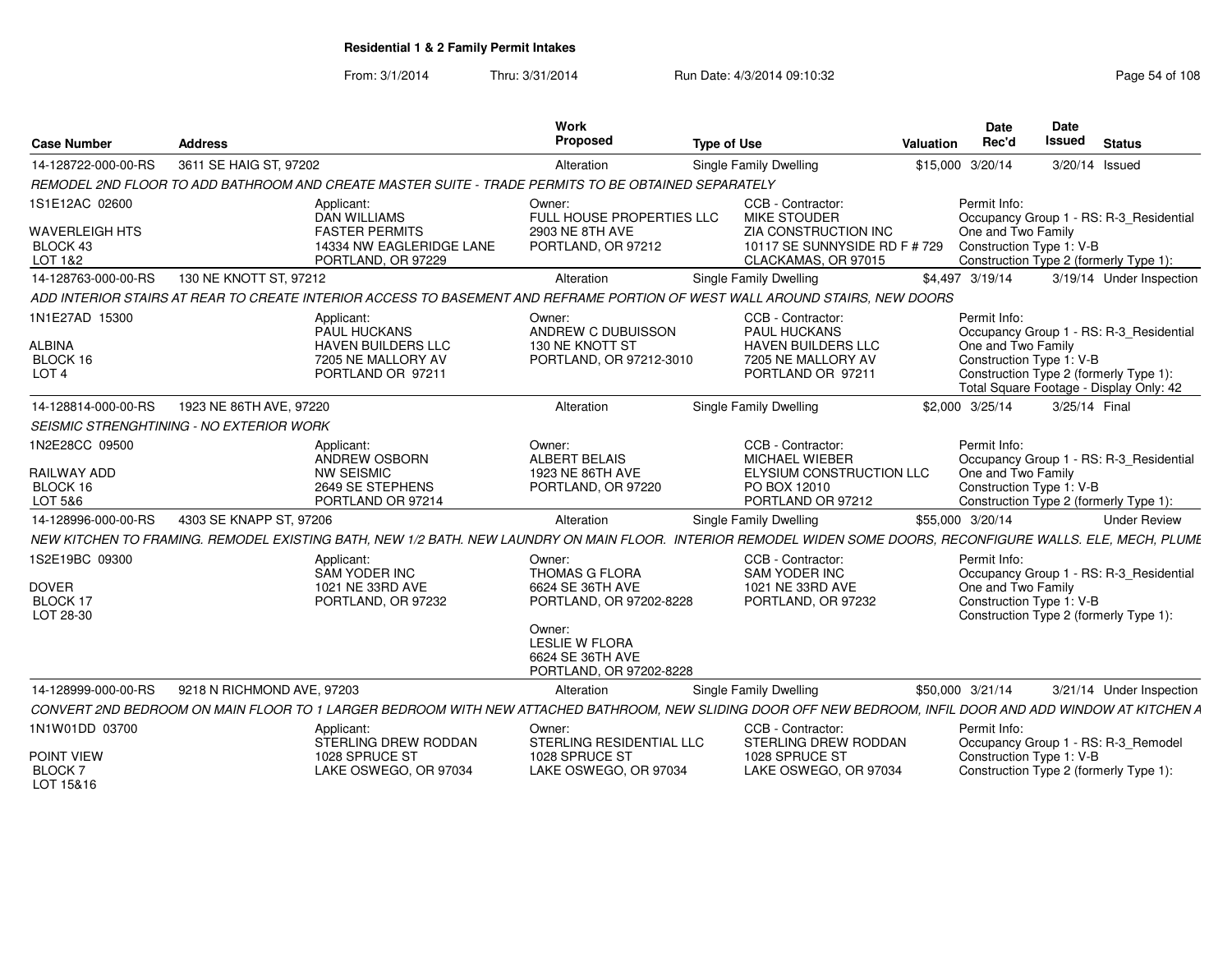**Residential 1 & 2 Family Permit Intakes**

From: 3/1/2014 Thru: 3/31/2014 Run Date: 4/3/2014 09:10:32

| Case Number | Address | Work Proposed | Type of Use | Valuation | Date Rec'd | Date Issued | Status |
|---|---|---|---|---|---|---|---|
| 14-128722-000-00-RS | 3611 SE HAIG ST, 97202 | Alteration | Single Family Dwelling | $15,000 | 3/20/14 | 3/20/14 | Issued |

REMODEL 2ND FLOOR TO ADD BATHROOM AND CREATE MASTER SUITE - TRADE PERMITS TO BE OBTAINED SEPARATELY

1S1E12AC 02600
WAVERLEIGH HTS
BLOCK 43
LOT 1&2

Applicant: DAN WILLIAMS, FASTER PERMITS, 14334 NW EAGLERIDGE LANE, PORTLAND, OR 97229

Owner: FULL HOUSE PROPERTIES LLC, 2903 NE 8TH AVE, PORTLAND, OR 97212

CCB - Contractor: MIKE STOUDER, ZIA CONSTRUCTION INC, 10117 SE SUNNYSIDE RD F # 729, CLACKAMAS, OR 97015

Permit Info: Occupancy Group 1 - RS: R-3_Residential One and Two Family; Construction Type 1: V-B; Construction Type 2 (formerly Type 1):

| Case Number | Address | Work Proposed | Type of Use | Valuation | Date Rec'd | Date Issued | Status |
|---|---|---|---|---|---|---|---|
| 14-128763-000-00-RS | 130 NE KNOTT ST, 97212 | Alteration | Single Family Dwelling | $4,497 | 3/19/14 | 3/19/14 | Under Inspection |

ADD INTERIOR STAIRS AT REAR TO CREATE INTERIOR ACCESS TO BASEMENT AND REFRAME PORTION OF WEST WALL AROUND STAIRS, NEW DOORS

1N1E27AD 15300
ALBINA
BLOCK 16
LOT 4

Applicant: PAUL HUCKANS, HAVEN BUILDERS LLC, 7205 NE MALLORY AV, PORTLAND OR 97211

Owner: ANDREW C DUBUISSON, 130 NE KNOTT ST, PORTLAND, OR 97212-3010

CCB - Contractor: PAUL HUCKANS, HAVEN BUILDERS LLC, 7205 NE MALLORY AV, PORTLAND OR 97211

Permit Info: Occupancy Group 1 - RS: R-3_Residential One and Two Family; Construction Type 1: V-B; Construction Type 2 (formerly Type 1):; Total Square Footage - Display Only: 42

| Case Number | Address | Work Proposed | Type of Use | Valuation | Date Rec'd | Date Issued | Status |
|---|---|---|---|---|---|---|---|
| 14-128814-000-00-RS | 1923 NE 86TH AVE, 97220 | Alteration | Single Family Dwelling | $2,000 | 3/25/14 | 3/25/14 | Final |

SEISMIC STRENGHTINING - NO EXTERIOR WORK

1N2E28CC 09500
RAILWAY ADD
BLOCK 16
LOT 5&6

Applicant: ANDREW OSBORN, NW SEISMIC, 2649 SE STEPHENS, PORTLAND OR 97214

Owner: ALBERT BELAIS, 1923 NE 86TH AVE, PORTLAND, OR 97220

CCB - Contractor: MICHAEL WIEBER, ELYSIUM CONSTRUCTION LLC, PO BOX 12010, PORTLAND OR 97212

Permit Info: Occupancy Group 1 - RS: R-3_Residential One and Two Family; Construction Type 1: V-B; Construction Type 2 (formerly Type 1):

| Case Number | Address | Work Proposed | Type of Use | Valuation | Date Rec'd | Date Issued | Status |
|---|---|---|---|---|---|---|---|
| 14-128996-000-00-RS | 4303 SE KNAPP ST, 97206 | Alteration | Single Family Dwelling | $55,000 | 3/20/14 | | Under Review |

NEW KITCHEN TO FRAMING. REMODEL EXISTING BATH, NEW 1/2 BATH. NEW LAUNDRY ON MAIN FLOOR. INTERIOR REMODEL WIDEN SOME DOORS, RECONFIGURE WALLS. ELE, MECH, PLUME

1S2E19BC 09300
DOVER
BLOCK 17
LOT 28-30

Applicant: SAM YODER INC, 1021 NE 33RD AVE, PORTLAND, OR 97232

Owner: THOMAS G FLORA, 6624 SE 36TH AVE, PORTLAND, OR 97202-8228

Owner: LESLIE W FLORA, 6624 SE 36TH AVE, PORTLAND, OR 97202-8228

CCB - Contractor: SAM YODER INC, 1021 NE 33RD AVE, PORTLAND, OR 97232

Permit Info: Occupancy Group 1 - RS: R-3_Residential One and Two Family; Construction Type 1: V-B; Construction Type 2 (formerly Type 1):

| Case Number | Address | Work Proposed | Type of Use | Valuation | Date Rec'd | Date Issued | Status |
|---|---|---|---|---|---|---|---|
| 14-128999-000-00-RS | 9218 N RICHMOND AVE, 97203 | Alteration | Single Family Dwelling | $50,000 | 3/21/14 | 3/21/14 | Under Inspection |

CONVERT 2ND BEDROOM ON MAIN FLOOR TO 1 LARGER BEDROOM WITH NEW ATTACHED BATHROOM, NEW SLIDING DOOR OFF NEW BEDROOM, INFIL DOOR AND ADD WINDOW AT KITCHEN A

1N1W01DD 03700
POINT VIEW
BLOCK 7
LOT 15&16

Applicant: STERLING DREW RODDAN, 1028 SPRUCE ST, LAKE OSWEGO, OR 97034

Owner: STERLING RESIDENTIAL LLC, 1028 SPRUCE ST, LAKE OSWEGO, OR 97034

CCB - Contractor: STERLING DREW RODDAN, 1028 SPRUCE ST, LAKE OSWEGO, OR 97034

Permit Info: Occupancy Group 1 - RS: R-3_Remodel; Construction Type 1: V-B; Construction Type 2 (formerly Type 1):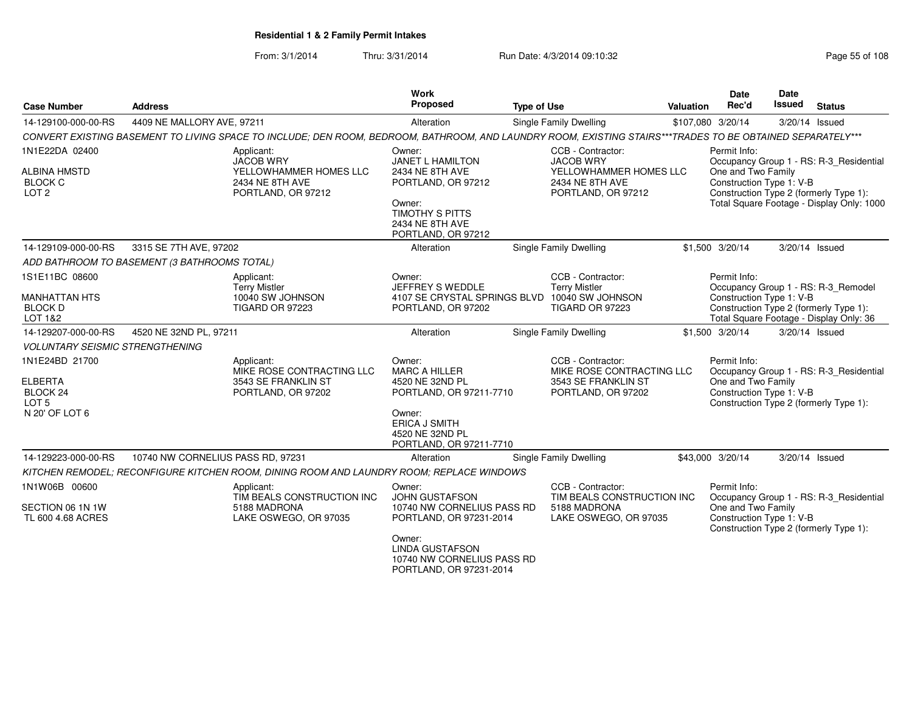## Residential 1 & 2 Family Permit Intakes

From: 3/1/2014 Thru: 3/31/2014 Run Date: 4/3/2014 09:10:32

| Case Number | Address | Work Proposed | Type of Use | Valuation | Date Rec'd | Date Issued | Status |
|---|---|---|---|---|---|---|---|
| 14-129100-000-00-RS | 4409 NE MALLORY AVE, 97211 | Alteration | Single Family Dwelling | $107,080 | 3/20/14 | 3/20/14 | Issued |

*CONVERT EXISTING BASEMENT TO LIVING SPACE TO INCLUDE; DEN ROOM, BEDROOM, BATHROOM, AND LAUNDRY ROOM, EXISTING STAIRS***TRADES TO BE OBTAINED SEPARATELY****

1N1E22DA 02400
ALBINA HMSTD
BLOCK C
LOT 2

Applicant:
JACOB WRY
YELLOWHAMMER HOMES LLC
2434 NE 8TH AVE
PORTLAND, OR 97212

Owner:
JANET L HAMILTON
2434 NE 8TH AVE
PORTLAND, OR 97212

Owner:
TIMOTHY S PITTS
2434 NE 8TH AVE
PORTLAND, OR 97212

CCB - Contractor:
JACOB WRY
YELLOWHAMMER HOMES LLC
2434 NE 8TH AVE
PORTLAND, OR 97212

Permit Info:
Occupancy Group 1 - RS: R-3_Residential One and Two Family
Construction Type 1: V-B
Construction Type 2 (formerly Type 1):
Total Square Footage - Display Only: 1000

| Case Number | Address | Work Proposed | Type of Use | Valuation | Date Rec'd | Date Issued | Status |
|---|---|---|---|---|---|---|---|
| 14-129109-000-00-RS | 3315 SE 7TH AVE, 97202 | Alteration | Single Family Dwelling | $1,500 | 3/20/14 | 3/20/14 | Issued |

*ADD BATHROOM TO BASEMENT (3 BATHROOMS TOTAL)*

1S1E11BC 08600
MANHATTAN HTS
BLOCK D
LOT 1&2

Applicant:
Terry Mistler
10040 SW JOHNSON
TIGARD OR 97223

Owner:
JEFFREY S WEDDLE
4107 SE CRYSTAL SPRINGS BLVD
PORTLAND, OR 97202

CCB - Contractor:
Terry Mistler
10040 SW JOHNSON
TIGARD OR 97223

Permit Info:
Occupancy Group 1 - RS: R-3_Remodel
Construction Type 1: V-B
Construction Type 2 (formerly Type 1):
Total Square Footage - Display Only: 36

| Case Number | Address | Work Proposed | Type of Use | Valuation | Date Rec'd | Date Issued | Status |
|---|---|---|---|---|---|---|---|
| 14-129207-000-00-RS | 4520 NE 32ND PL, 97211 | Alteration | Single Family Dwelling | $1,500 | 3/20/14 | 3/20/14 | Issued |

*VOLUNTARY SEISMIC STRENGTHENING*

1N1E24BD 21700
ELBERTA
BLOCK 24
LOT 5
N 20' OF LOT 6

Applicant:
MIKE ROSE CONTRACTING LLC
3543 SE FRANKLIN ST
PORTLAND, OR 97202

Owner:
MARC A HILLER
4520 NE 32ND PL
PORTLAND, OR 97211-7710

Owner:
ERICA J SMITH
4520 NE 32ND PL
PORTLAND, OR 97211-7710

CCB - Contractor:
MIKE ROSE CONTRACTING LLC
3543 SE FRANKLIN ST
PORTLAND, OR 97202

Permit Info:
Occupancy Group 1 - RS: R-3_Residential One and Two Family
Construction Type 1: V-B
Construction Type 2 (formerly Type 1):

| Case Number | Address | Work Proposed | Type of Use | Valuation | Date Rec'd | Date Issued | Status |
|---|---|---|---|---|---|---|---|
| 14-129223-000-00-RS | 10740 NW CORNELIUS PASS RD, 97231 | Alteration | Single Family Dwelling | $43,000 | 3/20/14 | 3/20/14 | Issued |

*KITCHEN REMODEL; RECONFIGURE KITCHEN ROOM, DINING ROOM AND LAUNDRY ROOM; REPLACE WINDOWS*

1N1W06B 00600
SECTION 06 1N 1W
TL 600 4.68 ACRES

Applicant:
TIM BEALS CONSTRUCTION INC
5188 MADRONA
LAKE OSWEGO, OR 97035

Owner:
JOHN GUSTAFSON
10740 NW CORNELIUS PASS RD
PORTLAND, OR 97231-2014

Owner:
LINDA GUSTAFSON
10740 NW CORNELIUS PASS RD
PORTLAND, OR 97231-2014

CCB - Contractor:
TIM BEALS CONSTRUCTION INC
5188 MADRONA
LAKE OSWEGO, OR 97035

Permit Info:
Occupancy Group 1 - RS: R-3_Residential One and Two Family
Construction Type 1: V-B
Construction Type 2 (formerly Type 1):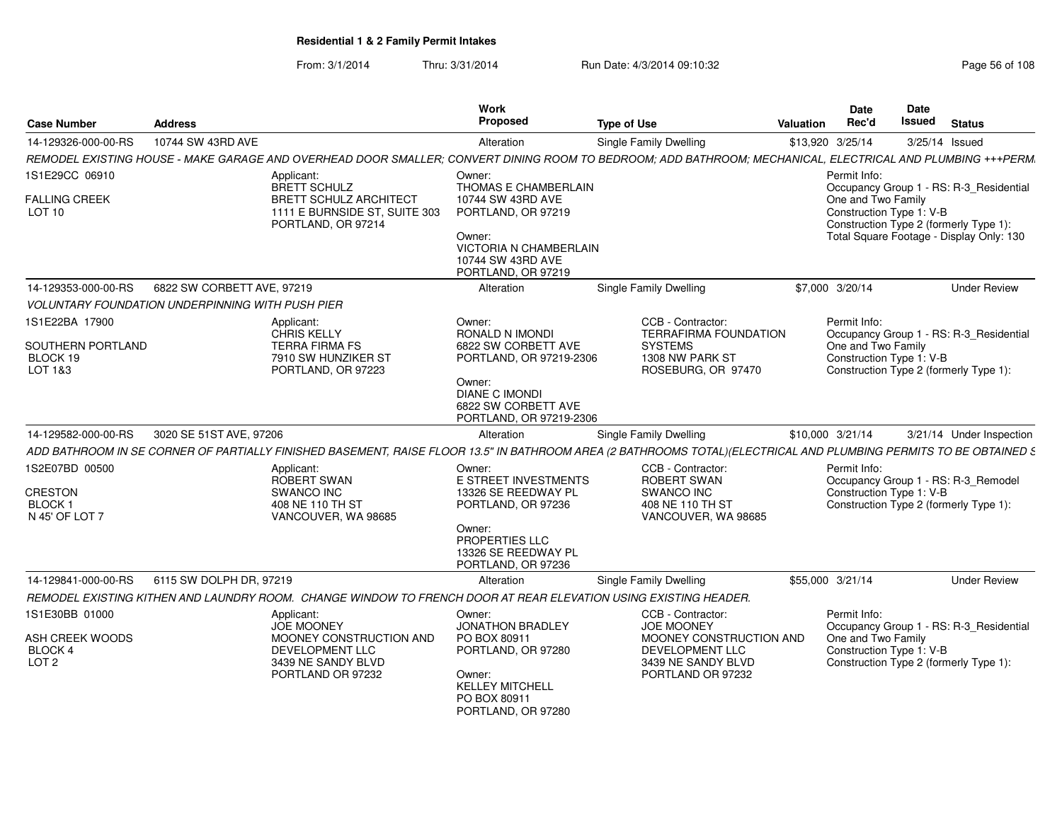# Residential 1 & 2 Family Permit Intakes

From: 3/1/2014 Thru: 3/31/2014 Run Date: 4/3/2014 09:10:32

| Case Number | Address | Work Proposed | Type of Use | Valuation | Date Rec'd | Date Issued | Status |
|---|---|---|---|---|---|---|---|
| 14-129326-000-00-RS | 10744 SW 43RD AVE | Alteration | Single Family Dwelling | $13,920 | 3/25/14 | 3/25/14 | Issued |

*REMODEL EXISTING HOUSE - MAKE GARAGE AND OVERHEAD DOOR SMALLER; CONVERT DINING ROOM TO BEDROOM; ADD BATHROOM; MECHANICAL, ELECTRICAL AND PLUMBING +++PERM.*

1S1E29CC 06910
FALLING CREEK
LOT 10

Applicant:
BRETT SCHULZ
BRETT SCHULZ ARCHITECT
1111 E BURNSIDE ST, SUITE 303
PORTLAND, OR 97214

Owner:
THOMAS E CHAMBERLAIN
10744 SW 43RD AVE
PORTLAND, OR 97219

Owner:
VICTORIA N CHAMBERLAIN
10744 SW 43RD AVE
PORTLAND, OR 97219

Permit Info:
Occupancy Group 1 - RS: R-3_Residential One and Two Family
Construction Type 1: V-B
Construction Type 2 (formerly Type 1):
Total Square Footage - Display Only: 130

| Case Number | Address | Work Proposed | Type of Use | Valuation | Date Rec'd | Date Issued | Status |
|---|---|---|---|---|---|---|---|
| 14-129353-000-00-RS | 6822 SW CORBETT AVE, 97219 | Alteration | Single Family Dwelling | $7,000 | 3/20/14 | | Under Review |

*VOLUNTARY FOUNDATION UNDERPINNING WITH PUSH PIER*

1S1E22BA 17900
SOUTHERN PORTLAND
BLOCK 19
LOT 1&3

Applicant:
CHRIS KELLY
TERRA FIRMA FS
7910 SW HUNZIKER ST
PORTLAND, OR 97223

Owner:
RONALD N IMONDI
6822 SW CORBETT AVE
PORTLAND, OR 97219-2306

Owner:
DIANE C IMONDI
6822 SW CORBETT AVE
PORTLAND, OR 97219-2306

CCB - Contractor:
TERRAFIRMA FOUNDATION SYSTEMS
1308 NW PARK ST
ROSEBURG, OR 97470

Permit Info:
Occupancy Group 1 - RS: R-3_Residential One and Two Family
Construction Type 1: V-B
Construction Type 2 (formerly Type 1):

| Case Number | Address | Work Proposed | Type of Use | Valuation | Date Rec'd | Date Issued | Status |
|---|---|---|---|---|---|---|---|
| 14-129582-000-00-RS | 3020 SE 51ST AVE, 97206 | Alteration | Single Family Dwelling | $10,000 | 3/21/14 | 3/21/14 | Under Inspection |

*ADD BATHROOM IN SE CORNER OF PARTIALLY FINISHED BASEMENT, RAISE FLOOR 13.5" IN BATHROOM AREA (2 BATHROOMS TOTAL)(ELECTRICAL AND PLUMBING PERMITS TO BE OBTAINED S*

1S2E07BD 00500
CRESTON
BLOCK 1
N 45' OF LOT 7

Applicant:
ROBERT SWAN
SWANCO INC
408 NE 110 TH ST
VANCOUVER, WA 98685

Owner:
E STREET INVESTMENTS
13326 SE REEDWAY PL
PORTLAND, OR 97236

Owner:
PROPERTIES LLC
13326 SE REEDWAY PL
PORTLAND, OR 97236

CCB - Contractor:
ROBERT SWAN
SWANCO INC
408 NE 110 TH ST
VANCOUVER, WA 98685

Permit Info:
Occupancy Group 1 - RS: R-3_Remodel
Construction Type 1: V-B
Construction Type 2 (formerly Type 1):

| Case Number | Address | Work Proposed | Type of Use | Valuation | Date Rec'd | Date Issued | Status |
|---|---|---|---|---|---|---|---|
| 14-129841-000-00-RS | 6115 SW DOLPH DR, 97219 | Alteration | Single Family Dwelling | $55,000 | 3/21/14 | | Under Review |

*REMODEL EXISTING KITHEN AND LAUNDRY ROOM. CHANGE WINDOW TO FRENCH DOOR AT REAR ELEVATION USING EXISTING HEADER.*

1S1E30BB 01000
ASH CREEK WOODS
BLOCK 4
LOT 2

Applicant:
JOE MOONEY
MOONEY CONSTRUCTION AND DEVELOPMENT LLC
3439 NE SANDY BLVD
PORTLAND OR 97232

Owner:
JONATHON BRADLEY
PO BOX 80911
PORTLAND, OR 97280

Owner:
KELLEY MITCHELL
PO BOX 80911
PORTLAND, OR 97280

CCB - Contractor:
JOE MOONEY
MOONEY CONSTRUCTION AND DEVELOPMENT LLC
3439 NE SANDY BLVD
PORTLAND OR 97232

Permit Info:
Occupancy Group 1 - RS: R-3_Residential One and Two Family
Construction Type 1: V-B
Construction Type 2 (formerly Type 1):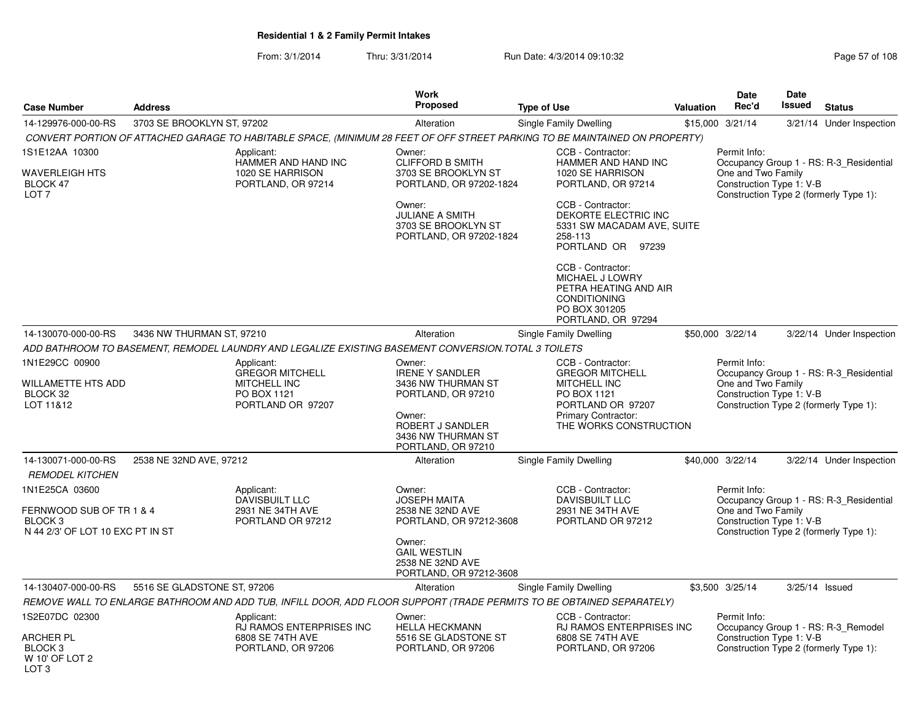**Residential 1 & 2 Family Permit Intakes**

From: 3/1/2014 Thru: 3/31/2014 Run Date: 4/3/2014 09:10:32

| Case Number | Address | Work Proposed | Type of Use | Valuation | Date Rec'd | Date Issued | Status |
|---|---|---|---|---|---|---|---|
| 14-129976-000-00-RS | 3703 SE BROOKLYN ST, 97202 | Alteration | Single Family Dwelling | $15,000 | 3/21/14 | 3/21/14 | Under Inspection |

*CONVERT PORTION OF ATTACHED GARAGE TO HABITABLE SPACE, (MINIMUM 28 FEET OF OFF STREET PARKING TO BE MAINTAINED ON PROPERTY)*

1S1E12AA 10300
WAVERLEIGH HTS
BLOCK 47
LOT 7

Applicant:
HAMMER AND HAND INC
1020 SE HARRISON
PORTLAND, OR 97214

Owner:
CLIFFORD B SMITH
3703 SE BROOKLYN ST
PORTLAND, OR 97202-1824

Owner:
JULIANE A SMITH
3703 SE BROOKLYN ST
PORTLAND, OR 97202-1824

CCB - Contractor:
HAMMER AND HAND INC
1020 SE HARRISON
PORTLAND, OR 97214

CCB - Contractor:
DEKORTE ELECTRIC INC
5331 SW MACADAM AVE, SUITE 258-113
PORTLAND OR 97239

CCB - Contractor:
MICHAEL J LOWRY
PETRA HEATING AND AIR CONDITIONING
PO BOX 301205
PORTLAND, OR 97294

Permit Info:
Occupancy Group 1 - RS: R-3_Residential One and Two Family
Construction Type 1: V-B
Construction Type 2 (formerly Type 1):

---

| Case Number | Address | Work Proposed | Type of Use | Valuation | Date Rec'd | Date Issued | Status |
|---|---|---|---|---|---|---|---|
| 14-130070-000-00-RS | 3436 NW THURMAN ST, 97210 | Alteration | Single Family Dwelling | $50,000 | 3/22/14 | 3/22/14 | Under Inspection |

*ADD BATHROOM TO BASEMENT, REMODEL LAUNDRY AND LEGALIZE EXISTING BASEMENT CONVERSION.TOTAL 3 TOILETS*

1N1E29CC 00900
WILLAMETTE HTS ADD
BLOCK 32
LOT 11&12

Applicant:
GREGOR MITCHELL
MITCHELL INC
PO BOX 1121
PORTLAND OR 97207

Owner:
IRENE Y SANDLER
3436 NW THURMAN ST
PORTLAND, OR 97210

Owner:
ROBERT J SANDLER
3436 NW THURMAN ST
PORTLAND, OR 97210

CCB - Contractor:
GREGOR MITCHELL
MITCHELL INC
PO BOX 1121
PORTLAND OR 97207

Primary Contractor:
THE WORKS CONSTRUCTION

Permit Info:
Occupancy Group 1 - RS: R-3_Residential One and Two Family
Construction Type 1: V-B
Construction Type 2 (formerly Type 1):

---

| Case Number | Address | Work Proposed | Type of Use | Valuation | Date Rec'd | Date Issued | Status |
|---|---|---|---|---|---|---|---|
| 14-130071-000-00-RS | 2538 NE 32ND AVE, 97212 | Alteration | Single Family Dwelling | $40,000 | 3/22/14 | 3/22/14 | Under Inspection |

*REMODEL KITCHEN*

1N1E25CA 03600
FERNWOOD SUB OF TR 1 & 4
BLOCK 3
N 44 2/3' OF LOT 10 EXC PT IN ST

Applicant:
DAVISBUILT LLC
2931 NE 34TH AVE
PORTLAND OR 97212

Owner:
JOSEPH MAITA
2538 NE 32ND AVE
PORTLAND, OR 97212-3608

Owner:
GAIL WESTLIN
2538 NE 32ND AVE
PORTLAND, OR 97212-3608

CCB - Contractor:
DAVISBUILT LLC
2931 NE 34TH AVE
PORTLAND OR 97212

Permit Info:
Occupancy Group 1 - RS: R-3_Residential One and Two Family
Construction Type 1: V-B
Construction Type 2 (formerly Type 1):

---

| Case Number | Address | Work Proposed | Type of Use | Valuation | Date Rec'd | Date Issued | Status |
|---|---|---|---|---|---|---|---|
| 14-130407-000-00-RS | 5516 SE GLADSTONE ST, 97206 | Alteration | Single Family Dwelling | $3,500 | 3/25/14 | 3/25/14 | Issued |

*REMOVE WALL TO ENLARGE BATHROOM AND ADD TUB, INFILL DOOR, ADD FLOOR SUPPORT (TRADE PERMITS TO BE OBTAINED SEPARATELY)*

1S2E07DC 02300
ARCHER PL
BLOCK 3
W 10' OF LOT 2
LOT 3

Applicant:
RJ RAMOS ENTERPRISES INC
6808 SE 74TH AVE
PORTLAND, OR 97206

Owner:
HELLA HECKMANN
5516 SE GLADSTONE ST
PORTLAND, OR 97206

CCB - Contractor:
RJ RAMOS ENTERPRISES INC
6808 SE 74TH AVE
PORTLAND, OR 97206

Permit Info:
Occupancy Group 1 - RS: R-3_Remodel
Construction Type 1: V-B
Construction Type 2 (formerly Type 1):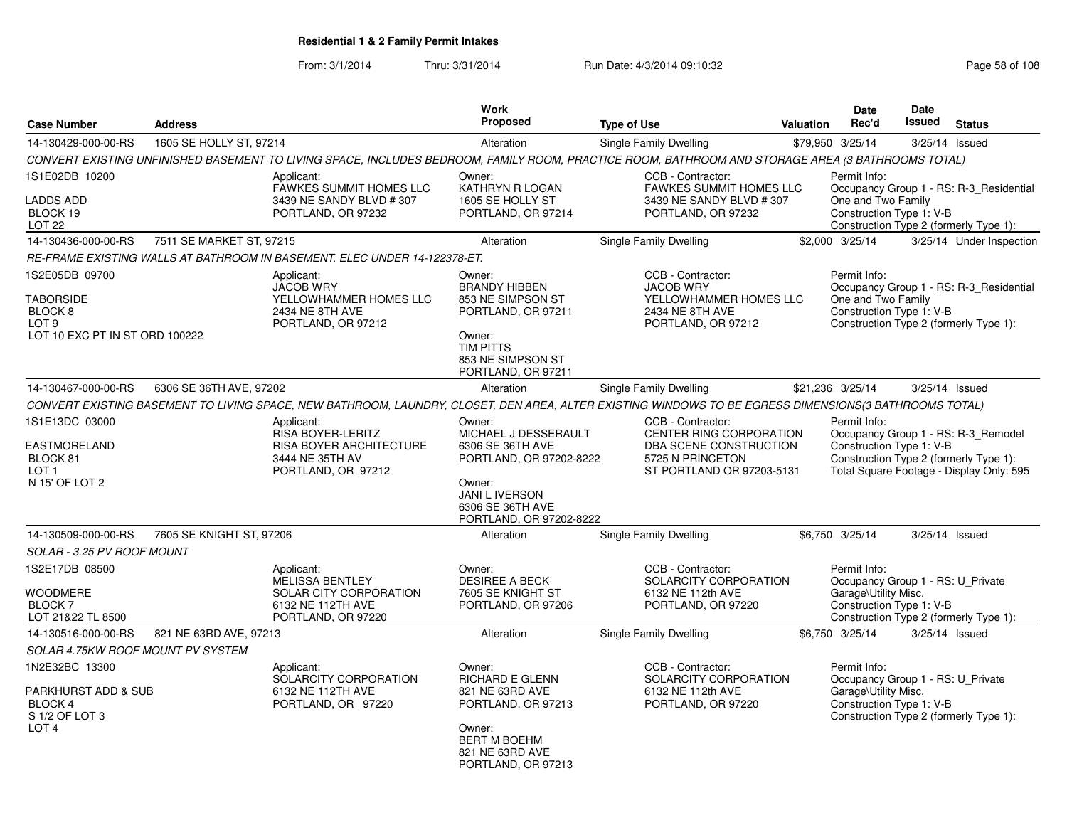## Residential 1 & 2 Family Permit Intakes

From: 3/1/2014 Thru: 3/31/2014 Run Date: 4/3/2014 09:10:32

| Case Number | Address | Work Proposed | Type of Use | Valuation | Date Rec'd | Date Issued | Status |
|---|---|---|---|---|---|---|---|
| 14-130429-000-00-RS | 1605 SE HOLLY ST, 97214 | Alteration | Single Family Dwelling | $79,950 | 3/25/14 | 3/25/14 | Issued |

*CONVERT EXISTING UNFINISHED BASEMENT TO LIVING SPACE, INCLUDES BEDROOM, FAMILY ROOM, PRACTICE ROOM, BATHROOM AND STORAGE AREA (3 BATHROOMS TOTAL)*

1S1E02DB 10200
LADDS ADD
BLOCK 19
LOT 22

Applicant: FAWKES SUMMIT HOMES LLC, 3439 NE SANDY BLVD # 307, PORTLAND, OR 97232

Owner: KATHRYN R LOGAN, 1605 SE HOLLY ST, PORTLAND, OR 97214

CCB - Contractor: FAWKES SUMMIT HOMES LLC, 3439 NE SANDY BLVD # 307, PORTLAND, OR 97232

Permit Info: Occupancy Group 1 - RS: R-3_Residential One and Two Family; Construction Type 1: V-B; Construction Type 2 (formerly Type 1):

| Case Number | Address | Work Proposed | Type of Use | Valuation | Date Rec'd | Date Issued | Status |
|---|---|---|---|---|---|---|---|
| 14-130436-000-00-RS | 7511 SE MARKET ST, 97215 | Alteration | Single Family Dwelling | $2,000 | 3/25/14 | 3/25/14 | Under Inspection |

*RE-FRAME EXISTING WALLS AT BATHROOM IN BASEMENT. ELEC UNDER 14-122378-ET.*

1S2E05DB 09700
TABORSIDE
BLOCK 8
LOT 9
LOT 10 EXC PT IN ST ORD 100222

Applicant: JACOB WRY, YELLOWHAMMER HOMES LLC, 2434 NE 8TH AVE, PORTLAND, OR 97212

Owner: BRANDY HIBBEN, 853 NE SIMPSON ST, PORTLAND, OR 97211

Owner: TIM PITTS, 853 NE SIMPSON ST, PORTLAND, OR 97211

CCB - Contractor: JACOB WRY, YELLOWHAMMER HOMES LLC, 2434 NE 8TH AVE, PORTLAND, OR 97212

Permit Info: Occupancy Group 1 - RS: R-3_Residential One and Two Family; Construction Type 1: V-B; Construction Type 2 (formerly Type 1):

| Case Number | Address | Work Proposed | Type of Use | Valuation | Date Rec'd | Date Issued | Status |
|---|---|---|---|---|---|---|---|
| 14-130467-000-00-RS | 6306 SE 36TH AVE, 97202 | Alteration | Single Family Dwelling | $21,236 | 3/25/14 | 3/25/14 | Issued |

*CONVERT EXISTING BASEMENT TO LIVING SPACE, NEW BATHROOM, LAUNDRY, CLOSET, DEN AREA, ALTER EXISTING WINDOWS TO BE EGRESS DIMENSIONS(3 BATHROOMS TOTAL)*

1S1E13DC 03000
EASTMORELAND
BLOCK 81
LOT 1
N 15' OF LOT 2

Applicant: RISA BOYER-LERITZ, RISA BOYER ARCHITECTURE, 3444 NE 35TH AV, PORTLAND, OR 97212

Owner: MICHAEL J DESSERAULT, 6306 SE 36TH AVE, PORTLAND, OR 97202-8222

Owner: JANI L IVERSON, 6306 SE 36TH AVE, PORTLAND, OR 97202-8222

CCB - Contractor: CENTER RING CORPORATION, DBA SCENE CONSTRUCTION, 5725 N PRINCETON, ST PORTLAND OR 97203-5131

Permit Info: Occupancy Group 1 - RS: R-3_Remodel; Construction Type 1: V-B; Construction Type 2 (formerly Type 1):; Total Square Footage - Display Only: 595

| Case Number | Address | Work Proposed | Type of Use | Valuation | Date Rec'd | Date Issued | Status |
|---|---|---|---|---|---|---|---|
| 14-130509-000-00-RS | 7605 SE KNIGHT ST, 97206 | Alteration | Single Family Dwelling | $6,750 | 3/25/14 | 3/25/14 | Issued |

*SOLAR - 3.25 PV ROOF MOUNT*

1S2E17DB 08500
WOODMERE
BLOCK 7
LOT 21&22 TL 8500

Applicant: MELISSA BENTLEY, SOLAR CITY CORPORATION, 6132 NE 112TH AVE, PORTLAND, OR 97220

Owner: DESIREE A BECK, 7605 SE KNIGHT ST, PORTLAND, OR 97206

CCB - Contractor: SOLARCITY CORPORATION, 6132 NE 112th AVE, PORTLAND, OR 97220

Permit Info: Occupancy Group 1 - RS: U_Private Garage\Utility Misc.; Construction Type 1: V-B; Construction Type 2 (formerly Type 1):

| Case Number | Address | Work Proposed | Type of Use | Valuation | Date Rec'd | Date Issued | Status |
|---|---|---|---|---|---|---|---|
| 14-130516-000-00-RS | 821 NE 63RD AVE, 97213 | Alteration | Single Family Dwelling | $6,750 | 3/25/14 | 3/25/14 | Issued |

*SOLAR 4.75KW ROOF MOUNT PV SYSTEM*

1N2E32BC 13300
PARKHURST ADD & SUB
BLOCK 4
S 1/2 OF LOT 3
LOT 4

Applicant: SOLARCITY CORPORATION, 6132 NE 112TH AVE, PORTLAND, OR 97220

Owner: RICHARD E GLENN, 821 NE 63RD AVE, PORTLAND, OR 97213

Owner: BERT M BOEHM, 821 NE 63RD AVE, PORTLAND, OR 97213

CCB - Contractor: SOLARCITY CORPORATION, 6132 NE 112th AVE, PORTLAND, OR 97220

Permit Info: Occupancy Group 1 - RS: U_Private Garage\Utility Misc.; Construction Type 1: V-B; Construction Type 2 (formerly Type 1):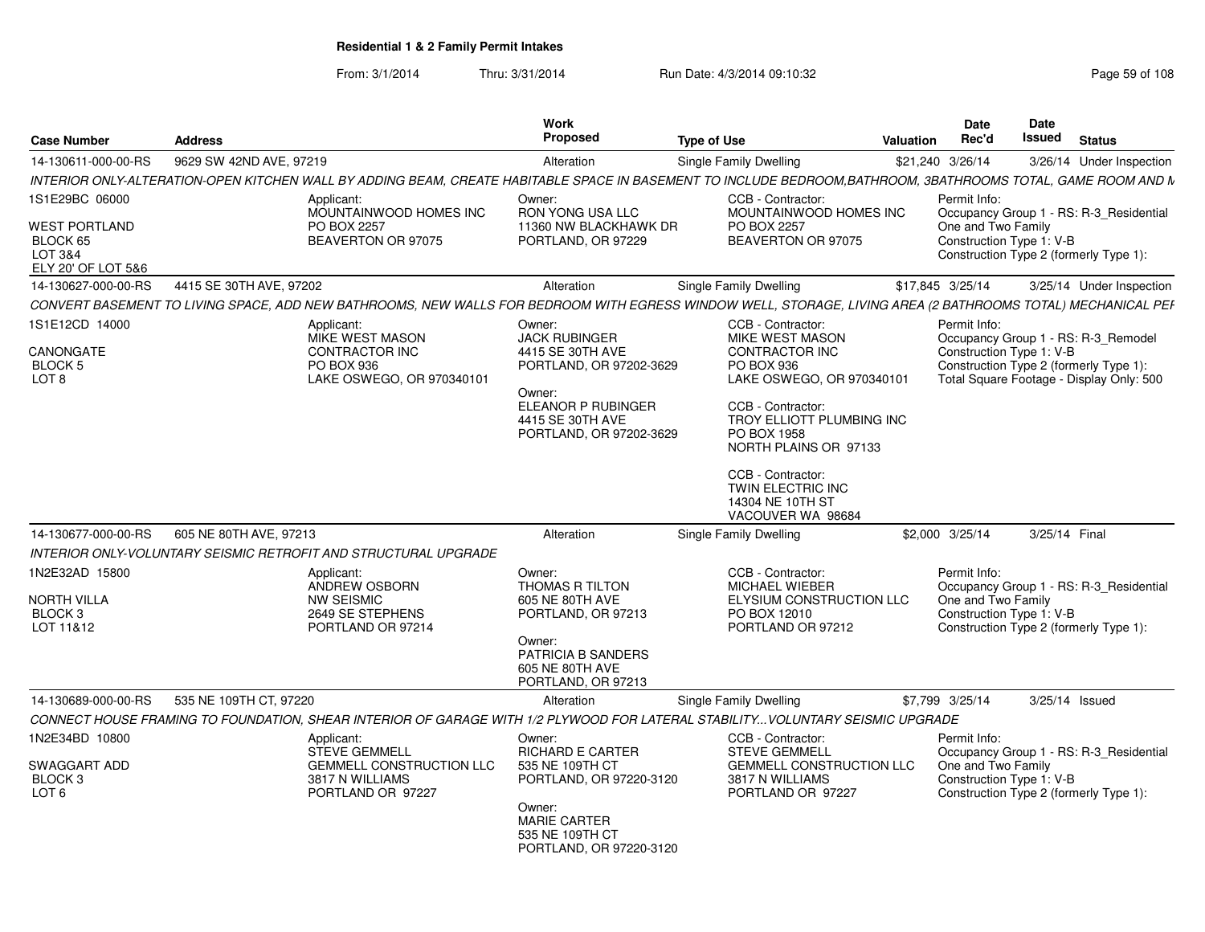**Residential 1 & 2 Family Permit Intakes**

From: 3/1/2014 Thru: 3/31/2014 Run Date: 4/3/2014 09:10:32

| Case Number | Address | Work Proposed | Type of Use | Valuation | Date Rec'd | Date Issued | Status |
|---|---|---|---|---|---|---|---|
| 14-130611-000-00-RS | 9629 SW 42ND AVE, 97219 | Alteration | Single Family Dwelling | $21,240 | 3/26/14 | 3/26/14 | Under Inspection |

*INTERIOR ONLY-ALTERATION-OPEN KITCHEN WALL BY ADDING BEAM, CREATE HABITABLE SPACE IN BASEMENT TO INCLUDE BEDROOM,BATHROOM, 3BATHROOMS TOTAL, GAME ROOM AND M*

1S1E29BC 06000
WEST PORTLAND
BLOCK 65
LOT 3&4
ELY 20' OF LOT 5&6

Applicant:
MOUNTAINWOOD HOMES INC
PO BOX 2257
BEAVERTON OR 97075

Owner:
RON YONG USA LLC
11360 NW BLACKHAWK DR
PORTLAND, OR 97229

CCB - Contractor:
MOUNTAINWOOD HOMES INC
PO BOX 2257
BEAVERTON OR 97075

Permit Info:
Occupancy Group 1 - RS: R-3_Residential One and Two Family
Construction Type 1: V-B
Construction Type 2 (formerly Type 1):

| Case Number | Address | Work Proposed | Type of Use | Valuation | Date Rec'd | Date Issued | Status |
|---|---|---|---|---|---|---|---|
| 14-130627-000-00-RS | 4415 SE 30TH AVE, 97202 | Alteration | Single Family Dwelling | $17,845 | 3/25/14 | 3/25/14 | Under Inspection |

*CONVERT BASEMENT TO LIVING SPACE, ADD NEW BATHROOMS, NEW WALLS FOR BEDROOM WITH EGRESS WINDOW WELL, STORAGE, LIVING AREA (2 BATHROOMS TOTAL) MECHANICAL PEF*

1S1E12CD 14000
CANONGATE
BLOCK 5
LOT 8

Applicant:
MIKE WEST MASON CONTRACTOR INC
PO BOX 936
LAKE OSWEGO, OR 970340101

Owner:
JACK RUBINGER
4415 SE 30TH AVE
PORTLAND, OR 97202-3629

Owner:
ELEANOR P RUBINGER
4415 SE 30TH AVE
PORTLAND, OR 97202-3629

CCB - Contractor:
MIKE WEST MASON CONTRACTOR INC
PO BOX 936
LAKE OSWEGO, OR 970340101

CCB - Contractor:
TROY ELLIOTT PLUMBING INC
PO BOX 1958
NORTH PLAINS OR 97133

CCB - Contractor:
TWIN ELECTRIC INC
14304 NE 10TH ST
VACOUVER WA 98684

Permit Info:
Occupancy Group 1 - RS: R-3_Remodel
Construction Type 1: V-B
Construction Type 2 (formerly Type 1):
Total Square Footage - Display Only: 500

| Case Number | Address | Work Proposed | Type of Use | Valuation | Date Rec'd | Date Issued | Status |
|---|---|---|---|---|---|---|---|
| 14-130677-000-00-RS | 605 NE 80TH AVE, 97213 | Alteration | Single Family Dwelling | $2,000 | 3/25/14 | 3/25/14 | Final |

*INTERIOR ONLY-VOLUNTARY SEISMIC RETROFIT AND STRUCTURAL UPGRADE*

1N2E32AD 15800
NORTH VILLA
BLOCK 3
LOT 11&12

Applicant:
ANDREW OSBORN
NW SEISMIC
2649 SE STEPHENS
PORTLAND OR 97214

Owner:
THOMAS R TILTON
605 NE 80TH AVE
PORTLAND, OR 97213

Owner:
PATRICIA B SANDERS
605 NE 80TH AVE
PORTLAND, OR 97213

CCB - Contractor:
MICHAEL WIEBER
ELYSIUM CONSTRUCTION LLC
PO BOX 12010
PORTLAND OR 97212

Permit Info:
Occupancy Group 1 - RS: R-3_Residential One and Two Family
Construction Type 1: V-B
Construction Type 2 (formerly Type 1):

| Case Number | Address | Work Proposed | Type of Use | Valuation | Date Rec'd | Date Issued | Status |
|---|---|---|---|---|---|---|---|
| 14-130689-000-00-RS | 535 NE 109TH CT, 97220 | Alteration | Single Family Dwelling | $7,799 | 3/25/14 | 3/25/14 | Issued |

*CONNECT HOUSE FRAMING TO FOUNDATION, SHEAR INTERIOR OF GARAGE WITH 1/2 PLYWOOD FOR LATERAL STABILITY...VOLUNTARY SEISMIC UPGRADE*

1N2E34BD 10800
SWAGGART ADD
BLOCK 3
LOT 6

Applicant:
STEVE GEMMELL
GEMMELL CONSTRUCTION LLC
3817 N WILLIAMS
PORTLAND OR 97227

Owner:
RICHARD E CARTER
535 NE 109TH CT
PORTLAND, OR 97220-3120

Owner:
MARIE CARTER
535 NE 109TH CT
PORTLAND, OR 97220-3120

CCB - Contractor:
STEVE GEMMELL
GEMMELL CONSTRUCTION LLC
3817 N WILLIAMS
PORTLAND OR 97227

Permit Info:
Occupancy Group 1 - RS: R-3_Residential One and Two Family
Construction Type 1: V-B
Construction Type 2 (formerly Type 1):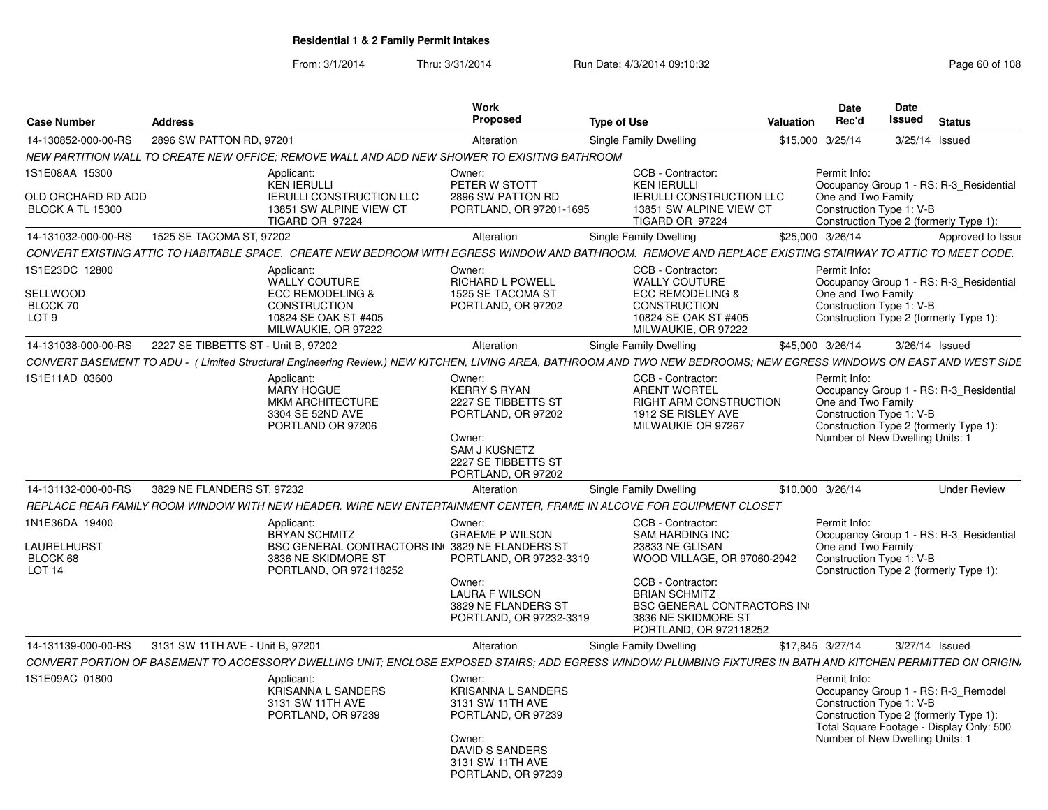**Residential 1 & 2 Family Permit Intakes**

From: 3/1/2014 Thru: 3/31/2014 Run Date: 4/3/2014 09:10:32

| Case Number | Address | Work Proposed | Type of Use | Valuation | Date Rec'd | Date Issued | Status |
|---|---|---|---|---|---|---|---|
| 14-130852-000-00-RS | 2896 SW PATTON RD, 97201 | Alteration | Single Family Dwelling | $15,000 | 3/25/14 | 3/25/14 | Issued |

*NEW PARTITION WALL TO CREATE NEW OFFICE; REMOVE WALL AND ADD NEW SHOWER TO EXISITNG BATHROOM*

1S1E08AA 15300
OLD ORCHARD RD ADD
BLOCK A TL 15300

Applicant: KEN IERULLI, IERULLI CONSTRUCTION LLC, 13851 SW ALPINE VIEW CT, TIGARD OR 97224

Owner: PETER W STOTT, 2896 SW PATTON RD, PORTLAND, OR 97201-1695

CCB - Contractor: KEN IERULLI, IERULLI CONSTRUCTION LLC, 13851 SW ALPINE VIEW CT, TIGARD OR 97224

Permit Info: Occupancy Group 1 - RS: R-3_Residential One and Two Family; Construction Type 1: V-B; Construction Type 2 (formerly Type 1):

| Case Number | Address | Work Proposed | Type of Use | Valuation | Date Rec'd | Date Issued | Status |
|---|---|---|---|---|---|---|---|
| 14-131032-000-00-RS | 1525 SE TACOMA ST, 97202 | Alteration | Single Family Dwelling | $25,000 | 3/26/14 | | Approved to Issue |

*CONVERT EXISTING ATTIC TO HABITABLE SPACE. CREATE NEW BEDROOM WITH EGRESS WINDOW AND BATHROOM. REMOVE AND REPLACE EXISTING STAIRWAY TO ATTIC TO MEET CODE.*

1S1E23DC 12800
SELLWOOD
BLOCK 70
LOT 9

Applicant: WALLY COUTURE, ECC REMODELING & CONSTRUCTION, 10824 SE OAK ST #405, MILWAUKIE, OR 97222

Owner: RICHARD L POWELL, 1525 SE TACOMA ST, PORTLAND, OR 97202

CCB - Contractor: WALLY COUTURE, ECC REMODELING & CONSTRUCTION, 10824 SE OAK ST #405, MILWAUKIE, OR 97222

Permit Info: Occupancy Group 1 - RS: R-3_Residential One and Two Family; Construction Type 1: V-B; Construction Type 2 (formerly Type 1):

| Case Number | Address | Work Proposed | Type of Use | Valuation | Date Rec'd | Date Issued | Status |
|---|---|---|---|---|---|---|---|
| 14-131038-000-00-RS | 2227 SE TIBBETTS ST - Unit B, 97202 | Alteration | Single Family Dwelling | $45,000 | 3/26/14 | 3/26/14 | Issued |

*CONVERT BASEMENT TO ADU - ( Limited Structural Engineering Review.) NEW KITCHEN, LIVING AREA, BATHROOM AND TWO NEW BEDROOMS; NEW EGRESS WINDOWS ON EAST AND WEST SIDE*

1S1E11AD 03600

Applicant: MARY HOGUE, MKM ARCHITECTURE, 3304 SE 52ND AVE, PORTLAND OR 97206

Owner: KERRY S RYAN, 2227 SE TIBBETTS ST, PORTLAND, OR 97202

Owner: SAM J KUSNETZ, 2227 SE TIBBETTS ST, PORTLAND, OR 97202

CCB - Contractor: ARENT WORTEL, RIGHT ARM CONSTRUCTION, 1912 SE RISLEY AVE, MILWAUKIE OR 97267

Permit Info: Occupancy Group 1 - RS: R-3_Residential One and Two Family; Construction Type 1: V-B; Construction Type 2 (formerly Type 1):; Number of New Dwelling Units: 1

| Case Number | Address | Work Proposed | Type of Use | Valuation | Date Rec'd | Date Issued | Status |
|---|---|---|---|---|---|---|---|
| 14-131132-000-00-RS | 3829 NE FLANDERS ST, 97232 | Alteration | Single Family Dwelling | $10,000 | 3/26/14 | | Under Review |

*REPLACE REAR FAMILY ROOM WINDOW WITH NEW HEADER. WIRE NEW ENTERTAINMENT CENTER, FRAME IN ALCOVE FOR EQUIPMENT CLOSET*

1N1E36DA 19400
LAURELHURST
BLOCK 68
LOT 14

Applicant: BRYAN SCHMITZ, BSC GENERAL CONTRACTORS IN, 3836 NE SKIDMORE ST, PORTLAND, OR 972118252

Owner: GRAEME P WILSON, 3829 NE FLANDERS ST, PORTLAND, OR 97232-3319

Owner: LAURA F WILSON, 3829 NE FLANDERS ST, PORTLAND, OR 97232-3319

CCB - Contractor: SAM HARDING INC, 23833 NE GLISAN, WOOD VILLAGE, OR 97060-2942

CCB - Contractor: BRIAN SCHMITZ, BSC GENERAL CONTRACTORS IN, 3836 NE SKIDMORE ST, PORTLAND, OR 972118252

Permit Info: Occupancy Group 1 - RS: R-3_Residential One and Two Family; Construction Type 1: V-B; Construction Type 2 (formerly Type 1):

| Case Number | Address | Work Proposed | Type of Use | Valuation | Date Rec'd | Date Issued | Status |
|---|---|---|---|---|---|---|---|
| 14-131139-000-00-RS | 3131 SW 11TH AVE - Unit B, 97201 | Alteration | Single Family Dwelling | $17,845 | 3/27/14 | 3/27/14 | Issued |

*CONVERT PORTION OF BASEMENT TO ACCESSORY DWELLING UNIT; ENCLOSE EXPOSED STAIRS; ADD EGRESS WINDOW/ PLUMBING FIXTURES IN BATH AND KITCHEN PERMITTED ON ORIGIN*

1S1E09AC 01800

Applicant: KRISANNA L SANDERS, 3131 SW 11TH AVE, PORTLAND, OR 97239

Owner: KRISANNA L SANDERS, 3131 SW 11TH AVE, PORTLAND, OR 97239

Owner: DAVID S SANDERS, 3131 SW 11TH AVE, PORTLAND, OR 97239

Permit Info: Occupancy Group 1 - RS: R-3_Remodel; Construction Type 1: V-B; Construction Type 2 (formerly Type 1):; Total Square Footage - Display Only: 500; Number of New Dwelling Units: 1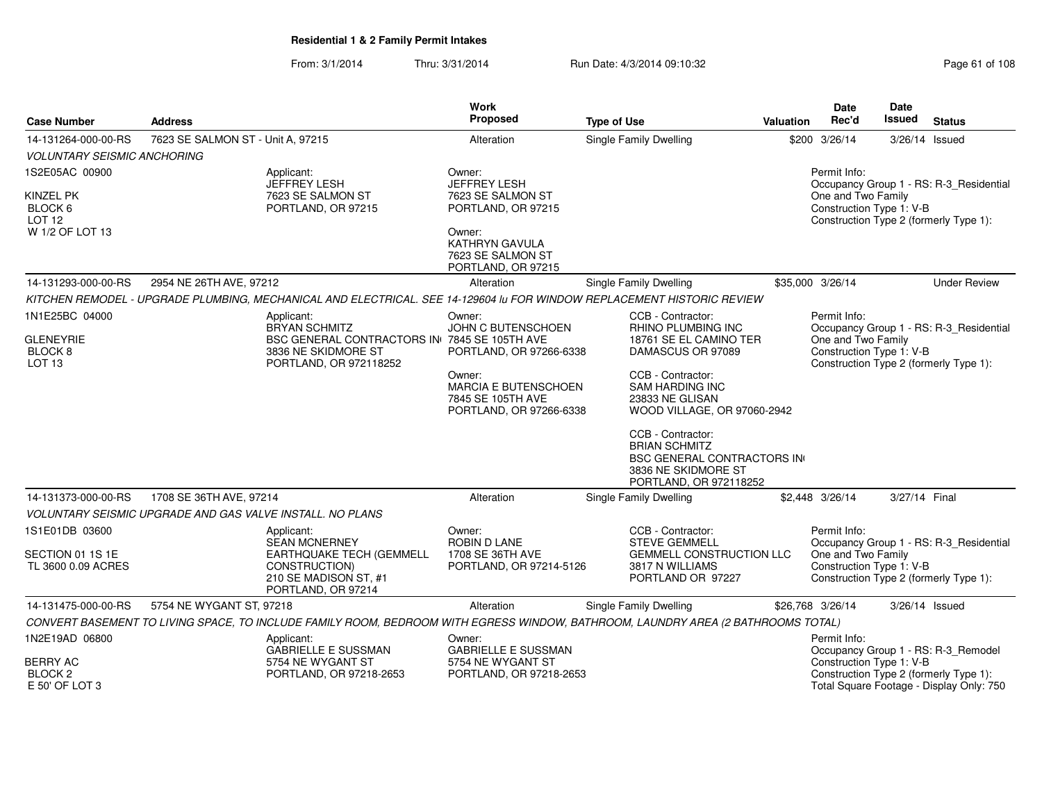**Residential 1 & 2 Family Permit Intakes**

From: 3/1/2014 Thru: 3/31/2014 Run Date: 4/3/2014 09:10:32

| Case Number | Address | Work Proposed | Type of Use | Valuation | Date Rec'd | Date Issued | Status |
|---|---|---|---|---|---|---|---|
| 14-131264-000-00-RS | 7623 SE SALMON ST - Unit A, 97215 | Alteration | Single Family Dwelling | $200 | 3/26/14 | 3/26/14 | Issued |

*VOLUNTARY SEISMIC ANCHORING*

1S2E05AC 00900
KINZEL PK
BLOCK 6
LOT 12
W 1/2 OF LOT 13

Applicant:
JEFFREY LESH
7623 SE SALMON ST
PORTLAND, OR 97215

Owner:
JEFFREY LESH
7623 SE SALMON ST
PORTLAND, OR 97215

Owner:
KATHRYN GAVULA
7623 SE SALMON ST
PORTLAND, OR 97215

Permit Info:
Occupancy Group 1 - RS: R-3_Residential One and Two Family
Construction Type 1: V-B
Construction Type 2 (formerly Type 1):

| Case Number | Address | Work Proposed | Type of Use | Valuation | Date Rec'd | Date Issued | Status |
|---|---|---|---|---|---|---|---|
| 14-131293-000-00-RS | 2954 NE 26TH AVE, 97212 | Alteration | Single Family Dwelling | $35,000 | 3/26/14 | | Under Review |

*KITCHEN REMODEL - UPGRADE PLUMBING, MECHANICAL AND ELECTRICAL. SEE 14-129604 lu FOR WINDOW REPLACEMENT HISTORIC REVIEW*

1N1E25BC 04000
GLENEYRIE
BLOCK 8
LOT 13

Applicant:
BRYAN SCHMITZ
BSC GENERAL CONTRACTORS IN
3836 NE SKIDMORE ST
PORTLAND, OR 972118252

Owner:
JOHN C BUTENSCHOEN
7845 SE 105TH AVE
PORTLAND, OR 97266-6338

Owner:
MARCIA E BUTENSCHOEN
7845 SE 105TH AVE
PORTLAND, OR 97266-6338

CCB - Contractor:
RHINO PLUMBING INC
18761 SE EL CAMINO TER
DAMASCUS OR 97089

CCB - Contractor:
SAM HARDING INC
23833 NE GLISAN
WOOD VILLAGE, OR 97060-2942

CCB - Contractor:
BRIAN SCHMITZ
BSC GENERAL CONTRACTORS IN
3836 NE SKIDMORE ST
PORTLAND, OR 972118252

Permit Info:
Occupancy Group 1 - RS: R-3_Residential One and Two Family
Construction Type 1: V-B
Construction Type 2 (formerly Type 1):

| Case Number | Address | Work Proposed | Type of Use | Valuation | Date Rec'd | Date Issued | Status |
|---|---|---|---|---|---|---|---|
| 14-131373-000-00-RS | 1708 SE 36TH AVE, 97214 | Alteration | Single Family Dwelling | $2,448 | 3/26/14 | 3/27/14 | Final |

*VOLUNTARY SEISMIC UPGRADE AND GAS VALVE INSTALL. NO PLANS*

1S1E01DB 03600
SECTION 01 1S 1E
TL 3600 0.09 ACRES

Applicant:
SEAN MCNERNEY
EARTHQUAKE TECH (GEMMELL CONSTRUCTION)
210 SE MADISON ST, #1
PORTLAND, OR 97214

Owner:
ROBIN D LANE
1708 SE 36TH AVE
PORTLAND, OR 97214-5126

CCB - Contractor:
STEVE GEMMELL
GEMMELL CONSTRUCTION LLC
3817 N WILLIAMS
PORTLAND OR 97227

Permit Info:
Occupancy Group 1 - RS: R-3_Residential One and Two Family
Construction Type 1: V-B
Construction Type 2 (formerly Type 1):

| Case Number | Address | Work Proposed | Type of Use | Valuation | Date Rec'd | Date Issued | Status |
|---|---|---|---|---|---|---|---|
| 14-131475-000-00-RS | 5754 NE WYGANT ST, 97218 | Alteration | Single Family Dwelling | $26,768 | 3/26/14 | 3/26/14 | Issued |

*CONVERT BASEMENT TO LIVING SPACE, TO INCLUDE FAMILY ROOM, BEDROOM WITH EGRESS WINDOW, BATHROOM, LAUNDRY AREA (2 BATHROOMS TOTAL)*

1N2E19AD 06800
BERRY AC
BLOCK 2
E 50' OF LOT 3

Applicant:
GABRIELLE E SUSSMAN
5754 NE WYGANT ST
PORTLAND, OR 97218-2653

Owner:
GABRIELLE E SUSSMAN
5754 NE WYGANT ST
PORTLAND, OR 97218-2653

Permit Info:
Occupancy Group 1 - RS: R-3_Remodel
Construction Type 1: V-B
Construction Type 2 (formerly Type 1):
Total Square Footage - Display Only: 750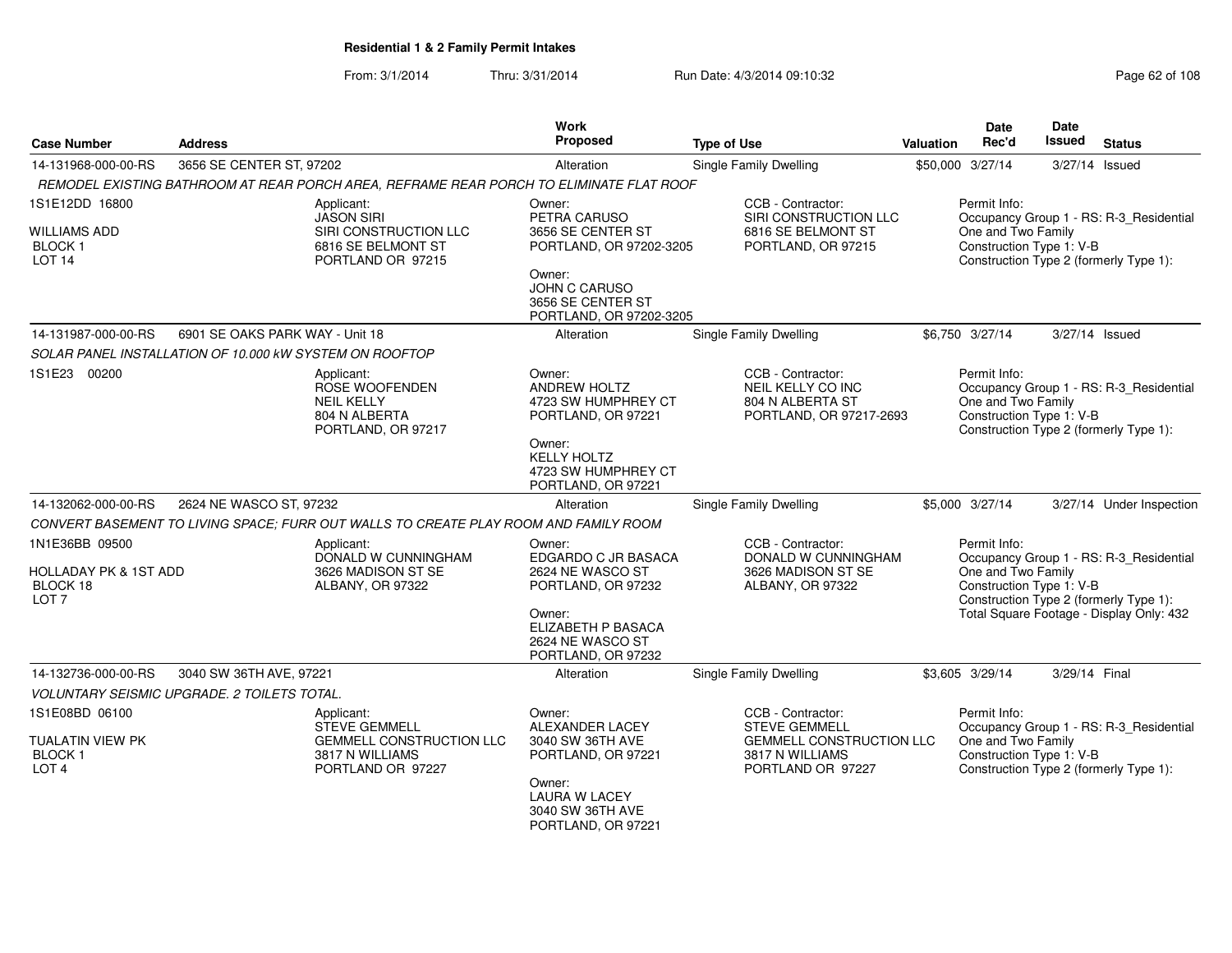**Residential 1 & 2 Family Permit Intakes**

From: 3/1/2014 Thru: 3/31/2014 Run Date: 4/3/2014 09:10:32

| Case Number | Address | Work Proposed | Type of Use | Valuation | Date Rec'd | Date Issued | Status |
|---|---|---|---|---|---|---|---|
| 14-131968-000-00-RS | 3656 SE CENTER ST, 97202 | Alteration | Single Family Dwelling | $50,000 | 3/27/14 | 3/27/14 | Issued |

*REMODEL EXISTING BATHROOM AT REAR PORCH AREA, REFRAME REAR PORCH TO ELIMINATE FLAT ROOF*

1S1E12DD 16800
WILLIAMS ADD
BLOCK 1
LOT 14

Applicant: JASON SIRI, SIRI CONSTRUCTION LLC, 6816 SE BELMONT ST, PORTLAND OR 97215

Owner: PETRA CARUSO, 3656 SE CENTER ST, PORTLAND, OR 97202-3205

Owner: JOHN C CARUSO, 3656 SE CENTER ST, PORTLAND, OR 97202-3205

CCB - Contractor: SIRI CONSTRUCTION LLC, 6816 SE BELMONT ST, PORTLAND, OR 97215

Permit Info: Occupancy Group 1 - RS: R-3_Residential One and Two Family; Construction Type 1: V-B; Construction Type 2 (formerly Type 1):

| Case Number | Address | Work Proposed | Type of Use | Valuation | Date Rec'd | Date Issued | Status |
|---|---|---|---|---|---|---|---|
| 14-131987-000-00-RS | 6901 SE OAKS PARK WAY - Unit 18 | Alteration | Single Family Dwelling | $6,750 | 3/27/14 | 3/27/14 | Issued |

*SOLAR PANEL INSTALLATION OF 10.000 kW SYSTEM ON ROOFTOP*

1S1E23 00200

Applicant: ROSE WOOFENDEN, NEIL KELLY, 804 N ALBERTA, PORTLAND, OR 97217

Owner: ANDREW HOLTZ, 4723 SW HUMPHREY CT, PORTLAND, OR 97221

Owner: KELLY HOLTZ, 4723 SW HUMPHREY CT, PORTLAND, OR 97221

CCB - Contractor: NEIL KELLY CO INC, 804 N ALBERTA ST, PORTLAND, OR 97217-2693

Permit Info: Occupancy Group 1 - RS: R-3_Residential One and Two Family; Construction Type 1: V-B; Construction Type 2 (formerly Type 1):

| Case Number | Address | Work Proposed | Type of Use | Valuation | Date Rec'd | Date Issued | Status |
|---|---|---|---|---|---|---|---|
| 14-132062-000-00-RS | 2624 NE WASCO ST, 97232 | Alteration | Single Family Dwelling | $5,000 | 3/27/14 | 3/27/14 | Under Inspection |

*CONVERT BASEMENT TO LIVING SPACE; FURR OUT WALLS TO CREATE PLAY ROOM AND FAMILY ROOM*

1N1E36BB 09500
HOLLADAY PK & 1ST ADD
BLOCK 18
LOT 7

Applicant: DONALD W CUNNINGHAM, 3626 MADISON ST SE, ALBANY, OR 97322

Owner: EDGARDO C JR BASACA, 2624 NE WASCO ST, PORTLAND, OR 97232

Owner: ELIZABETH P BASACA, 2624 NE WASCO ST, PORTLAND, OR 97232

CCB - Contractor: DONALD W CUNNINGHAM, 3626 MADISON ST SE, ALBANY, OR 97322

Permit Info: Occupancy Group 1 - RS: R-3_Residential One and Two Family; Construction Type 1: V-B; Construction Type 2 (formerly Type 1):; Total Square Footage - Display Only: 432

| Case Number | Address | Work Proposed | Type of Use | Valuation | Date Rec'd | Date Issued | Status |
|---|---|---|---|---|---|---|---|
| 14-132736-000-00-RS | 3040 SW 36TH AVE, 97221 | Alteration | Single Family Dwelling | $3,605 | 3/29/14 | 3/29/14 | Final |

*VOLUNTARY SEISMIC UPGRADE. 2 TOILETS TOTAL.*

1S1E08BD 06100
TUALATIN VIEW PK
BLOCK 1
LOT 4

Applicant: STEVE GEMMELL, GEMMELL CONSTRUCTION LLC, 3817 N WILLIAMS, PORTLAND OR 97227

Owner: ALEXANDER LACEY, 3040 SW 36TH AVE, PORTLAND, OR 97221

Owner: LAURA W LACEY, 3040 SW 36TH AVE, PORTLAND, OR 97221

CCB - Contractor: STEVE GEMMELL, GEMMELL CONSTRUCTION LLC, 3817 N WILLIAMS, PORTLAND OR 97227

Permit Info: Occupancy Group 1 - RS: R-3_Residential One and Two Family; Construction Type 1: V-B; Construction Type 2 (formerly Type 1):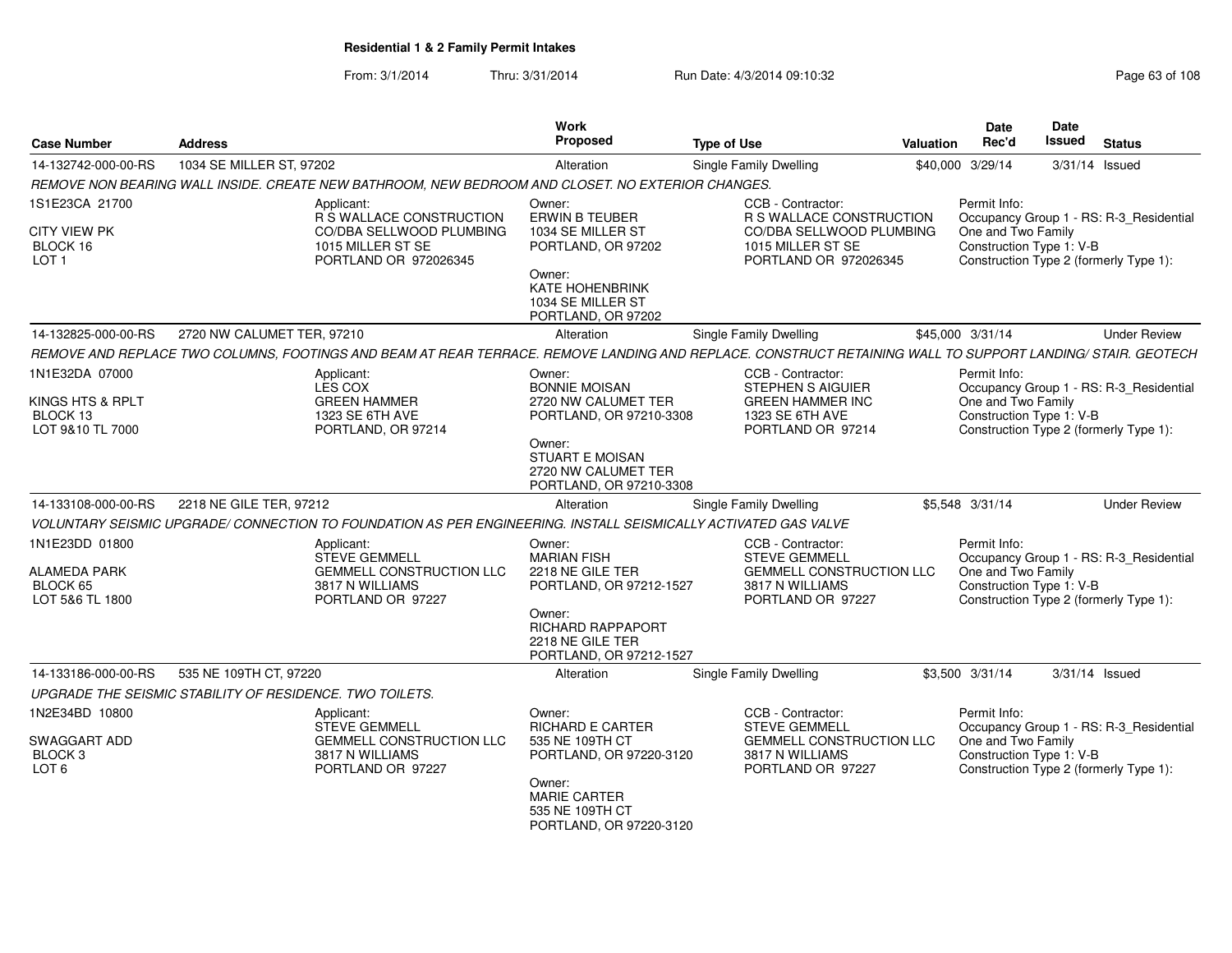**Residential 1 & 2 Family Permit Intakes**

From: 3/1/2014 Thru: 3/31/2014 Run Date: 4/3/2014 09:10:32

| Case Number | Address | Work Proposed | Type of Use | Valuation | Date Rec'd | Date Issued | Status |
|---|---|---|---|---|---|---|---|
| 14-132742-000-00-RS | 1034 SE MILLER ST, 97202 | Alteration | Single Family Dwelling | $40,000 | 3/29/14 | 3/31/14 | Issued |

*REMOVE NON BEARING WALL INSIDE. CREATE NEW BATHROOM, NEW BEDROOM AND CLOSET. NO EXTERIOR CHANGES.*

1S1E23CA 21700
CITY VIEW PK
BLOCK 16
LOT 1

Applicant:
R S WALLACE CONSTRUCTION
CO/DBA SELLWOOD PLUMBING
1015 MILLER ST SE
PORTLAND OR 972026345

Owner:
ERWIN B TEUBER
1034 SE MILLER ST
PORTLAND, OR 97202

Owner:
KATE HOHENBRINK
1034 SE MILLER ST
PORTLAND, OR 97202

CCB - Contractor:
R S WALLACE CONSTRUCTION
CO/DBA SELLWOOD PLUMBING
1015 MILLER ST SE
PORTLAND OR 972026345

Permit Info:
Occupancy Group 1 - RS: R-3_Residential One and Two Family
Construction Type 1: V-B
Construction Type 2 (formerly Type 1):

| Case Number | Address | Work Proposed | Type of Use | Valuation | Date Rec'd | Date Issued | Status |
|---|---|---|---|---|---|---|---|
| 14-132825-000-00-RS | 2720 NW CALUMET TER, 97210 | Alteration | Single Family Dwelling | $45,000 | 3/31/14 | | Under Review |

*REMOVE AND REPLACE TWO COLUMNS, FOOTINGS AND BEAM AT REAR TERRACE. REMOVE LANDING AND REPLACE. CONSTRUCT RETAINING WALL TO SUPPORT LANDING/ STAIR. GEOTECH*

1N1E32DA 07000
KINGS HTS & RPLT
BLOCK 13
LOT 9&10 TL 7000

Applicant:
LES COX
GREEN HAMMER
1323 SE 6TH AVE
PORTLAND, OR 97214

Owner:
BONNIE MOISAN
2720 NW CALUMET TER
PORTLAND, OR 97210-3308

Owner:
STUART E MOISAN
2720 NW CALUMET TER
PORTLAND, OR 97210-3308

CCB - Contractor:
STEPHEN S AIGUIER
GREEN HAMMER INC
1323 SE 6TH AVE
PORTLAND OR 97214

Permit Info:
Occupancy Group 1 - RS: R-3_Residential One and Two Family
Construction Type 1: V-B
Construction Type 2 (formerly Type 1):

| Case Number | Address | Work Proposed | Type of Use | Valuation | Date Rec'd | Date Issued | Status |
|---|---|---|---|---|---|---|---|
| 14-133108-000-00-RS | 2218 NE GILE TER, 97212 | Alteration | Single Family Dwelling | $5,548 | 3/31/14 | | Under Review |

*VOLUNTARY SEISMIC UPGRADE/ CONNECTION TO FOUNDATION AS PER ENGINEERING. INSTALL SEISMICALLY ACTIVATED GAS VALVE*

1N1E23DD 01800
ALAMEDA PARK
BLOCK 65
LOT 5&6 TL 1800

Applicant:
STEVE GEMMELL
GEMMELL CONSTRUCTION LLC
3817 N WILLIAMS
PORTLAND OR 97227

Owner:
MARIAN FISH
2218 NE GILE TER
PORTLAND, OR 97212-1527

Owner:
RICHARD RAPPAPORT
2218 NE GILE TER
PORTLAND, OR 97212-1527

CCB - Contractor:
STEVE GEMMELL
GEMMELL CONSTRUCTION LLC
3817 N WILLIAMS
PORTLAND OR 97227

Permit Info:
Occupancy Group 1 - RS: R-3_Residential One and Two Family
Construction Type 1: V-B
Construction Type 2 (formerly Type 1):

| Case Number | Address | Work Proposed | Type of Use | Valuation | Date Rec'd | Date Issued | Status |
|---|---|---|---|---|---|---|---|
| 14-133186-000-00-RS | 535 NE 109TH CT, 97220 | Alteration | Single Family Dwelling | $3,500 | 3/31/14 | 3/31/14 | Issued |

*UPGRADE THE SEISMIC STABILITY OF RESIDENCE. TWO TOILETS.*

1N2E34BD 10800
SWAGGART ADD
BLOCK 3
LOT 6

Applicant:
STEVE GEMMELL
GEMMELL CONSTRUCTION LLC
3817 N WILLIAMS
PORTLAND OR 97227

Owner:
RICHARD E CARTER
535 NE 109TH CT
PORTLAND, OR 97220-3120

Owner:
MARIE CARTER
535 NE 109TH CT
PORTLAND, OR 97220-3120

CCB - Contractor:
STEVE GEMMELL
GEMMELL CONSTRUCTION LLC
3817 N WILLIAMS
PORTLAND OR 97227

Permit Info:
Occupancy Group 1 - RS: R-3_Residential One and Two Family
Construction Type 1: V-B
Construction Type 2 (formerly Type 1):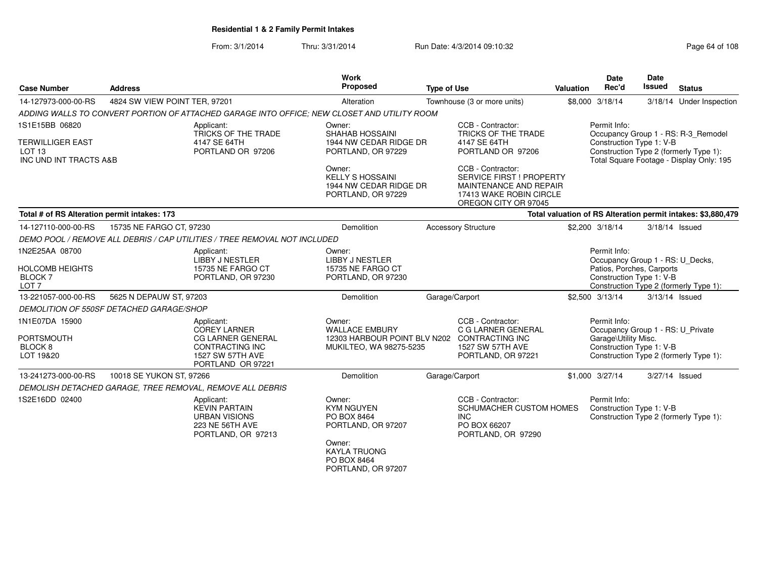## Residential 1 & 2 Family Permit Intakes

From: 3/1/2014 Thru: 3/31/2014 Run Date: 4/3/2014 09:10:32

| Case Number | Address | Work Proposed | Type of Use | Valuation | Date Rec'd | Date Issued | Status |
|---|---|---|---|---|---|---|---|
| 14-127973-000-00-RS | 4824 SW VIEW POINT TER, 97201 | Alteration | Townhouse (3 or more units) | $8,000 | 3/18/14 | 3/18/14 | Under Inspection |

*ADDING WALLS TO CONVERT PORTION OF ATTACHED GARAGE INTO OFFICE; NEW CLOSET AND UTILITY ROOM*

1S1E15BB 06820
TERWILLIGER EAST
LOT 13
INC UND INT TRACTS A&B

Applicant: TRICKS OF THE TRADE, 4147 SE 64TH, PORTLAND OR 97206

Owner: SHAHAB HOSSAINI, 1944 NW CEDAR RIDGE DR, PORTLAND, OR 97229

Owner: KELLY S HOSSAINI, 1944 NW CEDAR RIDGE DR, PORTLAND, OR 97229

CCB - Contractor: TRICKS OF THE TRADE, 4147 SE 64TH, PORTLAND OR 97206

CCB - Contractor: SERVICE FIRST ! PROPERTY MAINTENANCE AND REPAIR, 17413 WAKE ROBIN CIRCLE, OREGON CITY OR 97045

Permit Info:
Occupancy Group 1 - RS: R-3_Remodel
Construction Type 1: V-B
Construction Type 2 (formerly Type 1):
Total Square Footage - Display Only: 195

**Total # of RS Alteration permit intakes: 173** | **Total valuation of RS Alteration permit intakes: $3,880,479**

| Case Number | Address | Work Proposed | Type of Use | Valuation | Date Rec'd | Date Issued | Status |
|---|---|---|---|---|---|---|---|
| 14-127110-000-00-RS | 15735 NE FARGO CT, 97230 | Demolition | Accessory Structure | $2,200 | 3/18/14 | 3/18/14 | Issued |

*DEMO POOL / REMOVE ALL DEBRIS / CAP UTILITIES / TREE REMOVAL NOT INCLUDED*

1N2E25AA 08700
HOLCOMB HEIGHTS
BLOCK 7
LOT 7

Applicant: LIBBY J NESTLER, 15735 NE FARGO CT, PORTLAND, OR 97230

Owner: LIBBY J NESTLER, 15735 NE FARGO CT, PORTLAND, OR 97230

Permit Info:
Occupancy Group 1 - RS: U_Decks, Patios, Porches, Carports
Construction Type 1: V-B
Construction Type 2 (formerly Type 1):

| Case Number | Address | Work Proposed | Type of Use | Valuation | Date Rec'd | Date Issued | Status |
|---|---|---|---|---|---|---|---|
| 13-221057-000-00-RS | 5625 N DEPAUW ST, 97203 | Demolition | Garage/Carport | $2,500 | 3/13/14 | 3/13/14 | Issued |

*DEMOLITION OF 550SF DETACHED GARAGE/SHOP*

1N1E07DA 15900
PORTSMOUTH
BLOCK 8
LOT 19&20

Applicant: COREY LARNER, CG LARNER GENERAL CONTRACTING INC, 1527 SW 57TH AVE, PORTLAND OR 97221

Owner: WALLACE EMBURY, 12303 HARBOUR POINT BLV N202, MUKILTEO, WA 98275-5235

CCB - Contractor: C G LARNER GENERAL CONTRACTING INC, 1527 SW 57TH AVE, PORTLAND, OR 97221

Permit Info:
Occupancy Group 1 - RS: U_Private Garage\Utility Misc.
Construction Type 1: V-B
Construction Type 2 (formerly Type 1):

| Case Number | Address | Work Proposed | Type of Use | Valuation | Date Rec'd | Date Issued | Status |
|---|---|---|---|---|---|---|---|
| 13-241273-000-00-RS | 10018 SE YUKON ST, 97266 | Demolition | Garage/Carport | $1,000 | 3/27/14 | 3/27/14 | Issued |

*DEMOLISH DETACHED GARAGE, TREE REMOVAL, REMOVE ALL DEBRIS*

1S2E16DD 02400

Applicant: KEVIN PARTAIN, URBAN VISIONS, 223 NE 56TH AVE, PORTLAND, OR 97213

Owner: KYM NGUYEN, PO BOX 8464, PORTLAND, OR 97207

Owner: KAYLA TRUONG, PO BOX 8464, PORTLAND, OR 97207

CCB - Contractor: SCHUMACHER CUSTOM HOMES INC, PO BOX 66207, PORTLAND, OR 97290

Permit Info:
Construction Type 1: V-B
Construction Type 2 (formerly Type 1):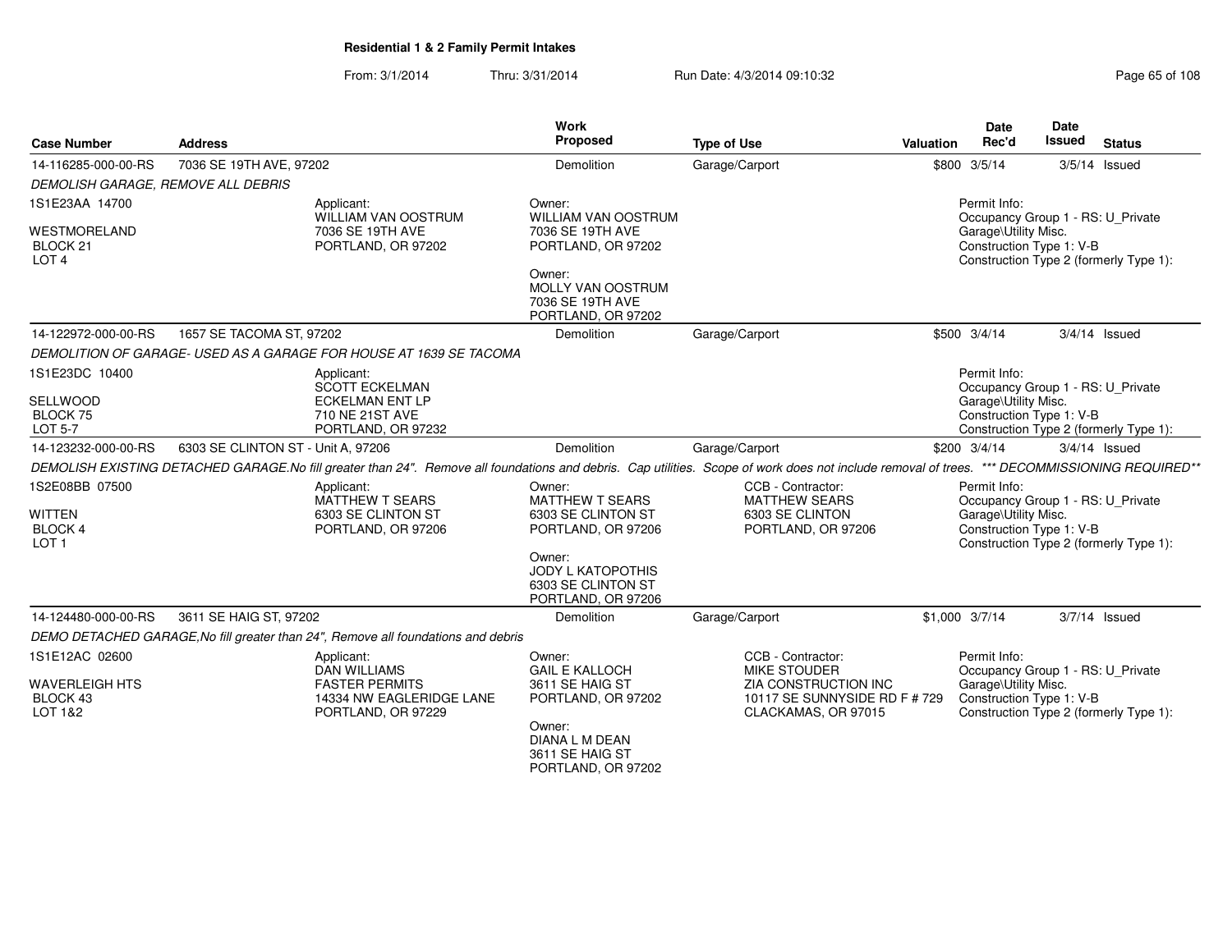**Residential 1 & 2 Family Permit Intakes**

From: 3/1/2014 Thru: 3/31/2014 Run Date: 4/3/2014 09:10:32

| Case Number | Address | Work Proposed | Type of Use | Valuation | Date Rec'd | Date Issued | Status |
|---|---|---|---|---|---|---|---|
| 14-116285-000-00-RS | 7036 SE 19TH AVE, 97202 | Demolition | Garage/Carport | $800 | 3/5/14 | 3/5/14 | Issued |

*DEMOLISH GARAGE, REMOVE ALL DEBRIS*

1S1E23AA 14700
WESTMORELAND
BLOCK 21
LOT 4

Applicant:
WILLIAM VAN OOSTRUM
7036 SE 19TH AVE
PORTLAND, OR 97202

Owner:
WILLIAM VAN OOSTRUM
7036 SE 19TH AVE
PORTLAND, OR 97202

Owner:
MOLLY VAN OOSTRUM
7036 SE 19TH AVE
PORTLAND, OR 97202

Permit Info:
Occupancy Group 1 - RS: U_Private Garage\Utility Misc.
Construction Type 1: V-B
Construction Type 2 (formerly Type 1):

| Case Number | Address | Work Proposed | Type of Use | Valuation | Date Rec'd | Date Issued | Status |
|---|---|---|---|---|---|---|---|
| 14-122972-000-00-RS | 1657 SE TACOMA ST, 97202 | Demolition | Garage/Carport | $500 | 3/4/14 | 3/4/14 | Issued |

*DEMOLITION OF GARAGE- USED AS A GARAGE FOR HOUSE AT 1639 SE TACOMA*

1S1E23DC 10400
SELLWOOD
BLOCK 75
LOT 5-7

Applicant:
SCOTT ECKELMAN
ECKELMAN ENT LP
710 NE 21ST AVE
PORTLAND, OR 97232

Permit Info:
Occupancy Group 1 - RS: U_Private Garage\Utility Misc.
Construction Type 1: V-B
Construction Type 2 (formerly Type 1):

| Case Number | Address | Work Proposed | Type of Use | Valuation | Date Rec'd | Date Issued | Status |
|---|---|---|---|---|---|---|---|
| 14-123232-000-00-RS | 6303 SE CLINTON ST - Unit A, 97206 | Demolition | Garage/Carport | $200 | 3/4/14 | 3/4/14 | Issued |

*DEMOLISH EXISTING DETACHED GARAGE.No fill greater than 24". Remove all foundations and debris. Cap utilities. Scope of work does not include removal of trees. *** DECOMMISSIONING REQUIRED***

1S2E08BB 07500
WITTEN
BLOCK 4
LOT 1

Applicant:
MATTHEW T SEARS
6303 SE CLINTON ST
PORTLAND, OR 97206

Owner:
MATTHEW T SEARS
6303 SE CLINTON ST
PORTLAND, OR 97206

Owner:
JODY L KATOPOTHIS
6303 SE CLINTON ST
PORTLAND, OR 97206

CCB - Contractor:
MATTHEW SEARS
6303 SE CLINTON
PORTLAND, OR 97206

Permit Info:
Occupancy Group 1 - RS: U_Private Garage\Utility Misc.
Construction Type 1: V-B
Construction Type 2 (formerly Type 1):

| Case Number | Address | Work Proposed | Type of Use | Valuation | Date Rec'd | Date Issued | Status |
|---|---|---|---|---|---|---|---|
| 14-124480-000-00-RS | 3611 SE HAIG ST, 97202 | Demolition | Garage/Carport | $1,000 | 3/7/14 | 3/7/14 | Issued |

*DEMO DETACHED GARAGE,No fill greater than 24", Remove all foundations and debris*

1S1E12AC 02600
WAVERLEIGH HTS
BLOCK 43
LOT 1&2

Applicant:
DAN WILLIAMS
FASTER PERMITS
14334 NW EAGLERIDGE LANE
PORTLAND, OR 97229

Owner:
GAIL E KALLOCH
3611 SE HAIG ST
PORTLAND, OR 97202

Owner:
DIANA L M DEAN
3611 SE HAIG ST
PORTLAND, OR 97202

CCB - Contractor:
MIKE STOUDER
ZIA CONSTRUCTION INC
10117 SE SUNNYSIDE RD F # 729
CLACKAMAS, OR 97015

Permit Info:
Occupancy Group 1 - RS: U_Private Garage\Utility Misc.
Construction Type 1: V-B
Construction Type 2 (formerly Type 1):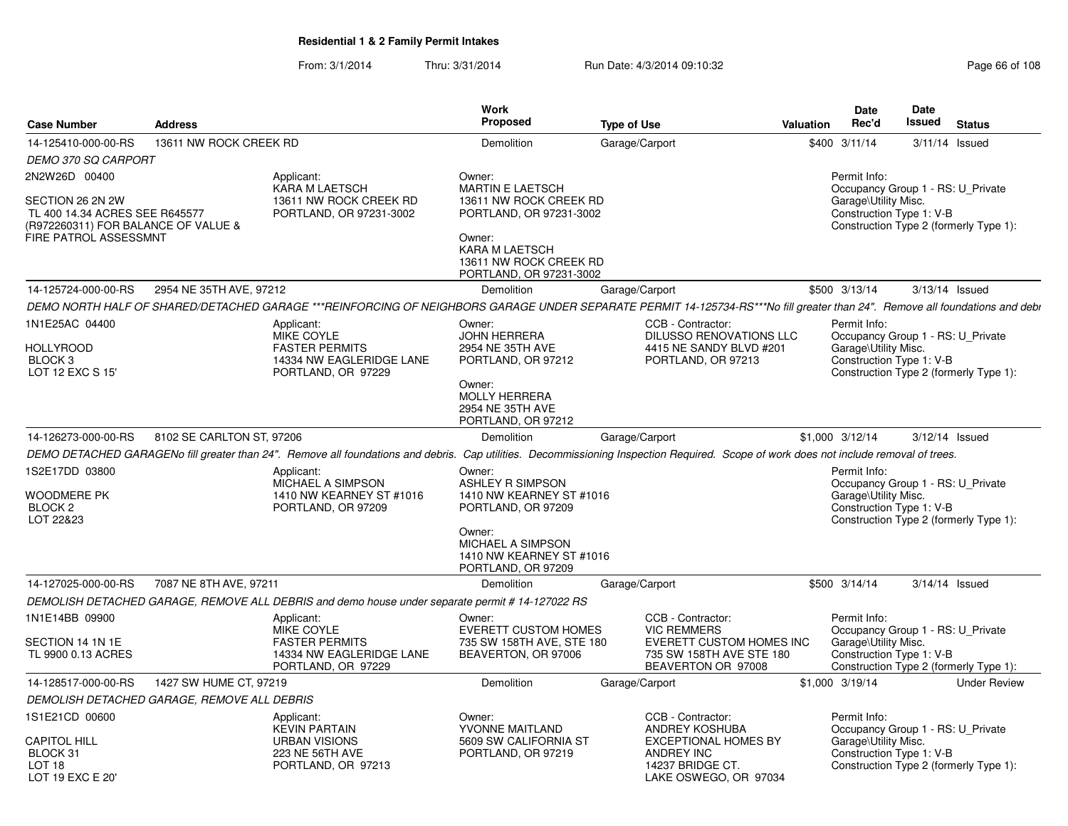**Residential 1 & 2 Family Permit Intakes**

From: 3/1/2014 Thru: 3/31/2014 Run Date: 4/3/2014 09:10:32

| Case Number | Address | Work Proposed | Type of Use | Valuation | Date Rec'd | Date Issued | Status |
|---|---|---|---|---|---|---|---|
| 14-125410-000-00-RS | 13611 NW ROCK CREEK RD | Demolition | Garage/Carport | $400 | 3/11/14 | 3/11/14 | Issued |

*DEMO 370 SQ CARPORT*

2N2W26D 00400

SECTION 26 2N 2W
TL 400 14.34 ACRES SEE R645577 (R972260311) FOR BALANCE OF VALUE & FIRE PATROL ASSESSMNT

Applicant:
KARA M LAETSCH
13611 NW ROCK CREEK RD
PORTLAND, OR 97231-3002

Owner:
MARTIN E LAETSCH
13611 NW ROCK CREEK RD
PORTLAND, OR 97231-3002

Owner:
KARA M LAETSCH
13611 NW ROCK CREEK RD
PORTLAND, OR 97231-3002

Permit Info:
Occupancy Group 1 - RS: U_Private Garage\Utility Misc.
Construction Type 1: V-B
Construction Type 2 (formerly Type 1):

| Case Number | Address | Work Proposed | Type of Use | Valuation | Date Rec'd | Date Issued | Status |
|---|---|---|---|---|---|---|---|
| 14-125724-000-00-RS | 2954 NE 35TH AVE, 97212 | Demolition | Garage/Carport | $500 | 3/13/14 | 3/13/14 | Issued |

*DEMO NORTH HALF OF SHARED/DETACHED GARAGE ***REINFORCING OF NEIGHBORS GARAGE UNDER SEPARATE PERMIT 14-125734-RS***No fill greater than 24". Remove all foundations and debr*

1N1E25AC 04400

HOLLYROOD
BLOCK 3
LOT 12 EXC S 15'

Applicant:
MIKE COYLE
FASTER PERMITS
14334 NW EAGLERIDGE LANE
PORTLAND, OR 97229

Owner:
JOHN HERRERA
2954 NE 35TH AVE
PORTLAND, OR 97212

Owner:
MOLLY HERRERA
2954 NE 35TH AVE
PORTLAND, OR 97212

CCB - Contractor:
DILUSSO RENOVATIONS LLC
4415 NE SANDY BLVD #201
PORTLAND, OR 97213

Permit Info:
Occupancy Group 1 - RS: U_Private Garage\Utility Misc.
Construction Type 1: V-B
Construction Type 2 (formerly Type 1):

| Case Number | Address | Work Proposed | Type of Use | Valuation | Date Rec'd | Date Issued | Status |
|---|---|---|---|---|---|---|---|
| 14-126273-000-00-RS | 8102 SE CARLTON ST, 97206 | Demolition | Garage/Carport | $1,000 | 3/12/14 | 3/12/14 | Issued |

*DEMO DETACHED GARAGENo fill greater than 24". Remove all foundations and debris. Cap utilities. Decommissioning Inspection Required. Scope of work does not include removal of trees.*

1S2E17DD 03800

WOODMERE PK
BLOCK 2
LOT 22&23

Applicant:
MICHAEL A SIMPSON
1410 NW KEARNEY ST #1016
PORTLAND, OR 97209

Owner:
ASHLEY R SIMPSON
1410 NW KEARNEY ST #1016
PORTLAND, OR 97209

Owner:
MICHAEL A SIMPSON
1410 NW KEARNEY ST #1016
PORTLAND, OR 97209

Permit Info:
Occupancy Group 1 - RS: U_Private Garage\Utility Misc.
Construction Type 1: V-B
Construction Type 2 (formerly Type 1):

| Case Number | Address | Work Proposed | Type of Use | Valuation | Date Rec'd | Date Issued | Status |
|---|---|---|---|---|---|---|---|
| 14-127025-000-00-RS | 7087 NE 8TH AVE, 97211 | Demolition | Garage/Carport | $500 | 3/14/14 | 3/14/14 | Issued |

*DEMOLISH DETACHED GARAGE, REMOVE ALL DEBRIS and demo house under separate permit # 14-127022 RS*

1N1E14BB 09900

SECTION 14 1N 1E
TL 9900 0.13 ACRES

Applicant:
MIKE COYLE
FASTER PERMITS
14334 NW EAGLERIDGE LANE
PORTLAND, OR 97229

Owner:
EVERETT CUSTOM HOMES
735 SW 158TH AVE, STE 180
BEAVERTON, OR 97006

CCB - Contractor:
VIC REMMERS
EVERETT CUSTOM HOMES INC
735 SW 158TH AVE STE 180
BEAVERTON OR 97008

Permit Info:
Occupancy Group 1 - RS: U_Private Garage\Utility Misc.
Construction Type 1: V-B
Construction Type 2 (formerly Type 1):

| Case Number | Address | Work Proposed | Type of Use | Valuation | Date Rec'd | Date Issued | Status |
|---|---|---|---|---|---|---|---|
| 14-128517-000-00-RS | 1427 SW HUME CT, 97219 | Demolition | Garage/Carport | $1,000 | 3/19/14 | | Under Review |

*DEMOLISH DETACHED GARAGE, REMOVE ALL DEBRIS*

1S1E21CD 00600

CAPITOL HILL
BLOCK 31
LOT 18
LOT 19 EXC E 20'

Applicant:
KEVIN PARTAIN
URBAN VISIONS
223 NE 56TH AVE
PORTLAND, OR 97213

Owner:
YVONNE MAITLAND
5609 SW CALIFORNIA ST
PORTLAND, OR 97219

CCB - Contractor:
ANDREY KOSHUBA
EXCEPTIONAL HOMES BY ANDREY INC
14237 BRIDGE CT.
LAKE OSWEGO, OR 97034

Permit Info:
Occupancy Group 1 - RS: U_Private Garage\Utility Misc.
Construction Type 1: V-B
Construction Type 2 (formerly Type 1):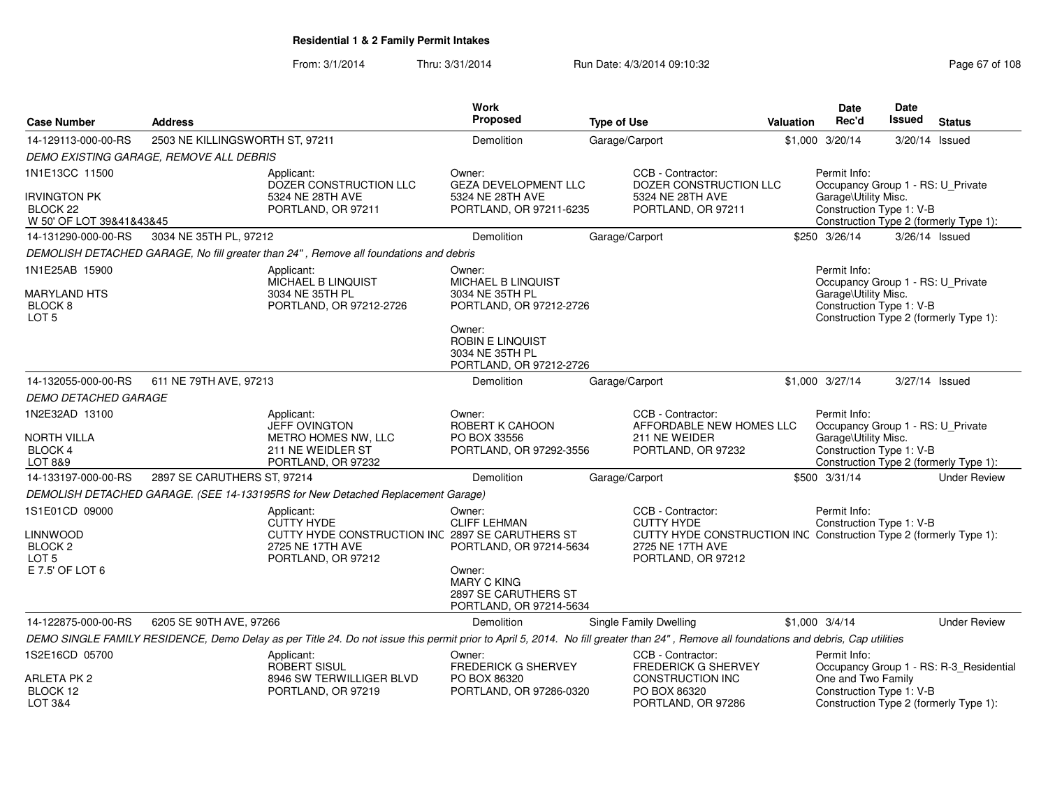## Residential 1 & 2 Family Permit Intakes

From: 3/1/2014 Thru: 3/31/2014 Run Date: 4/3/2014 09:10:32

| Case Number | Address | Work Proposed | Type of Use | Valuation | Date Rec'd | Date Issued | Status |
|---|---|---|---|---|---|---|---|
| 14-129113-000-00-RS | 2503 NE KILLINGSWORTH ST, 97211 | Demolition | Garage/Carport | $1,000 | 3/20/14 | 3/20/14 | Issued |

*DEMO EXISTING GARAGE, REMOVE ALL DEBRIS*

1N1E13CC 11500
IRVINGTON PK
BLOCK 22
W 50' OF LOT 39&41&43&45

Applicant: DOZER CONSTRUCTION LLC, 5324 NE 28TH AVE, PORTLAND, OR 97211

Owner: GEZA DEVELOPMENT LLC, 5324 NE 28TH AVE, PORTLAND, OR 97211-6235

CCB - Contractor: DOZER CONSTRUCTION LLC, 5324 NE 28TH AVE, PORTLAND, OR 97211

Permit Info: Occupancy Group 1 - RS: U_Private Garage\Utility Misc. Construction Type 1: V-B Construction Type 2 (formerly Type 1):

| Case Number | Address | Work Proposed | Type of Use | Valuation | Date Rec'd | Date Issued | Status |
|---|---|---|---|---|---|---|---|
| 14-131290-000-00-RS | 3034 NE 35TH PL, 97212 | Demolition | Garage/Carport | $250 | 3/26/14 | 3/26/14 | Issued |

*DEMOLISH DETACHED GARAGE, No fill greater than 24" , Remove all foundations and debris*

1N1E25AB 15900
MARYLAND HTS
BLOCK 8
LOT 5

Applicant: MICHAEL B LINQUIST, 3034 NE 35TH PL, PORTLAND, OR 97212-2726

Owner: MICHAEL B LINQUIST, 3034 NE 35TH PL, PORTLAND, OR 97212-2726

Owner: ROBIN E LINQUIST, 3034 NE 35TH PL, PORTLAND, OR 97212-2726

Permit Info: Occupancy Group 1 - RS: U_Private Garage\Utility Misc. Construction Type 1: V-B Construction Type 2 (formerly Type 1):

| Case Number | Address | Work Proposed | Type of Use | Valuation | Date Rec'd | Date Issued | Status |
|---|---|---|---|---|---|---|---|
| 14-132055-000-00-RS | 611 NE 79TH AVE, 97213 | Demolition | Garage/Carport | $1,000 | 3/27/14 | 3/27/14 | Issued |

*DEMO DETACHED GARAGE*

1N2E32AD 13100
NORTH VILLA
BLOCK 4
LOT 8&9

Applicant: JEFF OVINGTON, METRO HOMES NW, LLC, 211 NE WEIDLER ST, PORTLAND, OR 97232

Owner: ROBERT K CAHOON, PO BOX 33556, PORTLAND, OR 97292-3556

CCB - Contractor: AFFORDABLE NEW HOMES LLC, 211 NE WEIDER, PORTLAND, OR 97232

Permit Info: Occupancy Group 1 - RS: U_Private Garage\Utility Misc. Construction Type 1: V-B Construction Type 2 (formerly Type 1):

| Case Number | Address | Work Proposed | Type of Use | Valuation | Date Rec'd | Date Issued | Status |
|---|---|---|---|---|---|---|---|
| 14-133197-000-00-RS | 2897 SE CARUTHERS ST, 97214 | Demolition | Garage/Carport | $500 | 3/31/14 | | Under Review |

*DEMOLISH DETACHED GARAGE. (SEE 14-133195RS for New Detached Replacement Garage)*

1S1E01CD 09000
LINNWOOD
BLOCK 2
LOT 5
E 7.5' OF LOT 6

Applicant: CUTTY HYDE, CUTTY HYDE CONSTRUCTION INC, 2725 NE 17TH AVE, PORTLAND, OR 97212

Owner: CLIFF LEHMAN, 2897 SE CARUTHERS ST, PORTLAND, OR 97214-5634

Owner: MARY C KING, 2897 SE CARUTHERS ST, PORTLAND, OR 97214-5634

CCB - Contractor: CUTTY HYDE, CUTTY HYDE CONSTRUCTION INC, 2725 NE 17TH AVE, PORTLAND, OR 97212

Permit Info: Construction Type 1: V-B Construction Type 2 (formerly Type 1):

| Case Number | Address | Work Proposed | Type of Use | Valuation | Date Rec'd | Date Issued | Status |
|---|---|---|---|---|---|---|---|
| 14-122875-000-00-RS | 6205 SE 90TH AVE, 97266 | Demolition | Single Family Dwelling | $1,000 | 3/4/14 | | Under Review |

*DEMO SINGLE FAMILY RESIDENCE, Demo Delay as per Title 24. Do not issue this permit prior to April 5, 2014. No fill greater than 24" , Remove all foundations and debris, Cap utilities*

1S2E16CD 05700
ARLETA PK 2
BLOCK 12
LOT 3&4

Applicant: ROBERT SISUL, 8946 SW TERWILLIGER BLVD, PORTLAND, OR 97219

Owner: FREDERICK G SHERVEY, PO BOX 86320, PORTLAND, OR 97286-0320

CCB - Contractor: FREDERICK G SHERVEY CONSTRUCTION INC, PO BOX 86320, PORTLAND, OR 97286

Permit Info: Occupancy Group 1 - RS: R-3_Residential One and Two Family Construction Type 1: V-B Construction Type 2 (formerly Type 1):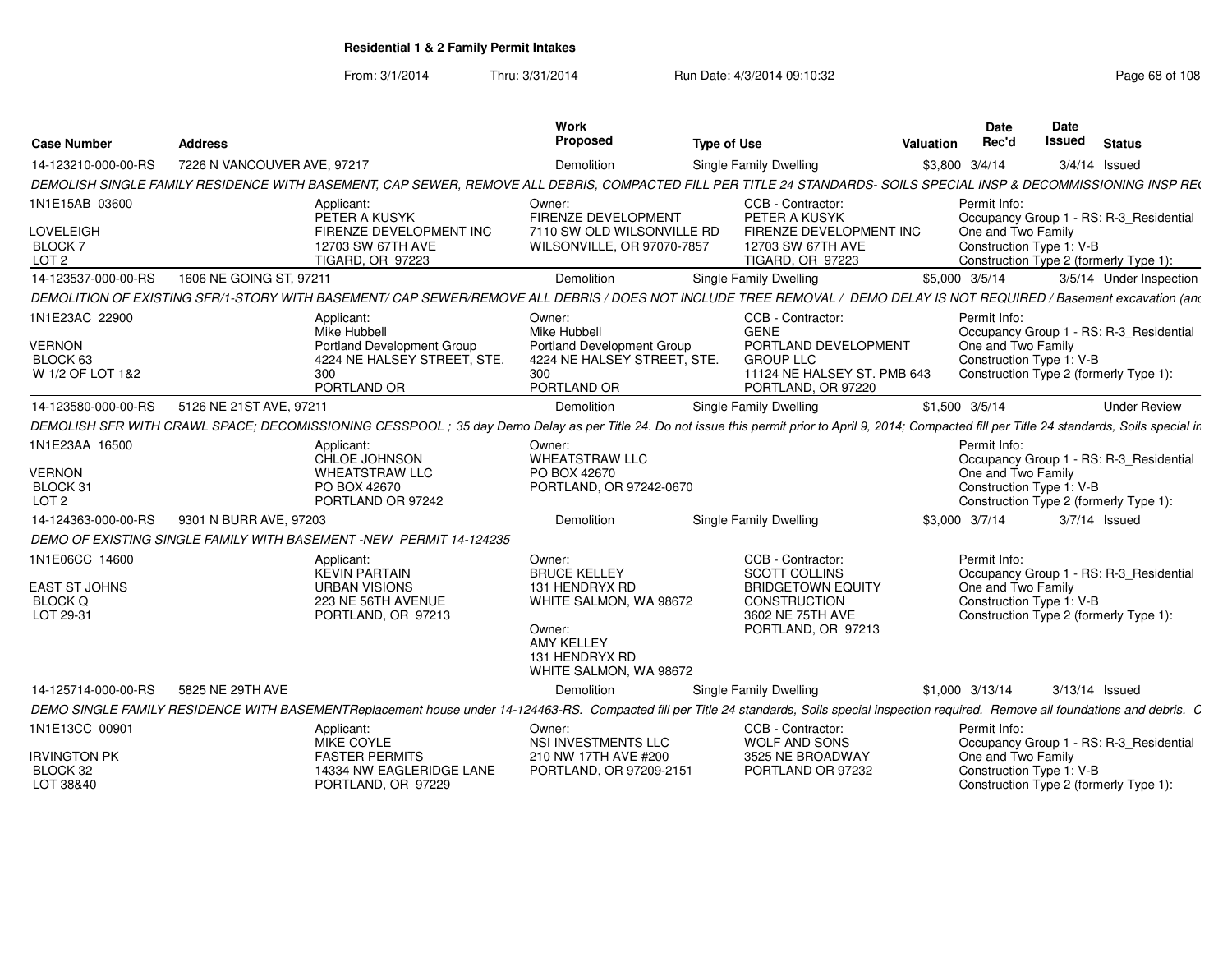## Residential 1 & 2 Family Permit Intakes

From: 3/1/2014 Thru: 3/31/2014 Run Date: 4/3/2014 09:10:32

| Case Number | Address | Work Proposed | Type of Use | Valuation | Date Rec'd | Date Issued | Status |
|---|---|---|---|---|---|---|---|
| 14-123210-000-00-RS | 7226 N VANCOUVER AVE, 97217 | Demolition | Single Family Dwelling | $3,800 | 3/4/14 | 3/4/14 | Issued |

DEMOLISH SINGLE FAMILY RESIDENCE WITH BASEMENT, CAP SEWER, REMOVE ALL DEBRIS, COMPACTED FILL PER TITLE 24 STANDARDS- SOILS SPECIAL INSP & DECOMMISSIONING INSP RE(

1N1E15AB 03600
LOVELEIGH
BLOCK 7
LOT 2

Applicant: PETER A KUSYK, FIRENZE DEVELOPMENT INC, 12703 SW 67TH AVE, TIGARD, OR 97223

Owner: FIRENZE DEVELOPMENT, 7110 SW OLD WILSONVILLE RD, WILSONVILLE, OR 97070-7857

CCB - Contractor: PETER A KUSYK, FIRENZE DEVELOPMENT INC, 12703 SW 67TH AVE, TIGARD, OR 97223

Permit Info: Occupancy Group 1 - RS: R-3_Residential One and Two Family; Construction Type 1: V-B; Construction Type 2 (formerly Type 1):

| Case Number | Address | Work Proposed | Type of Use | Valuation | Date Rec'd | Date Issued | Status |
|---|---|---|---|---|---|---|---|
| 14-123537-000-00-RS | 1606 NE GOING ST, 97211 | Demolition | Single Family Dwelling | $5,000 | 3/5/14 | 3/5/14 | Under Inspection |

DEMOLITION OF EXISTING SFR/1-STORY WITH BASEMENT/ CAP SEWER/REMOVE ALL DEBRIS / DOES NOT INCLUDE TREE REMOVAL / DEMO DELAY IS NOT REQUIRED / Basement excavation (an(

1N1E23AC 22900
VERNON
BLOCK 63
W 1/2 OF LOT 1&2

Applicant: Mike Hubbell, Portland Development Group, 4224 NE HALSEY STREET, STE. 300, PORTLAND OR

Owner: Mike Hubbell, Portland Development Group, 4224 NE HALSEY STREET, STE. 300, PORTLAND OR

CCB - Contractor: GENE, PORTLAND DEVELOPMENT GROUP LLC, 11124 NE HALSEY ST. PMB 643, PORTLAND, OR 97220

Permit Info: Occupancy Group 1 - RS: R-3_Residential One and Two Family; Construction Type 1: V-B; Construction Type 2 (formerly Type 1):

| Case Number | Address | Work Proposed | Type of Use | Valuation | Date Rec'd | Date Issued | Status |
|---|---|---|---|---|---|---|---|
| 14-123580-000-00-RS | 5126 NE 21ST AVE, 97211 | Demolition | Single Family Dwelling | $1,500 | 3/5/14 | | Under Review |

DEMOLISH SFR WITH CRAWL SPACE; DECOMISSIONING CESSPOOL ; 35 day Demo Delay as per Title 24. Do not issue this permit prior to April 9, 2014; Compacted fill per Title 24 standards, Soils special ir

1N1E23AA 16500
VERNON
BLOCK 31
LOT 2

Applicant: CHLOE JOHNSON, WHEATSTRAW LLC, PO BOX 42670, PORTLAND OR 97242

Owner: WHEATSTRAW LLC, PO BOX 42670, PORTLAND, OR 97242-0670

Permit Info: Occupancy Group 1 - RS: R-3_Residential One and Two Family; Construction Type 1: V-B; Construction Type 2 (formerly Type 1):

| Case Number | Address | Work Proposed | Type of Use | Valuation | Date Rec'd | Date Issued | Status |
|---|---|---|---|---|---|---|---|
| 14-124363-000-00-RS | 9301 N BURR AVE, 97203 | Demolition | Single Family Dwelling | $3,000 | 3/7/14 | 3/7/14 | Issued |

DEMO OF EXISTING SINGLE FAMILY WITH BASEMENT -NEW PERMIT 14-124235

1N1E06CC 14600
EAST ST JOHNS
BLOCK Q
LOT 29-31

Applicant: KEVIN PARTAIN, URBAN VISIONS, 223 NE 56TH AVENUE, PORTLAND, OR 97213

Owner: BRUCE KELLEY, 131 HENDRYX RD, WHITE SALMON, WA 98672

Owner: AMY KELLEY, 131 HENDRYX RD, WHITE SALMON, WA 98672

CCB - Contractor: SCOTT COLLINS, BRIDGETOWN EQUITY CONSTRUCTION, 3602 NE 75TH AVE, PORTLAND, OR 97213

Permit Info: Occupancy Group 1 - RS: R-3_Residential One and Two Family; Construction Type 1: V-B; Construction Type 2 (formerly Type 1):

| Case Number | Address | Work Proposed | Type of Use | Valuation | Date Rec'd | Date Issued | Status |
|---|---|---|---|---|---|---|---|
| 14-125714-000-00-RS | 5825 NE 29TH AVE | Demolition | Single Family Dwelling | $1,000 | 3/13/14 | 3/13/14 | Issued |

DEMO SINGLE FAMILY RESIDENCE WITH BASEMENTReplacement house under 14-124463-RS. Compacted fill per Title 24 standards, Soils special inspection required. Remove all foundations and debris. C

1N1E13CC 00901
IRVINGTON PK
BLOCK 32
LOT 38&40

Applicant: MIKE COYLE, FASTER PERMITS, 14334 NW EAGLERIDGE LANE, PORTLAND, OR 97229

Owner: NSI INVESTMENTS LLC, 210 NW 17TH AVE #200, PORTLAND, OR 97209-2151

CCB - Contractor: WOLF AND SONS, 3525 NE BROADWAY, PORTLAND OR 97232

Permit Info: Occupancy Group 1 - RS: R-3_Residential One and Two Family; Construction Type 1: V-B; Construction Type 2 (formerly Type 1):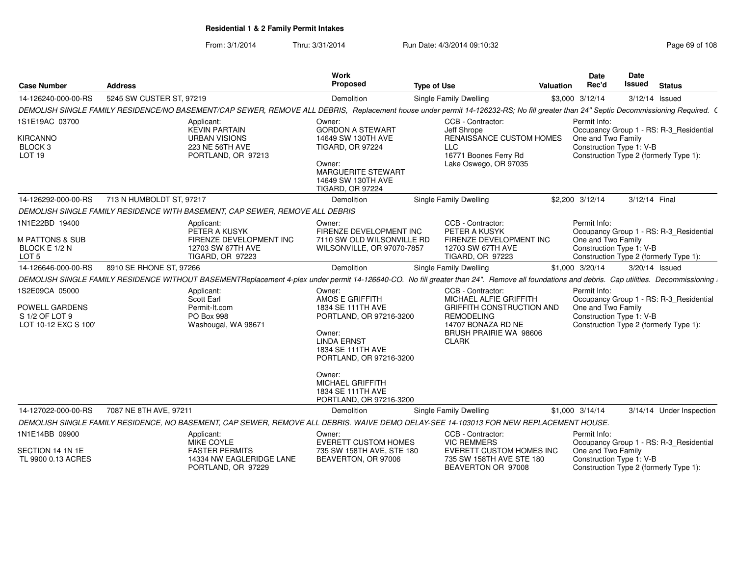**Residential 1 & 2 Family Permit Intakes**

From: 3/1/2014 Thru: 3/31/2014 Run Date: 4/3/2014 09:10:32

| Case Number | Address | Work Proposed | Type of Use | Valuation | Date Rec'd | Date Issued | Status |
|---|---|---|---|---|---|---|---|
| 14-126240-000-00-RS | 5245 SW CUSTER ST, 97219 | Demolition | Single Family Dwelling | $3,000 | 3/12/14 | 3/12/14 | Issued |

*DEMOLISH SINGLE FAMILY RESIDENCE/NO BASEMENT/CAP SEWER, REMOVE ALL DEBRIS, Replacement house under permit 14-126232-RS; No fill greater than 24" Septic Decommissioning Required. (*

1S1E19AC 03700
KIRCANNO
BLOCK 3
LOT 19

Applicant:
KEVIN PARTAIN
URBAN VISIONS
223 NE 56TH AVE
PORTLAND, OR 97213

Owner:
GORDON A STEWART
14649 SW 130TH AVE
TIGARD, OR 97224

Owner:
MARGUERITE STEWART
14649 SW 130TH AVE
TIGARD, OR 97224

CCB - Contractor:
Jeff Shrope
RENAISSANCE CUSTOM HOMES LLC
16771 Boones Ferry Rd
Lake Oswego, OR 97035

Permit Info:
Occupancy Group 1 - RS: R-3_Residential One and Two Family
Construction Type 1: V-B
Construction Type 2 (formerly Type 1):

| Case Number | Address | Work Proposed | Type of Use | Valuation | Date Rec'd | Date Issued | Status |
|---|---|---|---|---|---|---|---|
| 14-126292-000-00-RS | 713 N HUMBOLDT ST, 97217 | Demolition | Single Family Dwelling | $2,200 | 3/12/14 | 3/12/14 | Final |

*DEMOLISH SINGLE FAMILY RESIDENCE WITH BASEMENT, CAP SEWER, REMOVE ALL DEBRIS*

1N1E22BD 19400
M PATTONS & SUB
BLOCK E 1/2 N
LOT 5

Applicant:
PETER A KUSYK
FIRENZE DEVELOPMENT INC
12703 SW 67TH AVE
TIGARD, OR 97223

Owner:
FIRENZE DEVELOPMENT INC
7110 SW OLD WILSONVILLE RD
WILSONVILLE, OR 97070-7857

CCB - Contractor:
PETER A KUSYK
FIRENZE DEVELOPMENT INC
12703 SW 67TH AVE
TIGARD, OR 97223

Permit Info:
Occupancy Group 1 - RS: R-3_Residential One and Two Family
Construction Type 1: V-B
Construction Type 2 (formerly Type 1):

| Case Number | Address | Work Proposed | Type of Use | Valuation | Date Rec'd | Date Issued | Status |
|---|---|---|---|---|---|---|---|
| 14-126646-000-00-RS | 8910 SE RHONE ST, 97266 | Demolition | Single Family Dwelling | $1,000 | 3/20/14 | 3/20/14 | Issued |

*DEMOLISH SINGLE FAMILY RESIDENCE WITHOUT BASEMENTReplacement 4-plex under permit 14-126640-CO. No fill greater than 24". Remove all foundations and debris. Cap utilities. Decommissioning i*

1S2E09CA 05000
POWELL GARDENS
S 1/2 OF LOT 9
LOT 10-12 EXC S 100'

Applicant:
Scott Earl
Permit-It.com
PO Box 998
Washougal, WA 98671

Owner:
AMOS E GRIFFITH
1834 SE 111TH AVE
PORTLAND, OR 97216-3200

Owner:
LINDA ERNST
1834 SE 111TH AVE
PORTLAND, OR 97216-3200

Owner:
MICHAEL GRIFFITH
1834 SE 111TH AVE
PORTLAND, OR 97216-3200

CCB - Contractor:
MICHAEL ALFIE GRIFFITH
GRIFFITH CONSTRUCTION AND REMODELING
14707 BONAZA RD NE
BRUSH PRAIRIE WA 98606
CLARK

Permit Info:
Occupancy Group 1 - RS: R-3_Residential One and Two Family
Construction Type 1: V-B
Construction Type 2 (formerly Type 1):

| Case Number | Address | Work Proposed | Type of Use | Valuation | Date Rec'd | Date Issued | Status |
|---|---|---|---|---|---|---|---|
| 14-127022-000-00-RS | 7087 NE 8TH AVE, 97211 | Demolition | Single Family Dwelling | $1,000 | 3/14/14 | 3/14/14 | Under Inspection |

*DEMOLISH SINGLE FAMILY RESIDENCE, NO BASEMENT, CAP SEWER, REMOVE ALL DEBRIS. WAIVE DEMO DELAY-SEE 14-103013 FOR NEW REPLACEMENT HOUSE.*

1N1E14BB 09900
SECTION 14 1N 1E
TL 9900 0.13 ACRES

Applicant:
MIKE COYLE
FASTER PERMITS
14334 NW EAGLERIDGE LANE
PORTLAND, OR 97229

Owner:
EVERETT CUSTOM HOMES
735 SW 158TH AVE, STE 180
BEAVERTON, OR 97006

CCB - Contractor:
VIC REMMERS
EVERETT CUSTOM HOMES INC
735 SW 158TH AVE STE 180
BEAVERTON OR 97008

Permit Info:
Occupancy Group 1 - RS: R-3_Residential One and Two Family
Construction Type 1: V-B
Construction Type 2 (formerly Type 1):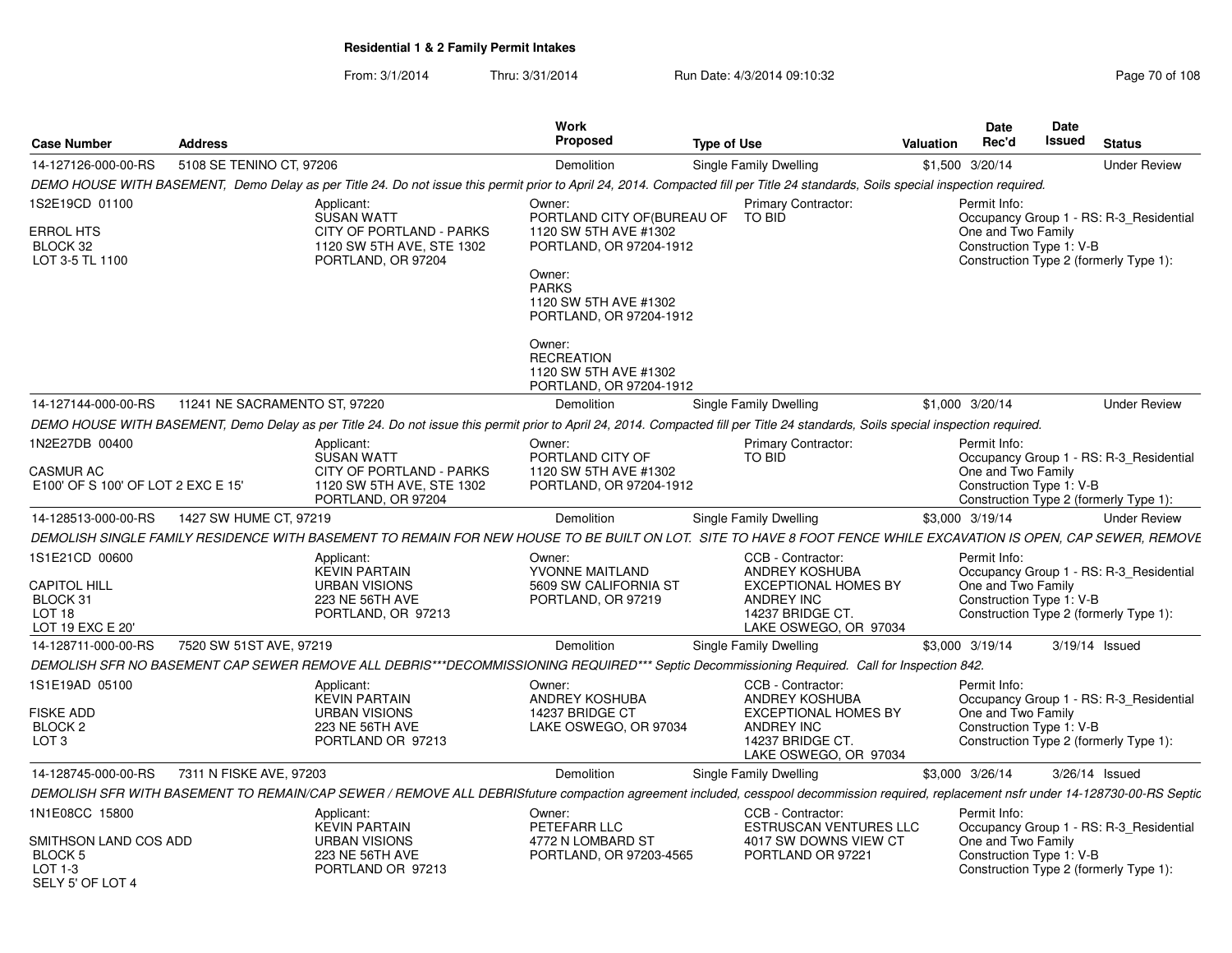**Residential 1 & 2 Family Permit Intakes**

From: 3/1/2014 Thru: 3/31/2014 Run Date: 4/3/2014 09:10:32

| Case Number | Address | Work Proposed | Type of Use | Valuation | Date Rec'd | Date Issued | Status |
|---|---|---|---|---|---|---|---|
| 14-127126-000-00-RS | 5108 SE TENINO CT, 97206 | Demolition | Single Family Dwelling | $1,500 | 3/20/14 | | Under Review |

*DEMO HOUSE WITH BASEMENT, Demo Delay as per Title 24. Do not issue this permit prior to April 24, 2014. Compacted fill per Title 24 standards, Soils special inspection required.*

1S2E19CD 01100

ERROL HTS
BLOCK 32
LOT 3-5 TL 1100

Applicant:
SUSAN WATT
CITY OF PORTLAND - PARKS
1120 SW 5TH AVE, STE 1302
PORTLAND, OR 97204

Owner:
PORTLAND CITY OF(BUREAU OF
1120 SW 5TH AVE #1302
PORTLAND, OR 97204-1912

Owner:
PARKS
1120 SW 5TH AVE #1302
PORTLAND, OR 97204-1912

Owner:
RECREATION
1120 SW 5TH AVE #1302
PORTLAND, OR 97204-1912

Primary Contractor:
TO BID

Permit Info:
Occupancy Group 1 - RS: R-3_Residential One and Two Family
Construction Type 1: V-B
Construction Type 2 (formerly Type 1):

| Case Number | Address | Work Proposed | Type of Use | Valuation | Date Rec'd | Date Issued | Status |
|---|---|---|---|---|---|---|---|
| 14-127144-000-00-RS | 11241 NE SACRAMENTO ST, 97220 | Demolition | Single Family Dwelling | $1,000 | 3/20/14 | | Under Review |

*DEMO HOUSE WITH BASEMENT, Demo Delay as per Title 24. Do not issue this permit prior to April 24, 2014. Compacted fill per Title 24 standards, Soils special inspection required.*

1N2E27DB 00400

CASMUR AC
E100' OF S 100' OF LOT 2 EXC E 15'

Applicant:
SUSAN WATT
CITY OF PORTLAND - PARKS
1120 SW 5TH AVE, STE 1302
PORTLAND, OR 97204

Owner:
PORTLAND CITY OF
1120 SW 5TH AVE #1302
PORTLAND, OR 97204-1912

Primary Contractor:
TO BID

Permit Info:
Occupancy Group 1 - RS: R-3_Residential One and Two Family
Construction Type 1: V-B
Construction Type 2 (formerly Type 1):

| Case Number | Address | Work Proposed | Type of Use | Valuation | Date Rec'd | Date Issued | Status |
|---|---|---|---|---|---|---|---|
| 14-128513-000-00-RS | 1427 SW HUME CT, 97219 | Demolition | Single Family Dwelling | $3,000 | 3/19/14 | | Under Review |

*DEMOLISH SINGLE FAMILY RESIDENCE WITH BASEMENT TO REMAIN FOR NEW HOUSE TO BE BUILT ON LOT. SITE TO HAVE 8 FOOT FENCE WHILE EXCAVATION IS OPEN, CAP SEWER, REMOVE*

1S1E21CD 00600

CAPITOL HILL
BLOCK 31
LOT 18
LOT 19 EXC E 20'

Applicant:
KEVIN PARTAIN
URBAN VISIONS
223 NE 56TH AVE
PORTLAND, OR 97213

Owner:
YVONNE MAITLAND
5609 SW CALIFORNIA ST
PORTLAND, OR 97219

CCB - Contractor:
ANDREY KOSHUBA
EXCEPTIONAL HOMES BY ANDREY INC
14237 BRIDGE CT.
LAKE OSWEGO, OR 97034

Permit Info:
Occupancy Group 1 - RS: R-3_Residential One and Two Family
Construction Type 1: V-B
Construction Type 2 (formerly Type 1):

| Case Number | Address | Work Proposed | Type of Use | Valuation | Date Rec'd | Date Issued | Status |
|---|---|---|---|---|---|---|---|
| 14-128711-000-00-RS | 7520 SW 51ST AVE, 97219 | Demolition | Single Family Dwelling | $3,000 | 3/19/14 | 3/19/14 | Issued |

*DEMOLISH SFR NO BASEMENT CAP SEWER REMOVE ALL DEBRIS\*\*\*DECOMMISSIONING REQUIRED\*\*\* Septic Decommissioning Required. Call for Inspection 842.*

1S1E19AD 05100

FISKE ADD
BLOCK 2
LOT 3

Applicant:
KEVIN PARTAIN
URBAN VISIONS
223 NE 56TH AVE
PORTLAND OR 97213

Owner:
ANDREY KOSHUBA
14237 BRIDGE CT
LAKE OSWEGO, OR 97034

CCB - Contractor:
ANDREY KOSHUBA
EXCEPTIONAL HOMES BY ANDREY INC
14237 BRIDGE CT.
LAKE OSWEGO, OR 97034

Permit Info:
Occupancy Group 1 - RS: R-3_Residential One and Two Family
Construction Type 1: V-B
Construction Type 2 (formerly Type 1):

| Case Number | Address | Work Proposed | Type of Use | Valuation | Date Rec'd | Date Issued | Status |
|---|---|---|---|---|---|---|---|
| 14-128745-000-00-RS | 7311 N FISKE AVE, 97203 | Demolition | Single Family Dwelling | $3,000 | 3/26/14 | 3/26/14 | Issued |

*DEMOLISH SFR WITH BASEMENT TO REMAIN/CAP SEWER / REMOVE ALL DEBRISfuture compaction agreement included, cesspool decommission required, replacement nsfr under 14-128730-00-RS Septic*

1N1E08CC 15800

SMITHSON LAND COS ADD
BLOCK 5
LOT 1-3
SELY 5' OF LOT 4

Applicant:
KEVIN PARTAIN
URBAN VISIONS
223 NE 56TH AVE
PORTLAND OR 97213

Owner:
PETEFARR LLC
4772 N LOMBARD ST
PORTLAND, OR 97203-4565

CCB - Contractor:
ESTRUSCAN VENTURES LLC
4017 SW DOWNS VIEW CT
PORTLAND OR 97221

Permit Info:
Occupancy Group 1 - RS: R-3_Residential One and Two Family
Construction Type 1: V-B
Construction Type 2 (formerly Type 1):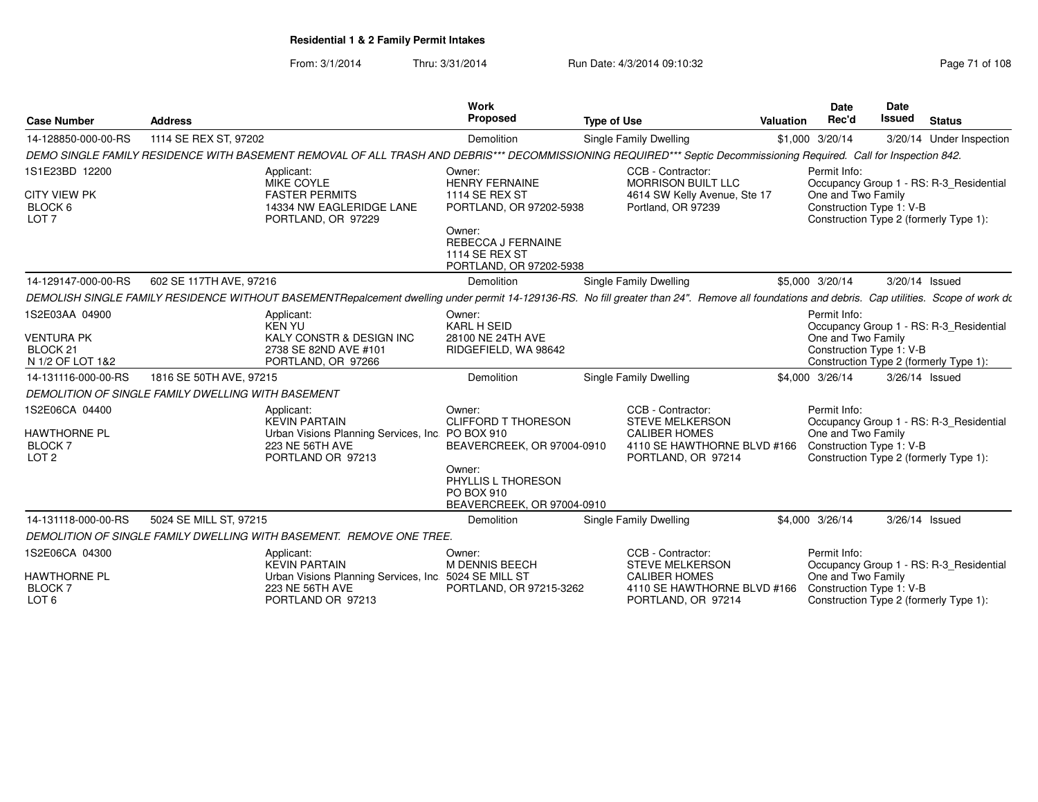**Residential 1 & 2 Family Permit Intakes**

From: 3/1/2014 Thru: 3/31/2014 Run Date: 4/3/2014 09:10:32

| Case Number | Address | Work Proposed | Type of Use | Valuation | Date Rec'd | Date Issued | Status |
|---|---|---|---|---|---|---|---|
| 14-128850-000-00-RS | 1114 SE REX ST, 97202 | Demolition | Single Family Dwelling | $1,000 | 3/20/14 | 3/20/14 | Under Inspection |

DEMO SINGLE FAMILY RESIDENCE WITH BASEMENT REMOVAL OF ALL TRASH AND DEBRIS*** DECOMMISSIONING REQUIRED*** Septic Decommissioning Required. Call for Inspection 842.

1S1E23BD 12200
CITY VIEW PK
BLOCK 6
LOT 7

Applicant:
MIKE COYLE
FASTER PERMITS
14334 NW EAGLERIDGE LANE
PORTLAND, OR 97229

Owner:
HENRY FERNAINE
1114 SE REX ST
PORTLAND, OR 97202-5938

Owner:
REBECCA J FERNAINE
1114 SE REX ST
PORTLAND, OR 97202-5938

CCB - Contractor:
MORRISON BUILT LLC
4614 SW Kelly Avenue, Ste 17
Portland, OR 97239

Permit Info:
Occupancy Group 1 - RS: R-3_Residential One and Two Family
Construction Type 1: V-B
Construction Type 2 (formerly Type 1):

| Case Number | Address | Work Proposed | Type of Use | Valuation | Date Rec'd | Date Issued | Status |
|---|---|---|---|---|---|---|---|
| 14-129147-000-00-RS | 602 SE 117TH AVE, 97216 | Demolition | Single Family Dwelling | $5,000 | 3/20/14 | 3/20/14 | Issued |

DEMOLISH SINGLE FAMILY RESIDENCE WITHOUT BASEMENTRepalcement dwelling under permit 14-129136-RS. No fill greater than 24". Remove all foundations and debris. Cap utilities. Scope of work dc

1S2E03AA 04900
VENTURA PK
BLOCK 21
N 1/2 OF LOT 1&2

Applicant:
KEN YU
KALY CONSTR & DESIGN INC
2738 SE 82ND AVE #101
PORTLAND, OR 97266

Owner:
KARL H SEID
28100 NE 24TH AVE
RIDGEFIELD, WA 98642

Permit Info:
Occupancy Group 1 - RS: R-3_Residential One and Two Family
Construction Type 1: V-B
Construction Type 2 (formerly Type 1):

| Case Number | Address | Work Proposed | Type of Use | Valuation | Date Rec'd | Date Issued | Status |
|---|---|---|---|---|---|---|---|
| 14-131116-000-00-RS | 1816 SE 50TH AVE, 97215 | Demolition | Single Family Dwelling | $4,000 | 3/26/14 | 3/26/14 | Issued |

DEMOLITION OF SINGLE FAMILY DWELLING WITH BASEMENT

1S2E06CA 04400
HAWTHORNE PL
BLOCK 7
LOT 2

Applicant:
KEVIN PARTAIN
Urban Visions Planning Services, Inc.
223 NE 56TH AVE
PORTLAND OR 97213

Owner:
CLIFFORD T THORESON
PO BOX 910
BEAVERCREEK, OR 97004-0910

Owner:
PHYLLIS L THORESON
PO BOX 910
BEAVERCREEK, OR 97004-0910

CCB - Contractor:
STEVE MELKERSON
CALIBER HOMES
4110 SE HAWTHORNE BLVD #166
PORTLAND, OR 97214

Permit Info:
Occupancy Group 1 - RS: R-3_Residential One and Two Family
Construction Type 1: V-B
Construction Type 2 (formerly Type 1):

| Case Number | Address | Work Proposed | Type of Use | Valuation | Date Rec'd | Date Issued | Status |
|---|---|---|---|---|---|---|---|
| 14-131118-000-00-RS | 5024 SE MILL ST, 97215 | Demolition | Single Family Dwelling | $4,000 | 3/26/14 | 3/26/14 | Issued |

DEMOLITION OF SINGLE FAMILY DWELLING WITH BASEMENT. REMOVE ONE TREE.

1S2E06CA 04300
HAWTHORNE PL
BLOCK 7
LOT 6

Applicant:
KEVIN PARTAIN
Urban Visions Planning Services, Inc.
223 NE 56TH AVE
PORTLAND OR 97213

Owner:
M DENNIS BEECH
5024 SE MILL ST
PORTLAND, OR 97215-3262

CCB - Contractor:
STEVE MELKERSON
CALIBER HOMES
4110 SE HAWTHORNE BLVD #166
PORTLAND, OR 97214

Permit Info:
Occupancy Group 1 - RS: R-3_Residential One and Two Family
Construction Type 1: V-B
Construction Type 2 (formerly Type 1):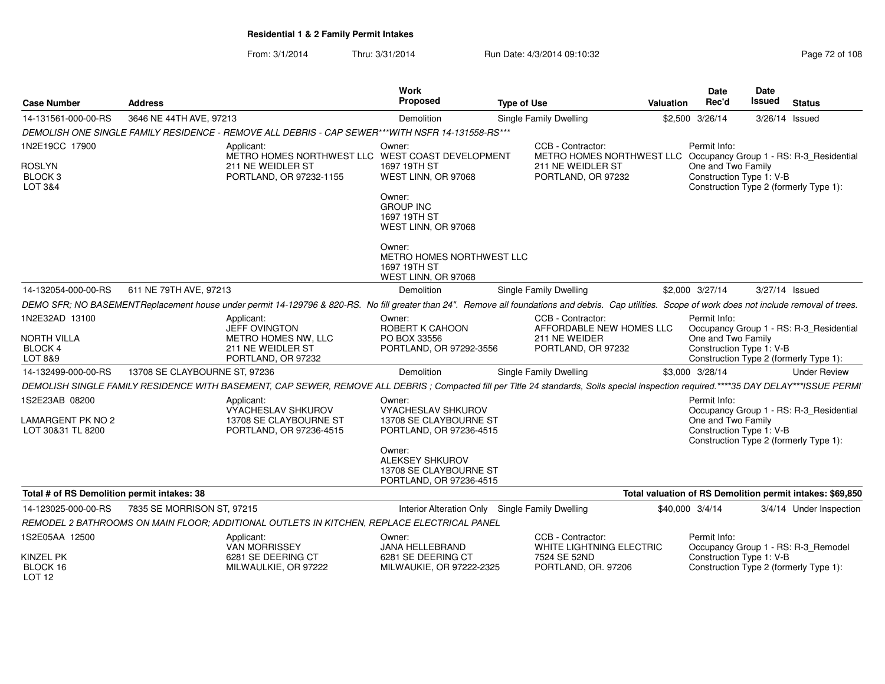**Residential 1 & 2 Family Permit Intakes**

From: 3/1/2014 Thru: 3/31/2014 Run Date: 4/3/2014 09:10:32

| Case Number | Address | Work Proposed | Type of Use | Valuation | Date Rec'd | Date Issued | Status |
|---|---|---|---|---|---|---|---|
| 14-131561-000-00-RS | 3646 NE 44TH AVE, 97213 | Demolition | Single Family Dwelling | $2,500 | 3/26/14 | 3/26/14 | Issued |

DEMOLISH ONE SINGLE FAMILY RESIDENCE - REMOVE ALL DEBRIS - CAP SEWER***WITH NSFR 14-131558-RS***

1N2E19CC 17900
ROSLYN
BLOCK 3
LOT 3&4

Applicant:
METRO HOMES NORTHWEST LLC
211 NE WEIDLER ST
PORTLAND, OR 97232-1155

Owner:
WEST COAST DEVELOPMENT
1697 19TH ST
WEST LINN, OR 97068

Owner:
GROUP INC
1697 19TH ST
WEST LINN, OR 97068

Owner:
METRO HOMES NORTHWEST LLC
1697 19TH ST
WEST LINN, OR 97068

CCB - Contractor:
METRO HOMES NORTHWEST LLC
211 NE WEIDLER ST
PORTLAND, OR 97232

Permit Info:
Occupancy Group 1 - RS: R-3_Residential One and Two Family
Construction Type 1: V-B
Construction Type 2 (formerly Type 1):

| Case Number | Address | Work Proposed | Type of Use | Valuation | Date Rec'd | Date Issued | Status |
|---|---|---|---|---|---|---|---|
| 14-132054-000-00-RS | 611 NE 79TH AVE, 97213 | Demolition | Single Family Dwelling | $2,000 | 3/27/14 | 3/27/14 | Issued |

DEMO SFR; NO BASEMENTReplacement house under permit 14-129796 & 820-RS. No fill greater than 24". Remove all foundations and debris. Cap utilities. Scope of work does not include removal of trees.

1N2E32AD 13100
NORTH VILLA
BLOCK 4
LOT 8&9

Applicant:
JEFF OVINGTON
METRO HOMES NW, LLC
211 NE WEIDLER ST
PORTLAND, OR 97232

Owner:
ROBERT K CAHOON
PO BOX 33556
PORTLAND, OR 97292-3556

CCB - Contractor:
AFFORDABLE NEW HOMES LLC
211 NE WEIDER
PORTLAND, OR 97232

Permit Info:
Occupancy Group 1 - RS: R-3_Residential One and Two Family
Construction Type 1: V-B
Construction Type 2 (formerly Type 1):

| Case Number | Address | Work Proposed | Type of Use | Valuation | Date Rec'd | Date Issued | Status |
|---|---|---|---|---|---|---|---|
| 14-132499-000-00-RS | 13708 SE CLAYBOURNE ST, 97236 | Demolition | Single Family Dwelling | $3,000 | 3/28/14 | | Under Review |

DEMOLISH SINGLE FAMILY RESIDENCE WITH BASEMENT, CAP SEWER, REMOVE ALL DEBRIS ; Compacted fill per Title 24 standards, Soils special inspection required.****35 DAY DELAY***ISSUE PERMI

1S2E23AB 08200
LAMARGENT PK NO 2
LOT 30&31 TL 8200

Applicant:
VYACHESLAV SHKUROV
13708 SE CLAYBOURNE ST
PORTLAND, OR 97236-4515

Owner:
VYACHESLAV SHKUROV
13708 SE CLAYBOURNE ST
PORTLAND, OR 97236-4515

Owner:
ALEKSEY SHKUROV
13708 SE CLAYBOURNE ST
PORTLAND, OR 97236-4515

Permit Info:
Occupancy Group 1 - RS: R-3_Residential One and Two Family
Construction Type 1: V-B
Construction Type 2 (formerly Type 1):

**Total # of RS Demolition permit intakes: 38** — **Total valuation of RS Demolition permit intakes: $69,850**

| Case Number | Address | Work Proposed | Type of Use | Valuation | Date Rec'd | Date Issued | Status |
|---|---|---|---|---|---|---|---|
| 14-123025-000-00-RS | 7835 SE MORRISON ST, 97215 | Interior Alteration Only | Single Family Dwelling | $40,000 | 3/4/14 | 3/4/14 | Under Inspection |

REMODEL 2 BATHROOMS ON MAIN FLOOR; ADDITIONAL OUTLETS IN KITCHEN, REPLACE ELECTRICAL PANEL

1S2E05AA 12500
KINZEL PK
BLOCK 16
LOT 12

Applicant:
VAN MORRISSEY
6281 SE DEERING CT
MILWAULKIE, OR 97222

Owner:
JANA HELLEBRAND
6281 SE DEERING CT
MILWAUKIE, OR 97222-2325

CCB - Contractor:
WHITE LIGHTNING ELECTRIC
7524 SE 52ND
PORTLAND, OR. 97206

Permit Info:
Occupancy Group 1 - RS: R-3_Remodel
Construction Type 1: V-B
Construction Type 2 (formerly Type 1):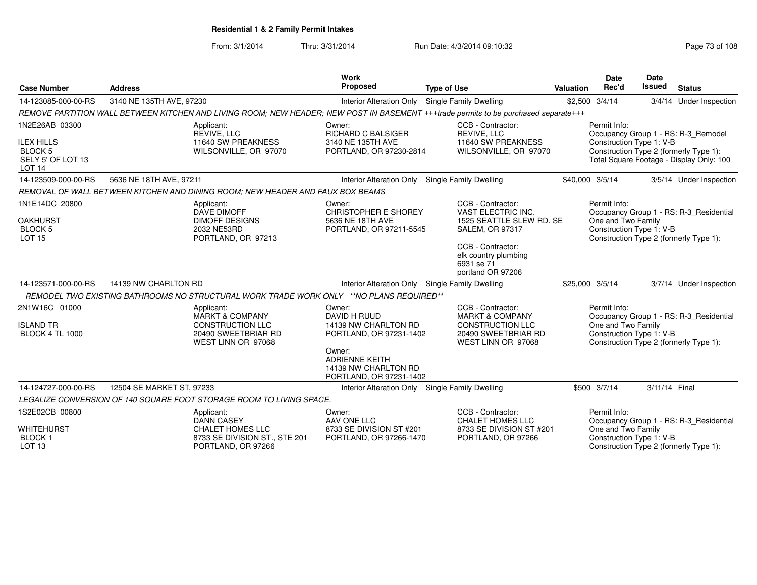**Residential 1 & 2 Family Permit Intakes**

From: 3/1/2014 Thru: 3/31/2014 Run Date: 4/3/2014 09:10:32

| Case Number | Address | Work Proposed | Type of Use | Valuation | Date Rec'd | Date Issued | Status |
|---|---|---|---|---|---|---|---|
| 14-123085-000-00-RS | 3140 NE 135TH AVE, 97230 | Interior Alteration Only | Single Family Dwelling | $2,500 | 3/4/14 | 3/4/14 | Under Inspection |

*REMOVE PARTITION WALL BETWEEN KITCHEN AND LIVING ROOM; NEW HEADER; NEW POST IN BASEMENT +++trade permits to be purchased separate+++*

1N2E26AB 03300
ILEX HILLS
BLOCK 5
SELY 5' OF LOT 13
LOT 14

Applicant:
REVIVE, LLC
11640 SW PREAKNESS
WILSONVILLE, OR 97070

Owner:
RICHARD C BALSIGER
3140 NE 135TH AVE
PORTLAND, OR 97230-2814

CCB - Contractor:
REVIVE, LLC
11640 SW PREAKNESS
WILSONVILLE, OR 97070

Permit Info:
Occupancy Group 1 - RS: R-3_Remodel
Construction Type 1: V-B
Construction Type 2 (formerly Type 1):
Total Square Footage - Display Only: 100

| Case Number | Address | Work Proposed | Type of Use | Valuation | Date Rec'd | Date Issued | Status |
|---|---|---|---|---|---|---|---|
| 14-123509-000-00-RS | 5636 NE 18TH AVE, 97211 | Interior Alteration Only | Single Family Dwelling | $40,000 | 3/5/14 | 3/5/14 | Under Inspection |

*REMOVAL OF WALL BETWEEN KITCHEN AND DINING ROOM; NEW HEADER AND FAUX BOX BEAMS*

1N1E14DC 20800
OAKHURST
BLOCK 5
LOT 15

Applicant:
DAVE DIMOFF
DIMOFF DESIGNS
2032 NE53RD
PORTLAND, OR 97213

Owner:
CHRISTOPHER E SHOREY
5636 NE 18TH AVE
PORTLAND, OR 97211-5545

CCB - Contractor:
VAST ELECTRIC INC.
1525 SEATTLE SLEW RD. SE
SALEM, OR 97317

CCB - Contractor:
elk country plumbing
6931 se 71
portland OR 97206

Permit Info:
Occupancy Group 1 - RS: R-3_Residential One and Two Family
Construction Type 1: V-B
Construction Type 2 (formerly Type 1):

| Case Number | Address | Work Proposed | Type of Use | Valuation | Date Rec'd | Date Issued | Status |
|---|---|---|---|---|---|---|---|
| 14-123571-000-00-RS | 14139 NW CHARLTON RD | Interior Alteration Only | Single Family Dwelling | $25,000 | 3/5/14 | 3/7/14 | Under Inspection |

*REMODEL TWO EXISTING BATHROOMS NO STRUCTURAL WORK TRADE WORK ONLY \*\*NO PLANS REQUIRED\*\**

2N1W16C 01000
ISLAND TR
BLOCK 4 TL 1000

Applicant:
MARKT & COMPANY
CONSTRUCTION LLC
20490 SWEETBRIAR RD
WEST LINN OR 97068

Owner:
DAVID H RUUD
14139 NW CHARLTON RD
PORTLAND, OR 97231-1402

Owner:
ADRIENNE KEITH
14139 NW CHARLTON RD
PORTLAND, OR 97231-1402

CCB - Contractor:
MARKT & COMPANY
CONSTRUCTION LLC
20490 SWEETBRIAR RD
WEST LINN OR 97068

Permit Info:
Occupancy Group 1 - RS: R-3_Residential One and Two Family
Construction Type 1: V-B
Construction Type 2 (formerly Type 1):

| Case Number | Address | Work Proposed | Type of Use | Valuation | Date Rec'd | Date Issued | Status |
|---|---|---|---|---|---|---|---|
| 14-124727-000-00-RS | 12504 SE MARKET ST, 97233 | Interior Alteration Only | Single Family Dwelling | $500 | 3/7/14 | 3/11/14 | Final |

*LEGALIZE CONVERSION OF 140 SQUARE FOOT STORAGE ROOM TO LIVING SPACE.*

1S2E02CB 00800
WHITEHURST
BLOCK 1
LOT 13

Applicant:
DANN CASEY
CHALET HOMES LLC
8733 SE DIVISION ST., STE 201
PORTLAND, OR 97266

Owner:
AAV ONE LLC
8733 SE DIVISION ST #201
PORTLAND, OR 97266-1470

CCB - Contractor:
CHALET HOMES LLC
8733 SE DIVISION ST #201
PORTLAND, OR 97266

Permit Info:
Occupancy Group 1 - RS: R-3_Residential One and Two Family
Construction Type 1: V-B
Construction Type 2 (formerly Type 1):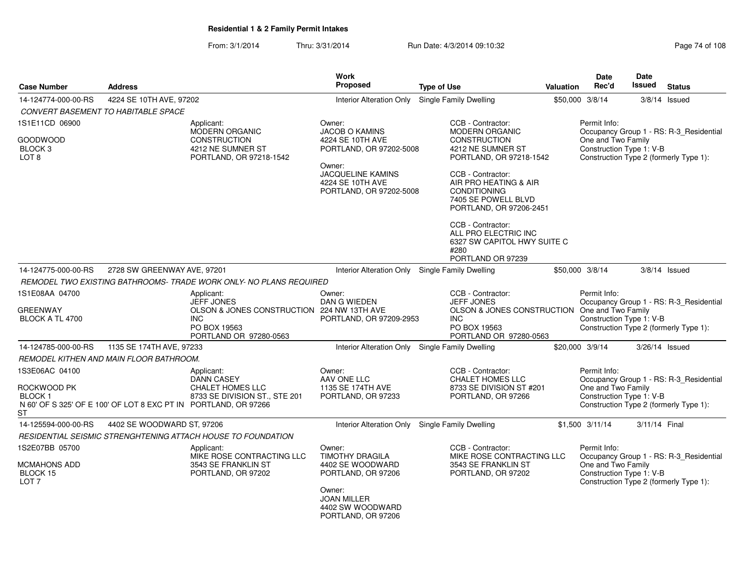## Residential 1 & 2 Family Permit Intakes

From: 3/1/2014 Thru: 3/31/2014 Run Date: 4/3/2014 09:10:32

| Case Number | Address | Work Proposed | Type of Use | Valuation | Date Rec'd | Date Issued | Status |
|---|---|---|---|---|---|---|---|
| 14-124774-000-00-RS | 4224 SE 10TH AVE, 97202 | Interior Alteration Only | Single Family Dwelling | $50,000 | 3/8/14 | 3/8/14 | Issued |

*CONVERT BASEMENT TO HABITABLE SPACE*

1S1E11CD 06900

GOODWOOD
BLOCK 3
LOT 8

Applicant:
MODERN ORGANIC CONSTRUCTION
4212 NE SUMNER ST
PORTLAND, OR 97218-1542

Owner:
JACOB O KAMINS
4224 SE 10TH AVE
PORTLAND, OR 97202-5008

Owner:
JACQUELINE KAMINS
4224 SE 10TH AVE
PORTLAND, OR 97202-5008

CCB - Contractor:
MODERN ORGANIC CONSTRUCTION
4212 NE SUMNER ST
PORTLAND, OR 97218-1542

CCB - Contractor:
AIR PRO HEATING & AIR CONDITIONING
7405 SE POWELL BLVD
PORTLAND, OR 97206-2451

CCB - Contractor:
ALL PRO ELECTRIC INC
6327 SW CAPITOL HWY SUITE C #280
PORTLAND OR 97239

Permit Info:
Occupancy Group 1 - RS: R-3_Residential One and Two Family
Construction Type 1: V-B
Construction Type 2 (formerly Type 1):

| Case Number | Address | Work Proposed | Type of Use | Valuation | Date Rec'd | Date Issued | Status |
|---|---|---|---|---|---|---|---|
| 14-124775-000-00-RS | 2728 SW GREENWAY AVE, 97201 | Interior Alteration Only | Single Family Dwelling | $50,000 | 3/8/14 | 3/8/14 | Issued |

*REMODEL TWO EXISTING BATHROOMS- TRADE WORK ONLY- NO PLANS REQUIRED*

1S1E08AA 04700

GREENWAY
BLOCK A TL 4700

Applicant:
JEFF JONES
OLSON & JONES CONSTRUCTION INC
PO BOX 19563
PORTLAND OR 97280-0563

Owner:
DAN G WIEDEN
224 NW 13TH AVE
PORTLAND, OR 97209-2953

CCB - Contractor:
JEFF JONES
OLSON & JONES CONSTRUCTION INC
PO BOX 19563
PORTLAND OR 97280-0563

Permit Info:
Occupancy Group 1 - RS: R-3_Residential One and Two Family
Construction Type 1: V-B
Construction Type 2 (formerly Type 1):

| Case Number | Address | Work Proposed | Type of Use | Valuation | Date Rec'd | Date Issued | Status |
|---|---|---|---|---|---|---|---|
| 14-124785-000-00-RS | 1135 SE 174TH AVE, 97233 | Interior Alteration Only | Single Family Dwelling | $20,000 | 3/9/14 | 3/26/14 | Issued |

*REMODEL KITHEN AND MAIN FLOOR BATHROOM.*

1S3E06AC 04100

ROCKWOOD PK
BLOCK 1
N 60' OF S 325' OF E 100' OF LOT 8 EXC PT IN ST

Applicant:
DANN CASEY
CHALET HOMES LLC
8733 SE DIVISION ST., STE 201
PORTLAND, OR 97266

Owner:
AAV ONE LLC
1135 SE 174TH AVE
PORTLAND, OR 97233

CCB - Contractor:
CHALET HOMES LLC
8733 SE DIVISION ST #201
PORTLAND, OR 97266

Permit Info:
Occupancy Group 1 - RS: R-3_Residential One and Two Family
Construction Type 1: V-B
Construction Type 2 (formerly Type 1):

| Case Number | Address | Work Proposed | Type of Use | Valuation | Date Rec'd | Date Issued | Status |
|---|---|---|---|---|---|---|---|
| 14-125594-000-00-RS | 4402 SE WOODWARD ST, 97206 | Interior Alteration Only | Single Family Dwelling | $1,500 | 3/11/14 | 3/11/14 | Final |

*RESIDENTIAL SEISMIC STRENGHTENING ATTACH HOUSE TO FOUNDATION*

1S2E07BB 05700

MCMAHONS ADD
BLOCK 15
LOT 7

Applicant:
MIKE ROSE CONTRACTING LLC
3543 SE FRANKLIN ST
PORTLAND, OR 97202

Owner:
TIMOTHY DRAGILA
4402 SE WOODWARD
PORTLAND, OR 97206

Owner:
JOAN MILLER
4402 SW WOODWARD
PORTLAND, OR 97206

CCB - Contractor:
MIKE ROSE CONTRACTING LLC
3543 SE FRANKLIN ST
PORTLAND, OR 97202

Permit Info:
Occupancy Group 1 - RS: R-3_Residential One and Two Family
Construction Type 1: V-B
Construction Type 2 (formerly Type 1):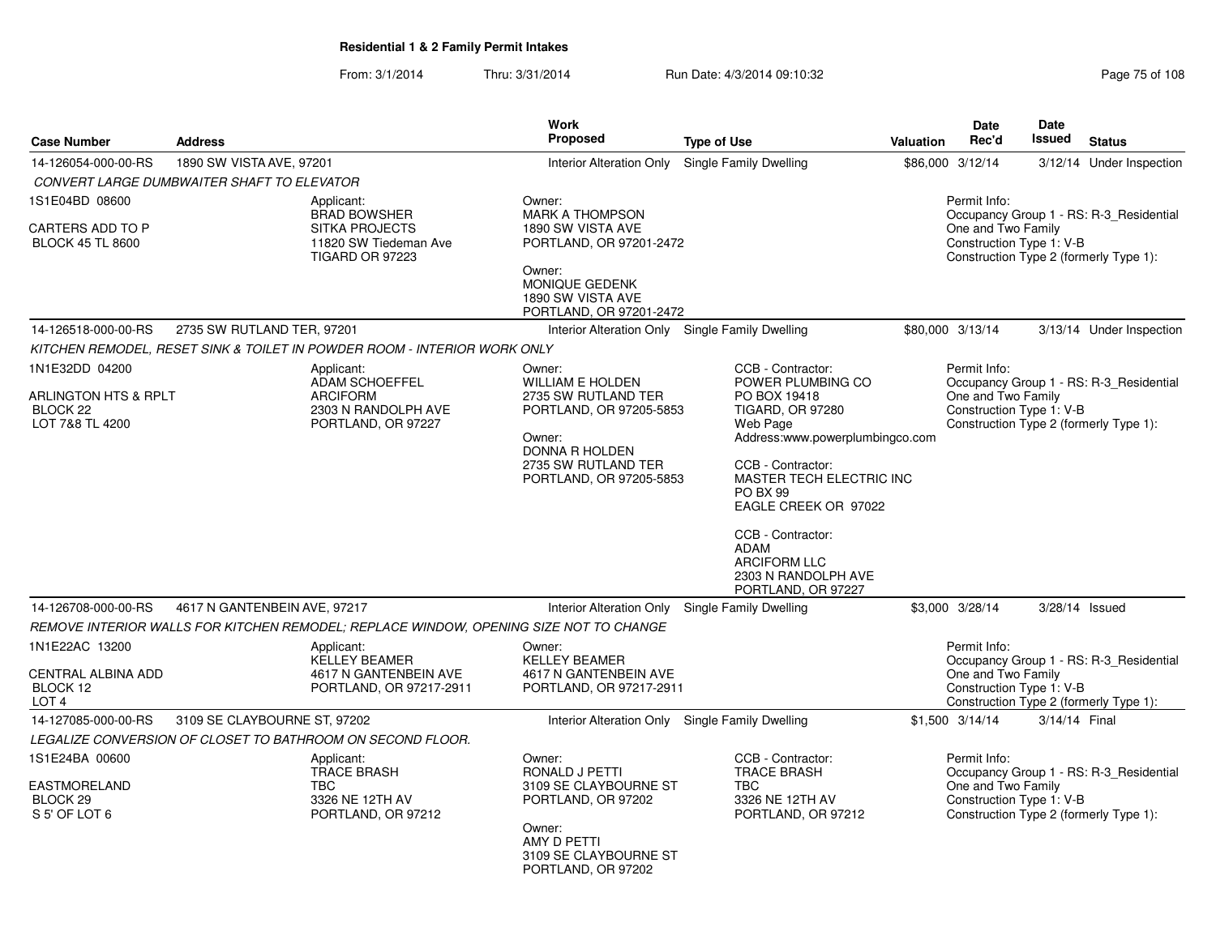## Residential 1 & 2 Family Permit Intakes

From: 3/1/2014 Thru: 3/31/2014 Run Date: 4/3/2014 09:10:32

| Case Number | Address | Work Proposed | Type of Use | Valuation | Date Rec'd | Date Issued | Status |
|---|---|---|---|---|---|---|---|
| 14-126054-000-00-RS | 1890 SW VISTA AVE, 97201 | Interior Alteration Only | Single Family Dwelling | $86,000 | 3/12/14 | 3/12/14 | Under Inspection |

*CONVERT LARGE DUMBWAITER SHAFT TO ELEVATOR*

1S1E04BD 08600

CARTERS ADD TO P
BLOCK 45 TL 8600

Applicant:
BRAD BOWSHER
SITKA PROJECTS
11820 SW Tiedeman Ave
TIGARD OR 97223

Owner:
MARK A THOMPSON
1890 SW VISTA AVE
PORTLAND, OR 97201-2472

Owner:
MONIQUE GEDENK
1890 SW VISTA AVE
PORTLAND, OR 97201-2472

Permit Info:
Occupancy Group 1 - RS: R-3_Residential One and Two Family
Construction Type 1: V-B
Construction Type 2 (formerly Type 1):

---

| Case Number | Address | Work Proposed | Type of Use | Valuation | Date Rec'd | Date Issued | Status |
|---|---|---|---|---|---|---|---|
| 14-126518-000-00-RS | 2735 SW RUTLAND TER, 97201 | Interior Alteration Only | Single Family Dwelling | $80,000 | 3/13/14 | 3/13/14 | Under Inspection |

*KITCHEN REMODEL, RESET SINK & TOILET IN POWDER ROOM - INTERIOR WORK ONLY*

1N1E32DD 04200

ARLINGTON HTS & RPLT
BLOCK 22
LOT 7&8 TL 4200

Applicant:
ADAM SCHOEFFEL
ARCIFORM
2303 N RANDOLPH AVE
PORTLAND, OR 97227

Owner:
WILLIAM E HOLDEN
2735 SW RUTLAND TER
PORTLAND, OR 97205-5853

Owner:
DONNA R HOLDEN
2735 SW RUTLAND TER
PORTLAND, OR 97205-5853

CCB - Contractor:
POWER PLUMBING CO
PO BOX 19418
TIGARD, OR 97280
Web Page Address:www.powerplumbingco.com

CCB - Contractor:
MASTER TECH ELECTRIC INC
PO BX 99
EAGLE CREEK OR 97022

CCB - Contractor:
ADAM
ARCIFORM LLC
2303 N RANDOLPH AVE
PORTLAND, OR 97227

Permit Info:
Occupancy Group 1 - RS: R-3_Residential One and Two Family
Construction Type 1: V-B
Construction Type 2 (formerly Type 1):

---

| Case Number | Address | Work Proposed | Type of Use | Valuation | Date Rec'd | Date Issued | Status |
|---|---|---|---|---|---|---|---|
| 14-126708-000-00-RS | 4617 N GANTENBEIN AVE, 97217 | Interior Alteration Only | Single Family Dwelling | $3,000 | 3/28/14 | 3/28/14 | Issued |

*REMOVE INTERIOR WALLS FOR KITCHEN REMODEL; REPLACE WINDOW, OPENING SIZE NOT TO CHANGE*

1N1E22AC 13200

CENTRAL ALBINA ADD
BLOCK 12
LOT 4

Applicant:
KELLEY BEAMER
4617 N GANTENBEIN AVE
PORTLAND, OR 97217-2911

Owner:
KELLEY BEAMER
4617 N GANTENBEIN AVE
PORTLAND, OR 97217-2911

Permit Info:
Occupancy Group 1 - RS: R-3_Residential One and Two Family
Construction Type 1: V-B
Construction Type 2 (formerly Type 1):

---

| Case Number | Address | Work Proposed | Type of Use | Valuation | Date Rec'd | Date Issued | Status |
|---|---|---|---|---|---|---|---|
| 14-127085-000-00-RS | 3109 SE CLAYBOURNE ST, 97202 | Interior Alteration Only | Single Family Dwelling | $1,500 | 3/14/14 | 3/14/14 | Final |

*LEGALIZE CONVERSION OF CLOSET TO BATHROOM ON SECOND FLOOR.*

1S1E24BA 00600

EASTMORELAND
BLOCK 29
S 5' OF LOT 6

Applicant:
TRACE BRASH
TBC
3326 NE 12TH AV
PORTLAND, OR 97212

Owner:
RONALD J PETTI
3109 SE CLAYBOURNE ST
PORTLAND, OR 97202

Owner:
AMY D PETTI
3109 SE CLAYBOURNE ST
PORTLAND, OR 97202

CCB - Contractor:
TRACE BRASH
TBC
3326 NE 12TH AV
PORTLAND, OR 97212

Permit Info:
Occupancy Group 1 - RS: R-3_Residential One and Two Family
Construction Type 1: V-B
Construction Type 2 (formerly Type 1):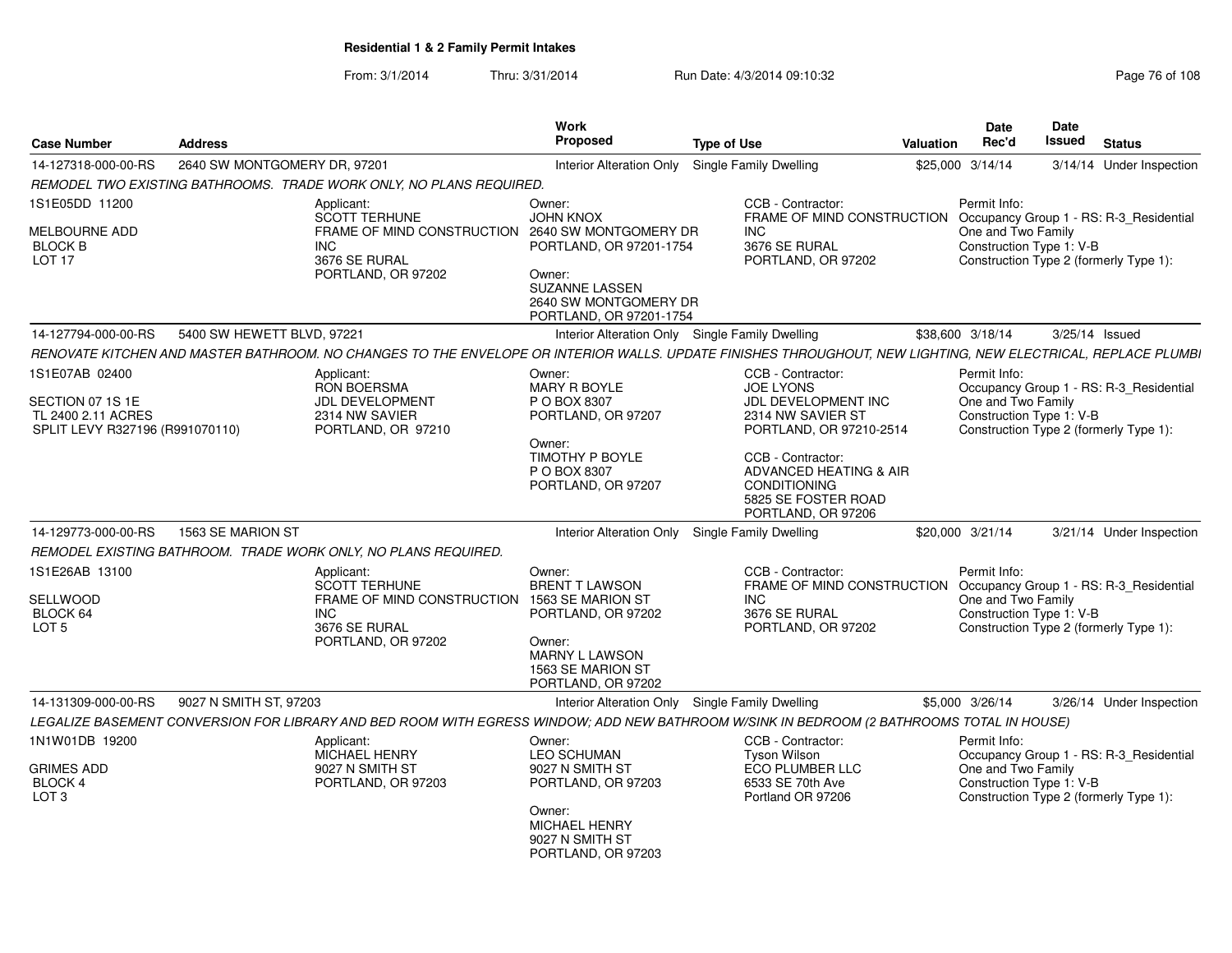**Residential 1 & 2 Family Permit Intakes**

From: 3/1/2014 Thru: 3/31/2014 Run Date: 4/3/2014 09:10:32

| Case Number | Address | Work Proposed | Type of Use | Valuation | Date Rec'd | Date Issued | Status |
|---|---|---|---|---|---|---|---|
| 14-127318-000-00-RS | 2640 SW MONTGOMERY DR, 97201 | Interior Alteration Only | Single Family Dwelling | $25,000 | 3/14/14 | 3/14/14 | Under Inspection |

*REMODEL TWO EXISTING BATHROOMS. TRADE WORK ONLY, NO PLANS REQUIRED.*

1S1E05DD 11200
MELBOURNE ADD
BLOCK B
LOT 17

Applicant:
SCOTT TERHUNE
FRAME OF MIND CONSTRUCTION INC
3676 SE RURAL
PORTLAND, OR 97202

Owner:
JOHN KNOX
2640 SW MONTGOMERY DR
PORTLAND, OR 97201-1754

Owner:
SUZANNE LASSEN
2640 SW MONTGOMERY DR
PORTLAND, OR 97201-1754

CCB - Contractor:
FRAME OF MIND CONSTRUCTION INC
3676 SE RURAL
PORTLAND, OR 97202

Permit Info:
Occupancy Group 1 - RS: R-3_Residential One and Two Family
Construction Type 1: V-B
Construction Type 2 (formerly Type 1):

| Case Number | Address | Work Proposed | Type of Use | Valuation | Date Rec'd | Date Issued | Status |
|---|---|---|---|---|---|---|---|
| 14-127794-000-00-RS | 5400 SW HEWETT BLVD, 97221 | Interior Alteration Only | Single Family Dwelling | $38,600 | 3/18/14 | 3/25/14 | Issued |

*RENOVATE KITCHEN AND MASTER BATHROOM. NO CHANGES TO THE ENVELOPE OR INTERIOR WALLS. UPDATE FINISHES THROUGHOUT, NEW LIGHTING, NEW ELECTRICAL, REPLACE PLUMBI*

1S1E07AB 02400
SECTION 07 1S 1E
TL 2400 2.11 ACRES
SPLIT LEVY R327196 (R991070110)

Applicant:
RON BOERSMA
JDL DEVELOPMENT
2314 NW SAVIER
PORTLAND, OR 97210

Owner:
MARY R BOYLE
P O BOX 8307
PORTLAND, OR 97207

Owner:
TIMOTHY P BOYLE
P O BOX 8307
PORTLAND, OR 97207

CCB - Contractor:
JOE LYONS
JDL DEVELOPMENT INC
2314 NW SAVIER ST
PORTLAND, OR 97210-2514

CCB - Contractor:
ADVANCED HEATING & AIR CONDITIONING
5825 SE FOSTER ROAD
PORTLAND, OR 97206

Permit Info:
Occupancy Group 1 - RS: R-3_Residential One and Two Family
Construction Type 1: V-B
Construction Type 2 (formerly Type 1):

| Case Number | Address | Work Proposed | Type of Use | Valuation | Date Rec'd | Date Issued | Status |
|---|---|---|---|---|---|---|---|
| 14-129773-000-00-RS | 1563 SE MARION ST | Interior Alteration Only | Single Family Dwelling | $20,000 | 3/21/14 | 3/21/14 | Under Inspection |

*REMODEL EXISTING BATHROOM. TRADE WORK ONLY, NO PLANS REQUIRED.*

1S1E26AB 13100
SELLWOOD
BLOCK 64
LOT 5

Applicant:
SCOTT TERHUNE
FRAME OF MIND CONSTRUCTION INC
3676 SE RURAL
PORTLAND, OR 97202

Owner:
BRENT T LAWSON
1563 SE MARION ST
PORTLAND, OR 97202

Owner:
MARNY L LAWSON
1563 SE MARION ST
PORTLAND, OR 97202

CCB - Contractor:
FRAME OF MIND CONSTRUCTION INC
3676 SE RURAL
PORTLAND, OR 97202

Permit Info:
Occupancy Group 1 - RS: R-3_Residential One and Two Family
Construction Type 1: V-B
Construction Type 2 (formerly Type 1):

| Case Number | Address | Work Proposed | Type of Use | Valuation | Date Rec'd | Date Issued | Status |
|---|---|---|---|---|---|---|---|
| 14-131309-000-00-RS | 9027 N SMITH ST, 97203 | Interior Alteration Only | Single Family Dwelling | $5,000 | 3/26/14 | 3/26/14 | Under Inspection |

*LEGALIZE BASEMENT CONVERSION FOR LIBRARY AND BED ROOM WITH EGRESS WINDOW; ADD NEW BATHROOM W/SINK IN BEDROOM (2 BATHROOMS TOTAL IN HOUSE)*

1N1W01DB 19200
GRIMES ADD
BLOCK 4
LOT 3

Applicant:
MICHAEL HENRY
9027 N SMITH ST
PORTLAND, OR 97203

Owner:
LEO SCHUMAN
9027 N SMITH ST
PORTLAND, OR 97203

Owner:
MICHAEL HENRY
9027 N SMITH ST
PORTLAND, OR 97203

CCB - Contractor:
Tyson Wilson
ECO PLUMBER LLC
6533 SE 70th Ave
Portland OR 97206

Permit Info:
Occupancy Group 1 - RS: R-3_Residential One and Two Family
Construction Type 1: V-B
Construction Type 2 (formerly Type 1):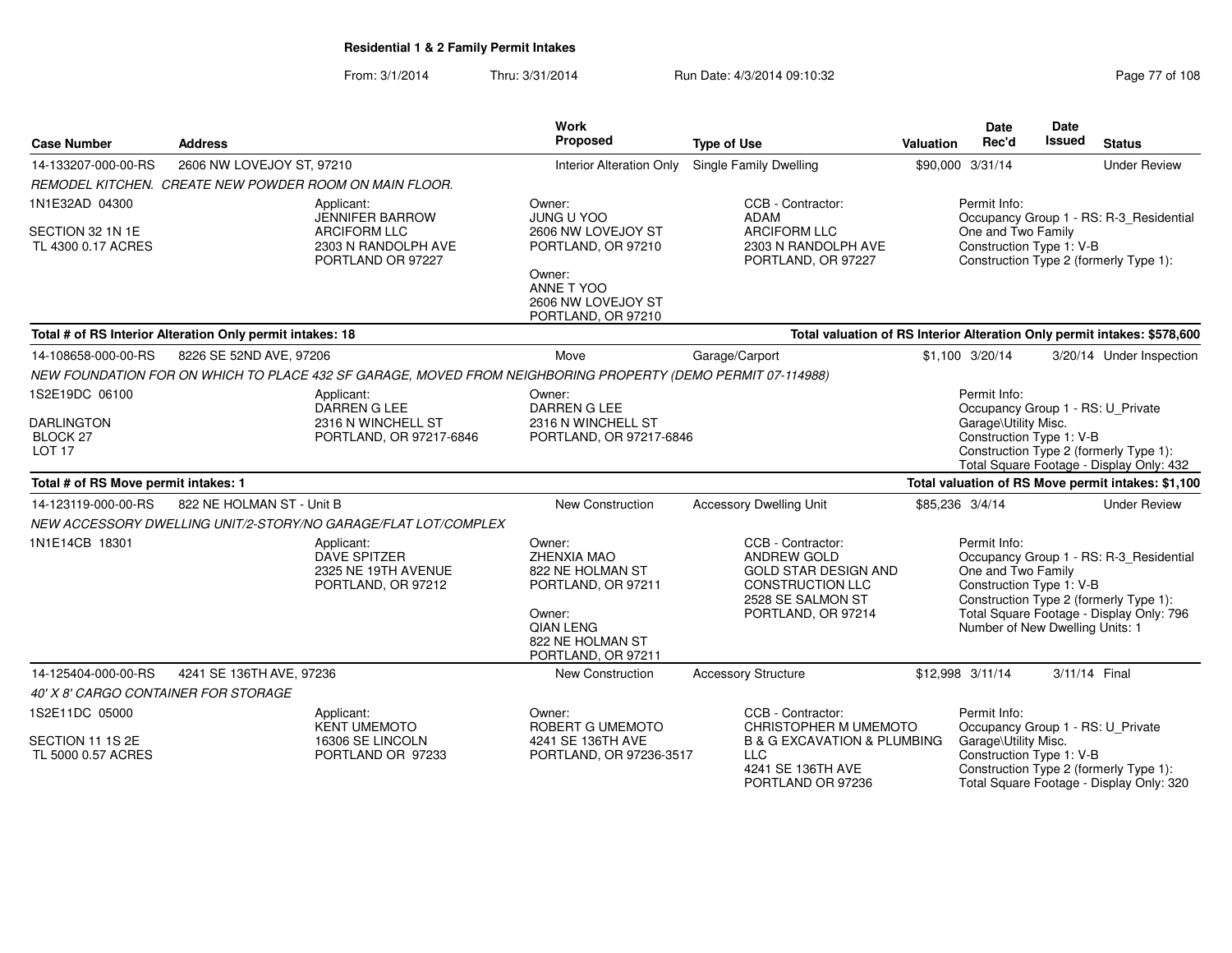**Residential 1 & 2 Family Permit Intakes**

From: 3/1/2014 Thru: 3/31/2014 Run Date: 4/3/2014 09:10:32

| Case Number | Address | Work Proposed | Type of Use | Valuation | Date Rec'd | Date Issued | Status |
|---|---|---|---|---|---|---|---|
| 14-133207-000-00-RS | 2606 NW LOVEJOY ST, 97210 | Interior Alteration Only | Single Family Dwelling | $90,000 | 3/31/14 | | Under Review |

*REMODEL KITCHEN. CREATE NEW POWDER ROOM ON MAIN FLOOR.*

1N1E32AD 04300
SECTION 32 1N 1E
TL 4300 0.17 ACRES

Applicant: JENNIFER BARROW, ARCIFORM LLC, 2303 N RANDOLPH AVE, PORTLAND OR 97227

Owner: JUNG U YOO, 2606 NW LOVEJOY ST, PORTLAND, OR 97210

Owner: ANNE T YOO, 2606 NW LOVEJOY ST, PORTLAND, OR 97210

CCB - Contractor: ADAM, ARCIFORM LLC, 2303 N RANDOLPH AVE, PORTLAND, OR 97227

Permit Info: Occupancy Group 1 - RS: R-3_Residential One and Two Family; Construction Type 1: V-B; Construction Type 2 (formerly Type 1):

**Total # of RS Interior Alteration Only permit intakes: 18** — **Total valuation of RS Interior Alteration Only permit intakes: $578,600**

| Case Number | Address | Work Proposed | Type of Use | Valuation | Date Rec'd | Date Issued | Status |
|---|---|---|---|---|---|---|---|
| 14-108658-000-00-RS | 8226 SE 52ND AVE, 97206 | Move | Garage/Carport | $1,100 | 3/20/14 | 3/20/14 | Under Inspection |

*NEW FOUNDATION FOR ON WHICH TO PLACE 432 SF GARAGE, MOVED FROM NEIGHBORING PROPERTY (DEMO PERMIT 07-114988)*

1S2E19DC 06100
DARLINGTON
BLOCK 27
LOT 17

Applicant: DARREN G LEE, 2316 N WINCHELL ST, PORTLAND, OR 97217-6846

Owner: DARREN G LEE, 2316 N WINCHELL ST, PORTLAND, OR 97217-6846

Permit Info: Occupancy Group 1 - RS: U_Private Garage\Utility Misc.; Construction Type 1: V-B; Construction Type 2 (formerly Type 1):; Total Square Footage - Display Only: 432

**Total # of RS Move permit intakes: 1** — **Total valuation of RS Move permit intakes: $1,100**

| Case Number | Address | Work Proposed | Type of Use | Valuation | Date Rec'd | Date Issued | Status |
|---|---|---|---|---|---|---|---|
| 14-123119-000-00-RS | 822 NE HOLMAN ST - Unit B | New Construction | Accessory Dwelling Unit | $85,236 | 3/4/14 | | Under Review |

*NEW ACCESSORY DWELLING UNIT/2-STORY/NO GARAGE/FLAT LOT/COMPLEX*

1N1E14CB 18301

Applicant: DAVE SPITZER, 2325 NE 19TH AVENUE, PORTLAND, OR 97212

Owner: ZHENXIA MAO, 822 NE HOLMAN ST, PORTLAND, OR 97211

Owner: QIAN LENG, 822 NE HOLMAN ST, PORTLAND, OR 97211

CCB - Contractor: ANDREW GOLD, GOLD STAR DESIGN AND CONSTRUCTION LLC, 2528 SE SALMON ST, PORTLAND, OR 97214

Permit Info: Occupancy Group 1 - RS: R-3_Residential One and Two Family; Construction Type 1: V-B; Construction Type 2 (formerly Type 1):; Total Square Footage - Display Only: 796; Number of New Dwelling Units: 1

| Case Number | Address | Work Proposed | Type of Use | Valuation | Date Rec'd | Date Issued | Status |
|---|---|---|---|---|---|---|---|
| 14-125404-000-00-RS | 4241 SE 136TH AVE, 97236 | New Construction | Accessory Structure | $12,998 | 3/11/14 | 3/11/14 | Final |

*40' X 8' CARGO CONTAINER FOR STORAGE*

1S2E11DC 05000
SECTION 11 1S 2E
TL 5000 0.57 ACRES

Applicant: KENT UMEMOTO, 16306 SE LINCOLN, PORTLAND OR 97233

Owner: ROBERT G UMEMOTO, 4241 SE 136TH AVE, PORTLAND, OR 97236-3517

CCB - Contractor: CHRISTOPHER M UMEMOTO, B & G EXCAVATION & PLUMBING LLC, 4241 SE 136TH AVE, PORTLAND OR 97236

Permit Info: Occupancy Group 1 - RS: U_Private Garage\Utility Misc.; Construction Type 1: V-B; Construction Type 2 (formerly Type 1):; Total Square Footage - Display Only: 320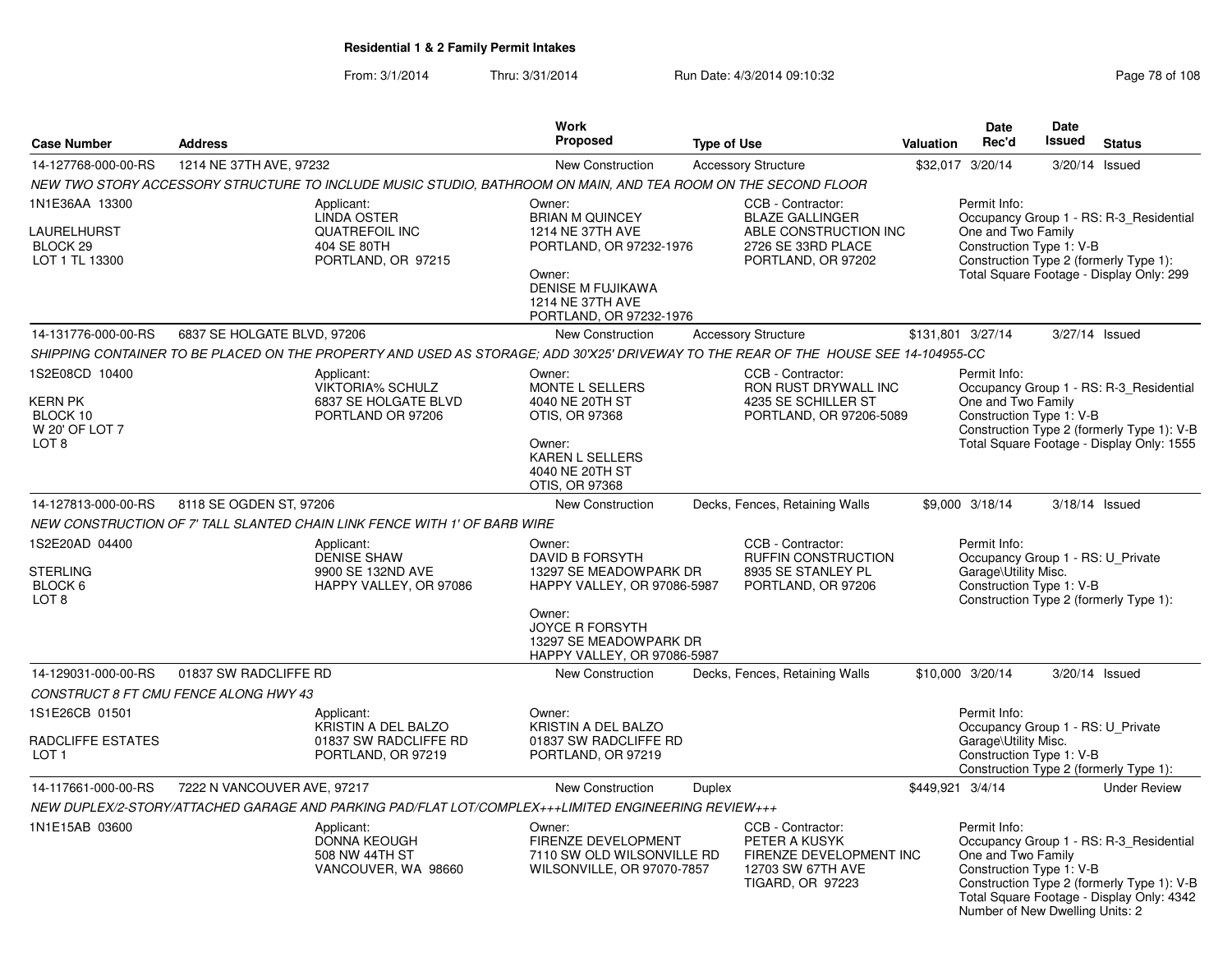**Residential 1 & 2 Family Permit Intakes**

From: 3/1/2014 Thru: 3/31/2014 Run Date: 4/3/2014 09:10:32

| Case Number | Address | Work Proposed | Type of Use | Valuation | Date Rec'd | Date Issued | Status |
|---|---|---|---|---|---|---|---|
| 14-127768-000-00-RS | 1214 NE 37TH AVE, 97232 | New Construction | Accessory Structure | $32,017 | 3/20/14 | 3/20/14 | Issued |

*NEW TWO STORY ACCESSORY STRUCTURE TO INCLUDE MUSIC STUDIO, BATHROOM ON MAIN, AND TEA ROOM ON THE SECOND FLOOR*

1N1E36AA 13300
LAURELHURST
BLOCK 29
LOT 1 TL 13300

Applicant:
LINDA OSTER
QUATREFOIL INC
404 SE 80TH
PORTLAND, OR 97215

Owner:
BRIAN M QUINCEY
1214 NE 37TH AVE
PORTLAND, OR 97232-1976

Owner:
DENISE M FUJIKAWA
1214 NE 37TH AVE
PORTLAND, OR 97232-1976

CCB - Contractor:
BLAZE GALLINGER
ABLE CONSTRUCTION INC
2726 SE 33RD PLACE
PORTLAND, OR 97202

Permit Info:
Occupancy Group 1 - RS: R-3_Residential One and Two Family
Construction Type 1: V-B
Construction Type 2 (formerly Type 1):
Total Square Footage - Display Only: 299

| Case Number | Address | Work Proposed | Type of Use | Valuation | Date Rec'd | Date Issued | Status |
|---|---|---|---|---|---|---|---|
| 14-131776-000-00-RS | 6837 SE HOLGATE BLVD, 97206 | New Construction | Accessory Structure | $131,801 | 3/27/14 | 3/27/14 | Issued |

*SHIPPING CONTAINER TO BE PLACED ON THE PROPERTY AND USED AS STORAGE; ADD 30'X25' DRIVEWAY TO THE REAR OF THE HOUSE SEE 14-104955-CC*

1S2E08CD 10400
KERN PK
BLOCK 10
W 20' OF LOT 7
LOT 8

Applicant:
VIKTORIA% SCHULZ
6837 SE HOLGATE BLVD
PORTLAND OR 97206

Owner:
MONTE L SELLERS
4040 NE 20TH ST
OTIS, OR 97368

Owner:
KAREN L SELLERS
4040 NE 20TH ST
OTIS, OR 97368

CCB - Contractor:
RON RUST DRYWALL INC
4235 SE SCHILLER ST
PORTLAND, OR 97206-5089

Permit Info:
Occupancy Group 1 - RS: R-3_Residential One and Two Family
Construction Type 1: V-B
Construction Type 2 (formerly Type 1): V-B
Total Square Footage - Display Only: 1555

| Case Number | Address | Work Proposed | Type of Use | Valuation | Date Rec'd | Date Issued | Status |
|---|---|---|---|---|---|---|---|
| 14-127813-000-00-RS | 8118 SE OGDEN ST, 97206 | New Construction | Decks, Fences, Retaining Walls | $9,000 | 3/18/14 | 3/18/14 | Issued |

*NEW CONSTRUCTION OF 7' TALL SLANTED CHAIN LINK FENCE WITH 1' OF BARB WIRE*

1S2E20AD 04400
STERLING
BLOCK 6
LOT 8

Applicant:
DENISE SHAW
9900 SE 132ND AVE
HAPPY VALLEY, OR 97086

Owner:
DAVID B FORSYTH
13297 SE MEADOWPARK DR
HAPPY VALLEY, OR 97086-5987

Owner:
JOYCE R FORSYTH
13297 SE MEADOWPARK DR
HAPPY VALLEY, OR 97086-5987

CCB - Contractor:
RUFFIN CONSTRUCTION
8935 SE STANLEY PL
PORTLAND, OR 97206

Permit Info:
Occupancy Group 1 - RS: U_Private Garage\Utility Misc.
Construction Type 1: V-B
Construction Type 2 (formerly Type 1):

| Case Number | Address | Work Proposed | Type of Use | Valuation | Date Rec'd | Date Issued | Status |
|---|---|---|---|---|---|---|---|
| 14-129031-000-00-RS | 01837 SW RADCLIFFE RD | New Construction | Decks, Fences, Retaining Walls | $10,000 | 3/20/14 | 3/20/14 | Issued |

*CONSTRUCT 8 FT CMU FENCE ALONG HWY 43*

1S1E26CB 01501
RADCLIFFE ESTATES
LOT 1

Applicant:
KRISTIN A DEL BALZO
01837 SW RADCLIFFE RD
PORTLAND, OR 97219

Owner:
KRISTIN A DEL BALZO
01837 SW RADCLIFFE RD
PORTLAND, OR 97219

Permit Info:
Occupancy Group 1 - RS: U_Private Garage\Utility Misc.
Construction Type 1: V-B
Construction Type 2 (formerly Type 1):

| Case Number | Address | Work Proposed | Type of Use | Valuation | Date Rec'd | Date Issued | Status |
|---|---|---|---|---|---|---|---|
| 14-117661-000-00-RS | 7222 N VANCOUVER AVE, 97217 | New Construction | Duplex | $449,921 | 3/4/14 | | Under Review |

*NEW DUPLEX/2-STORY/ATTACHED GARAGE AND PARKING PAD/FLAT LOT/COMPLEX+++LIMITED ENGINEERING REVIEW+++*

1N1E15AB 03600

Applicant:
DONNA KEOUGH
508 NW 44TH ST
VANCOUVER, WA 98660

Owner:
FIRENZE DEVELOPMENT
7110 SW OLD WILSONVILLE RD
WILSONVILLE, OR 97070-7857

CCB - Contractor:
PETER A KUSYK
FIRENZE DEVELOPMENT INC
12703 SW 67TH AVE
TIGARD, OR 97223

Permit Info:
Occupancy Group 1 - RS: R-3_Residential One and Two Family
Construction Type 1: V-B
Construction Type 2 (formerly Type 1): V-B
Total Square Footage - Display Only: 4342
Number of New Dwelling Units: 2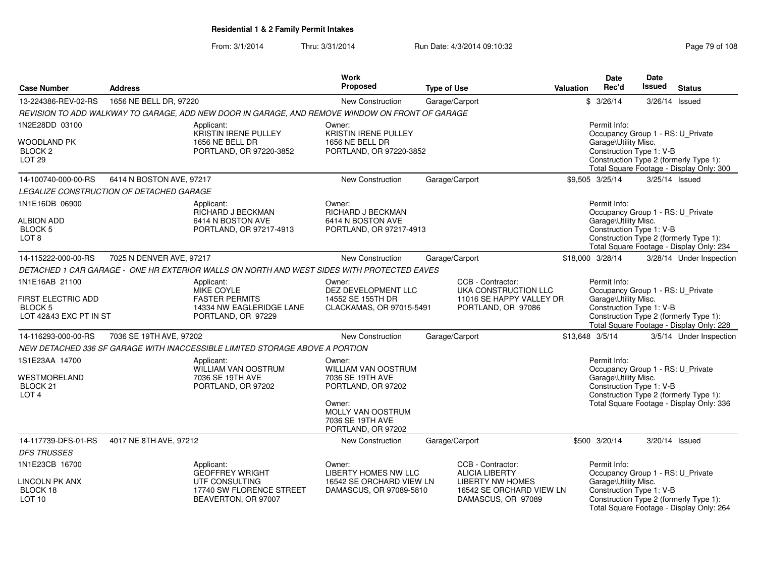# Residential 1 & 2 Family Permit Intakes

From: 3/1/2014 Thru: 3/31/2014 Run Date: 4/3/2014 09:10:32

| Case Number | Address | Work Proposed | Type of Use | Valuation | Date Rec'd | Date Issued | Status |
|---|---|---|---|---|---|---|---|
| 13-224386-REV-02-RS | 1656 NE BELL DR, 97220 | New Construction | Garage/Carport | $ | 3/26/14 | 3/26/14 | Issued |

*REVISION TO ADD WALKWAY TO GARAGE, ADD NEW DOOR IN GARAGE, AND REMOVE WINDOW ON FRONT OF GARAGE*

1N2E28DD 03100
WOODLAND PK
BLOCK 2
LOT 29

Applicant:
KRISTIN IRENE PULLEY
1656 NE BELL DR
PORTLAND, OR 97220-3852

Owner:
KRISTIN IRENE PULLEY
1656 NE BELL DR
PORTLAND, OR 97220-3852

Permit Info:
Occupancy Group 1 - RS: U_Private Garage\Utility Misc.
Construction Type 1: V-B
Construction Type 2 (formerly Type 1):
Total Square Footage - Display Only: 300

---

| Case Number | Address | Work Proposed | Type of Use | Valuation | Date Rec'd | Date Issued | Status |
|---|---|---|---|---|---|---|---|
| 14-100740-000-00-RS | 6414 N BOSTON AVE, 97217 | New Construction | Garage/Carport | $9,505 | 3/25/14 | 3/25/14 | Issued |

*LEGALIZE CONSTRUCTION OF DETACHED GARAGE*

1N1E16DB 06900
ALBION ADD
BLOCK 5
LOT 8

Applicant:
RICHARD J BECKMAN
6414 N BOSTON AVE
PORTLAND, OR 97217-4913

Owner:
RICHARD J BECKMAN
6414 N BOSTON AVE
PORTLAND, OR 97217-4913

Permit Info:
Occupancy Group 1 - RS: U_Private Garage\Utility Misc.
Construction Type 1: V-B
Construction Type 2 (formerly Type 1):
Total Square Footage - Display Only: 234

---

| Case Number | Address | Work Proposed | Type of Use | Valuation | Date Rec'd | Date Issued | Status |
|---|---|---|---|---|---|---|---|
| 14-115222-000-00-RS | 7025 N DENVER AVE, 97217 | New Construction | Garage/Carport | $18,000 | 3/28/14 | 3/28/14 | Under Inspection |

*DETACHED 1 CAR GARAGE - ONE HR EXTERIOR WALLS ON NORTH AND WEST SIDES WITH PROTECTED EAVES*

1N1E16AB 21100
FIRST ELECTRIC ADD
BLOCK 5
LOT 42&43 EXC PT IN ST

Applicant:
MIKE COYLE
FASTER PERMITS
14334 NW EAGLERIDGE LANE
PORTLAND, OR 97229

Owner:
DEZ DEVELOPMENT LLC
14552 SE 155TH DR
CLACKAMAS, OR 97015-5491

CCB - Contractor:
UKA CONSTRUCTION LLC
11016 SE HAPPY VALLEY DR
PORTLAND, OR 97086

Permit Info:
Occupancy Group 1 - RS: U_Private Garage\Utility Misc.
Construction Type 1: V-B
Construction Type 2 (formerly Type 1):
Total Square Footage - Display Only: 228

---

| Case Number | Address | Work Proposed | Type of Use | Valuation | Date Rec'd | Date Issued | Status |
|---|---|---|---|---|---|---|---|
| 14-116293-000-00-RS | 7036 SE 19TH AVE, 97202 | New Construction | Garage/Carport | $13,648 | 3/5/14 | 3/5/14 | Under Inspection |

*NEW DETACHED 336 SF GARAGE WITH INACCESSIBLE LIMITED STORAGE ABOVE A PORTION*

1S1E23AA 14700
WESTMORELAND
BLOCK 21
LOT 4

Applicant:
WILLIAM VAN OOSTRUM
7036 SE 19TH AVE
PORTLAND, OR 97202

Owner:
WILLIAM VAN OOSTRUM
7036 SE 19TH AVE
PORTLAND, OR 97202

Owner:
MOLLY VAN OOSTRUM
7036 SE 19TH AVE
PORTLAND, OR 97202

Permit Info:
Occupancy Group 1 - RS: U_Private Garage\Utility Misc.
Construction Type 1: V-B
Construction Type 2 (formerly Type 1):
Total Square Footage - Display Only: 336

---

| Case Number | Address | Work Proposed | Type of Use | Valuation | Date Rec'd | Date Issued | Status |
|---|---|---|---|---|---|---|---|
| 14-117739-DFS-01-RS | 4017 NE 8TH AVE, 97212 | New Construction | Garage/Carport | $500 | 3/20/14 | 3/20/14 | Issued |

*DFS TRUSSES*

1N1E23CB 16700
LINCOLN PK ANX
BLOCK 18
LOT 10

Applicant:
GEOFFREY WRIGHT
UTF CONSULTING
17740 SW FLORENCE STREET
BEAVERTON, OR 97007

Owner:
LIBERTY HOMES NW LLC
16542 SE ORCHARD VIEW LN
DAMASCUS, OR 97089-5810

CCB - Contractor:
ALICIA LIBERTY
LIBERTY NW HOMES
16542 SE ORCHARD VIEW LN
DAMASCUS, OR 97089

Permit Info:
Occupancy Group 1 - RS: U_Private Garage\Utility Misc.
Construction Type 1: V-B
Construction Type 2 (formerly Type 1):
Total Square Footage - Display Only: 264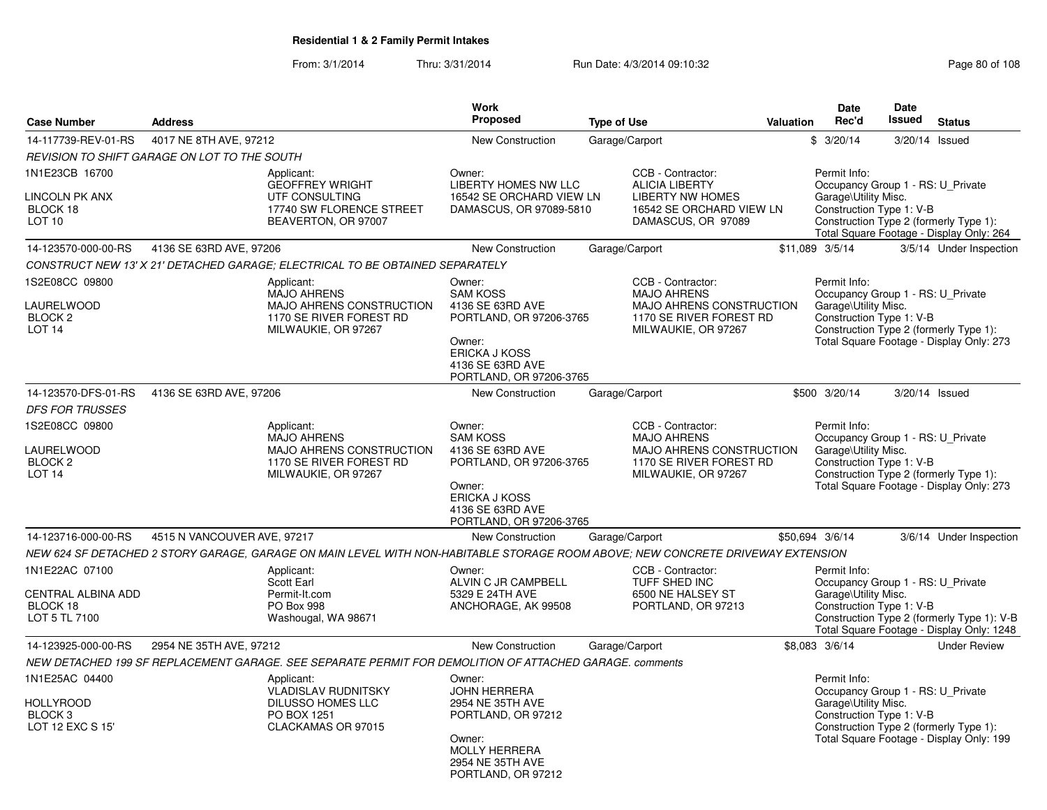## Residential 1 & 2 Family Permit Intakes

From: 3/1/2014 Thru: 3/31/2014 Run Date: 4/3/2014 09:10:32

| Case Number | Address | Work Proposed | Type of Use | Valuation | Date Rec'd | Date Issued | Status |
|---|---|---|---|---|---|---|---|
| 14-117739-REV-01-RS | 4017 NE 8TH AVE, 97212 | New Construction | Garage/Carport | $ | 3/20/14 | 3/20/14 | Issued |

*REVISION TO SHIFT GARAGE ON LOT TO THE SOUTH*

1N1E23CB 16700
LINCOLN PK ANX
BLOCK 18
LOT 10

Applicant:
GEOFFREY WRIGHT
UTF CONSULTING
17740 SW FLORENCE STREET
BEAVERTON, OR 97007

Owner:
LIBERTY HOMES NW LLC
16542 SE ORCHARD VIEW LN
DAMASCUS, OR 97089-5810

CCB - Contractor:
ALICIA LIBERTY
LIBERTY NW HOMES
16542 SE ORCHARD VIEW LN
DAMASCUS, OR 97089

Permit Info:
Occupancy Group 1 - RS: U_Private Garage\Utility Misc.
Construction Type 1: V-B
Construction Type 2 (formerly Type 1):
Total Square Footage - Display Only: 264

---

| Case Number | Address | Work Proposed | Type of Use | Valuation | Date Rec'd | Date Issued | Status |
|---|---|---|---|---|---|---|---|
| 14-123570-000-00-RS | 4136 SE 63RD AVE, 97206 | New Construction | Garage/Carport | $11,089 | 3/5/14 | 3/5/14 | Under Inspection |

*CONSTRUCT NEW 13' X 21' DETACHED GARAGE; ELECTRICAL TO BE OBTAINED SEPARATELY*

1S2E08CC 09800
LAURELWOOD
BLOCK 2
LOT 14

Applicant:
MAJO AHRENS
MAJO AHRENS CONSTRUCTION
1170 SE RIVER FOREST RD
MILWAUKIE, OR 97267

Owner:
SAM KOSS
4136 SE 63RD AVE
PORTLAND, OR 97206-3765

Owner:
ERICKA J KOSS
4136 SE 63RD AVE
PORTLAND, OR 97206-3765

CCB - Contractor:
MAJO AHRENS
MAJO AHRENS CONSTRUCTION
1170 SE RIVER FOREST RD
MILWAUKIE, OR 97267

Permit Info:
Occupancy Group 1 - RS: U_Private Garage\Utility Misc.
Construction Type 1: V-B
Construction Type 2 (formerly Type 1):
Total Square Footage - Display Only: 273

---

| Case Number | Address | Work Proposed | Type of Use | Valuation | Date Rec'd | Date Issued | Status |
|---|---|---|---|---|---|---|---|
| 14-123570-DFS-01-RS | 4136 SE 63RD AVE, 97206 | New Construction | Garage/Carport | $500 | 3/20/14 | 3/20/14 | Issued |

*DFS FOR TRUSSES*

1S2E08CC 09800
LAURELWOOD
BLOCK 2
LOT 14

Applicant:
MAJO AHRENS
MAJO AHRENS CONSTRUCTION
1170 SE RIVER FOREST RD
MILWAUKIE, OR 97267

Owner:
SAM KOSS
4136 SE 63RD AVE
PORTLAND, OR 97206-3765

Owner:
ERICKA J KOSS
4136 SE 63RD AVE
PORTLAND, OR 97206-3765

CCB - Contractor:
MAJO AHRENS
MAJO AHRENS CONSTRUCTION
1170 SE RIVER FOREST RD
MILWAUKIE, OR 97267

Permit Info:
Occupancy Group 1 - RS: U_Private Garage\Utility Misc.
Construction Type 1: V-B
Construction Type 2 (formerly Type 1):
Total Square Footage - Display Only: 273

---

| Case Number | Address | Work Proposed | Type of Use | Valuation | Date Rec'd | Date Issued | Status |
|---|---|---|---|---|---|---|---|
| 14-123716-000-00-RS | 4515 N VANCOUVER AVE, 97217 | New Construction | Garage/Carport | $50,694 | 3/6/14 | 3/6/14 | Under Inspection |

*NEW 624 SF DETACHED 2 STORY GARAGE, GARAGE ON MAIN LEVEL WITH NON-HABITABLE STORAGE ROOM ABOVE; NEW CONCRETE DRIVEWAY EXTENSION*

1N1E22AC 07100
CENTRAL ALBINA ADD
BLOCK 18
LOT 5 TL 7100

Applicant:
Scott Earl
Permit-It.com
PO Box 998
Washougal, WA 98671

Owner:
ALVIN C JR CAMPBELL
5329 E 24TH AVE
ANCHORAGE, AK 99508

CCB - Contractor:
TUFF SHED INC
6500 NE HALSEY ST
PORTLAND, OR 97213

Permit Info:
Occupancy Group 1 - RS: U_Private Garage\Utility Misc.
Construction Type 1: V-B
Construction Type 2 (formerly Type 1): V-B
Total Square Footage - Display Only: 1248

---

| Case Number | Address | Work Proposed | Type of Use | Valuation | Date Rec'd | Date Issued | Status |
|---|---|---|---|---|---|---|---|
| 14-123925-000-00-RS | 2954 NE 35TH AVE, 97212 | New Construction | Garage/Carport | $8,083 | 3/6/14 | | Under Review |

*NEW DETACHED 199 SF REPLACEMENT GARAGE. SEE SEPARATE PERMIT FOR DEMOLITION OF ATTACHED GARAGE. comments*

1N1E25AC 04400
HOLLYROOD
BLOCK 3
LOT 12 EXC S 15'

Applicant:
VLADISLAV RUDNITSKY
DILUSSO HOMES LLC
PO BOX 1251
CLACKAMAS OR 97015

Owner:
JOHN HERRERA
2954 NE 35TH AVE
PORTLAND, OR 97212

Owner:
MOLLY HERRERA
2954 NE 35TH AVE
PORTLAND, OR 97212

Permit Info:
Occupancy Group 1 - RS: U_Private Garage\Utility Misc.
Construction Type 1: V-B
Construction Type 2 (formerly Type 1):
Total Square Footage - Display Only: 199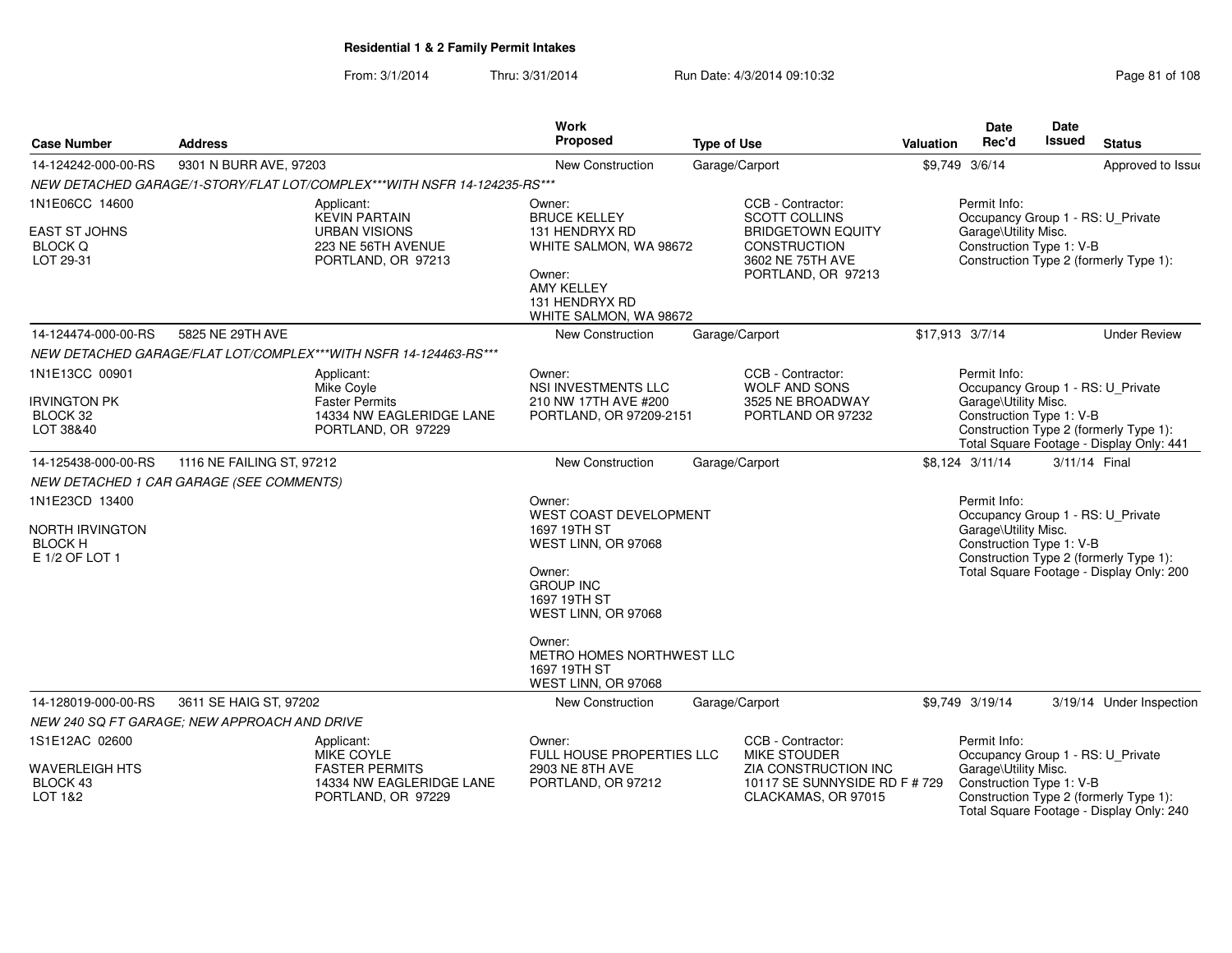**Residential 1 & 2 Family Permit Intakes**

From: 3/1/2014 Thru: 3/31/2014 Run Date: 4/3/2014 09:10:32

| Case Number | Address | Work Proposed | Type of Use | Valuation | Date Rec'd | Date Issued | Status |
|---|---|---|---|---|---|---|---|
| 14-124242-000-00-RS | 9301 N BURR AVE, 97203 | New Construction | Garage/Carport | $9,749 | 3/6/14 | | Approved to Issue |

NEW DETACHED GARAGE/1-STORY/FLAT LOT/COMPLEX***WITH NSFR 14-124235-RS***

1N1E06CC 14600
EAST ST JOHNS
BLOCK Q
LOT 29-31

Applicant:
KEVIN PARTAIN
URBAN VISIONS
223 NE 56TH AVENUE
PORTLAND, OR 97213

Owner:
BRUCE KELLEY
131 HENDRYX RD
WHITE SALMON, WA 98672

Owner:
AMY KELLEY
131 HENDRYX RD
WHITE SALMON, WA 98672

CCB - Contractor:
SCOTT COLLINS
BRIDGETOWN EQUITY CONSTRUCTION
3602 NE 75TH AVE
PORTLAND, OR 97213

Permit Info:
Occupancy Group 1 - RS: U_Private Garage\Utility Misc.
Construction Type 1: V-B
Construction Type 2 (formerly Type 1):

| Case Number | Address | Work Proposed | Type of Use | Valuation | Date Rec'd | Date Issued | Status |
|---|---|---|---|---|---|---|---|
| 14-124474-000-00-RS | 5825 NE 29TH AVE | New Construction | Garage/Carport | $17,913 | 3/7/14 | | Under Review |

NEW DETACHED GARAGE/FLAT LOT/COMPLEX***WITH NSFR 14-124463-RS***

1N1E13CC 00901
IRVINGTON PK
BLOCK 32
LOT 38&40

Applicant:
Mike Coyle
Faster Permits
14334 NW EAGLERIDGE LANE
PORTLAND, OR 97229

Owner:
NSI INVESTMENTS LLC
210 NW 17TH AVE #200
PORTLAND, OR 97209-2151

CCB - Contractor:
WOLF AND SONS
3525 NE BROADWAY
PORTLAND OR 97232

Permit Info:
Occupancy Group 1 - RS: U_Private Garage\Utility Misc.
Construction Type 1: V-B
Construction Type 2 (formerly Type 1):
Total Square Footage - Display Only: 441

| Case Number | Address | Work Proposed | Type of Use | Valuation | Date Rec'd | Date Issued | Status |
|---|---|---|---|---|---|---|---|
| 14-125438-000-00-RS | 1116 NE FAILING ST, 97212 | New Construction | Garage/Carport | $8,124 | 3/11/14 | 3/11/14 | Final |

NEW DETACHED 1 CAR GARAGE (SEE COMMENTS)

1N1E23CD 13400
NORTH IRVINGTON
BLOCK H
E 1/2 OF LOT 1

Owner:
WEST COAST DEVELOPMENT
1697 19TH ST
WEST LINN, OR 97068

Owner:
GROUP INC
1697 19TH ST
WEST LINN, OR 97068

Owner:
METRO HOMES NORTHWEST LLC
1697 19TH ST
WEST LINN, OR 97068

Permit Info:
Occupancy Group 1 - RS: U_Private Garage\Utility Misc.
Construction Type 1: V-B
Construction Type 2 (formerly Type 1):
Total Square Footage - Display Only: 200

| Case Number | Address | Work Proposed | Type of Use | Valuation | Date Rec'd | Date Issued | Status |
|---|---|---|---|---|---|---|---|
| 14-128019-000-00-RS | 3611 SE HAIG ST, 97202 | New Construction | Garage/Carport | $9,749 | 3/19/14 | 3/19/14 | Under Inspection |

NEW 240 SQ FT GARAGE; NEW APPROACH AND DRIVE

1S1E12AC 02600
WAVERLEIGH HTS
BLOCK 43
LOT 1&2

Applicant:
MIKE COYLE
FASTER PERMITS
14334 NW EAGLERIDGE LANE
PORTLAND, OR 97229

Owner:
FULL HOUSE PROPERTIES LLC
2903 NE 8TH AVE
PORTLAND, OR 97212

CCB - Contractor:
MIKE STOUDER
ZIA CONSTRUCTION INC
10117 SE SUNNYSIDE RD F # 729
CLACKAMAS, OR 97015

Permit Info:
Occupancy Group 1 - RS: U_Private Garage\Utility Misc.
Construction Type 1: V-B
Construction Type 2 (formerly Type 1):
Total Square Footage - Display Only: 240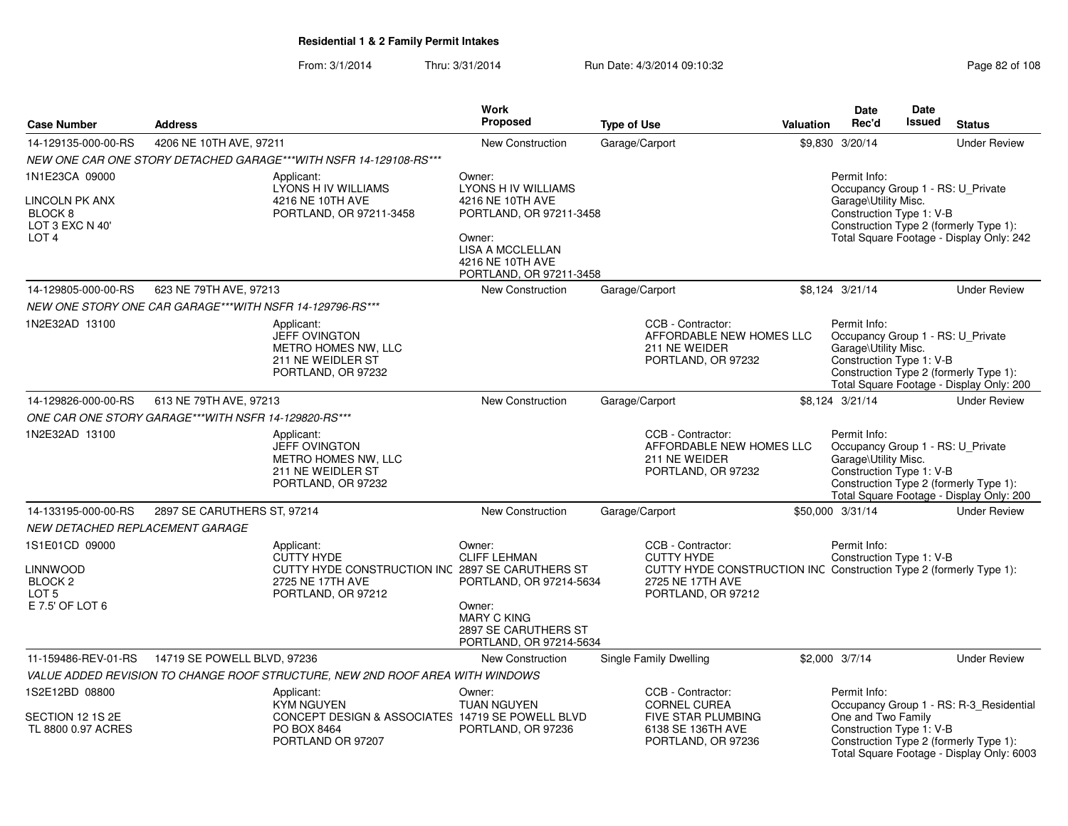**Residential 1 & 2 Family Permit Intakes**

From: 3/1/2014 Thru: 3/31/2014 Run Date: 4/3/2014 09:10:32

| Case Number | Address | Work Proposed | Type of Use | Valuation | Date Rec'd | Date Issued | Status |
|---|---|---|---|---|---|---|---|
| 14-129135-000-00-RS | 4206 NE 10TH AVE, 97211 | New Construction | Garage/Carport | $9,830 | 3/20/14 | | Under Review |
| NEW ONE CAR ONE STORY DETACHED GARAGE***WITH NSFR 14-129108-RS*** | | | | | | | |
| 1N1E23CA 09000<br>LINCOLN PK ANX<br>BLOCK 8<br>LOT 3 EXC N 40'<br>LOT 4 | Applicant:<br>LYONS H IV WILLIAMS<br>4216 NE 10TH AVE<br>PORTLAND, OR 97211-3458 | Owner:<br>LYONS H IV WILLIAMS<br>4216 NE 10TH AVE<br>PORTLAND, OR 97211-3458<br>Owner:<br>LISA A MCCLELLAN<br>4216 NE 10TH AVE<br>PORTLAND, OR 97211-3458 | | | Permit Info:<br>Occupancy Group 1 - RS: U_Private Garage\Utility Misc.<br>Construction Type 1: V-B<br>Construction Type 2 (formerly Type 1):<br>Total Square Footage - Display Only: 242 | | |
| 14-129805-000-00-RS | 623 NE 79TH AVE, 97213 | New Construction | Garage/Carport | $8,124 | 3/21/14 | | Under Review |
| NEW ONE STORY ONE CAR GARAGE***WITH NSFR 14-129796-RS*** | | | | | | | |
| 1N2E32AD 13100 | Applicant:<br>JEFF OVINGTON<br>METRO HOMES NW, LLC<br>211 NE WEIDLER ST<br>PORTLAND, OR 97232 | | CCB - Contractor:<br>AFFORDABLE NEW HOMES LLC<br>211 NE WEIDER<br>PORTLAND, OR 97232 | | Permit Info:<br>Occupancy Group 1 - RS: U_Private Garage\Utility Misc.<br>Construction Type 1: V-B<br>Construction Type 2 (formerly Type 1):<br>Total Square Footage - Display Only: 200 | | |
| 14-129826-000-00-RS | 613 NE 79TH AVE, 97213 | New Construction | Garage/Carport | $8,124 | 3/21/14 | | Under Review |
| ONE CAR ONE STORY GARAGE***WITH NSFR 14-129820-RS*** | | | | | | | |
| 1N2E32AD 13100 | Applicant:<br>JEFF OVINGTON<br>METRO HOMES NW, LLC<br>211 NE WEIDLER ST<br>PORTLAND, OR 97232 | | CCB - Contractor:<br>AFFORDABLE NEW HOMES LLC<br>211 NE WEIDER<br>PORTLAND, OR 97232 | | Permit Info:<br>Occupancy Group 1 - RS: U_Private Garage\Utility Misc.<br>Construction Type 1: V-B<br>Construction Type 2 (formerly Type 1):<br>Total Square Footage - Display Only: 200 | | |
| 14-133195-000-00-RS | 2897 SE CARUTHERS ST, 97214 | New Construction | Garage/Carport | $50,000 | 3/31/14 | | Under Review |
| NEW DETACHED REPLACEMENT GARAGE | | | | | | | |
| 1S1E01CD 09000<br>LINNWOOD<br>BLOCK 2<br>LOT 5<br>E 7.5' OF LOT 6 | Applicant:<br>CUTTY HYDE<br>CUTTY HYDE CONSTRUCTION INC<br>2725 NE 17TH AVE<br>PORTLAND, OR 97212 | Owner:<br>CLIFF LEHMAN<br>2897 SE CARUTHERS ST<br>PORTLAND, OR 97214-5634<br>Owner:<br>MARY C KING<br>2897 SE CARUTHERS ST<br>PORTLAND, OR 97214-5634 | CCB - Contractor:<br>CUTTY HYDE<br>CUTTY HYDE CONSTRUCTION INC<br>2725 NE 17TH AVE<br>PORTLAND, OR 97212 | | Permit Info:<br>Construction Type 1: V-B<br>Construction Type 2 (formerly Type 1): | | |
| 11-159486-REV-01-RS | 14719 SE POWELL BLVD, 97236 | New Construction | Single Family Dwelling | $2,000 | 3/7/14 | | Under Review |
| VALUE ADDED REVISION TO CHANGE ROOF STRUCTURE, NEW 2ND ROOF AREA WITH WINDOWS | | | | | | | |
| 1S2E12BD 08800<br>SECTION 12 1S 2E<br>TL 8800 0.97 ACRES | Applicant:<br>KYM NGUYEN<br>CONCEPT DESIGN & ASSOCIATES<br>PO BOX 8464<br>PORTLAND OR 97207 | Owner:<br>TUAN NGUYEN<br>14719 SE POWELL BLVD<br>PORTLAND, OR 97236 | CCB - Contractor:<br>CORNEL CUREA<br>FIVE STAR PLUMBING<br>6138 SE 136TH AVE<br>PORTLAND, OR 97236 | | Permit Info:<br>Occupancy Group 1 - RS: R-3_Residential One and Two Family<br>Construction Type 1: V-B<br>Construction Type 2 (formerly Type 1):<br>Total Square Footage - Display Only: 6003 | | |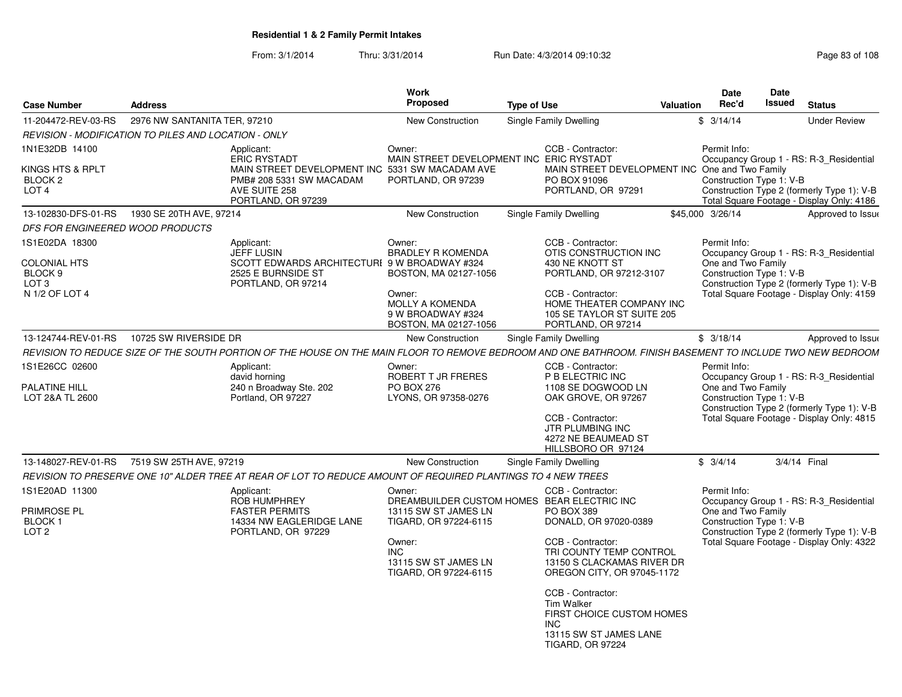**Residential 1 & 2 Family Permit Intakes**

From: 3/1/2014 Thru: 3/31/2014 Run Date: 4/3/2014 09:10:32

| Case Number | Address | Work Proposed | Type of Use | Valuation | Date Rec'd | Date Issued | Status |
|---|---|---|---|---|---|---|---|
| 11-204472-REV-03-RS | 2976 NW SANTANITA TER, 97210 | New Construction | Single Family Dwelling | $ | 3/14/14 | | Under Review |
| *REVISION - MODIFICATION TO PILES AND LOCATION - ONLY* | | | | | | | |
| 1N1E32DB 14100<br>KINGS HTS & RPLT<br>BLOCK 2<br>LOT 4 | Applicant:<br>ERIC RYSTADT<br>MAIN STREET DEVELOPMENT INC<br>PMB# 208 5331 SW MACADAM AVE SUITE 258<br>PORTLAND, OR 97239 | Owner:<br>MAIN STREET DEVELOPMENT INC<br>5331 SW MACADAM AVE<br>PORTLAND, OR 97239 | CCB - Contractor:<br>ERIC RYSTADT<br>MAIN STREET DEVELOPMENT INC<br>PO BOX 91096<br>PORTLAND, OR 97291 | | Permit Info:<br>Occupancy Group 1 - RS: R-3_Residential One and Two Family<br>Construction Type 1: V-B<br>Construction Type 2 (formerly Type 1): V-B<br>Total Square Footage - Display Only: 4186 | | |
| 13-102830-DFS-01-RS | 1930 SE 20TH AVE, 97214 | New Construction | Single Family Dwelling | $45,000 | 3/26/14 | | Approved to Issue |
| *DFS FOR ENGINEERED WOOD PRODUCTS* | | | | | | | |
| 1S1E02DA 18300<br>COLONIAL HTS<br>BLOCK 9<br>LOT 3<br>N 1/2 OF LOT 4 | Applicant:<br>JEFF LUSIN<br>SCOTT EDWARDS ARCHITECTURE<br>2525 E BURNSIDE ST<br>PORTLAND, OR 97214 | Owner:<br>BRADLEY R KOMENDA<br>9 W BROADWAY #324<br>BOSTON, MA 02127-1056<br>Owner:<br>MOLLY A KOMENDA<br>9 W BROADWAY #324<br>BOSTON, MA 02127-1056 | CCB - Contractor:<br>OTIS CONSTRUCTION INC<br>430 NE KNOTT ST<br>PORTLAND, OR 97212-3107<br>CCB - Contractor:<br>HOME THEATER COMPANY INC<br>105 SE TAYLOR ST SUITE 205<br>PORTLAND, OR 97214 | | Permit Info:<br>Occupancy Group 1 - RS: R-3_Residential One and Two Family<br>Construction Type 1: V-B<br>Construction Type 2 (formerly Type 1): V-B<br>Total Square Footage - Display Only: 4159 | | |
| 13-124744-REV-01-RS | 10725 SW RIVERSIDE DR | New Construction | Single Family Dwelling | $ | 3/18/14 | | Approved to Issue |
| *REVISION TO REDUCE SIZE OF THE SOUTH PORTION OF THE HOUSE ON THE MAIN FLOOR TO REMOVE BEDROOM AND ONE BATHROOM. FINISH BASEMENT TO INCLUDE TWO NEW BEDROOM* | | | | | | | |
| 1S1E26CC 02600<br>PALATINE HILL<br>LOT 2&A TL 2600 | Applicant:<br>david horning<br>240 n Broadway Ste. 202<br>Portland, OR 97227 | Owner:<br>ROBERT T JR FRERES<br>PO BOX 276<br>LYONS, OR 97358-0276 | CCB - Contractor:<br>P B ELECTRIC INC<br>1108 SE DOGWOOD LN<br>OAK GROVE, OR 97267<br>CCB - Contractor:<br>JTR PLUMBING INC<br>4272 NE BEAUMEAD ST<br>HILLSBORO OR 97124 | | Permit Info:<br>Occupancy Group 1 - RS: R-3_Residential One and Two Family<br>Construction Type 1: V-B<br>Construction Type 2 (formerly Type 1): V-B<br>Total Square Footage - Display Only: 4815 | | |
| 13-148027-REV-01-RS | 7519 SW 25TH AVE, 97219 | New Construction | Single Family Dwelling | $ | 3/4/14 | 3/4/14 | Final |
| *REVISION TO PRESERVE ONE 10" ALDER TREE AT REAR OF LOT TO REDUCE AMOUNT OF REQUIRED PLANTINGS TO 4 NEW TREES* | | | | | | | |
| 1S1E20AD 11300<br>PRIMROSE PL<br>BLOCK 1<br>LOT 2 | Applicant:<br>ROB HUMPHREY<br>FASTER PERMITS<br>14334 NW EAGLERIDGE LANE<br>PORTLAND, OR 97229 | Owner:<br>DREAMBUILDER CUSTOM HOMES<br>13115 SW ST JAMES LN<br>TIGARD, OR 97224-6115<br>Owner:<br>INC<br>13115 SW ST JAMES LN<br>TIGARD, OR 97224-6115 | CCB - Contractor:<br>BEAR ELECTRIC INC<br>PO BOX 389<br>DONALD, OR 97020-0389<br>CCB - Contractor:<br>TRI COUNTY TEMP CONTROL<br>13150 S CLACKAMAS RIVER DR<br>OREGON CITY, OR 97045-1172<br>CCB - Contractor:<br>Tim Walker<br>FIRST CHOICE CUSTOM HOMES INC<br>13115 SW ST JAMES LANE<br>TIGARD, OR 97224 | | Permit Info:<br>Occupancy Group 1 - RS: R-3_Residential One and Two Family<br>Construction Type 1: V-B<br>Construction Type 2 (formerly Type 1): V-B<br>Total Square Footage - Display Only: 4322 | | |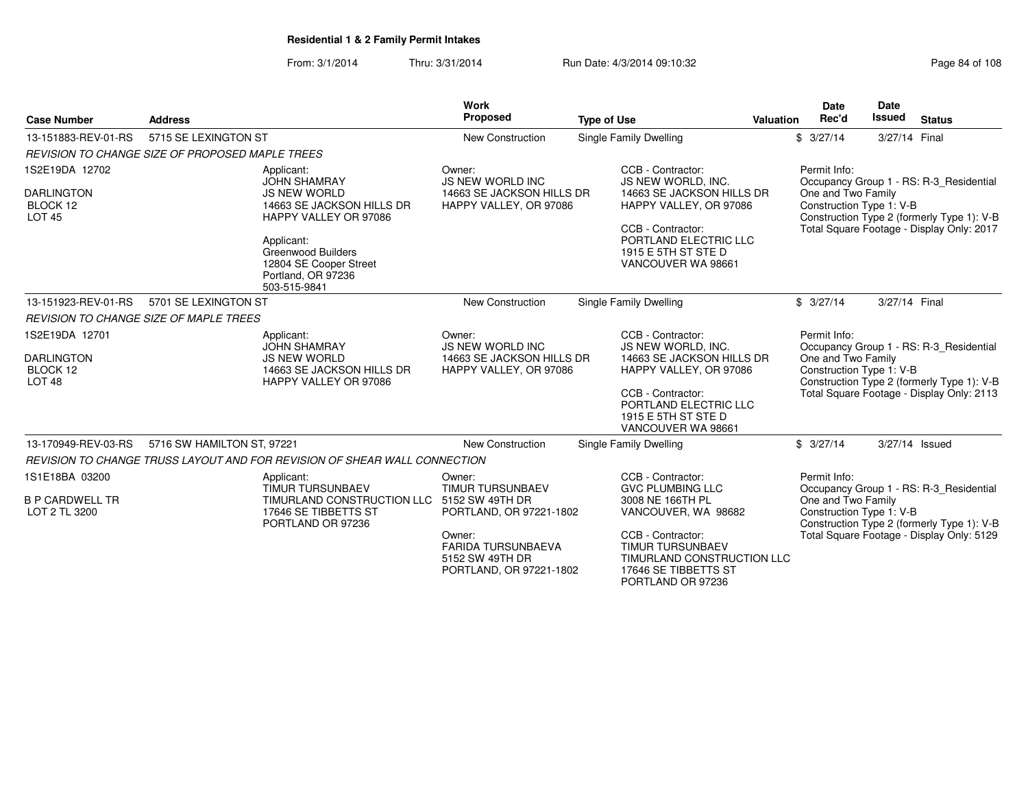**Residential 1 & 2 Family Permit Intakes**

From: 3/1/2014 Thru: 3/31/2014 Run Date: 4/3/2014 09:10:32

| Case Number | Address | Work Proposed | Type of Use | Valuation | Date Rec'd | Date Issued | Status |
|---|---|---|---|---|---|---|---|
| 13-151883-REV-01-RS | 5715 SE LEXINGTON ST | New Construction | Single Family Dwelling | $ | 3/27/14 | 3/27/14 | Final |

*REVISION TO CHANGE SIZE OF PROPOSED MAPLE TREES*

1S2E19DA 12702
DARLINGTON
BLOCK 12
LOT 45

Applicant:
JOHN SHAMRAY
JS NEW WORLD
14663 SE JACKSON HILLS DR
HAPPY VALLEY OR 97086

Applicant:
Greenwood Builders
12804 SE Cooper Street
Portland, OR 97236
503-515-9841

Owner:
JS NEW WORLD INC
14663 SE JACKSON HILLS DR
HAPPY VALLEY, OR 97086

CCB - Contractor:
JS NEW WORLD, INC.
14663 SE JACKSON HILLS DR
HAPPY VALLEY, OR 97086

CCB - Contractor:
PORTLAND ELECTRIC LLC
1915 E 5TH ST STE D
VANCOUVER WA 98661

Permit Info:
Occupancy Group 1 - RS: R-3_Residential One and Two Family
Construction Type 1: V-B
Construction Type 2 (formerly Type 1): V-B
Total Square Footage - Display Only: 2017

| Case Number | Address | Work Proposed | Type of Use | Valuation | Date Rec'd | Date Issued | Status |
|---|---|---|---|---|---|---|---|
| 13-151923-REV-01-RS | 5701 SE LEXINGTON ST | New Construction | Single Family Dwelling | $ | 3/27/14 | 3/27/14 | Final |

*REVISION TO CHANGE SIZE OF MAPLE TREES*

1S2E19DA 12701
DARLINGTON
BLOCK 12
LOT 48

Applicant:
JOHN SHAMRAY
JS NEW WORLD
14663 SE JACKSON HILLS DR
HAPPY VALLEY OR 97086

Owner:
JS NEW WORLD INC
14663 SE JACKSON HILLS DR
HAPPY VALLEY, OR 97086

CCB - Contractor:
JS NEW WORLD, INC.
14663 SE JACKSON HILLS DR
HAPPY VALLEY, OR 97086

CCB - Contractor:
PORTLAND ELECTRIC LLC
1915 E 5TH ST STE D
VANCOUVER WA 98661

Permit Info:
Occupancy Group 1 - RS: R-3_Residential One and Two Family
Construction Type 1: V-B
Construction Type 2 (formerly Type 1): V-B
Total Square Footage - Display Only: 2113

| Case Number | Address | Work Proposed | Type of Use | Valuation | Date Rec'd | Date Issued | Status |
|---|---|---|---|---|---|---|---|
| 13-170949-REV-03-RS | 5716 SW HAMILTON ST, 97221 | New Construction | Single Family Dwelling | $ | 3/27/14 | 3/27/14 | Issued |

*REVISION TO CHANGE TRUSS LAYOUT AND FOR REVISION OF SHEAR WALL CONNECTION*

1S1E18BA 03200
B P CARDWELL TR
LOT 2 TL 3200

Applicant:
TIMUR TURSUNBAEV
TIMURLAND CONSTRUCTION LLC
17646 SE TIBBETTS ST
PORTLAND OR 97236

Owner:
TIMUR TURSUNBAEV
5152 SW 49TH DR
PORTLAND, OR 97221-1802

Owner:
FARIDA TURSUNBAEVA
5152 SW 49TH DR
PORTLAND, OR 97221-1802

CCB - Contractor:
GVC PLUMBING LLC
3008 NE 166TH PL
VANCOUVER, WA 98682

CCB - Contractor:
TIMUR TURSUNBAEV
TIMURLAND CONSTRUCTION LLC
17646 SE TIBBETTS ST
PORTLAND OR 97236

Permit Info:
Occupancy Group 1 - RS: R-3_Residential One and Two Family
Construction Type 1: V-B
Construction Type 2 (formerly Type 1): V-B
Total Square Footage - Display Only: 5129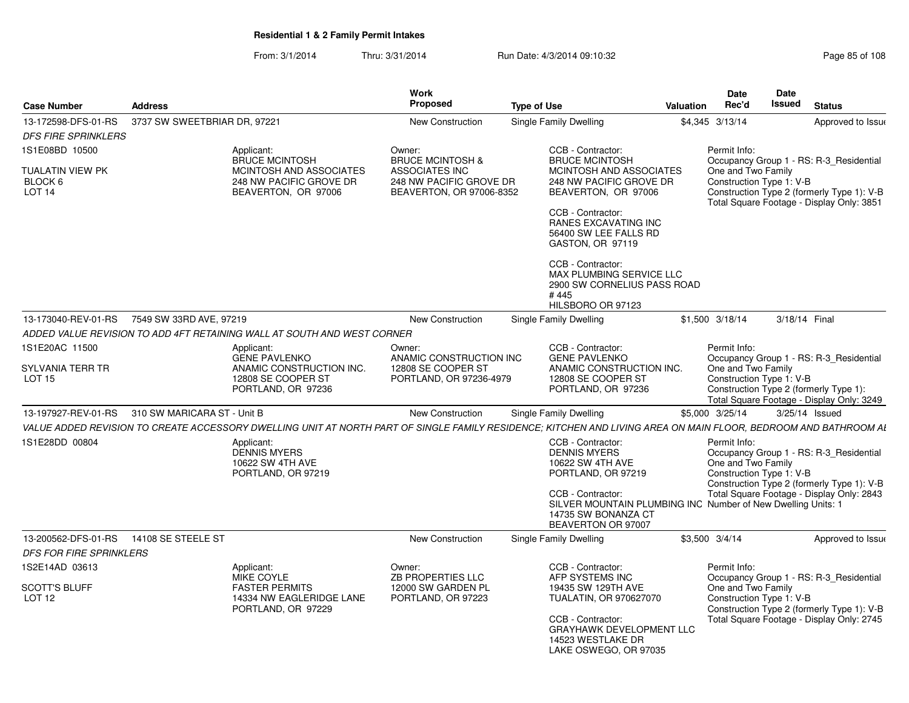**Residential 1 & 2 Family Permit Intakes**

From: 3/1/2014 Thru: 3/31/2014 Run Date: 4/3/2014 09:10:32

| Case Number | Address | Work Proposed | Type of Use | Valuation | Date Rec'd | Date Issued | Status |
|---|---|---|---|---|---|---|---|
| 13-172598-DFS-01-RS | 3737 SW SWEETBRIAR DR, 97221 | New Construction | Single Family Dwelling | $4,345 | 3/13/14 | | Approved to Issue |
| 13-173040-REV-01-RS | 7549 SW 33RD AVE, 97219 | New Construction | Single Family Dwelling | $1,500 | 3/18/14 | 3/18/14 | Final |
| 13-197927-REV-01-RS | 310 SW MARICARA ST - Unit B | New Construction | Single Family Dwelling | $5,000 | 3/25/14 | 3/25/14 | Issued |
| 13-200562-DFS-01-RS | 14108 SE STEELE ST | New Construction | Single Family Dwelling | $3,500 | 3/4/14 | | Approved to Issue |

**13-172598-DFS-01-RS** — 3737 SW SWEETBRIAR DR, 97221

*DFS FIRE SPRINKLERS*

1S1E08BD 10500
TUALATIN VIEW PK
BLOCK 6
LOT 14

Applicant:
BRUCE MCINTOSH
MCINTOSH AND ASSOCIATES
248 NW PACIFIC GROVE DR
BEAVERTON, OR 97006

Owner:
BRUCE MCINTOSH &
ASSOCIATES INC
248 NW PACIFIC GROVE DR
BEAVERTON, OR 97006-8352

CCB - Contractor:
BRUCE MCINTOSH
MCINTOSH AND ASSOCIATES
248 NW PACIFIC GROVE DR
BEAVERTON, OR 97006

CCB - Contractor:
RANES EXCAVATING INC
56400 SW LEE FALLS RD
GASTON, OR 97119

CCB - Contractor:
MAX PLUMBING SERVICE LLC
2900 SW CORNELIUS PASS ROAD
# 445
HILSBORO OR 97123

Permit Info:
Occupancy Group 1 - RS: R-3_Residential One and Two Family
Construction Type 1: V-B
Construction Type 2 (formerly Type 1): V-B
Total Square Footage - Display Only: 3851

**13-173040-REV-01-RS** — 7549 SW 33RD AVE, 97219

*ADDED VALUE REVISION TO ADD 4FT RETAINING WALL AT SOUTH AND WEST CORNER*

1S1E20AC 11500
SYLVANIA TERR TR
LOT 15

Applicant:
GENE PAVLENKO
ANAMIC CONSTRUCTION INC.
12808 SE COOPER ST
PORTLAND, OR 97236

Owner:
ANAMIC CONSTRUCTION INC
12808 SE COOPER ST
PORTLAND, OR 97236-4979

CCB - Contractor:
GENE PAVLENKO
ANAMIC CONSTRUCTION INC.
12808 SE COOPER ST
PORTLAND, OR 97236

Permit Info:
Occupancy Group 1 - RS: R-3_Residential One and Two Family
Construction Type 1: V-B
Construction Type 2 (formerly Type 1):
Total Square Footage - Display Only: 3249

**13-197927-REV-01-RS** — 310 SW MARICARA ST - Unit B

*VALUE ADDED REVISION TO CREATE ACCESSORY DWELLING UNIT AT NORTH PART OF SINGLE FAMILY RESIDENCE; KITCHEN AND LIVING AREA ON MAIN FLOOR, BEDROOM AND BATHROOM AB*

1S1E28DD 00804

Applicant:
DENNIS MYERS
10622 SW 4TH AVE
PORTLAND, OR 97219

CCB - Contractor:
DENNIS MYERS
10622 SW 4TH AVE
PORTLAND, OR 97219

CCB - Contractor:
SILVER MOUNTAIN PLUMBING INC
14735 SW BONANZA CT
BEAVERTON OR 97007

Permit Info:
Occupancy Group 1 - RS: R-3_Residential One and Two Family
Construction Type 1: V-B
Construction Type 2 (formerly Type 1): V-B
Total Square Footage - Display Only: 2843
Number of New Dwelling Units: 1

**13-200562-DFS-01-RS** — 14108 SE STEELE ST

*DFS FOR FIRE SPRINKLERS*

1S2E14AD 03613
SCOTT'S BLUFF
LOT 12

Applicant:
MIKE COYLE
FASTER PERMITS
14334 NW EAGLERIDGE LANE
PORTLAND, OR 97229

Owner:
ZB PROPERTIES LLC
12000 SW GARDEN PL
PORTLAND, OR 97223

CCB - Contractor:
AFP SYSTEMS INC
19435 SW 129TH AVE
TUALATIN, OR 970627070

CCB - Contractor:
GRAYHAWK DEVELOPMENT LLC
14523 WESTLAKE DR
LAKE OSWEGO, OR 97035

Permit Info:
Occupancy Group 1 - RS: R-3_Residential One and Two Family
Construction Type 1: V-B
Construction Type 2 (formerly Type 1): V-B
Total Square Footage - Display Only: 2745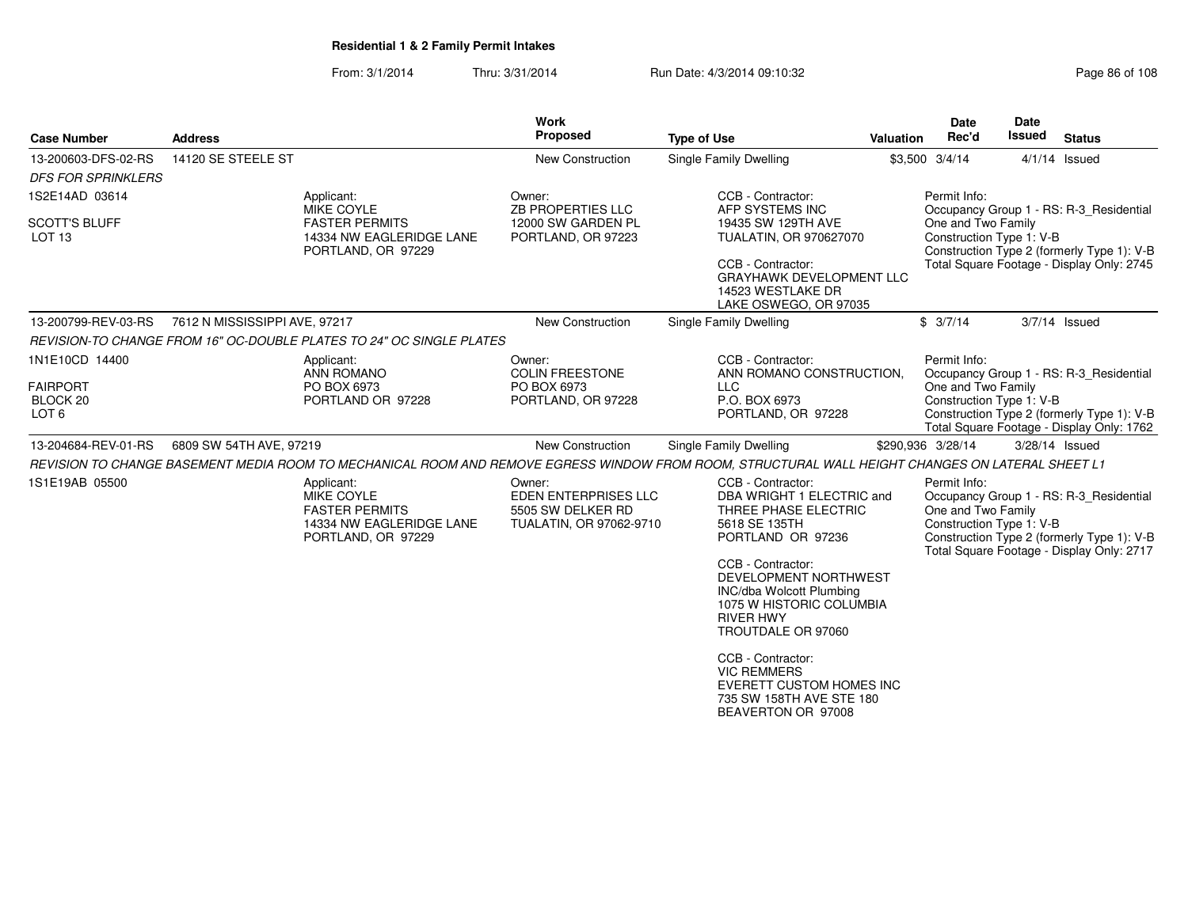**Residential 1 & 2 Family Permit Intakes**

From: 3/1/2014 Thru: 3/31/2014 Run Date: 4/3/2014 09:10:32

| Case Number | Address | | Work Proposed | Type of Use | Valuation | Date Rec'd | Date Issued | Status |
|---|---|---|---|---|---|---|---|---|
| 13-200603-DFS-02-RS | 14120 SE STEELE ST | | New Construction | Single Family Dwelling | $3,500 | 3/4/14 | 4/1/14 | Issued |
| *DFS FOR SPRINKLERS* | | | | | | | | |
| 1S2E14AD 03614<br><br>SCOTT'S BLUFF<br>LOT 13 | Applicant:<br>MIKE COYLE<br>FASTER PERMITS<br>14334 NW EAGLERIDGE LANE<br>PORTLAND, OR 97229 | Owner:<br>ZB PROPERTIES LLC<br>12000 SW GARDEN PL<br>PORTLAND, OR 97223 | | CCB - Contractor:<br>AFP SYSTEMS INC<br>19435 SW 129TH AVE<br>TUALATIN, OR 970627070<br><br>CCB - Contractor:<br>GRAYHAWK DEVELOPMENT LLC<br>14523 WESTLAKE DR<br>LAKE OSWEGO, OR 97035 | | Permit Info:<br>Occupancy Group 1 - RS: R-3_Residential One and Two Family<br>Construction Type 1: V-B<br>Construction Type 2 (formerly Type 1): V-B<br>Total Square Footage - Display Only: 2745 | | |
| 13-200799-REV-03-RS | 7612 N MISSISSIPPI AVE, 97217 | | New Construction | Single Family Dwelling | $ | 3/7/14 | 3/7/14 | Issued |
| *REVISION-TO CHANGE FROM 16" OC-DOUBLE PLATES TO 24" OC SINGLE PLATES* | | | | | | | | |
| 1N1E10CD 14400<br><br>FAIRPORT<br>BLOCK 20<br>LOT 6 | Applicant:<br>ANN ROMANO<br>PO BOX 6973<br>PORTLAND OR 97228 | Owner:<br>COLIN FREESTONE<br>PO BOX 6973<br>PORTLAND, OR 97228 | | CCB - Contractor:<br>ANN ROMANO CONSTRUCTION, LLC<br>P.O. BOX 6973<br>PORTLAND, OR 97228 | | Permit Info:<br>Occupancy Group 1 - RS: R-3_Residential One and Two Family<br>Construction Type 1: V-B<br>Construction Type 2 (formerly Type 1): V-B<br>Total Square Footage - Display Only: 1762 | | |
| 13-204684-REV-01-RS | 6809 SW 54TH AVE, 97219 | | New Construction | Single Family Dwelling | $290,936 | 3/28/14 | 3/28/14 | Issued |
| *REVISION TO CHANGE BASEMENT MEDIA ROOM TO MECHANICAL ROOM AND REMOVE EGRESS WINDOW FROM ROOM, STRUCTURAL WALL HEIGHT CHANGES ON LATERAL SHEET L1* | | | | | | | | |
| 1S1E19AB 05500 | Applicant:<br>MIKE COYLE<br>FASTER PERMITS<br>14334 NW EAGLERIDGE LANE<br>PORTLAND, OR 97229 | Owner:<br>EDEN ENTERPRISES LLC<br>5505 SW DELKER RD<br>TUALATIN, OR 97062-9710 | | CCB - Contractor:<br>DBA WRIGHT 1 ELECTRIC and THREE PHASE ELECTRIC<br>5618 SE 135TH<br>PORTLAND OR 97236<br><br>CCB - Contractor:<br>DEVELOPMENT NORTHWEST INC/dba Wolcott Plumbing<br>1075 W HISTORIC COLUMBIA RIVER HWY<br>TROUTDALE OR 97060<br><br>CCB - Contractor:<br>VIC REMMERS<br>EVERETT CUSTOM HOMES INC<br>735 SW 158TH AVE STE 180<br>BEAVERTON OR 97008 | | Permit Info:<br>Occupancy Group 1 - RS: R-3_Residential One and Two Family<br>Construction Type 1: V-B<br>Construction Type 2 (formerly Type 1): V-B<br>Total Square Footage - Display Only: 2717 | | |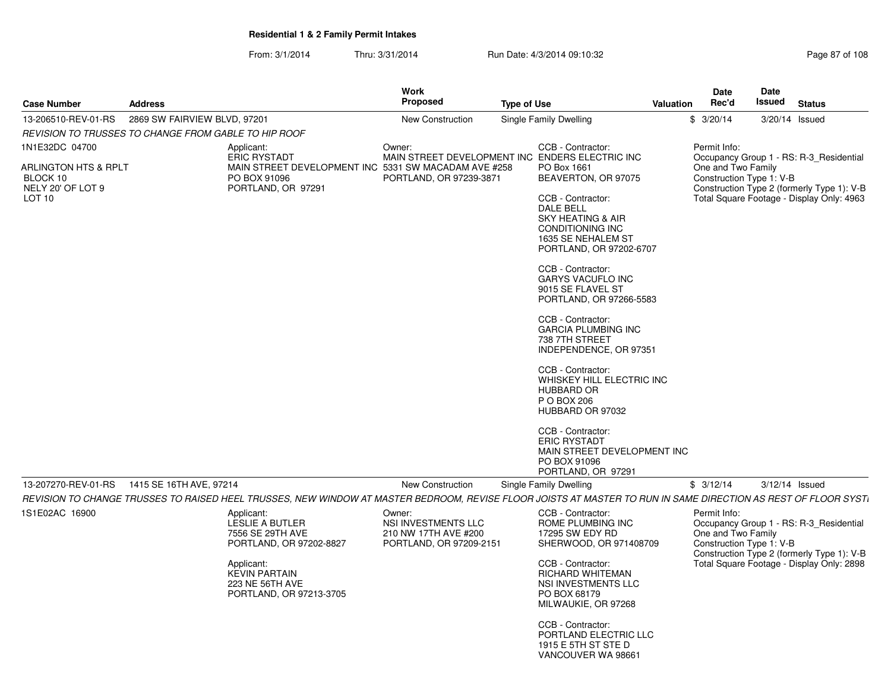# Residential 1 & 2 Family Permit Intakes

From: 3/1/2014 Thru: 3/31/2014 Run Date: 4/3/2014 09:10:32

| Case Number | Address | Work Proposed | Type of Use | Valuation | Date Rec'd | Date Issued | Status |
|---|---|---|---|---|---|---|---|
| 13-206510-REV-01-RS | 2869 SW FAIRVIEW BLVD, 97201 | New Construction | Single Family Dwelling | $ | 3/20/14 | 3/20/14 | Issued |

*REVISION TO TRUSSES TO CHANGE FROM GABLE TO HIP ROOF*

1N1E32DC 04700

ARLINGTON HTS & RPLT
BLOCK 10
NELY 20' OF LOT 9
LOT 10

Applicant:
ERIC RYSTADT
MAIN STREET DEVELOPMENT INC
PO BOX 91096
PORTLAND, OR 97291

Owner:
MAIN STREET DEVELOPMENT INC
5331 SW MACADAM AVE #258
PORTLAND, OR 97239-3871

CCB - Contractor:
ENDERS ELECTRIC INC
PO Box 1661
BEAVERTON, OR 97075

CCB - Contractor:
DALE BELL
SKY HEATING & AIR CONDITIONING INC
1635 SE NEHALEM ST
PORTLAND, OR 97202-6707

CCB - Contractor:
GARYS VACUFLO INC
9015 SE FLAVEL ST
PORTLAND, OR 97266-5583

CCB - Contractor:
GARCIA PLUMBING INC
738 7TH STREET
INDEPENDENCE, OR 97351

CCB - Contractor:
WHISKEY HILL ELECTRIC INC
HUBBARD OR
P O BOX 206
HUBBARD OR 97032

CCB - Contractor:
ERIC RYSTADT
MAIN STREET DEVELOPMENT INC
PO BOX 91096
PORTLAND, OR 97291

Permit Info:
Occupancy Group 1 - RS: R-3_Residential One and Two Family
Construction Type 1: V-B
Construction Type 2 (formerly Type 1): V-B
Total Square Footage - Display Only: 4963

| Case Number | Address | Work Proposed | Type of Use | Valuation | Date Rec'd | Date Issued | Status |
|---|---|---|---|---|---|---|---|
| 13-207270-REV-01-RS | 1415 SE 16TH AVE, 97214 | New Construction | Single Family Dwelling | $ | 3/12/14 | 3/12/14 | Issued |

*REVISION TO CHANGE TRUSSES TO RAISED HEEL TRUSSES, NEW WINDOW AT MASTER BEDROOM, REVISE FLOOR JOISTS AT MASTER TO RUN IN SAME DIRECTION AS REST OF FLOOR SYST*

1S1E02AC 16900

Applicant:
LESLIE A BUTLER
7556 SE 29TH AVE
PORTLAND, OR 97202-8827

Applicant:
KEVIN PARTAIN
223 NE 56TH AVE
PORTLAND, OR 97213-3705

Owner:
NSI INVESTMENTS LLC
210 NW 17TH AVE #200
PORTLAND, OR 97209-2151

CCB - Contractor:
ROME PLUMBING INC
17295 SW EDY RD
SHERWOOD, OR 971408709

CCB - Contractor:
RICHARD WHITEMAN
NSI INVESTMENTS LLC
PO BOX 68179
MILWAUKIE, OR 97268

CCB - Contractor:
PORTLAND ELECTRIC LLC
1915 E 5TH ST STE D
VANCOUVER WA 98661

Permit Info:
Occupancy Group 1 - RS: R-3_Residential One and Two Family
Construction Type 1: V-B
Construction Type 2 (formerly Type 1): V-B
Total Square Footage - Display Only: 2898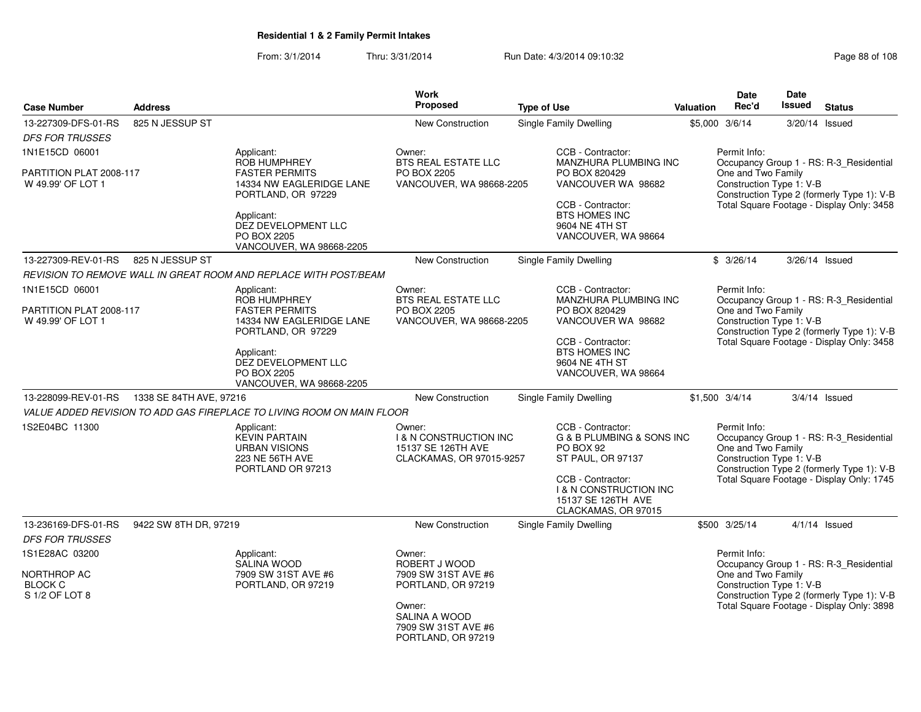**Residential 1 & 2 Family Permit Intakes**

From: 3/1/2014 Thru: 3/31/2014 Run Date: 4/3/2014 09:10:32

| Case Number | Address | | Work Proposed | Type of Use | Valuation | Date Rec'd | Date Issued | Status |
|---|---|---|---|---|---|---|---|---|
| 13-227309-DFS-01-RS | 825 N JESSUP ST | | New Construction | Single Family Dwelling | $5,000 | 3/6/14 | 3/20/14 | Issued |
| *DFS FOR TRUSSES* | | | | | | | | |
| 1N1E15CD 06001<br><br>PARTITION PLAT 2008-117<br>W 49.99' OF LOT 1 | | Applicant:<br>ROB HUMPHREY<br>FASTER PERMITS<br>14334 NW EAGLERIDGE LANE<br>PORTLAND, OR 97229<br><br>Applicant:<br>DEZ DEVELOPMENT LLC<br>PO BOX 2205<br>VANCOUVER, WA 98668-2205 | Owner:<br>BTS REAL ESTATE LLC<br>PO BOX 2205<br>VANCOUVER, WA 98668-2205 | CCB - Contractor:<br>MANZHURA PLUMBING INC<br>PO BOX 820429<br>VANCOUVER WA 98682<br><br>CCB - Contractor:<br>BTS HOMES INC<br>9604 NE 4TH ST<br>VANCOUVER, WA 98664 | | Permit Info:<br>Occupancy Group 1 - RS: R-3_Residential One and Two Family<br>Construction Type 1: V-B<br>Construction Type 2 (formerly Type 1): V-B<br>Total Square Footage - Display Only: 3458 | | |
| 13-227309-REV-01-RS | 825 N JESSUP ST | | New Construction | Single Family Dwelling | $ | 3/26/14 | 3/26/14 | Issued |
| *REVISION TO REMOVE WALL IN GREAT ROOM AND REPLACE WITH POST/BEAM* | | | | | | | | |
| 1N1E15CD 06001<br><br>PARTITION PLAT 2008-117<br>W 49.99' OF LOT 1 | | Applicant:<br>ROB HUMPHREY<br>FASTER PERMITS<br>14334 NW EAGLERIDGE LANE<br>PORTLAND, OR 97229<br><br>Applicant:<br>DEZ DEVELOPMENT LLC<br>PO BOX 2205<br>VANCOUVER, WA 98668-2205 | Owner:<br>BTS REAL ESTATE LLC<br>PO BOX 2205<br>VANCOUVER, WA 98668-2205 | CCB - Contractor:<br>MANZHURA PLUMBING INC<br>PO BOX 820429<br>VANCOUVER WA 98682<br><br>CCB - Contractor:<br>BTS HOMES INC<br>9604 NE 4TH ST<br>VANCOUVER, WA 98664 | | Permit Info:<br>Occupancy Group 1 - RS: R-3_Residential One and Two Family<br>Construction Type 1: V-B<br>Construction Type 2 (formerly Type 1): V-B<br>Total Square Footage - Display Only: 3458 | | |
| 13-228099-REV-01-RS | 1338 SE 84TH AVE, 97216 | | New Construction | Single Family Dwelling | $1,500 | 3/4/14 | 3/4/14 | Issued |
| *VALUE ADDED REVISION TO ADD GAS FIREPLACE TO LIVING ROOM ON MAIN FLOOR* | | | | | | | | |
| 1S2E04BC 11300 | | Applicant:<br>KEVIN PARTAIN<br>URBAN VISIONS<br>223 NE 56TH AVE<br>PORTLAND OR 97213 | Owner:<br>I & N CONSTRUCTION INC<br>15137 SE 126TH AVE<br>CLACKAMAS, OR 97015-9257 | CCB - Contractor:<br>G & B PLUMBING & SONS INC<br>PO BOX 92<br>ST PAUL, OR 97137<br><br>CCB - Contractor:<br>I & N CONSTRUCTION INC<br>15137 SE 126TH AVE<br>CLACKAMAS, OR 97015 | | Permit Info:<br>Occupancy Group 1 - RS: R-3_Residential One and Two Family<br>Construction Type 1: V-B<br>Construction Type 2 (formerly Type 1): V-B<br>Total Square Footage - Display Only: 1745 | | |
| 13-236169-DFS-01-RS | 9422 SW 8TH DR, 97219 | | New Construction | Single Family Dwelling | $500 | 3/25/14 | 4/1/14 | Issued |
| *DFS FOR TRUSSES* | | | | | | | | |
| 1S1E28AC 03200<br><br>NORTHROP AC<br>BLOCK C<br>S 1/2 OF LOT 8 | | Applicant:<br>SALINA WOOD<br>7909 SW 31ST AVE #6<br>PORTLAND, OR 97219 | Owner:<br>ROBERT J WOOD<br>7909 SW 31ST AVE #6<br>PORTLAND, OR 97219<br><br>Owner:<br>SALINA A WOOD<br>7909 SW 31ST AVE #6<br>PORTLAND, OR 97219 | | | Permit Info:<br>Occupancy Group 1 - RS: R-3_Residential One and Two Family<br>Construction Type 1: V-B<br>Construction Type 2 (formerly Type 1): V-B<br>Total Square Footage - Display Only: 3898 | | |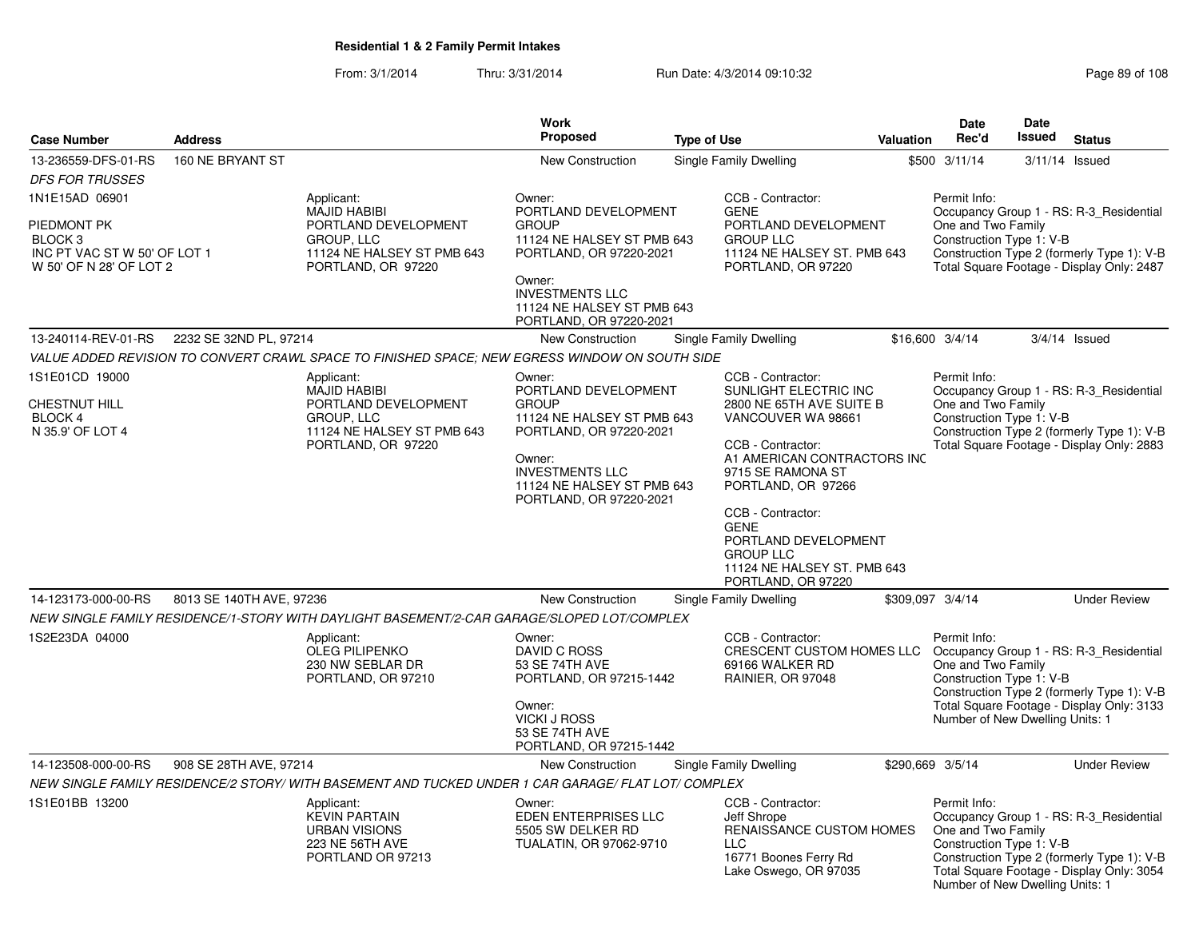**Residential 1 & 2 Family Permit Intakes**

From: 3/1/2014 Thru: 3/31/2014 Run Date: 4/3/2014 09:10:32

| Case Number | Address | Work Proposed | Type of Use | Valuation | Date Rec'd | Date Issued | Status |
|---|---|---|---|---|---|---|---|
| 13-236559-DFS-01-RS | 160 NE BRYANT ST | New Construction | Single Family Dwelling | $500 | 3/11/14 | 3/11/14 | Issued |

*DFS FOR TRUSSES*

1N1E15AD 06901

PIEDMONT PK
BLOCK 3
INC PT VAC ST W 50' OF LOT 1
W 50' OF N 28' OF LOT 2

Applicant:
MAJID HABIBI
PORTLAND DEVELOPMENT GROUP, LLC
11124 NE HALSEY ST PMB 643
PORTLAND, OR 97220

Owner:
PORTLAND DEVELOPMENT GROUP
11124 NE HALSEY ST PMB 643
PORTLAND, OR 97220-2021

Owner:
INVESTMENTS LLC
11124 NE HALSEY ST PMB 643
PORTLAND, OR 97220-2021

CCB - Contractor:
GENE
PORTLAND DEVELOPMENT GROUP LLC
11124 NE HALSEY ST. PMB 643
PORTLAND, OR 97220

Permit Info:
Occupancy Group 1 - RS: R-3_Residential One and Two Family
Construction Type 1: V-B
Construction Type 2 (formerly Type 1): V-B
Total Square Footage - Display Only: 2487

| Case Number | Address | Work Proposed | Type of Use | Valuation | Date Rec'd | Date Issued | Status |
|---|---|---|---|---|---|---|---|
| 13-240114-REV-01-RS | 2232 SE 32ND PL, 97214 | New Construction | Single Family Dwelling | $16,600 | 3/4/14 | 3/4/14 | Issued |

*VALUE ADDED REVISION TO CONVERT CRAWL SPACE TO FINISHED SPACE; NEW EGRESS WINDOW ON SOUTH SIDE*

1S1E01CD 19000

CHESTNUT HILL
BLOCK 4
N 35.9' OF LOT 4

Applicant:
MAJID HABIBI
PORTLAND DEVELOPMENT GROUP, LLC
11124 NE HALSEY ST PMB 643
PORTLAND, OR 97220

Owner:
PORTLAND DEVELOPMENT GROUP
11124 NE HALSEY ST PMB 643
PORTLAND, OR 97220-2021

Owner:
INVESTMENTS LLC
11124 NE HALSEY ST PMB 643
PORTLAND, OR 97220-2021

CCB - Contractor:
SUNLIGHT ELECTRIC INC
2800 NE 65TH AVE SUITE B
VANCOUVER WA 98661

CCB - Contractor:
A1 AMERICAN CONTRACTORS INC
9715 SE RAMONA ST
PORTLAND, OR 97266

CCB - Contractor:
GENE
PORTLAND DEVELOPMENT GROUP LLC
11124 NE HALSEY ST. PMB 643
PORTLAND, OR 97220

Permit Info:
Occupancy Group 1 - RS: R-3_Residential One and Two Family
Construction Type 1: V-B
Construction Type 2 (formerly Type 1): V-B
Total Square Footage - Display Only: 2883

| Case Number | Address | Work Proposed | Type of Use | Valuation | Date Rec'd | Date Issued | Status |
|---|---|---|---|---|---|---|---|
| 14-123173-000-00-RS | 8013 SE 140TH AVE, 97236 | New Construction | Single Family Dwelling | $309,097 | 3/4/14 | | Under Review |

*NEW SINGLE FAMILY RESIDENCE/1-STORY WITH DAYLIGHT BASEMENT/2-CAR GARAGE/SLOPED LOT/COMPLEX*

1S2E23DA 04000

Applicant:
OLEG PILIPENKO
230 NW SEBLAR DR
PORTLAND, OR 97210

Owner:
DAVID C ROSS
53 SE 74TH AVE
PORTLAND, OR 97215-1442

Owner:
VICKI J ROSS
53 SE 74TH AVE
PORTLAND, OR 97215-1442

CCB - Contractor:
CRESCENT CUSTOM HOMES LLC
69166 WALKER RD
RAINIER, OR 97048

Permit Info:
Occupancy Group 1 - RS: R-3_Residential One and Two Family
Construction Type 1: V-B
Construction Type 2 (formerly Type 1): V-B
Total Square Footage - Display Only: 3133
Number of New Dwelling Units: 1

| Case Number | Address | Work Proposed | Type of Use | Valuation | Date Rec'd | Date Issued | Status |
|---|---|---|---|---|---|---|---|
| 14-123508-000-00-RS | 908 SE 28TH AVE, 97214 | New Construction | Single Family Dwelling | $290,669 | 3/5/14 | | Under Review |

*NEW SINGLE FAMILY RESIDENCE/2 STORY/ WITH BASEMENT AND TUCKED UNDER 1 CAR GARAGE/ FLAT LOT/ COMPLEX*

1S1E01BB 13200

Applicant:
KEVIN PARTAIN
URBAN VISIONS
223 NE 56TH AVE
PORTLAND OR 97213

Owner:
EDEN ENTERPRISES LLC
5505 SW DELKER RD
TUALATIN, OR 97062-9710

CCB - Contractor:
Jeff Shrope
RENAISSANCE CUSTOM HOMES LLC
16771 Boones Ferry Rd
Lake Oswego, OR 97035

Permit Info:
Occupancy Group 1 - RS: R-3_Residential One and Two Family
Construction Type 1: V-B
Construction Type 2 (formerly Type 1): V-B
Total Square Footage - Display Only: 3054
Number of New Dwelling Units: 1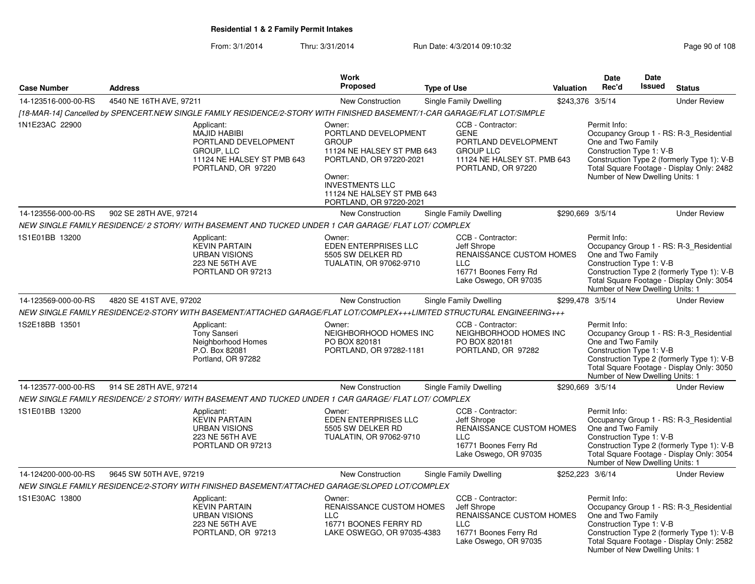**Residential 1 & 2 Family Permit Intakes**

From: 3/1/2014 Thru: 3/31/2014 Run Date: 4/3/2014 09:10:32

| Case Number | Address | Work Proposed | Type of Use | Valuation | Date Rec'd | Date Issued | Status |
|---|---|---|---|---|---|---|---|
| 14-123516-000-00-RS | 4540 NE 16TH AVE, 97211 | New Construction | Single Family Dwelling | $243,376 | 3/5/14 | | Under Review |

[18-MAR-14] Cancelled by SPENCERT.NEW SINGLE FAMILY RESIDENCE/2-STORY WITH FINISHED BASEMENT/1-CAR GARAGE/FLAT LOT/SIMPLE

1N1E23AC 22900

Applicant: MAJID HABIBI, PORTLAND DEVELOPMENT GROUP, LLC, 11124 NE HALSEY ST PMB 643, PORTLAND, OR 97220

Owner: PORTLAND DEVELOPMENT GROUP, 11124 NE HALSEY ST PMB 643, PORTLAND, OR 97220-2021

Owner: INVESTMENTS LLC, 11124 NE HALSEY ST PMB 643, PORTLAND, OR 97220-2021

CCB - Contractor: GENE, PORTLAND DEVELOPMENT GROUP LLC, 11124 NE HALSEY ST. PMB 643, PORTLAND, OR 97220

Permit Info: Occupancy Group 1 - RS: R-3_Residential One and Two Family; Construction Type 1: V-B; Construction Type 2 (formerly Type 1): V-B; Total Square Footage - Display Only: 2482; Number of New Dwelling Units: 1

| Case Number | Address | Work Proposed | Type of Use | Valuation | Date Rec'd | Date Issued | Status |
|---|---|---|---|---|---|---|---|
| 14-123556-000-00-RS | 902 SE 28TH AVE, 97214 | New Construction | Single Family Dwelling | $290,669 | 3/5/14 | | Under Review |

NEW SINGLE FAMILY RESIDENCE/ 2 STORY/ WITH BASEMENT AND TUCKED UNDER 1 CAR GARAGE/ FLAT LOT/ COMPLEX

1S1E01BB 13200

Applicant: KEVIN PARTAIN, URBAN VISIONS, 223 NE 56TH AVE, PORTLAND OR 97213

Owner: EDEN ENTERPRISES LLC, 5505 SW DELKER RD, TUALATIN, OR 97062-9710

CCB - Contractor: Jeff Shrope, RENAISSANCE CUSTOM HOMES LLC, 16771 Boones Ferry Rd, Lake Oswego, OR 97035

Permit Info: Occupancy Group 1 - RS: R-3_Residential One and Two Family; Construction Type 1: V-B; Construction Type 2 (formerly Type 1): V-B; Total Square Footage - Display Only: 3054; Number of New Dwelling Units: 1

| Case Number | Address | Work Proposed | Type of Use | Valuation | Date Rec'd | Date Issued | Status |
|---|---|---|---|---|---|---|---|
| 14-123569-000-00-RS | 4820 SE 41ST AVE, 97202 | New Construction | Single Family Dwelling | $299,478 | 3/5/14 | | Under Review |

NEW SINGLE FAMILY RESIDENCE/2-STORY WITH BASEMENT/ATTACHED GARAGE/FLAT LOT/COMPLEX+++LIMITED STRUCTURAL ENGINEERING+++

1S2E18BB 13501

Applicant: Tony Sanseri, Neighborhood Homes, P.O. Box 82081, Portland, OR 97282

Owner: NEIGHBORHOOD HOMES INC, PO BOX 820181, PORTLAND, OR 97282-1181

CCB - Contractor: NEIGHBORHOOD HOMES INC, PO BOX 820181, PORTLAND, OR 97282

Permit Info: Occupancy Group 1 - RS: R-3_Residential One and Two Family; Construction Type 1: V-B; Construction Type 2 (formerly Type 1): V-B; Total Square Footage - Display Only: 3050; Number of New Dwelling Units: 1

| Case Number | Address | Work Proposed | Type of Use | Valuation | Date Rec'd | Date Issued | Status |
|---|---|---|---|---|---|---|---|
| 14-123577-000-00-RS | 914 SE 28TH AVE, 97214 | New Construction | Single Family Dwelling | $290,669 | 3/5/14 | | Under Review |

NEW SINGLE FAMILY RESIDENCE/ 2 STORY/ WITH BASEMENT AND TUCKED UNDER 1 CAR GARAGE/ FLAT LOT/ COMPLEX

1S1E01BB 13200

Applicant: KEVIN PARTAIN, URBAN VISIONS, 223 NE 56TH AVE, PORTLAND OR 97213

Owner: EDEN ENTERPRISES LLC, 5505 SW DELKER RD, TUALATIN, OR 97062-9710

CCB - Contractor: Jeff Shrope, RENAISSANCE CUSTOM HOMES LLC, 16771 Boones Ferry Rd, Lake Oswego, OR 97035

Permit Info: Occupancy Group 1 - RS: R-3_Residential One and Two Family; Construction Type 1: V-B; Construction Type 2 (formerly Type 1): V-B; Total Square Footage - Display Only: 3054; Number of New Dwelling Units: 1

| Case Number | Address | Work Proposed | Type of Use | Valuation | Date Rec'd | Date Issued | Status |
|---|---|---|---|---|---|---|---|
| 14-124200-000-00-RS | 9645 SW 50TH AVE, 97219 | New Construction | Single Family Dwelling | $252,223 | 3/6/14 | | Under Review |

NEW SINGLE FAMILY RESIDENCE/2-STORY WITH FINISHED BASEMENT/ATTACHED GARAGE/SLOPED LOT/COMPLEX

1S1E30AC 13800

Applicant: KEVIN PARTAIN, URBAN VISIONS, 223 NE 56TH AVE, PORTLAND, OR 97213

Owner: RENAISSANCE CUSTOM HOMES LLC, 16771 BOONES FERRY RD, LAKE OSWEGO, OR 97035-4383

CCB - Contractor: Jeff Shrope, RENAISSANCE CUSTOM HOMES LLC, 16771 Boones Ferry Rd, Lake Oswego, OR 97035

Permit Info: Occupancy Group 1 - RS: R-3_Residential One and Two Family; Construction Type 1: V-B; Construction Type 2 (formerly Type 1): V-B; Total Square Footage - Display Only: 2582; Number of New Dwelling Units: 1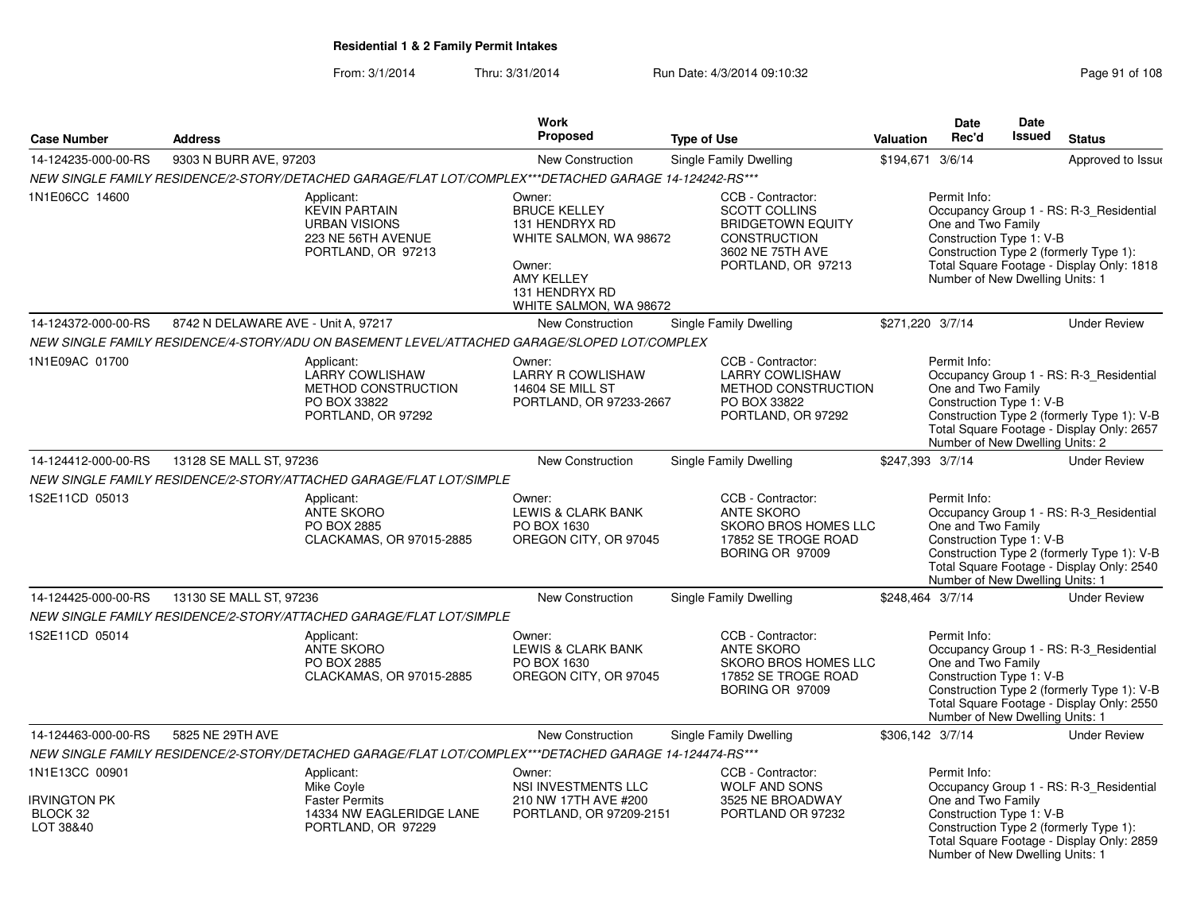**Residential 1 & 2 Family Permit Intakes**

From: 3/1/2014 Thru: 3/31/2014 Run Date: 4/3/2014 09:10:32

| Case Number | Address | Work Proposed | Type of Use | Valuation | Date Rec'd | Date Issued | Status |
|---|---|---|---|---|---|---|---|
| 14-124235-000-00-RS | 9303 N BURR AVE, 97203 | New Construction | Single Family Dwelling | $194,671 | 3/6/14 | | Approved to Issue |
| | NEW SINGLE FAMILY RESIDENCE/2-STORY/DETACHED GARAGE/FLAT LOT/COMPLEX***DETACHED GARAGE 14-124242-RS*** | | | | | | |
| 1N1E06CC 14600 | Applicant: KEVIN PARTAIN URBAN VISIONS 223 NE 56TH AVENUE PORTLAND, OR 97213 | Owner: BRUCE KELLEY 131 HENDRYX RD WHITE SALMON, WA 98672 Owner: AMY KELLEY 131 HENDRYX RD WHITE SALMON, WA 98672 | CCB - Contractor: SCOTT COLLINS BRIDGETOWN EQUITY CONSTRUCTION 3602 NE 75TH AVE PORTLAND, OR 97213 | | Permit Info: Occupancy Group 1 - RS: R-3_Residential One and Two Family Construction Type 1: V-B Construction Type 2 (formerly Type 1): Total Square Footage - Display Only: 1818 Number of New Dwelling Units: 1 | | |
| 14-124372-000-00-RS | 8742 N DELAWARE AVE - Unit A, 97217 | New Construction | Single Family Dwelling | $271,220 | 3/7/14 | | Under Review |
| | NEW SINGLE FAMILY RESIDENCE/4-STORY/ADU ON BASEMENT LEVEL/ATTACHED GARAGE/SLOPED LOT/COMPLEX | | | | | | |
| 1N1E09AC 01700 | Applicant: LARRY COWLISHAW METHOD CONSTRUCTION PO BOX 33822 PORTLAND, OR 97292 | Owner: LARRY R COWLISHAW 14604 SE MILL ST PORTLAND, OR 97233-2667 | CCB - Contractor: LARRY COWLISHAW METHOD CONSTRUCTION PO BOX 33822 PORTLAND, OR 97292 | | Permit Info: Occupancy Group 1 - RS: R-3_Residential One and Two Family Construction Type 1: V-B Construction Type 2 (formerly Type 1): V-B Total Square Footage - Display Only: 2657 Number of New Dwelling Units: 2 | | |
| 14-124412-000-00-RS | 13128 SE MALL ST, 97236 | New Construction | Single Family Dwelling | $247,393 | 3/7/14 | | Under Review |
| | NEW SINGLE FAMILY RESIDENCE/2-STORY/ATTACHED GARAGE/FLAT LOT/SIMPLE | | | | | | |
| 1S2E11CD 05013 | Applicant: ANTE SKORO PO BOX 2885 CLACKAMAS, OR 97015-2885 | Owner: LEWIS & CLARK BANK PO BOX 1630 OREGON CITY, OR 97045 | CCB - Contractor: ANTE SKORO SKORO BROS HOMES LLC 17852 SE TROGE ROAD BORING OR 97009 | | Permit Info: Occupancy Group 1 - RS: R-3_Residential One and Two Family Construction Type 1: V-B Construction Type 2 (formerly Type 1): V-B Total Square Footage - Display Only: 2540 Number of New Dwelling Units: 1 | | |
| 14-124425-000-00-RS | 13130 SE MALL ST, 97236 | New Construction | Single Family Dwelling | $248,464 | 3/7/14 | | Under Review |
| | NEW SINGLE FAMILY RESIDENCE/2-STORY/ATTACHED GARAGE/FLAT LOT/SIMPLE | | | | | | |
| 1S2E11CD 05014 | Applicant: ANTE SKORO PO BOX 2885 CLACKAMAS, OR 97015-2885 | Owner: LEWIS & CLARK BANK PO BOX 1630 OREGON CITY, OR 97045 | CCB - Contractor: ANTE SKORO SKORO BROS HOMES LLC 17852 SE TROGE ROAD BORING OR 97009 | | Permit Info: Occupancy Group 1 - RS: R-3_Residential One and Two Family Construction Type 1: V-B Construction Type 2 (formerly Type 1): V-B Total Square Footage - Display Only: 2550 Number of New Dwelling Units: 1 | | |
| 14-124463-000-00-RS | 5825 NE 29TH AVE | New Construction | Single Family Dwelling | $306,142 | 3/7/14 | | Under Review |
| | NEW SINGLE FAMILY RESIDENCE/2-STORY/DETACHED GARAGE/FLAT LOT/COMPLEX***DETACHED GARAGE 14-124474-RS*** | | | | | | |
| 1N1E13CC 00901 IRVINGTON PK BLOCK 32 LOT 38&40 | Applicant: Mike Coyle Faster Permits 14334 NW EAGLERIDGE LANE PORTLAND, OR 97229 | Owner: NSI INVESTMENTS LLC 210 NW 17TH AVE #200 PORTLAND, OR 97209-2151 | CCB - Contractor: WOLF AND SONS 3525 NE BROADWAY PORTLAND OR 97232 | | Permit Info: Occupancy Group 1 - RS: R-3_Residential One and Two Family Construction Type 1: V-B Construction Type 2 (formerly Type 1): Total Square Footage - Display Only: 2859 Number of New Dwelling Units: 1 | | |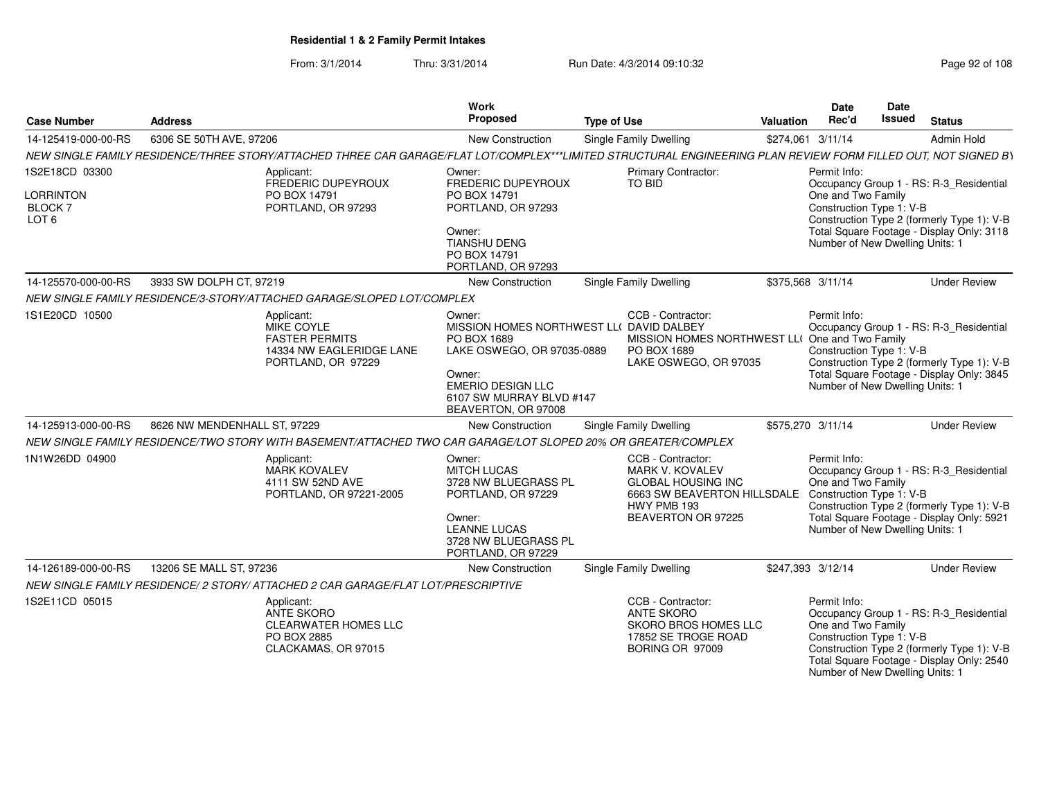**Residential 1 & 2 Family Permit Intakes**

From: 3/1/2014 Thru: 3/31/2014 Run Date: 4/3/2014 09:10:32

| Case Number | Address | Work Proposed | Type of Use | Valuation | Date Rec'd | Date Issued | Status |
|---|---|---|---|---|---|---|---|
| 14-125419-000-00-RS | 6306 SE 50TH AVE, 97206 | New Construction | Single Family Dwelling | $274,061 | 3/11/14 | | Admin Hold |
| NEW SINGLE FAMILY RESIDENCE/THREE STORY/ATTACHED THREE CAR GARAGE/FLAT LOT/COMPLEX***LIMITED STRUCTURAL ENGINEERING PLAN REVIEW FORM FILLED OUT, NOT SIGNED BY | | | | | | | |
| 1S2E18CD 03300<br>LORRINTON<br>BLOCK 7<br>LOT 6 | Applicant:<br>FREDERIC DUPEYROUX<br>PO BOX 14791<br>PORTLAND, OR 97293 | Owner:<br>FREDERIC DUPEYROUX<br>PO BOX 14791<br>PORTLAND, OR 97293<br>Owner:<br>TIANSHU DENG<br>PO BOX 14791<br>PORTLAND, OR 97293 | Primary Contractor:<br>TO BID | | Permit Info:<br>Occupancy Group 1 - RS: R-3_Residential One and Two Family<br>Construction Type 1: V-B<br>Construction Type 2 (formerly Type 1): V-B<br>Total Square Footage - Display Only: 3118<br>Number of New Dwelling Units: 1 | | |
| 14-125570-000-00-RS | 3933 SW DOLPH CT, 97219 | New Construction | Single Family Dwelling | $375,568 | 3/11/14 | | Under Review |
| NEW SINGLE FAMILY RESIDENCE/3-STORY/ATTACHED GARAGE/SLOPED LOT/COMPLEX | | | | | | | |
| 1S1E20CD 10500 | Applicant:<br>MIKE COYLE<br>FASTER PERMITS<br>14334 NW EAGLERIDGE LANE<br>PORTLAND, OR 97229 | Owner:<br>MISSION HOMES NORTHWEST LL(<br>PO BOX 1689<br>LAKE OSWEGO, OR 97035-0889<br>Owner:<br>EMERIO DESIGN LLC<br>6107 SW MURRAY BLVD #147<br>BEAVERTON, OR 97008 | CCB - Contractor:<br>DAVID DALBEY<br>MISSION HOMES NORTHWEST LL(<br>PO BOX 1689<br>LAKE OSWEGO, OR 97035 | | Permit Info:<br>Occupancy Group 1 - RS: R-3_Residential One and Two Family<br>Construction Type 1: V-B<br>Construction Type 2 (formerly Type 1): V-B<br>Total Square Footage - Display Only: 3845<br>Number of New Dwelling Units: 1 | | |
| 14-125913-000-00-RS | 8626 NW MENDENHALL ST, 97229 | New Construction | Single Family Dwelling | $575,270 | 3/11/14 | | Under Review |
| NEW SINGLE FAMILY RESIDENCE/TWO STORY WITH BASEMENT/ATTACHED TWO CAR GARAGE/LOT SLOPED 20% OR GREATER/COMPLEX | | | | | | | |
| 1N1W26DD 04900 | Applicant:<br>MARK KOVALEV<br>4111 SW 52ND AVE<br>PORTLAND, OR 97221-2005 | Owner:<br>MITCH LUCAS<br>3728 NW BLUEGRASS PL<br>PORTLAND, OR 97229<br>Owner:<br>LEANNE LUCAS<br>3728 NW BLUEGRASS PL<br>PORTLAND, OR 97229 | CCB - Contractor:<br>MARK V. KOVALEV<br>GLOBAL HOUSING INC<br>6663 SW BEAVERTON HILLSDALE HWY PMB 193<br>BEAVERTON OR 97225 | | Permit Info:<br>Occupancy Group 1 - RS: R-3_Residential One and Two Family<br>Construction Type 1: V-B<br>Construction Type 2 (formerly Type 1): V-B<br>Total Square Footage - Display Only: 5921<br>Number of New Dwelling Units: 1 | | |
| 14-126189-000-00-RS | 13206 SE MALL ST, 97236 | New Construction | Single Family Dwelling | $247,393 | 3/12/14 | | Under Review |
| NEW SINGLE FAMILY RESIDENCE/ 2 STORY/ ATTACHED 2 CAR GARAGE/FLAT LOT/PRESCRIPTIVE | | | | | | | |
| 1S2E11CD 05015 | Applicant:<br>ANTE SKORO<br>CLEARWATER HOMES LLC<br>PO BOX 2885<br>CLACKAMAS, OR 97015 | | CCB - Contractor:<br>ANTE SKORO<br>SKORO BROS HOMES LLC<br>17852 SE TROGE ROAD<br>BORING OR 97009 | | Permit Info:<br>Occupancy Group 1 - RS: R-3_Residential One and Two Family<br>Construction Type 1: V-B<br>Construction Type 2 (formerly Type 1): V-B<br>Total Square Footage - Display Only: 2540<br>Number of New Dwelling Units: 1 | | |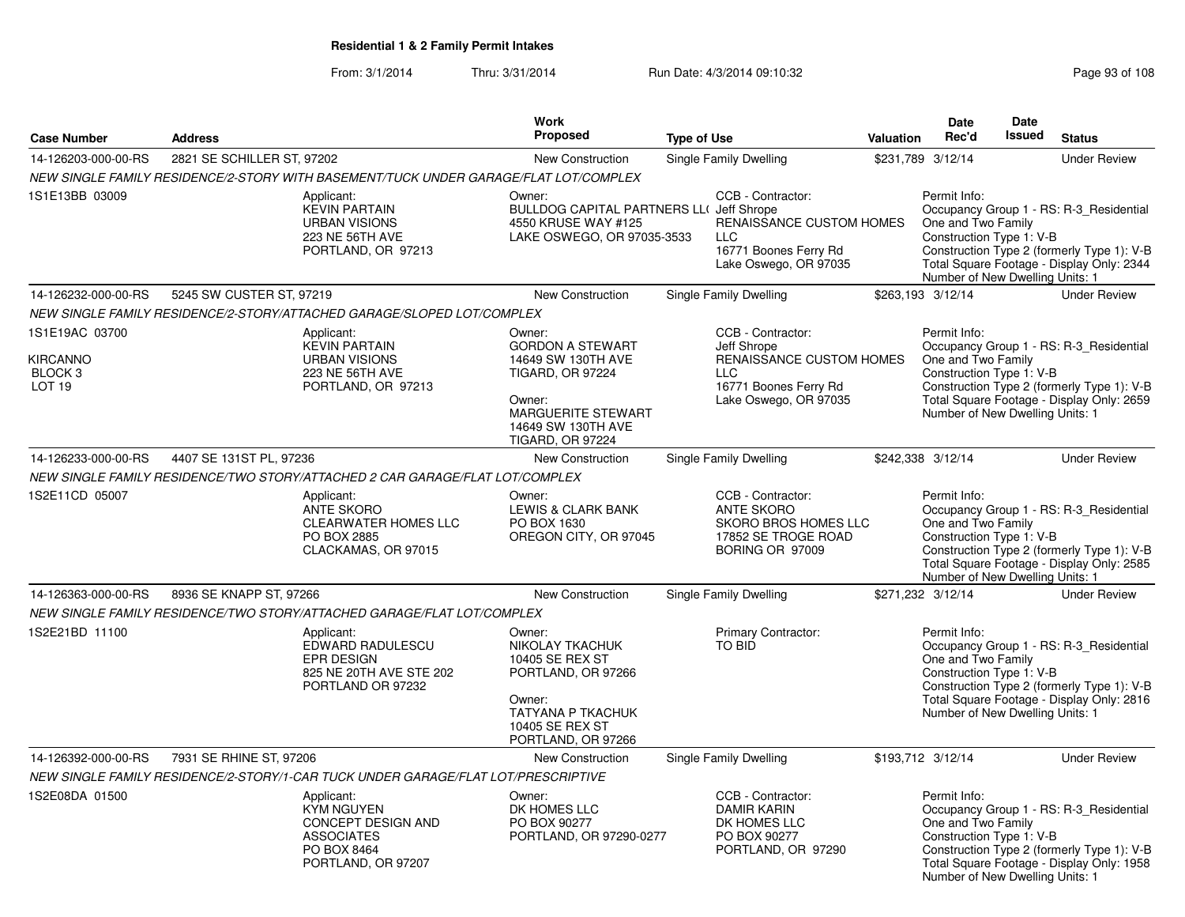**Residential 1 & 2 Family Permit Intakes**

From: 3/1/2014 Thru: 3/31/2014 Run Date: 4/3/2014 09:10:32

| Case Number | Address | Work Proposed | Type of Use | Valuation | Date Rec'd | Date Issued | Status |
|---|---|---|---|---|---|---|---|
| 14-126203-000-00-RS | 2821 SE SCHILLER ST, 97202 | New Construction | Single Family Dwelling | $231,789 | 3/12/14 | | Under Review |

*NEW SINGLE FAMILY RESIDENCE/2-STORY WITH BASEMENT/TUCK UNDER GARAGE/FLAT LOT/COMPLEX*

1S1E13BB 03009

Applicant: KEVIN PARTAIN, URBAN VISIONS, 223 NE 56TH AVE, PORTLAND, OR 97213

Owner: BULLDOG CAPITAL PARTNERS LL( 4550 KRUSE WAY #125, LAKE OSWEGO, OR 97035-3533

CCB - Contractor: Jeff Shrope, RENAISSANCE CUSTOM HOMES LLC, 16771 Boones Ferry Rd, Lake Oswego, OR 97035

Permit Info: Occupancy Group 1 - RS: R-3_Residential One and Two Family; Construction Type 1: V-B; Construction Type 2 (formerly Type 1): V-B; Total Square Footage - Display Only: 2344; Number of New Dwelling Units: 1

| Case Number | Address | Work Proposed | Type of Use | Valuation | Date Rec'd | Date Issued | Status |
|---|---|---|---|---|---|---|---|
| 14-126232-000-00-RS | 5245 SW CUSTER ST, 97219 | New Construction | Single Family Dwelling | $263,193 | 3/12/14 | | Under Review |

*NEW SINGLE FAMILY RESIDENCE/2-STORY/ATTACHED GARAGE/SLOPED LOT/COMPLEX*

1S1E19AC 03700, KIRCANNO, BLOCK 3, LOT 19

Applicant: KEVIN PARTAIN, URBAN VISIONS, 223 NE 56TH AVE, PORTLAND, OR 97213

Owner: GORDON A STEWART, 14649 SW 130TH AVE, TIGARD, OR 97224

Owner: MARGUERITE STEWART, 14649 SW 130TH AVE, TIGARD, OR 97224

CCB - Contractor: Jeff Shrope, RENAISSANCE CUSTOM HOMES LLC, 16771 Boones Ferry Rd, Lake Oswego, OR 97035

Permit Info: Occupancy Group 1 - RS: R-3_Residential One and Two Family; Construction Type 1: V-B; Construction Type 2 (formerly Type 1): V-B; Total Square Footage - Display Only: 2659; Number of New Dwelling Units: 1

| Case Number | Address | Work Proposed | Type of Use | Valuation | Date Rec'd | Date Issued | Status |
|---|---|---|---|---|---|---|---|
| 14-126233-000-00-RS | 4407 SE 131ST PL, 97236 | New Construction | Single Family Dwelling | $242,338 | 3/12/14 | | Under Review |

*NEW SINGLE FAMILY RESIDENCE/TWO STORY/ATTACHED 2 CAR GARAGE/FLAT LOT/COMPLEX*

1S2E11CD 05007

Applicant: ANTE SKORO, CLEARWATER HOMES LLC, PO BOX 2885, CLACKAMAS, OR 97015

Owner: LEWIS & CLARK BANK, PO BOX 1630, OREGON CITY, OR 97045

CCB - Contractor: ANTE SKORO, SKORO BROS HOMES LLC, 17852 SE TROGE ROAD, BORING OR 97009

Permit Info: Occupancy Group 1 - RS: R-3_Residential One and Two Family; Construction Type 1: V-B; Construction Type 2 (formerly Type 1): V-B; Total Square Footage - Display Only: 2585; Number of New Dwelling Units: 1

| Case Number | Address | Work Proposed | Type of Use | Valuation | Date Rec'd | Date Issued | Status |
|---|---|---|---|---|---|---|---|
| 14-126363-000-00-RS | 8936 SE KNAPP ST, 97266 | New Construction | Single Family Dwelling | $271,232 | 3/12/14 | | Under Review |

*NEW SINGLE FAMILY RESIDENCE/TWO STORY/ATTACHED GARAGE/FLAT LOT/COMPLEX*

1S2E21BD 11100

Applicant: EDWARD RADULESCU, EPR DESIGN, 825 NE 20TH AVE STE 202, PORTLAND OR 97232

Owner: NIKOLAY TKACHUK, 10405 SE REX ST, PORTLAND, OR 97266

Owner: TATYANA P TKACHUK, 10405 SE REX ST, PORTLAND, OR 97266

Primary Contractor: TO BID

Permit Info: Occupancy Group 1 - RS: R-3_Residential One and Two Family; Construction Type 1: V-B; Construction Type 2 (formerly Type 1): V-B; Total Square Footage - Display Only: 2816; Number of New Dwelling Units: 1

| Case Number | Address | Work Proposed | Type of Use | Valuation | Date Rec'd | Date Issued | Status |
|---|---|---|---|---|---|---|---|
| 14-126392-000-00-RS | 7931 SE RHINE ST, 97206 | New Construction | Single Family Dwelling | $193,712 | 3/12/14 | | Under Review |

*NEW SINGLE FAMILY RESIDENCE/2-STORY/1-CAR TUCK UNDER GARAGE/FLAT LOT/PRESCRIPTIVE*

1S2E08DA 01500

Applicant: KYM NGUYEN, CONCEPT DESIGN AND ASSOCIATES, PO BOX 8464, PORTLAND, OR 97207

Owner: DK HOMES LLC, PO BOX 90277, PORTLAND, OR 97290-0277

CCB - Contractor: DAMIR KARIN, DK HOMES LLC, PO BOX 90277, PORTLAND, OR 97290

Permit Info: Occupancy Group 1 - RS: R-3_Residential One and Two Family; Construction Type 1: V-B; Construction Type 2 (formerly Type 1): V-B; Total Square Footage - Display Only: 1958; Number of New Dwelling Units: 1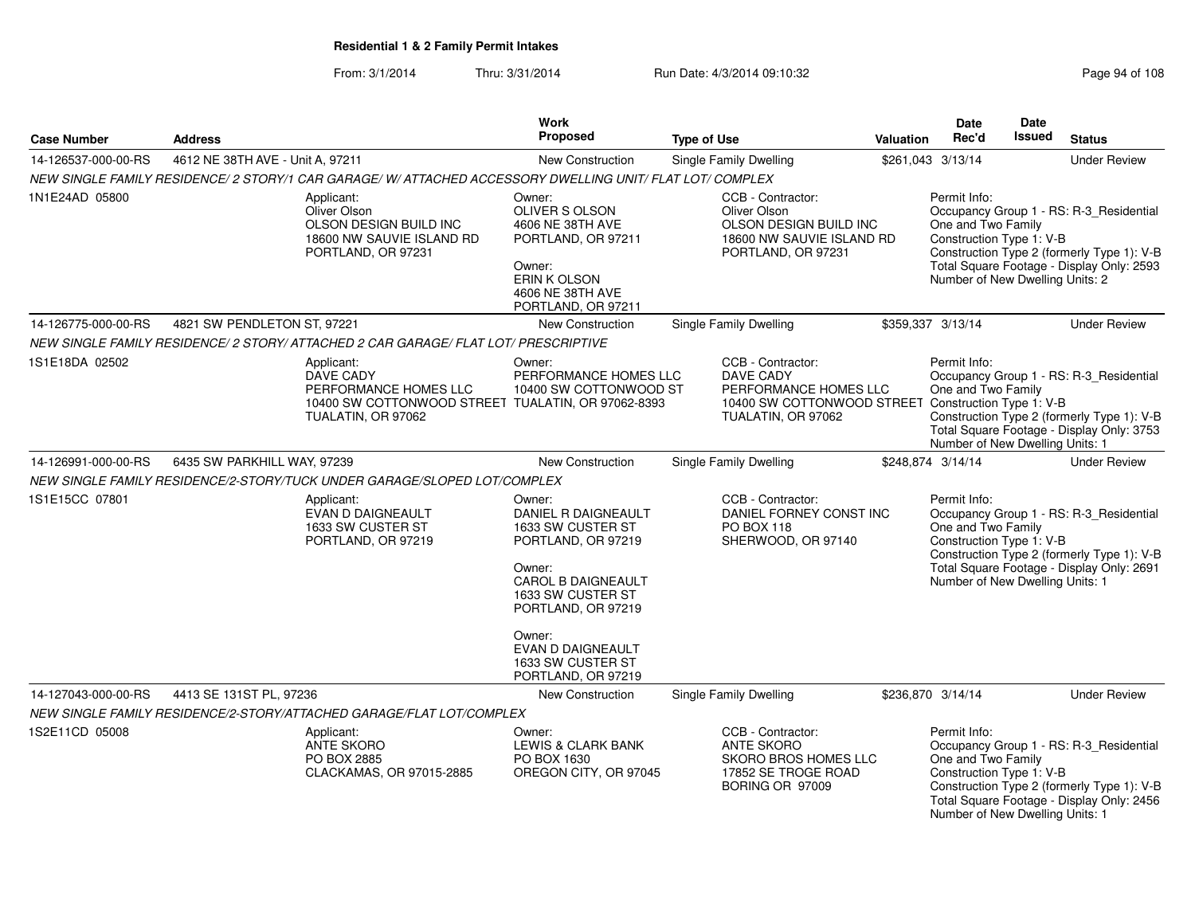## Residential 1 & 2 Family Permit Intakes

From: 3/1/2014 Thru: 3/31/2014 Run Date: 4/3/2014 09:10:32

| Case Number | Address | Work Proposed | Type of Use | Valuation | Date Rec'd | Date Issued | Status |
|---|---|---|---|---|---|---|---|
| 14-126537-000-00-RS | 4612 NE 38TH AVE - Unit A, 97211 | New Construction | Single Family Dwelling | $261,043 | 3/13/14 | | Under Review |

NEW SINGLE FAMILY RESIDENCE/ 2 STORY/1 CAR GARAGE/ W/ ATTACHED ACCESSORY DWELLING UNIT/ FLAT LOT/ COMPLEX

1N1E24AD 05800

Applicant: Oliver Olson, OLSON DESIGN BUILD INC, 18600 NW SAUVIE ISLAND RD, PORTLAND, OR 97231

Owner: OLIVER S OLSON, 4606 NE 38TH AVE, PORTLAND, OR 97211

Owner: ERIN K OLSON, 4606 NE 38TH AVE, PORTLAND, OR 97211

CCB - Contractor: Oliver Olson, OLSON DESIGN BUILD INC, 18600 NW SAUVIE ISLAND RD, PORTLAND, OR 97231

Permit Info: Occupancy Group 1 - RS: R-3_Residential One and Two Family; Construction Type 1: V-B; Construction Type 2 (formerly Type 1): V-B; Total Square Footage - Display Only: 2593; Number of New Dwelling Units: 2

| Case Number | Address | Work Proposed | Type of Use | Valuation | Date Rec'd | Date Issued | Status |
|---|---|---|---|---|---|---|---|
| 14-126775-000-00-RS | 4821 SW PENDLETON ST, 97221 | New Construction | Single Family Dwelling | $359,337 | 3/13/14 | | Under Review |

NEW SINGLE FAMILY RESIDENCE/ 2 STORY/ ATTACHED 2 CAR GARAGE/ FLAT LOT/ PRESCRIPTIVE

1S1E18DA 02502

Applicant: DAVE CADY, PERFORMANCE HOMES LLC, 10400 SW COTTONWOOD STREET, TUALATIN, OR 97062

Owner: PERFORMANCE HOMES LLC, 10400 SW COTTONWOOD ST, TUALATIN, OR 97062-8393

CCB - Contractor: DAVE CADY, PERFORMANCE HOMES LLC, 10400 SW COTTONWOOD STREET, TUALATIN, OR 97062

Permit Info: Occupancy Group 1 - RS: R-3_Residential One and Two Family; Construction Type 1: V-B; Construction Type 2 (formerly Type 1): V-B; Total Square Footage - Display Only: 3753; Number of New Dwelling Units: 1

| Case Number | Address | Work Proposed | Type of Use | Valuation | Date Rec'd | Date Issued | Status |
|---|---|---|---|---|---|---|---|
| 14-126991-000-00-RS | 6435 SW PARKHILL WAY, 97239 | New Construction | Single Family Dwelling | $248,874 | 3/14/14 | | Under Review |

NEW SINGLE FAMILY RESIDENCE/2-STORY/TUCK UNDER GARAGE/SLOPED LOT/COMPLEX

1S1E15CC 07801

Applicant: EVAN D DAIGNEAULT, 1633 SW CUSTER ST, PORTLAND, OR 97219

Owner: DANIEL R DAIGNEAULT, 1633 SW CUSTER ST, PORTLAND, OR 97219

Owner: CAROL B DAIGNEAULT, 1633 SW CUSTER ST, PORTLAND, OR 97219

Owner: EVAN D DAIGNEAULT, 1633 SW CUSTER ST, PORTLAND, OR 97219

CCB - Contractor: DANIEL FORNEY CONST INC, PO BOX 118, SHERWOOD, OR 97140

Permit Info: Occupancy Group 1 - RS: R-3_Residential One and Two Family; Construction Type 1: V-B; Construction Type 2 (formerly Type 1): V-B; Total Square Footage - Display Only: 2691; Number of New Dwelling Units: 1

| Case Number | Address | Work Proposed | Type of Use | Valuation | Date Rec'd | Date Issued | Status |
|---|---|---|---|---|---|---|---|
| 14-127043-000-00-RS | 4413 SE 131ST PL, 97236 | New Construction | Single Family Dwelling | $236,870 | 3/14/14 | | Under Review |

NEW SINGLE FAMILY RESIDENCE/2-STORY/ATTACHED GARAGE/FLAT LOT/COMPLEX

1S2E11CD 05008

Applicant: ANTE SKORO, PO BOX 2885, CLACKAMAS, OR 97015-2885

Owner: LEWIS & CLARK BANK, PO BOX 1630, OREGON CITY, OR 97045

CCB - Contractor: ANTE SKORO, SKORO BROS HOMES LLC, 17852 SE TROGE ROAD, BORING OR 97009

Permit Info: Occupancy Group 1 - RS: R-3_Residential One and Two Family; Construction Type 1: V-B; Construction Type 2 (formerly Type 1): V-B; Total Square Footage - Display Only: 2456; Number of New Dwelling Units: 1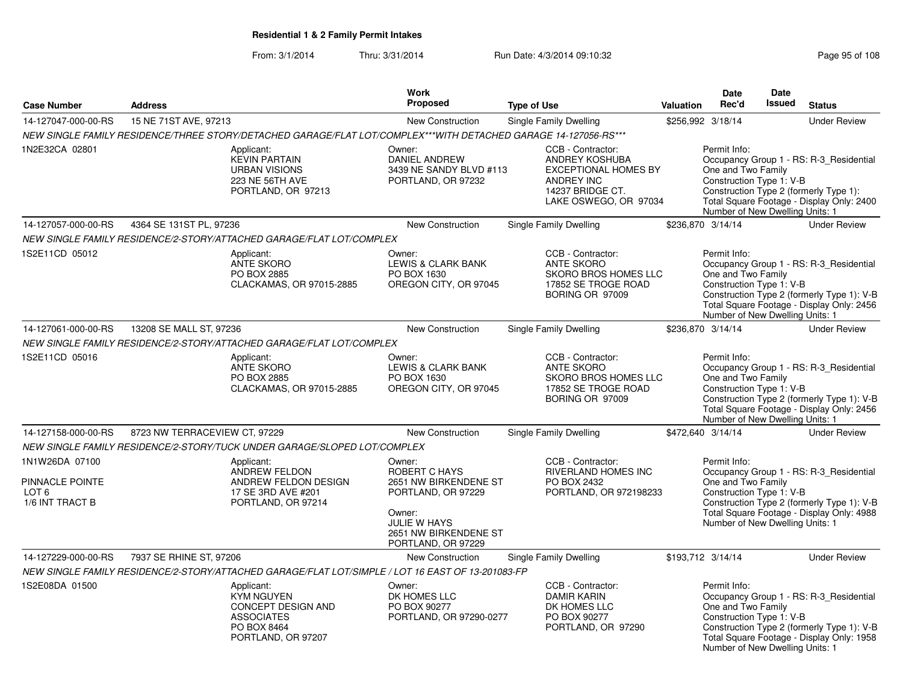# Residential 1 & 2 Family Permit Intakes

From: 3/1/2014 Thru: 3/31/2014 Run Date: 4/3/2014 09:10:32

| Case Number | Address | Work Proposed | Type of Use | Valuation | Date Rec'd | Date Issued | Status |
|---|---|---|---|---|---|---|---|
| 14-127047-000-00-RS | 15 NE 71ST AVE, 97213 | New Construction | Single Family Dwelling | $256,992 | 3/18/14 | | Under Review |
| *NEW SINGLE FAMILY RESIDENCE/THREE STORY/DETACHED GARAGE/FLAT LOT/COMPLEX\*\*\*WITH DETACHED GARAGE 14-127056-RS\*\*\** | | | | | | | |
| 1N2E32CA 02801 | Applicant: KEVIN PARTAIN URBAN VISIONS 223 NE 56TH AVE PORTLAND, OR 97213 | Owner: DANIEL ANDREW 3439 NE SANDY BLVD #113 PORTLAND, OR 97232 | CCB - Contractor: ANDREY KOSHUBA EXCEPTIONAL HOMES BY ANDREY INC 14237 BRIDGE CT. LAKE OSWEGO, OR 97034 | | Permit Info: Occupancy Group 1 - RS: R-3_Residential One and Two Family Construction Type 1: V-B Construction Type 2 (formerly Type 1): Total Square Footage - Display Only: 2400 Number of New Dwelling Units: 1 | | |
| 14-127057-000-00-RS | 4364 SE 131ST PL, 97236 | New Construction | Single Family Dwelling | $236,870 | 3/14/14 | | Under Review |
| *NEW SINGLE FAMILY RESIDENCE/2-STORY/ATTACHED GARAGE/FLAT LOT/COMPLEX* | | | | | | | |
| 1S2E11CD 05012 | Applicant: ANTE SKORO PO BOX 2885 CLACKAMAS, OR 97015-2885 | Owner: LEWIS & CLARK BANK PO BOX 1630 OREGON CITY, OR 97045 | CCB - Contractor: ANTE SKORO SKORO BROS HOMES LLC 17852 SE TROGE ROAD BORING OR 97009 | | Permit Info: Occupancy Group 1 - RS: R-3_Residential One and Two Family Construction Type 1: V-B Construction Type 2 (formerly Type 1): V-B Total Square Footage - Display Only: 2456 Number of New Dwelling Units: 1 | | |
| 14-127061-000-00-RS | 13208 SE MALL ST, 97236 | New Construction | Single Family Dwelling | $236,870 | 3/14/14 | | Under Review |
| *NEW SINGLE FAMILY RESIDENCE/2-STORY/ATTACHED GARAGE/FLAT LOT/COMPLEX* | | | | | | | |
| 1S2E11CD 05016 | Applicant: ANTE SKORO PO BOX 2885 CLACKAMAS, OR 97015-2885 | Owner: LEWIS & CLARK BANK PO BOX 1630 OREGON CITY, OR 97045 | CCB - Contractor: ANTE SKORO SKORO BROS HOMES LLC 17852 SE TROGE ROAD BORING OR 97009 | | Permit Info: Occupancy Group 1 - RS: R-3_Residential One and Two Family Construction Type 1: V-B Construction Type 2 (formerly Type 1): V-B Total Square Footage - Display Only: 2456 Number of New Dwelling Units: 1 | | |
| 14-127158-000-00-RS | 8723 NW TERRACEVIEW CT, 97229 | New Construction | Single Family Dwelling | $472,640 | 3/14/14 | | Under Review |
| *NEW SINGLE FAMILY RESIDENCE/2-STORY/TUCK UNDER GARAGE/SLOPED LOT/COMPLEX* | | | | | | | |
| 1N1W26DA 07100 PINNACLE POINTE LOT 6 1/6 INT TRACT B | Applicant: ANDREW FELDON ANDREW FELDON DESIGN 17 SE 3RD AVE #201 PORTLAND, OR 97214 | Owner: ROBERT C HAYS 2651 NW BIRKENDENE ST PORTLAND, OR 97229 Owner: JULIE W HAYS 2651 NW BIRKENDENE ST PORTLAND, OR 97229 | CCB - Contractor: RIVERLAND HOMES INC PO BOX 2432 PORTLAND, OR 972198233 | | Permit Info: Occupancy Group 1 - RS: R-3_Residential One and Two Family Construction Type 1: V-B Construction Type 2 (formerly Type 1): V-B Total Square Footage - Display Only: 4988 Number of New Dwelling Units: 1 | | |
| 14-127229-000-00-RS | 7937 SE RHINE ST, 97206 | New Construction | Single Family Dwelling | $193,712 | 3/14/14 | | Under Review |
| *NEW SINGLE FAMILY RESIDENCE/2-STORY/ATTACHED GARAGE/FLAT LOT/SIMPLE / LOT 16 EAST OF 13-201083-FP* | | | | | | | |
| 1S2E08DA 01500 | Applicant: KYM NGUYEN CONCEPT DESIGN AND ASSOCIATES PO BOX 8464 PORTLAND, OR 97207 | Owner: DK HOMES LLC PO BOX 90277 PORTLAND, OR 97290-0277 | CCB - Contractor: DAMIR KARIN DK HOMES LLC PO BOX 90277 PORTLAND, OR 97290 | | Permit Info: Occupancy Group 1 - RS: R-3_Residential One and Two Family Construction Type 1: V-B Construction Type 2 (formerly Type 1): V-B Total Square Footage - Display Only: 1958 Number of New Dwelling Units: 1 | | |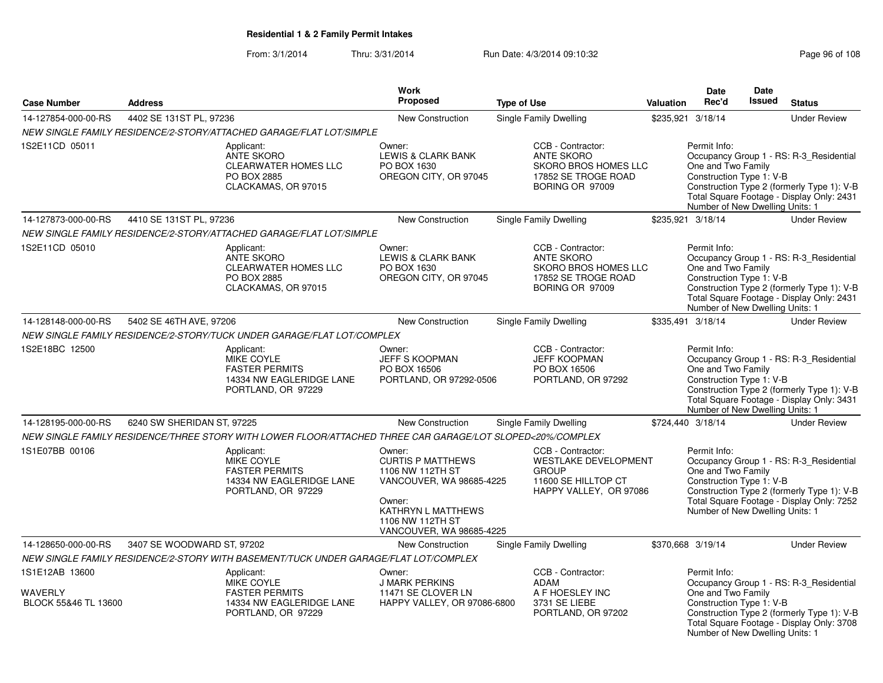# Residential 1 & 2 Family Permit Intakes

From: 3/1/2014 Thru: 3/31/2014 Run Date: 4/3/2014 09:10:32

| Case Number | Address | Work Proposed | Type of Use | Valuation | Date Rec'd | Date Issued | Status |
|---|---|---|---|---|---|---|---|
| 14-127854-000-00-RS | 4402 SE 131ST PL, 97236 | New Construction | Single Family Dwelling | $235,921 | 3/18/14 | | Under Review |

*NEW SINGLE FAMILY RESIDENCE/2-STORY/ATTACHED GARAGE/FLAT LOT/SIMPLE*

1S2E11CD 05011

- Applicant: ANTE SKORO, CLEARWATER HOMES LLC, PO BOX 2885, CLACKAMAS, OR 97015
- Owner: LEWIS & CLARK BANK, PO BOX 1630, OREGON CITY, OR 97045
- CCB - Contractor: ANTE SKORO, SKORO BROS HOMES LLC, 17852 SE TROGE ROAD, BORING OR 97009
- Permit Info: Occupancy Group 1 - RS: R-3_Residential One and Two Family; Construction Type 1: V-B; Construction Type 2 (formerly Type 1): V-B; Total Square Footage - Display Only: 2431; Number of New Dwelling Units: 1

| Case Number | Address | Work Proposed | Type of Use | Valuation | Date Rec'd | Date Issued | Status |
|---|---|---|---|---|---|---|---|
| 14-127873-000-00-RS | 4410 SE 131ST PL, 97236 | New Construction | Single Family Dwelling | $235,921 | 3/18/14 | | Under Review |

*NEW SINGLE FAMILY RESIDENCE/2-STORY/ATTACHED GARAGE/FLAT LOT/SIMPLE*

1S2E11CD 05010

- Applicant: ANTE SKORO, CLEARWATER HOMES LLC, PO BOX 2885, CLACKAMAS, OR 97015
- Owner: LEWIS & CLARK BANK, PO BOX 1630, OREGON CITY, OR 97045
- CCB - Contractor: ANTE SKORO, SKORO BROS HOMES LLC, 17852 SE TROGE ROAD, BORING OR 97009
- Permit Info: Occupancy Group 1 - RS: R-3_Residential One and Two Family; Construction Type 1: V-B; Construction Type 2 (formerly Type 1): V-B; Total Square Footage - Display Only: 2431; Number of New Dwelling Units: 1

| Case Number | Address | Work Proposed | Type of Use | Valuation | Date Rec'd | Date Issued | Status |
|---|---|---|---|---|---|---|---|
| 14-128148-000-00-RS | 5402 SE 46TH AVE, 97206 | New Construction | Single Family Dwelling | $335,491 | 3/18/14 | | Under Review |

*NEW SINGLE FAMILY RESIDENCE/2-STORY/TUCK UNDER GARAGE/FLAT LOT/COMPLEX*

1S2E18BC 12500

- Applicant: MIKE COYLE, FASTER PERMITS, 14334 NW EAGLERIDGE LANE, PORTLAND, OR 97229
- Owner: JEFF S KOOPMAN, PO BOX 16506, PORTLAND, OR 97292-0506
- CCB - Contractor: JEFF KOOPMAN, PO BOX 16506, PORTLAND, OR 97292
- Permit Info: Occupancy Group 1 - RS: R-3_Residential One and Two Family; Construction Type 1: V-B; Construction Type 2 (formerly Type 1): V-B; Total Square Footage - Display Only: 3431; Number of New Dwelling Units: 1

| Case Number | Address | Work Proposed | Type of Use | Valuation | Date Rec'd | Date Issued | Status |
|---|---|---|---|---|---|---|---|
| 14-128195-000-00-RS | 6240 SW SHERIDAN ST, 97225 | New Construction | Single Family Dwelling | $724,440 | 3/18/14 | | Under Review |

*NEW SINGLE FAMILY RESIDENCE/THREE STORY WITH LOWER FLOOR/ATTACHED THREE CAR GARAGE/LOT SLOPED<20%/COMPLEX*

1S1E07BB 00106

- Applicant: MIKE COYLE, FASTER PERMITS, 14334 NW EAGLERIDGE LANE, PORTLAND, OR 97229
- Owner: CURTIS P MATTHEWS, 1106 NW 112TH ST, VANCOUVER, WA 98685-4225
- Owner: KATHRYN L MATTHEWS, 1106 NW 112TH ST, VANCOUVER, WA 98685-4225
- CCB - Contractor: WESTLAKE DEVELOPMENT GROUP, 11600 SE HILLTOP CT, HAPPY VALLEY, OR 97086
- Permit Info: Occupancy Group 1 - RS: R-3_Residential One and Two Family; Construction Type 1: V-B; Construction Type 2 (formerly Type 1): V-B; Total Square Footage - Display Only: 7252; Number of New Dwelling Units: 1

| Case Number | Address | Work Proposed | Type of Use | Valuation | Date Rec'd | Date Issued | Status |
|---|---|---|---|---|---|---|---|
| 14-128650-000-00-RS | 3407 SE WOODWARD ST, 97202 | New Construction | Single Family Dwelling | $370,668 | 3/19/14 | | Under Review |

*NEW SINGLE FAMILY RESIDENCE/2-STORY WITH BASEMENT/TUCK UNDER GARAGE/FLAT LOT/COMPLEX*

1S1E12AB 13600

WAVERLY
BLOCK 55&46 TL 13600

- Applicant: MIKE COYLE, FASTER PERMITS, 14334 NW EAGLERIDGE LANE, PORTLAND, OR 97229
- Owner: J MARK PERKINS, 11471 SE CLOVER LN, HAPPY VALLEY, OR 97086-6800
- CCB - Contractor: ADAM, A F HOESLEY INC, 3731 SE LIEBE, PORTLAND, OR 97202
- Permit Info: Occupancy Group 1 - RS: R-3_Residential One and Two Family; Construction Type 1: V-B; Construction Type 2 (formerly Type 1): V-B; Total Square Footage - Display Only: 3708; Number of New Dwelling Units: 1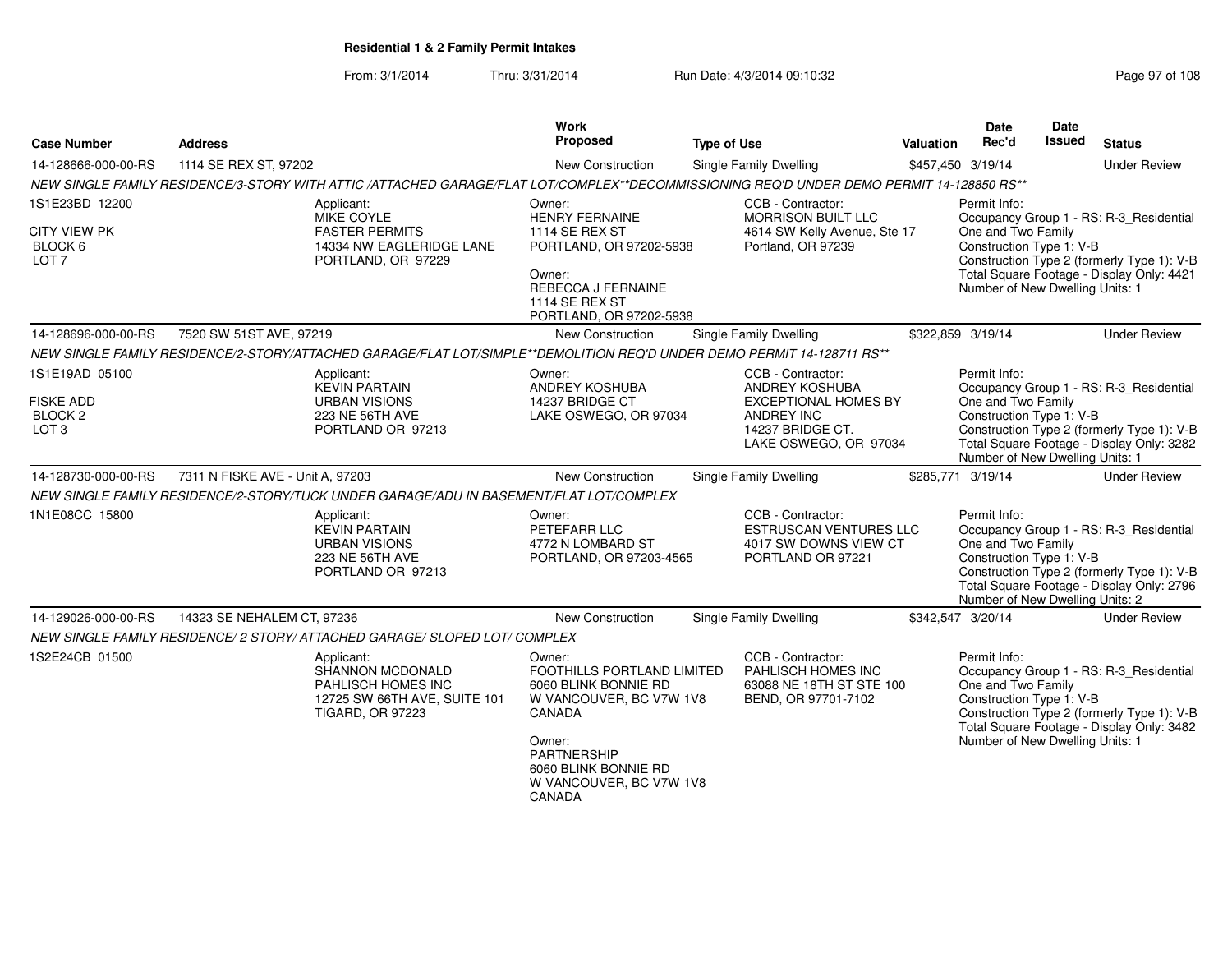**Residential 1 & 2 Family Permit Intakes**

From: 3/1/2014 Thru: 3/31/2014 Run Date: 4/3/2014 09:10:32

| Case Number | Address | Work Proposed | Type of Use | Valuation | Date Rec'd | Date Issued | Status |
|---|---|---|---|---|---|---|---|
| 14-128666-000-00-RS | 1114 SE REX ST, 97202 | New Construction | Single Family Dwelling | $457,450 | 3/19/14 | | Under Review |

*NEW SINGLE FAMILY RESIDENCE/3-STORY WITH ATTIC /ATTACHED GARAGE/FLAT LOT/COMPLEX**DECOMMISSIONING REQ'D UNDER DEMO PERMIT 14-128850 RS***

1S1E23BD 12200
CITY VIEW PK
BLOCK 6
LOT 7

Applicant:
MIKE COYLE
FASTER PERMITS
14334 NW EAGLERIDGE LANE
PORTLAND, OR 97229

Owner:
HENRY FERNAINE
1114 SE REX ST
PORTLAND, OR 97202-5938

Owner:
REBECCA J FERNAINE
1114 SE REX ST
PORTLAND, OR 97202-5938

CCB - Contractor:
MORRISON BUILT LLC
4614 SW Kelly Avenue, Ste 17
Portland, OR 97239

Permit Info:
Occupancy Group 1 - RS: R-3_Residential One and Two Family
Construction Type 1: V-B
Construction Type 2 (formerly Type 1): V-B
Total Square Footage - Display Only: 4421
Number of New Dwelling Units: 1

| Case Number | Address | Work Proposed | Type of Use | Valuation | Date Rec'd | Date Issued | Status |
|---|---|---|---|---|---|---|---|
| 14-128696-000-00-RS | 7520 SW 51ST AVE, 97219 | New Construction | Single Family Dwelling | $322,859 | 3/19/14 | | Under Review |

*NEW SINGLE FAMILY RESIDENCE/2-STORY/ATTACHED GARAGE/FLAT LOT/SIMPLE**DEMOLITION REQ'D UNDER DEMO PERMIT 14-128711 RS***

1S1E19AD 05100
FISKE ADD
BLOCK 2
LOT 3

Applicant:
KEVIN PARTAIN
URBAN VISIONS
223 NE 56TH AVE
PORTLAND OR 97213

Owner:
ANDREY KOSHUBA
14237 BRIDGE CT
LAKE OSWEGO, OR 97034

CCB - Contractor:
ANDREY KOSHUBA
EXCEPTIONAL HOMES BY ANDREY INC
14237 BRIDGE CT.
LAKE OSWEGO, OR 97034

Permit Info:
Occupancy Group 1 - RS: R-3_Residential One and Two Family
Construction Type 1: V-B
Construction Type 2 (formerly Type 1): V-B
Total Square Footage - Display Only: 3282
Number of New Dwelling Units: 1

| Case Number | Address | Work Proposed | Type of Use | Valuation | Date Rec'd | Date Issued | Status |
|---|---|---|---|---|---|---|---|
| 14-128730-000-00-RS | 7311 N FISKE AVE - Unit A, 97203 | New Construction | Single Family Dwelling | $285,771 | 3/19/14 | | Under Review |

*NEW SINGLE FAMILY RESIDENCE/2-STORY/TUCK UNDER GARAGE/ADU IN BASEMENT/FLAT LOT/COMPLEX*

1N1E08CC 15800

Applicant:
KEVIN PARTAIN
URBAN VISIONS
223 NE 56TH AVE
PORTLAND OR 97213

Owner:
PETEFARR LLC
4772 N LOMBARD ST
PORTLAND, OR 97203-4565

CCB - Contractor:
ESTRUSCAN VENTURES LLC
4017 SW DOWNS VIEW CT
PORTLAND OR 97221

Permit Info:
Occupancy Group 1 - RS: R-3_Residential One and Two Family
Construction Type 1: V-B
Construction Type 2 (formerly Type 1): V-B
Total Square Footage - Display Only: 2796
Number of New Dwelling Units: 2

| Case Number | Address | Work Proposed | Type of Use | Valuation | Date Rec'd | Date Issued | Status |
|---|---|---|---|---|---|---|---|
| 14-129026-000-00-RS | 14323 SE NEHALEM CT, 97236 | New Construction | Single Family Dwelling | $342,547 | 3/20/14 | | Under Review |

*NEW SINGLE FAMILY RESIDENCE/ 2 STORY/ ATTACHED GARAGE/ SLOPED LOT/ COMPLEX*

1S2E24CB 01500

Applicant:
SHANNON MCDONALD
PAHLISCH HOMES INC
12725 SW 66TH AVE, SUITE 101
TIGARD, OR 97223

Owner:
FOOTHILLS PORTLAND LIMITED
6060 BLINK BONNIE RD
W VANCOUVER, BC V7W 1V8
CANADA

Owner:
PARTNERSHIP
6060 BLINK BONNIE RD
W VANCOUVER, BC V7W 1V8
CANADA

CCB - Contractor:
PAHLISCH HOMES INC
63088 NE 18TH ST STE 100
BEND, OR 97701-7102

Permit Info:
Occupancy Group 1 - RS: R-3_Residential One and Two Family
Construction Type 1: V-B
Construction Type 2 (formerly Type 1): V-B
Total Square Footage - Display Only: 3482
Number of New Dwelling Units: 1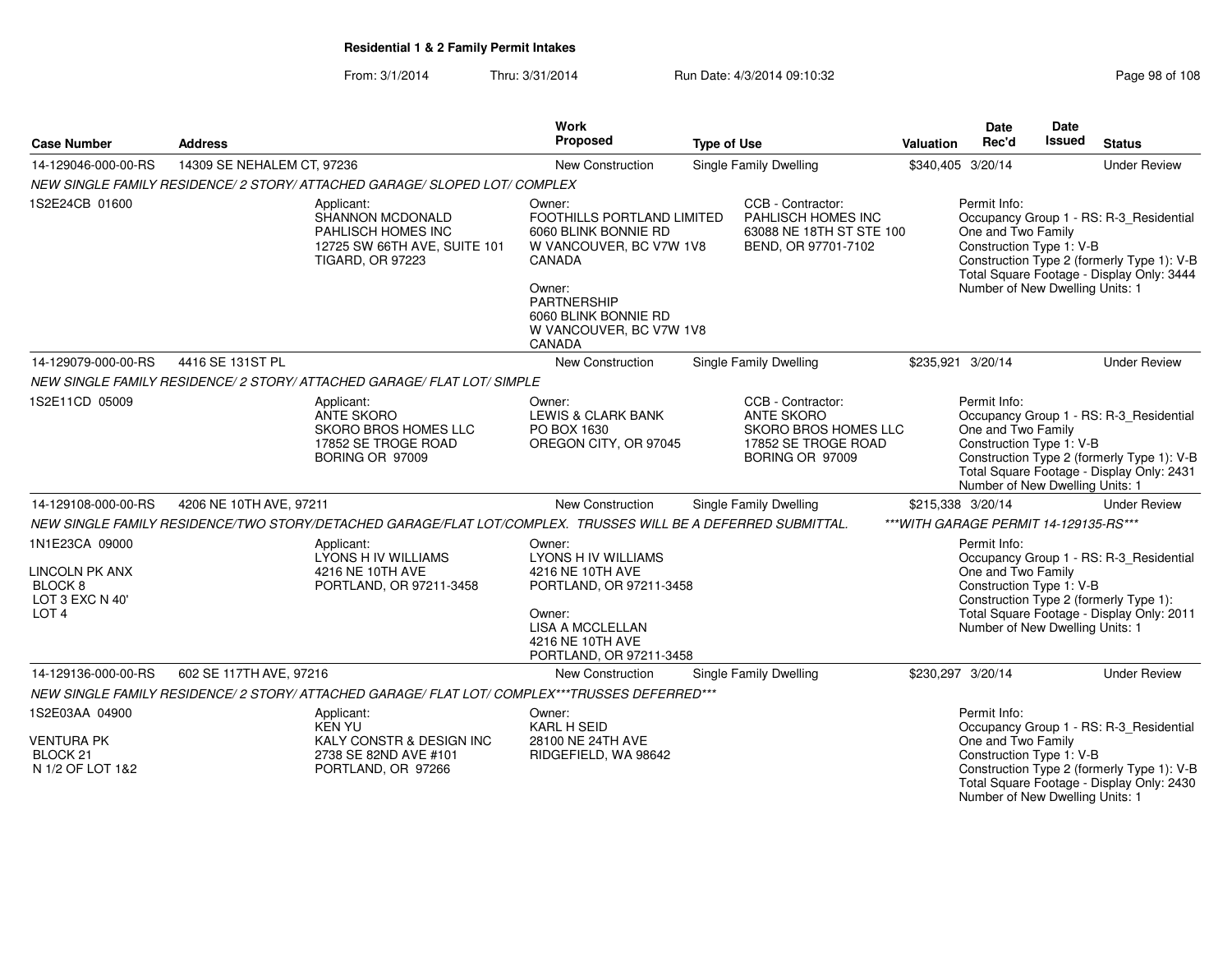**Residential 1 & 2 Family Permit Intakes**

From: 3/1/2014 Thru: 3/31/2014 Run Date: 4/3/2014 09:10:32

| Case Number | Address | Work Proposed | Type of Use | Valuation | Date Rec'd | Date Issued | Status |
|---|---|---|---|---|---|---|---|
| 14-129046-000-00-RS | 14309 SE NEHALEM CT, 97236 | New Construction | Single Family Dwelling | $340,405 | 3/20/14 | | Under Review |
| | NEW SINGLE FAMILY RESIDENCE/ 2 STORY/ ATTACHED GARAGE/ SLOPED LOT/ COMPLEX | | | | | | |
| 1S2E24CB 01600 | Applicant: SHANNON MCDONALD PAHLISCH HOMES INC 12725 SW 66TH AVE, SUITE 101 TIGARD, OR 97223 | Owner: FOOTHILLS PORTLAND LIMITED 6060 BLINK BONNIE RD W VANCOUVER, BC V7W 1V8 CANADA<br>Owner: PARTNERSHIP 6060 BLINK BONNIE RD W VANCOUVER, BC V7W 1V8 CANADA | CCB - Contractor: PAHLISCH HOMES INC 63088 NE 18TH ST STE 100 BEND, OR 97701-7102 | | Permit Info: Occupancy Group 1 - RS: R-3_Residential One and Two Family Construction Type 1: V-B Construction Type 2 (formerly Type 1): V-B Total Square Footage - Display Only: 3444 Number of New Dwelling Units: 1 | | |
| 14-129079-000-00-RS | 4416 SE 131ST PL | New Construction | Single Family Dwelling | $235,921 | 3/20/14 | | Under Review |
| | NEW SINGLE FAMILY RESIDENCE/ 2 STORY/ ATTACHED GARAGE/ FLAT LOT/ SIMPLE | | | | | | |
| 1S2E11CD 05009 | Applicant: ANTE SKORO SKORO BROS HOMES LLC 17852 SE TROGE ROAD BORING OR 97009 | Owner: LEWIS & CLARK BANK PO BOX 1630 OREGON CITY, OR 97045 | CCB - Contractor: ANTE SKORO SKORO BROS HOMES LLC 17852 SE TROGE ROAD BORING OR 97009 | | Permit Info: Occupancy Group 1 - RS: R-3_Residential One and Two Family Construction Type 1: V-B Construction Type 2 (formerly Type 1): V-B Total Square Footage - Display Only: 2431 Number of New Dwelling Units: 1 | | |
| 14-129108-000-00-RS | 4206 NE 10TH AVE, 97211 | New Construction | Single Family Dwelling | $215,338 | 3/20/14 | | Under Review |
| | NEW SINGLE FAMILY RESIDENCE/TWO STORY/DETACHED GARAGE/FLAT LOT/COMPLEX. TRUSSES WILL BE A DEFERRED SUBMITTAL. | | | ***WITH GARAGE PERMIT 14-129135-RS*** | | | |
| 1N1E23CA 09000<br>LINCOLN PK ANX BLOCK 8 LOT 3 EXC N 40' LOT 4 | Applicant: LYONS H IV WILLIAMS 4216 NE 10TH AVE PORTLAND, OR 97211-3458 | Owner: LYONS H IV WILLIAMS 4216 NE 10TH AVE PORTLAND, OR 97211-3458<br>Owner: LISA A MCCLELLAN 4216 NE 10TH AVE PORTLAND, OR 97211-3458 | | | Permit Info: Occupancy Group 1 - RS: R-3_Residential One and Two Family Construction Type 1: V-B Construction Type 2 (formerly Type 1): Total Square Footage - Display Only: 2011 Number of New Dwelling Units: 1 | | |
| 14-129136-000-00-RS | 602 SE 117TH AVE, 97216 | New Construction | Single Family Dwelling | $230,297 | 3/20/14 | | Under Review |
| | NEW SINGLE FAMILY RESIDENCE/ 2 STORY/ ATTACHED GARAGE/ FLAT LOT/ COMPLEX***TRUSSES DEFERRED*** | | | | | | |
| 1S2E03AA 04900<br>VENTURA PK BLOCK 21 N 1/2 OF LOT 1&2 | Applicant: KEN YU KALY CONSTR & DESIGN INC 2738 SE 82ND AVE #101 PORTLAND, OR 97266 | Owner: KARL H SEID 28100 NE 24TH AVE RIDGEFIELD, WA 98642 | | | Permit Info: Occupancy Group 1 - RS: R-3_Residential One and Two Family Construction Type 1: V-B Construction Type 2 (formerly Type 1): V-B Total Square Footage - Display Only: 2430 Number of New Dwelling Units: 1 | | |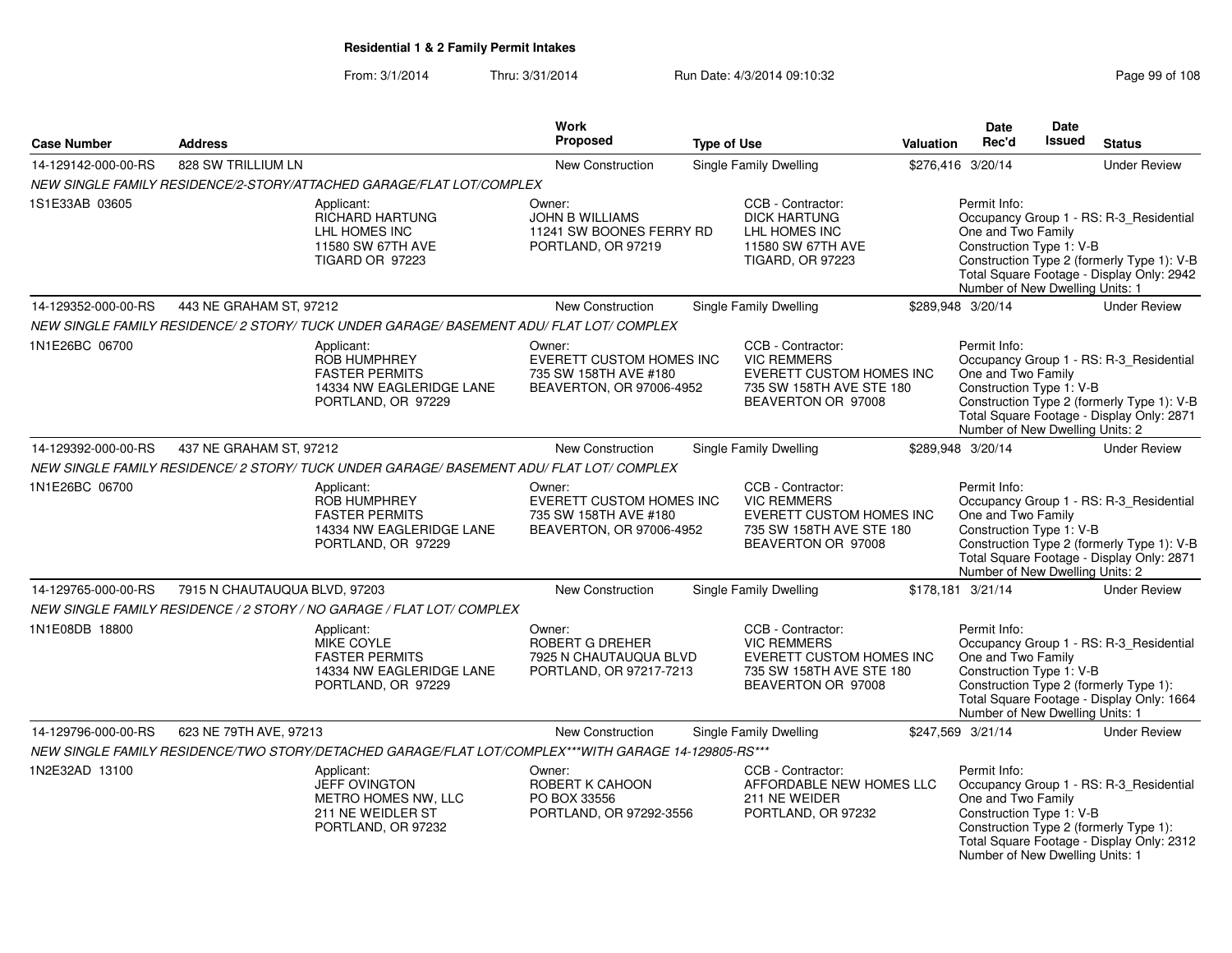**Residential 1 & 2 Family Permit Intakes**

From: 3/1/2014 Thru: 3/31/2014 Run Date: 4/3/2014 09:10:32

| Case Number | Address | Work Proposed | Type of Use | Valuation | Date Rec'd | Date Issued | Status |
|---|---|---|---|---|---|---|---|
| 14-129142-000-00-RS | 828 SW TRILLIUM LN | New Construction | Single Family Dwelling | $276,416 | 3/20/14 | | Under Review |
| NEW SINGLE FAMILY RESIDENCE/2-STORY/ATTACHED GARAGE/FLAT LOT/COMPLEX | | | | | | | |
| 1S1E33AB 03605 | Applicant: RICHARD HARTUNG LHL HOMES INC 11580 SW 67TH AVE TIGARD OR 97223 | Owner: JOHN B WILLIAMS 11241 SW BOONES FERRY RD PORTLAND, OR 97219 | CCB - Contractor: DICK HARTUNG LHL HOMES INC 11580 SW 67TH AVE TIGARD, OR 97223 | | Permit Info: Occupancy Group 1 - RS: R-3_Residential One and Two Family Construction Type 1: V-B Construction Type 2 (formerly Type 1): V-B Total Square Footage - Display Only: 2942 Number of New Dwelling Units: 1 | | |
| 14-129352-000-00-RS | 443 NE GRAHAM ST, 97212 | New Construction | Single Family Dwelling | $289,948 | 3/20/14 | | Under Review |
| NEW SINGLE FAMILY RESIDENCE/ 2 STORY/ TUCK UNDER GARAGE/ BASEMENT ADU/ FLAT LOT/ COMPLEX | | | | | | | |
| 1N1E26BC 06700 | Applicant: ROB HUMPHREY FASTER PERMITS 14334 NW EAGLERIDGE LANE PORTLAND, OR 97229 | Owner: EVERETT CUSTOM HOMES INC 735 SW 158TH AVE #180 BEAVERTON, OR 97006-4952 | CCB - Contractor: VIC REMMERS EVERETT CUSTOM HOMES INC 735 SW 158TH AVE STE 180 BEAVERTON OR 97008 | | Permit Info: Occupancy Group 1 - RS: R-3_Residential One and Two Family Construction Type 1: V-B Construction Type 2 (formerly Type 1): V-B Total Square Footage - Display Only: 2871 Number of New Dwelling Units: 2 | | |
| 14-129392-000-00-RS | 437 NE GRAHAM ST, 97212 | New Construction | Single Family Dwelling | $289,948 | 3/20/14 | | Under Review |
| NEW SINGLE FAMILY RESIDENCE/ 2 STORY/ TUCK UNDER GARAGE/ BASEMENT ADU/ FLAT LOT/ COMPLEX | | | | | | | |
| 1N1E26BC 06700 | Applicant: ROB HUMPHREY FASTER PERMITS 14334 NW EAGLERIDGE LANE PORTLAND, OR 97229 | Owner: EVERETT CUSTOM HOMES INC 735 SW 158TH AVE #180 BEAVERTON, OR 97006-4952 | CCB - Contractor: VIC REMMERS EVERETT CUSTOM HOMES INC 735 SW 158TH AVE STE 180 BEAVERTON OR 97008 | | Permit Info: Occupancy Group 1 - RS: R-3_Residential One and Two Family Construction Type 1: V-B Construction Type 2 (formerly Type 1): V-B Total Square Footage - Display Only: 2871 Number of New Dwelling Units: 2 | | |
| 14-129765-000-00-RS | 7915 N CHAUTAUQUA BLVD, 97203 | New Construction | Single Family Dwelling | $178,181 | 3/21/14 | | Under Review |
| NEW SINGLE FAMILY RESIDENCE / 2 STORY / NO GARAGE / FLAT LOT/ COMPLEX | | | | | | | |
| 1N1E08DB 18800 | Applicant: MIKE COYLE FASTER PERMITS 14334 NW EAGLERIDGE LANE PORTLAND, OR 97229 | Owner: ROBERT G DREHER 7925 N CHAUTAUQUA BLVD PORTLAND, OR 97217-7213 | CCB - Contractor: VIC REMMERS EVERETT CUSTOM HOMES INC 735 SW 158TH AVE STE 180 BEAVERTON OR 97008 | | Permit Info: Occupancy Group 1 - RS: R-3_Residential One and Two Family Construction Type 1: V-B Construction Type 2 (formerly Type 1): Total Square Footage - Display Only: 1664 Number of New Dwelling Units: 1 | | |
| 14-129796-000-00-RS | 623 NE 79TH AVE, 97213 | New Construction | Single Family Dwelling | $247,569 | 3/21/14 | | Under Review |
| NEW SINGLE FAMILY RESIDENCE/TWO STORY/DETACHED GARAGE/FLAT LOT/COMPLEX***WITH GARAGE 14-129805-RS*** | | | | | | | |
| 1N2E32AD 13100 | Applicant: JEFF OVINGTON METRO HOMES NW, LLC 211 NE WEIDLER ST PORTLAND, OR 97232 | Owner: ROBERT K CAHOON PO BOX 33556 PORTLAND, OR 97292-3556 | CCB - Contractor: AFFORDABLE NEW HOMES LLC 211 NE WEIDER PORTLAND, OR 97232 | | Permit Info: Occupancy Group 1 - RS: R-3_Residential One and Two Family Construction Type 1: V-B Construction Type 2 (formerly Type 1): Total Square Footage - Display Only: 2312 Number of New Dwelling Units: 1 | | |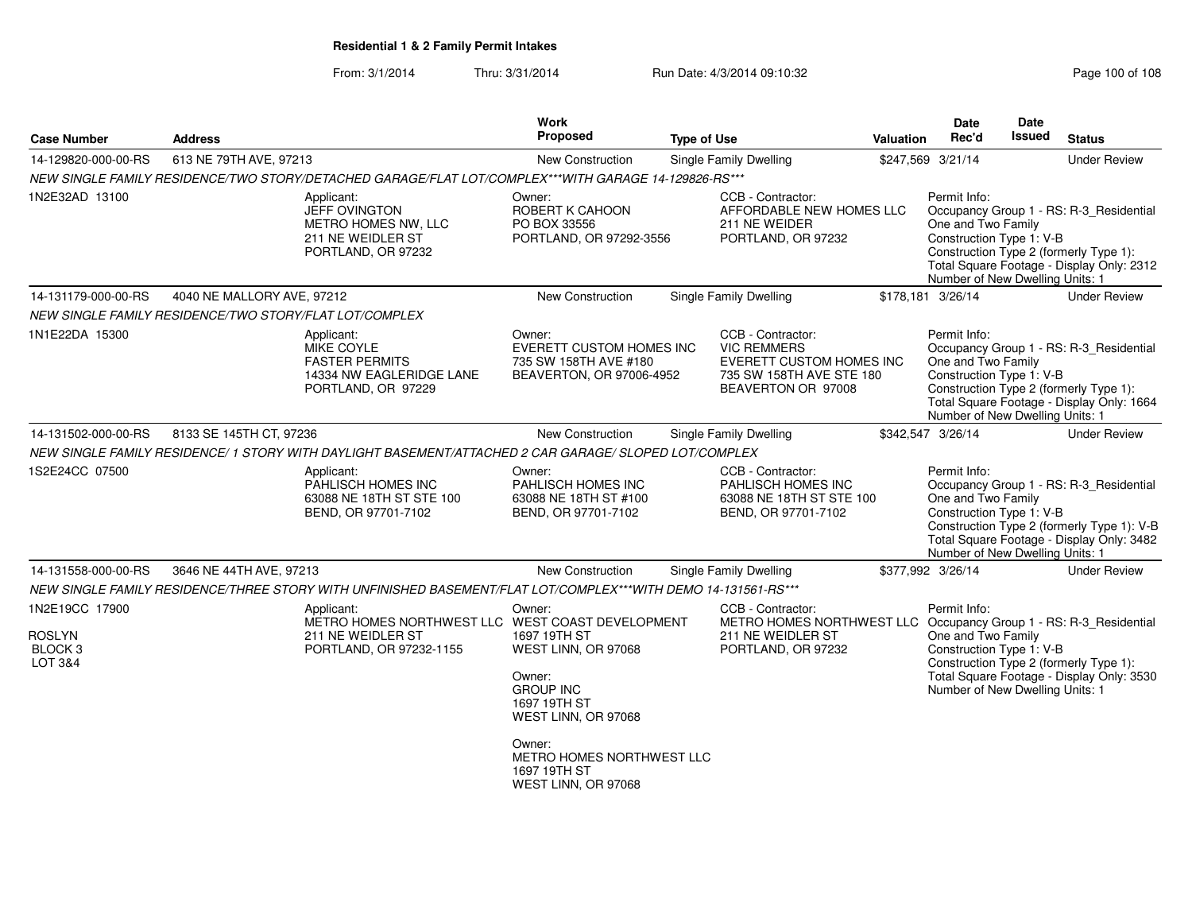**Residential 1 & 2 Family Permit Intakes**

From: 3/1/2014 Thru: 3/31/2014 Run Date: 4/3/2014 09:10:32

| Case Number | Address | Work Proposed | Type of Use | Valuation | Date Rec'd | Date Issued | Status |
|---|---|---|---|---|---|---|---|
| 14-129820-000-00-RS | 613 NE 79TH AVE, 97213 | New Construction | Single Family Dwelling | $247,569 | 3/21/14 | | Under Review |

*NEW SINGLE FAMILY RESIDENCE/TWO STORY/DETACHED GARAGE/FLAT LOT/COMPLEX***WITH GARAGE 14-129826-RS****

1N2E32AD 13100

Applicant:
JEFF OVINGTON
METRO HOMES NW, LLC
211 NE WEIDLER ST
PORTLAND, OR 97232

Owner:
ROBERT K CAHOON
PO BOX 33556
PORTLAND, OR 97292-3556

CCB - Contractor:
AFFORDABLE NEW HOMES LLC
211 NE WEIDER
PORTLAND, OR 97232

Permit Info:
Occupancy Group 1 - RS: R-3_Residential One and Two Family
Construction Type 1: V-B
Construction Type 2 (formerly Type 1):
Total Square Footage - Display Only: 2312
Number of New Dwelling Units: 1

| Case Number | Address | Work Proposed | Type of Use | Valuation | Date Rec'd | Date Issued | Status |
|---|---|---|---|---|---|---|---|
| 14-131179-000-00-RS | 4040 NE MALLORY AVE, 97212 | New Construction | Single Family Dwelling | $178,181 | 3/26/14 | | Under Review |

*NEW SINGLE FAMILY RESIDENCE/TWO STORY/FLAT LOT/COMPLEX*

1N1E22DA 15300

Applicant:
MIKE COYLE
FASTER PERMITS
14334 NW EAGLERIDGE LANE
PORTLAND, OR 97229

Owner:
EVERETT CUSTOM HOMES INC
735 SW 158TH AVE #180
BEAVERTON, OR 97006-4952

CCB - Contractor:
VIC REMMERS
EVERETT CUSTOM HOMES INC
735 SW 158TH AVE STE 180
BEAVERTON OR 97008

Permit Info:
Occupancy Group 1 - RS: R-3_Residential One and Two Family
Construction Type 1: V-B
Construction Type 2 (formerly Type 1):
Total Square Footage - Display Only: 1664
Number of New Dwelling Units: 1

| Case Number | Address | Work Proposed | Type of Use | Valuation | Date Rec'd | Date Issued | Status |
|---|---|---|---|---|---|---|---|
| 14-131502-000-00-RS | 8133 SE 145TH CT, 97236 | New Construction | Single Family Dwelling | $342,547 | 3/26/14 | | Under Review |

*NEW SINGLE FAMILY RESIDENCE/ 1 STORY WITH DAYLIGHT BASEMENT/ATTACHED 2 CAR GARAGE/ SLOPED LOT/COMPLEX*

1S2E24CC 07500

Applicant:
PAHLISCH HOMES INC
63088 NE 18TH ST STE 100
BEND, OR 97701-7102

Owner:
PAHLISCH HOMES INC
63088 NE 18TH ST #100
BEND, OR 97701-7102

CCB - Contractor:
PAHLISCH HOMES INC
63088 NE 18TH ST STE 100
BEND, OR 97701-7102

Permit Info:
Occupancy Group 1 - RS: R-3_Residential One and Two Family
Construction Type 1: V-B
Construction Type 2 (formerly Type 1): V-B
Total Square Footage - Display Only: 3482
Number of New Dwelling Units: 1

| Case Number | Address | Work Proposed | Type of Use | Valuation | Date Rec'd | Date Issued | Status |
|---|---|---|---|---|---|---|---|
| 14-131558-000-00-RS | 3646 NE 44TH AVE, 97213 | New Construction | Single Family Dwelling | $377,992 | 3/26/14 | | Under Review |

*NEW SINGLE FAMILY RESIDENCE/THREE STORY WITH UNFINISHED BASEMENT/FLAT LOT/COMPLEX***WITH DEMO 14-131561-RS****

1N2E19CC 17900

ROSLYN
BLOCK 3
LOT 3&4

Applicant:
METRO HOMES NORTHWEST LLC
211 NE WEIDLER ST
PORTLAND, OR 97232-1155

Owner:
WEST COAST DEVELOPMENT
1697 19TH ST
WEST LINN, OR 97068

Owner:
GROUP INC
1697 19TH ST
WEST LINN, OR 97068

Owner:
METRO HOMES NORTHWEST LLC
1697 19TH ST
WEST LINN, OR 97068

CCB - Contractor:
METRO HOMES NORTHWEST LLC
211 NE WEIDLER ST
PORTLAND, OR 97232

Permit Info:
Occupancy Group 1 - RS: R-3_Residential One and Two Family
Construction Type 1: V-B
Construction Type 2 (formerly Type 1):
Total Square Footage - Display Only: 3530
Number of New Dwelling Units: 1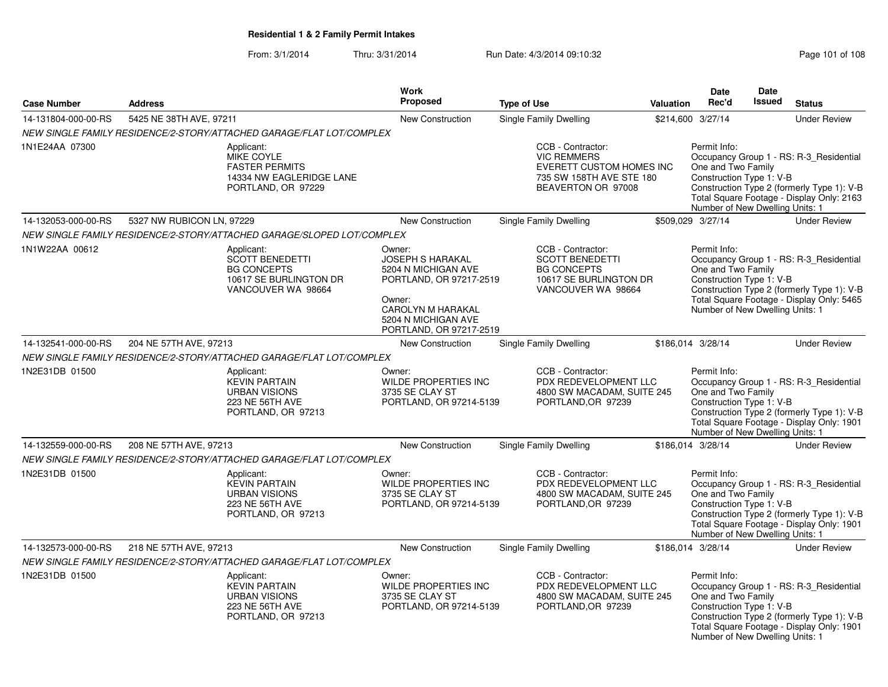**Residential 1 & 2 Family Permit Intakes**

From: 3/1/2014 Thru: 3/31/2014 Run Date: 4/3/2014 09:10:32

| Case Number | Address | Work Proposed | Type of Use | Valuation | Date Rec'd | Date Issued | Status |
|---|---|---|---|---|---|---|---|
| 14-131804-000-00-RS | 5425 NE 38TH AVE, 97211 | New Construction | Single Family Dwelling | $214,600 | 3/27/14 | | Under Review |

NEW SINGLE FAMILY RESIDENCE/2-STORY/ATTACHED GARAGE/FLAT LOT/COMPLEX

1N1E24AA 07300

Applicant:
MIKE COYLE
FASTER PERMITS
14334 NW EAGLERIDGE LANE
PORTLAND, OR 97229

CCB - Contractor:
VIC REMMERS
EVERETT CUSTOM HOMES INC
735 SW 158TH AVE STE 180
BEAVERTON OR 97008

Permit Info:
Occupancy Group 1 - RS: R-3_Residential One and Two Family
Construction Type 1: V-B
Construction Type 2 (formerly Type 1): V-B
Total Square Footage - Display Only: 2163
Number of New Dwelling Units: 1

| Case Number | Address | Work Proposed | Type of Use | Valuation | Date Rec'd | Date Issued | Status |
|---|---|---|---|---|---|---|---|
| 14-132053-000-00-RS | 5327 NW RUBICON LN, 97229 | New Construction | Single Family Dwelling | $509,029 | 3/27/14 | | Under Review |

NEW SINGLE FAMILY RESIDENCE/2-STORY/ATTACHED GARAGE/SLOPED LOT/COMPLEX

1N1W22AA 00612

Applicant:
SCOTT BENEDETTI
BG CONCEPTS
10617 SE BURLINGTON DR
VANCOUVER WA 98664

Owner:
JOSEPH S HARAKAL
5204 N MICHIGAN AVE
PORTLAND, OR 97217-2519

Owner:
CAROLYN M HARAKAL
5204 N MICHIGAN AVE
PORTLAND, OR 97217-2519

CCB - Contractor:
SCOTT BENEDETTI
BG CONCEPTS
10617 SE BURLINGTON DR
VANCOUVER WA 98664

Permit Info:
Occupancy Group 1 - RS: R-3_Residential One and Two Family
Construction Type 1: V-B
Construction Type 2 (formerly Type 1): V-B
Total Square Footage - Display Only: 5465
Number of New Dwelling Units: 1

| Case Number | Address | Work Proposed | Type of Use | Valuation | Date Rec'd | Date Issued | Status |
|---|---|---|---|---|---|---|---|
| 14-132541-000-00-RS | 204 NE 57TH AVE, 97213 | New Construction | Single Family Dwelling | $186,014 | 3/28/14 | | Under Review |

NEW SINGLE FAMILY RESIDENCE/2-STORY/ATTACHED GARAGE/FLAT LOT/COMPLEX

1N2E31DB 01500

Applicant:
KEVIN PARTAIN
URBAN VISIONS
223 NE 56TH AVE
PORTLAND, OR 97213

Owner:
WILDE PROPERTIES INC
3735 SE CLAY ST
PORTLAND, OR 97214-5139

CCB - Contractor:
PDX REDEVELOPMENT LLC
4800 SW MACADAM, SUITE 245
PORTLAND,OR 97239

Permit Info:
Occupancy Group 1 - RS: R-3_Residential One and Two Family
Construction Type 1: V-B
Construction Type 2 (formerly Type 1): V-B
Total Square Footage - Display Only: 1901
Number of New Dwelling Units: 1

| Case Number | Address | Work Proposed | Type of Use | Valuation | Date Rec'd | Date Issued | Status |
|---|---|---|---|---|---|---|---|
| 14-132559-000-00-RS | 208 NE 57TH AVE, 97213 | New Construction | Single Family Dwelling | $186,014 | 3/28/14 | | Under Review |

NEW SINGLE FAMILY RESIDENCE/2-STORY/ATTACHED GARAGE/FLAT LOT/COMPLEX

1N2E31DB 01500

Applicant:
KEVIN PARTAIN
URBAN VISIONS
223 NE 56TH AVE
PORTLAND, OR 97213

Owner:
WILDE PROPERTIES INC
3735 SE CLAY ST
PORTLAND, OR 97214-5139

CCB - Contractor:
PDX REDEVELOPMENT LLC
4800 SW MACADAM, SUITE 245
PORTLAND,OR 97239

Permit Info:
Occupancy Group 1 - RS: R-3_Residential One and Two Family
Construction Type 1: V-B
Construction Type 2 (formerly Type 1): V-B
Total Square Footage - Display Only: 1901
Number of New Dwelling Units: 1

| Case Number | Address | Work Proposed | Type of Use | Valuation | Date Rec'd | Date Issued | Status |
|---|---|---|---|---|---|---|---|
| 14-132573-000-00-RS | 218 NE 57TH AVE, 97213 | New Construction | Single Family Dwelling | $186,014 | 3/28/14 | | Under Review |

NEW SINGLE FAMILY RESIDENCE/2-STORY/ATTACHED GARAGE/FLAT LOT/COMPLEX

1N2E31DB 01500

Applicant:
KEVIN PARTAIN
URBAN VISIONS
223 NE 56TH AVE
PORTLAND, OR 97213

Owner:
WILDE PROPERTIES INC
3735 SE CLAY ST
PORTLAND, OR 97214-5139

CCB - Contractor:
PDX REDEVELOPMENT LLC
4800 SW MACADAM, SUITE 245
PORTLAND,OR 97239

Permit Info:
Occupancy Group 1 - RS: R-3_Residential One and Two Family
Construction Type 1: V-B
Construction Type 2 (formerly Type 1): V-B
Total Square Footage - Display Only: 1901
Number of New Dwelling Units: 1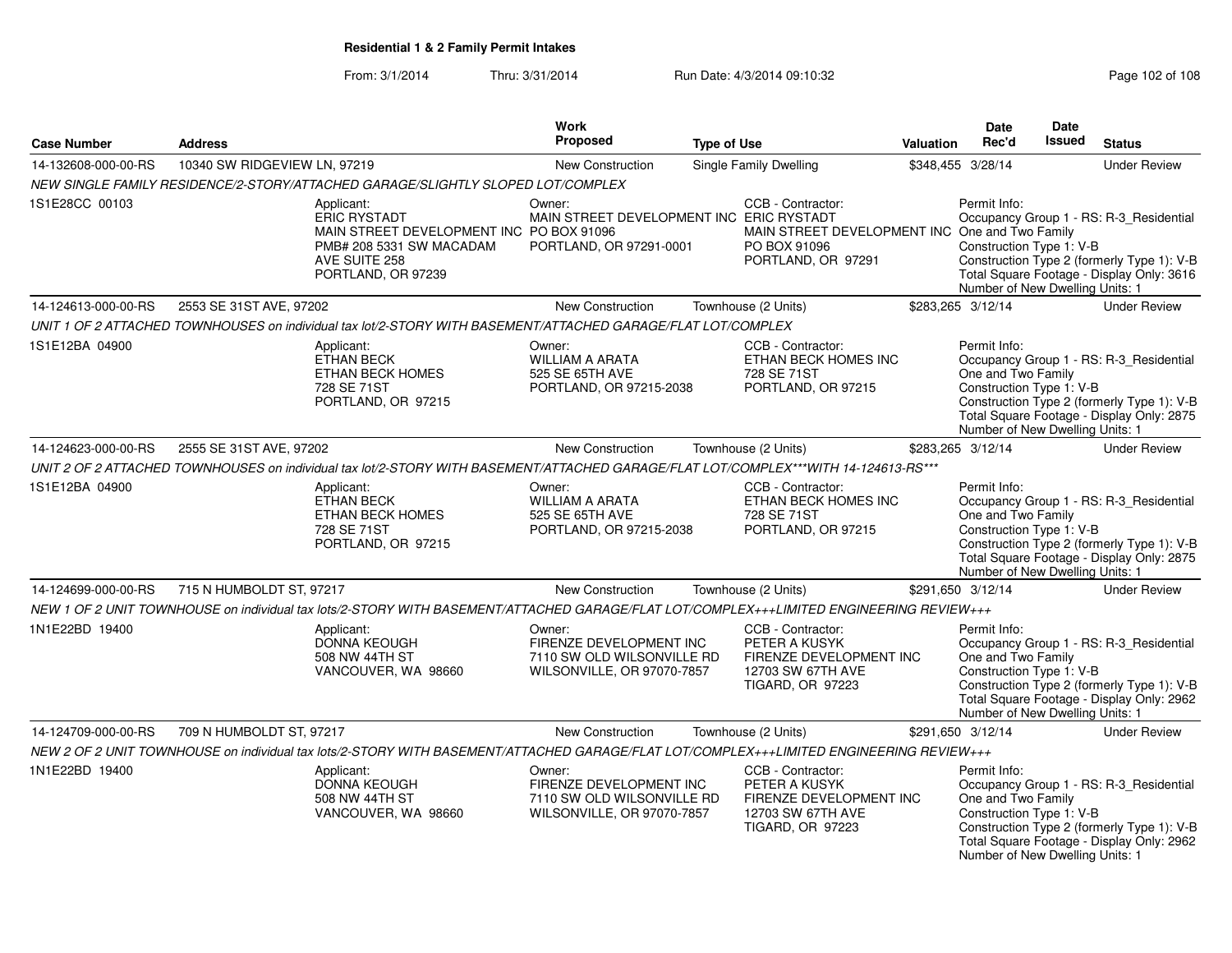**Residential 1 & 2 Family Permit Intakes**

From: 3/1/2014 Thru: 3/31/2014 Run Date: 4/3/2014 09:10:32

| Case Number | Address | Work Proposed | Type of Use | Valuation | Date Rec'd | Date Issued | Status |
|---|---|---|---|---|---|---|---|
| 14-132608-000-00-RS | 10340 SW RIDGEVIEW LN, 97219 | New Construction | Single Family Dwelling | $348,455 | 3/28/14 | | Under Review |

NEW SINGLE FAMILY RESIDENCE/2-STORY/ATTACHED GARAGE/SLIGHTLY SLOPED LOT/COMPLEX

1S1E28CC 00103

Applicant: ERIC RYSTADT, MAIN STREET DEVELOPMENT INC, PMB# 208 5331 SW MACADAM AVE SUITE 258, PORTLAND, OR 97239

Owner: MAIN STREET DEVELOPMENT INC, PO BOX 91096, PORTLAND, OR 97291-0001

CCB - Contractor: ERIC RYSTADT, MAIN STREET DEVELOPMENT INC, PO BOX 91096, PORTLAND, OR 97291

Permit Info: Occupancy Group 1 - RS: R-3_Residential One and Two Family; Construction Type 1: V-B; Construction Type 2 (formerly Type 1): V-B; Total Square Footage - Display Only: 3616; Number of New Dwelling Units: 1

| Case Number | Address | Work Proposed | Type of Use | Valuation | Date Rec'd | Date Issued | Status |
|---|---|---|---|---|---|---|---|
| 14-124613-000-00-RS | 2553 SE 31ST AVE, 97202 | New Construction | Townhouse (2 Units) | $283,265 | 3/12/14 | | Under Review |

UNIT 1 OF 2 ATTACHED TOWNHOUSES on individual tax lot/2-STORY WITH BASEMENT/ATTACHED GARAGE/FLAT LOT/COMPLEX

1S1E12BA 04900

Applicant: ETHAN BECK, ETHAN BECK HOMES, 728 SE 71ST, PORTLAND, OR 97215

Owner: WILLIAM A ARATA, 525 SE 65TH AVE, PORTLAND, OR 97215-2038

CCB - Contractor: ETHAN BECK HOMES INC, 728 SE 71ST, PORTLAND, OR 97215

Permit Info: Occupancy Group 1 - RS: R-3_Residential One and Two Family; Construction Type 1: V-B; Construction Type 2 (formerly Type 1): V-B; Total Square Footage - Display Only: 2875; Number of New Dwelling Units: 1

| Case Number | Address | Work Proposed | Type of Use | Valuation | Date Rec'd | Date Issued | Status |
|---|---|---|---|---|---|---|---|
| 14-124623-000-00-RS | 2555 SE 31ST AVE, 97202 | New Construction | Townhouse (2 Units) | $283,265 | 3/12/14 | | Under Review |

UNIT 2 OF 2 ATTACHED TOWNHOUSES on individual tax lot/2-STORY WITH BASEMENT/ATTACHED GARAGE/FLAT LOT/COMPLEX***WITH 14-124613-RS***

1S1E12BA 04900

Applicant: ETHAN BECK, ETHAN BECK HOMES, 728 SE 71ST, PORTLAND, OR 97215

Owner: WILLIAM A ARATA, 525 SE 65TH AVE, PORTLAND, OR 97215-2038

CCB - Contractor: ETHAN BECK HOMES INC, 728 SE 71ST, PORTLAND, OR 97215

Permit Info: Occupancy Group 1 - RS: R-3_Residential One and Two Family; Construction Type 1: V-B; Construction Type 2 (formerly Type 1): V-B; Total Square Footage - Display Only: 2875; Number of New Dwelling Units: 1

| Case Number | Address | Work Proposed | Type of Use | Valuation | Date Rec'd | Date Issued | Status |
|---|---|---|---|---|---|---|---|
| 14-124699-000-00-RS | 715 N HUMBOLDT ST, 97217 | New Construction | Townhouse (2 Units) | $291,650 | 3/12/14 | | Under Review |

NEW 1 OF 2 UNIT TOWNHOUSE on individual tax lots/2-STORY WITH BASEMENT/ATTACHED GARAGE/FLAT LOT/COMPLEX+++LIMITED ENGINEERING REVIEW+++

1N1E22BD 19400

Applicant: DONNA KEOUGH, 508 NW 44TH ST, VANCOUVER, WA 98660

Owner: FIRENZE DEVELOPMENT INC, 7110 SW OLD WILSONVILLE RD, WILSONVILLE, OR 97070-7857

CCB - Contractor: PETER A KUSYK, FIRENZE DEVELOPMENT INC, 12703 SW 67TH AVE, TIGARD, OR 97223

Permit Info: Occupancy Group 1 - RS: R-3_Residential One and Two Family; Construction Type 1: V-B; Construction Type 2 (formerly Type 1): V-B; Total Square Footage - Display Only: 2962; Number of New Dwelling Units: 1

| Case Number | Address | Work Proposed | Type of Use | Valuation | Date Rec'd | Date Issued | Status |
|---|---|---|---|---|---|---|---|
| 14-124709-000-00-RS | 709 N HUMBOLDT ST, 97217 | New Construction | Townhouse (2 Units) | $291,650 | 3/12/14 | | Under Review |

NEW 2 OF 2 UNIT TOWNHOUSE on individual tax lots/2-STORY WITH BASEMENT/ATTACHED GARAGE/FLAT LOT/COMPLEX+++LIMITED ENGINEERING REVIEW+++

1N1E22BD 19400

Applicant: DONNA KEOUGH, 508 NW 44TH ST, VANCOUVER, WA 98660

Owner: FIRENZE DEVELOPMENT INC, 7110 SW OLD WILSONVILLE RD, WILSONVILLE, OR 97070-7857

CCB - Contractor: PETER A KUSYK, FIRENZE DEVELOPMENT INC, 12703 SW 67TH AVE, TIGARD, OR 97223

Permit Info: Occupancy Group 1 - RS: R-3_Residential One and Two Family; Construction Type 1: V-B; Construction Type 2 (formerly Type 1): V-B; Total Square Footage - Display Only: 2962; Number of New Dwelling Units: 1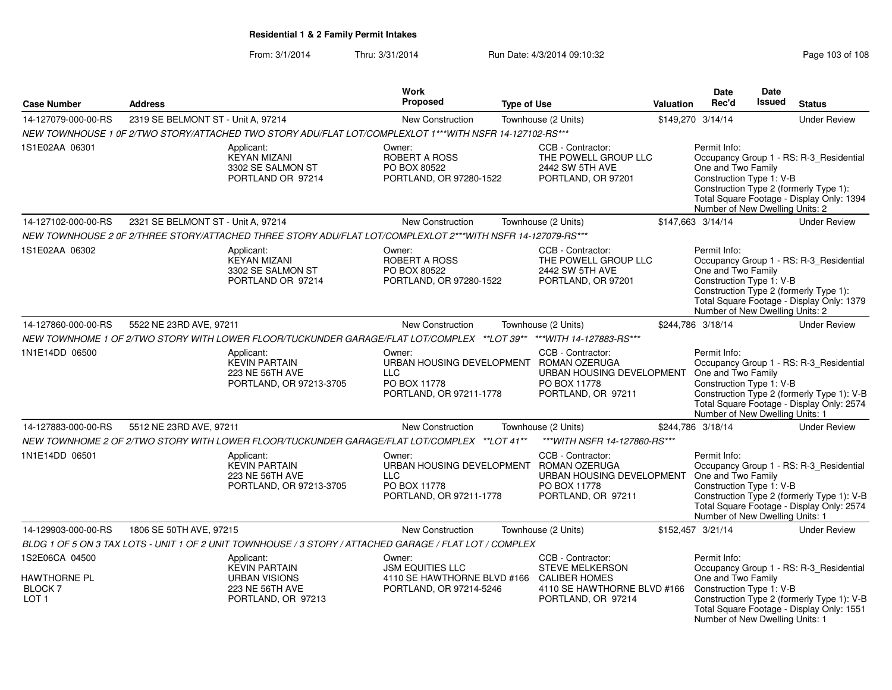**Residential 1 & 2 Family Permit Intakes**

From: 3/1/2014 Thru: 3/31/2014 Run Date: 4/3/2014 09:10:32

| Case Number | Address | Work Proposed | Type of Use | Valuation | Date Rec'd | Date Issued | Status |
|---|---|---|---|---|---|---|---|
| 14-127079-000-00-RS | 2319 SE BELMONT ST - Unit A, 97214 | New Construction | Townhouse (2 Units) | $149,270 | 3/14/14 | | Under Review |

NEW TOWNHOUSE 1 0F 2/TWO STORY/ATTACHED TWO STORY ADU/FLAT LOT/COMPLEXLOT 1***WITH NSFR 14-127102-RS***

1S1E02AA 06301

Applicant: KEYAN MIZANI, 3302 SE SALMON ST, PORTLAND OR 97214

Owner: ROBERT A ROSS, PO BOX 80522, PORTLAND, OR 97280-1522

CCB - Contractor: THE POWELL GROUP LLC, 2442 SW 5TH AVE, PORTLAND, OR 97201

Permit Info: Occupancy Group 1 - RS: R-3_Residential One and Two Family; Construction Type 1: V-B; Construction Type 2 (formerly Type 1):; Total Square Footage - Display Only: 1394; Number of New Dwelling Units: 2

| Case Number | Address | Work Proposed | Type of Use | Valuation | Date Rec'd | Date Issued | Status |
|---|---|---|---|---|---|---|---|
| 14-127102-000-00-RS | 2321 SE BELMONT ST - Unit A, 97214 | New Construction | Townhouse (2 Units) | $147,663 | 3/14/14 | | Under Review |

NEW TOWNHOUSE 2 0F 2/THREE STORY/ATTACHED THREE STORY ADU/FLAT LOT/COMPLEXLOT 2***WITH NSFR 14-127079-RS***

1S1E02AA 06302

Applicant: KEYAN MIZANI, 3302 SE SALMON ST, PORTLAND OR 97214

Owner: ROBERT A ROSS, PO BOX 80522, PORTLAND, OR 97280-1522

CCB - Contractor: THE POWELL GROUP LLC, 2442 SW 5TH AVE, PORTLAND, OR 97201

Permit Info: Occupancy Group 1 - RS: R-3_Residential One and Two Family; Construction Type 1: V-B; Construction Type 2 (formerly Type 1):; Total Square Footage - Display Only: 1379; Number of New Dwelling Units: 2

| Case Number | Address | Work Proposed | Type of Use | Valuation | Date Rec'd | Date Issued | Status |
|---|---|---|---|---|---|---|---|
| 14-127860-000-00-RS | 5522 NE 23RD AVE, 97211 | New Construction | Townhouse (2 Units) | $244,786 | 3/18/14 | | Under Review |

NEW TOWNHOME 1 OF 2/TWO STORY WITH LOWER FLOOR/TUCKUNDER GARAGE/FLAT LOT/COMPLEX **LOT 39** ***WITH 14-127883-RS***

1N1E14DD 06500

Applicant: KEVIN PARTAIN, 223 NE 56TH AVE, PORTLAND, OR 97213-3705

Owner: URBAN HOUSING DEVELOPMENT LLC, PO BOX 11778, PORTLAND, OR 97211-1778

CCB - Contractor: ROMAN OZERUGA, URBAN HOUSING DEVELOPMENT, PO BOX 11778, PORTLAND, OR 97211

Permit Info: Occupancy Group 1 - RS: R-3_Residential One and Two Family; Construction Type 1: V-B; Construction Type 2 (formerly Type 1): V-B; Total Square Footage - Display Only: 2574; Number of New Dwelling Units: 1

| Case Number | Address | Work Proposed | Type of Use | Valuation | Date Rec'd | Date Issued | Status |
|---|---|---|---|---|---|---|---|
| 14-127883-000-00-RS | 5512 NE 23RD AVE, 97211 | New Construction | Townhouse (2 Units) | $244,786 | 3/18/14 | | Under Review |

NEW TOWNHOME 2 OF 2/TWO STORY WITH LOWER FLOOR/TUCKUNDER GARAGE/FLAT LOT/COMPLEX **LOT 41** ***WITH NSFR 14-127860-RS***

1N1E14DD 06501

Applicant: KEVIN PARTAIN, 223 NE 56TH AVE, PORTLAND, OR 97213-3705

Owner: URBAN HOUSING DEVELOPMENT LLC, PO BOX 11778, PORTLAND, OR 97211-1778

CCB - Contractor: ROMAN OZERUGA, URBAN HOUSING DEVELOPMENT, PO BOX 11778, PORTLAND, OR 97211

Permit Info: Occupancy Group 1 - RS: R-3_Residential One and Two Family; Construction Type 1: V-B; Construction Type 2 (formerly Type 1): V-B; Total Square Footage - Display Only: 2574; Number of New Dwelling Units: 1

| Case Number | Address | Work Proposed | Type of Use | Valuation | Date Rec'd | Date Issued | Status |
|---|---|---|---|---|---|---|---|
| 14-129903-000-00-RS | 1806 SE 50TH AVE, 97215 | New Construction | Townhouse (2 Units) | $152,457 | 3/21/14 | | Under Review |

BLDG 1 OF 5 ON 3 TAX LOTS - UNIT 1 OF 2 UNIT TOWNHOUSE / 3 STORY / ATTACHED GARAGE / FLAT LOT / COMPLEX

1S2E06CA 04500, HAWTHORNE PL, BLOCK 7, LOT 1

Applicant: KEVIN PARTAIN, URBAN VISIONS, 223 NE 56TH AVE, PORTLAND, OR 97213

Owner: JSM EQUITIES LLC, 4110 SE HAWTHORNE BLVD #166, PORTLAND, OR 97214-5246

CCB - Contractor: STEVE MELKERSON, CALIBER HOMES, 4110 SE HAWTHORNE BLVD #166, PORTLAND, OR 97214

Permit Info: Occupancy Group 1 - RS: R-3_Residential One and Two Family; Construction Type 1: V-B; Construction Type 2 (formerly Type 1): V-B; Total Square Footage - Display Only: 1551; Number of New Dwelling Units: 1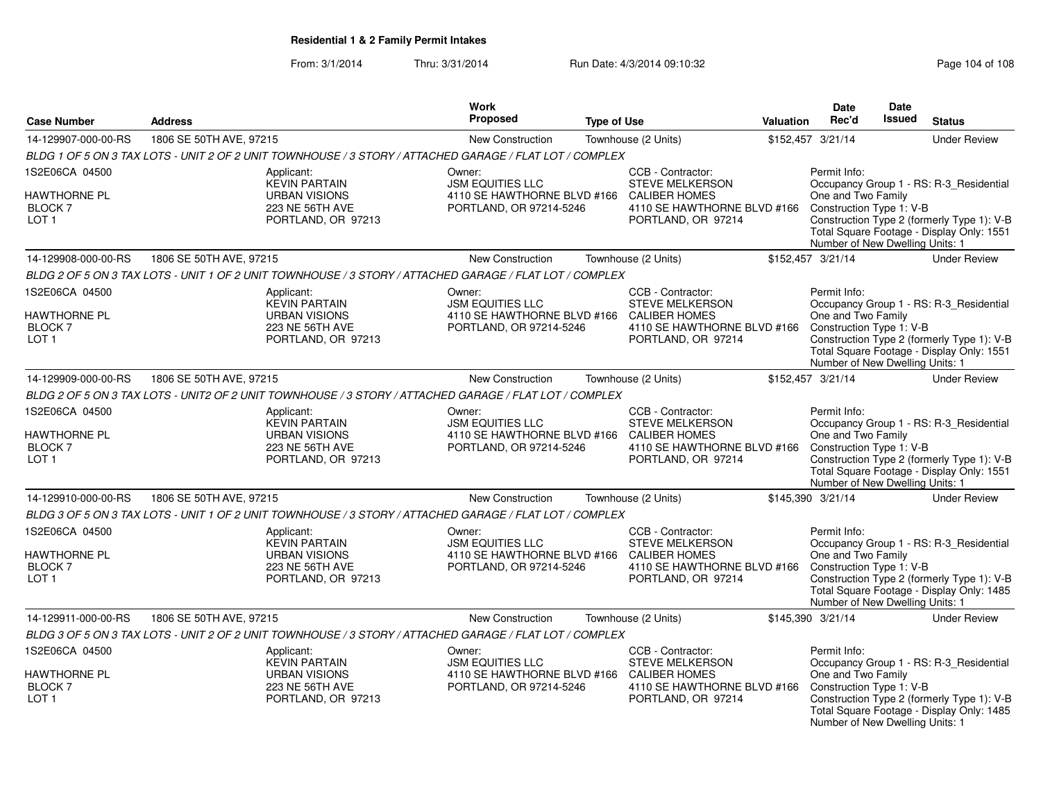**Residential 1 & 2 Family Permit Intakes**

From: 3/1/2014 Thru: 3/31/2014 Run Date: 4/3/2014 09:10:32

| Case Number | Address | Work Proposed | Type of Use | Valuation | Date Rec'd | Date Issued | Status |
|---|---|---|---|---|---|---|---|
| 14-129907-000-00-RS | 1806 SE 50TH AVE, 97215 | New Construction | Townhouse (2 Units) | $152,457 | 3/21/14 | | Under Review |
| BLDG 1 OF 5 ON 3 TAX LOTS - UNIT 2 OF 2 UNIT TOWNHOUSE / 3 STORY / ATTACHED GARAGE / FLAT LOT / COMPLEX | | | | | | | |
| 1S2E06CA 04500<br>HAWTHORNE PL<br>BLOCK 7<br>LOT 1 | Applicant:<br>KEVIN PARTAIN<br>URBAN VISIONS<br>223 NE 56TH AVE<br>PORTLAND, OR 97213 | Owner:<br>JSM EQUITIES LLC<br>4110 SE HAWTHORNE BLVD #166<br>PORTLAND, OR 97214-5246 | CCB - Contractor:<br>STEVE MELKERSON<br>CALIBER HOMES<br>4110 SE HAWTHORNE BLVD #166<br>PORTLAND, OR 97214 | | Permit Info:<br>Occupancy Group 1 - RS: R-3_Residential One and Two Family<br>Construction Type 1: V-B<br>Construction Type 2 (formerly Type 1): V-B<br>Total Square Footage - Display Only: 1551<br>Number of New Dwelling Units: 1 | | |
| 14-129908-000-00-RS | 1806 SE 50TH AVE, 97215 | New Construction | Townhouse (2 Units) | $152,457 | 3/21/14 | | Under Review |
| BLDG 2 OF 5 ON 3 TAX LOTS - UNIT 1 OF 2 UNIT TOWNHOUSE / 3 STORY / ATTACHED GARAGE / FLAT LOT / COMPLEX | | | | | | | |
| 1S2E06CA 04500<br>HAWTHORNE PL<br>BLOCK 7<br>LOT 1 | Applicant:<br>KEVIN PARTAIN<br>URBAN VISIONS<br>223 NE 56TH AVE<br>PORTLAND, OR 97213 | Owner:<br>JSM EQUITIES LLC<br>4110 SE HAWTHORNE BLVD #166<br>PORTLAND, OR 97214-5246 | CCB - Contractor:<br>STEVE MELKERSON<br>CALIBER HOMES<br>4110 SE HAWTHORNE BLVD #166<br>PORTLAND, OR 97214 | | Permit Info:<br>Occupancy Group 1 - RS: R-3_Residential One and Two Family<br>Construction Type 1: V-B<br>Construction Type 2 (formerly Type 1): V-B<br>Total Square Footage - Display Only: 1551<br>Number of New Dwelling Units: 1 | | |
| 14-129909-000-00-RS | 1806 SE 50TH AVE, 97215 | New Construction | Townhouse (2 Units) | $152,457 | 3/21/14 | | Under Review |
| BLDG 2 OF 5 ON 3 TAX LOTS - UNIT2 OF 2 UNIT TOWNHOUSE / 3 STORY / ATTACHED GARAGE / FLAT LOT / COMPLEX | | | | | | | |
| 1S2E06CA 04500<br>HAWTHORNE PL<br>BLOCK 7<br>LOT 1 | Applicant:<br>KEVIN PARTAIN<br>URBAN VISIONS<br>223 NE 56TH AVE<br>PORTLAND, OR 97213 | Owner:<br>JSM EQUITIES LLC<br>4110 SE HAWTHORNE BLVD #166<br>PORTLAND, OR 97214-5246 | CCB - Contractor:<br>STEVE MELKERSON<br>CALIBER HOMES<br>4110 SE HAWTHORNE BLVD #166<br>PORTLAND, OR 97214 | | Permit Info:<br>Occupancy Group 1 - RS: R-3_Residential One and Two Family<br>Construction Type 1: V-B<br>Construction Type 2 (formerly Type 1): V-B<br>Total Square Footage - Display Only: 1551<br>Number of New Dwelling Units: 1 | | |
| 14-129910-000-00-RS | 1806 SE 50TH AVE, 97215 | New Construction | Townhouse (2 Units) | $145,390 | 3/21/14 | | Under Review |
| BLDG 3 OF 5 ON 3 TAX LOTS - UNIT 1 OF 2 UNIT TOWNHOUSE / 3 STORY / ATTACHED GARAGE / FLAT LOT / COMPLEX | | | | | | | |
| 1S2E06CA 04500<br>HAWTHORNE PL<br>BLOCK 7<br>LOT 1 | Applicant:<br>KEVIN PARTAIN<br>URBAN VISIONS<br>223 NE 56TH AVE<br>PORTLAND, OR 97213 | Owner:<br>JSM EQUITIES LLC<br>4110 SE HAWTHORNE BLVD #166<br>PORTLAND, OR 97214-5246 | CCB - Contractor:<br>STEVE MELKERSON<br>CALIBER HOMES<br>4110 SE HAWTHORNE BLVD #166<br>PORTLAND, OR 97214 | | Permit Info:<br>Occupancy Group 1 - RS: R-3_Residential One and Two Family<br>Construction Type 1: V-B<br>Construction Type 2 (formerly Type 1): V-B<br>Total Square Footage - Display Only: 1485<br>Number of New Dwelling Units: 1 | | |
| 14-129911-000-00-RS | 1806 SE 50TH AVE, 97215 | New Construction | Townhouse (2 Units) | $145,390 | 3/21/14 | | Under Review |
| BLDG 3 OF 5 ON 3 TAX LOTS - UNIT 2 OF 2 UNIT TOWNHOUSE / 3 STORY / ATTACHED GARAGE / FLAT LOT / COMPLEX | | | | | | | |
| 1S2E06CA 04500<br>HAWTHORNE PL<br>BLOCK 7<br>LOT 1 | Applicant:<br>KEVIN PARTAIN<br>URBAN VISIONS<br>223 NE 56TH AVE<br>PORTLAND, OR 97213 | Owner:<br>JSM EQUITIES LLC<br>4110 SE HAWTHORNE BLVD #166<br>PORTLAND, OR 97214-5246 | CCB - Contractor:<br>STEVE MELKERSON<br>CALIBER HOMES<br>4110 SE HAWTHORNE BLVD #166<br>PORTLAND, OR 97214 | | Permit Info:<br>Occupancy Group 1 - RS: R-3_Residential One and Two Family<br>Construction Type 1: V-B<br>Construction Type 2 (formerly Type 1): V-B<br>Total Square Footage - Display Only: 1485<br>Number of New Dwelling Units: 1 | | |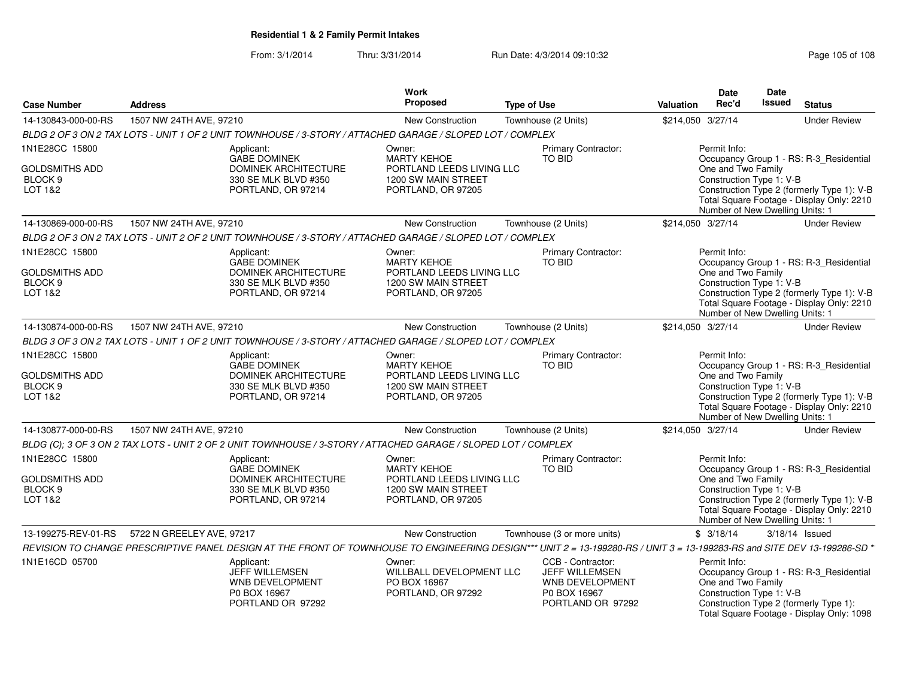## Residential 1 & 2 Family Permit Intakes

From: 3/1/2014 Thru: 3/31/2014 Run Date: 4/3/2014 09:10:32

| Case Number | Address | Work Proposed | Type of Use | Valuation | Date Rec'd | Date Issued | Status |
|---|---|---|---|---|---|---|---|
| 14-130843-000-00-RS | 1507 NW 24TH AVE, 97210 | New Construction | Townhouse (2 Units) | $214,050 | 3/27/14 | | Under Review |

*BLDG 2 OF 3 ON 2 TAX LOTS - UNIT 1 OF 2 UNIT TOWNHOUSE / 3-STORY / ATTACHED GARAGE / SLOPED LOT / COMPLEX*

1N1E28CC 15800
GOLDSMITHS ADD
BLOCK 9
LOT 1&2

Applicant: GABE DOMINEK, DOMINEK ARCHITECTURE, 330 SE MLK BLVD #350, PORTLAND, OR 97214

Owner: MARTY KEHOE, PORTLAND LEEDS LIVING LLC, 1200 SW MAIN STREET, PORTLAND, OR 97205

Primary Contractor: TO BID

Permit Info:
Occupancy Group 1 - RS: R-3_Residential One and Two Family
Construction Type 1: V-B
Construction Type 2 (formerly Type 1): V-B
Total Square Footage - Display Only: 2210
Number of New Dwelling Units: 1

| Case Number | Address | Work Proposed | Type of Use | Valuation | Date Rec'd | Date Issued | Status |
|---|---|---|---|---|---|---|---|
| 14-130869-000-00-RS | 1507 NW 24TH AVE, 97210 | New Construction | Townhouse (2 Units) | $214,050 | 3/27/14 | | Under Review |

*BLDG 2 OF 3 ON 2 TAX LOTS - UNIT 2 OF 2 UNIT TOWNHOUSE / 3-STORY / ATTACHED GARAGE / SLOPED LOT / COMPLEX*

1N1E28CC 15800
GOLDSMITHS ADD
BLOCK 9
LOT 1&2

Applicant: GABE DOMINEK, DOMINEK ARCHITECTURE, 330 SE MLK BLVD #350, PORTLAND, OR 97214

Owner: MARTY KEHOE, PORTLAND LEEDS LIVING LLC, 1200 SW MAIN STREET, PORTLAND, OR 97205

Primary Contractor: TO BID

Permit Info:
Occupancy Group 1 - RS: R-3_Residential One and Two Family
Construction Type 1: V-B
Construction Type 2 (formerly Type 1): V-B
Total Square Footage - Display Only: 2210
Number of New Dwelling Units: 1

| Case Number | Address | Work Proposed | Type of Use | Valuation | Date Rec'd | Date Issued | Status |
|---|---|---|---|---|---|---|---|
| 14-130874-000-00-RS | 1507 NW 24TH AVE, 97210 | New Construction | Townhouse (2 Units) | $214,050 | 3/27/14 | | Under Review |

*BLDG 3 OF 3 ON 2 TAX LOTS - UNIT 1 OF 2 UNIT TOWNHOUSE / 3-STORY / ATTACHED GARAGE / SLOPED LOT / COMPLEX*

1N1E28CC 15800
GOLDSMITHS ADD
BLOCK 9
LOT 1&2

Applicant: GABE DOMINEK, DOMINEK ARCHITECTURE, 330 SE MLK BLVD #350, PORTLAND, OR 97214

Owner: MARTY KEHOE, PORTLAND LEEDS LIVING LLC, 1200 SW MAIN STREET, PORTLAND, OR 97205

Primary Contractor: TO BID

Permit Info:
Occupancy Group 1 - RS: R-3_Residential One and Two Family
Construction Type 1: V-B
Construction Type 2 (formerly Type 1): V-B
Total Square Footage - Display Only: 2210
Number of New Dwelling Units: 1

| Case Number | Address | Work Proposed | Type of Use | Valuation | Date Rec'd | Date Issued | Status |
|---|---|---|---|---|---|---|---|
| 14-130877-000-00-RS | 1507 NW 24TH AVE, 97210 | New Construction | Townhouse (2 Units) | $214,050 | 3/27/14 | | Under Review |

*BLDG (C); 3 OF 3 ON 2 TAX LOTS - UNIT 2 OF 2 UNIT TOWNHOUSE / 3-STORY / ATTACHED GARAGE / SLOPED LOT / COMPLEX*

1N1E28CC 15800
GOLDSMITHS ADD
BLOCK 9
LOT 1&2

Applicant: GABE DOMINEK, DOMINEK ARCHITECTURE, 330 SE MLK BLVD #350, PORTLAND, OR 97214

Owner: MARTY KEHOE, PORTLAND LEEDS LIVING LLC, 1200 SW MAIN STREET, PORTLAND, OR 97205

Primary Contractor: TO BID

Permit Info:
Occupancy Group 1 - RS: R-3_Residential One and Two Family
Construction Type 1: V-B
Construction Type 2 (formerly Type 1): V-B
Total Square Footage - Display Only: 2210
Number of New Dwelling Units: 1

| Case Number | Address | Work Proposed | Type of Use | Valuation | Date Rec'd | Date Issued | Status |
|---|---|---|---|---|---|---|---|
| 13-199275-REV-01-RS | 5722 N GREELEY AVE, 97217 | New Construction | Townhouse (3 or more units) | $ | 3/18/14 | 3/18/14 | Issued |

*REVISION TO CHANGE PRESCRIPTIVE PANEL DESIGN AT THE FRONT OF TOWNHOUSE TO ENGINEERING DESIGN*** UNIT 2 = 13-199280-RS / UNIT 3 = 13-199283-RS and SITE DEV 13-199286-SD **

1N1E16CD 05700

Applicant: JEFF WILLEMSEN, WNB DEVELOPMENT, P0 BOX 16967, PORTLAND OR 97292

Owner: WILLBALL DEVELOPMENT LLC, PO BOX 16967, PORTLAND, OR 97292

CCB - Contractor: JEFF WILLEMSEN, WNB DEVELOPMENT, P0 BOX 16967, PORTLAND OR 97292

Permit Info:
Occupancy Group 1 - RS: R-3_Residential One and Two Family
Construction Type 1: V-B
Construction Type 2 (formerly Type 1):
Total Square Footage - Display Only: 1098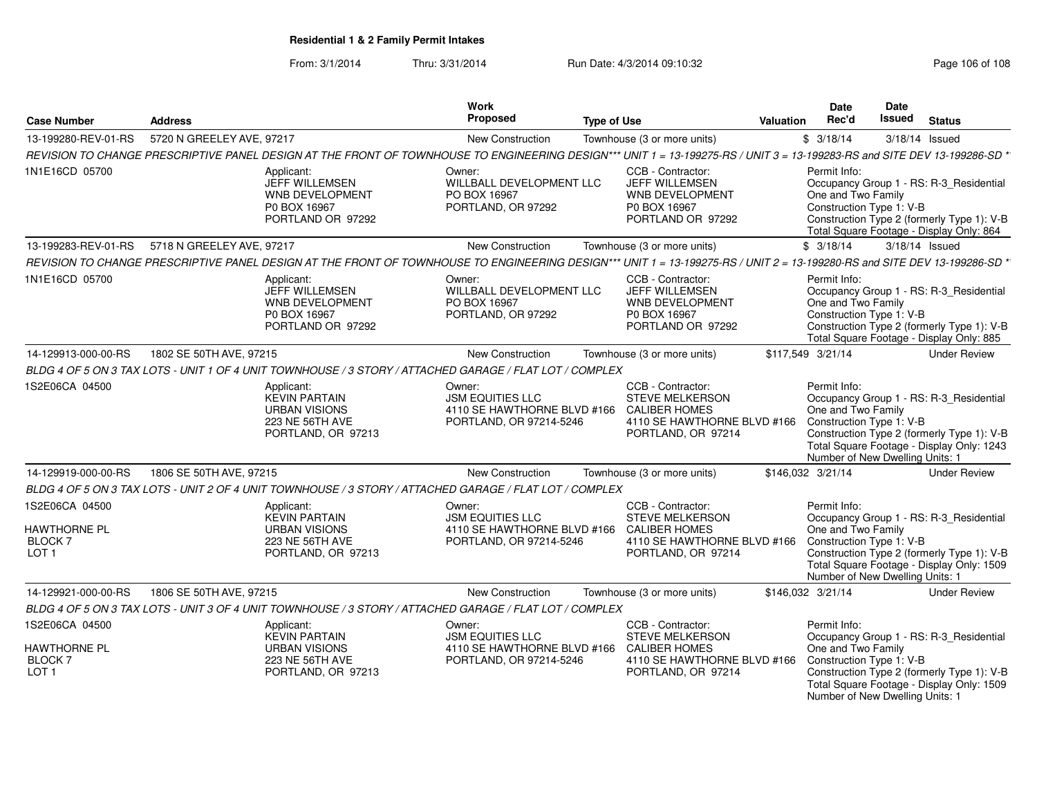**Residential 1 & 2 Family Permit Intakes**

From: 3/1/2014 Thru: 3/31/2014 Run Date: 4/3/2014 09:10:32

| Case Number | Address | Work Proposed | Type of Use | Valuation | Date Rec'd | Date Issued | Status |
|---|---|---|---|---|---|---|---|
| 13-199280-REV-01-RS | 5720 N GREELEY AVE, 97217 | New Construction | Townhouse (3 or more units) | $ | 3/18/14 | 3/18/14 | Issued |

*REVISION TO CHANGE PRESCRIPTIVE PANEL DESIGN AT THE FRONT OF TOWNHOUSE TO ENGINEERING DESIGN*** UNIT 1 = 13-199275-RS / UNIT 3 = 13-199283-RS and SITE DEV 13-199286-SD **

1N1E16CD 05700

Applicant: JEFF WILLEMSEN, WNB DEVELOPMENT, P0 BOX 16967, PORTLAND OR 97292

Owner: WILLBALL DEVELOPMENT LLC, PO BOX 16967, PORTLAND, OR 97292

CCB - Contractor: JEFF WILLEMSEN, WNB DEVELOPMENT, P0 BOX 16967, PORTLAND OR 97292

Permit Info: Occupancy Group 1 - RS: R-3_Residential One and Two Family; Construction Type 1: V-B; Construction Type 2 (formerly Type 1): V-B; Total Square Footage - Display Only: 864

| Case Number | Address | Work Proposed | Type of Use | Valuation | Date Rec'd | Date Issued | Status |
|---|---|---|---|---|---|---|---|
| 13-199283-REV-01-RS | 5718 N GREELEY AVE, 97217 | New Construction | Townhouse (3 or more units) | $ | 3/18/14 | 3/18/14 | Issued |

*REVISION TO CHANGE PRESCRIPTIVE PANEL DESIGN AT THE FRONT OF TOWNHOUSE TO ENGINEERING DESIGN*** UNIT 1 = 13-199275-RS / UNIT 2 = 13-199280-RS and SITE DEV 13-199286-SD **

1N1E16CD 05700

Applicant: JEFF WILLEMSEN, WNB DEVELOPMENT, P0 BOX 16967, PORTLAND OR 97292

Owner: WILLBALL DEVELOPMENT LLC, PO BOX 16967, PORTLAND, OR 97292

CCB - Contractor: JEFF WILLEMSEN, WNB DEVELOPMENT, P0 BOX 16967, PORTLAND OR 97292

Permit Info: Occupancy Group 1 - RS: R-3_Residential One and Two Family; Construction Type 1: V-B; Construction Type 2 (formerly Type 1): V-B; Total Square Footage - Display Only: 885

| Case Number | Address | Work Proposed | Type of Use | Valuation | Date Rec'd | Date Issued | Status |
|---|---|---|---|---|---|---|---|
| 14-129913-000-00-RS | 1802 SE 50TH AVE, 97215 | New Construction | Townhouse (3 or more units) | $117,549 | 3/21/14 | | Under Review |

*BLDG 4 OF 5 ON 3 TAX LOTS - UNIT 1 OF 4 UNIT TOWNHOUSE / 3 STORY / ATTACHED GARAGE / FLAT LOT / COMPLEX*

1S2E06CA 04500

Applicant: KEVIN PARTAIN, URBAN VISIONS, 223 NE 56TH AVE, PORTLAND, OR 97213

Owner: JSM EQUITIES LLC, 4110 SE HAWTHORNE BLVD #166, PORTLAND, OR 97214-5246

CCB - Contractor: STEVE MELKERSON, CALIBER HOMES, 4110 SE HAWTHORNE BLVD #166, PORTLAND, OR 97214

Permit Info: Occupancy Group 1 - RS: R-3_Residential One and Two Family; Construction Type 1: V-B; Construction Type 2 (formerly Type 1): V-B; Total Square Footage - Display Only: 1243; Number of New Dwelling Units: 1

| Case Number | Address | Work Proposed | Type of Use | Valuation | Date Rec'd | Date Issued | Status |
|---|---|---|---|---|---|---|---|
| 14-129919-000-00-RS | 1806 SE 50TH AVE, 97215 | New Construction | Townhouse (3 or more units) | $146,032 | 3/21/14 | | Under Review |

*BLDG 4 OF 5 ON 3 TAX LOTS - UNIT 2 OF 4 UNIT TOWNHOUSE / 3 STORY / ATTACHED GARAGE / FLAT LOT / COMPLEX*

1S2E06CA 04500, HAWTHORNE PL, BLOCK 7, LOT 1

Applicant: KEVIN PARTAIN, URBAN VISIONS, 223 NE 56TH AVE, PORTLAND, OR 97213

Owner: JSM EQUITIES LLC, 4110 SE HAWTHORNE BLVD #166, PORTLAND, OR 97214-5246

CCB - Contractor: STEVE MELKERSON, CALIBER HOMES, 4110 SE HAWTHORNE BLVD #166, PORTLAND, OR 97214

Permit Info: Occupancy Group 1 - RS: R-3_Residential One and Two Family; Construction Type 1: V-B; Construction Type 2 (formerly Type 1): V-B; Total Square Footage - Display Only: 1509; Number of New Dwelling Units: 1

| Case Number | Address | Work Proposed | Type of Use | Valuation | Date Rec'd | Date Issued | Status |
|---|---|---|---|---|---|---|---|
| 14-129921-000-00-RS | 1806 SE 50TH AVE, 97215 | New Construction | Townhouse (3 or more units) | $146,032 | 3/21/14 | | Under Review |

*BLDG 4 OF 5 ON 3 TAX LOTS - UNIT 3 OF 4 UNIT TOWNHOUSE / 3 STORY / ATTACHED GARAGE / FLAT LOT / COMPLEX*

1S2E06CA 04500, HAWTHORNE PL, BLOCK 7, LOT 1

Applicant: KEVIN PARTAIN, URBAN VISIONS, 223 NE 56TH AVE, PORTLAND, OR 97213

Owner: JSM EQUITIES LLC, 4110 SE HAWTHORNE BLVD #166, PORTLAND, OR 97214-5246

CCB - Contractor: STEVE MELKERSON, CALIBER HOMES, 4110 SE HAWTHORNE BLVD #166, PORTLAND, OR 97214

Permit Info: Occupancy Group 1 - RS: R-3_Residential One and Two Family; Construction Type 1: V-B; Construction Type 2 (formerly Type 1): V-B; Total Square Footage - Display Only: 1509; Number of New Dwelling Units: 1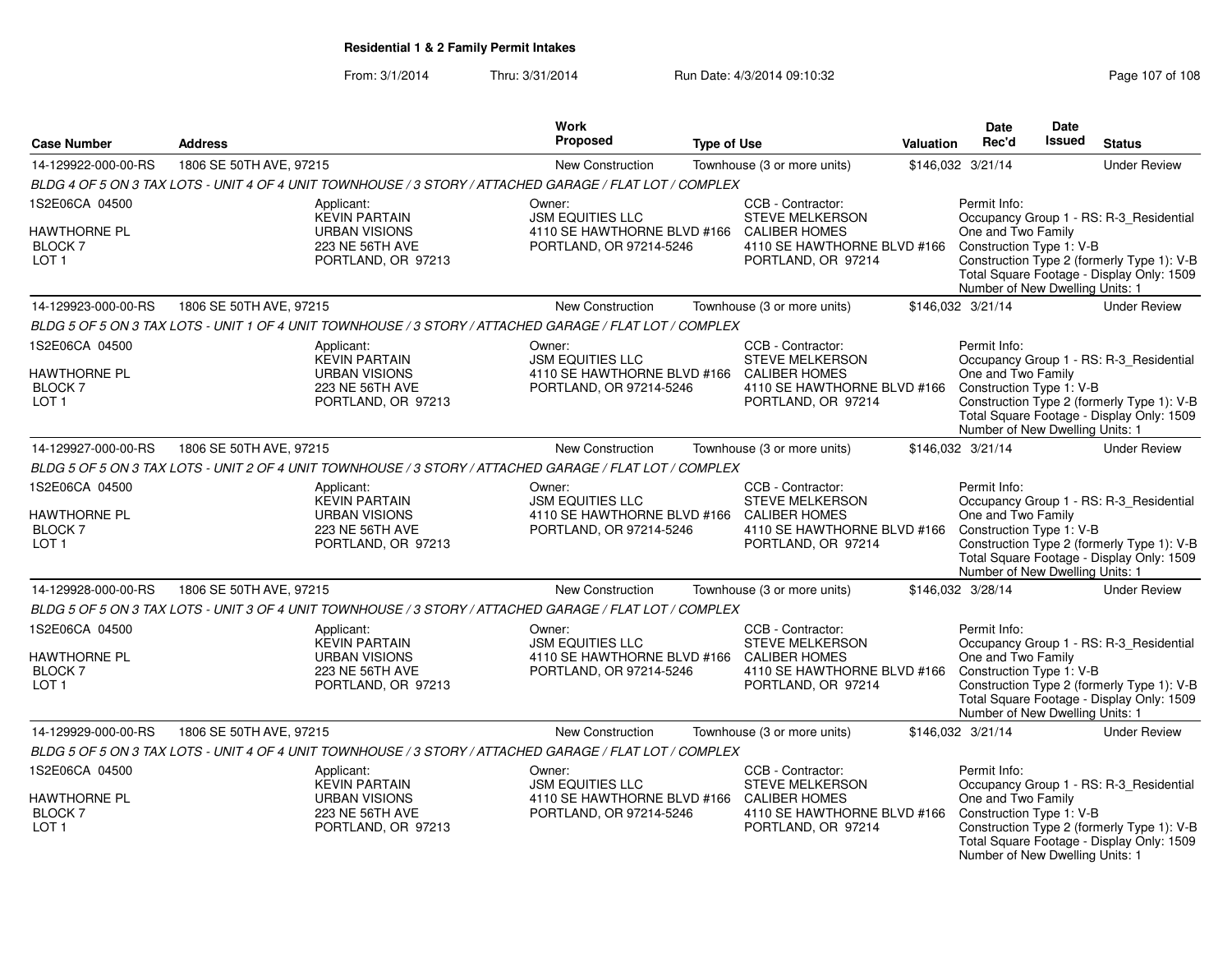**Residential 1 & 2 Family Permit Intakes**

From: 3/1/2014 Thru: 3/31/2014 Run Date: 4/3/2014 09:10:32

| Case Number | Address | Work Proposed | Type of Use | Valuation | Date Rec'd | Date Issued | Status |
|---|---|---|---|---|---|---|---|
| 14-129922-000-00-RS | 1806 SE 50TH AVE, 97215 | New Construction | Townhouse (3 or more units) | $146,032 | 3/21/14 | | Under Review |

*BLDG 4 OF 5 ON 3 TAX LOTS - UNIT 4 OF 4 UNIT TOWNHOUSE / 3 STORY / ATTACHED GARAGE / FLAT LOT / COMPLEX*

1S2E06CA 04500
HAWTHORNE PL
BLOCK 7
LOT 1

Applicant: KEVIN PARTAIN, URBAN VISIONS, 223 NE 56TH AVE, PORTLAND, OR 97213

Owner: JSM EQUITIES LLC, 4110 SE HAWTHORNE BLVD #166, PORTLAND, OR 97214-5246

CCB - Contractor: STEVE MELKERSON, CALIBER HOMES, 4110 SE HAWTHORNE BLVD #166, PORTLAND, OR 97214

Permit Info:
Occupancy Group 1 - RS: R-3_Residential One and Two Family
Construction Type 1: V-B
Construction Type 2 (formerly Type 1): V-B
Total Square Footage - Display Only: 1509
Number of New Dwelling Units: 1

| Case Number | Address | Work Proposed | Type of Use | Valuation | Date Rec'd | Date Issued | Status |
|---|---|---|---|---|---|---|---|
| 14-129923-000-00-RS | 1806 SE 50TH AVE, 97215 | New Construction | Townhouse (3 or more units) | $146,032 | 3/21/14 | | Under Review |

*BLDG 5 OF 5 ON 3 TAX LOTS - UNIT 1 OF 4 UNIT TOWNHOUSE / 3 STORY / ATTACHED GARAGE / FLAT LOT / COMPLEX*

1S2E06CA 04500
HAWTHORNE PL
BLOCK 7
LOT 1

Applicant: KEVIN PARTAIN, URBAN VISIONS, 223 NE 56TH AVE, PORTLAND, OR 97213

Owner: JSM EQUITIES LLC, 4110 SE HAWTHORNE BLVD #166, PORTLAND, OR 97214-5246

CCB - Contractor: STEVE MELKERSON, CALIBER HOMES, 4110 SE HAWTHORNE BLVD #166, PORTLAND, OR 97214

Permit Info:
Occupancy Group 1 - RS: R-3_Residential One and Two Family
Construction Type 1: V-B
Construction Type 2 (formerly Type 1): V-B
Total Square Footage - Display Only: 1509
Number of New Dwelling Units: 1

| Case Number | Address | Work Proposed | Type of Use | Valuation | Date Rec'd | Date Issued | Status |
|---|---|---|---|---|---|---|---|
| 14-129927-000-00-RS | 1806 SE 50TH AVE, 97215 | New Construction | Townhouse (3 or more units) | $146,032 | 3/21/14 | | Under Review |

*BLDG 5 OF 5 ON 3 TAX LOTS - UNIT 2 OF 4 UNIT TOWNHOUSE / 3 STORY / ATTACHED GARAGE / FLAT LOT / COMPLEX*

1S2E06CA 04500
HAWTHORNE PL
BLOCK 7
LOT 1

Applicant: KEVIN PARTAIN, URBAN VISIONS, 223 NE 56TH AVE, PORTLAND, OR 97213

Owner: JSM EQUITIES LLC, 4110 SE HAWTHORNE BLVD #166, PORTLAND, OR 97214-5246

CCB - Contractor: STEVE MELKERSON, CALIBER HOMES, 4110 SE HAWTHORNE BLVD #166, PORTLAND, OR 97214

Permit Info:
Occupancy Group 1 - RS: R-3_Residential One and Two Family
Construction Type 1: V-B
Construction Type 2 (formerly Type 1): V-B
Total Square Footage - Display Only: 1509
Number of New Dwelling Units: 1

| Case Number | Address | Work Proposed | Type of Use | Valuation | Date Rec'd | Date Issued | Status |
|---|---|---|---|---|---|---|---|
| 14-129928-000-00-RS | 1806 SE 50TH AVE, 97215 | New Construction | Townhouse (3 or more units) | $146,032 | 3/28/14 | | Under Review |

*BLDG 5 OF 5 ON 3 TAX LOTS - UNIT 3 OF 4 UNIT TOWNHOUSE / 3 STORY / ATTACHED GARAGE / FLAT LOT / COMPLEX*

1S2E06CA 04500
HAWTHORNE PL
BLOCK 7
LOT 1

Applicant: KEVIN PARTAIN, URBAN VISIONS, 223 NE 56TH AVE, PORTLAND, OR 97213

Owner: JSM EQUITIES LLC, 4110 SE HAWTHORNE BLVD #166, PORTLAND, OR 97214-5246

CCB - Contractor: STEVE MELKERSON, CALIBER HOMES, 4110 SE HAWTHORNE BLVD #166, PORTLAND, OR 97214

Permit Info:
Occupancy Group 1 - RS: R-3_Residential One and Two Family
Construction Type 1: V-B
Construction Type 2 (formerly Type 1): V-B
Total Square Footage - Display Only: 1509
Number of New Dwelling Units: 1

| Case Number | Address | Work Proposed | Type of Use | Valuation | Date Rec'd | Date Issued | Status |
|---|---|---|---|---|---|---|---|
| 14-129929-000-00-RS | 1806 SE 50TH AVE, 97215 | New Construction | Townhouse (3 or more units) | $146,032 | 3/21/14 | | Under Review |

*BLDG 5 OF 5 ON 3 TAX LOTS - UNIT 4 OF 4 UNIT TOWNHOUSE / 3 STORY / ATTACHED GARAGE / FLAT LOT / COMPLEX*

1S2E06CA 04500
HAWTHORNE PL
BLOCK 7
LOT 1

Applicant: KEVIN PARTAIN, URBAN VISIONS, 223 NE 56TH AVE, PORTLAND, OR 97213

Owner: JSM EQUITIES LLC, 4110 SE HAWTHORNE BLVD #166, PORTLAND, OR 97214-5246

CCB - Contractor: STEVE MELKERSON, CALIBER HOMES, 4110 SE HAWTHORNE BLVD #166, PORTLAND, OR 97214

Permit Info:
Occupancy Group 1 - RS: R-3_Residential One and Two Family
Construction Type 1: V-B
Construction Type 2 (formerly Type 1): V-B
Total Square Footage - Display Only: 1509
Number of New Dwelling Units: 1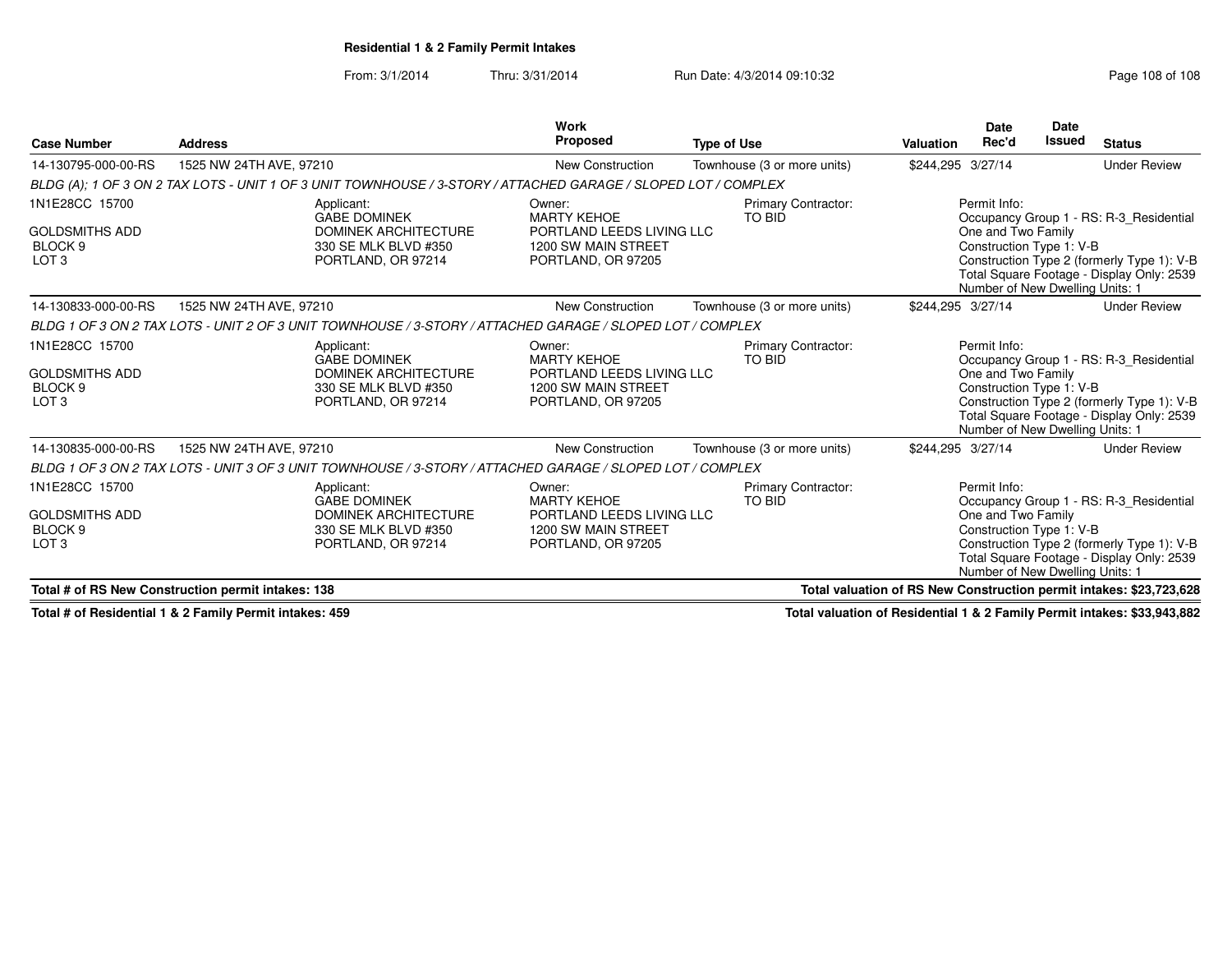**Residential 1 & 2 Family Permit Intakes**

From: 3/1/2014 Thru: 3/31/2014 Run Date: 4/3/2014 09:10:32

| Case Number | Address | Work Proposed | Type of Use | Valuation | Date Rec'd | Date Issued | Status |
|---|---|---|---|---|---|---|---|
| 14-130795-000-00-RS | 1525 NW 24TH AVE, 97210 | New Construction | Townhouse (3 or more units) | $244,295 | 3/27/14 | | Under Review |

*BLDG (A); 1 OF 3 ON 2 TAX LOTS - UNIT 1 OF 3 UNIT TOWNHOUSE / 3-STORY / ATTACHED GARAGE / SLOPED LOT / COMPLEX*

1N1E28CC 15700
GOLDSMITHS ADD
BLOCK 9
LOT 3

Applicant: GABE DOMINEK, DOMINEK ARCHITECTURE, 330 SE MLK BLVD #350, PORTLAND, OR 97214

Owner: MARTY KEHOE, PORTLAND LEEDS LIVING LLC, 1200 SW MAIN STREET, PORTLAND, OR 97205

Primary Contractor: TO BID

Permit Info:
Occupancy Group 1 - RS: R-3_Residential One and Two Family
Construction Type 1: V-B
Construction Type 2 (formerly Type 1): V-B
Total Square Footage - Display Only: 2539
Number of New Dwelling Units: 1

| Case Number | Address | Work Proposed | Type of Use | Valuation | Date Rec'd | Date Issued | Status |
|---|---|---|---|---|---|---|---|
| 14-130833-000-00-RS | 1525 NW 24TH AVE, 97210 | New Construction | Townhouse (3 or more units) | $244,295 | 3/27/14 | | Under Review |

*BLDG 1 OF 3 ON 2 TAX LOTS - UNIT 2 OF 3 UNIT TOWNHOUSE / 3-STORY / ATTACHED GARAGE / SLOPED LOT / COMPLEX*

1N1E28CC 15700
GOLDSMITHS ADD
BLOCK 9
LOT 3

Applicant: GABE DOMINEK, DOMINEK ARCHITECTURE, 330 SE MLK BLVD #350, PORTLAND, OR 97214

Owner: MARTY KEHOE, PORTLAND LEEDS LIVING LLC, 1200 SW MAIN STREET, PORTLAND, OR 97205

Primary Contractor: TO BID

Permit Info:
Occupancy Group 1 - RS: R-3_Residential One and Two Family
Construction Type 1: V-B
Construction Type 2 (formerly Type 1): V-B
Total Square Footage - Display Only: 2539
Number of New Dwelling Units: 1

| Case Number | Address | Work Proposed | Type of Use | Valuation | Date Rec'd | Date Issued | Status |
|---|---|---|---|---|---|---|---|
| 14-130835-000-00-RS | 1525 NW 24TH AVE, 97210 | New Construction | Townhouse (3 or more units) | $244,295 | 3/27/14 | | Under Review |

*BLDG 1 OF 3 ON 2 TAX LOTS - UNIT 3 OF 3 UNIT TOWNHOUSE / 3-STORY / ATTACHED GARAGE / SLOPED LOT / COMPLEX*

1N1E28CC 15700
GOLDSMITHS ADD
BLOCK 9
LOT 3

Applicant: GABE DOMINEK, DOMINEK ARCHITECTURE, 330 SE MLK BLVD #350, PORTLAND, OR 97214

Owner: MARTY KEHOE, PORTLAND LEEDS LIVING LLC, 1200 SW MAIN STREET, PORTLAND, OR 97205

Primary Contractor: TO BID

Permit Info:
Occupancy Group 1 - RS: R-3_Residential One and Two Family
Construction Type 1: V-B
Construction Type 2 (formerly Type 1): V-B
Total Square Footage - Display Only: 2539
Number of New Dwelling Units: 1

**Total # of RS New Construction permit intakes: 138**

**Total valuation of RS New Construction permit intakes: $23,723,628**

**Total # of Residential 1 & 2 Family Permit intakes: 459**

**Total valuation of Residential 1 & 2 Family Permit intakes: $33,943,882**